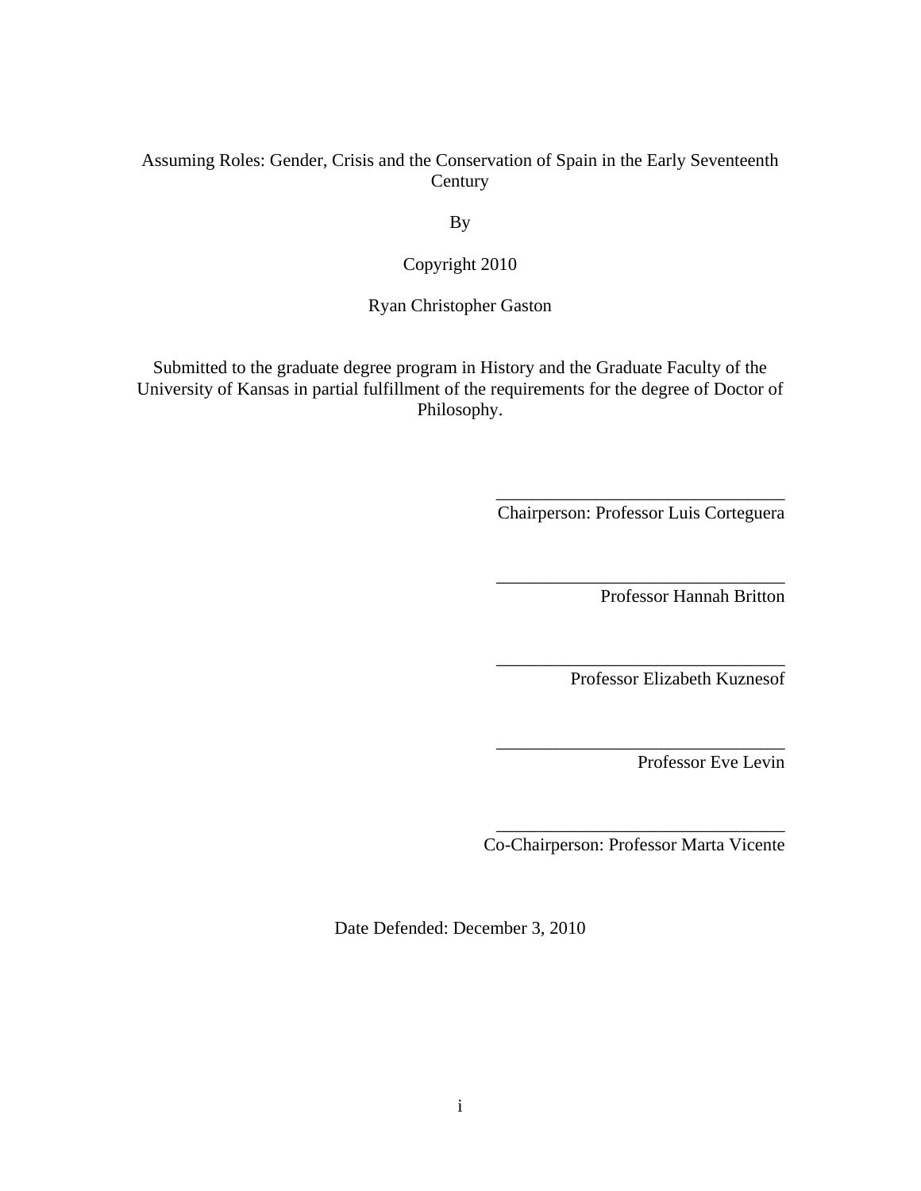# Assuming Roles: Gender, Crisis and the Conservation of Spain in the Early Seventeenth Century

By

Copyright 2010

Ryan Christopher Gaston

Submitted to the graduate degree program in History and the Graduate Faculty of the University of Kansas in partial fulfillment of the requirements for the degree of Doctor of Philosophy.

________________________________
Chairperson: Professor Luis Corteguera

________________________________
Professor Hannah Britton

________________________________
Professor Elizabeth Kuznesof

________________________________
Professor Eve Levin

________________________________
Co-Chairperson: Professor Marta Vicente

Date Defended: December 3, 2010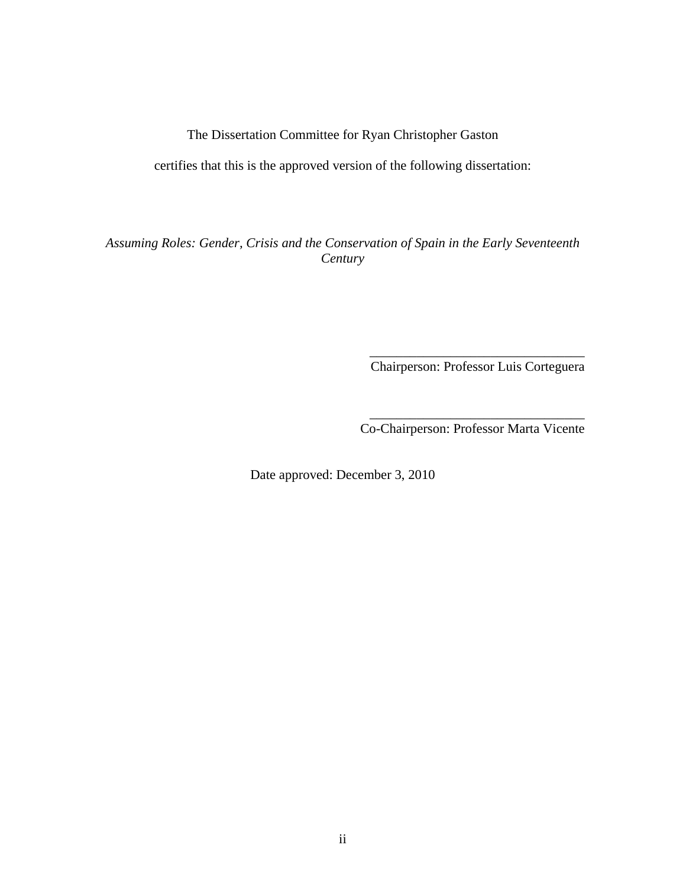The Dissertation Committee for Ryan Christopher Gaston

certifies that this is the approved version of the following dissertation:

*Assuming Roles: Gender, Crisis and the Conservation of Spain in the Early Seventeenth Century*

\_\_\_\_\_\_\_\_\_\_\_\_\_\_\_\_\_\_\_\_\_\_\_\_\_\_\_\_\_\_\_\_
Chairperson: Professor Luis Corteguera

\_\_\_\_\_\_\_\_\_\_\_\_\_\_\_\_\_\_\_\_\_\_\_\_\_\_\_\_\_\_\_\_
Co-Chairperson: Professor Marta Vicente

Date approved: December 3, 2010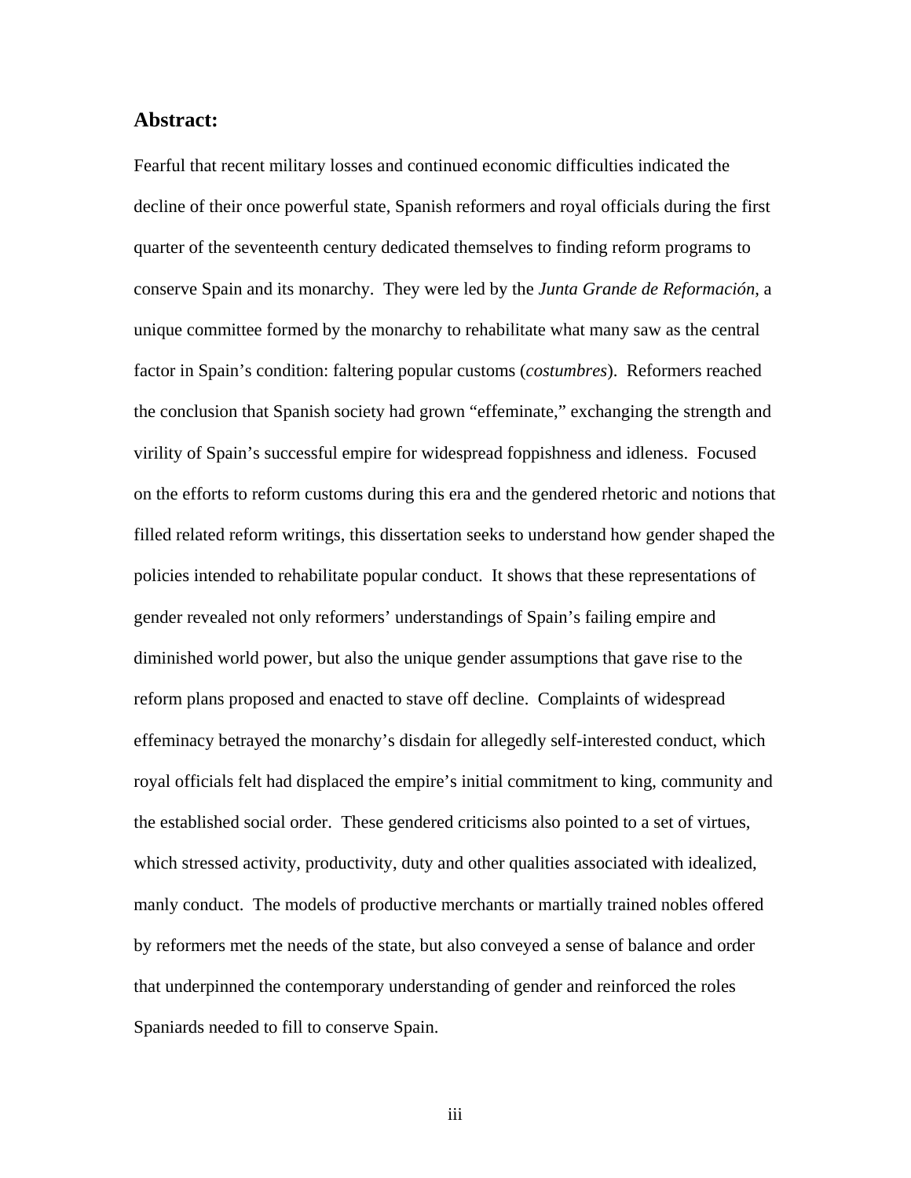## Abstract:

Fearful that recent military losses and continued economic difficulties indicated the decline of their once powerful state, Spanish reformers and royal officials during the first quarter of the seventeenth century dedicated themselves to finding reform programs to conserve Spain and its monarchy. They were led by the *Junta Grande de Reformación*, a unique committee formed by the monarchy to rehabilitate what many saw as the central factor in Spain's condition: faltering popular customs (*costumbres*). Reformers reached the conclusion that Spanish society had grown "effeminate," exchanging the strength and virility of Spain's successful empire for widespread foppishness and idleness. Focused on the efforts to reform customs during this era and the gendered rhetoric and notions that filled related reform writings, this dissertation seeks to understand how gender shaped the policies intended to rehabilitate popular conduct. It shows that these representations of gender revealed not only reformers' understandings of Spain's failing empire and diminished world power, but also the unique gender assumptions that gave rise to the reform plans proposed and enacted to stave off decline. Complaints of widespread effeminacy betrayed the monarchy's disdain for allegedly self-interested conduct, which royal officials felt had displaced the empire's initial commitment to king, community and the established social order. These gendered criticisms also pointed to a set of virtues, which stressed activity, productivity, duty and other qualities associated with idealized, manly conduct. The models of productive merchants or martially trained nobles offered by reformers met the needs of the state, but also conveyed a sense of balance and order that underpinned the contemporary understanding of gender and reinforced the roles Spaniards needed to fill to conserve Spain.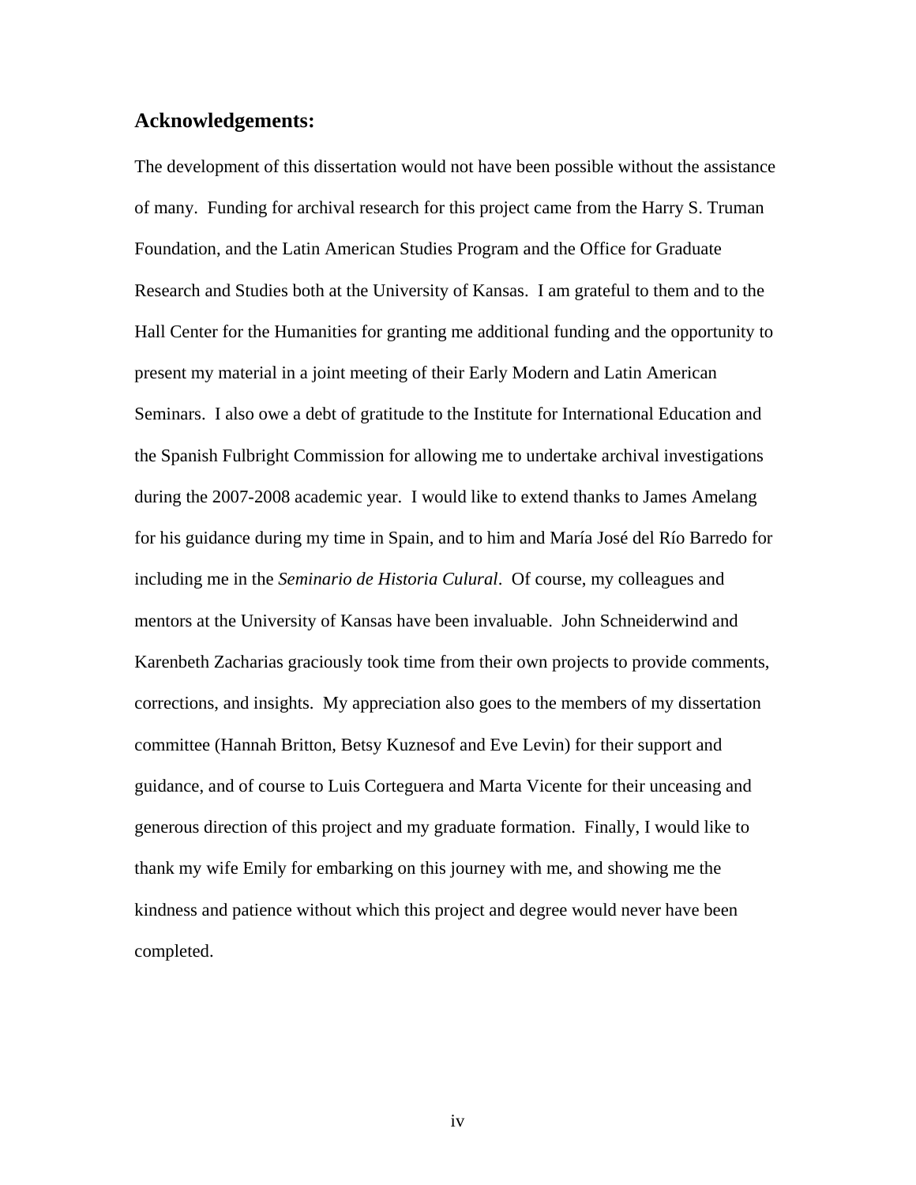## Acknowledgements:

The development of this dissertation would not have been possible without the assistance of many. Funding for archival research for this project came from the Harry S. Truman Foundation, and the Latin American Studies Program and the Office for Graduate Research and Studies both at the University of Kansas. I am grateful to them and to the Hall Center for the Humanities for granting me additional funding and the opportunity to present my material in a joint meeting of their Early Modern and Latin American Seminars. I also owe a debt of gratitude to the Institute for International Education and the Spanish Fulbright Commission for allowing me to undertake archival investigations during the 2007-2008 academic year. I would like to extend thanks to James Amelang for his guidance during my time in Spain, and to him and María José del Río Barredo for including me in the *Seminario de Historia Culural*. Of course, my colleagues and mentors at the University of Kansas have been invaluable. John Schneiderwind and Karenbeth Zacharias graciously took time from their own projects to provide comments, corrections, and insights. My appreciation also goes to the members of my dissertation committee (Hannah Britton, Betsy Kuznesof and Eve Levin) for their support and guidance, and of course to Luis Corteguera and Marta Vicente for their unceasing and generous direction of this project and my graduate formation. Finally, I would like to thank my wife Emily for embarking on this journey with me, and showing me the kindness and patience without which this project and degree would never have been completed.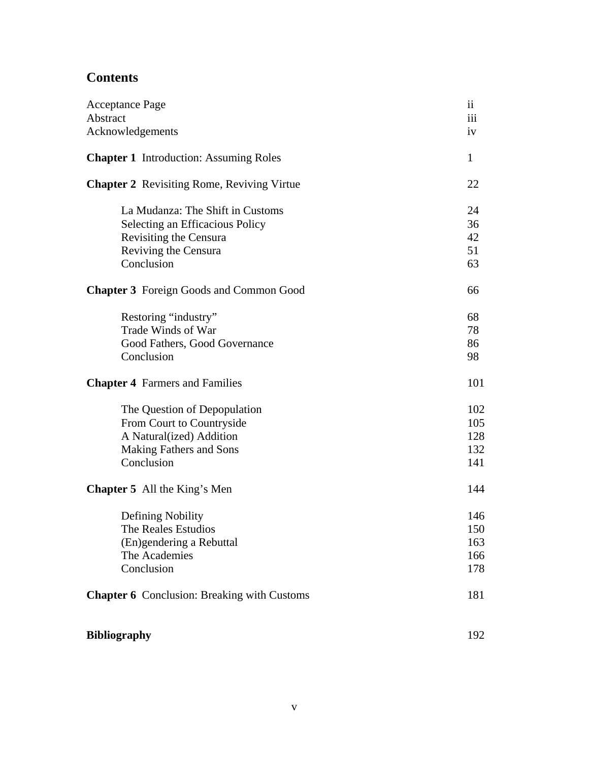# Contents

| | |
|---|---|
| Acceptance Page | ii |
| Abstract | iii |
| Acknowledgements | iv |
| **Chapter 1** Introduction: Assuming Roles | 1 |
| **Chapter 2** Revisiting Rome, Reviving Virtue | 22 |
| La Mudanza: The Shift in Customs | 24 |
| Selecting an Efficacious Policy | 36 |
| Revisiting the Censura | 42 |
| Reviving the Censura | 51 |
| Conclusion | 63 |
| **Chapter 3** Foreign Goods and Common Good | 66 |
| Restoring "industry" | 68 |
| Trade Winds of War | 78 |
| Good Fathers, Good Governance | 86 |
| Conclusion | 98 |
| **Chapter 4** Farmers and Families | 101 |
| The Question of Depopulation | 102 |
| From Court to Countryside | 105 |
| A Natural(ized) Addition | 128 |
| Making Fathers and Sons | 132 |
| Conclusion | 141 |
| **Chapter 5** All the King's Men | 144 |
| Defining Nobility | 146 |
| The Reales Estudios | 150 |
| (En)gendering a Rebuttal | 163 |
| The Academies | 166 |
| Conclusion | 178 |
| **Chapter 6** Conclusion: Breaking with Customs | 181 |
| **Bibliography** | 192 |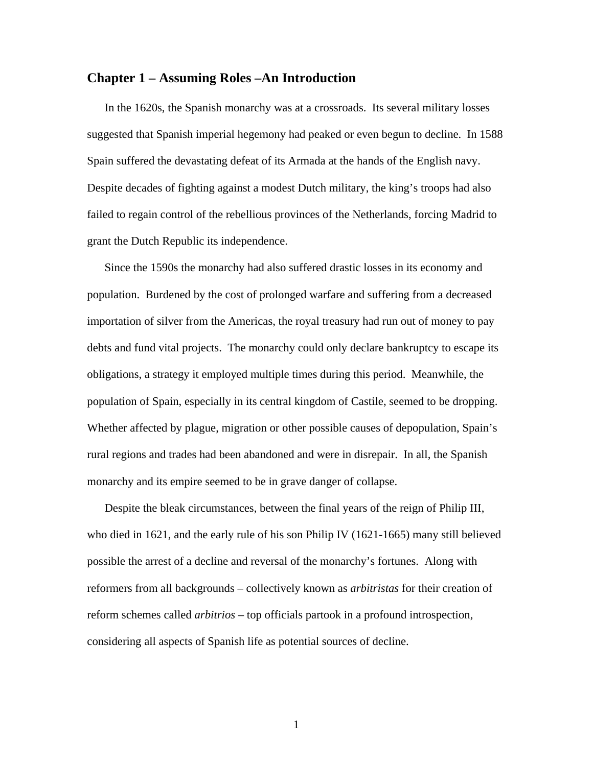## Chapter 1 – Assuming Roles –An Introduction

In the 1620s, the Spanish monarchy was at a crossroads. Its several military losses suggested that Spanish imperial hegemony had peaked or even begun to decline. In 1588 Spain suffered the devastating defeat of its Armada at the hands of the English navy. Despite decades of fighting against a modest Dutch military, the king's troops had also failed to regain control of the rebellious provinces of the Netherlands, forcing Madrid to grant the Dutch Republic its independence.

Since the 1590s the monarchy had also suffered drastic losses in its economy and population. Burdened by the cost of prolonged warfare and suffering from a decreased importation of silver from the Americas, the royal treasury had run out of money to pay debts and fund vital projects. The monarchy could only declare bankruptcy to escape its obligations, a strategy it employed multiple times during this period. Meanwhile, the population of Spain, especially in its central kingdom of Castile, seemed to be dropping. Whether affected by plague, migration or other possible causes of depopulation, Spain's rural regions and trades had been abandoned and were in disrepair. In all, the Spanish monarchy and its empire seemed to be in grave danger of collapse.

Despite the bleak circumstances, between the final years of the reign of Philip III, who died in 1621, and the early rule of his son Philip IV (1621-1665) many still believed possible the arrest of a decline and reversal of the monarchy's fortunes. Along with reformers from all backgrounds – collectively known as *arbitristas* for their creation of reform schemes called *arbitrios* – top officials partook in a profound introspection, considering all aspects of Spanish life as potential sources of decline.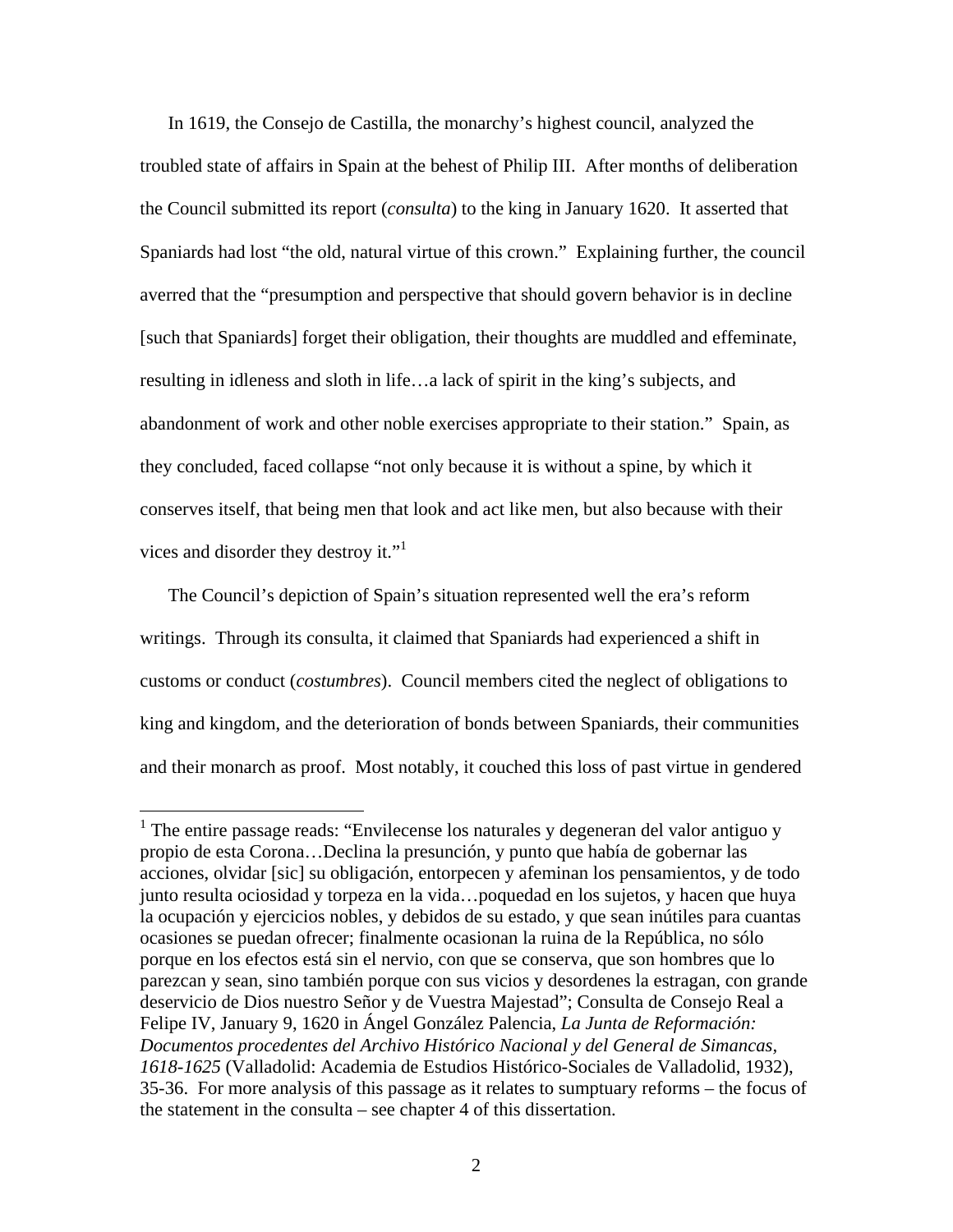In 1619, the Consejo de Castilla, the monarchy's highest council, analyzed the troubled state of affairs in Spain at the behest of Philip III. After months of deliberation the Council submitted its report (*consulta*) to the king in January 1620. It asserted that Spaniards had lost "the old, natural virtue of this crown." Explaining further, the council averred that the "presumption and perspective that should govern behavior is in decline [such that Spaniards] forget their obligation, their thoughts are muddled and effeminate, resulting in idleness and sloth in life…a lack of spirit in the king's subjects, and abandonment of work and other noble exercises appropriate to their station." Spain, as they concluded, faced collapse "not only because it is without a spine, by which it conserves itself, that being men that look and act like men, but also because with their vices and disorder they destroy it."[1]

The Council's depiction of Spain's situation represented well the era's reform writings. Through its consulta, it claimed that Spaniards had experienced a shift in customs or conduct (*costumbres*). Council members cited the neglect of obligations to king and kingdom, and the deterioration of bonds between Spaniards, their communities and their monarch as proof. Most notably, it couched this loss of past virtue in gendered

---

[1] The entire passage reads: "Envilecense los naturales y degeneran del valor antiguo y propio de esta Corona…Declina la presunción, y punto que había de gobernar las acciones, olvidar [sic] su obligación, entorpecen y afeminan los pensamientos, y de todo junto resulta ociosidad y torpeza en la vida…poquedad en los sujetos, y hacen que huya la ocupación y ejercicios nobles, y debidos de su estado, y que sean inútiles para cuantas ocasiones se puedan ofrecer; finalmente ocasionan la ruina de la República, no sólo porque en los efectos está sin el nervio, con que se conserva, que son hombres que lo parezcan y sean, sino también porque con sus vicios y desordenes la estragan, con grande deservicio de Dios nuestro Señor y de Vuestra Majestad"; Consulta de Consejo Real a Felipe IV, January 9, 1620 in Ángel González Palencia, *La Junta de Reformación: Documentos procedentes del Archivo Histórico Nacional y del General de Simancas, 1618-1625* (Valladolid: Academia de Estudios Histórico-Sociales de Valladolid, 1932), 35-36. For more analysis of this passage as it relates to sumptuary reforms – the focus of the statement in the consulta – see chapter 4 of this dissertation.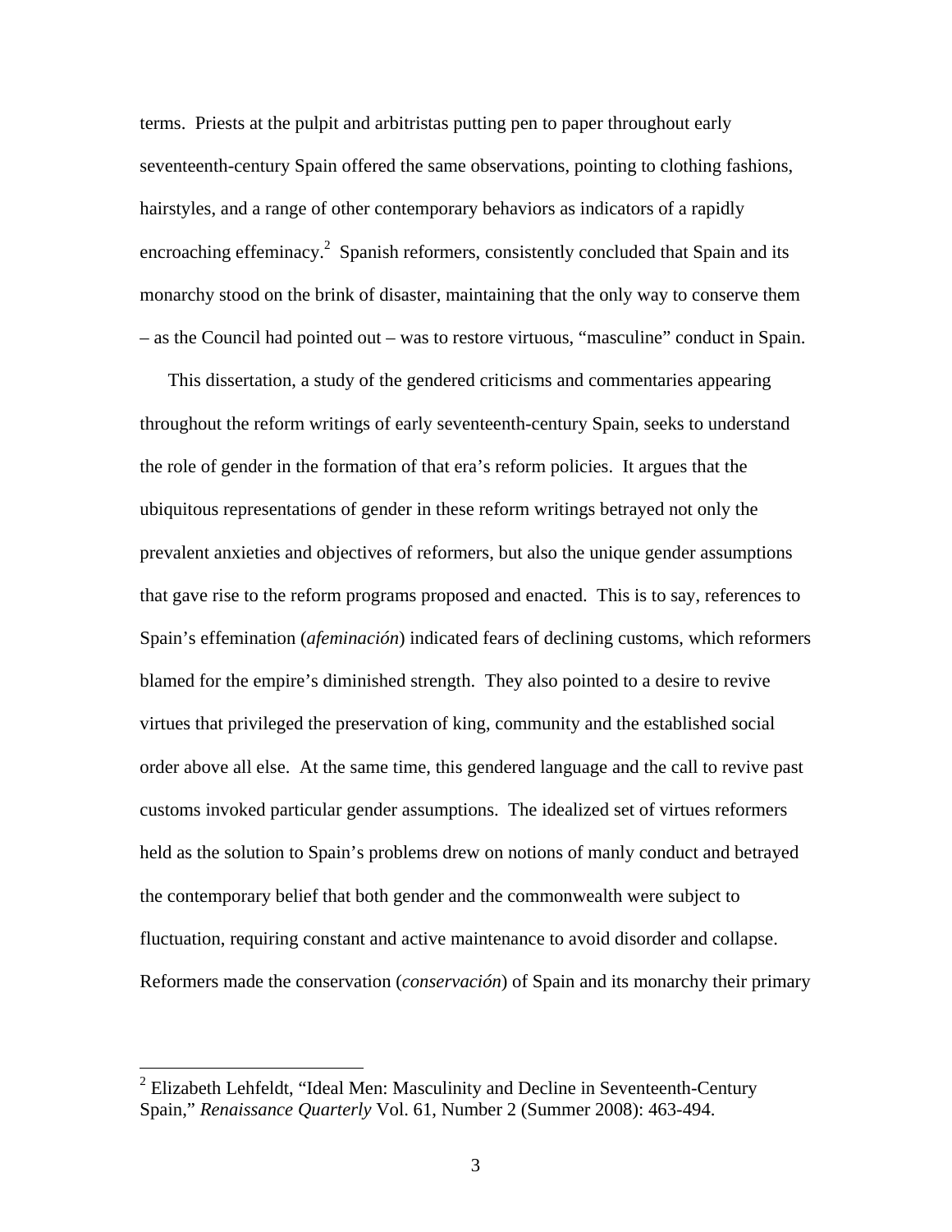terms. Priests at the pulpit and arbitristas putting pen to paper throughout early seventeenth-century Spain offered the same observations, pointing to clothing fashions, hairstyles, and a range of other contemporary behaviors as indicators of a rapidly encroaching effeminacy.[2] Spanish reformers, consistently concluded that Spain and its monarchy stood on the brink of disaster, maintaining that the only way to conserve them – as the Council had pointed out – was to restore virtuous, "masculine" conduct in Spain.

This dissertation, a study of the gendered criticisms and commentaries appearing throughout the reform writings of early seventeenth-century Spain, seeks to understand the role of gender in the formation of that era's reform policies. It argues that the ubiquitous representations of gender in these reform writings betrayed not only the prevalent anxieties and objectives of reformers, but also the unique gender assumptions that gave rise to the reform programs proposed and enacted. This is to say, references to Spain's effemination (*afeminación*) indicated fears of declining customs, which reformers blamed for the empire's diminished strength. They also pointed to a desire to revive virtues that privileged the preservation of king, community and the established social order above all else. At the same time, this gendered language and the call to revive past customs invoked particular gender assumptions. The idealized set of virtues reformers held as the solution to Spain's problems drew on notions of manly conduct and betrayed the contemporary belief that both gender and the commonwealth were subject to fluctuation, requiring constant and active maintenance to avoid disorder and collapse. Reformers made the conservation (*conservación*) of Spain and its monarchy their primary

[2] Elizabeth Lehfeldt, "Ideal Men: Masculinity and Decline in Seventeenth-Century Spain," *Renaissance Quarterly* Vol. 61, Number 2 (Summer 2008): 463-494.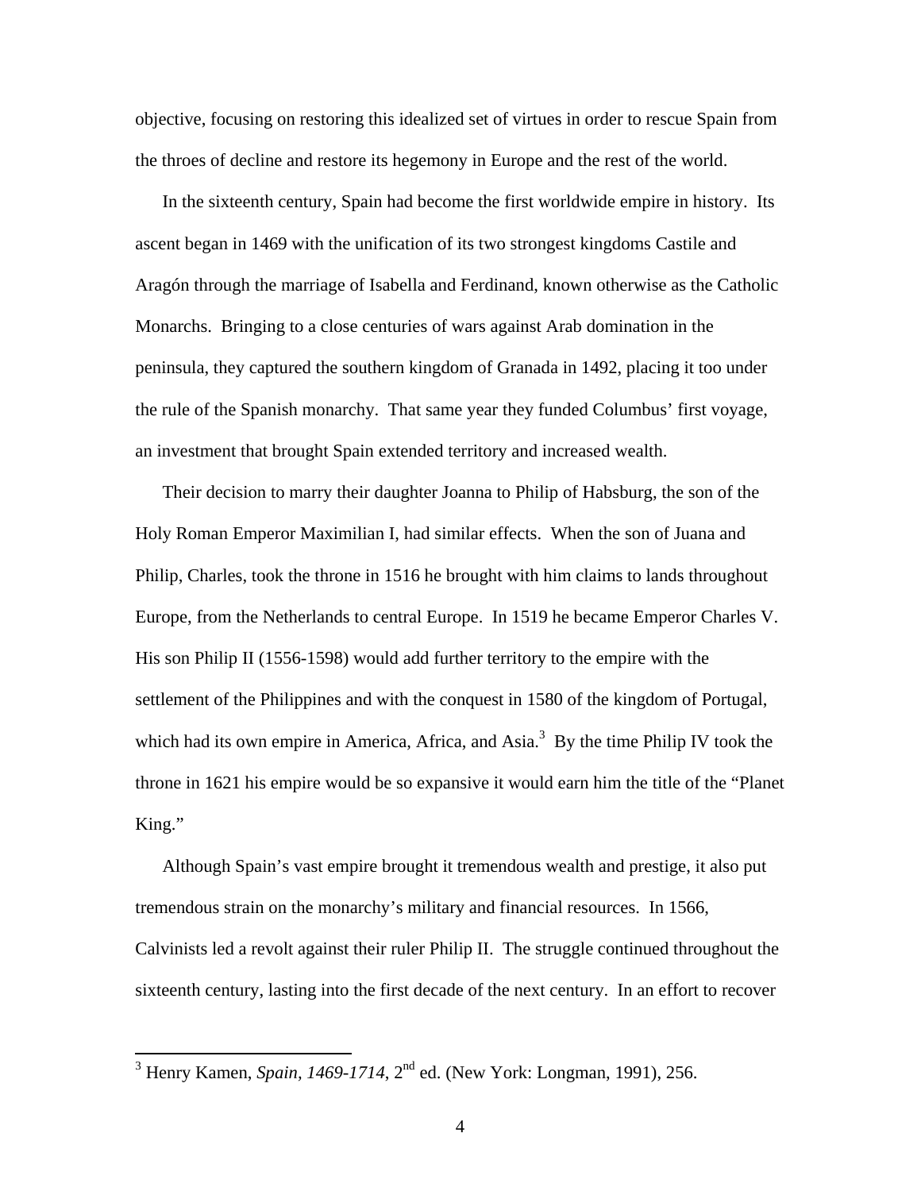objective, focusing on restoring this idealized set of virtues in order to rescue Spain from the throes of decline and restore its hegemony in Europe and the rest of the world.

In the sixteenth century, Spain had become the first worldwide empire in history. Its ascent began in 1469 with the unification of its two strongest kingdoms Castile and Aragón through the marriage of Isabella and Ferdinand, known otherwise as the Catholic Monarchs. Bringing to a close centuries of wars against Arab domination in the peninsula, they captured the southern kingdom of Granada in 1492, placing it too under the rule of the Spanish monarchy. That same year they funded Columbus' first voyage, an investment that brought Spain extended territory and increased wealth.

Their decision to marry their daughter Joanna to Philip of Habsburg, the son of the Holy Roman Emperor Maximilian I, had similar effects. When the son of Juana and Philip, Charles, took the throne in 1516 he brought with him claims to lands throughout Europe, from the Netherlands to central Europe. In 1519 he became Emperor Charles V. His son Philip II (1556-1598) would add further territory to the empire with the settlement of the Philippines and with the conquest in 1580 of the kingdom of Portugal, which had its own empire in America, Africa, and Asia.[3] By the time Philip IV took the throne in 1621 his empire would be so expansive it would earn him the title of the "Planet King."

Although Spain's vast empire brought it tremendous wealth and prestige, it also put tremendous strain on the monarchy's military and financial resources. In 1566, Calvinists led a revolt against their ruler Philip II. The struggle continued throughout the sixteenth century, lasting into the first decade of the next century. In an effort to recover

---

[3] Henry Kamen, *Spain, 1469-1714*, 2nd ed. (New York: Longman, 1991), 256.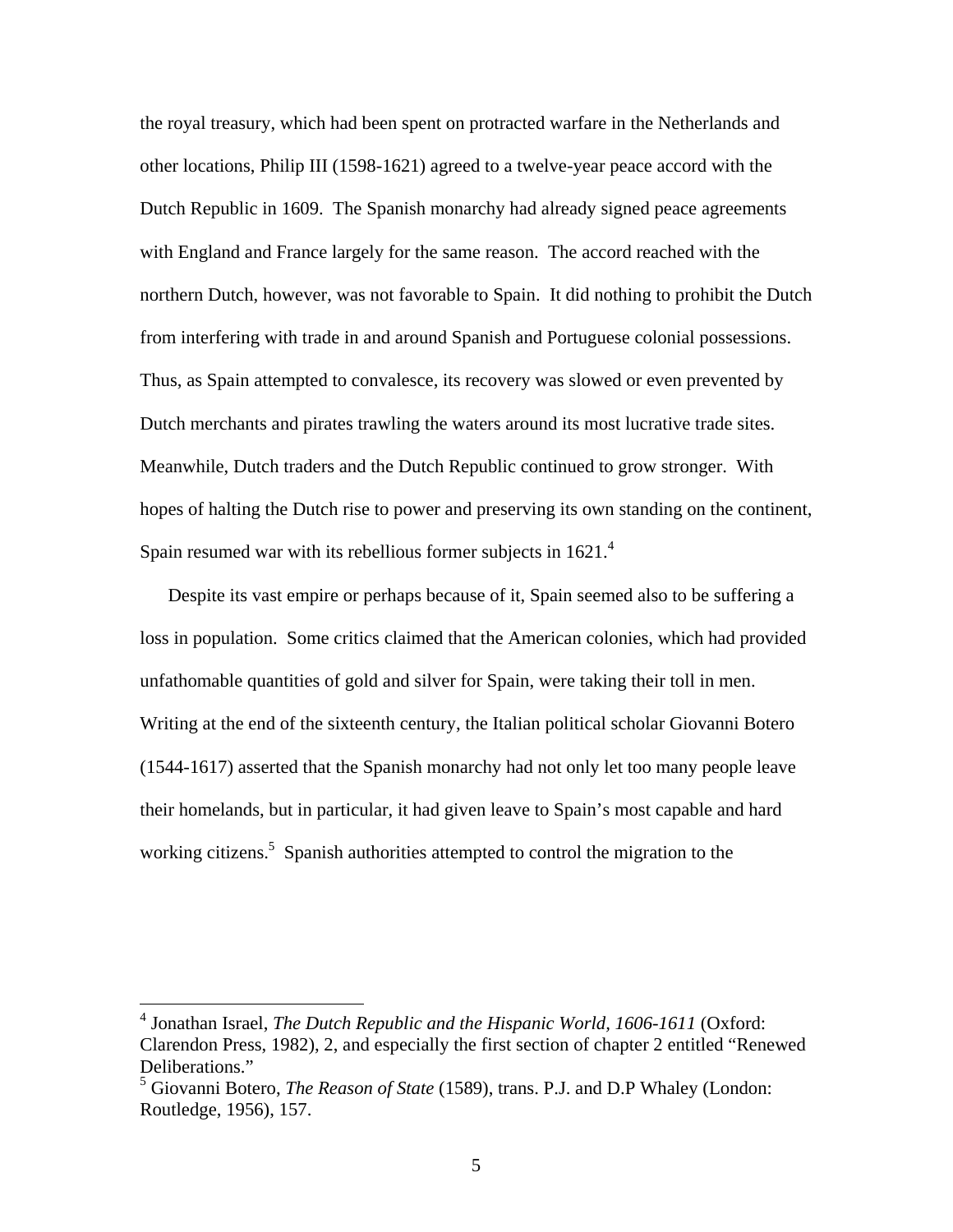the royal treasury, which had been spent on protracted warfare in the Netherlands and other locations, Philip III (1598-1621) agreed to a twelve-year peace accord with the Dutch Republic in 1609. The Spanish monarchy had already signed peace agreements with England and France largely for the same reason. The accord reached with the northern Dutch, however, was not favorable to Spain. It did nothing to prohibit the Dutch from interfering with trade in and around Spanish and Portuguese colonial possessions. Thus, as Spain attempted to convalesce, its recovery was slowed or even prevented by Dutch merchants and pirates trawling the waters around its most lucrative trade sites. Meanwhile, Dutch traders and the Dutch Republic continued to grow stronger. With hopes of halting the Dutch rise to power and preserving its own standing on the continent, Spain resumed war with its rebellious former subjects in 1621.[4]

Despite its vast empire or perhaps because of it, Spain seemed also to be suffering a loss in population. Some critics claimed that the American colonies, which had provided unfathomable quantities of gold and silver for Spain, were taking their toll in men. Writing at the end of the sixteenth century, the Italian political scholar Giovanni Botero (1544-1617) asserted that the Spanish monarchy had not only let too many people leave their homelands, but in particular, it had given leave to Spain's most capable and hard working citizens.[5] Spanish authorities attempted to control the migration to the

---

[4] Jonathan Israel, *The Dutch Republic and the Hispanic World, 1606-1611* (Oxford: Clarendon Press, 1982), 2, and especially the first section of chapter 2 entitled "Renewed Deliberations."

[5] Giovanni Botero, *The Reason of State* (1589), trans. P.J. and D.P Whaley (London: Routledge, 1956), 157.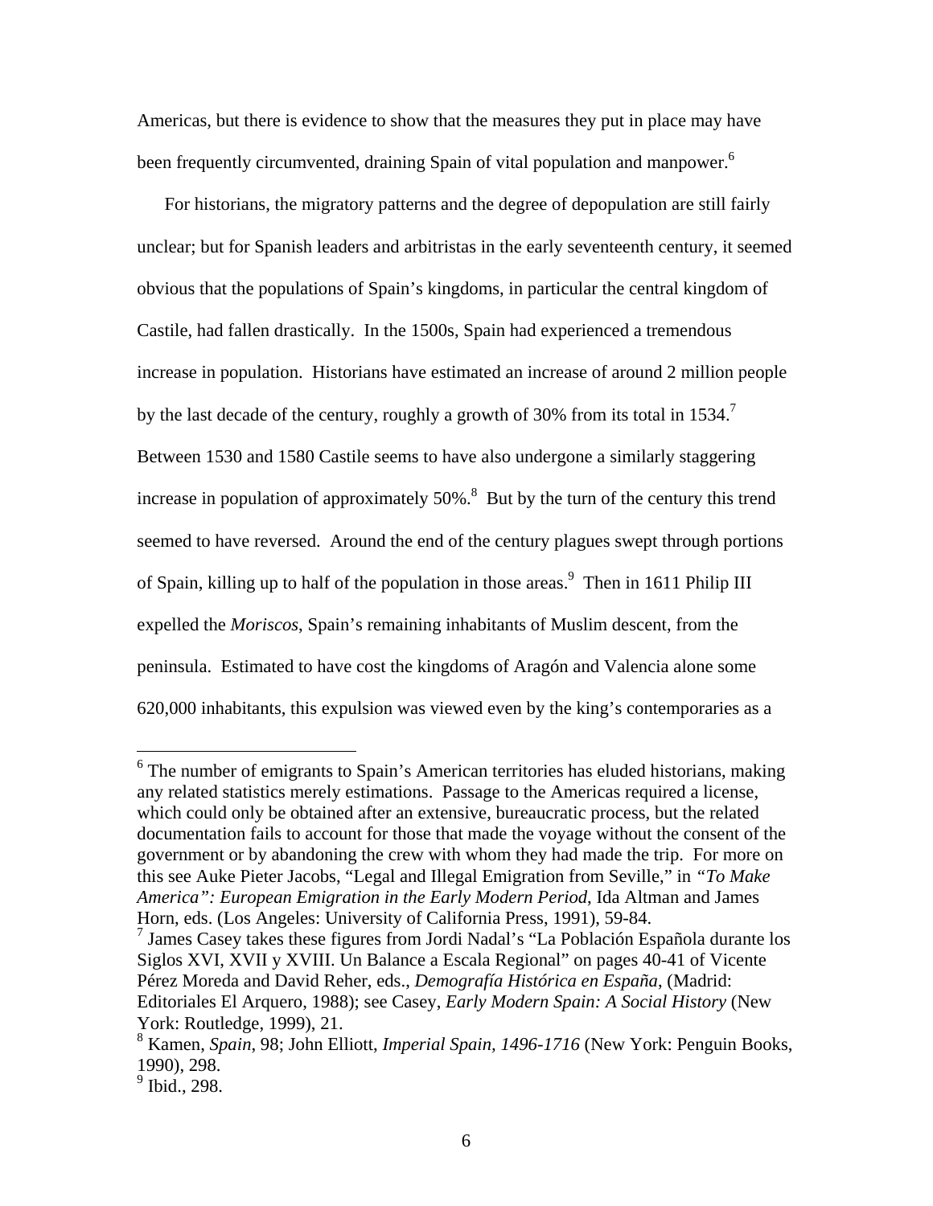Americas, but there is evidence to show that the measures they put in place may have been frequently circumvented, draining Spain of vital population and manpower.[6]

For historians, the migratory patterns and the degree of depopulation are still fairly unclear; but for Spanish leaders and arbitristas in the early seventeenth century, it seemed obvious that the populations of Spain's kingdoms, in particular the central kingdom of Castile, had fallen drastically. In the 1500s, Spain had experienced a tremendous increase in population. Historians have estimated an increase of around 2 million people by the last decade of the century, roughly a growth of 30% from its total in 1534.[7] Between 1530 and 1580 Castile seems to have also undergone a similarly staggering increase in population of approximately 50%.[8] But by the turn of the century this trend seemed to have reversed. Around the end of the century plagues swept through portions of Spain, killing up to half of the population in those areas.[9] Then in 1611 Philip III expelled the *Moriscos,* Spain's remaining inhabitants of Muslim descent, from the peninsula. Estimated to have cost the kingdoms of Aragón and Valencia alone some 620,000 inhabitants, this expulsion was viewed even by the king's contemporaries as a

---

[6] The number of emigrants to Spain's American territories has eluded historians, making any related statistics merely estimations. Passage to the Americas required a license, which could only be obtained after an extensive, bureaucratic process, but the related documentation fails to account for those that made the voyage without the consent of the government or by abandoning the crew with whom they had made the trip. For more on this see Auke Pieter Jacobs, "Legal and Illegal Emigration from Seville," in *"To Make America": European Emigration in the Early Modern Period*, Ida Altman and James Horn, eds. (Los Angeles: University of California Press, 1991), 59-84.

[7] James Casey takes these figures from Jordi Nadal's "La Población Española durante los Siglos XVI, XVII y XVIII. Un Balance a Escala Regional" on pages 40-41 of Vicente Pérez Moreda and David Reher, eds., *Demografía Histórica en España*, (Madrid: Editoriales El Arquero, 1988); see Casey, *Early Modern Spain: A Social History* (New York: Routledge, 1999), 21.

[8] Kamen, *Spain*, 98; John Elliott, *Imperial Spain, 1496-1716* (New York: Penguin Books, 1990), 298.

[9] Ibid., 298.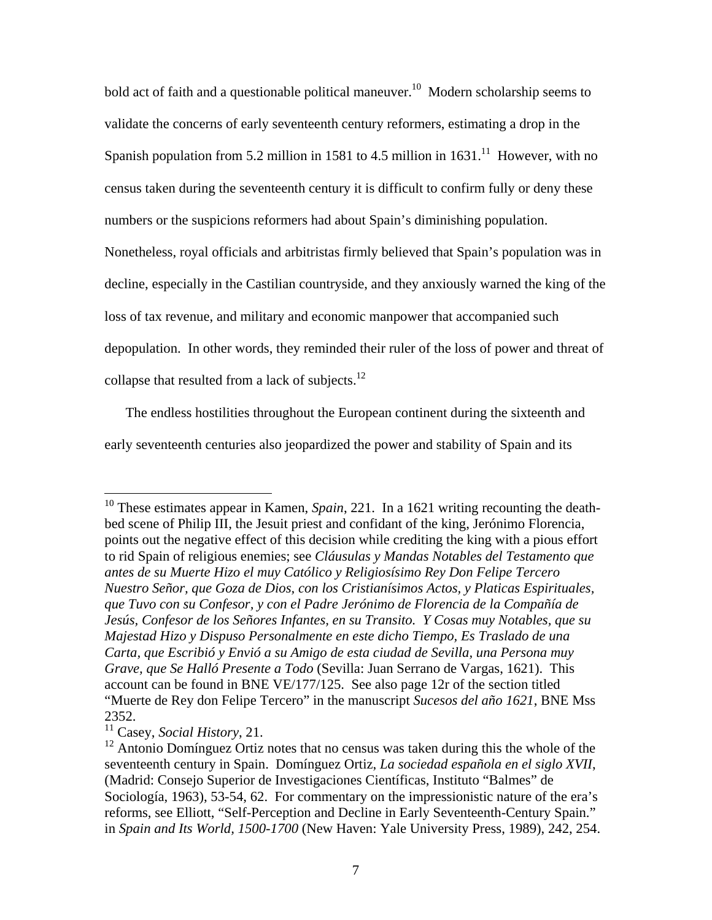bold act of faith and a questionable political maneuver.[10] Modern scholarship seems to validate the concerns of early seventeenth century reformers, estimating a drop in the Spanish population from 5.2 million in 1581 to 4.5 million in 1631.[11] However, with no census taken during the seventeenth century it is difficult to confirm fully or deny these numbers or the suspicions reformers had about Spain's diminishing population. Nonetheless, royal officials and arbitristas firmly believed that Spain's population was in decline, especially in the Castilian countryside, and they anxiously warned the king of the loss of tax revenue, and military and economic manpower that accompanied such depopulation. In other words, they reminded their ruler of the loss of power and threat of collapse that resulted from a lack of subjects.[12]

The endless hostilities throughout the European continent during the sixteenth and early seventeenth centuries also jeopardized the power and stability of Spain and its

---

[10] These estimates appear in Kamen, *Spain*, 221. In a 1621 writing recounting the death-bed scene of Philip III, the Jesuit priest and confidant of the king, Jerónimo Florencia, points out the negative effect of this decision while crediting the king with a pious effort to rid Spain of religious enemies; see *Cláusulas y Mandas Notables del Testamento que antes de su Muerte Hizo el muy Católico y Religiosísimo Rey Don Felipe Tercero Nuestro Señor, que Goza de Dios, con los Cristianísimos Actos, y Platicas Espirituales, que Tuvo con su Confesor, y con el Padre Jerónimo de Florencia de la Compañía de Jesús, Confesor de los Señores Infantes, en su Transito. Y Cosas muy Notables, que su Majestad Hizo y Dispuso Personalmente en este dicho Tiempo, Es Traslado de una Carta, que Escribió y Envió a su Amigo de esta ciudad de Sevilla, una Persona muy Grave, que Se Halló Presente a Todo* (Sevilla: Juan Serrano de Vargas, 1621). This account can be found in BNE VE/177/125. See also page 12r of the section titled "Muerte de Rey don Felipe Tercero" in the manuscript *Sucesos del año 1621*, BNE Mss 2352.

[11] Casey, *Social History*, 21.

[12] Antonio Domínguez Ortiz notes that no census was taken during this the whole of the seventeenth century in Spain. Domínguez Ortiz, *La sociedad española en el siglo XVII*, (Madrid: Consejo Superior de Investigaciones Científicas, Instituto "Balmes" de Sociología, 1963), 53-54, 62. For commentary on the impressionistic nature of the era's reforms, see Elliott, "Self-Perception and Decline in Early Seventeenth-Century Spain." in *Spain and Its World, 1500-1700* (New Haven: Yale University Press, 1989), 242, 254.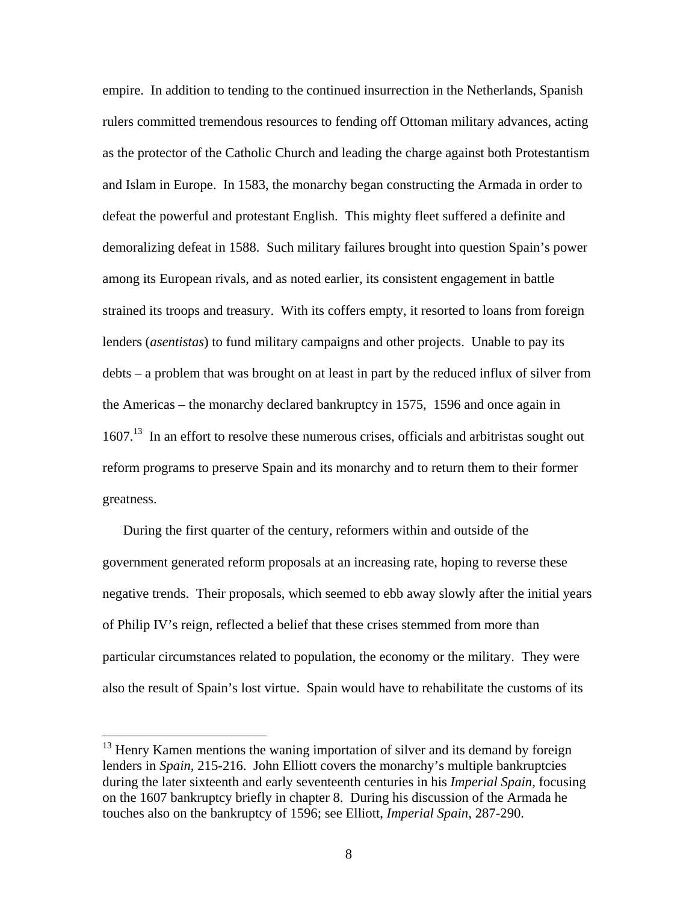empire. In addition to tending to the continued insurrection in the Netherlands, Spanish rulers committed tremendous resources to fending off Ottoman military advances, acting as the protector of the Catholic Church and leading the charge against both Protestantism and Islam in Europe. In 1583, the monarchy began constructing the Armada in order to defeat the powerful and protestant English. This mighty fleet suffered a definite and demoralizing defeat in 1588. Such military failures brought into question Spain's power among its European rivals, and as noted earlier, its consistent engagement in battle strained its troops and treasury. With its coffers empty, it resorted to loans from foreign lenders (*asentistas*) to fund military campaigns and other projects. Unable to pay its debts – a problem that was brought on at least in part by the reduced influx of silver from the Americas – the monarchy declared bankruptcy in 1575, 1596 and once again in 1607.[13] In an effort to resolve these numerous crises, officials and arbitristas sought out reform programs to preserve Spain and its monarchy and to return them to their former greatness.

During the first quarter of the century, reformers within and outside of the government generated reform proposals at an increasing rate, hoping to reverse these negative trends. Their proposals, which seemed to ebb away slowly after the initial years of Philip IV's reign, reflected a belief that these crises stemmed from more than particular circumstances related to population, the economy or the military. They were also the result of Spain's lost virtue. Spain would have to rehabilitate the customs of its

---

[13] Henry Kamen mentions the waning importation of silver and its demand by foreign lenders in *Spain*, 215-216. John Elliott covers the monarchy's multiple bankruptcies during the later sixteenth and early seventeenth centuries in his *Imperial Spain*, focusing on the 1607 bankruptcy briefly in chapter 8. During his discussion of the Armada he touches also on the bankruptcy of 1596; see Elliott, *Imperial Spain*, 287-290.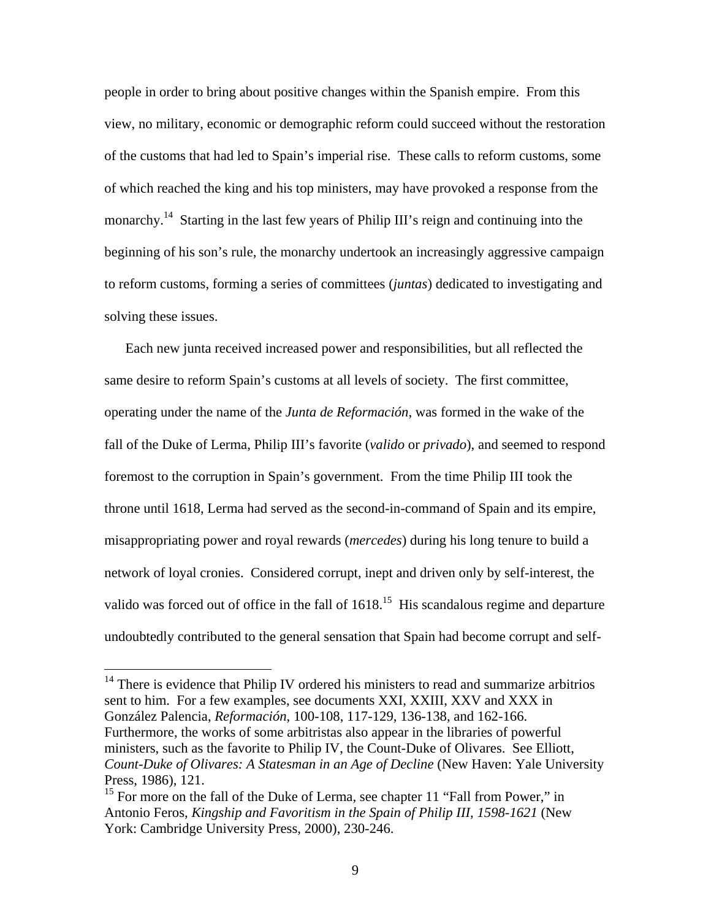people in order to bring about positive changes within the Spanish empire. From this view, no military, economic or demographic reform could succeed without the restoration of the customs that had led to Spain's imperial rise. These calls to reform customs, some of which reached the king and his top ministers, may have provoked a response from the monarchy.[14] Starting in the last few years of Philip III's reign and continuing into the beginning of his son's rule, the monarchy undertook an increasingly aggressive campaign to reform customs, forming a series of committees (*juntas*) dedicated to investigating and solving these issues.

Each new junta received increased power and responsibilities, but all reflected the same desire to reform Spain's customs at all levels of society. The first committee, operating under the name of the *Junta de Reformación*, was formed in the wake of the fall of the Duke of Lerma, Philip III's favorite (*valido* or *privado*), and seemed to respond foremost to the corruption in Spain's government. From the time Philip III took the throne until 1618, Lerma had served as the second-in-command of Spain and its empire, misappropriating power and royal rewards (*mercedes*) during his long tenure to build a network of loyal cronies. Considered corrupt, inept and driven only by self-interest, the valido was forced out of office in the fall of 1618.[15] His scandalous regime and departure undoubtedly contributed to the general sensation that Spain had become corrupt and self-

---

[14] There is evidence that Philip IV ordered his ministers to read and summarize arbitrios sent to him. For a few examples, see documents XXI, XXIII, XXV and XXX in González Palencia, *Reformación*, 100-108, 117-129, 136-138, and 162-166. Furthermore, the works of some arbitristas also appear in the libraries of powerful ministers, such as the favorite to Philip IV, the Count-Duke of Olivares. See Elliott, *Count-Duke of Olivares: A Statesman in an Age of Decline* (New Haven: Yale University Press, 1986), 121.

[15] For more on the fall of the Duke of Lerma, see chapter 11 "Fall from Power," in Antonio Feros, *Kingship and Favoritism in the Spain of Philip III, 1598-1621* (New York: Cambridge University Press, 2000), 230-246.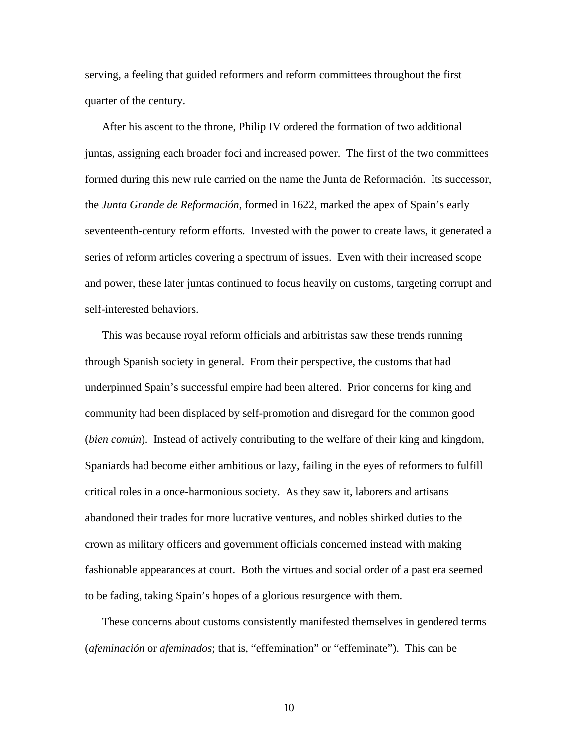serving, a feeling that guided reformers and reform committees throughout the first quarter of the century.

After his ascent to the throne, Philip IV ordered the formation of two additional juntas, assigning each broader foci and increased power. The first of the two committees formed during this new rule carried on the name the Junta de Reformación. Its successor, the *Junta Grande de Reformación*, formed in 1622, marked the apex of Spain's early seventeenth-century reform efforts. Invested with the power to create laws, it generated a series of reform articles covering a spectrum of issues. Even with their increased scope and power, these later juntas continued to focus heavily on customs, targeting corrupt and self-interested behaviors.

This was because royal reform officials and arbitristas saw these trends running through Spanish society in general. From their perspective, the customs that had underpinned Spain's successful empire had been altered. Prior concerns for king and community had been displaced by self-promotion and disregard for the common good (*bien común*). Instead of actively contributing to the welfare of their king and kingdom, Spaniards had become either ambitious or lazy, failing in the eyes of reformers to fulfill critical roles in a once-harmonious society. As they saw it, laborers and artisans abandoned their trades for more lucrative ventures, and nobles shirked duties to the crown as military officers and government officials concerned instead with making fashionable appearances at court. Both the virtues and social order of a past era seemed to be fading, taking Spain's hopes of a glorious resurgence with them.

These concerns about customs consistently manifested themselves in gendered terms (*afeminación* or *afeminados*; that is, "effemination" or "effeminate"). This can be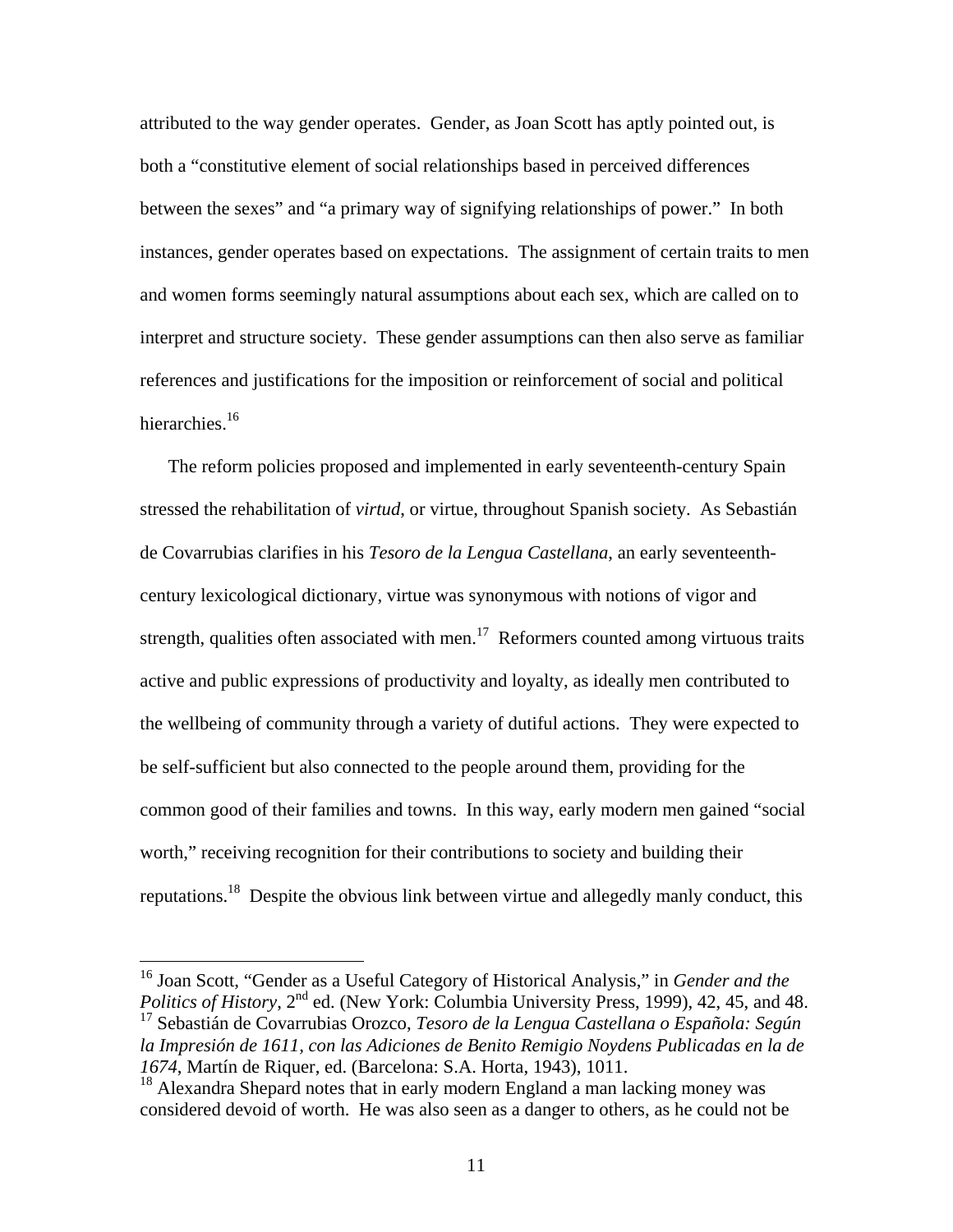attributed to the way gender operates. Gender, as Joan Scott has aptly pointed out, is both a "constitutive element of social relationships based in perceived differences between the sexes" and "a primary way of signifying relationships of power." In both instances, gender operates based on expectations. The assignment of certain traits to men and women forms seemingly natural assumptions about each sex, which are called on to interpret and structure society. These gender assumptions can then also serve as familiar references and justifications for the imposition or reinforcement of social and political hierarchies.[16]

The reform policies proposed and implemented in early seventeenth-century Spain stressed the rehabilitation of *virtud*, or virtue, throughout Spanish society. As Sebastián de Covarrubias clarifies in his *Tesoro de la Lengua Castellana*, an early seventeenth-century lexicological dictionary, virtue was synonymous with notions of vigor and strength, qualities often associated with men.[17] Reformers counted among virtuous traits active and public expressions of productivity and loyalty, as ideally men contributed to the wellbeing of community through a variety of dutiful actions. They were expected to be self-sufficient but also connected to the people around them, providing for the common good of their families and towns. In this way, early modern men gained "social worth," receiving recognition for their contributions to society and building their reputations.[18] Despite the obvious link between virtue and allegedly manly conduct, this

---

[16] Joan Scott, "Gender as a Useful Category of Historical Analysis," in *Gender and the Politics of History*, 2nd ed. (New York: Columbia University Press, 1999), 42, 45, and 48.

[17] Sebastián de Covarrubias Orozco, *Tesoro de la Lengua Castellana o Española: Según la Impresión de 1611, con las Adiciones de Benito Remigio Noydens Publicadas en la de 1674*, Martín de Riquer, ed. (Barcelona: S.A. Horta, 1943), 1011.

[18] Alexandra Shepard notes that in early modern England a man lacking money was considered devoid of worth. He was also seen as a danger to others, as he could not be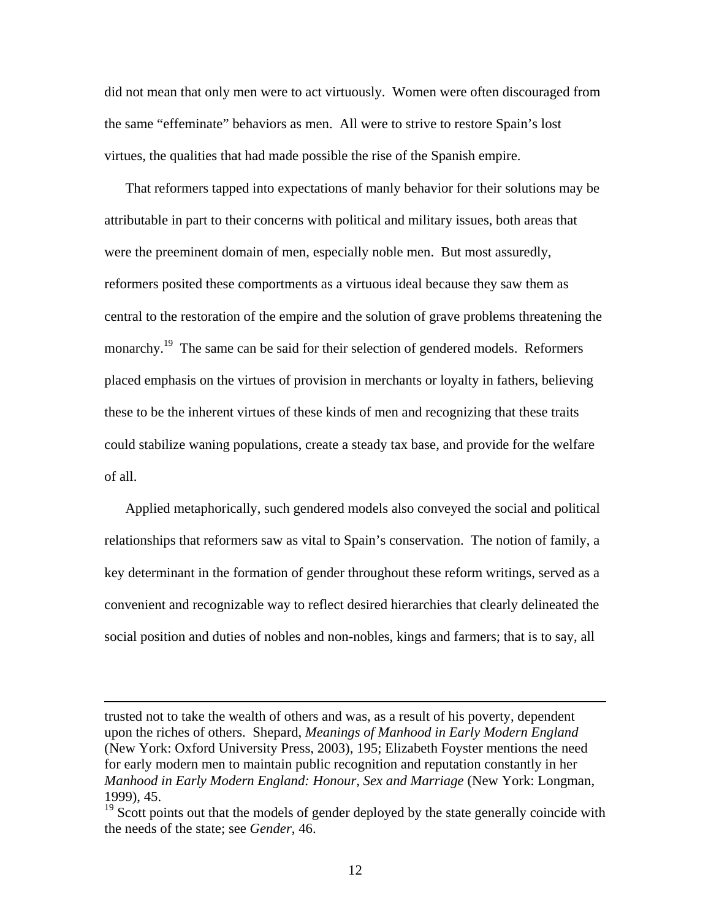did not mean that only men were to act virtuously. Women were often discouraged from the same "effeminate" behaviors as men. All were to strive to restore Spain's lost virtues, the qualities that had made possible the rise of the Spanish empire.

That reformers tapped into expectations of manly behavior for their solutions may be attributable in part to their concerns with political and military issues, both areas that were the preeminent domain of men, especially noble men. But most assuredly, reformers posited these comportments as a virtuous ideal because they saw them as central to the restoration of the empire and the solution of grave problems threatening the monarchy.[19] The same can be said for their selection of gendered models. Reformers placed emphasis on the virtues of provision in merchants or loyalty in fathers, believing these to be the inherent virtues of these kinds of men and recognizing that these traits could stabilize waning populations, create a steady tax base, and provide for the welfare of all.

Applied metaphorically, such gendered models also conveyed the social and political relationships that reformers saw as vital to Spain's conservation. The notion of family, a key determinant in the formation of gender throughout these reform writings, served as a convenient and recognizable way to reflect desired hierarchies that clearly delineated the social position and duties of nobles and non-nobles, kings and farmers; that is to say, all

---

trusted not to take the wealth of others and was, as a result of his poverty, dependent upon the riches of others. Shepard, *Meanings of Manhood in Early Modern England* (New York: Oxford University Press, 2003), 195; Elizabeth Foyster mentions the need for early modern men to maintain public recognition and reputation constantly in her *Manhood in Early Modern England: Honour, Sex and Marriage* (New York: Longman, 1999), 45.

[19] Scott points out that the models of gender deployed by the state generally coincide with the needs of the state; see *Gender*, 46.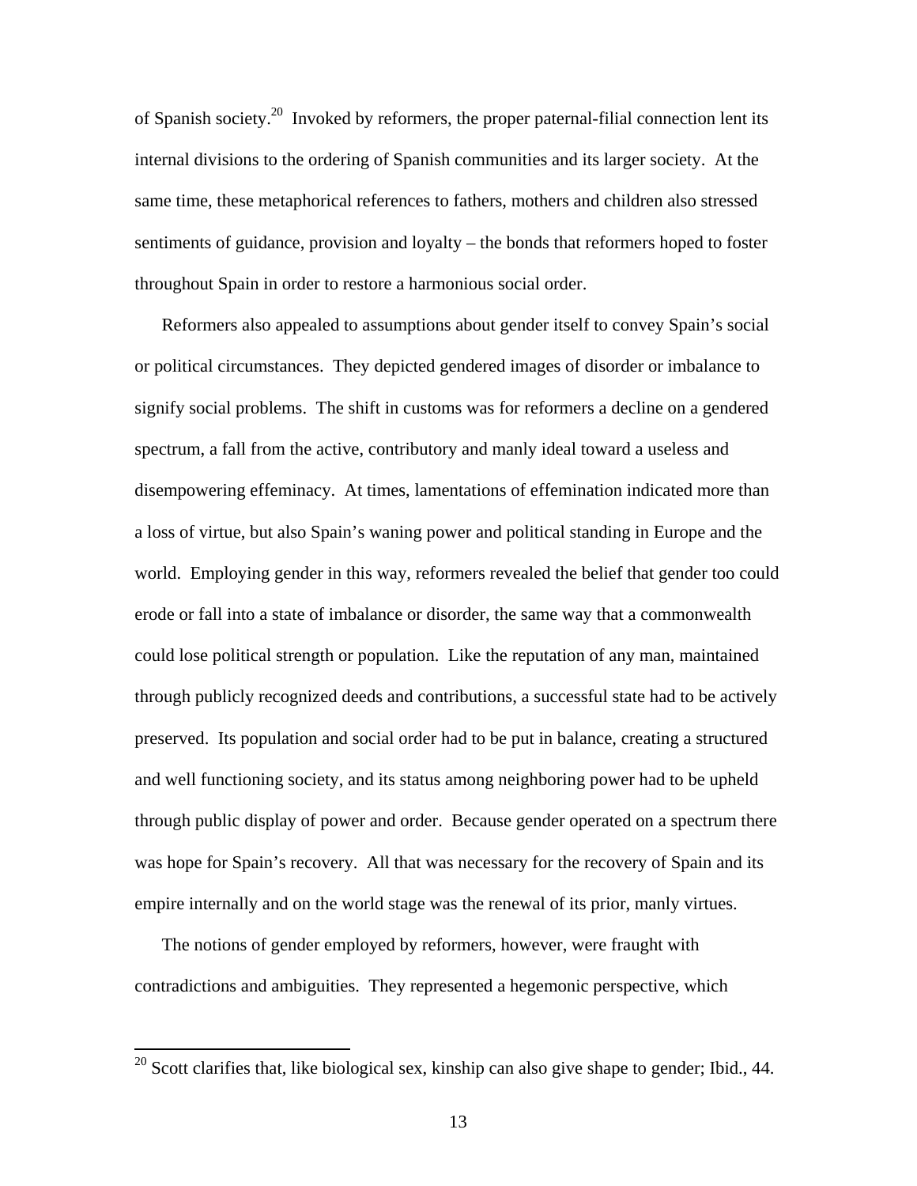of Spanish society.[20] Invoked by reformers, the proper paternal-filial connection lent its internal divisions to the ordering of Spanish communities and its larger society. At the same time, these metaphorical references to fathers, mothers and children also stressed sentiments of guidance, provision and loyalty – the bonds that reformers hoped to foster throughout Spain in order to restore a harmonious social order.

Reformers also appealed to assumptions about gender itself to convey Spain's social or political circumstances. They depicted gendered images of disorder or imbalance to signify social problems. The shift in customs was for reformers a decline on a gendered spectrum, a fall from the active, contributory and manly ideal toward a useless and disempowering effeminacy. At times, lamentations of effemination indicated more than a loss of virtue, but also Spain's waning power and political standing in Europe and the world. Employing gender in this way, reformers revealed the belief that gender too could erode or fall into a state of imbalance or disorder, the same way that a commonwealth could lose political strength or population. Like the reputation of any man, maintained through publicly recognized deeds and contributions, a successful state had to be actively preserved. Its population and social order had to be put in balance, creating a structured and well functioning society, and its status among neighboring power had to be upheld through public display of power and order. Because gender operated on a spectrum there was hope for Spain's recovery. All that was necessary for the recovery of Spain and its empire internally and on the world stage was the renewal of its prior, manly virtues.

The notions of gender employed by reformers, however, were fraught with contradictions and ambiguities. They represented a hegemonic perspective, which

[20] Scott clarifies that, like biological sex, kinship can also give shape to gender; Ibid., 44.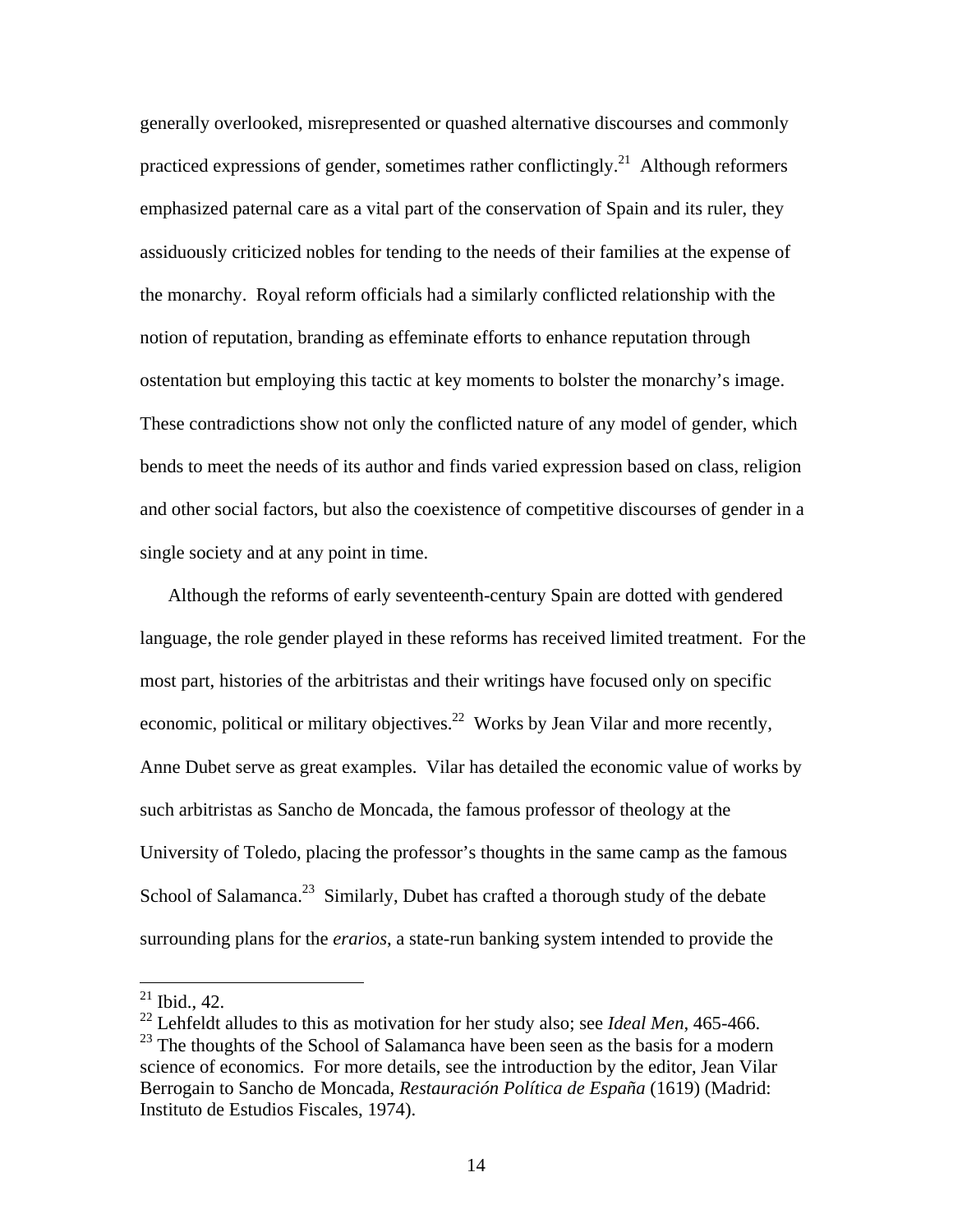generally overlooked, misrepresented or quashed alternative discourses and commonly practiced expressions of gender, sometimes rather conflictingly.[21] Although reformers emphasized paternal care as a vital part of the conservation of Spain and its ruler, they assiduously criticized nobles for tending to the needs of their families at the expense of the monarchy. Royal reform officials had a similarly conflicted relationship with the notion of reputation, branding as effeminate efforts to enhance reputation through ostentation but employing this tactic at key moments to bolster the monarchy's image. These contradictions show not only the conflicted nature of any model of gender, which bends to meet the needs of its author and finds varied expression based on class, religion and other social factors, but also the coexistence of competitive discourses of gender in a single society and at any point in time.

Although the reforms of early seventeenth-century Spain are dotted with gendered language, the role gender played in these reforms has received limited treatment. For the most part, histories of the arbitristas and their writings have focused only on specific economic, political or military objectives.[22] Works by Jean Vilar and more recently, Anne Dubet serve as great examples. Vilar has detailed the economic value of works by such arbitristas as Sancho de Moncada, the famous professor of theology at the University of Toledo, placing the professor's thoughts in the same camp as the famous School of Salamanca.[23] Similarly, Dubet has crafted a thorough study of the debate surrounding plans for the *erarios*, a state-run banking system intended to provide the

---

[21] Ibid., 42.

[22] Lehfeldt alludes to this as motivation for her study also; see *Ideal Men*, 465-466.

[23] The thoughts of the School of Salamanca have been seen as the basis for a modern science of economics. For more details, see the introduction by the editor, Jean Vilar Berrogain to Sancho de Moncada, *Restauración Política de España* (1619) (Madrid: Instituto de Estudios Fiscales, 1974).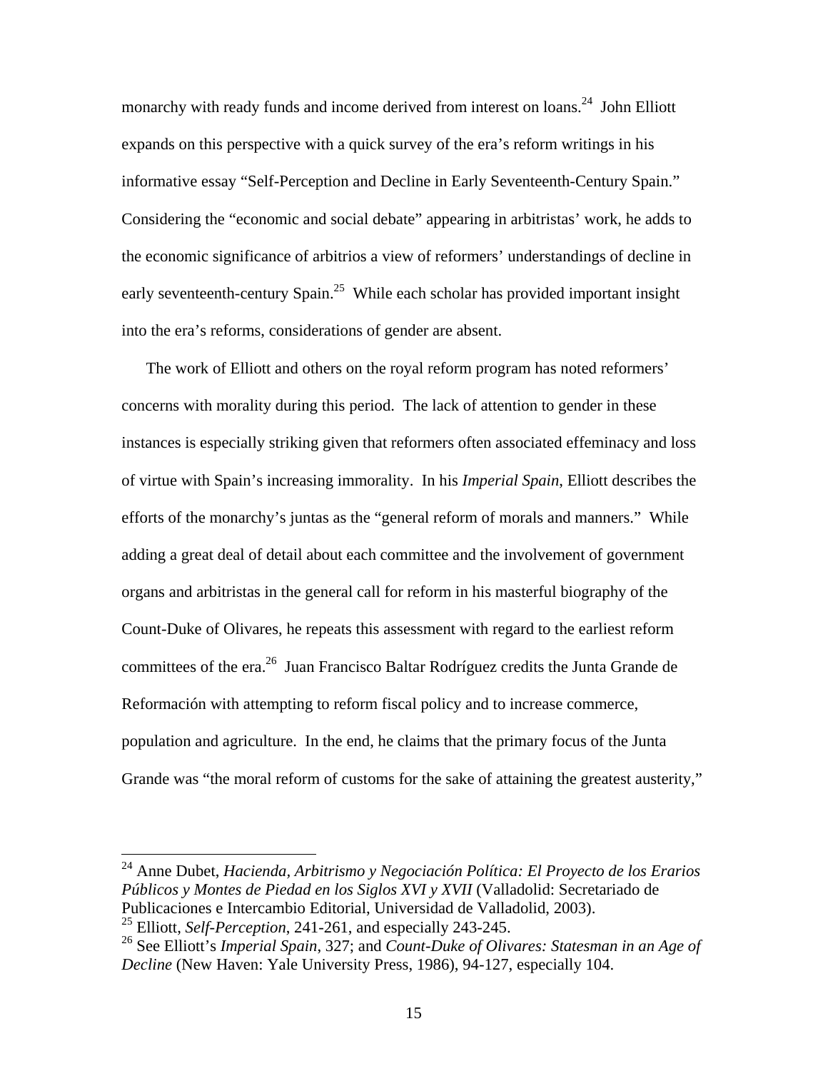monarchy with ready funds and income derived from interest on loans.[24] John Elliott expands on this perspective with a quick survey of the era's reform writings in his informative essay "Self-Perception and Decline in Early Seventeenth-Century Spain." Considering the "economic and social debate" appearing in arbitristas' work, he adds to the economic significance of arbitrios a view of reformers' understandings of decline in early seventeenth-century Spain.[25] While each scholar has provided important insight into the era's reforms, considerations of gender are absent.

The work of Elliott and others on the royal reform program has noted reformers' concerns with morality during this period. The lack of attention to gender in these instances is especially striking given that reformers often associated effeminacy and loss of virtue with Spain's increasing immorality. In his *Imperial Spain*, Elliott describes the efforts of the monarchy's juntas as the "general reform of morals and manners." While adding a great deal of detail about each committee and the involvement of government organs and arbitristas in the general call for reform in his masterful biography of the Count-Duke of Olivares, he repeats this assessment with regard to the earliest reform committees of the era.[26] Juan Francisco Baltar Rodríguez credits the Junta Grande de Reformación with attempting to reform fiscal policy and to increase commerce, population and agriculture. In the end, he claims that the primary focus of the Junta Grande was "the moral reform of customs for the sake of attaining the greatest austerity,"

---

[24] Anne Dubet, *Hacienda, Arbitrismo y Negociación Política: El Proyecto de los Erarios Públicos y Montes de Piedad en los Siglos XVI y XVII* (Valladolid: Secretariado de Publicaciones e Intercambio Editorial, Universidad de Valladolid, 2003).

[25] Elliott, *Self-Perception*, 241-261, and especially 243-245.

[26] See Elliott's *Imperial Spain*, 327; and *Count-Duke of Olivares: Statesman in an Age of Decline* (New Haven: Yale University Press, 1986), 94-127, especially 104.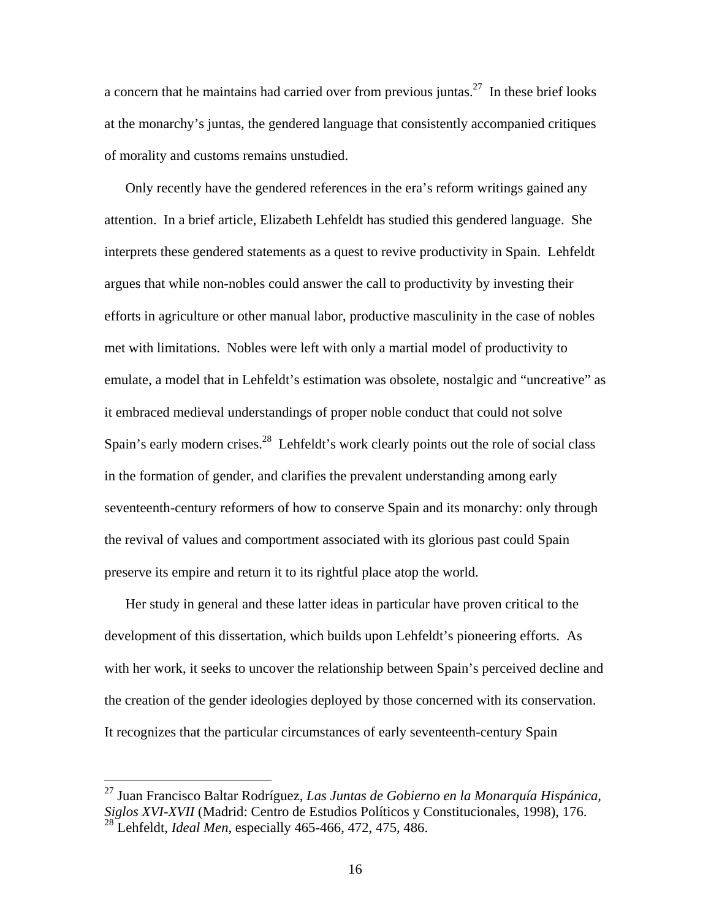a concern that he maintains had carried over from previous juntas.[27] In these brief looks at the monarchy's juntas, the gendered language that consistently accompanied critiques of morality and customs remains unstudied.

Only recently have the gendered references in the era's reform writings gained any attention. In a brief article, Elizabeth Lehfeldt has studied this gendered language. She interprets these gendered statements as a quest to revive productivity in Spain. Lehfeldt argues that while non-nobles could answer the call to productivity by investing their efforts in agriculture or other manual labor, productive masculinity in the case of nobles met with limitations. Nobles were left with only a martial model of productivity to emulate, a model that in Lehfeldt's estimation was obsolete, nostalgic and "uncreative" as it embraced medieval understandings of proper noble conduct that could not solve Spain's early modern crises.[28] Lehfeldt's work clearly points out the role of social class in the formation of gender, and clarifies the prevalent understanding among early seventeenth-century reformers of how to conserve Spain and its monarchy: only through the revival of values and comportment associated with its glorious past could Spain preserve its empire and return it to its rightful place atop the world.

Her study in general and these latter ideas in particular have proven critical to the development of this dissertation, which builds upon Lehfeldt's pioneering efforts. As with her work, it seeks to uncover the relationship between Spain's perceived decline and the creation of the gender ideologies deployed by those concerned with its conservation. It recognizes that the particular circumstances of early seventeenth-century Spain

---

[27] Juan Francisco Baltar Rodríguez, *Las Juntas de Gobierno en la Monarquía Hispánica, Siglos XVI-XVII* (Madrid: Centro de Estudios Políticos y Constitucionales, 1998), 176.

[28] Lehfeldt, *Ideal Men*, especially 465-466, 472, 475, 486.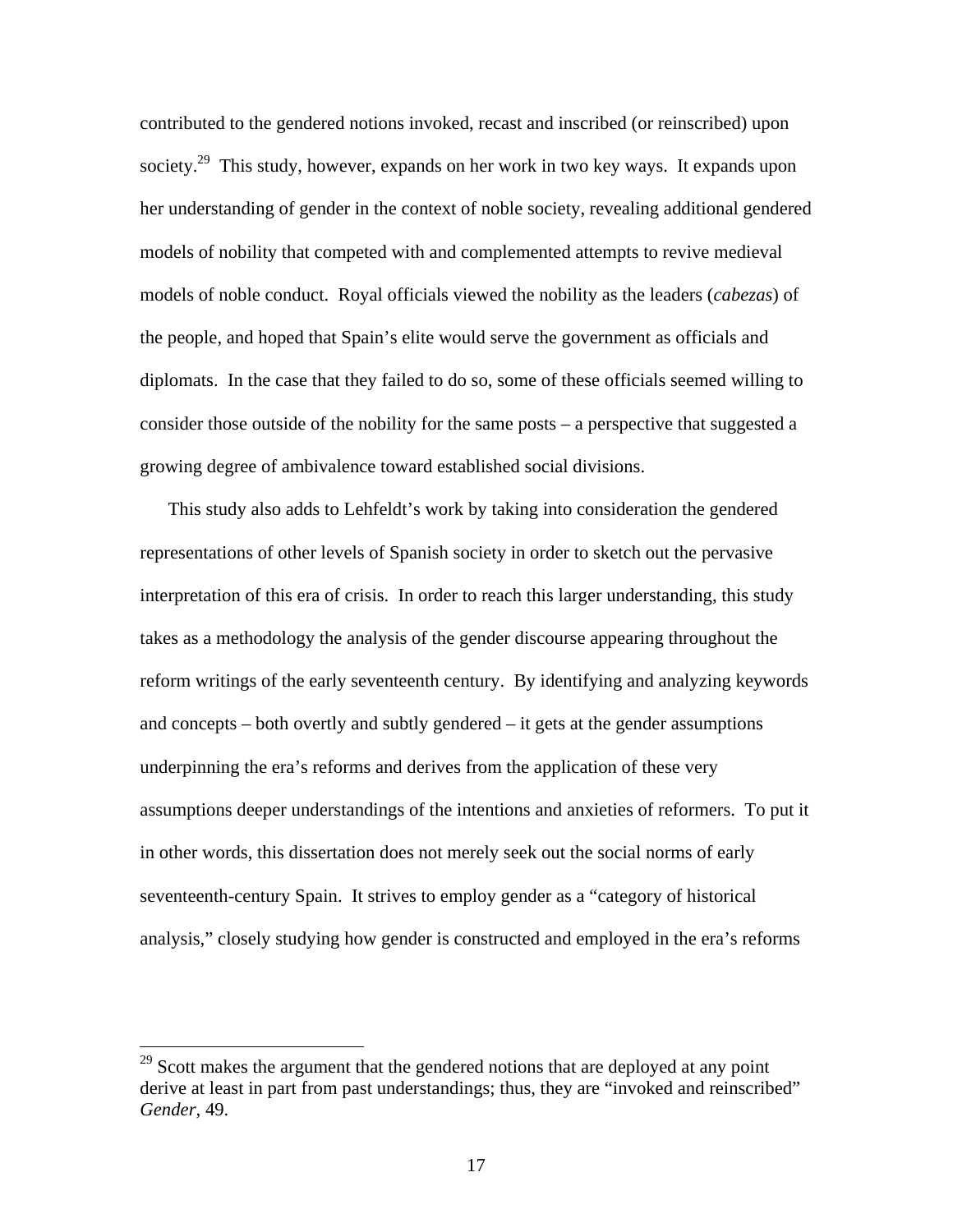contributed to the gendered notions invoked, recast and inscribed (or reinscribed) upon society.[29] This study, however, expands on her work in two key ways. It expands upon her understanding of gender in the context of noble society, revealing additional gendered models of nobility that competed with and complemented attempts to revive medieval models of noble conduct. Royal officials viewed the nobility as the leaders (*cabezas*) of the people, and hoped that Spain's elite would serve the government as officials and diplomats. In the case that they failed to do so, some of these officials seemed willing to consider those outside of the nobility for the same posts – a perspective that suggested a growing degree of ambivalence toward established social divisions.

This study also adds to Lehfeldt's work by taking into consideration the gendered representations of other levels of Spanish society in order to sketch out the pervasive interpretation of this era of crisis. In order to reach this larger understanding, this study takes as a methodology the analysis of the gender discourse appearing throughout the reform writings of the early seventeenth century. By identifying and analyzing keywords and concepts – both overtly and subtly gendered – it gets at the gender assumptions underpinning the era's reforms and derives from the application of these very assumptions deeper understandings of the intentions and anxieties of reformers. To put it in other words, this dissertation does not merely seek out the social norms of early seventeenth-century Spain. It strives to employ gender as a "category of historical analysis," closely studying how gender is constructed and employed in the era's reforms

---

[29] Scott makes the argument that the gendered notions that are deployed at any point derive at least in part from past understandings; thus, they are "invoked and reinscribed" *Gender*, 49.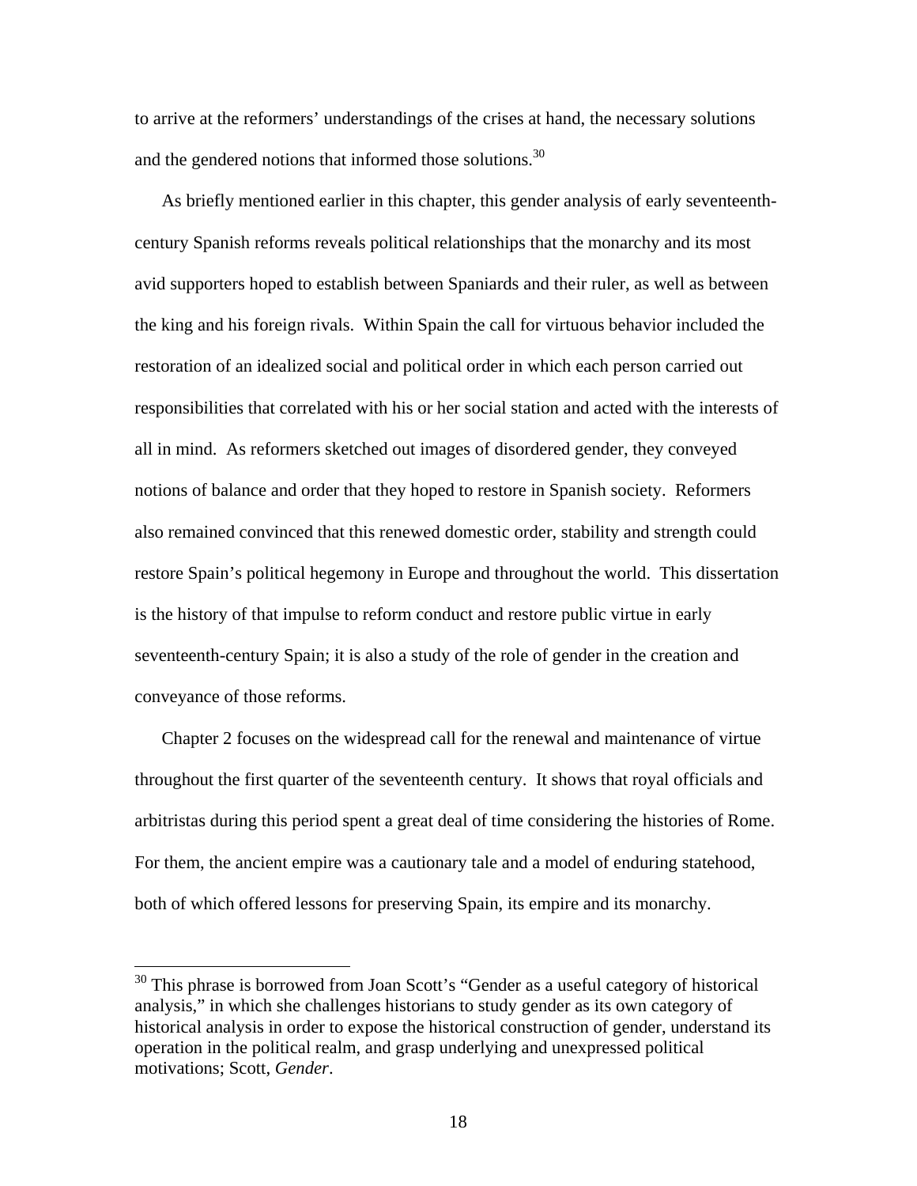to arrive at the reformers' understandings of the crises at hand, the necessary solutions and the gendered notions that informed those solutions.[30]

As briefly mentioned earlier in this chapter, this gender analysis of early seventeenth-century Spanish reforms reveals political relationships that the monarchy and its most avid supporters hoped to establish between Spaniards and their ruler, as well as between the king and his foreign rivals. Within Spain the call for virtuous behavior included the restoration of an idealized social and political order in which each person carried out responsibilities that correlated with his or her social station and acted with the interests of all in mind. As reformers sketched out images of disordered gender, they conveyed notions of balance and order that they hoped to restore in Spanish society. Reformers also remained convinced that this renewed domestic order, stability and strength could restore Spain's political hegemony in Europe and throughout the world. This dissertation is the history of that impulse to reform conduct and restore public virtue in early seventeenth-century Spain; it is also a study of the role of gender in the creation and conveyance of those reforms.

Chapter 2 focuses on the widespread call for the renewal and maintenance of virtue throughout the first quarter of the seventeenth century. It shows that royal officials and arbitristas during this period spent a great deal of time considering the histories of Rome. For them, the ancient empire was a cautionary tale and a model of enduring statehood, both of which offered lessons for preserving Spain, its empire and its monarchy.

[30] This phrase is borrowed from Joan Scott's "Gender as a useful category of historical analysis," in which she challenges historians to study gender as its own category of historical analysis in order to expose the historical construction of gender, understand its operation in the political realm, and grasp underlying and unexpressed political motivations; Scott, *Gender*.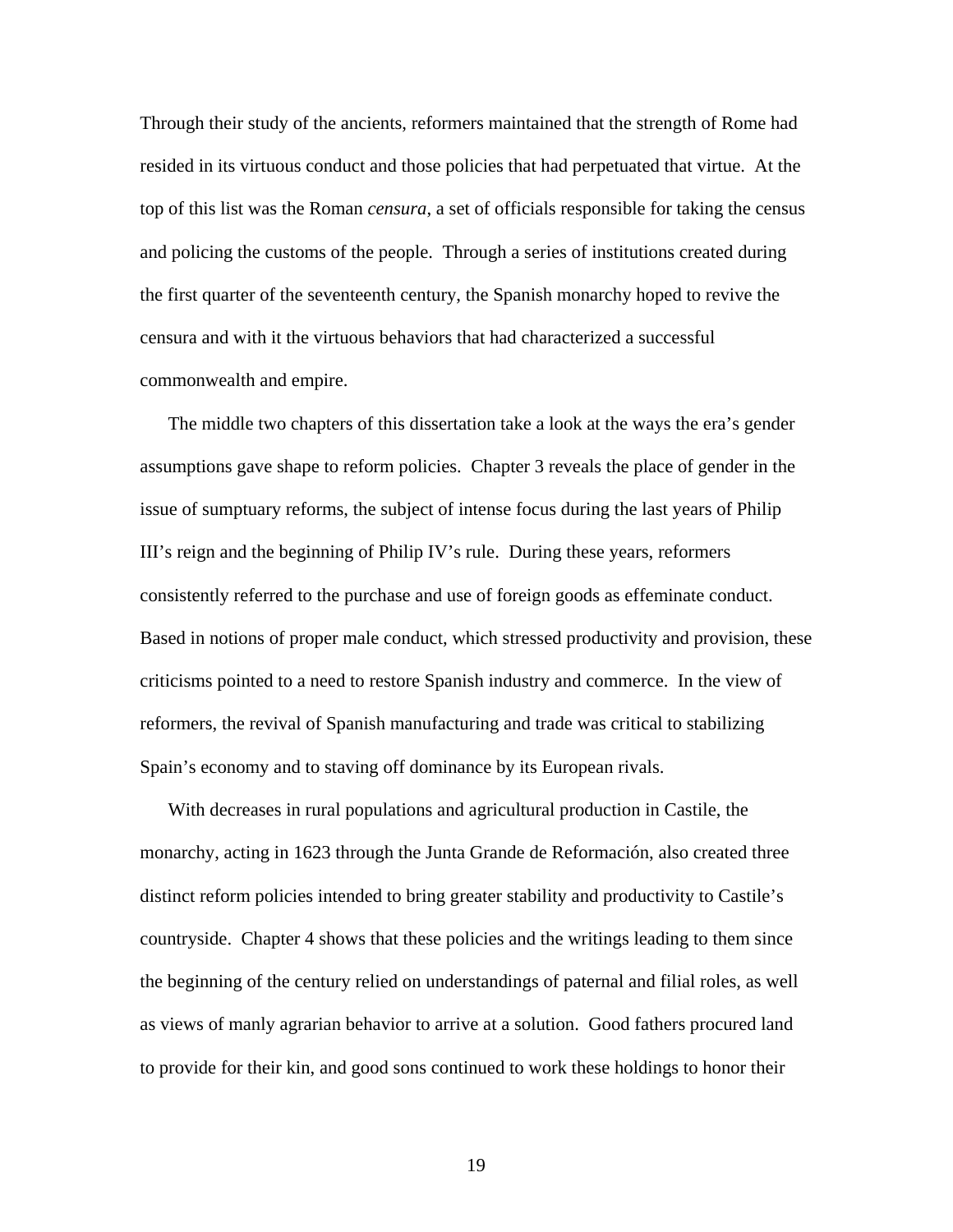Through their study of the ancients, reformers maintained that the strength of Rome had resided in its virtuous conduct and those policies that had perpetuated that virtue. At the top of this list was the Roman *censura*, a set of officials responsible for taking the census and policing the customs of the people. Through a series of institutions created during the first quarter of the seventeenth century, the Spanish monarchy hoped to revive the censura and with it the virtuous behaviors that had characterized a successful commonwealth and empire.

The middle two chapters of this dissertation take a look at the ways the era's gender assumptions gave shape to reform policies. Chapter 3 reveals the place of gender in the issue of sumptuary reforms, the subject of intense focus during the last years of Philip III's reign and the beginning of Philip IV's rule. During these years, reformers consistently referred to the purchase and use of foreign goods as effeminate conduct. Based in notions of proper male conduct, which stressed productivity and provision, these criticisms pointed to a need to restore Spanish industry and commerce. In the view of reformers, the revival of Spanish manufacturing and trade was critical to stabilizing Spain's economy and to staving off dominance by its European rivals.

With decreases in rural populations and agricultural production in Castile, the monarchy, acting in 1623 through the Junta Grande de Reformación, also created three distinct reform policies intended to bring greater stability and productivity to Castile's countryside. Chapter 4 shows that these policies and the writings leading to them since the beginning of the century relied on understandings of paternal and filial roles, as well as views of manly agrarian behavior to arrive at a solution. Good fathers procured land to provide for their kin, and good sons continued to work these holdings to honor their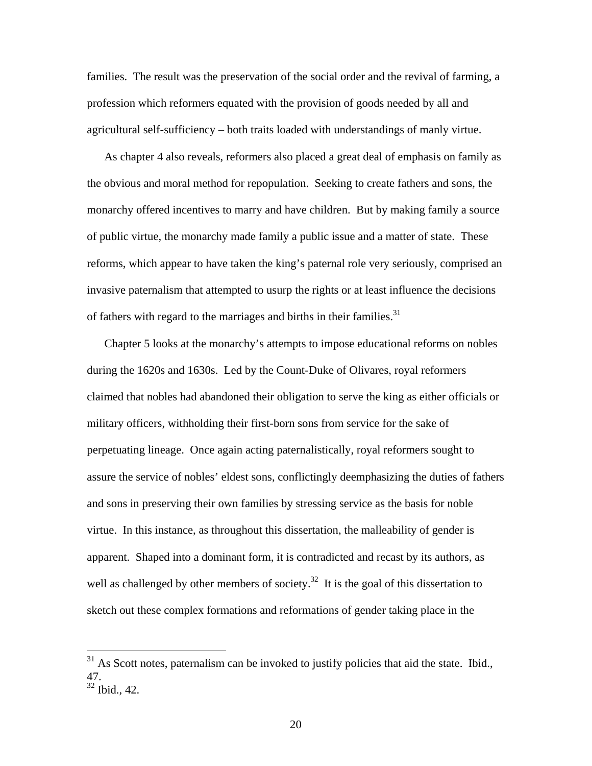families. The result was the preservation of the social order and the revival of farming, a profession which reformers equated with the provision of goods needed by all and agricultural self-sufficiency – both traits loaded with understandings of manly virtue.

As chapter 4 also reveals, reformers also placed a great deal of emphasis on family as the obvious and moral method for repopulation. Seeking to create fathers and sons, the monarchy offered incentives to marry and have children. But by making family a source of public virtue, the monarchy made family a public issue and a matter of state. These reforms, which appear to have taken the king's paternal role very seriously, comprised an invasive paternalism that attempted to usurp the rights or at least influence the decisions of fathers with regard to the marriages and births in their families.[31]

Chapter 5 looks at the monarchy's attempts to impose educational reforms on nobles during the 1620s and 1630s. Led by the Count-Duke of Olivares, royal reformers claimed that nobles had abandoned their obligation to serve the king as either officials or military officers, withholding their first-born sons from service for the sake of perpetuating lineage. Once again acting paternalistically, royal reformers sought to assure the service of nobles' eldest sons, conflictingly deemphasizing the duties of fathers and sons in preserving their own families by stressing service as the basis for noble virtue. In this instance, as throughout this dissertation, the malleability of gender is apparent. Shaped into a dominant form, it is contradicted and recast by its authors, as well as challenged by other members of society.[32] It is the goal of this dissertation to sketch out these complex formations and reformations of gender taking place in the

[31] As Scott notes, paternalism can be invoked to justify policies that aid the state. Ibid., 47.

[32] Ibid., 42.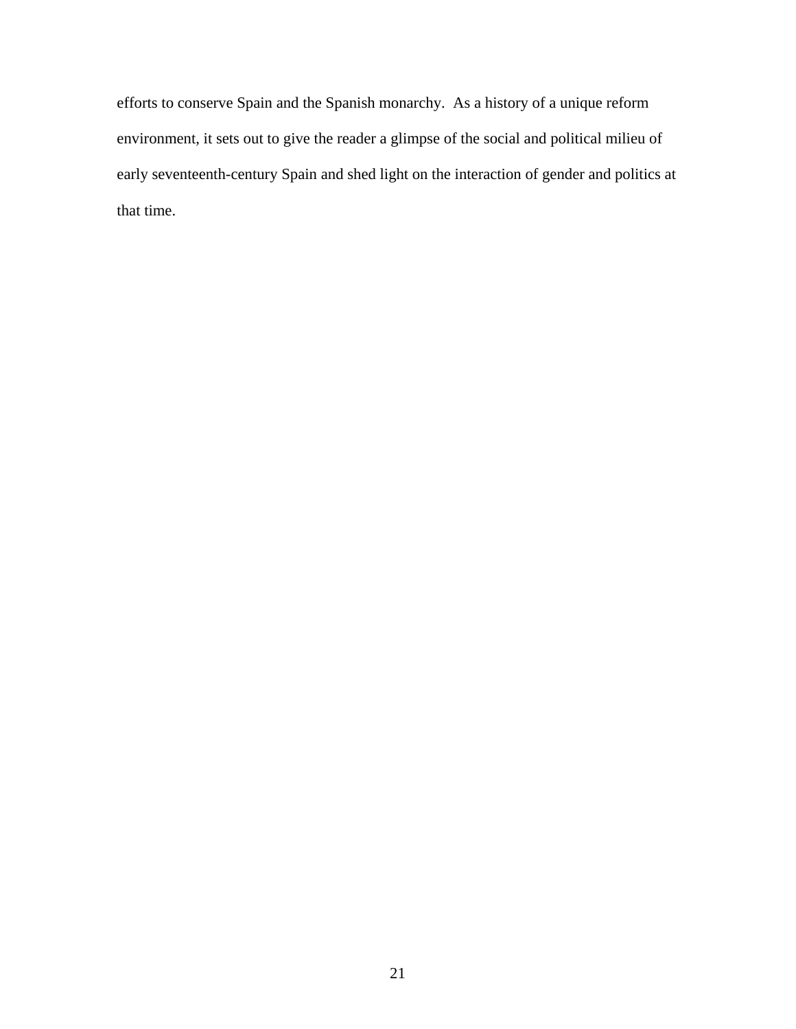efforts to conserve Spain and the Spanish monarchy. As a history of a unique reform environment, it sets out to give the reader a glimpse of the social and political milieu of early seventeenth-century Spain and shed light on the interaction of gender and politics at that time.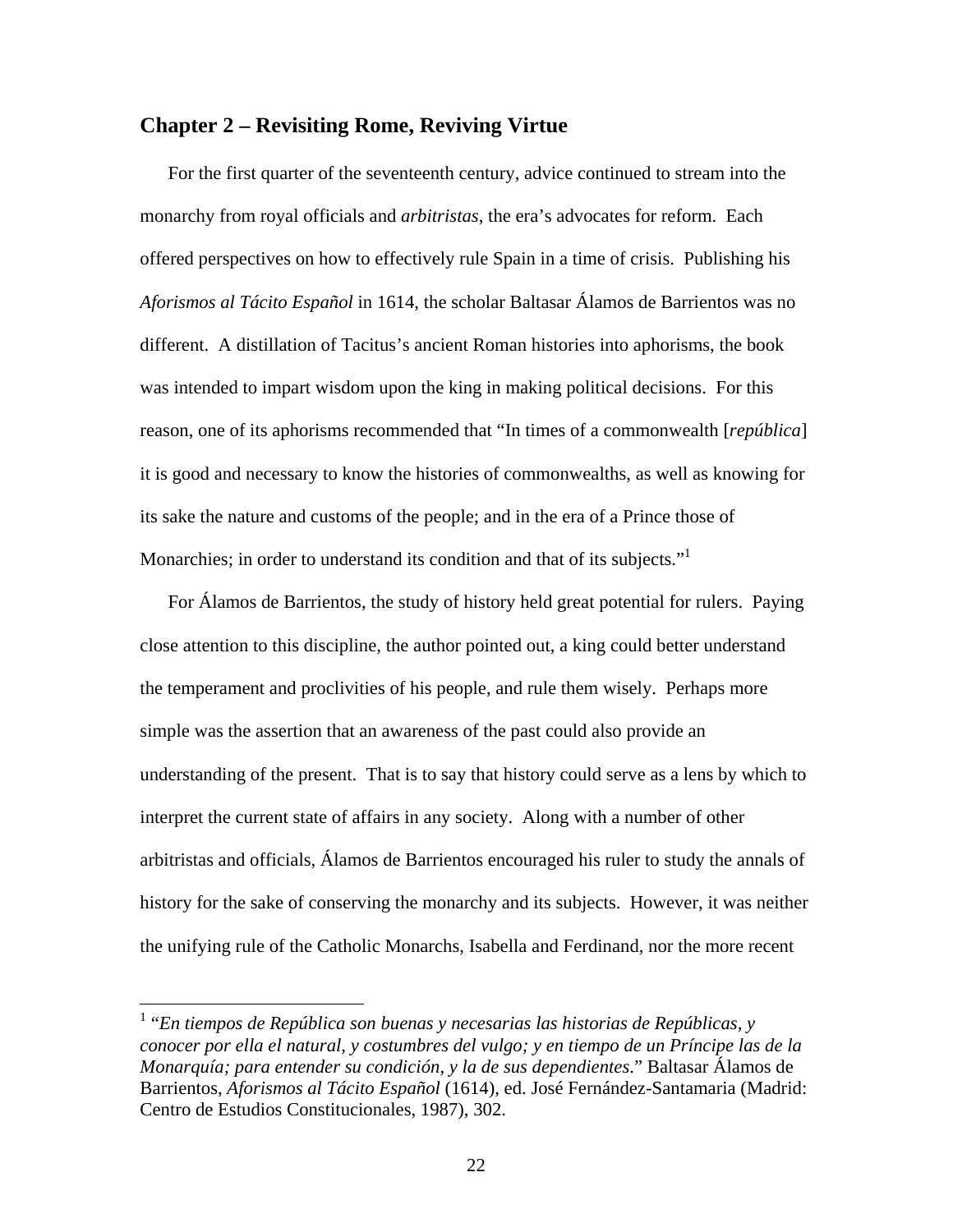## Chapter 2 – Revisiting Rome, Reviving Virtue

For the first quarter of the seventeenth century, advice continued to stream into the monarchy from royal officials and *arbitristas*, the era's advocates for reform. Each offered perspectives on how to effectively rule Spain in a time of crisis. Publishing his *Aforismos al Tácito Español* in 1614, the scholar Baltasar Álamos de Barrientos was no different. A distillation of Tacitus's ancient Roman histories into aphorisms, the book was intended to impart wisdom upon the king in making political decisions. For this reason, one of its aphorisms recommended that "In times of a commonwealth [*república*] it is good and necessary to know the histories of commonwealths, as well as knowing for its sake the nature and customs of the people; and in the era of a Prince those of Monarchies; in order to understand its condition and that of its subjects."[1]

For Álamos de Barrientos, the study of history held great potential for rulers. Paying close attention to this discipline, the author pointed out, a king could better understand the temperament and proclivities of his people, and rule them wisely. Perhaps more simple was the assertion that an awareness of the past could also provide an understanding of the present. That is to say that history could serve as a lens by which to interpret the current state of affairs in any society. Along with a number of other arbitristas and officials, Álamos de Barrientos encouraged his ruler to study the annals of history for the sake of conserving the monarchy and its subjects. However, it was neither the unifying rule of the Catholic Monarchs, Isabella and Ferdinand, nor the more recent

---

[1] "*En tiempos de República son buenas y necesarias las historias de Repúblicas, y conocer por ella el natural, y costumbres del vulgo; y en tiempo de un Príncipe las de la Monarquía; para entender su condición, y la de sus dependientes*." Baltasar Álamos de Barrientos, *Aforismos al Tácito Español* (1614), ed. José Fernández-Santamaria (Madrid: Centro de Estudios Constitucionales, 1987), 302.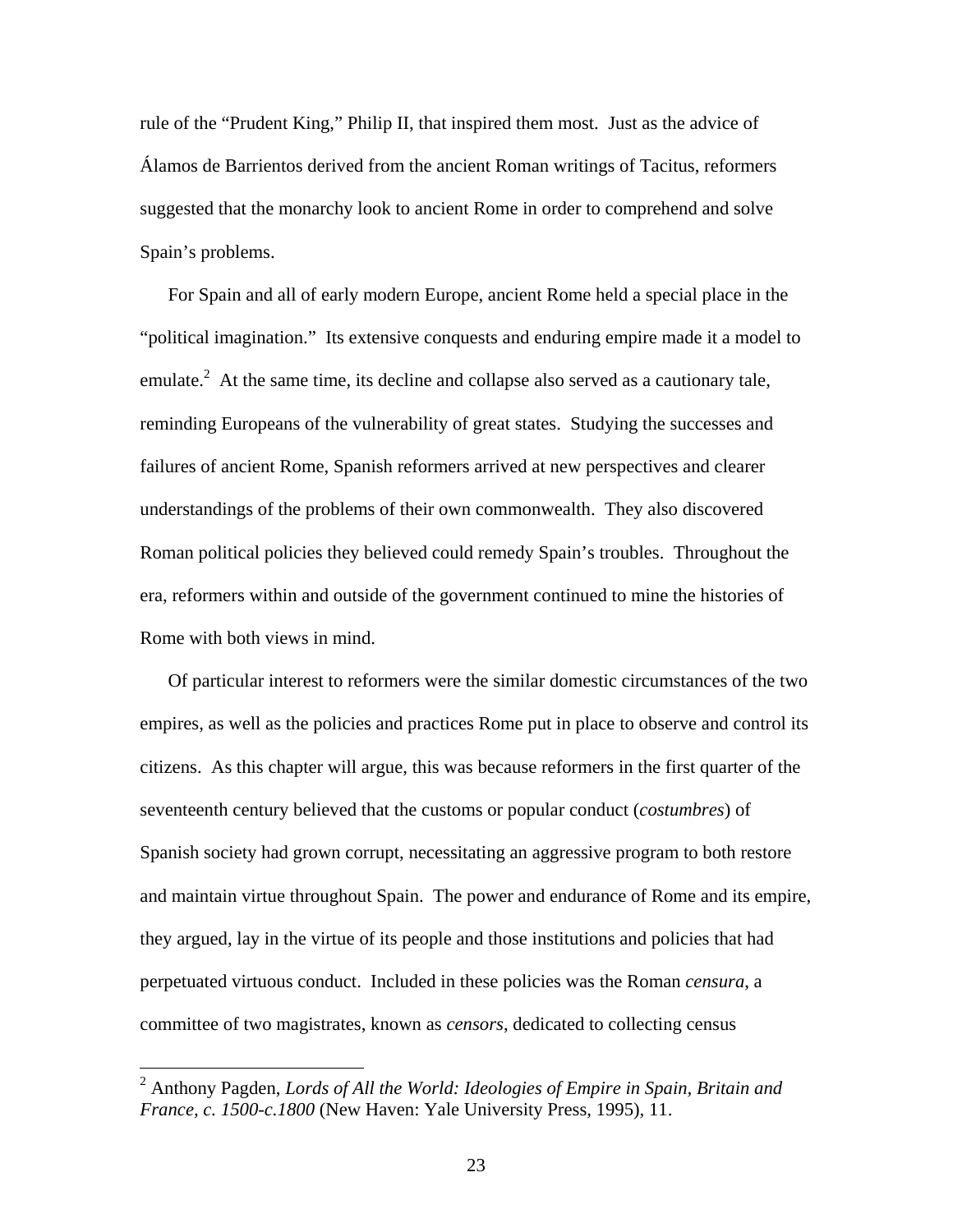rule of the "Prudent King," Philip II, that inspired them most. Just as the advice of Álamos de Barrientos derived from the ancient Roman writings of Tacitus, reformers suggested that the monarchy look to ancient Rome in order to comprehend and solve Spain's problems.

For Spain and all of early modern Europe, ancient Rome held a special place in the "political imagination." Its extensive conquests and enduring empire made it a model to emulate.[2] At the same time, its decline and collapse also served as a cautionary tale, reminding Europeans of the vulnerability of great states. Studying the successes and failures of ancient Rome, Spanish reformers arrived at new perspectives and clearer understandings of the problems of their own commonwealth. They also discovered Roman political policies they believed could remedy Spain's troubles. Throughout the era, reformers within and outside of the government continued to mine the histories of Rome with both views in mind.

Of particular interest to reformers were the similar domestic circumstances of the two empires, as well as the policies and practices Rome put in place to observe and control its citizens. As this chapter will argue, this was because reformers in the first quarter of the seventeenth century believed that the customs or popular conduct (*costumbres*) of Spanish society had grown corrupt, necessitating an aggressive program to both restore and maintain virtue throughout Spain. The power and endurance of Rome and its empire, they argued, lay in the virtue of its people and those institutions and policies that had perpetuated virtuous conduct. Included in these policies was the Roman *censura*, a committee of two magistrates, known as *censors*, dedicated to collecting census

[2] Anthony Pagden, *Lords of All the World: Ideologies of Empire in Spain, Britain and France, c. 1500-c.1800* (New Haven: Yale University Press, 1995), 11.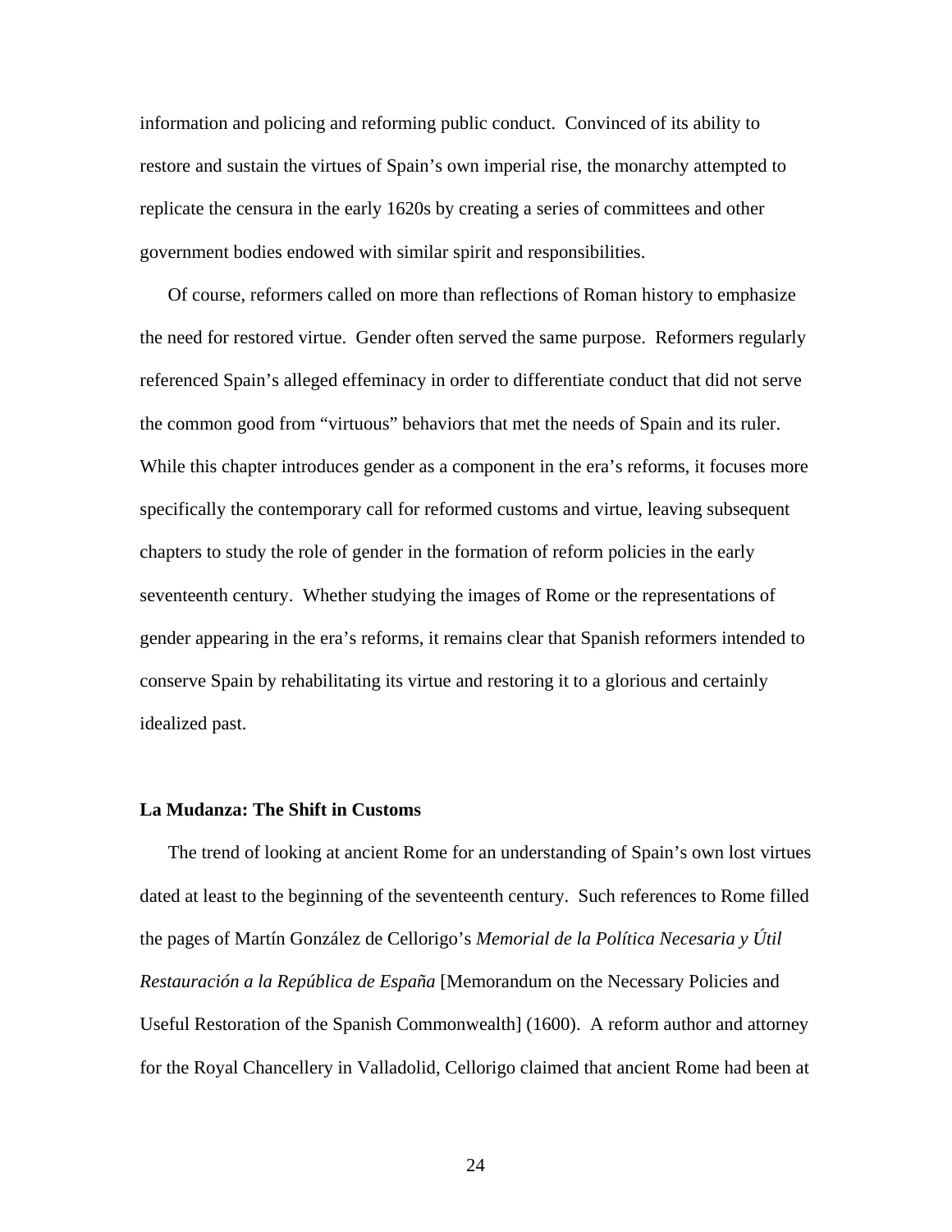information and policing and reforming public conduct. Convinced of its ability to restore and sustain the virtues of Spain's own imperial rise, the monarchy attempted to replicate the censura in the early 1620s by creating a series of committees and other government bodies endowed with similar spirit and responsibilities.

Of course, reformers called on more than reflections of Roman history to emphasize the need for restored virtue. Gender often served the same purpose. Reformers regularly referenced Spain's alleged effeminacy in order to differentiate conduct that did not serve the common good from "virtuous" behaviors that met the needs of Spain and its ruler. While this chapter introduces gender as a component in the era's reforms, it focuses more specifically the contemporary call for reformed customs and virtue, leaving subsequent chapters to study the role of gender in the formation of reform policies in the early seventeenth century. Whether studying the images of Rome or the representations of gender appearing in the era's reforms, it remains clear that Spanish reformers intended to conserve Spain by rehabilitating its virtue and restoring it to a glorious and certainly idealized past.

### La Mudanza: The Shift in Customs

The trend of looking at ancient Rome for an understanding of Spain's own lost virtues dated at least to the beginning of the seventeenth century. Such references to Rome filled the pages of Martín González de Cellorigo's *Memorial de la Política Necesaria y Útil Restauración a la República de España* [Memorandum on the Necessary Policies and Useful Restoration of the Spanish Commonwealth] (1600). A reform author and attorney for the Royal Chancellery in Valladolid, Cellorigo claimed that ancient Rome had been at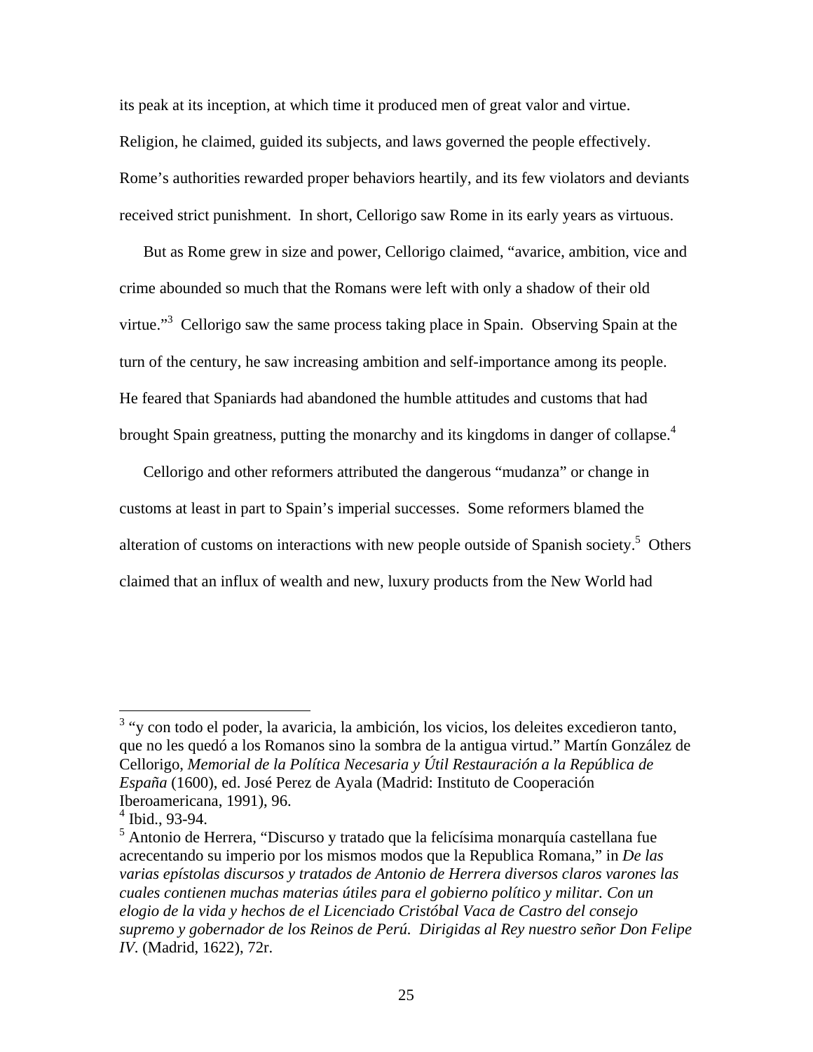its peak at its inception, at which time it produced men of great valor and virtue. Religion, he claimed, guided its subjects, and laws governed the people effectively. Rome's authorities rewarded proper behaviors heartily, and its few violators and deviants received strict punishment. In short, Cellorigo saw Rome in its early years as virtuous.

But as Rome grew in size and power, Cellorigo claimed, "avarice, ambition, vice and crime abounded so much that the Romans were left with only a shadow of their old virtue."[3] Cellorigo saw the same process taking place in Spain. Observing Spain at the turn of the century, he saw increasing ambition and self-importance among its people. He feared that Spaniards had abandoned the humble attitudes and customs that had brought Spain greatness, putting the monarchy and its kingdoms in danger of collapse.[4]

Cellorigo and other reformers attributed the dangerous "mudanza" or change in customs at least in part to Spain's imperial successes. Some reformers blamed the alteration of customs on interactions with new people outside of Spanish society.[5] Others claimed that an influx of wealth and new, luxury products from the New World had

---

[3] "y con todo el poder, la avaricia, la ambición, los vicios, los deleites excedieron tanto, que no les quedó a los Romanos sino la sombra de la antigua virtud." Martín González de Cellorigo, *Memorial de la Política Necesaria y Útil Restauración a la República de España* (1600), ed. José Perez de Ayala (Madrid: Instituto de Cooperación Iberoamericana, 1991), 96.

[4] Ibid., 93-94.

[5] Antonio de Herrera, "Discurso y tratado que la felicísima monarquía castellana fue acrecentando su imperio por los mismos modos que la Republica Romana," in *De las varias epístolas discursos y tratados de Antonio de Herrera diversos claros varones las cuales contienen muchas materias útiles para el gobierno político y militar. Con un elogio de la vida y hechos de el Licenciado Cristóbal Vaca de Castro del consejo supremo y gobernador de los Reinos de Perú. Dirigidas al Rey nuestro señor Don Felipe IV*. (Madrid, 1622), 72r.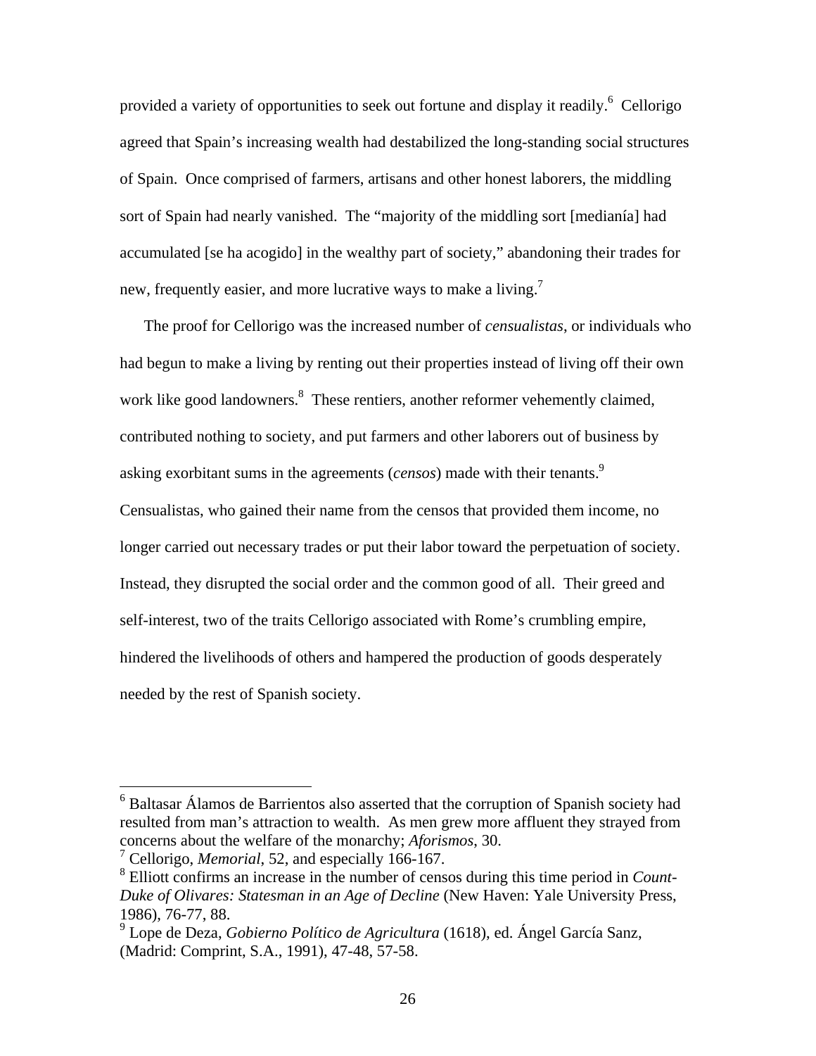provided a variety of opportunities to seek out fortune and display it readily.[6] Cellorigo agreed that Spain's increasing wealth had destabilized the long-standing social structures of Spain. Once comprised of farmers, artisans and other honest laborers, the middling sort of Spain had nearly vanished. The "majority of the middling sort [medianía] had accumulated [se ha acogido] in the wealthy part of society," abandoning their trades for new, frequently easier, and more lucrative ways to make a living.[7]

The proof for Cellorigo was the increased number of *censualistas*, or individuals who had begun to make a living by renting out their properties instead of living off their own work like good landowners.[8] These rentiers, another reformer vehemently claimed, contributed nothing to society, and put farmers and other laborers out of business by asking exorbitant sums in the agreements (*censos*) made with their tenants.[9] Censualistas, who gained their name from the censos that provided them income, no longer carried out necessary trades or put their labor toward the perpetuation of society. Instead, they disrupted the social order and the common good of all. Their greed and self-interest, two of the traits Cellorigo associated with Rome's crumbling empire, hindered the livelihoods of others and hampered the production of goods desperately needed by the rest of Spanish society.

---

[6] Baltasar Álamos de Barrientos also asserted that the corruption of Spanish society had resulted from man's attraction to wealth. As men grew more affluent they strayed from concerns about the welfare of the monarchy; *Aforismos*, 30.

[7] Cellorigo, *Memorial*, 52, and especially 166-167.

[8] Elliott confirms an increase in the number of censos during this time period in *Count-Duke of Olivares: Statesman in an Age of Decline* (New Haven: Yale University Press, 1986), 76-77, 88.

[9] Lope de Deza, *Gobierno Político de Agricultura* (1618), ed. Ángel García Sanz, (Madrid: Comprint, S.A., 1991), 47-48, 57-58.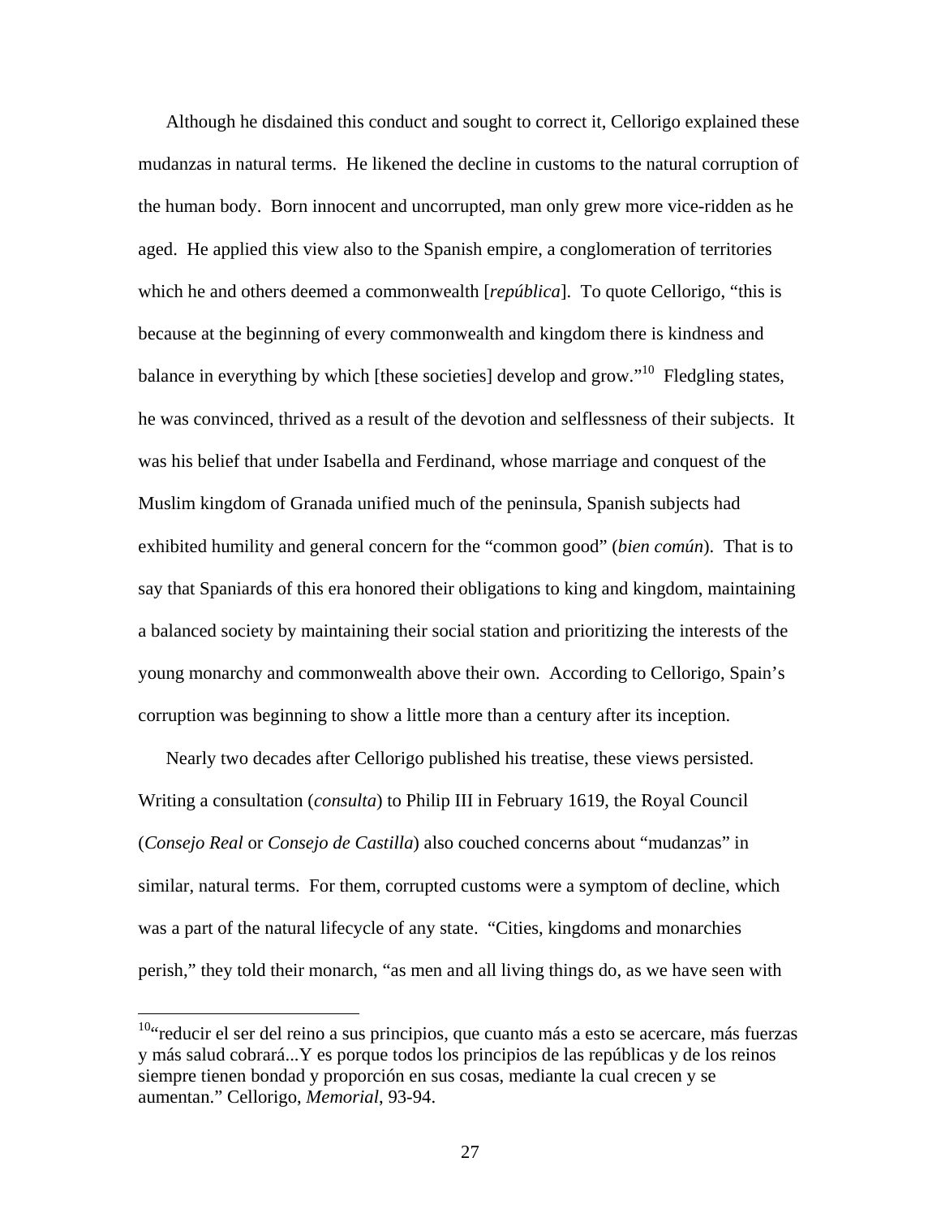Although he disdained this conduct and sought to correct it, Cellorigo explained these mudanzas in natural terms. He likened the decline in customs to the natural corruption of the human body. Born innocent and uncorrupted, man only grew more vice-ridden as he aged. He applied this view also to the Spanish empire, a conglomeration of territories which he and others deemed a commonwealth [*república*]. To quote Cellorigo, "this is because at the beginning of every commonwealth and kingdom there is kindness and balance in everything by which [these societies] develop and grow."[10] Fledgling states, he was convinced, thrived as a result of the devotion and selflessness of their subjects. It was his belief that under Isabella and Ferdinand, whose marriage and conquest of the Muslim kingdom of Granada unified much of the peninsula, Spanish subjects had exhibited humility and general concern for the "common good" (*bien común*). That is to say that Spaniards of this era honored their obligations to king and kingdom, maintaining a balanced society by maintaining their social station and prioritizing the interests of the young monarchy and commonwealth above their own. According to Cellorigo, Spain's corruption was beginning to show a little more than a century after its inception.

Nearly two decades after Cellorigo published his treatise, these views persisted. Writing a consultation (*consulta*) to Philip III in February 1619, the Royal Council (*Consejo Real* or *Consejo de Castilla*) also couched concerns about "mudanzas" in similar, natural terms. For them, corrupted customs were a symptom of decline, which was a part of the natural lifecycle of any state. "Cities, kingdoms and monarchies perish," they told their monarch, "as men and all living things do, as we have seen with

---

[10]"reducir el ser del reino a sus principios, que cuanto más a esto se acercare, más fuerzas y más salud cobrará...Y es porque todos los principios de las repúblicas y de los reinos siempre tienen bondad y proporción en sus cosas, mediante la cual crecen y se aumentan." Cellorigo, *Memorial*, 93-94.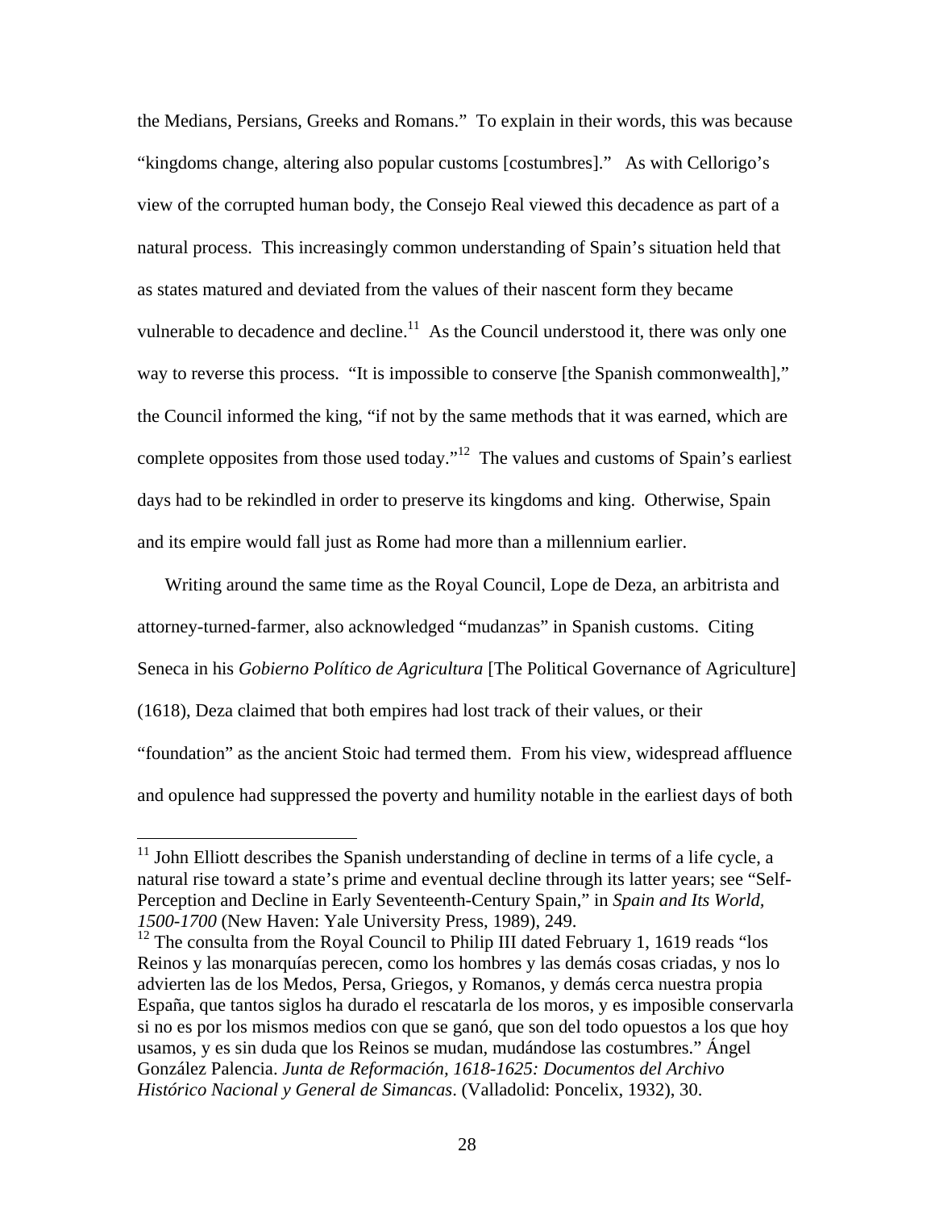the Medians, Persians, Greeks and Romans." To explain in their words, this was because "kingdoms change, altering also popular customs [costumbres]." As with Cellorigo's view of the corrupted human body, the Consejo Real viewed this decadence as part of a natural process. This increasingly common understanding of Spain's situation held that as states matured and deviated from the values of their nascent form they became vulnerable to decadence and decline.[11] As the Council understood it, there was only one way to reverse this process. "It is impossible to conserve [the Spanish commonwealth]," the Council informed the king, "if not by the same methods that it was earned, which are complete opposites from those used today."[12] The values and customs of Spain's earliest days had to be rekindled in order to preserve its kingdoms and king. Otherwise, Spain and its empire would fall just as Rome had more than a millennium earlier.

Writing around the same time as the Royal Council, Lope de Deza, an arbitrista and attorney-turned-farmer, also acknowledged "mudanzas" in Spanish customs. Citing Seneca in his *Gobierno Político de Agricultura* [The Political Governance of Agriculture] (1618), Deza claimed that both empires had lost track of their values, or their "foundation" as the ancient Stoic had termed them. From his view, widespread affluence and opulence had suppressed the poverty and humility notable in the earliest days of both

---

[11] John Elliott describes the Spanish understanding of decline in terms of a life cycle, a natural rise toward a state's prime and eventual decline through its latter years; see "Self-Perception and Decline in Early Seventeenth-Century Spain," in *Spain and Its World, 1500-1700* (New Haven: Yale University Press, 1989), 249.

[12] The consulta from the Royal Council to Philip III dated February 1, 1619 reads "los Reinos y las monarquías perecen, como los hombres y las demás cosas criadas, y nos lo advierten las de los Medos, Persa, Griegos, y Romanos, y demás cerca nuestra propia España, que tantos siglos ha durado el rescatarla de los moros, y es imposible conservarla si no es por los mismos medios con que se ganó, que son del todo opuestos a los que hoy usamos, y es sin duda que los Reinos se mudan, mudándose las costumbres." Ángel González Palencia. *Junta de Reformación, 1618-1625: Documentos del Archivo Histórico Nacional y General de Simancas*. (Valladolid: Poncelix, 1932), 30.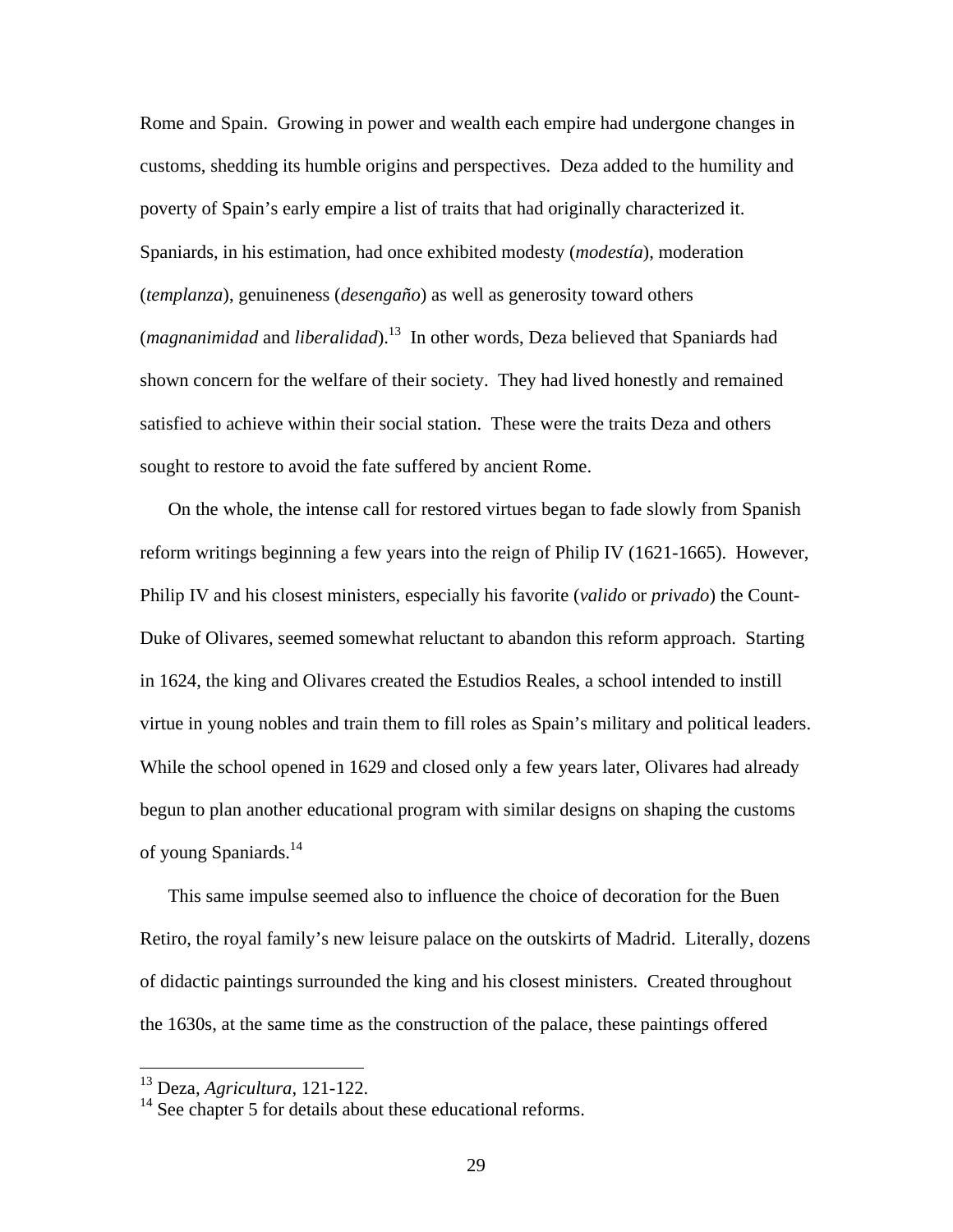Rome and Spain. Growing in power and wealth each empire had undergone changes in customs, shedding its humble origins and perspectives. Deza added to the humility and poverty of Spain's early empire a list of traits that had originally characterized it. Spaniards, in his estimation, had once exhibited modesty (*modestía*), moderation (*templanza*), genuineness (*desengaño*) as well as generosity toward others (*magnanimidad* and *liberalidad*).[13] In other words, Deza believed that Spaniards had shown concern for the welfare of their society. They had lived honestly and remained satisfied to achieve within their social station. These were the traits Deza and others sought to restore to avoid the fate suffered by ancient Rome.

On the whole, the intense call for restored virtues began to fade slowly from Spanish reform writings beginning a few years into the reign of Philip IV (1621-1665). However, Philip IV and his closest ministers, especially his favorite (*valido* or *privado*) the Count-Duke of Olivares, seemed somewhat reluctant to abandon this reform approach. Starting in 1624, the king and Olivares created the Estudios Reales, a school intended to instill virtue in young nobles and train them to fill roles as Spain's military and political leaders. While the school opened in 1629 and closed only a few years later, Olivares had already begun to plan another educational program with similar designs on shaping the customs of young Spaniards.[14]

This same impulse seemed also to influence the choice of decoration for the Buen Retiro, the royal family's new leisure palace on the outskirts of Madrid. Literally, dozens of didactic paintings surrounded the king and his closest ministers. Created throughout the 1630s, at the same time as the construction of the palace, these paintings offered

---

[13] Deza, *Agricultura*, 121-122.

[14] See chapter 5 for details about these educational reforms.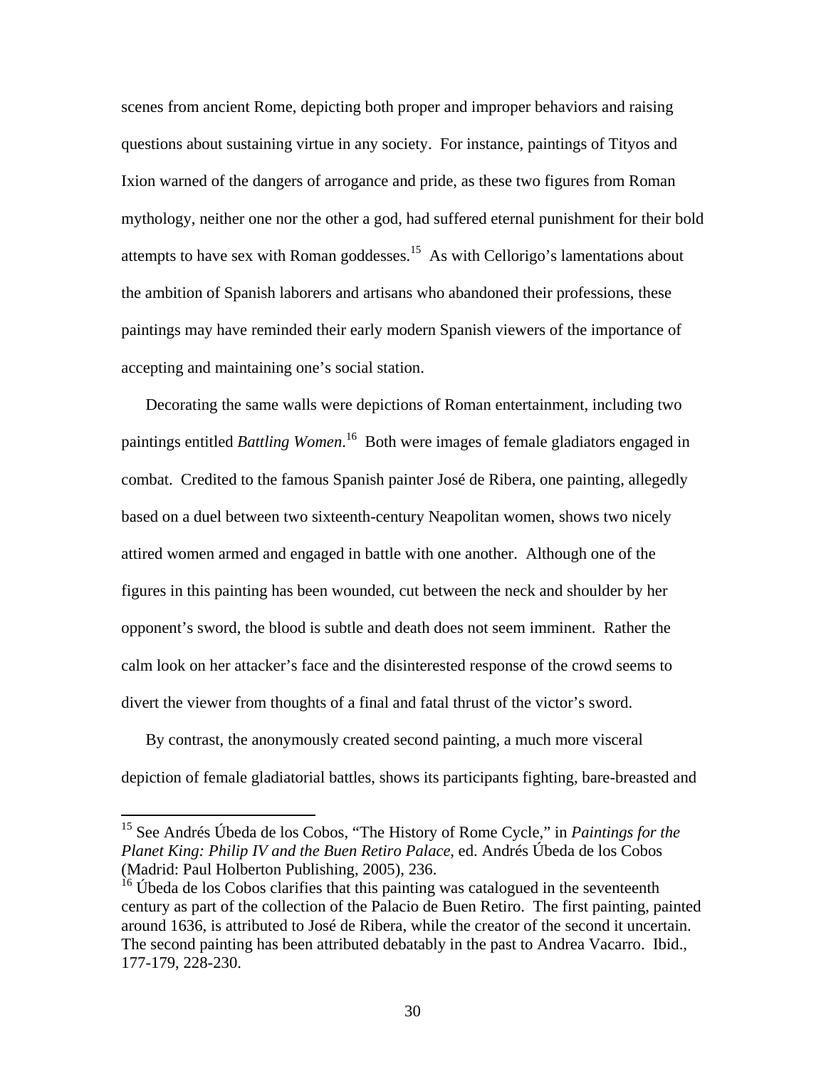scenes from ancient Rome, depicting both proper and improper behaviors and raising questions about sustaining virtue in any society. For instance, paintings of Tityos and Ixion warned of the dangers of arrogance and pride, as these two figures from Roman mythology, neither one nor the other a god, had suffered eternal punishment for their bold attempts to have sex with Roman goddesses.[15] As with Cellorigo's lamentations about the ambition of Spanish laborers and artisans who abandoned their professions, these paintings may have reminded their early modern Spanish viewers of the importance of accepting and maintaining one's social station.

Decorating the same walls were depictions of Roman entertainment, including two paintings entitled *Battling Women*.[16] Both were images of female gladiators engaged in combat. Credited to the famous Spanish painter José de Ribera, one painting, allegedly based on a duel between two sixteenth-century Neapolitan women, shows two nicely attired women armed and engaged in battle with one another. Although one of the figures in this painting has been wounded, cut between the neck and shoulder by her opponent's sword, the blood is subtle and death does not seem imminent. Rather the calm look on her attacker's face and the disinterested response of the crowd seems to divert the viewer from thoughts of a final and fatal thrust of the victor's sword.

By contrast, the anonymously created second painting, a much more visceral depiction of female gladiatorial battles, shows its participants fighting, bare-breasted and

---

[15] See Andrés Úbeda de los Cobos, "The History of Rome Cycle," in *Paintings for the Planet King: Philip IV and the Buen Retiro Palace*, ed. Andrés Úbeda de los Cobos (Madrid: Paul Holberton Publishing, 2005), 236.

[16] Úbeda de los Cobos clarifies that this painting was catalogued in the seventeenth century as part of the collection of the Palacio de Buen Retiro. The first painting, painted around 1636, is attributed to José de Ribera, while the creator of the second it uncertain. The second painting has been attributed debatably in the past to Andrea Vacarro. Ibid., 177-179, 228-230.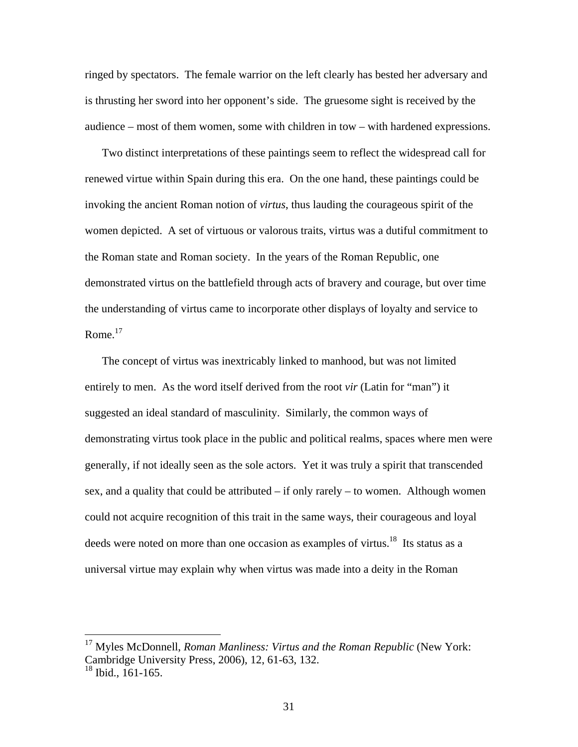ringed by spectators. The female warrior on the left clearly has bested her adversary and is thrusting her sword into her opponent's side. The gruesome sight is received by the audience – most of them women, some with children in tow – with hardened expressions.

Two distinct interpretations of these paintings seem to reflect the widespread call for renewed virtue within Spain during this era. On the one hand, these paintings could be invoking the ancient Roman notion of *virtus*, thus lauding the courageous spirit of the women depicted. A set of virtuous or valorous traits, virtus was a dutiful commitment to the Roman state and Roman society. In the years of the Roman Republic, one demonstrated virtus on the battlefield through acts of bravery and courage, but over time the understanding of virtus came to incorporate other displays of loyalty and service to Rome.[17]

The concept of virtus was inextricably linked to manhood, but was not limited entirely to men. As the word itself derived from the root *vir* (Latin for "man") it suggested an ideal standard of masculinity. Similarly, the common ways of demonstrating virtus took place in the public and political realms, spaces where men were generally, if not ideally seen as the sole actors. Yet it was truly a spirit that transcended sex, and a quality that could be attributed – if only rarely – to women. Although women could not acquire recognition of this trait in the same ways, their courageous and loyal deeds were noted on more than one occasion as examples of virtus.[18] Its status as a universal virtue may explain why when virtus was made into a deity in the Roman

---

[17] Myles McDonnell, *Roman Manliness: Virtus and the Roman Republic* (New York: Cambridge University Press, 2006), 12, 61-63, 132.

[18] Ibid., 161-165.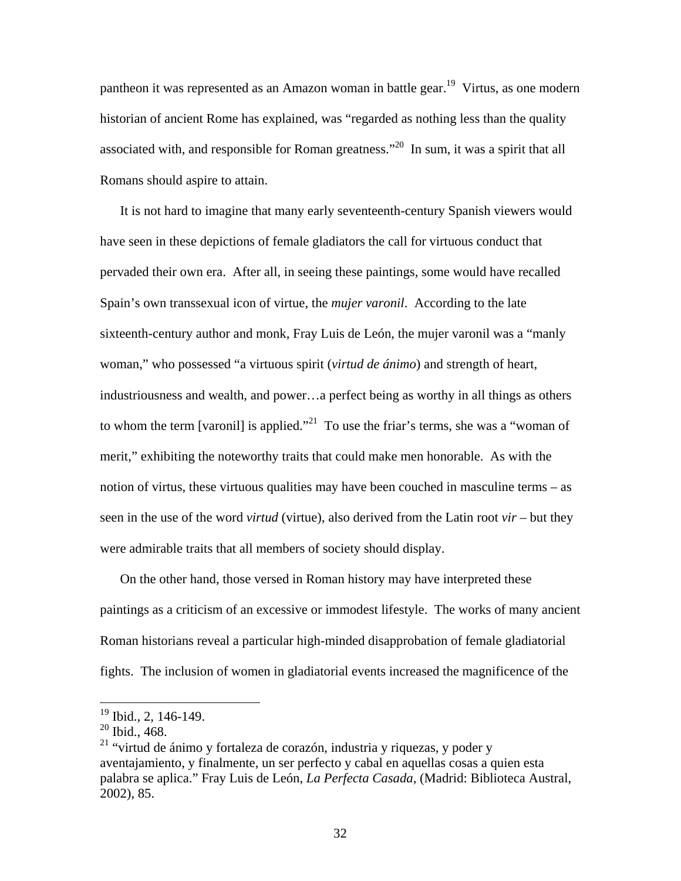pantheon it was represented as an Amazon woman in battle gear.[19] Virtus, as one modern historian of ancient Rome has explained, was "regarded as nothing less than the quality associated with, and responsible for Roman greatness."[20] In sum, it was a spirit that all Romans should aspire to attain.

It is not hard to imagine that many early seventeenth-century Spanish viewers would have seen in these depictions of female gladiators the call for virtuous conduct that pervaded their own era. After all, in seeing these paintings, some would have recalled Spain's own transsexual icon of virtue, the *mujer varonil*. According to the late sixteenth-century author and monk, Fray Luis de León, the mujer varonil was a "manly woman," who possessed "a virtuous spirit (*virtud de ánimo*) and strength of heart, industriousness and wealth, and power…a perfect being as worthy in all things as others to whom the term [varonil] is applied."[21] To use the friar's terms, she was a "woman of merit," exhibiting the noteworthy traits that could make men honorable. As with the notion of virtus, these virtuous qualities may have been couched in masculine terms – as seen in the use of the word *virtud* (virtue), also derived from the Latin root *vir* – but they were admirable traits that all members of society should display.

On the other hand, those versed in Roman history may have interpreted these paintings as a criticism of an excessive or immodest lifestyle. The works of many ancient Roman historians reveal a particular high-minded disapprobation of female gladiatorial fights. The inclusion of women in gladiatorial events increased the magnificence of the

---

[19] Ibid., 2, 146-149.

[20] Ibid., 468.

[21] "virtud de ánimo y fortaleza de corazón, industria y riquezas, y poder y aventajamiento, y finalmente, un ser perfecto y cabal en aquellas cosas a quien esta palabra se aplica." Fray Luis de León, *La Perfecta Casada*, (Madrid: Biblioteca Austral, 2002), 85.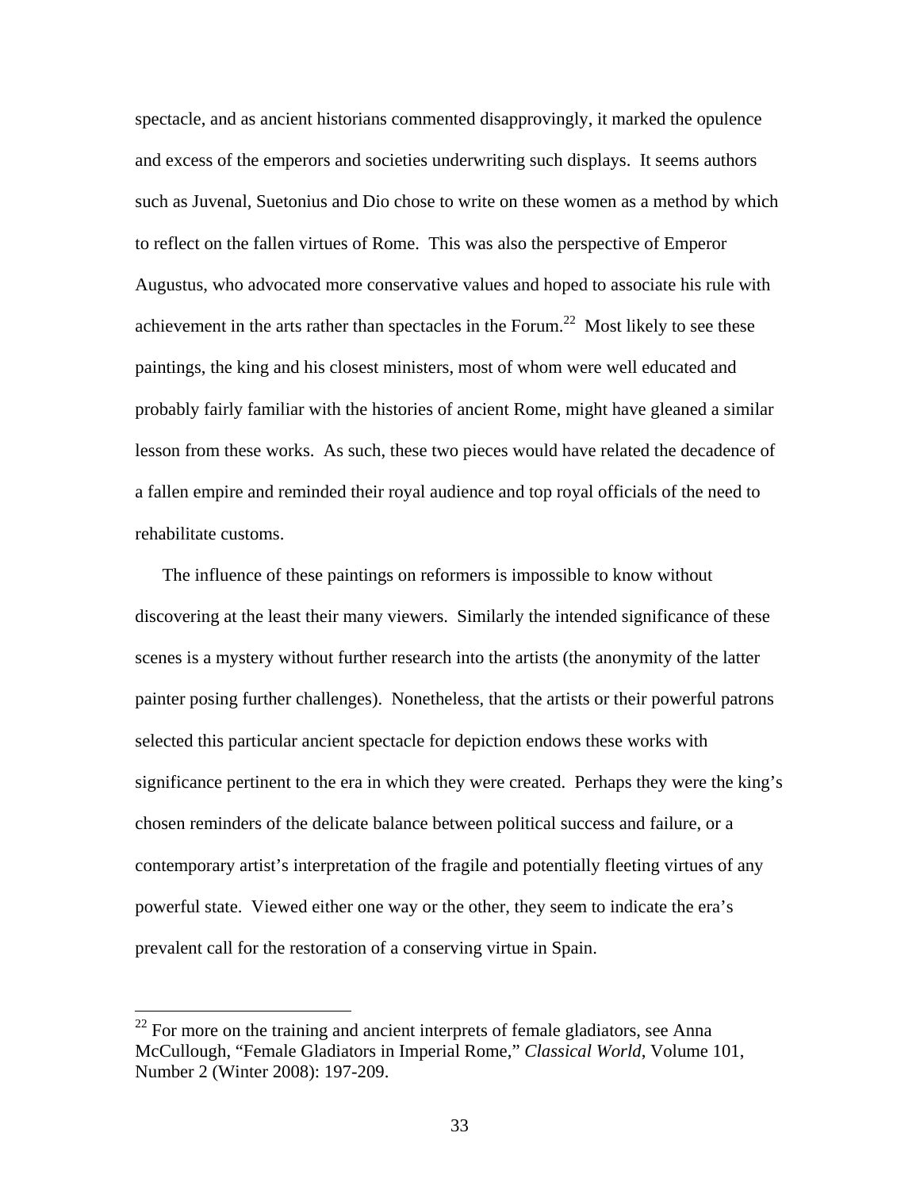spectacle, and as ancient historians commented disapprovingly, it marked the opulence and excess of the emperors and societies underwriting such displays. It seems authors such as Juvenal, Suetonius and Dio chose to write on these women as a method by which to reflect on the fallen virtues of Rome. This was also the perspective of Emperor Augustus, who advocated more conservative values and hoped to associate his rule with achievement in the arts rather than spectacles in the Forum.[22] Most likely to see these paintings, the king and his closest ministers, most of whom were well educated and probably fairly familiar with the histories of ancient Rome, might have gleaned a similar lesson from these works. As such, these two pieces would have related the decadence of a fallen empire and reminded their royal audience and top royal officials of the need to rehabilitate customs.

The influence of these paintings on reformers is impossible to know without discovering at the least their many viewers. Similarly the intended significance of these scenes is a mystery without further research into the artists (the anonymity of the latter painter posing further challenges). Nonetheless, that the artists or their powerful patrons selected this particular ancient spectacle for depiction endows these works with significance pertinent to the era in which they were created. Perhaps they were the king's chosen reminders of the delicate balance between political success and failure, or a contemporary artist's interpretation of the fragile and potentially fleeting virtues of any powerful state. Viewed either one way or the other, they seem to indicate the era's prevalent call for the restoration of a conserving virtue in Spain.

---

[22] For more on the training and ancient interprets of female gladiators, see Anna McCullough, "Female Gladiators in Imperial Rome," *Classical World*, Volume 101, Number 2 (Winter 2008): 197-209.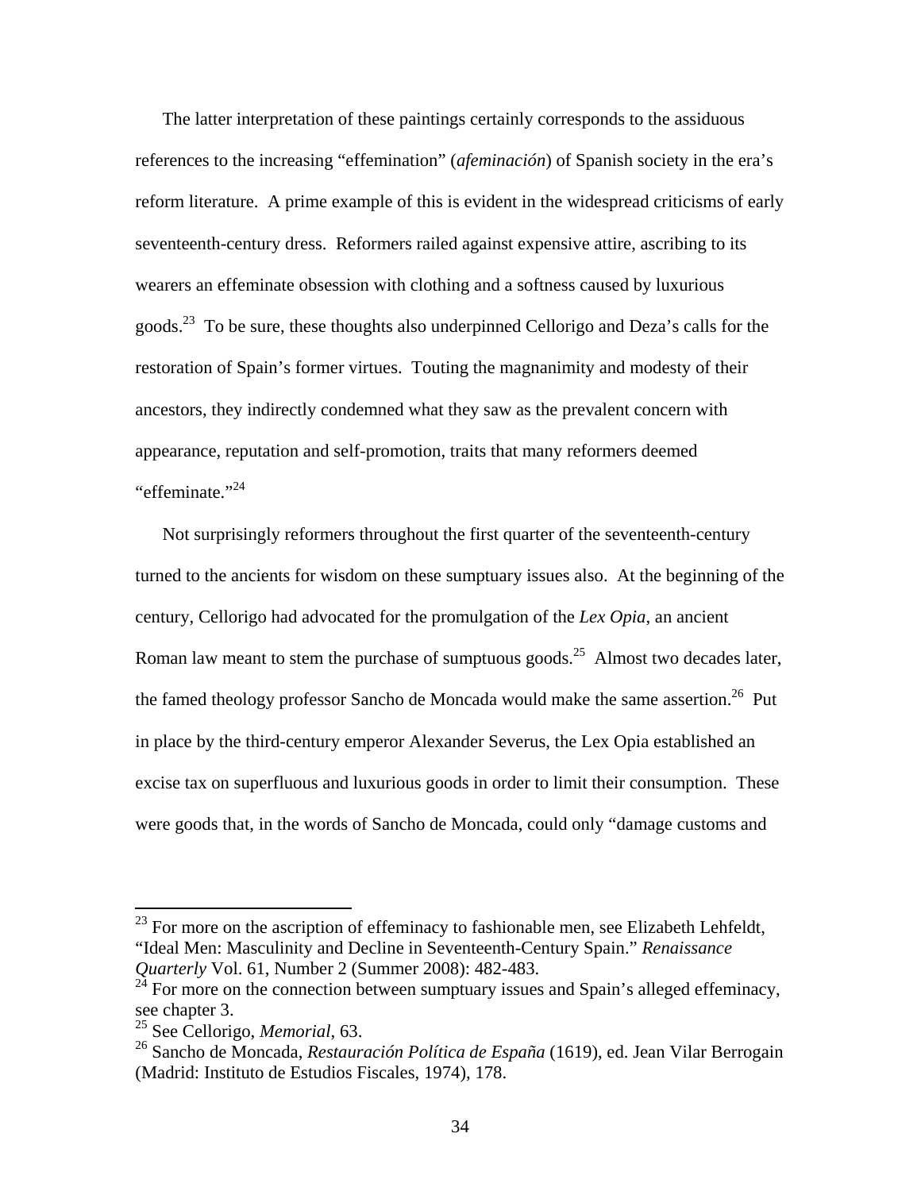The latter interpretation of these paintings certainly corresponds to the assiduous references to the increasing "effemination" (*afeminación*) of Spanish society in the era's reform literature. A prime example of this is evident in the widespread criticisms of early seventeenth-century dress. Reformers railed against expensive attire, ascribing to its wearers an effeminate obsession with clothing and a softness caused by luxurious goods.[23] To be sure, these thoughts also underpinned Cellorigo and Deza's calls for the restoration of Spain's former virtues. Touting the magnanimity and modesty of their ancestors, they indirectly condemned what they saw as the prevalent concern with appearance, reputation and self-promotion, traits that many reformers deemed "effeminate."[24]

Not surprisingly reformers throughout the first quarter of the seventeenth-century turned to the ancients for wisdom on these sumptuary issues also. At the beginning of the century, Cellorigo had advocated for the promulgation of the *Lex Opia*, an ancient Roman law meant to stem the purchase of sumptuous goods.[25] Almost two decades later, the famed theology professor Sancho de Moncada would make the same assertion.[26] Put in place by the third-century emperor Alexander Severus, the Lex Opia established an excise tax on superfluous and luxurious goods in order to limit their consumption. These were goods that, in the words of Sancho de Moncada, could only "damage customs and

---

[23] For more on the ascription of effeminacy to fashionable men, see Elizabeth Lehfeldt, "Ideal Men: Masculinity and Decline in Seventeenth-Century Spain." *Renaissance Quarterly* Vol. 61, Number 2 (Summer 2008): 482-483.

[24] For more on the connection between sumptuary issues and Spain's alleged effeminacy, see chapter 3.

[25] See Cellorigo, *Memorial*, 63.

[26] Sancho de Moncada, *Restauración Política de España* (1619), ed. Jean Vilar Berrogain (Madrid: Instituto de Estudios Fiscales, 1974), 178.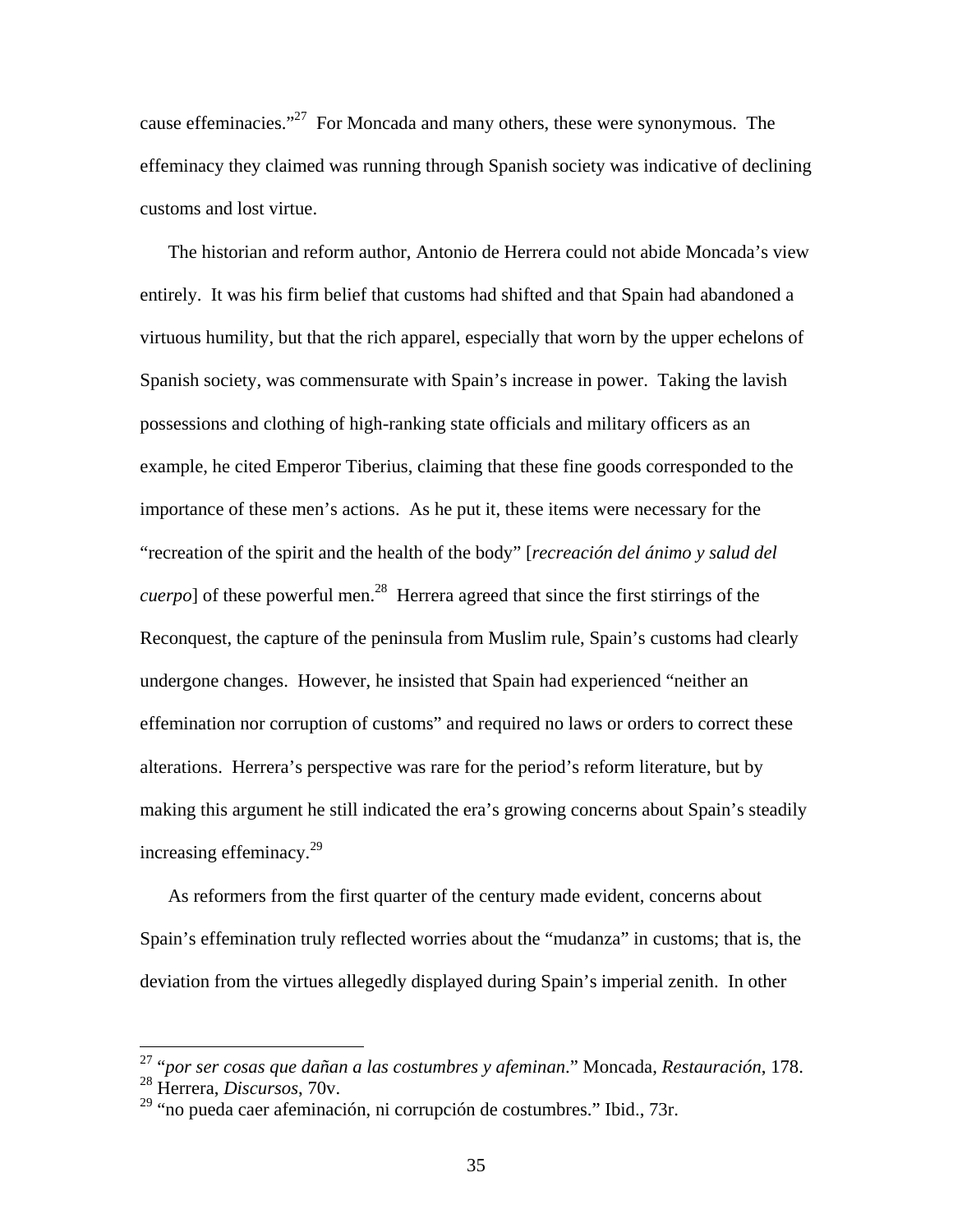cause effeminacies."[27] For Moncada and many others, these were synonymous. The effeminacy they claimed was running through Spanish society was indicative of declining customs and lost virtue.

The historian and reform author, Antonio de Herrera could not abide Moncada's view entirely. It was his firm belief that customs had shifted and that Spain had abandoned a virtuous humility, but that the rich apparel, especially that worn by the upper echelons of Spanish society, was commensurate with Spain's increase in power. Taking the lavish possessions and clothing of high-ranking state officials and military officers as an example, he cited Emperor Tiberius, claiming that these fine goods corresponded to the importance of these men's actions. As he put it, these items were necessary for the "recreation of the spirit and the health of the body" [*recreación del ánimo y salud del cuerpo*] of these powerful men.[28] Herrera agreed that since the first stirrings of the Reconquest, the capture of the peninsula from Muslim rule, Spain's customs had clearly undergone changes. However, he insisted that Spain had experienced "neither an effemination nor corruption of customs" and required no laws or orders to correct these alterations. Herrera's perspective was rare for the period's reform literature, but by making this argument he still indicated the era's growing concerns about Spain's steadily increasing effeminacy.[29]

As reformers from the first quarter of the century made evident, concerns about Spain's effemination truly reflected worries about the "mudanza" in customs; that is, the deviation from the virtues allegedly displayed during Spain's imperial zenith. In other

---

[27] "*por ser cosas que dañan a las costumbres y afeminan*." Moncada, *Restauración*, 178.
[28] Herrera, *Discursos*, 70v.
[29] "no pueda caer afeminación, ni corrupción de costumbres." Ibid., 73r.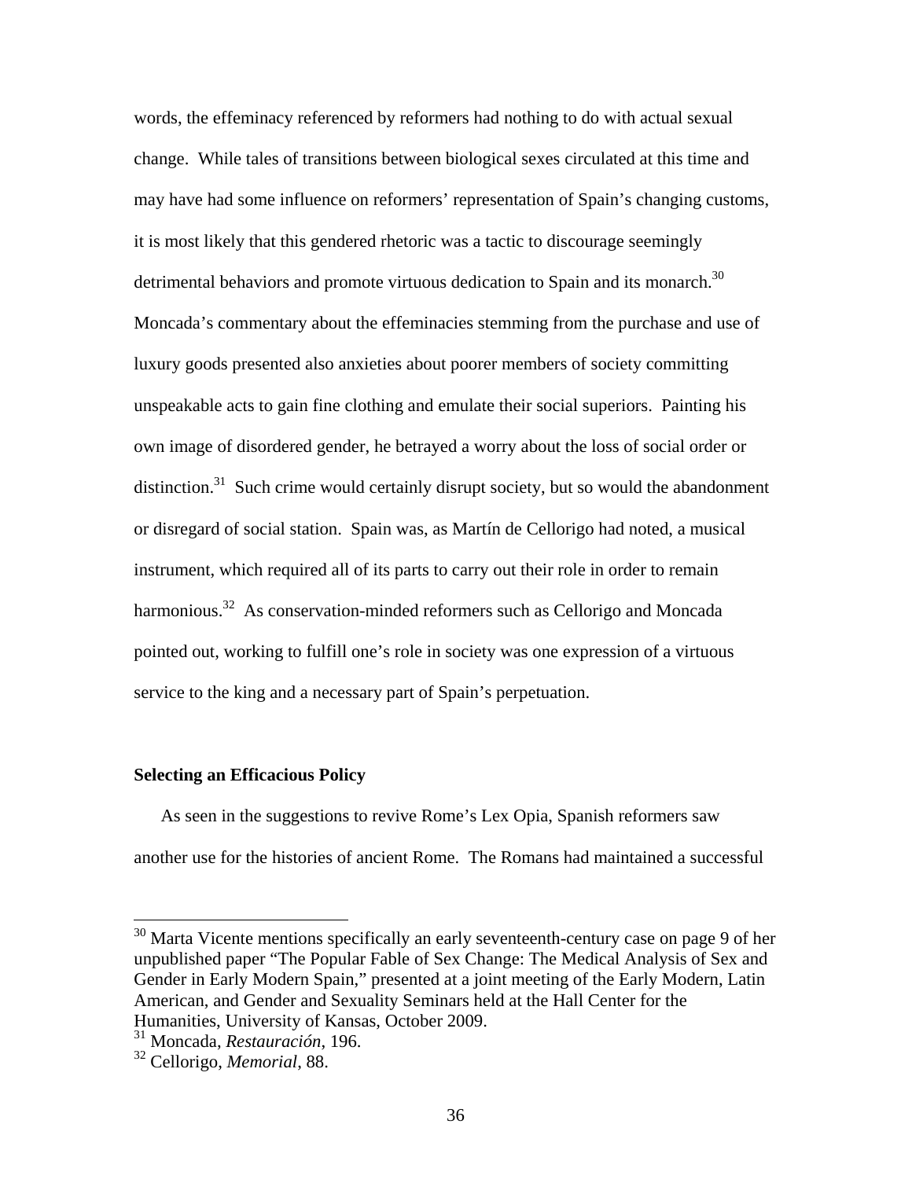words, the effeminacy referenced by reformers had nothing to do with actual sexual change. While tales of transitions between biological sexes circulated at this time and may have had some influence on reformers' representation of Spain's changing customs, it is most likely that this gendered rhetoric was a tactic to discourage seemingly detrimental behaviors and promote virtuous dedication to Spain and its monarch.[30] Moncada's commentary about the effeminacies stemming from the purchase and use of luxury goods presented also anxieties about poorer members of society committing unspeakable acts to gain fine clothing and emulate their social superiors. Painting his own image of disordered gender, he betrayed a worry about the loss of social order or distinction.[31] Such crime would certainly disrupt society, but so would the abandonment or disregard of social station. Spain was, as Martín de Cellorigo had noted, a musical instrument, which required all of its parts to carry out their role in order to remain harmonious.[32] As conservation-minded reformers such as Cellorigo and Moncada pointed out, working to fulfill one's role in society was one expression of a virtuous service to the king and a necessary part of Spain's perpetuation.

### Selecting an Efficacious Policy

As seen in the suggestions to revive Rome's Lex Opia, Spanish reformers saw another use for the histories of ancient Rome. The Romans had maintained a successful

---

[30] Marta Vicente mentions specifically an early seventeenth-century case on page 9 of her unpublished paper "The Popular Fable of Sex Change: The Medical Analysis of Sex and Gender in Early Modern Spain," presented at a joint meeting of the Early Modern, Latin American, and Gender and Sexuality Seminars held at the Hall Center for the Humanities, University of Kansas, October 2009.

[31] Moncada, *Restauración*, 196.

[32] Cellorigo, *Memorial*, 88.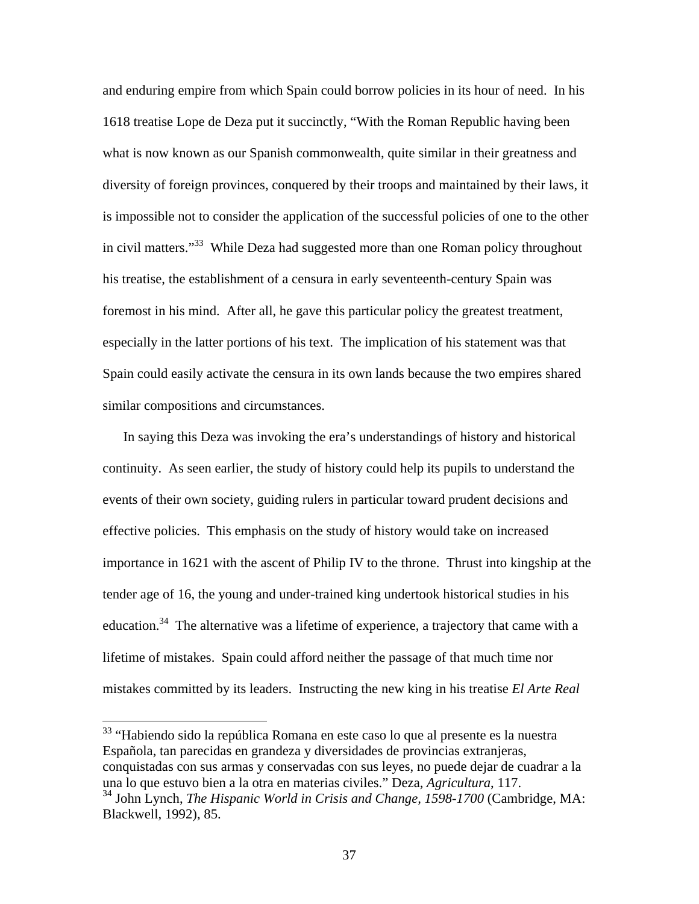and enduring empire from which Spain could borrow policies in its hour of need. In his 1618 treatise Lope de Deza put it succinctly, "With the Roman Republic having been what is now known as our Spanish commonwealth, quite similar in their greatness and diversity of foreign provinces, conquered by their troops and maintained by their laws, it is impossible not to consider the application of the successful policies of one to the other in civil matters."[33] While Deza had suggested more than one Roman policy throughout his treatise, the establishment of a censura in early seventeenth-century Spain was foremost in his mind. After all, he gave this particular policy the greatest treatment, especially in the latter portions of his text. The implication of his statement was that Spain could easily activate the censura in its own lands because the two empires shared similar compositions and circumstances.

In saying this Deza was invoking the era's understandings of history and historical continuity. As seen earlier, the study of history could help its pupils to understand the events of their own society, guiding rulers in particular toward prudent decisions and effective policies. This emphasis on the study of history would take on increased importance in 1621 with the ascent of Philip IV to the throne. Thrust into kingship at the tender age of 16, the young and under-trained king undertook historical studies in his education.[34] The alternative was a lifetime of experience, a trajectory that came with a lifetime of mistakes. Spain could afford neither the passage of that much time nor mistakes committed by its leaders. Instructing the new king in his treatise *El Arte Real*

---

[33] "Habiendo sido la república Romana en este caso lo que al presente es la nuestra Española, tan parecidas en grandeza y diversidades de provincias extranjeras, conquistadas con sus armas y conservadas con sus leyes, no puede dejar de cuadrar a la una lo que estuvo bien a la otra en materias civiles." Deza, *Agricultura*, 117.

[34] John Lynch, *The Hispanic World in Crisis and Change, 1598-1700* (Cambridge, MA: Blackwell, 1992), 85.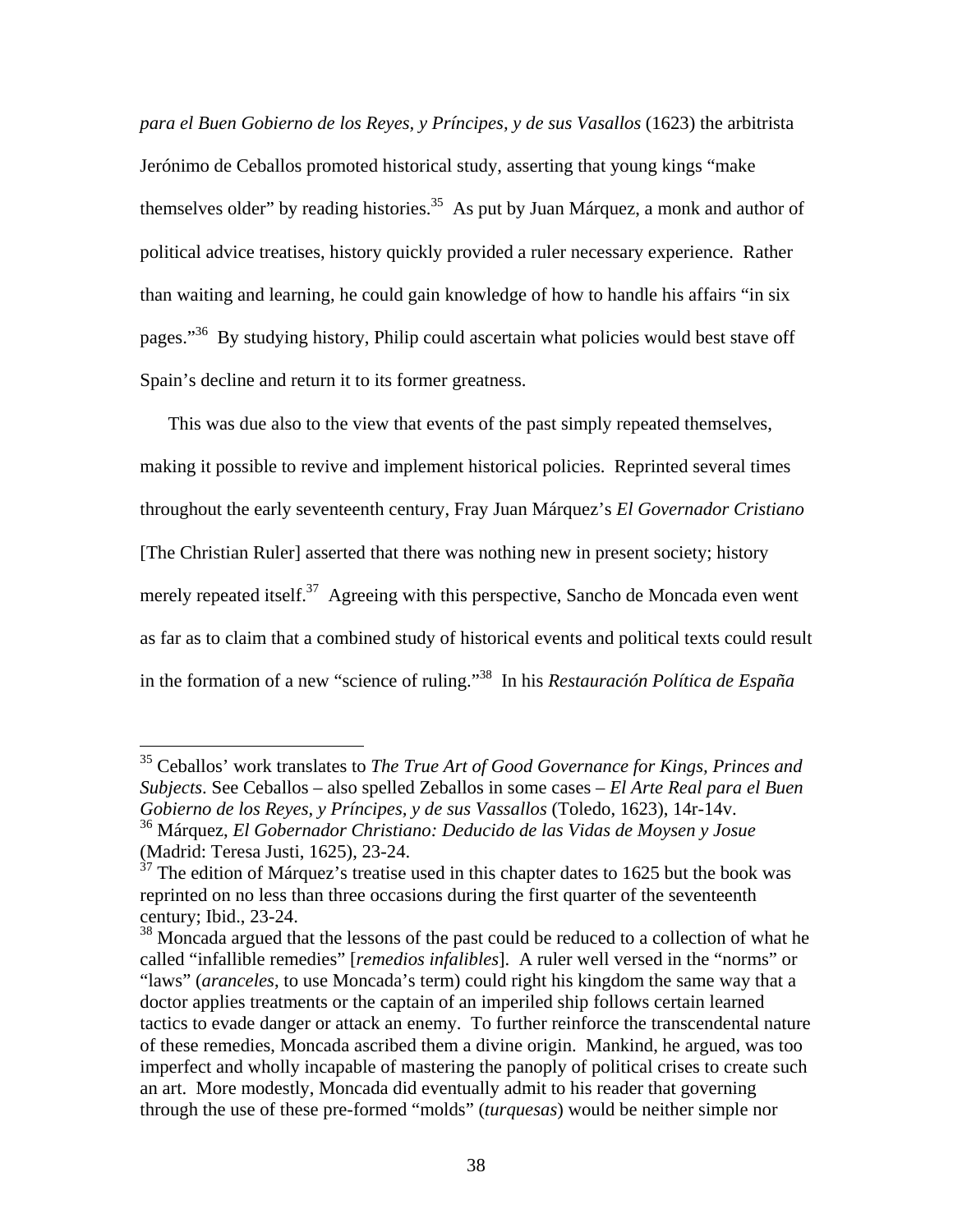*para el Buen Gobierno de los Reyes, y Príncipes, y de sus Vasallos* (1623) the arbitrista Jerónimo de Ceballos promoted historical study, asserting that young kings "make themselves older" by reading histories.[35] As put by Juan Márquez, a monk and author of political advice treatises, history quickly provided a ruler necessary experience. Rather than waiting and learning, he could gain knowledge of how to handle his affairs "in six pages."[36] By studying history, Philip could ascertain what policies would best stave off Spain's decline and return it to its former greatness.

This was due also to the view that events of the past simply repeated themselves, making it possible to revive and implement historical policies. Reprinted several times throughout the early seventeenth century, Fray Juan Márquez's *El Governador Cristiano* [The Christian Ruler] asserted that there was nothing new in present society; history merely repeated itself.[37] Agreeing with this perspective, Sancho de Moncada even went as far as to claim that a combined study of historical events and political texts could result in the formation of a new "science of ruling."[38] In his *Restauración Política de España*

---

[35] Ceballos' work translates to *The True Art of Good Governance for Kings, Princes and Subjects*. See Ceballos – also spelled Zeballos in some cases – *El Arte Real para el Buen Gobierno de los Reyes, y Príncipes, y de sus Vassallos* (Toledo, 1623), 14r-14v.

[36] Márquez, *El Gobernador Christiano: Deducido de las Vidas de Moysen y Josue* (Madrid: Teresa Justi, 1625), 23-24.

[37] The edition of Márquez's treatise used in this chapter dates to 1625 but the book was reprinted on no less than three occasions during the first quarter of the seventeenth century; Ibid., 23-24.

[38] Moncada argued that the lessons of the past could be reduced to a collection of what he called "infallible remedies" [*remedios infalibles*]. A ruler well versed in the "norms" or "laws" (*aranceles*, to use Moncada's term) could right his kingdom the same way that a doctor applies treatments or the captain of an imperiled ship follows certain learned tactics to evade danger or attack an enemy. To further reinforce the transcendental nature of these remedies, Moncada ascribed them a divine origin. Mankind, he argued, was too imperfect and wholly incapable of mastering the panoply of political crises to create such an art. More modestly, Moncada did eventually admit to his reader that governing through the use of these pre-formed "molds" (*turquesas*) would be neither simple nor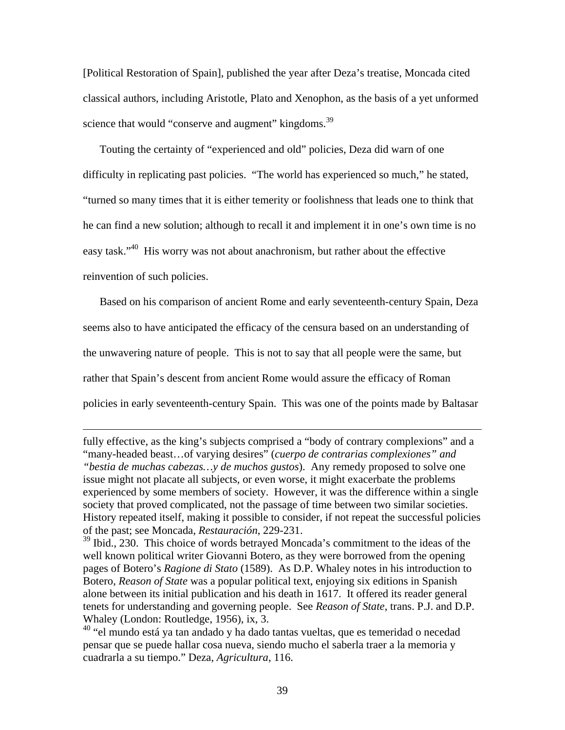[Political Restoration of Spain], published the year after Deza's treatise, Moncada cited classical authors, including Aristotle, Plato and Xenophon, as the basis of a yet unformed science that would "conserve and augment" kingdoms.[39]

Touting the certainty of "experienced and old" policies, Deza did warn of one difficulty in replicating past policies. "The world has experienced so much," he stated, "turned so many times that it is either temerity or foolishness that leads one to think that he can find a new solution; although to recall it and implement it in one's own time is no easy task."[40] His worry was not about anachronism, but rather about the effective reinvention of such policies.

Based on his comparison of ancient Rome and early seventeenth-century Spain, Deza seems also to have anticipated the efficacy of the censura based on an understanding of the unwavering nature of people. This is not to say that all people were the same, but rather that Spain's descent from ancient Rome would assure the efficacy of Roman policies in early seventeenth-century Spain. This was one of the points made by Baltasar

---

fully effective, as the king's subjects comprised a "body of contrary complexions" and a "many-headed beast…of varying desires" (*cuerpo de contrarias complexiones" and "bestia de muchas cabezas…y de muchos gustos*). Any remedy proposed to solve one issue might not placate all subjects, or even worse, it might exacerbate the problems experienced by some members of society. However, it was the difference within a single society that proved complicated, not the passage of time between two similar societies. History repeated itself, making it possible to consider, if not repeat the successful policies of the past; see Moncada, *Restauración*, 229-231.

[39] Ibid., 230. This choice of words betrayed Moncada's commitment to the ideas of the well known political writer Giovanni Botero, as they were borrowed from the opening pages of Botero's *Ragione di Stato* (1589). As D.P. Whaley notes in his introduction to Botero, *Reason of State* was a popular political text, enjoying six editions in Spanish alone between its initial publication and his death in 1617. It offered its reader general tenets for understanding and governing people. See *Reason of State*, trans. P.J. and D.P. Whaley (London: Routledge, 1956), ix, 3.

[40] "el mundo está ya tan andado y ha dado tantas vueltas, que es temeridad o necedad pensar que se puede hallar cosa nueva, siendo mucho el saberla traer a la memoria y cuadrarla a su tiempo." Deza, *Agricultura*, 116.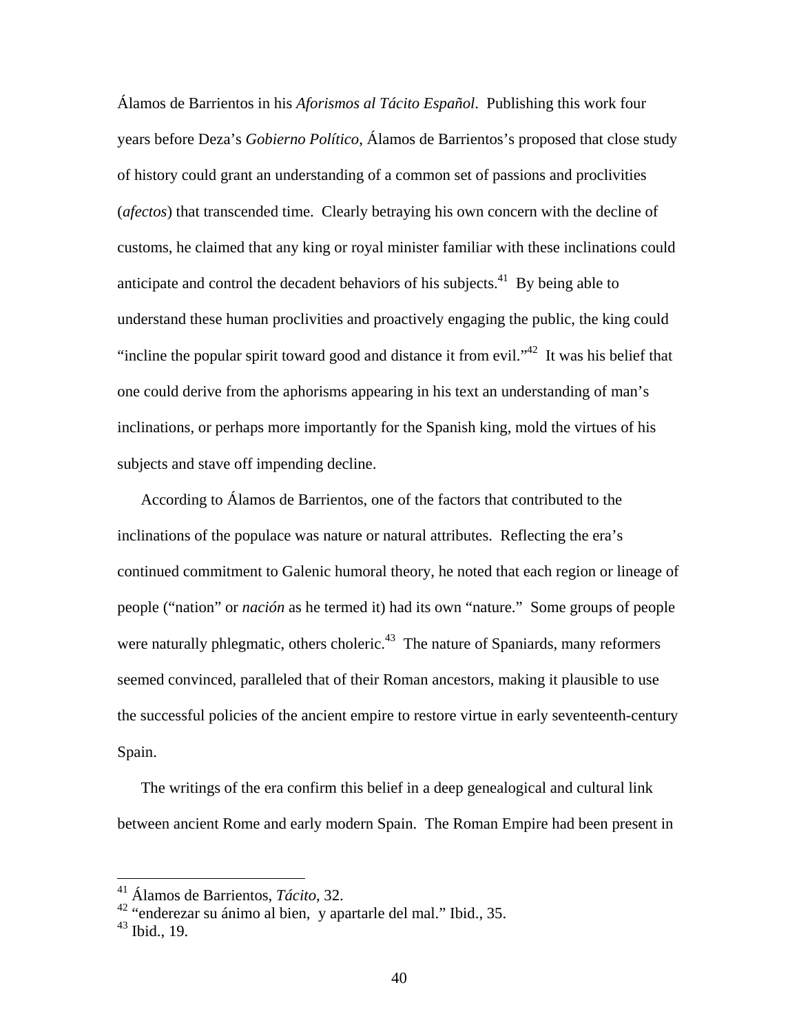Álamos de Barrientos in his *Aforismos al Tácito Español*. Publishing this work four years before Deza's *Gobierno Político*, Álamos de Barrientos's proposed that close study of history could grant an understanding of a common set of passions and proclivities (*afectos*) that transcended time. Clearly betraying his own concern with the decline of customs, he claimed that any king or royal minister familiar with these inclinations could anticipate and control the decadent behaviors of his subjects.[41] By being able to understand these human proclivities and proactively engaging the public, the king could "incline the popular spirit toward good and distance it from evil."[42] It was his belief that one could derive from the aphorisms appearing in his text an understanding of man's inclinations, or perhaps more importantly for the Spanish king, mold the virtues of his subjects and stave off impending decline.

According to Álamos de Barrientos, one of the factors that contributed to the inclinations of the populace was nature or natural attributes. Reflecting the era's continued commitment to Galenic humoral theory, he noted that each region or lineage of people ("nation" or *nación* as he termed it) had its own "nature." Some groups of people were naturally phlegmatic, others choleric.[43] The nature of Spaniards, many reformers seemed convinced, paralleled that of their Roman ancestors, making it plausible to use the successful policies of the ancient empire to restore virtue in early seventeenth-century Spain.

The writings of the era confirm this belief in a deep genealogical and cultural link between ancient Rome and early modern Spain. The Roman Empire had been present in

---

[41] Álamos de Barrientos, *Tácito*, 32.

[42] "enderezar su ánimo al bien, y apartarle del mal." Ibid., 35.

[43] Ibid., 19.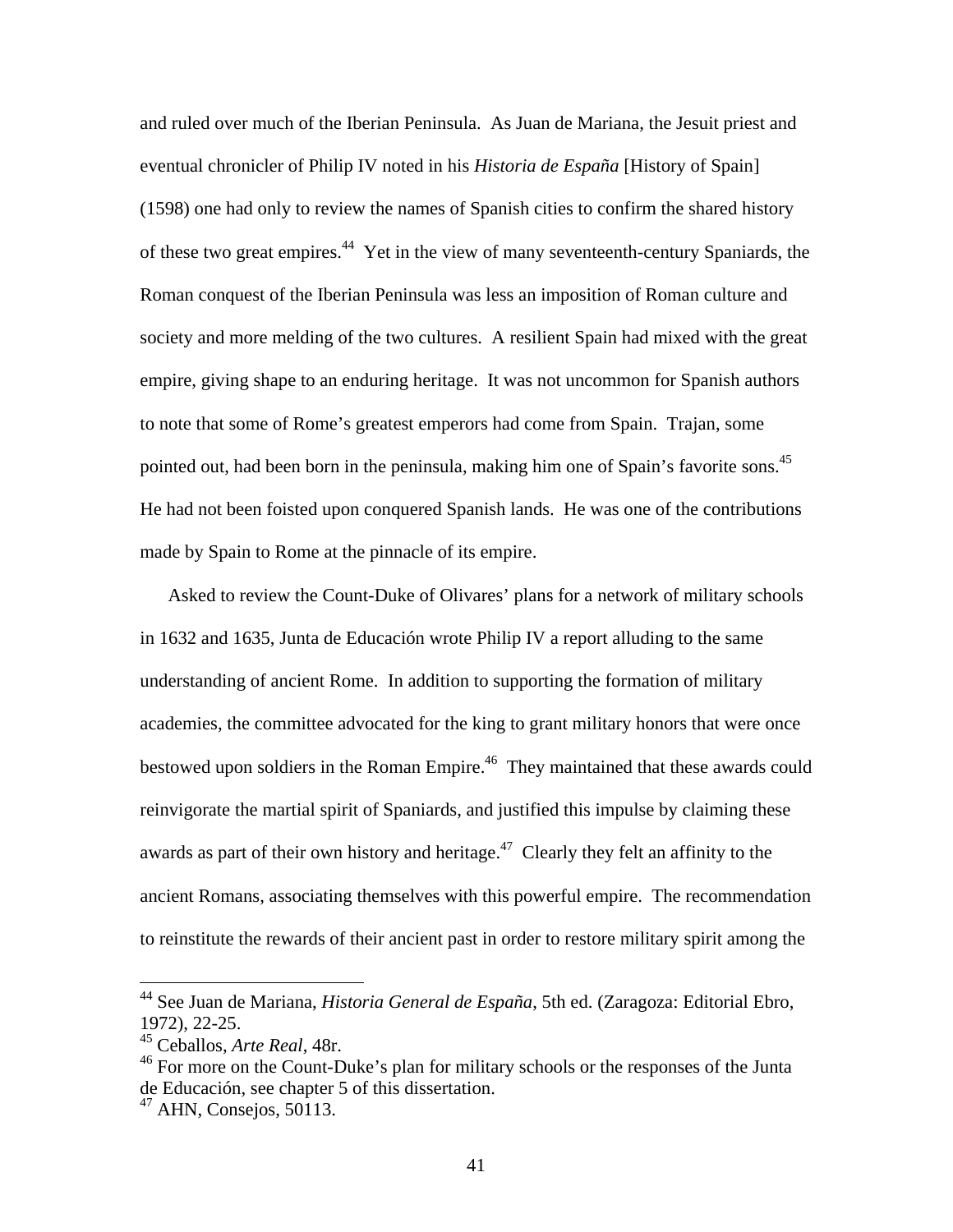and ruled over much of the Iberian Peninsula. As Juan de Mariana, the Jesuit priest and eventual chronicler of Philip IV noted in his *Historia de España* [History of Spain] (1598) one had only to review the names of Spanish cities to confirm the shared history of these two great empires.[44] Yet in the view of many seventeenth-century Spaniards, the Roman conquest of the Iberian Peninsula was less an imposition of Roman culture and society and more melding of the two cultures. A resilient Spain had mixed with the great empire, giving shape to an enduring heritage. It was not uncommon for Spanish authors to note that some of Rome's greatest emperors had come from Spain. Trajan, some pointed out, had been born in the peninsula, making him one of Spain's favorite sons.[45] He had not been foisted upon conquered Spanish lands. He was one of the contributions made by Spain to Rome at the pinnacle of its empire.

Asked to review the Count-Duke of Olivares' plans for a network of military schools in 1632 and 1635, Junta de Educación wrote Philip IV a report alluding to the same understanding of ancient Rome. In addition to supporting the formation of military academies, the committee advocated for the king to grant military honors that were once bestowed upon soldiers in the Roman Empire.[46] They maintained that these awards could reinvigorate the martial spirit of Spaniards, and justified this impulse by claiming these awards as part of their own history and heritage.[47] Clearly they felt an affinity to the ancient Romans, associating themselves with this powerful empire. The recommendation to reinstitute the rewards of their ancient past in order to restore military spirit among the

---

[44] See Juan de Mariana, *Historia General de España*, 5th ed. (Zaragoza: Editorial Ebro, 1972), 22-25.

[45] Ceballos, *Arte Real*, 48r.

[46] For more on the Count-Duke's plan for military schools or the responses of the Junta de Educación, see chapter 5 of this dissertation.

[47] AHN, Consejos, 50113.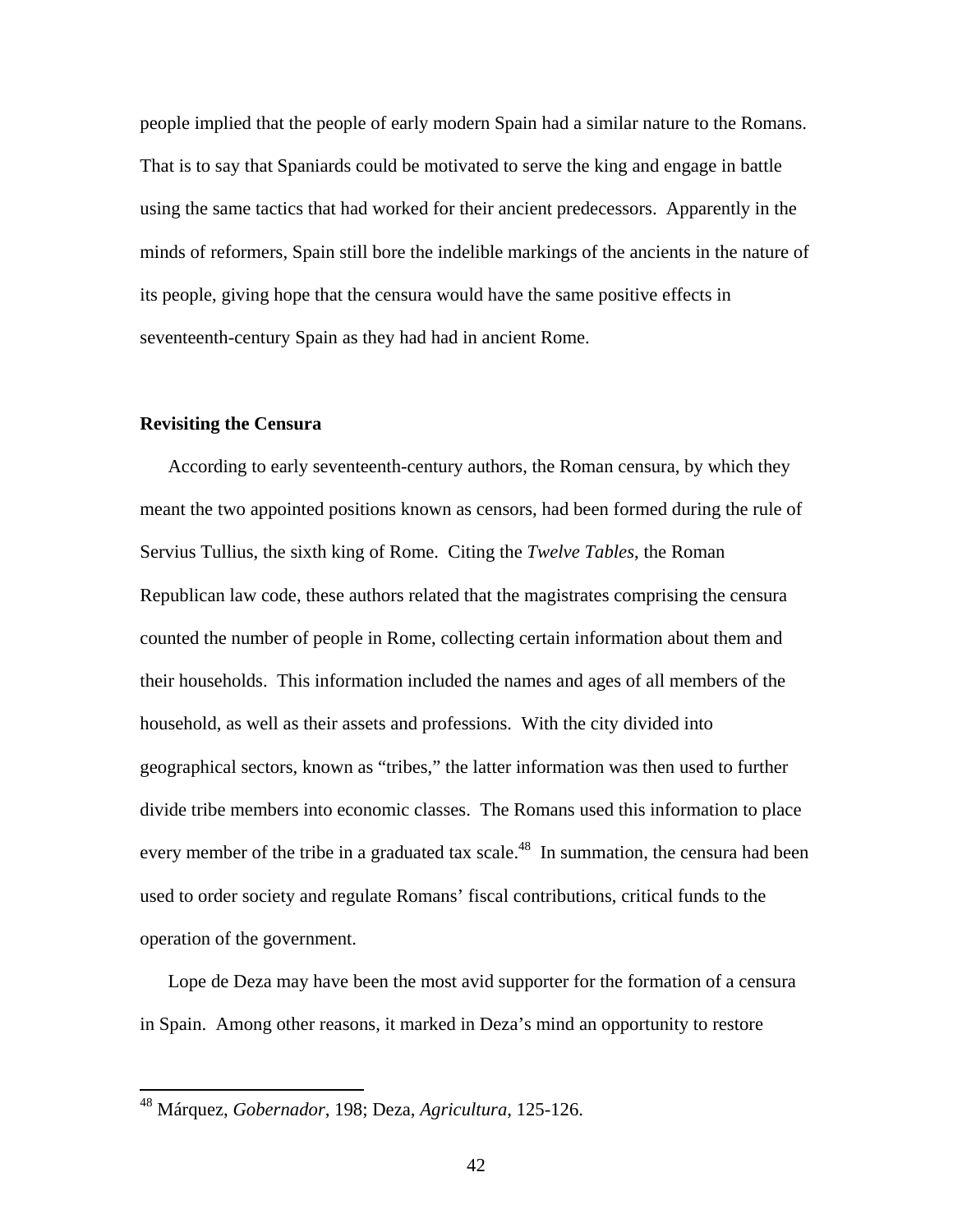people implied that the people of early modern Spain had a similar nature to the Romans. That is to say that Spaniards could be motivated to serve the king and engage in battle using the same tactics that had worked for their ancient predecessors. Apparently in the minds of reformers, Spain still bore the indelible markings of the ancients in the nature of its people, giving hope that the censura would have the same positive effects in seventeenth-century Spain as they had had in ancient Rome.

**Revisiting the Censura**

According to early seventeenth-century authors, the Roman censura, by which they meant the two appointed positions known as censors, had been formed during the rule of Servius Tullius, the sixth king of Rome. Citing the *Twelve Tables*, the Roman Republican law code, these authors related that the magistrates comprising the censura counted the number of people in Rome, collecting certain information about them and their households. This information included the names and ages of all members of the household, as well as their assets and professions. With the city divided into geographical sectors, known as "tribes," the latter information was then used to further divide tribe members into economic classes. The Romans used this information to place every member of the tribe in a graduated tax scale.[48] In summation, the censura had been used to order society and regulate Romans' fiscal contributions, critical funds to the operation of the government.

Lope de Deza may have been the most avid supporter for the formation of a censura in Spain. Among other reasons, it marked in Deza's mind an opportunity to restore

---

[48] Márquez, *Gobernador*, 198; Deza, *Agricultura*, 125-126.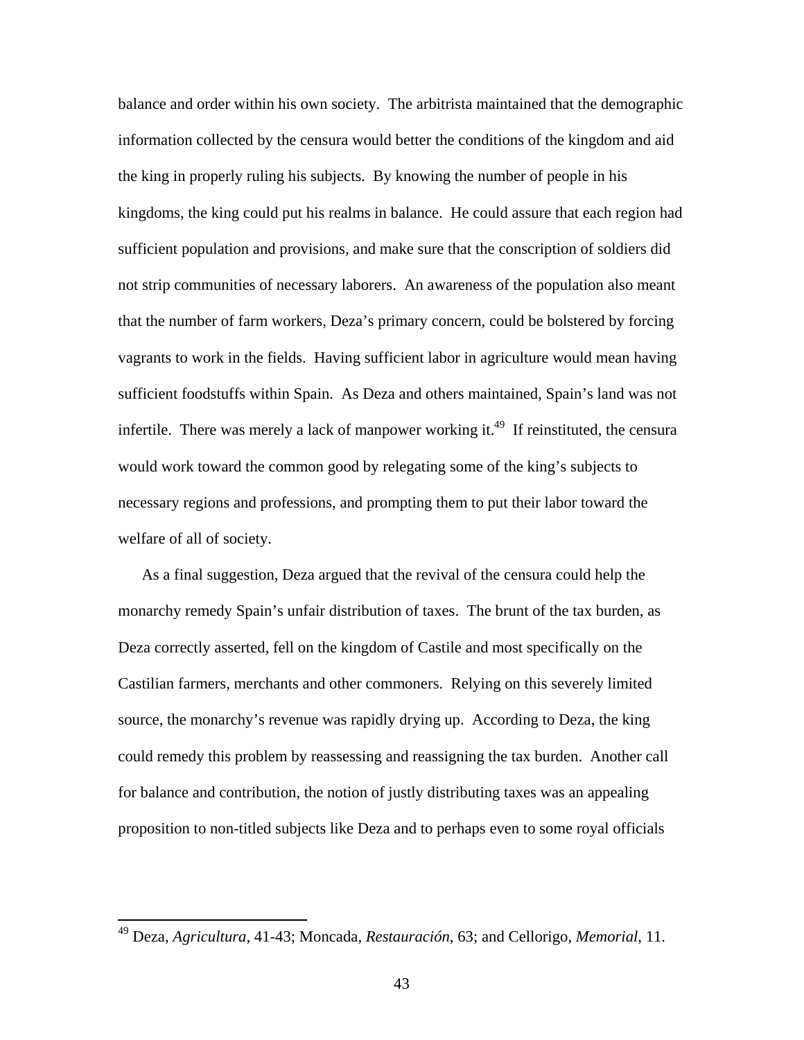balance and order within his own society. The arbitrista maintained that the demographic information collected by the censura would better the conditions of the kingdom and aid the king in properly ruling his subjects. By knowing the number of people in his kingdoms, the king could put his realms in balance. He could assure that each region had sufficient population and provisions, and make sure that the conscription of soldiers did not strip communities of necessary laborers. An awareness of the population also meant that the number of farm workers, Deza's primary concern, could be bolstered by forcing vagrants to work in the fields. Having sufficient labor in agriculture would mean having sufficient foodstuffs within Spain. As Deza and others maintained, Spain's land was not infertile. There was merely a lack of manpower working it.[49] If reinstituted, the censura would work toward the common good by relegating some of the king's subjects to necessary regions and professions, and prompting them to put their labor toward the welfare of all of society.

As a final suggestion, Deza argued that the revival of the censura could help the monarchy remedy Spain's unfair distribution of taxes. The brunt of the tax burden, as Deza correctly asserted, fell on the kingdom of Castile and most specifically on the Castilian farmers, merchants and other commoners. Relying on this severely limited source, the monarchy's revenue was rapidly drying up. According to Deza, the king could remedy this problem by reassessing and reassigning the tax burden. Another call for balance and contribution, the notion of justly distributing taxes was an appealing proposition to non-titled subjects like Deza and to perhaps even to some royal officials

---

[49] Deza, *Agricultura*, 41-43; Moncada, *Restauración*, 63; and Cellorigo, *Memorial*, 11.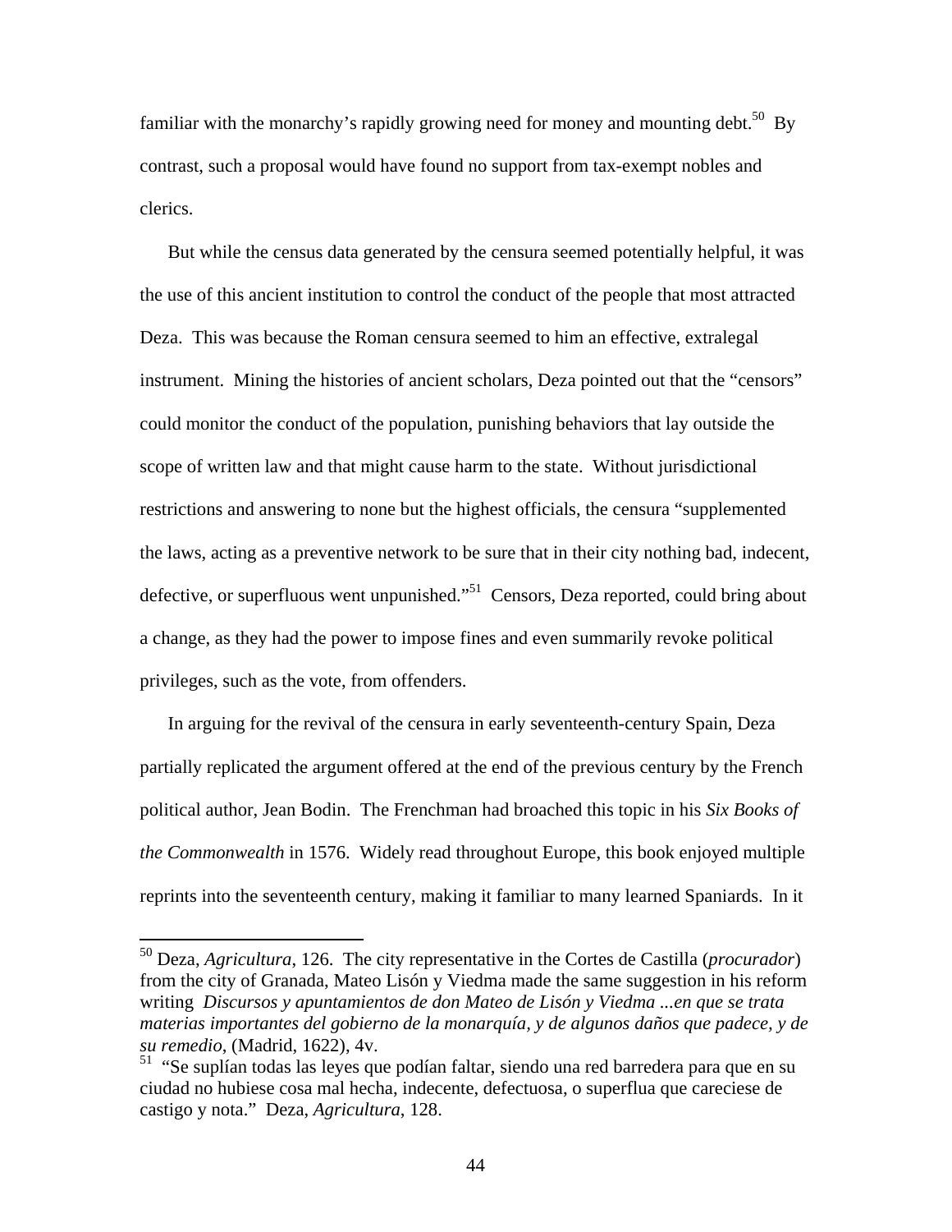familiar with the monarchy's rapidly growing need for money and mounting debt.[50] By contrast, such a proposal would have found no support from tax-exempt nobles and clerics.

But while the census data generated by the censura seemed potentially helpful, it was the use of this ancient institution to control the conduct of the people that most attracted Deza. This was because the Roman censura seemed to him an effective, extralegal instrument. Mining the histories of ancient scholars, Deza pointed out that the "censors" could monitor the conduct of the population, punishing behaviors that lay outside the scope of written law and that might cause harm to the state. Without jurisdictional restrictions and answering to none but the highest officials, the censura "supplemented the laws, acting as a preventive network to be sure that in their city nothing bad, indecent, defective, or superfluous went unpunished."[51] Censors, Deza reported, could bring about a change, as they had the power to impose fines and even summarily revoke political privileges, such as the vote, from offenders.

In arguing for the revival of the censura in early seventeenth-century Spain, Deza partially replicated the argument offered at the end of the previous century by the French political author, Jean Bodin. The Frenchman had broached this topic in his *Six Books of the Commonwealth* in 1576. Widely read throughout Europe, this book enjoyed multiple reprints into the seventeenth century, making it familiar to many learned Spaniards. In it

---

[50] Deza, *Agricultura*, 126. The city representative in the Cortes de Castilla (*procurador*) from the city of Granada, Mateo Lisón y Viedma made the same suggestion in his reform writing *Discursos y apuntamientos de don Mateo de Lisón y Viedma ...en que se trata materias importantes del gobierno de la monarquía, y de algunos daños que padece, y de su remedio*, (Madrid, 1622), 4v.

[51] "Se suplían todas las leyes que podían faltar, siendo una red barredera para que en su ciudad no hubiese cosa mal hecha, indecente, defectuosa, o superflua que careciese de castigo y nota." Deza, *Agricultura*, 128.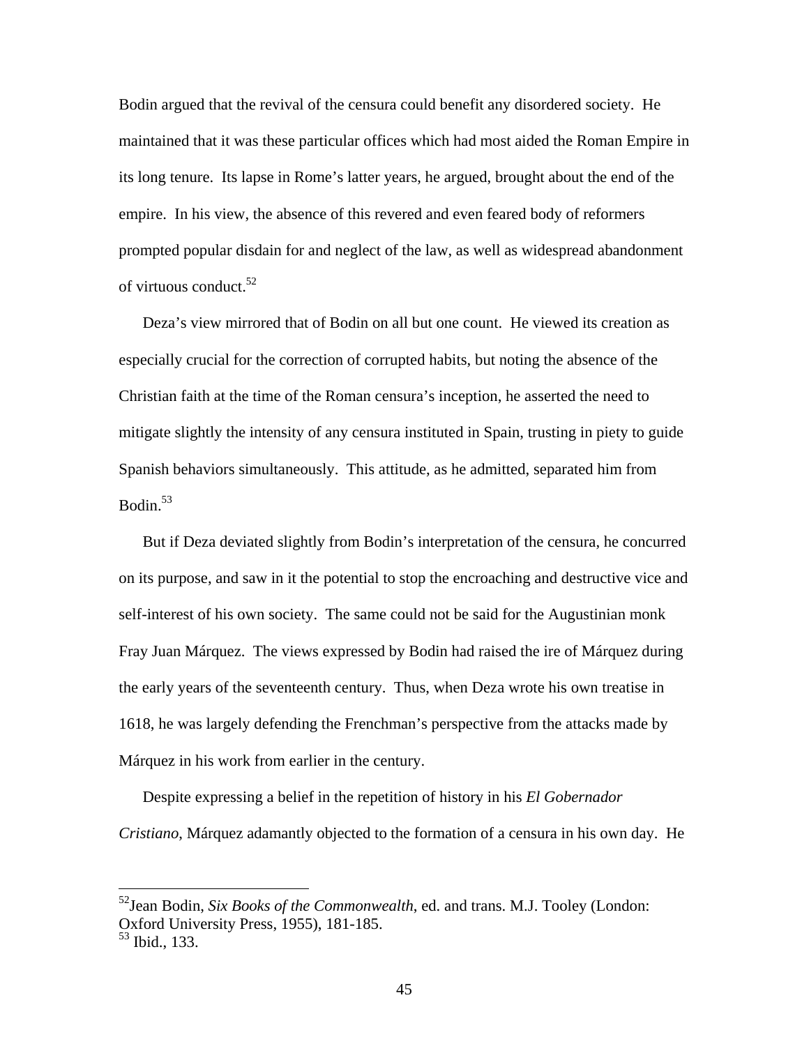Bodin argued that the revival of the censura could benefit any disordered society. He maintained that it was these particular offices which had most aided the Roman Empire in its long tenure. Its lapse in Rome's latter years, he argued, brought about the end of the empire. In his view, the absence of this revered and even feared body of reformers prompted popular disdain for and neglect of the law, as well as widespread abandonment of virtuous conduct.[52]

Deza's view mirrored that of Bodin on all but one count. He viewed its creation as especially crucial for the correction of corrupted habits, but noting the absence of the Christian faith at the time of the Roman censura's inception, he asserted the need to mitigate slightly the intensity of any censura instituted in Spain, trusting in piety to guide Spanish behaviors simultaneously. This attitude, as he admitted, separated him from Bodin.[53]

But if Deza deviated slightly from Bodin's interpretation of the censura, he concurred on its purpose, and saw in it the potential to stop the encroaching and destructive vice and self-interest of his own society. The same could not be said for the Augustinian monk Fray Juan Márquez. The views expressed by Bodin had raised the ire of Márquez during the early years of the seventeenth century. Thus, when Deza wrote his own treatise in 1618, he was largely defending the Frenchman's perspective from the attacks made by Márquez in his work from earlier in the century.

Despite expressing a belief in the repetition of history in his *El Gobernador Cristiano*, Márquez adamantly objected to the formation of a censura in his own day. He

---

[52] Jean Bodin, *Six Books of the Commonwealth*, ed. and trans. M.J. Tooley (London: Oxford University Press, 1955), 181-185.

[53] Ibid., 133.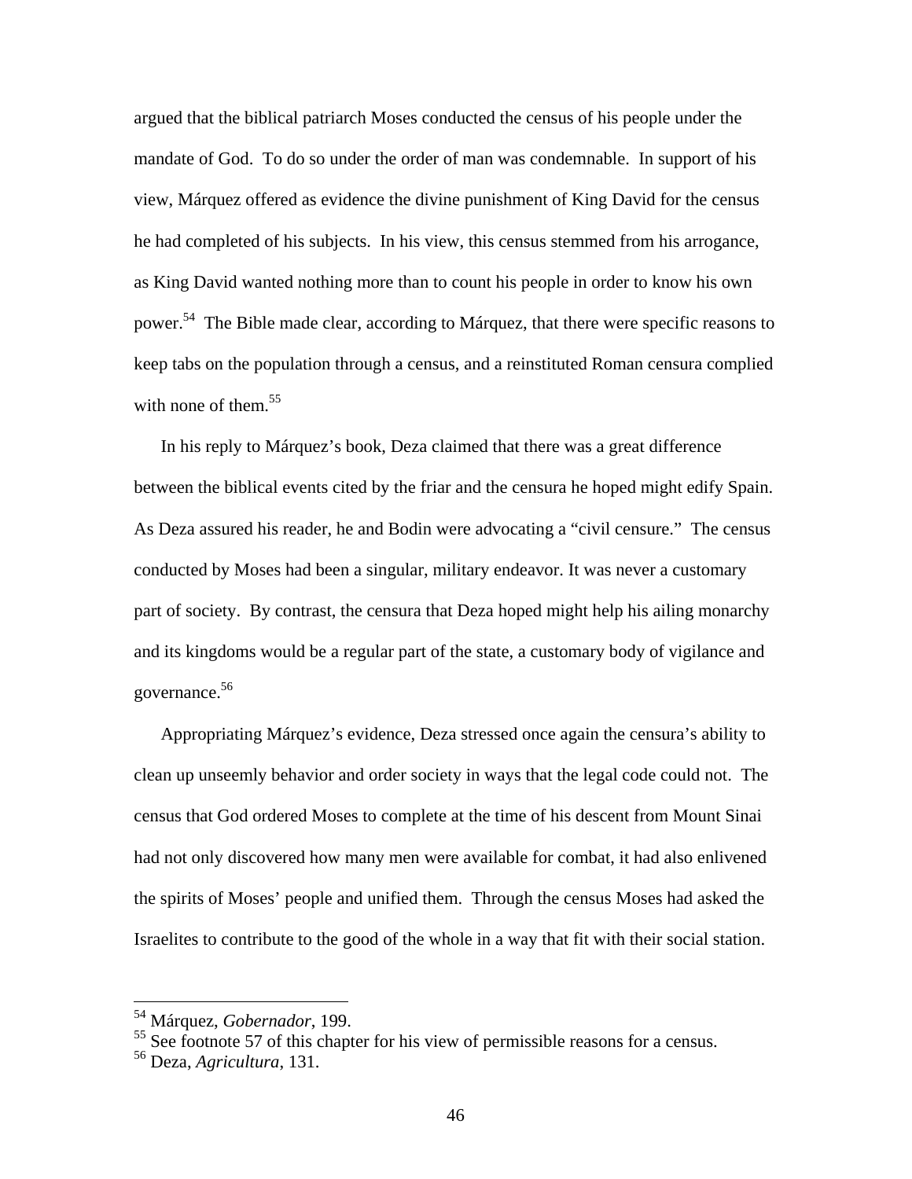argued that the biblical patriarch Moses conducted the census of his people under the mandate of God. To do so under the order of man was condemnable. In support of his view, Márquez offered as evidence the divine punishment of King David for the census he had completed of his subjects. In his view, this census stemmed from his arrogance, as King David wanted nothing more than to count his people in order to know his own power.[54] The Bible made clear, according to Márquez, that there were specific reasons to keep tabs on the population through a census, and a reinstituted Roman censura complied with none of them.[55]

In his reply to Márquez's book, Deza claimed that there was a great difference between the biblical events cited by the friar and the censura he hoped might edify Spain. As Deza assured his reader, he and Bodin were advocating a "civil censure." The census conducted by Moses had been a singular, military endeavor. It was never a customary part of society. By contrast, the censura that Deza hoped might help his ailing monarchy and its kingdoms would be a regular part of the state, a customary body of vigilance and governance.[56]

Appropriating Márquez's evidence, Deza stressed once again the censura's ability to clean up unseemly behavior and order society in ways that the legal code could not. The census that God ordered Moses to complete at the time of his descent from Mount Sinai had not only discovered how many men were available for combat, it had also enlivened the spirits of Moses' people and unified them. Through the census Moses had asked the Israelites to contribute to the good of the whole in a way that fit with their social station.

---

[54] Márquez, *Gobernador*, 199.

[55] See footnote 57 of this chapter for his view of permissible reasons for a census.

[56] Deza, *Agricultura*, 131.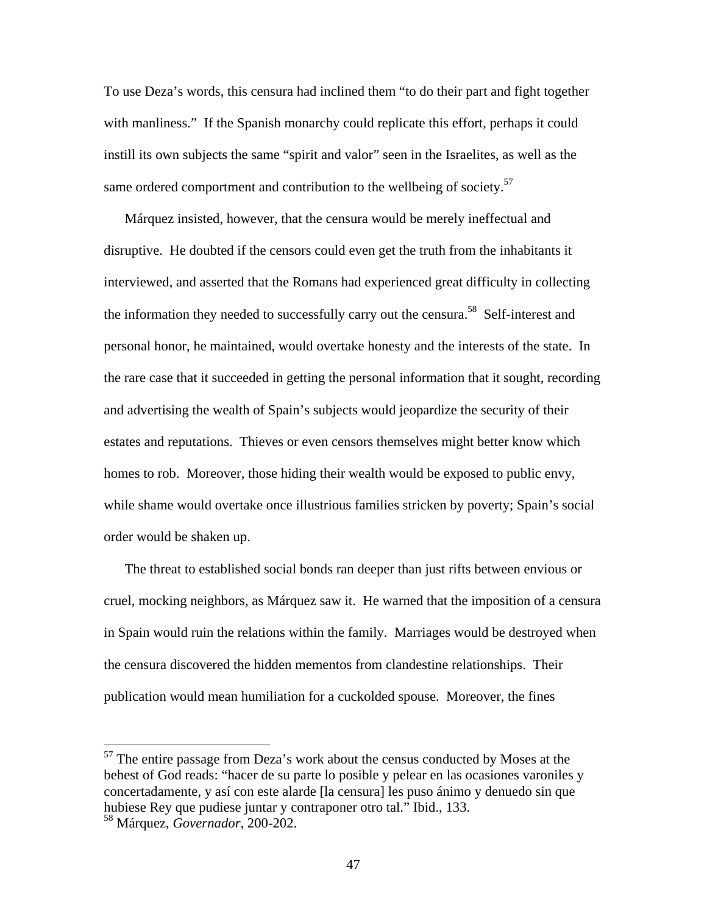To use Deza's words, this censura had inclined them "to do their part and fight together with manliness." If the Spanish monarchy could replicate this effort, perhaps it could instill its own subjects the same "spirit and valor" seen in the Israelites, as well as the same ordered comportment and contribution to the wellbeing of society.[57]

Márquez insisted, however, that the censura would be merely ineffectual and disruptive. He doubted if the censors could even get the truth from the inhabitants it interviewed, and asserted that the Romans had experienced great difficulty in collecting the information they needed to successfully carry out the censura.[58] Self-interest and personal honor, he maintained, would overtake honesty and the interests of the state. In the rare case that it succeeded in getting the personal information that it sought, recording and advertising the wealth of Spain's subjects would jeopardize the security of their estates and reputations. Thieves or even censors themselves might better know which homes to rob. Moreover, those hiding their wealth would be exposed to public envy, while shame would overtake once illustrious families stricken by poverty; Spain's social order would be shaken up.

The threat to established social bonds ran deeper than just rifts between envious or cruel, mocking neighbors, as Márquez saw it. He warned that the imposition of a censura in Spain would ruin the relations within the family. Marriages would be destroyed when the censura discovered the hidden mementos from clandestine relationships. Their publication would mean humiliation for a cuckolded spouse. Moreover, the fines

---

[57] The entire passage from Deza's work about the census conducted by Moses at the behest of God reads: "hacer de su parte lo posible y pelear en las ocasiones varoniles y concertadamente, y así con este alarde [la censura] les puso ánimo y denuedo sin que hubiese Rey que pudiese juntar y contraponer otro tal." Ibid., 133.

[58] Márquez, *Governador*, 200-202.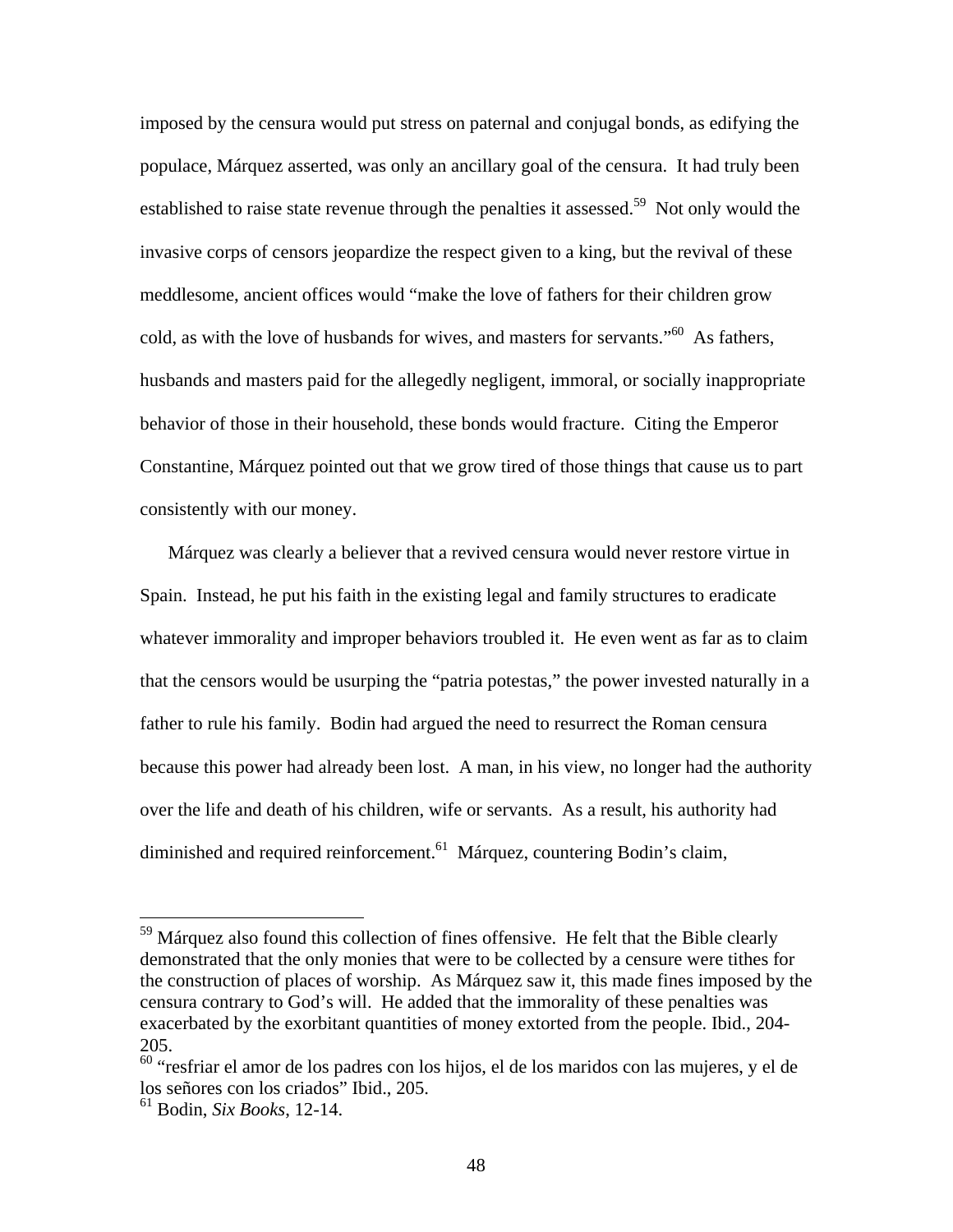imposed by the censura would put stress on paternal and conjugal bonds, as edifying the populace, Márquez asserted, was only an ancillary goal of the censura. It had truly been established to raise state revenue through the penalties it assessed.[59] Not only would the invasive corps of censors jeopardize the respect given to a king, but the revival of these meddlesome, ancient offices would "make the love of fathers for their children grow cold, as with the love of husbands for wives, and masters for servants."[60] As fathers, husbands and masters paid for the allegedly negligent, immoral, or socially inappropriate behavior of those in their household, these bonds would fracture. Citing the Emperor Constantine, Márquez pointed out that we grow tired of those things that cause us to part consistently with our money.

Márquez was clearly a believer that a revived censura would never restore virtue in Spain. Instead, he put his faith in the existing legal and family structures to eradicate whatever immorality and improper behaviors troubled it. He even went as far as to claim that the censors would be usurping the "patria potestas," the power invested naturally in a father to rule his family. Bodin had argued the need to resurrect the Roman censura because this power had already been lost. A man, in his view, no longer had the authority over the life and death of his children, wife or servants. As a result, his authority had diminished and required reinforcement.[61] Márquez, countering Bodin's claim,

---

[59] Márquez also found this collection of fines offensive. He felt that the Bible clearly demonstrated that the only monies that were to be collected by a censure were tithes for the construction of places of worship. As Márquez saw it, this made fines imposed by the censura contrary to God's will. He added that the immorality of these penalties was exacerbated by the exorbitant quantities of money extorted from the people. Ibid., 204-205.

[60] "resfriar el amor de los padres con los hijos, el de los maridos con las mujeres, y el de los señores con los criados" Ibid., 205.

[61] Bodin, *Six Books*, 12-14.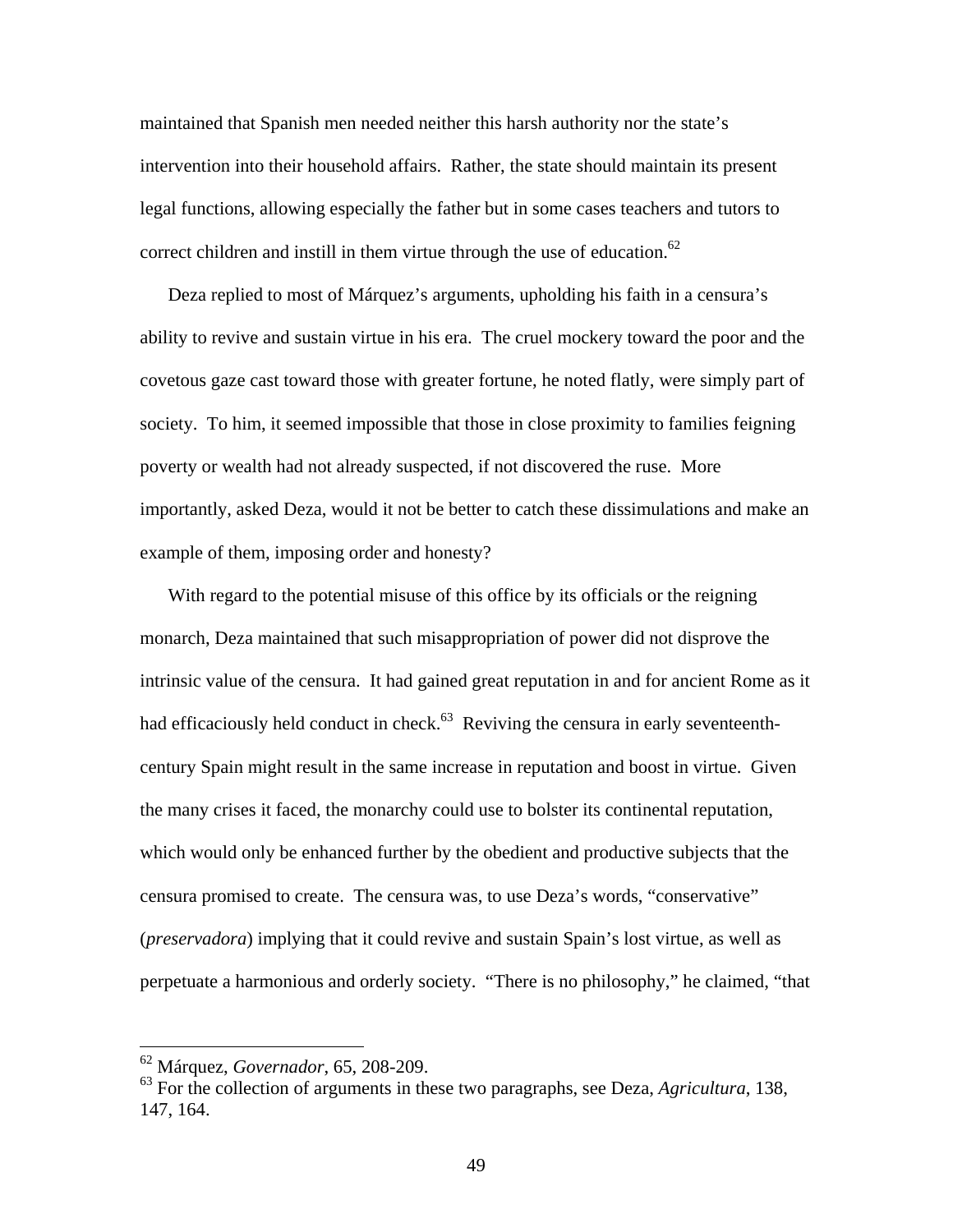maintained that Spanish men needed neither this harsh authority nor the state's intervention into their household affairs. Rather, the state should maintain its present legal functions, allowing especially the father but in some cases teachers and tutors to correct children and instill in them virtue through the use of education.[62]

Deza replied to most of Márquez's arguments, upholding his faith in a censura's ability to revive and sustain virtue in his era. The cruel mockery toward the poor and the covetous gaze cast toward those with greater fortune, he noted flatly, were simply part of society. To him, it seemed impossible that those in close proximity to families feigning poverty or wealth had not already suspected, if not discovered the ruse. More importantly, asked Deza, would it not be better to catch these dissimulations and make an example of them, imposing order and honesty?

With regard to the potential misuse of this office by its officials or the reigning monarch, Deza maintained that such misappropriation of power did not disprove the intrinsic value of the censura. It had gained great reputation in and for ancient Rome as it had efficaciously held conduct in check.[63] Reviving the censura in early seventeenth-century Spain might result in the same increase in reputation and boost in virtue. Given the many crises it faced, the monarchy could use to bolster its continental reputation, which would only be enhanced further by the obedient and productive subjects that the censura promised to create. The censura was, to use Deza's words, "conservative" (*preservadora*) implying that it could revive and sustain Spain's lost virtue, as well as perpetuate a harmonious and orderly society. "There is no philosophy," he claimed, "that

---

[62] Márquez, *Governador*, 65, 208-209.

[63] For the collection of arguments in these two paragraphs, see Deza, *Agricultura*, 138, 147, 164.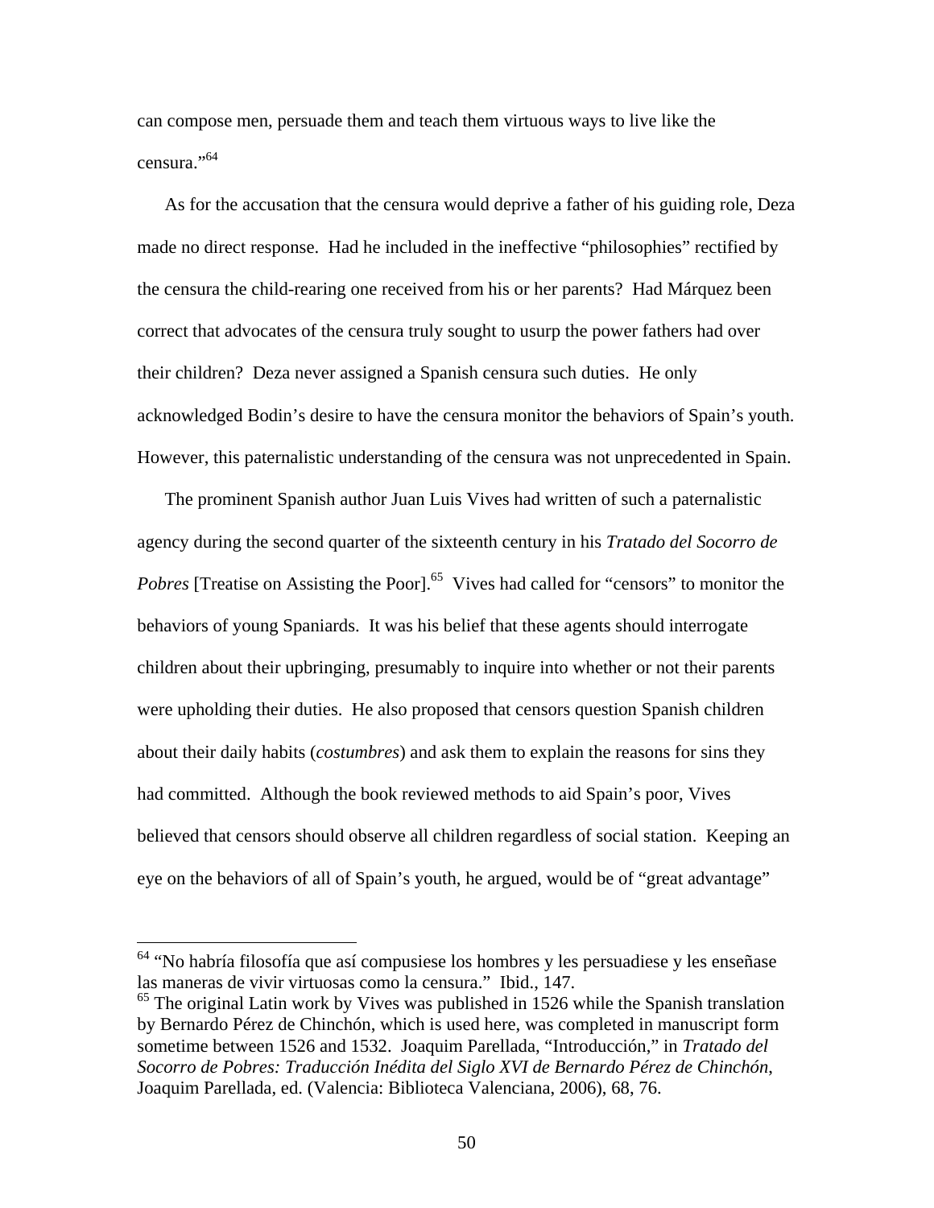can compose men, persuade them and teach them virtuous ways to live like the censura."[64]

As for the accusation that the censura would deprive a father of his guiding role, Deza made no direct response. Had he included in the ineffective "philosophies" rectified by the censura the child-rearing one received from his or her parents? Had Márquez been correct that advocates of the censura truly sought to usurp the power fathers had over their children? Deza never assigned a Spanish censura such duties. He only acknowledged Bodin's desire to have the censura monitor the behaviors of Spain's youth. However, this paternalistic understanding of the censura was not unprecedented in Spain.

The prominent Spanish author Juan Luis Vives had written of such a paternalistic agency during the second quarter of the sixteenth century in his *Tratado del Socorro de Pobres* [Treatise on Assisting the Poor].[65] Vives had called for "censors" to monitor the behaviors of young Spaniards. It was his belief that these agents should interrogate children about their upbringing, presumably to inquire into whether or not their parents were upholding their duties. He also proposed that censors question Spanish children about their daily habits (*costumbres*) and ask them to explain the reasons for sins they had committed. Although the book reviewed methods to aid Spain's poor, Vives believed that censors should observe all children regardless of social station. Keeping an eye on the behaviors of all of Spain's youth, he argued, would be of "great advantage"

---

[64] "No habría filosofía que así compusiese los hombres y les persuadiese y les enseñase las maneras de vivir virtuosas como la censura." Ibid., 147.

[65] The original Latin work by Vives was published in 1526 while the Spanish translation by Bernardo Pérez de Chinchón, which is used here, was completed in manuscript form sometime between 1526 and 1532. Joaquim Parellada, "Introducción," in *Tratado del Socorro de Pobres: Traducción Inédita del Siglo XVI de Bernardo Pérez de Chinchón*, Joaquim Parellada, ed. (Valencia: Biblioteca Valenciana, 2006), 68, 76.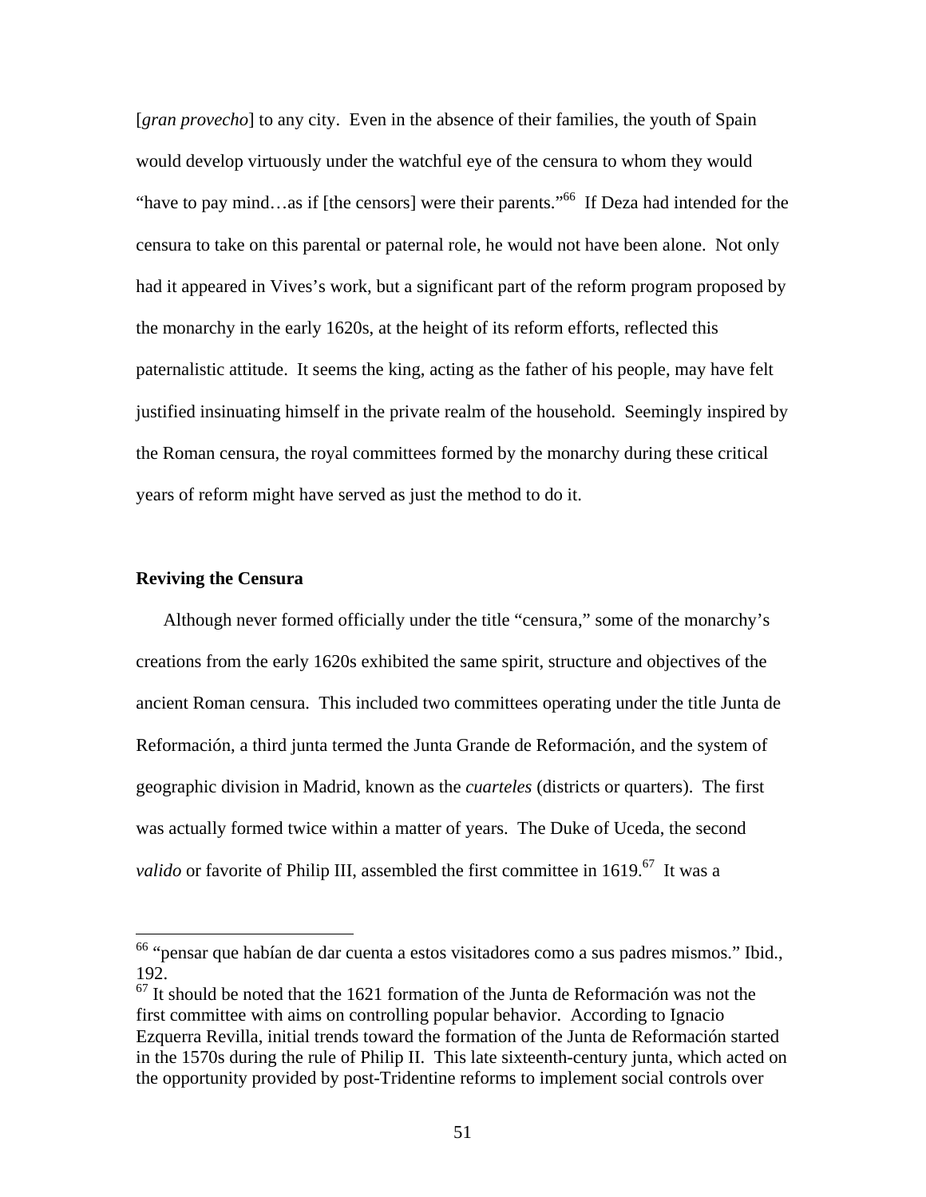[*gran provecho*] to any city. Even in the absence of their families, the youth of Spain would develop virtuously under the watchful eye of the censura to whom they would "have to pay mind…as if [the censors] were their parents."[66] If Deza had intended for the censura to take on this parental or paternal role, he would not have been alone. Not only had it appeared in Vives's work, but a significant part of the reform program proposed by the monarchy in the early 1620s, at the height of its reform efforts, reflected this paternalistic attitude. It seems the king, acting as the father of his people, may have felt justified insinuating himself in the private realm of the household. Seemingly inspired by the Roman censura, the royal committees formed by the monarchy during these critical years of reform might have served as just the method to do it.

**Reviving the Censura**

Although never formed officially under the title "censura," some of the monarchy's creations from the early 1620s exhibited the same spirit, structure and objectives of the ancient Roman censura. This included two committees operating under the title Junta de Reformación, a third junta termed the Junta Grande de Reformación, and the system of geographic division in Madrid, known as the *cuarteles* (districts or quarters). The first was actually formed twice within a matter of years. The Duke of Uceda, the second *valido* or favorite of Philip III, assembled the first committee in 1619.[67] It was a

[66] "pensar que habían de dar cuenta a estos visitadores como a sus padres mismos." Ibid., 192.

[67] It should be noted that the 1621 formation of the Junta de Reformación was not the first committee with aims on controlling popular behavior. According to Ignacio Ezquerra Revilla, initial trends toward the formation of the Junta de Reformación started in the 1570s during the rule of Philip II. This late sixteenth-century junta, which acted on the opportunity provided by post-Tridentine reforms to implement social controls over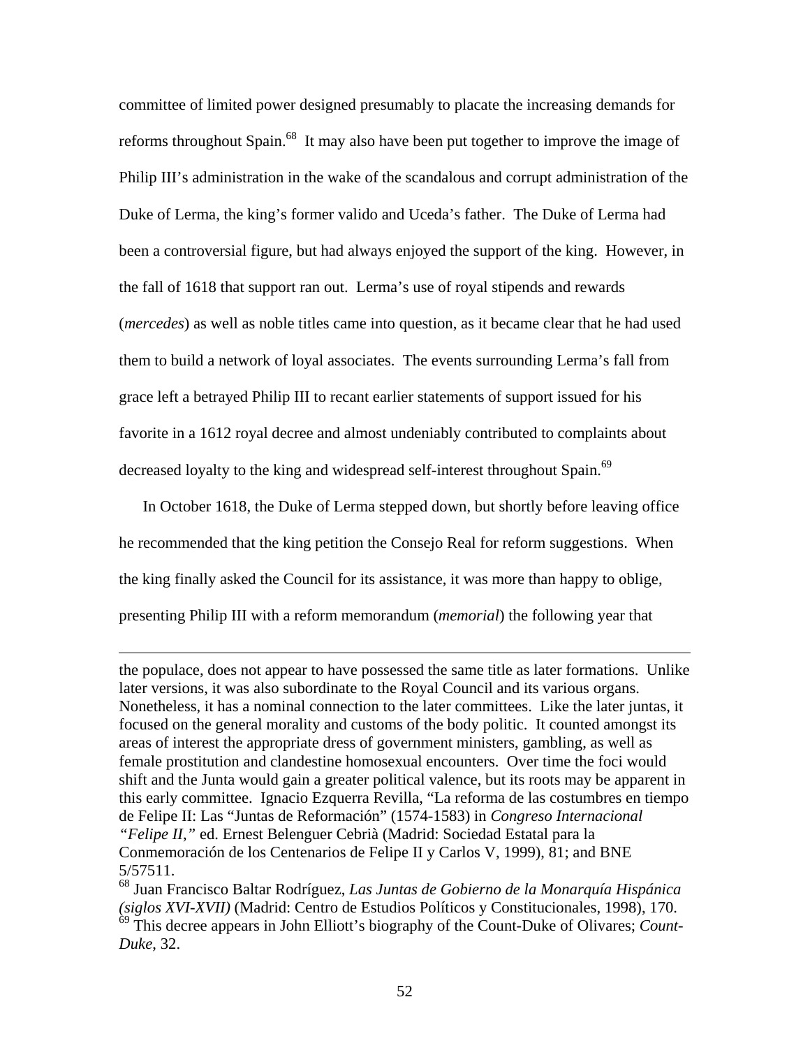committee of limited power designed presumably to placate the increasing demands for reforms throughout Spain.[68] It may also have been put together to improve the image of Philip III's administration in the wake of the scandalous and corrupt administration of the Duke of Lerma, the king's former valido and Uceda's father. The Duke of Lerma had been a controversial figure, but had always enjoyed the support of the king. However, in the fall of 1618 that support ran out. Lerma's use of royal stipends and rewards (*mercedes*) as well as noble titles came into question, as it became clear that he had used them to build a network of loyal associates. The events surrounding Lerma's fall from grace left a betrayed Philip III to recant earlier statements of support issued for his favorite in a 1612 royal decree and almost undeniably contributed to complaints about decreased loyalty to the king and widespread self-interest throughout Spain.[69]

In October 1618, the Duke of Lerma stepped down, but shortly before leaving office he recommended that the king petition the Consejo Real for reform suggestions. When the king finally asked the Council for its assistance, it was more than happy to oblige, presenting Philip III with a reform memorandum (*memorial*) the following year that

---

the populace, does not appear to have possessed the same title as later formations. Unlike later versions, it was also subordinate to the Royal Council and its various organs. Nonetheless, it has a nominal connection to the later committees. Like the later juntas, it focused on the general morality and customs of the body politic. It counted amongst its areas of interest the appropriate dress of government ministers, gambling, as well as female prostitution and clandestine homosexual encounters. Over time the foci would shift and the Junta would gain a greater political valence, but its roots may be apparent in this early committee. Ignacio Ezquerra Revilla, "La reforma de las costumbres en tiempo de Felipe II: Las "Juntas de Reformación" (1574-1583) in *Congreso Internacional "Felipe II,"* ed. Ernest Belenguer Cebrià (Madrid: Sociedad Estatal para la Conmemoración de los Centenarios de Felipe II y Carlos V, 1999), 81; and BNE 5/57511.

[68] Juan Francisco Baltar Rodríguez, *Las Juntas de Gobierno de la Monarquía Hispánica (siglos XVI-XVII)* (Madrid: Centro de Estudios Políticos y Constitucionales, 1998), 170.

[69] This decree appears in John Elliott's biography of the Count-Duke of Olivares; *Count-Duke*, 32.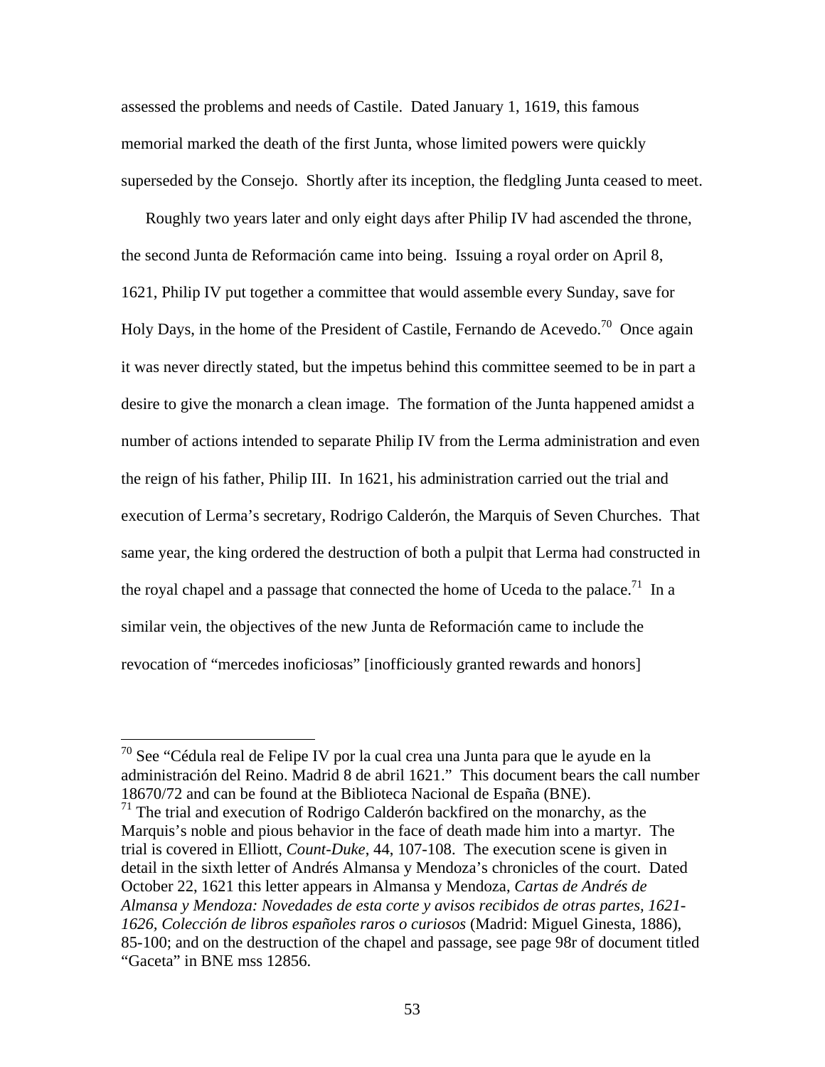assessed the problems and needs of Castile. Dated January 1, 1619, this famous memorial marked the death of the first Junta, whose limited powers were quickly superseded by the Consejo. Shortly after its inception, the fledgling Junta ceased to meet.

Roughly two years later and only eight days after Philip IV had ascended the throne, the second Junta de Reformación came into being. Issuing a royal order on April 8, 1621, Philip IV put together a committee that would assemble every Sunday, save for Holy Days, in the home of the President of Castile, Fernando de Acevedo.[70] Once again it was never directly stated, but the impetus behind this committee seemed to be in part a desire to give the monarch a clean image. The formation of the Junta happened amidst a number of actions intended to separate Philip IV from the Lerma administration and even the reign of his father, Philip III. In 1621, his administration carried out the trial and execution of Lerma's secretary, Rodrigo Calderón, the Marquis of Seven Churches. That same year, the king ordered the destruction of both a pulpit that Lerma had constructed in the royal chapel and a passage that connected the home of Uceda to the palace.[71] In a similar vein, the objectives of the new Junta de Reformación came to include the revocation of "mercedes inoficiosas" [inofficiously granted rewards and honors]

---

[70] See "Cédula real de Felipe IV por la cual crea una Junta para que le ayude en la administración del Reino. Madrid 8 de abril 1621." This document bears the call number 18670/72 and can be found at the Biblioteca Nacional de España (BNE).

[71] The trial and execution of Rodrigo Calderón backfired on the monarchy, as the Marquis's noble and pious behavior in the face of death made him into a martyr. The trial is covered in Elliott, *Count-Duke*, 44, 107-108. The execution scene is given in detail in the sixth letter of Andrés Almansa y Mendoza's chronicles of the court. Dated October 22, 1621 this letter appears in Almansa y Mendoza, *Cartas de Andrés de Almansa y Mendoza: Novedades de esta corte y avisos recibidos de otras partes, 1621-1626, Colección de libros españoles raros o curiosos* (Madrid: Miguel Ginesta, 1886), 85-100; and on the destruction of the chapel and passage, see page 98r of document titled "Gaceta" in BNE mss 12856.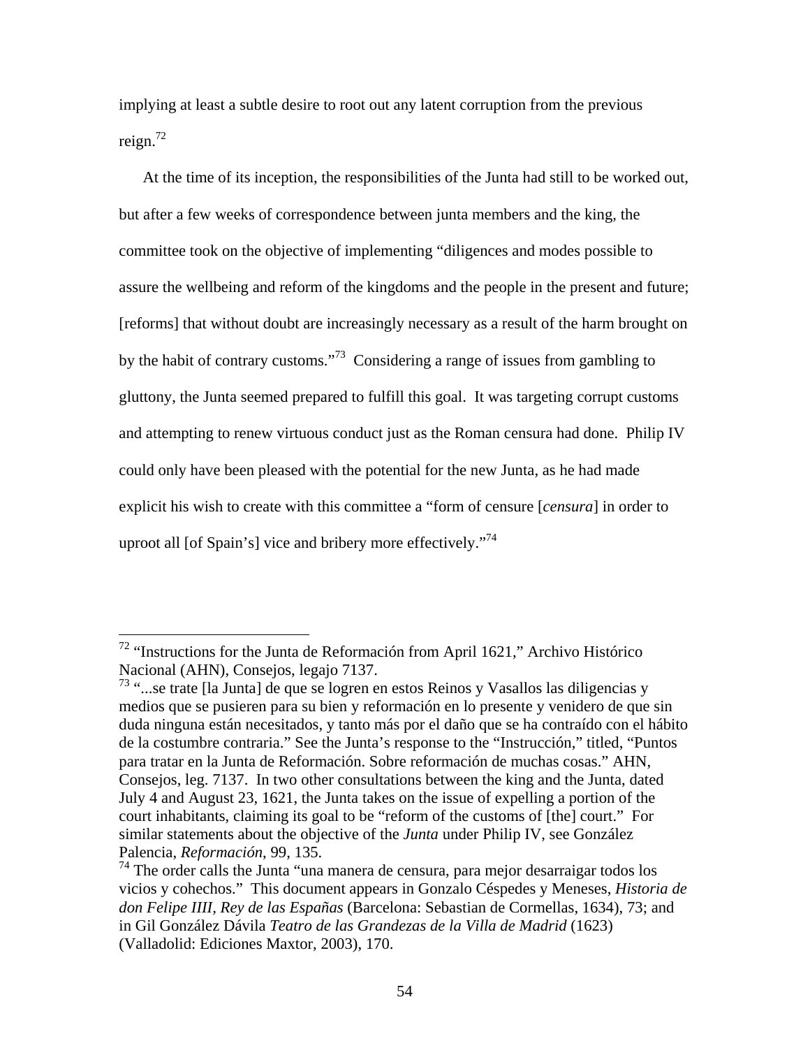implying at least a subtle desire to root out any latent corruption from the previous reign.[72]

At the time of its inception, the responsibilities of the Junta had still to be worked out, but after a few weeks of correspondence between junta members and the king, the committee took on the objective of implementing "diligences and modes possible to assure the wellbeing and reform of the kingdoms and the people in the present and future; [reforms] that without doubt are increasingly necessary as a result of the harm brought on by the habit of contrary customs."[73] Considering a range of issues from gambling to gluttony, the Junta seemed prepared to fulfill this goal. It was targeting corrupt customs and attempting to renew virtuous conduct just as the Roman censura had done. Philip IV could only have been pleased with the potential for the new Junta, as he had made explicit his wish to create with this committee a "form of censure [*censura*] in order to uproot all [of Spain's] vice and bribery more effectively."[74]

---

[72] "Instructions for the Junta de Reformación from April 1621," Archivo Histórico Nacional (AHN), Consejos, legajo 7137.

[73] "...se trate [la Junta] de que se logren en estos Reinos y Vasallos las diligencias y medios que se pusieren para su bien y reformación en lo presente y venidero de que sin duda ninguna están necesitados, y tanto más por el daño que se ha contraído con el hábito de la costumbre contraria." See the Junta's response to the "Instrucción," titled, "Puntos para tratar en la Junta de Reformación. Sobre reformación de muchas cosas." AHN, Consejos, leg. 7137. In two other consultations between the king and the Junta, dated July 4 and August 23, 1621, the Junta takes on the issue of expelling a portion of the court inhabitants, claiming its goal to be "reform of the customs of [the] court." For similar statements about the objective of the *Junta* under Philip IV, see González Palencia, *Reformación*, 99, 135.

[74] The order calls the Junta "una manera de censura, para mejor desarraigar todos los vicios y cohechos." This document appears in Gonzalo Céspedes y Meneses, *Historia de don Felipe IIII, Rey de las Españas* (Barcelona: Sebastian de Cormellas, 1634), 73; and in Gil González Dávila *Teatro de las Grandezas de la Villa de Madrid* (1623) (Valladolid: Ediciones Maxtor, 2003), 170.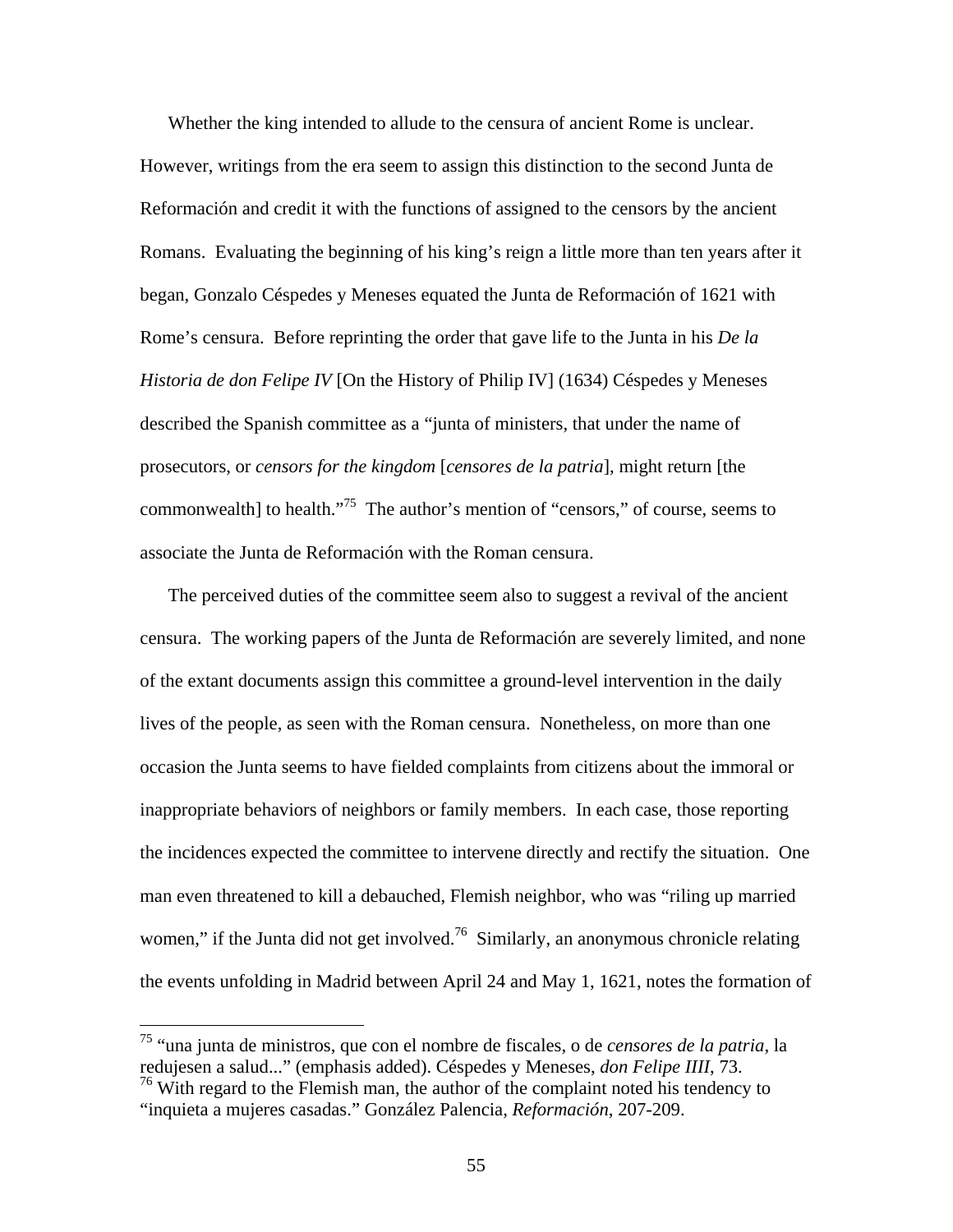Whether the king intended to allude to the censura of ancient Rome is unclear. However, writings from the era seem to assign this distinction to the second Junta de Reformación and credit it with the functions of assigned to the censors by the ancient Romans. Evaluating the beginning of his king's reign a little more than ten years after it began, Gonzalo Céspedes y Meneses equated the Junta de Reformación of 1621 with Rome's censura. Before reprinting the order that gave life to the Junta in his *De la Historia de don Felipe IV* [On the History of Philip IV] (1634) Céspedes y Meneses described the Spanish committee as a "junta of ministers, that under the name of prosecutors, or *censors for the kingdom* [*censores de la patria*], might return [the commonwealth] to health."[75] The author's mention of "censors," of course, seems to associate the Junta de Reformación with the Roman censura.

The perceived duties of the committee seem also to suggest a revival of the ancient censura. The working papers of the Junta de Reformación are severely limited, and none of the extant documents assign this committee a ground-level intervention in the daily lives of the people, as seen with the Roman censura. Nonetheless, on more than one occasion the Junta seems to have fielded complaints from citizens about the immoral or inappropriate behaviors of neighbors or family members. In each case, those reporting the incidences expected the committee to intervene directly and rectify the situation. One man even threatened to kill a debauched, Flemish neighbor, who was "riling up married women," if the Junta did not get involved.[76] Similarly, an anonymous chronicle relating the events unfolding in Madrid between April 24 and May 1, 1621, notes the formation of

---

[75] "una junta de ministros, que con el nombre de fiscales, o de *censores de la patria*, la redujesen a salud..." (emphasis added). Céspedes y Meneses, *don Felipe IIII*, 73.

[76] With regard to the Flemish man, the author of the complaint noted his tendency to "inquieta a mujeres casadas." González Palencia, *Reformación*, 207-209.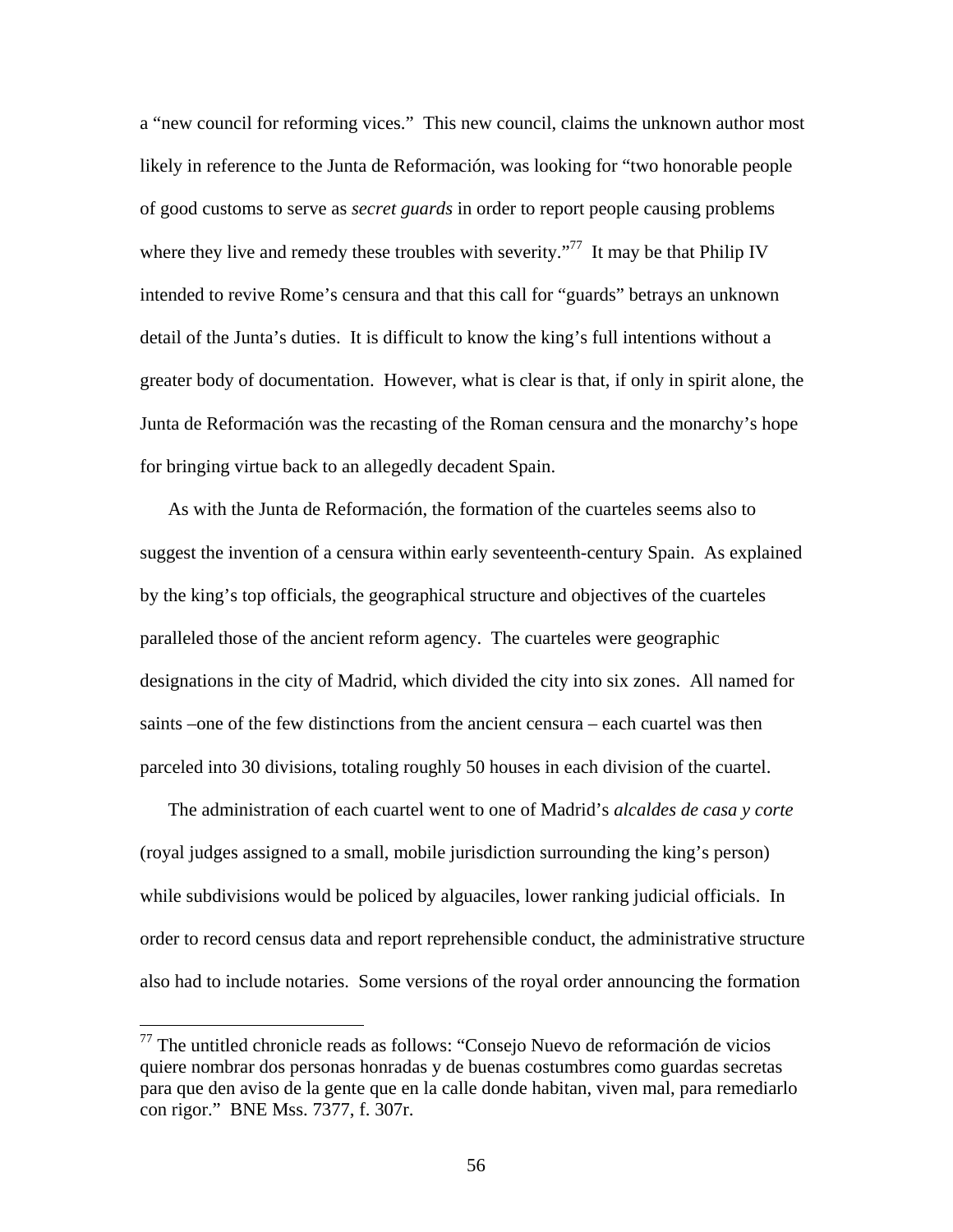a "new council for reforming vices." This new council, claims the unknown author most likely in reference to the Junta de Reformación, was looking for "two honorable people of good customs to serve as *secret guards* in order to report people causing problems where they live and remedy these troubles with severity."[77] It may be that Philip IV intended to revive Rome's censura and that this call for "guards" betrays an unknown detail of the Junta's duties. It is difficult to know the king's full intentions without a greater body of documentation. However, what is clear is that, if only in spirit alone, the Junta de Reformación was the recasting of the Roman censura and the monarchy's hope for bringing virtue back to an allegedly decadent Spain.

As with the Junta de Reformación, the formation of the cuarteles seems also to suggest the invention of a censura within early seventeenth-century Spain. As explained by the king's top officials, the geographical structure and objectives of the cuarteles paralleled those of the ancient reform agency. The cuarteles were geographic designations in the city of Madrid, which divided the city into six zones. All named for saints –one of the few distinctions from the ancient censura – each cuartel was then parceled into 30 divisions, totaling roughly 50 houses in each division of the cuartel.

The administration of each cuartel went to one of Madrid's *alcaldes de casa y corte* (royal judges assigned to a small, mobile jurisdiction surrounding the king's person) while subdivisions would be policed by alguaciles, lower ranking judicial officials. In order to record census data and report reprehensible conduct, the administrative structure also had to include notaries. Some versions of the royal order announcing the formation

---

[77] The untitled chronicle reads as follows: "Consejo Nuevo de reformación de vicios quiere nombrar dos personas honradas y de buenas costumbres como guardas secretas para que den aviso de la gente que en la calle donde habitan, viven mal, para remediarlo con rigor." BNE Mss. 7377, f. 307r.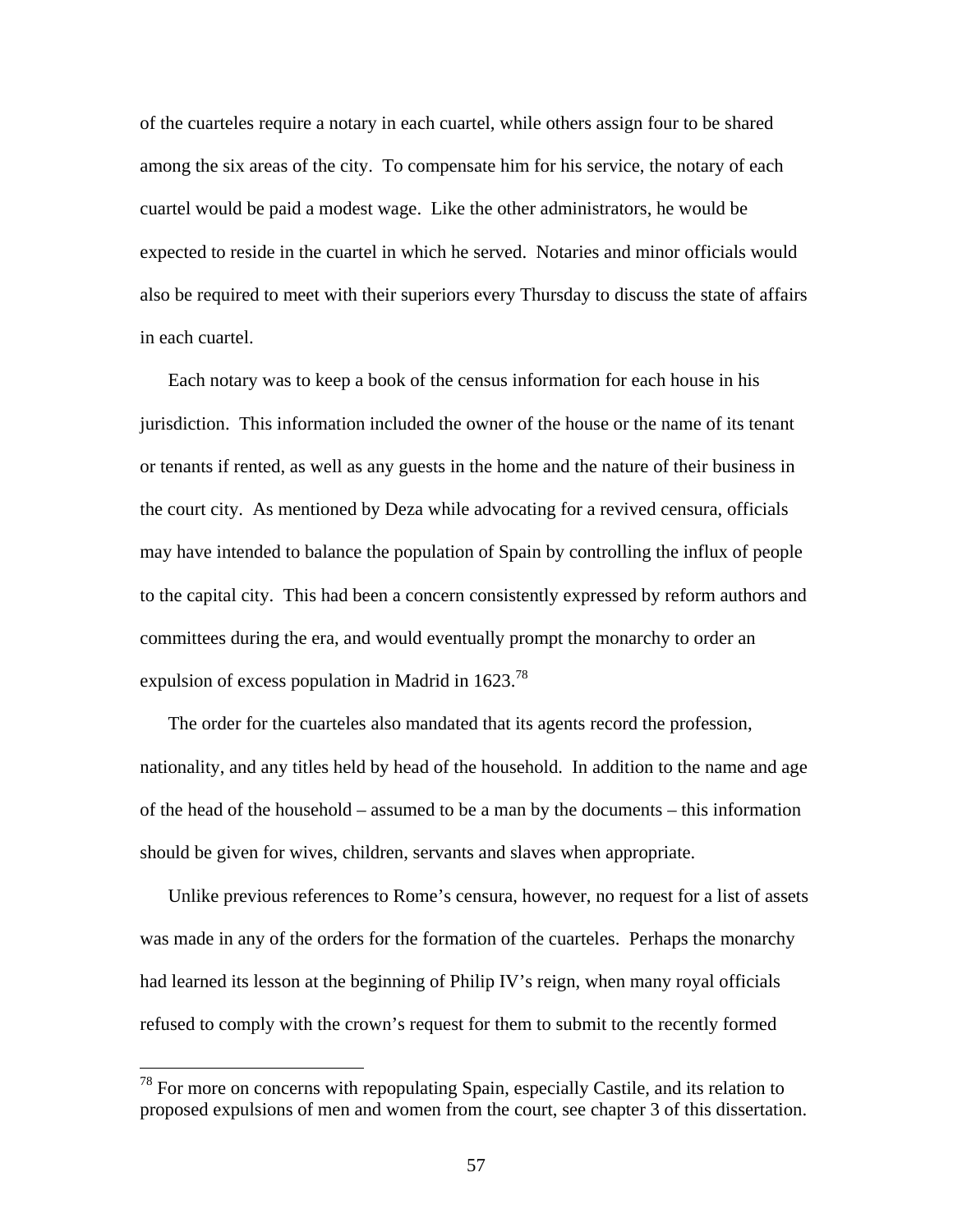of the cuarteles require a notary in each cuartel, while others assign four to be shared among the six areas of the city. To compensate him for his service, the notary of each cuartel would be paid a modest wage. Like the other administrators, he would be expected to reside in the cuartel in which he served. Notaries and minor officials would also be required to meet with their superiors every Thursday to discuss the state of affairs in each cuartel.

Each notary was to keep a book of the census information for each house in his jurisdiction. This information included the owner of the house or the name of its tenant or tenants if rented, as well as any guests in the home and the nature of their business in the court city. As mentioned by Deza while advocating for a revived censura, officials may have intended to balance the population of Spain by controlling the influx of people to the capital city. This had been a concern consistently expressed by reform authors and committees during the era, and would eventually prompt the monarchy to order an expulsion of excess population in Madrid in 1623.[78]

The order for the cuarteles also mandated that its agents record the profession, nationality, and any titles held by head of the household. In addition to the name and age of the head of the household – assumed to be a man by the documents – this information should be given for wives, children, servants and slaves when appropriate.

Unlike previous references to Rome's censura, however, no request for a list of assets was made in any of the orders for the formation of the cuarteles. Perhaps the monarchy had learned its lesson at the beginning of Philip IV's reign, when many royal officials refused to comply with the crown's request for them to submit to the recently formed

[78] For more on concerns with repopulating Spain, especially Castile, and its relation to proposed expulsions of men and women from the court, see chapter 3 of this dissertation.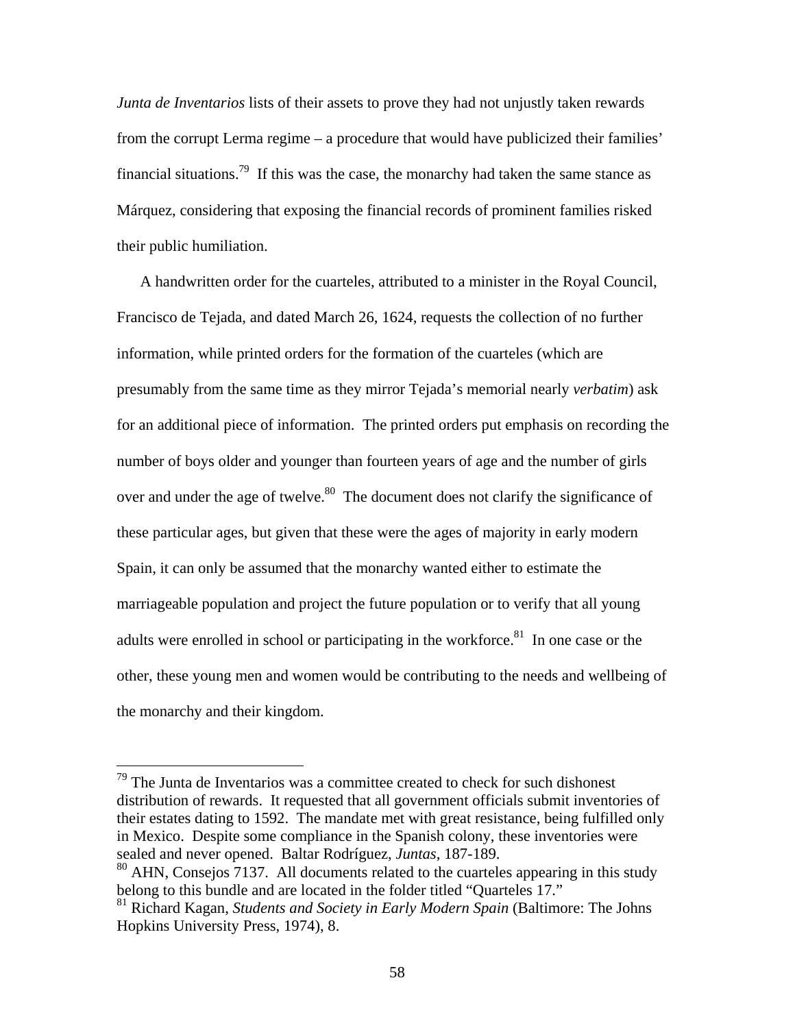*Junta de Inventarios* lists of their assets to prove they had not unjustly taken rewards from the corrupt Lerma regime – a procedure that would have publicized their families' financial situations.[79] If this was the case, the monarchy had taken the same stance as Márquez, considering that exposing the financial records of prominent families risked their public humiliation.

A handwritten order for the cuarteles, attributed to a minister in the Royal Council, Francisco de Tejada, and dated March 26, 1624, requests the collection of no further information, while printed orders for the formation of the cuarteles (which are presumably from the same time as they mirror Tejada's memorial nearly *verbatim*) ask for an additional piece of information. The printed orders put emphasis on recording the number of boys older and younger than fourteen years of age and the number of girls over and under the age of twelve.[80] The document does not clarify the significance of these particular ages, but given that these were the ages of majority in early modern Spain, it can only be assumed that the monarchy wanted either to estimate the marriageable population and project the future population or to verify that all young adults were enrolled in school or participating in the workforce.[81] In one case or the other, these young men and women would be contributing to the needs and wellbeing of the monarchy and their kingdom.

---

[79] The Junta de Inventarios was a committee created to check for such dishonest distribution of rewards. It requested that all government officials submit inventories of their estates dating to 1592. The mandate met with great resistance, being fulfilled only in Mexico. Despite some compliance in the Spanish colony, these inventories were sealed and never opened. Baltar Rodríguez, *Juntas*, 187-189.

[80] AHN, Consejos 7137. All documents related to the cuarteles appearing in this study belong to this bundle and are located in the folder titled "Quarteles 17."

[81] Richard Kagan, *Students and Society in Early Modern Spain* (Baltimore: The Johns Hopkins University Press, 1974), 8.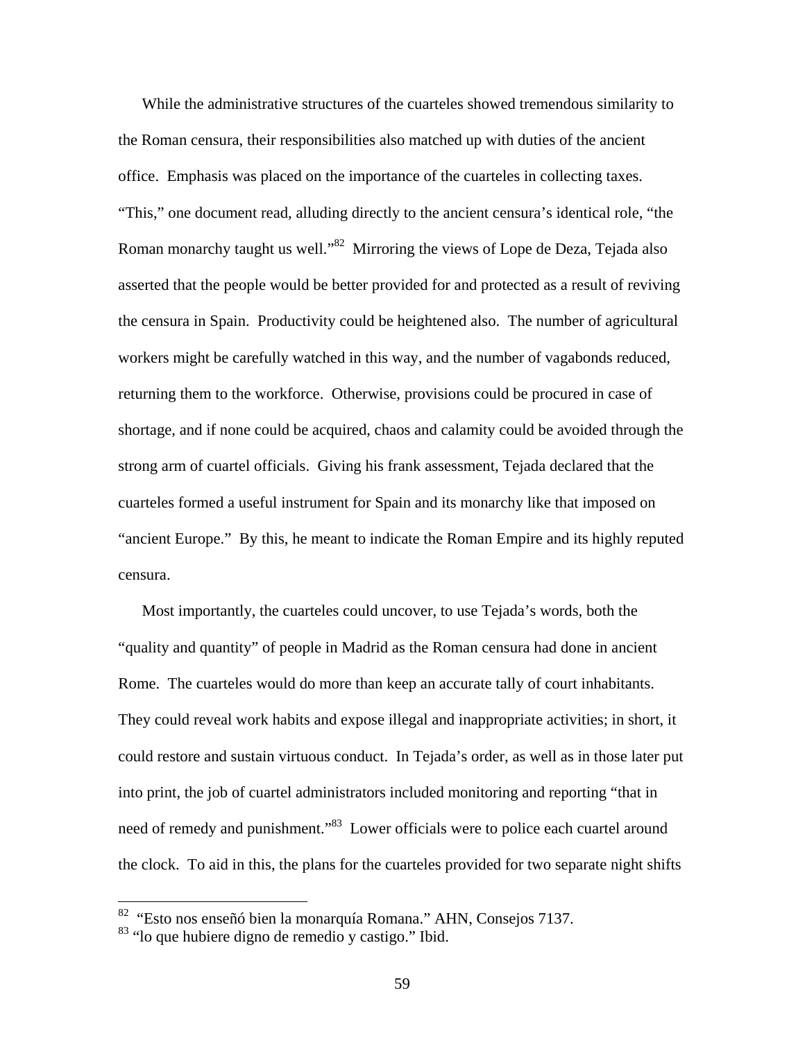While the administrative structures of the cuarteles showed tremendous similarity to the Roman censura, their responsibilities also matched up with duties of the ancient office. Emphasis was placed on the importance of the cuarteles in collecting taxes. "This," one document read, alluding directly to the ancient censura's identical role, "the Roman monarchy taught us well."[82] Mirroring the views of Lope de Deza, Tejada also asserted that the people would be better provided for and protected as a result of reviving the censura in Spain. Productivity could be heightened also. The number of agricultural workers might be carefully watched in this way, and the number of vagabonds reduced, returning them to the workforce. Otherwise, provisions could be procured in case of shortage, and if none could be acquired, chaos and calamity could be avoided through the strong arm of cuartel officials. Giving his frank assessment, Tejada declared that the cuarteles formed a useful instrument for Spain and its monarchy like that imposed on "ancient Europe." By this, he meant to indicate the Roman Empire and its highly reputed censura.

Most importantly, the cuarteles could uncover, to use Tejada's words, both the "quality and quantity" of people in Madrid as the Roman censura had done in ancient Rome. The cuarteles would do more than keep an accurate tally of court inhabitants. They could reveal work habits and expose illegal and inappropriate activities; in short, it could restore and sustain virtuous conduct. In Tejada's order, as well as in those later put into print, the job of cuartel administrators included monitoring and reporting "that in need of remedy and punishment."[83] Lower officials were to police each cuartel around the clock. To aid in this, the plans for the cuarteles provided for two separate night shifts

---

[82] "Esto nos enseñó bien la monarquía Romana." AHN, Consejos 7137.

[83] "lo que hubiere digno de remedio y castigo." Ibid.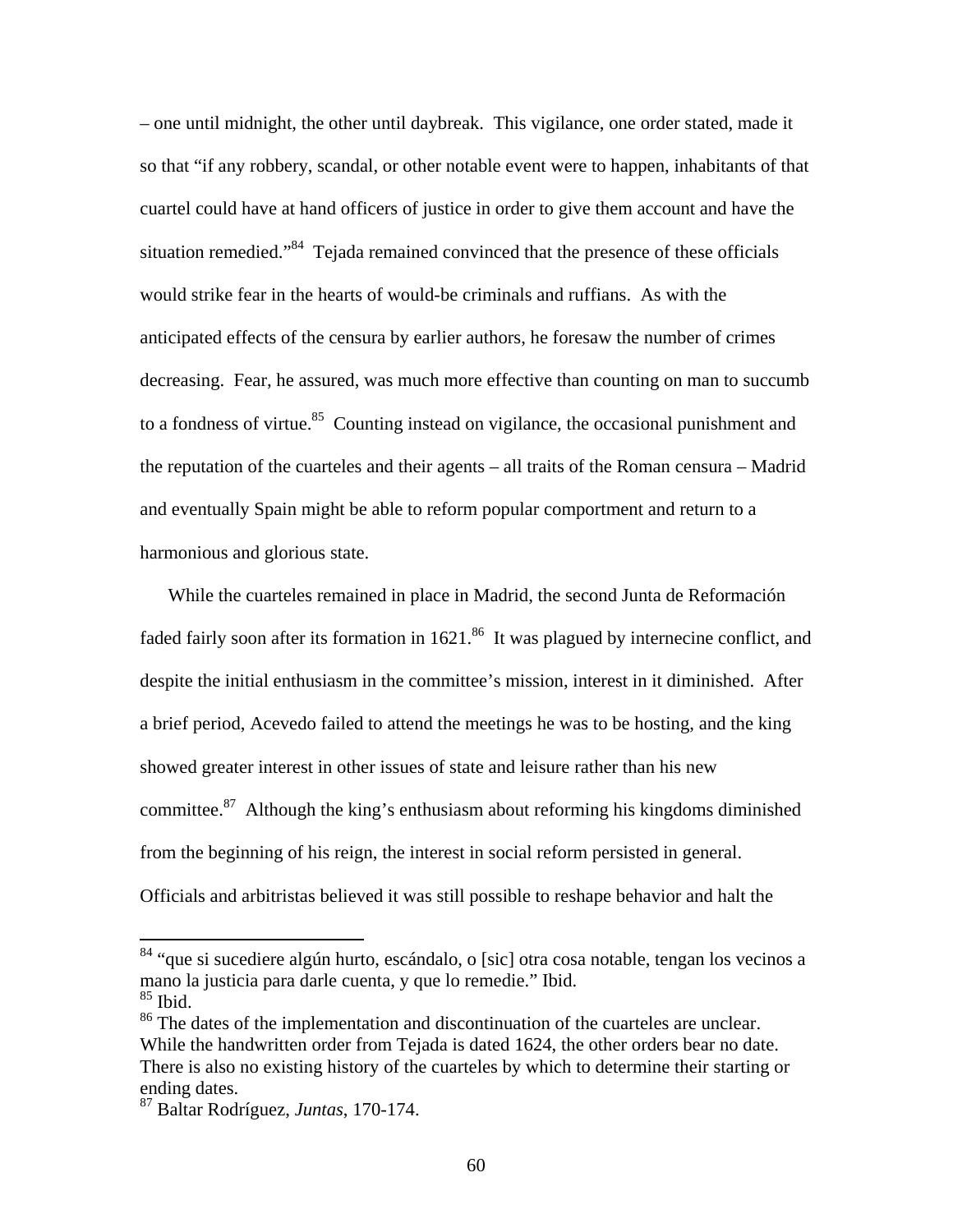– one until midnight, the other until daybreak. This vigilance, one order stated, made it so that "if any robbery, scandal, or other notable event were to happen, inhabitants of that cuartel could have at hand officers of justice in order to give them account and have the situation remedied."[84] Tejada remained convinced that the presence of these officials would strike fear in the hearts of would-be criminals and ruffians. As with the anticipated effects of the censura by earlier authors, he foresaw the number of crimes decreasing. Fear, he assured, was much more effective than counting on man to succumb to a fondness of virtue.[85] Counting instead on vigilance, the occasional punishment and the reputation of the cuarteles and their agents – all traits of the Roman censura – Madrid and eventually Spain might be able to reform popular comportment and return to a harmonious and glorious state.

While the cuarteles remained in place in Madrid, the second Junta de Reformación faded fairly soon after its formation in 1621.[86] It was plagued by internecine conflict, and despite the initial enthusiasm in the committee's mission, interest in it diminished. After a brief period, Acevedo failed to attend the meetings he was to be hosting, and the king showed greater interest in other issues of state and leisure rather than his new committee.[87] Although the king's enthusiasm about reforming his kingdoms diminished from the beginning of his reign, the interest in social reform persisted in general. Officials and arbitristas believed it was still possible to reshape behavior and halt the

---

[84] "que si sucediere algún hurto, escándalo, o [sic] otra cosa notable, tengan los vecinos a mano la justicia para darle cuenta, y que lo remedie." Ibid.

[85] Ibid.

[86] The dates of the implementation and discontinuation of the cuarteles are unclear. While the handwritten order from Tejada is dated 1624, the other orders bear no date. There is also no existing history of the cuarteles by which to determine their starting or ending dates.

[87] Baltar Rodríguez, *Juntas*, 170-174.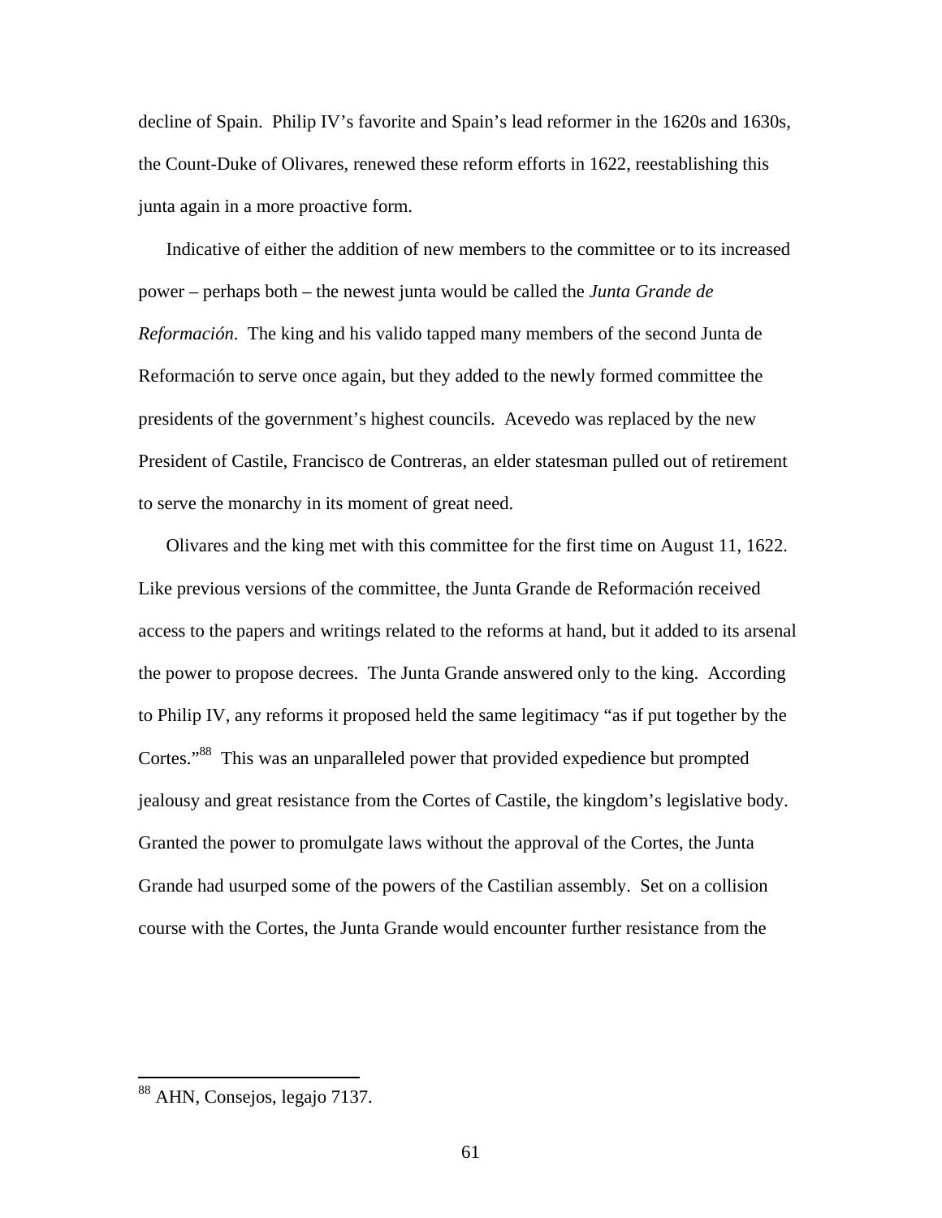decline of Spain. Philip IV's favorite and Spain's lead reformer in the 1620s and 1630s, the Count-Duke of Olivares, renewed these reform efforts in 1622, reestablishing this junta again in a more proactive form.

Indicative of either the addition of new members to the committee or to its increased power – perhaps both – the newest junta would be called the *Junta Grande de Reformación*. The king and his valido tapped many members of the second Junta de Reformación to serve once again, but they added to the newly formed committee the presidents of the government's highest councils. Acevedo was replaced by the new President of Castile, Francisco de Contreras, an elder statesman pulled out of retirement to serve the monarchy in its moment of great need.

Olivares and the king met with this committee for the first time on August 11, 1622. Like previous versions of the committee, the Junta Grande de Reformación received access to the papers and writings related to the reforms at hand, but it added to its arsenal the power to propose decrees. The Junta Grande answered only to the king. According to Philip IV, any reforms it proposed held the same legitimacy "as if put together by the Cortes."[88] This was an unparalleled power that provided expedience but prompted jealousy and great resistance from the Cortes of Castile, the kingdom's legislative body. Granted the power to promulgate laws without the approval of the Cortes, the Junta Grande had usurped some of the powers of the Castilian assembly. Set on a collision course with the Cortes, the Junta Grande would encounter further resistance from the

[88] AHN, Consejos, legajo 7137.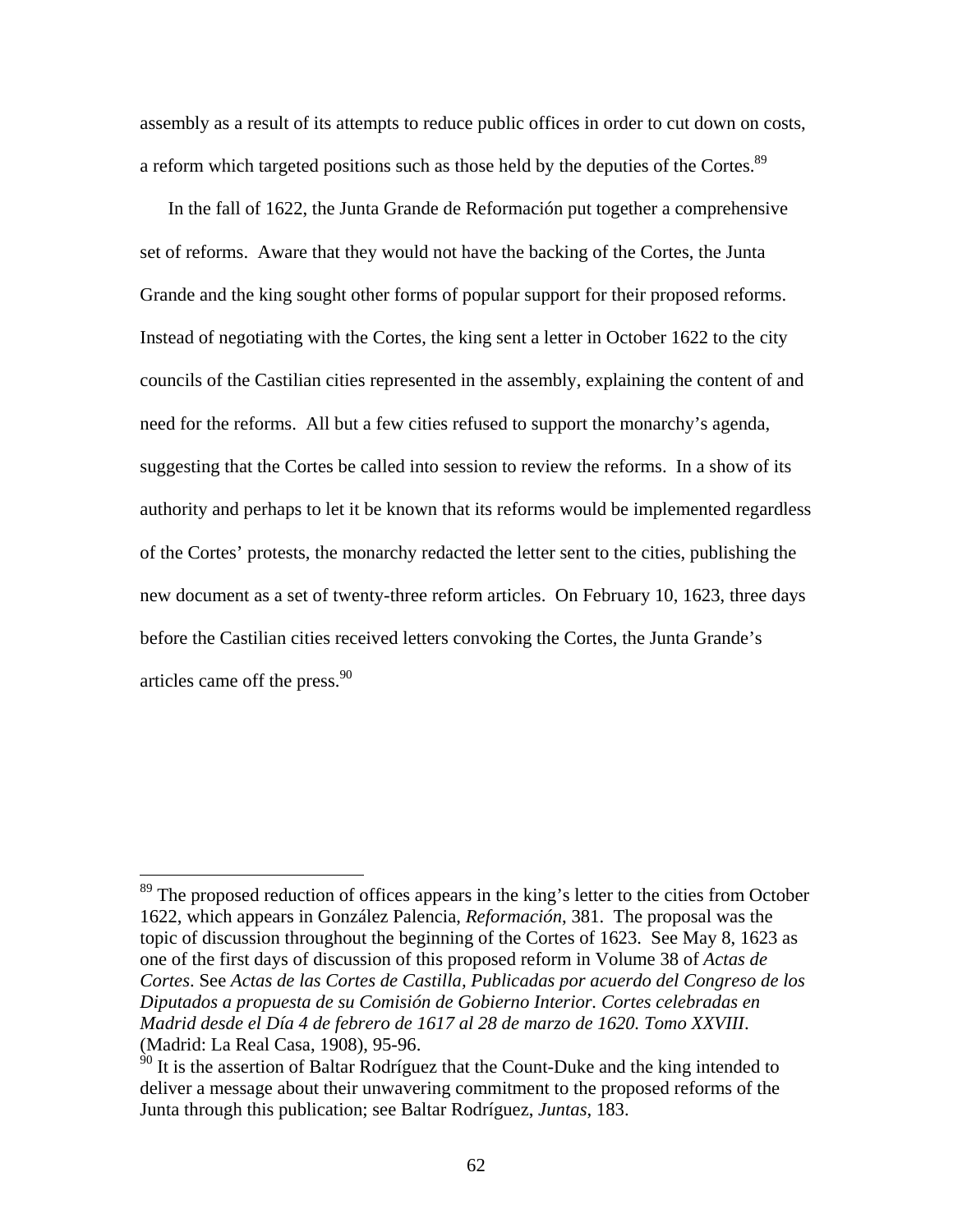assembly as a result of its attempts to reduce public offices in order to cut down on costs, a reform which targeted positions such as those held by the deputies of the Cortes.[89]

In the fall of 1622, the Junta Grande de Reformación put together a comprehensive set of reforms. Aware that they would not have the backing of the Cortes, the Junta Grande and the king sought other forms of popular support for their proposed reforms. Instead of negotiating with the Cortes, the king sent a letter in October 1622 to the city councils of the Castilian cities represented in the assembly, explaining the content of and need for the reforms. All but a few cities refused to support the monarchy's agenda, suggesting that the Cortes be called into session to review the reforms. In a show of its authority and perhaps to let it be known that its reforms would be implemented regardless of the Cortes' protests, the monarchy redacted the letter sent to the cities, publishing the new document as a set of twenty-three reform articles. On February 10, 1623, three days before the Castilian cities received letters convoking the Cortes, the Junta Grande's articles came off the press.[90]

---

[89] The proposed reduction of offices appears in the king's letter to the cities from October 1622, which appears in González Palencia, *Reformación*, 381. The proposal was the topic of discussion throughout the beginning of the Cortes of 1623. See May 8, 1623 as one of the first days of discussion of this proposed reform in Volume 38 of *Actas de Cortes*. See *Actas de las Cortes de Castilla, Publicadas por acuerdo del Congreso de los Diputados a propuesta de su Comisión de Gobierno Interior. Cortes celebradas en Madrid desde el Día 4 de febrero de 1617 al 28 de marzo de 1620. Tomo XXVIII*. (Madrid: La Real Casa, 1908), 95-96.

[90] It is the assertion of Baltar Rodríguez that the Count-Duke and the king intended to deliver a message about their unwavering commitment to the proposed reforms of the Junta through this publication; see Baltar Rodríguez, *Juntas*, 183.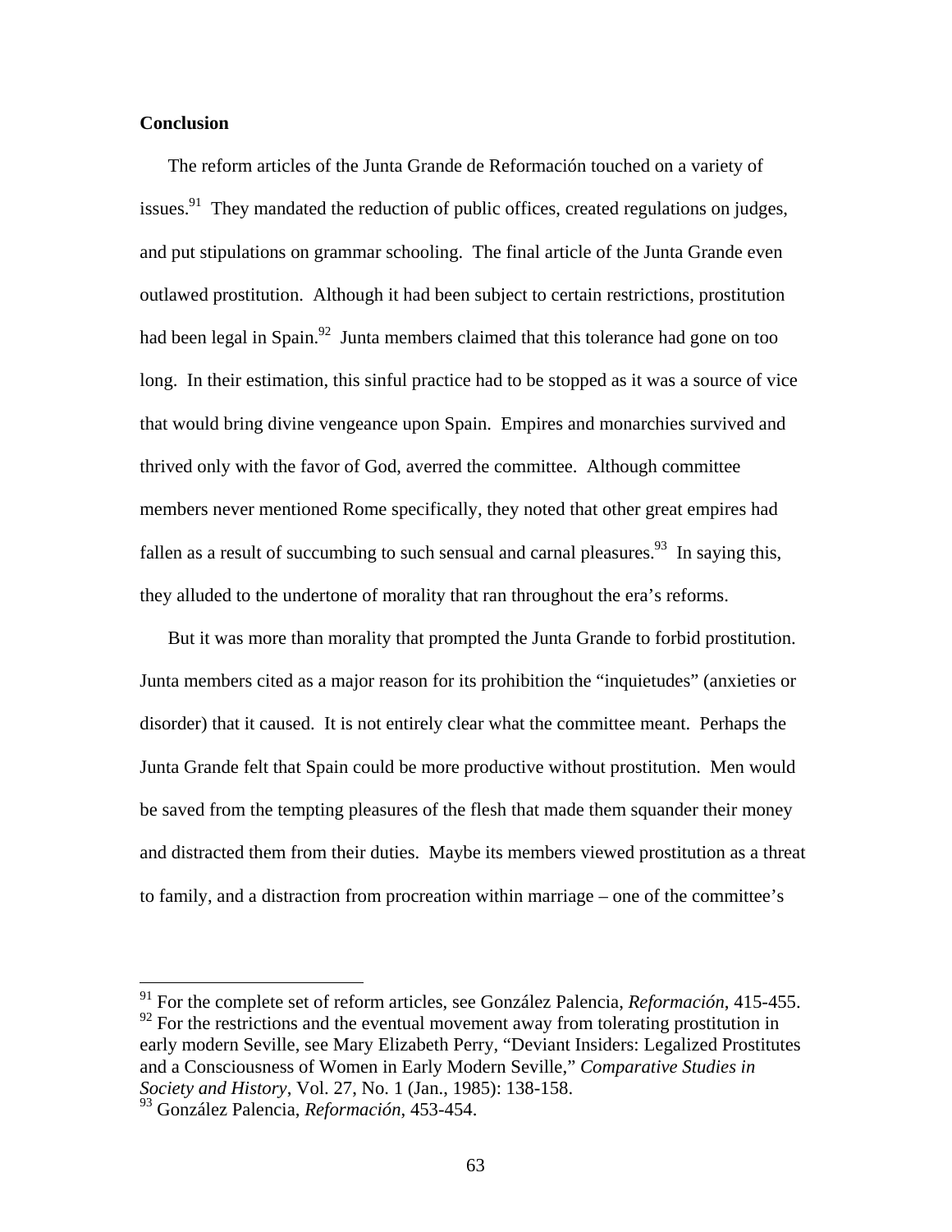## Conclusion

The reform articles of the Junta Grande de Reformación touched on a variety of issues.[91] They mandated the reduction of public offices, created regulations on judges, and put stipulations on grammar schooling. The final article of the Junta Grande even outlawed prostitution. Although it had been subject to certain restrictions, prostitution had been legal in Spain.[92] Junta members claimed that this tolerance had gone on too long. In their estimation, this sinful practice had to be stopped as it was a source of vice that would bring divine vengeance upon Spain. Empires and monarchies survived and thrived only with the favor of God, averred the committee. Although committee members never mentioned Rome specifically, they noted that other great empires had fallen as a result of succumbing to such sensual and carnal pleasures.[93] In saying this, they alluded to the undertone of morality that ran throughout the era's reforms.

But it was more than morality that prompted the Junta Grande to forbid prostitution. Junta members cited as a major reason for its prohibition the "inquietudes" (anxieties or disorder) that it caused. It is not entirely clear what the committee meant. Perhaps the Junta Grande felt that Spain could be more productive without prostitution. Men would be saved from the tempting pleasures of the flesh that made them squander their money and distracted them from their duties. Maybe its members viewed prostitution as a threat to family, and a distraction from procreation within marriage – one of the committee's

---

[91] For the complete set of reform articles, see González Palencia, *Reformación*, 415-455.

[92] For the restrictions and the eventual movement away from tolerating prostitution in early modern Seville, see Mary Elizabeth Perry, "Deviant Insiders: Legalized Prostitutes and a Consciousness of Women in Early Modern Seville," *Comparative Studies in Society and History*, Vol. 27, No. 1 (Jan., 1985): 138-158.

[93] González Palencia, *Reformación*, 453-454.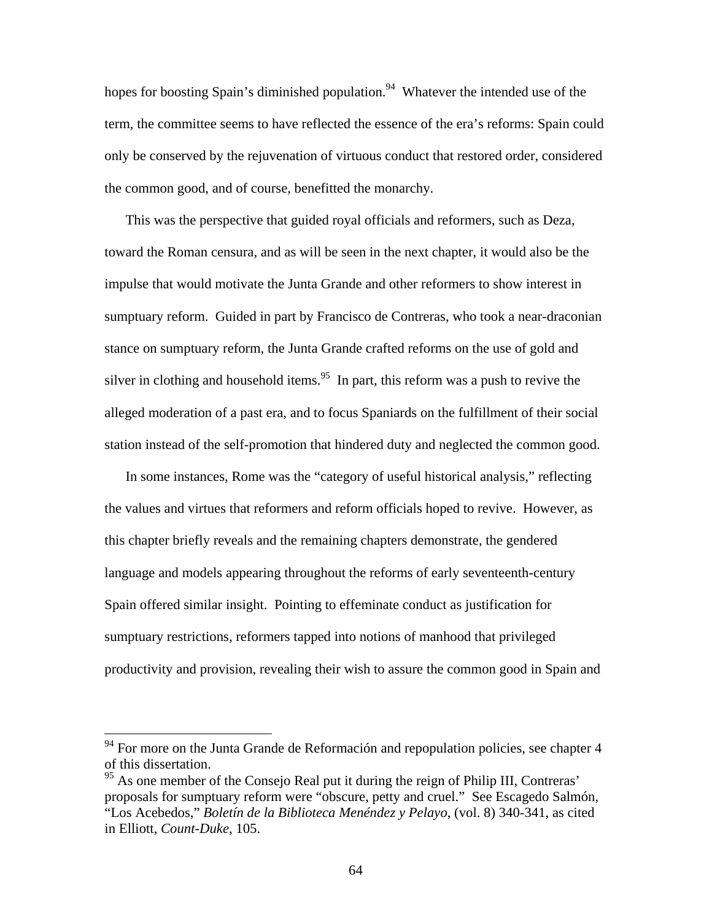hopes for boosting Spain's diminished population.[94] Whatever the intended use of the term, the committee seems to have reflected the essence of the era's reforms: Spain could only be conserved by the rejuvenation of virtuous conduct that restored order, considered the common good, and of course, benefitted the monarchy.

This was the perspective that guided royal officials and reformers, such as Deza, toward the Roman censura, and as will be seen in the next chapter, it would also be the impulse that would motivate the Junta Grande and other reformers to show interest in sumptuary reform. Guided in part by Francisco de Contreras, who took a near-draconian stance on sumptuary reform, the Junta Grande crafted reforms on the use of gold and silver in clothing and household items.[95] In part, this reform was a push to revive the alleged moderation of a past era, and to focus Spaniards on the fulfillment of their social station instead of the self-promotion that hindered duty and neglected the common good.

In some instances, Rome was the "category of useful historical analysis," reflecting the values and virtues that reformers and reform officials hoped to revive. However, as this chapter briefly reveals and the remaining chapters demonstrate, the gendered language and models appearing throughout the reforms of early seventeenth-century Spain offered similar insight. Pointing to effeminate conduct as justification for sumptuary restrictions, reformers tapped into notions of manhood that privileged productivity and provision, revealing their wish to assure the common good in Spain and

---

[94] For more on the Junta Grande de Reformación and repopulation policies, see chapter 4 of this dissertation.

[95] As one member of the Consejo Real put it during the reign of Philip III, Contreras' proposals for sumptuary reform were "obscure, petty and cruel." See Escagedo Salmón, "Los Acebedos," *Boletín de la Biblioteca Menéndez y Pelayo*, (vol. 8) 340-341, as cited in Elliott, *Count-Duke*, 105.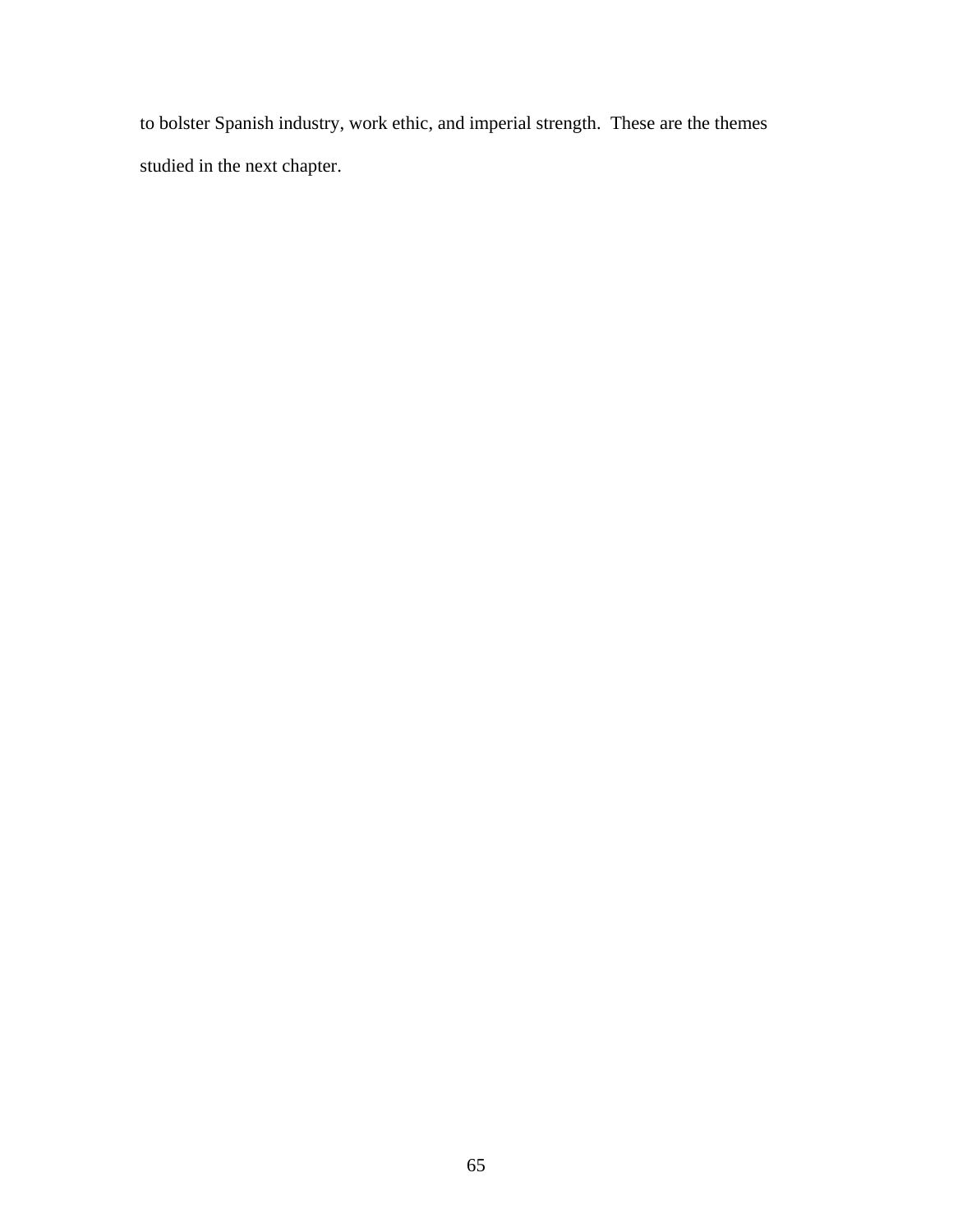to bolster Spanish industry, work ethic, and imperial strength. These are the themes studied in the next chapter.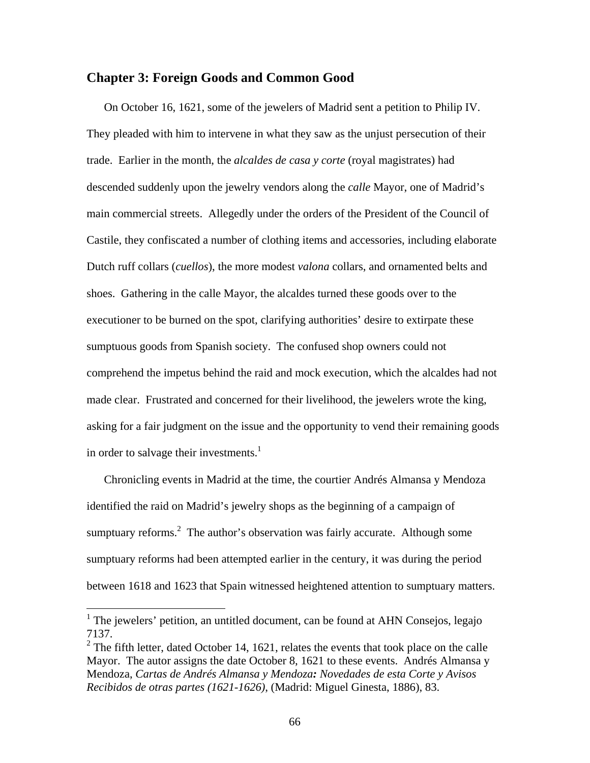## Chapter 3: Foreign Goods and Common Good

On October 16, 1621, some of the jewelers of Madrid sent a petition to Philip IV. They pleaded with him to intervene in what they saw as the unjust persecution of their trade. Earlier in the month, the *alcaldes de casa y corte* (royal magistrates) had descended suddenly upon the jewelry vendors along the *calle* Mayor, one of Madrid's main commercial streets. Allegedly under the orders of the President of the Council of Castile, they confiscated a number of clothing items and accessories, including elaborate Dutch ruff collars (*cuellos*), the more modest *valona* collars, and ornamented belts and shoes. Gathering in the calle Mayor, the alcaldes turned these goods over to the executioner to be burned on the spot, clarifying authorities' desire to extirpate these sumptuous goods from Spanish society. The confused shop owners could not comprehend the impetus behind the raid and mock execution, which the alcaldes had not made clear. Frustrated and concerned for their livelihood, the jewelers wrote the king, asking for a fair judgment on the issue and the opportunity to vend their remaining goods in order to salvage their investments.[1]

Chronicling events in Madrid at the time, the courtier Andrés Almansa y Mendoza identified the raid on Madrid's jewelry shops as the beginning of a campaign of sumptuary reforms.[2] The author's observation was fairly accurate. Although some sumptuary reforms had been attempted earlier in the century, it was during the period between 1618 and 1623 that Spain witnessed heightened attention to sumptuary matters.

---

[1] The jewelers' petition, an untitled document, can be found at AHN Consejos, legajo 7137.

[2] The fifth letter, dated October 14, 1621, relates the events that took place on the calle Mayor. The autor assigns the date October 8, 1621 to these events. Andrés Almansa y Mendoza, *Cartas de Andrés Almansa y Mendoza: Novedades de esta Corte y Avisos Recibidos de otras partes (1621-1626)*, (Madrid: Miguel Ginesta, 1886), 83.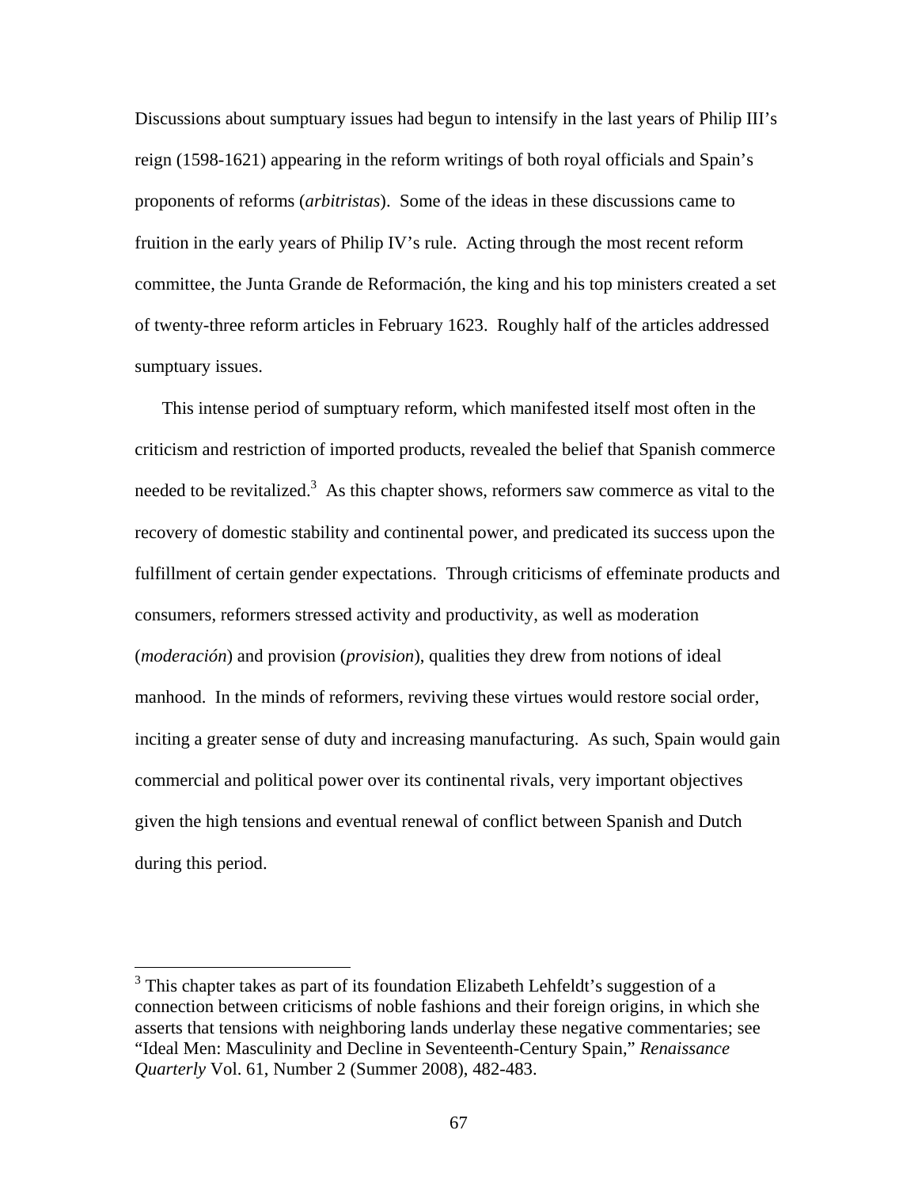Discussions about sumptuary issues had begun to intensify in the last years of Philip III's reign (1598-1621) appearing in the reform writings of both royal officials and Spain's proponents of reforms (*arbitristas*). Some of the ideas in these discussions came to fruition in the early years of Philip IV's rule. Acting through the most recent reform committee, the Junta Grande de Reformación, the king and his top ministers created a set of twenty-three reform articles in February 1623. Roughly half of the articles addressed sumptuary issues.

This intense period of sumptuary reform, which manifested itself most often in the criticism and restriction of imported products, revealed the belief that Spanish commerce needed to be revitalized.[3] As this chapter shows, reformers saw commerce as vital to the recovery of domestic stability and continental power, and predicated its success upon the fulfillment of certain gender expectations. Through criticisms of effeminate products and consumers, reformers stressed activity and productivity, as well as moderation (*moderación*) and provision (*provision*), qualities they drew from notions of ideal manhood. In the minds of reformers, reviving these virtues would restore social order, inciting a greater sense of duty and increasing manufacturing. As such, Spain would gain commercial and political power over its continental rivals, very important objectives given the high tensions and eventual renewal of conflict between Spanish and Dutch during this period.

---

[3] This chapter takes as part of its foundation Elizabeth Lehfeldt's suggestion of a connection between criticisms of noble fashions and their foreign origins, in which she asserts that tensions with neighboring lands underlay these negative commentaries; see "Ideal Men: Masculinity and Decline in Seventeenth-Century Spain," *Renaissance Quarterly* Vol. 61, Number 2 (Summer 2008), 482-483.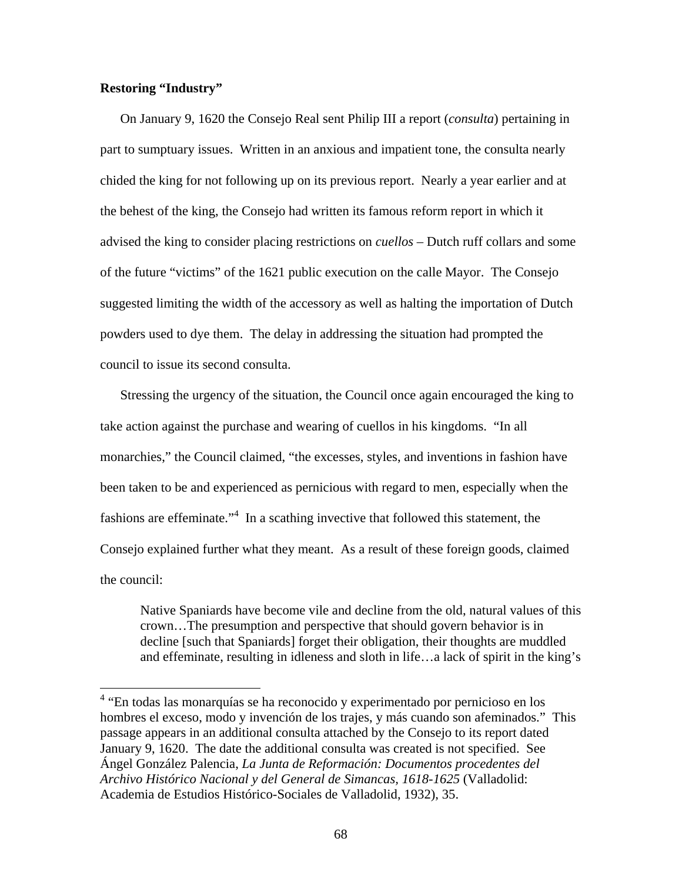**Restoring "Industry"**

On January 9, 1620 the Consejo Real sent Philip III a report (*consulta*) pertaining in part to sumptuary issues. Written in an anxious and impatient tone, the consulta nearly chided the king for not following up on its previous report. Nearly a year earlier and at the behest of the king, the Consejo had written its famous reform report in which it advised the king to consider placing restrictions on *cuellos* – Dutch ruff collars and some of the future "victims" of the 1621 public execution on the calle Mayor. The Consejo suggested limiting the width of the accessory as well as halting the importation of Dutch powders used to dye them. The delay in addressing the situation had prompted the council to issue its second consulta.

Stressing the urgency of the situation, the Council once again encouraged the king to take action against the purchase and wearing of cuellos in his kingdoms. "In all monarchies," the Council claimed, "the excesses, styles, and inventions in fashion have been taken to be and experienced as pernicious with regard to men, especially when the fashions are effeminate."[4] In a scathing invective that followed this statement, the Consejo explained further what they meant. As a result of these foreign goods, claimed the council:

> Native Spaniards have become vile and decline from the old, natural values of this crown…The presumption and perspective that should govern behavior is in decline [such that Spaniards] forget their obligation, their thoughts are muddled and effeminate, resulting in idleness and sloth in life…a lack of spirit in the king's

[4] "En todas las monarquías se ha reconocido y experimentado por pernicioso en los hombres el exceso, modo y invención de los trajes, y más cuando son afeminados." This passage appears in an additional consulta attached by the Consejo to its report dated January 9, 1620. The date the additional consulta was created is not specified. See Ángel González Palencia, *La Junta de Reformación: Documentos procedentes del Archivo Histórico Nacional y del General de Simancas, 1618-1625* (Valladolid: Academia de Estudios Histórico-Sociales de Valladolid, 1932), 35.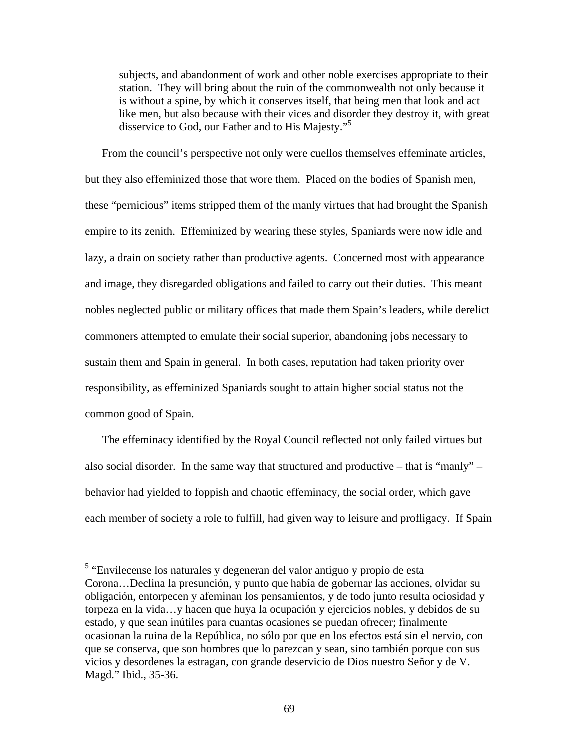> subjects, and abandonment of work and other noble exercises appropriate to their station. They will bring about the ruin of the commonwealth not only because it is without a spine, by which it conserves itself, that being men that look and act like men, but also because with their vices and disorder they destroy it, with great disservice to God, our Father and to His Majesty."[5]

From the council's perspective not only were cuellos themselves effeminate articles, but they also effeminized those that wore them. Placed on the bodies of Spanish men, these "pernicious" items stripped them of the manly virtues that had brought the Spanish empire to its zenith. Effeminized by wearing these styles, Spaniards were now idle and lazy, a drain on society rather than productive agents. Concerned most with appearance and image, they disregarded obligations and failed to carry out their duties. This meant nobles neglected public or military offices that made them Spain's leaders, while derelict commoners attempted to emulate their social superior, abandoning jobs necessary to sustain them and Spain in general. In both cases, reputation had taken priority over responsibility, as effeminized Spaniards sought to attain higher social status not the common good of Spain.

The effeminacy identified by the Royal Council reflected not only failed virtues but also social disorder. In the same way that structured and productive – that is "manly" – behavior had yielded to foppish and chaotic effeminacy, the social order, which gave each member of society a role to fulfill, had given way to leisure and profligacy. If Spain

---

[5] "Envilecense los naturales y degeneran del valor antiguo y propio de esta Corona…Declina la presunción, y punto que había de gobernar las acciones, olvidar su obligación, entorpecen y afeminan los pensamientos, y de todo junto resulta ociosidad y torpeza en la vida…y hacen que huya la ocupación y ejercicios nobles, y debidos de su estado, y que sean inútiles para cuantas ocasiones se puedan ofrecer; finalmente ocasionan la ruina de la República, no sólo por que en los efectos está sin el nervio, con que se conserva, que son hombres que lo parezcan y sean, sino también porque con sus vicios y desordenes la estragan, con grande deservicio de Dios nuestro Señor y de V. Magd." Ibid., 35-36.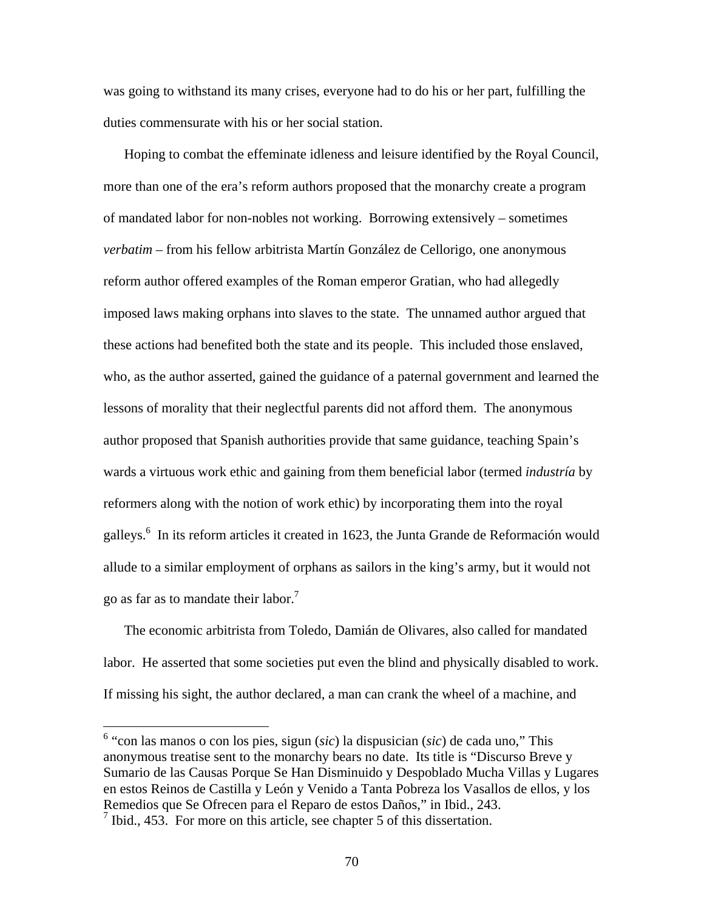was going to withstand its many crises, everyone had to do his or her part, fulfilling the duties commensurate with his or her social station.

Hoping to combat the effeminate idleness and leisure identified by the Royal Council, more than one of the era's reform authors proposed that the monarchy create a program of mandated labor for non-nobles not working. Borrowing extensively – sometimes *verbatim* – from his fellow arbitrista Martín González de Cellorigo, one anonymous reform author offered examples of the Roman emperor Gratian, who had allegedly imposed laws making orphans into slaves to the state. The unnamed author argued that these actions had benefited both the state and its people. This included those enslaved, who, as the author asserted, gained the guidance of a paternal government and learned the lessons of morality that their neglectful parents did not afford them. The anonymous author proposed that Spanish authorities provide that same guidance, teaching Spain's wards a virtuous work ethic and gaining from them beneficial labor (termed *industría* by reformers along with the notion of work ethic) by incorporating them into the royal galleys.[6] In its reform articles it created in 1623, the Junta Grande de Reformación would allude to a similar employment of orphans as sailors in the king's army, but it would not go as far as to mandate their labor.[7]

The economic arbitrista from Toledo, Damián de Olivares, also called for mandated labor. He asserted that some societies put even the blind and physically disabled to work. If missing his sight, the author declared, a man can crank the wheel of a machine, and

---

[6] "con las manos o con los pies, sigun (*sic*) la dispusician (*sic*) de cada uno," This anonymous treatise sent to the monarchy bears no date. Its title is "Discurso Breve y Sumario de las Causas Porque Se Han Disminuido y Despoblado Mucha Villas y Lugares en estos Reinos de Castilla y León y Venido a Tanta Pobreza los Vasallos de ellos, y los Remedios que Se Ofrecen para el Reparo de estos Daños," in Ibid., 243.

[7] Ibid., 453. For more on this article, see chapter 5 of this dissertation.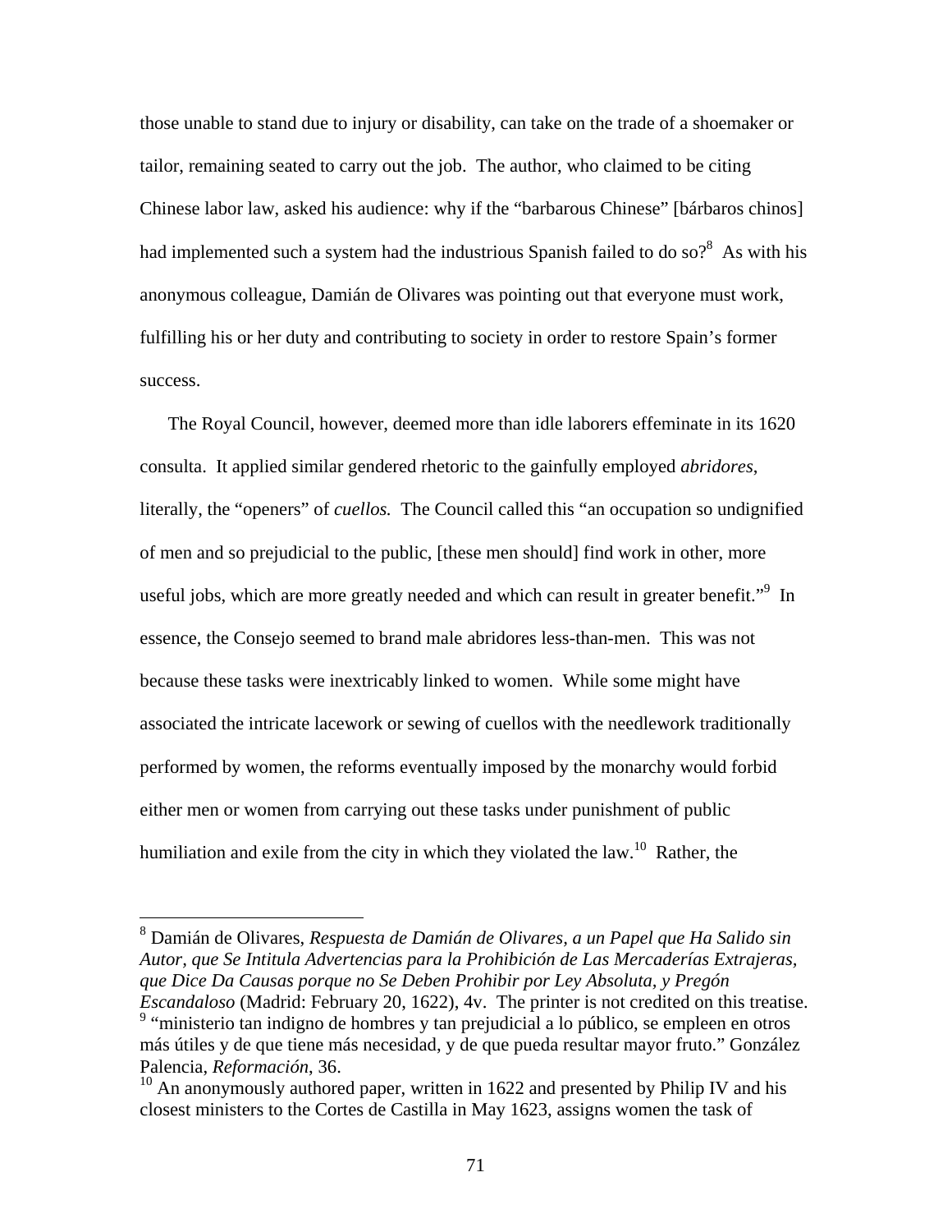those unable to stand due to injury or disability, can take on the trade of a shoemaker or tailor, remaining seated to carry out the job. The author, who claimed to be citing Chinese labor law, asked his audience: why if the "barbarous Chinese" [bárbaros chinos] had implemented such a system had the industrious Spanish failed to do so?[8] As with his anonymous colleague, Damián de Olivares was pointing out that everyone must work, fulfilling his or her duty and contributing to society in order to restore Spain's former success.

The Royal Council, however, deemed more than idle laborers effeminate in its 1620 consulta. It applied similar gendered rhetoric to the gainfully employed *abridores*, literally, the "openers" of *cuellos.* The Council called this "an occupation so undignified of men and so prejudicial to the public, [these men should] find work in other, more useful jobs, which are more greatly needed and which can result in greater benefit."[9] In essence, the Consejo seemed to brand male abridores less-than-men. This was not because these tasks were inextricably linked to women. While some might have associated the intricate lacework or sewing of cuellos with the needlework traditionally performed by women, the reforms eventually imposed by the monarchy would forbid either men or women from carrying out these tasks under punishment of public humiliation and exile from the city in which they violated the law.[10] Rather, the

---

[8] Damián de Olivares, *Respuesta de Damián de Olivares, a un Papel que Ha Salido sin Autor, que Se Intitula Advertencias para la Prohibición de Las Mercaderías Extrajeras, que Dice Da Causas porque no Se Deben Prohibir por Ley Absoluta, y Pregón Escandaloso* (Madrid: February 20, 1622), 4v. The printer is not credited on this treatise.

[9] "ministerio tan indigno de hombres y tan prejudicial a lo público, se empleen en otros más útiles y de que tiene más necesidad, y de que pueda resultar mayor fruto." González Palencia, *Reformación*, 36.

[10] An anonymously authored paper, written in 1622 and presented by Philip IV and his closest ministers to the Cortes de Castilla in May 1623, assigns women the task of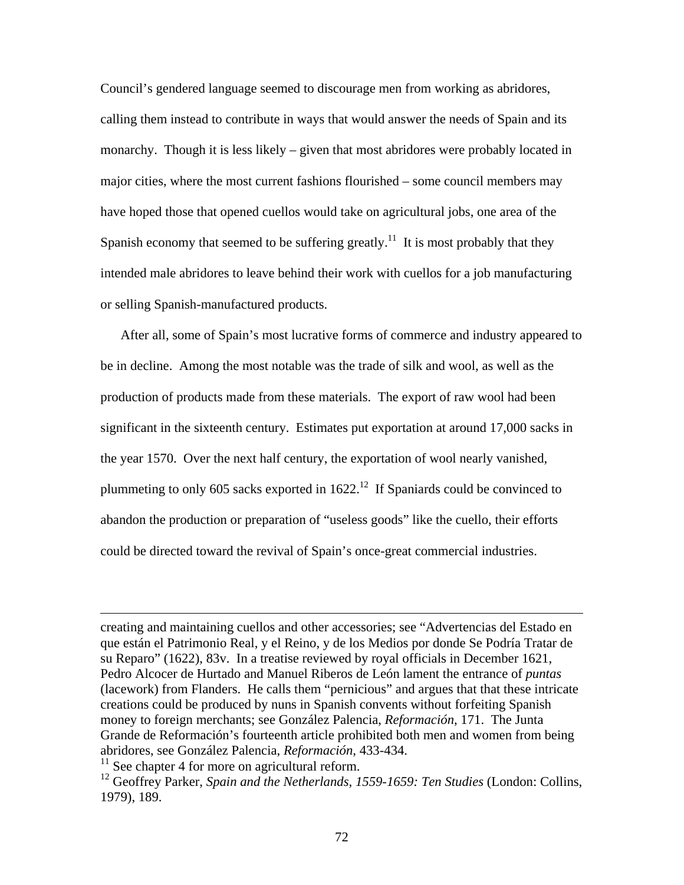Council's gendered language seemed to discourage men from working as abridores, calling them instead to contribute in ways that would answer the needs of Spain and its monarchy. Though it is less likely – given that most abridores were probably located in major cities, where the most current fashions flourished – some council members may have hoped those that opened cuellos would take on agricultural jobs, one area of the Spanish economy that seemed to be suffering greatly.[11] It is most probably that they intended male abridores to leave behind their work with cuellos for a job manufacturing or selling Spanish-manufactured products.

After all, some of Spain's most lucrative forms of commerce and industry appeared to be in decline. Among the most notable was the trade of silk and wool, as well as the production of products made from these materials. The export of raw wool had been significant in the sixteenth century. Estimates put exportation at around 17,000 sacks in the year 1570. Over the next half century, the exportation of wool nearly vanished, plummeting to only 605 sacks exported in 1622.[12] If Spaniards could be convinced to abandon the production or preparation of "useless goods" like the cuello, their efforts could be directed toward the revival of Spain's once-great commercial industries.

---

creating and maintaining cuellos and other accessories; see "Advertencias del Estado en que están el Patrimonio Real, y el Reino, y de los Medios por donde Se Podría Tratar de su Reparo" (1622), 83v. In a treatise reviewed by royal officials in December 1621, Pedro Alcocer de Hurtado and Manuel Riberos de León lament the entrance of *puntas* (lacework) from Flanders. He calls them "pernicious" and argues that that these intricate creations could be produced by nuns in Spanish convents without forfeiting Spanish money to foreign merchants; see González Palencia, *Reformación*, 171. The Junta Grande de Reformación's fourteenth article prohibited both men and women from being abridores, see González Palencia, *Reformación*, 433-434.

[11] See chapter 4 for more on agricultural reform.

[12] Geoffrey Parker, *Spain and the Netherlands, 1559-1659: Ten Studies* (London: Collins, 1979), 189.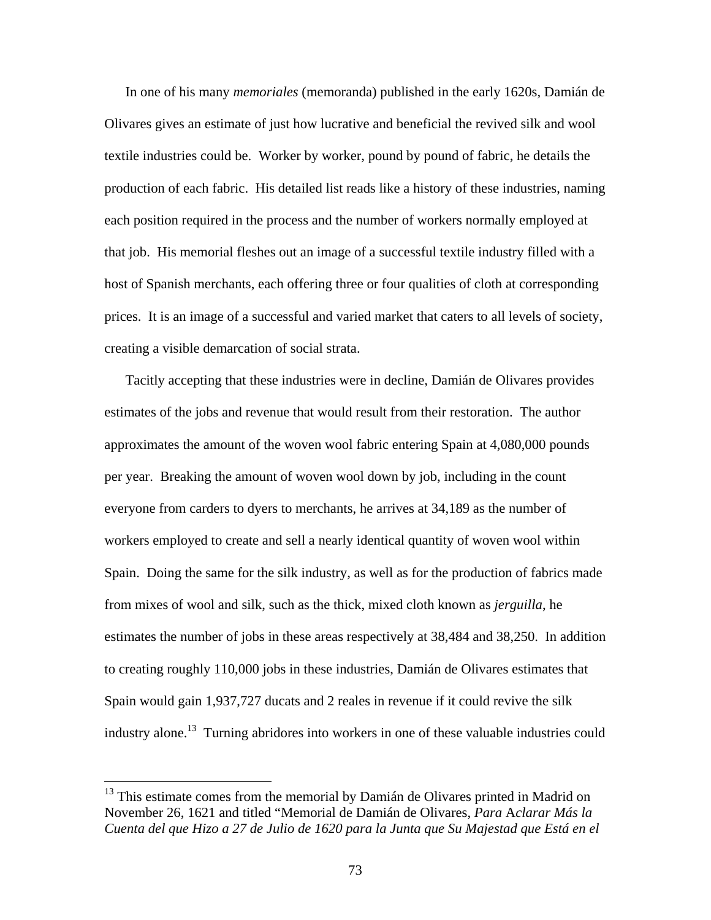In one of his many *memoriales* (memoranda) published in the early 1620s, Damián de Olivares gives an estimate of just how lucrative and beneficial the revived silk and wool textile industries could be. Worker by worker, pound by pound of fabric, he details the production of each fabric. His detailed list reads like a history of these industries, naming each position required in the process and the number of workers normally employed at that job. His memorial fleshes out an image of a successful textile industry filled with a host of Spanish merchants, each offering three or four qualities of cloth at corresponding prices. It is an image of a successful and varied market that caters to all levels of society, creating a visible demarcation of social strata.

Tacitly accepting that these industries were in decline, Damián de Olivares provides estimates of the jobs and revenue that would result from their restoration. The author approximates the amount of the woven wool fabric entering Spain at 4,080,000 pounds per year. Breaking the amount of woven wool down by job, including in the count everyone from carders to dyers to merchants, he arrives at 34,189 as the number of workers employed to create and sell a nearly identical quantity of woven wool within Spain. Doing the same for the silk industry, as well as for the production of fabrics made from mixes of wool and silk, such as the thick, mixed cloth known as *jerguilla*, he estimates the number of jobs in these areas respectively at 38,484 and 38,250. In addition to creating roughly 110,000 jobs in these industries, Damián de Olivares estimates that Spain would gain 1,937,727 ducats and 2 reales in revenue if it could revive the silk industry alone.[13] Turning abridores into workers in one of these valuable industries could

[13] This estimate comes from the memorial by Damián de Olivares printed in Madrid on November 26, 1621 and titled "Memorial de Damián de Olivares, *Para Aclarar Más la Cuenta del que Hizo a 27 de Julio de 1620 para la Junta que Su Majestad que Está en el*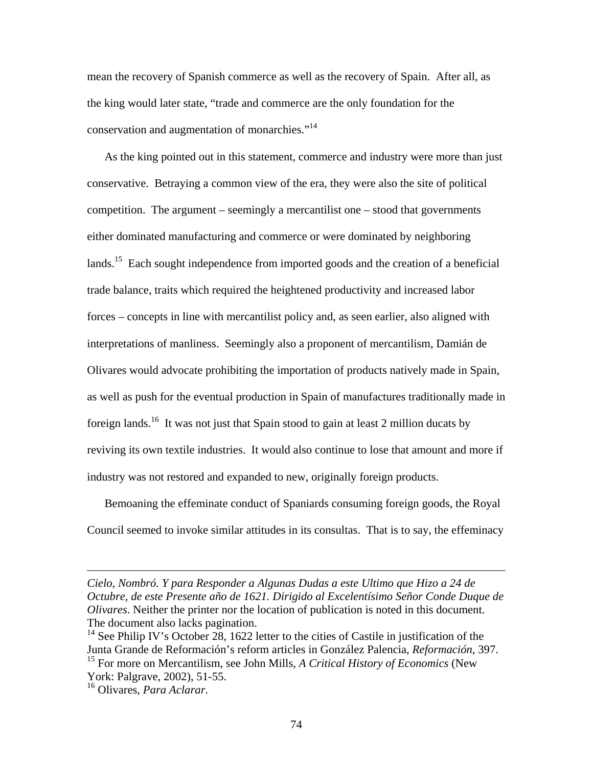mean the recovery of Spanish commerce as well as the recovery of Spain. After all, as the king would later state, "trade and commerce are the only foundation for the conservation and augmentation of monarchies."[14]

As the king pointed out in this statement, commerce and industry were more than just conservative. Betraying a common view of the era, they were also the site of political competition. The argument – seemingly a mercantilist one – stood that governments either dominated manufacturing and commerce or were dominated by neighboring lands.[15] Each sought independence from imported goods and the creation of a beneficial trade balance, traits which required the heightened productivity and increased labor forces – concepts in line with mercantilist policy and, as seen earlier, also aligned with interpretations of manliness. Seemingly also a proponent of mercantilism, Damián de Olivares would advocate prohibiting the importation of products natively made in Spain, as well as push for the eventual production in Spain of manufactures traditionally made in foreign lands.[16] It was not just that Spain stood to gain at least 2 million ducats by reviving its own textile industries. It would also continue to lose that amount and more if industry was not restored and expanded to new, originally foreign products.

Bemoaning the effeminate conduct of Spaniards consuming foreign goods, the Royal Council seemed to invoke similar attitudes in its consultas. That is to say, the effeminacy

---

*Cielo, Nombró. Y para Responder a Algunas Dudas a este Ultimo que Hizo a 24 de Octubre, de este Presente año de 1621. Dirigido al Excelentísimo Señor Conde Duque de Olivares*. Neither the printer nor the location of publication is noted in this document. The document also lacks pagination.

[14] See Philip IV's October 28, 1622 letter to the cities of Castile in justification of the Junta Grande de Reformación's reform articles in González Palencia, *Reformación*, 397.

[15] For more on Mercantilism, see John Mills, *A Critical History of Economics* (New York: Palgrave, 2002), 51-55.

[16] Olivares, *Para Aclarar*.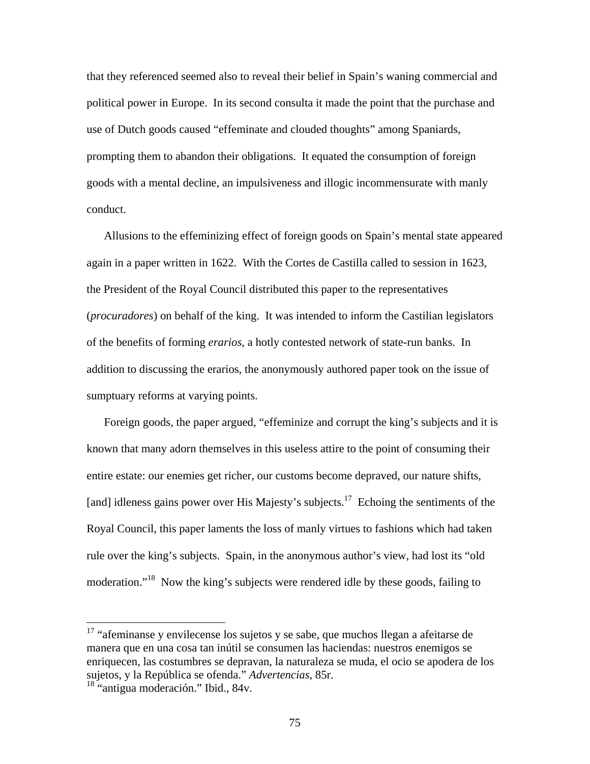that they referenced seemed also to reveal their belief in Spain's waning commercial and political power in Europe. In its second consulta it made the point that the purchase and use of Dutch goods caused "effeminate and clouded thoughts" among Spaniards, prompting them to abandon their obligations. It equated the consumption of foreign goods with a mental decline, an impulsiveness and illogic incommensurate with manly conduct.

Allusions to the effeminizing effect of foreign goods on Spain's mental state appeared again in a paper written in 1622. With the Cortes de Castilla called to session in 1623, the President of the Royal Council distributed this paper to the representatives (*procuradores*) on behalf of the king. It was intended to inform the Castilian legislators of the benefits of forming *erarios*, a hotly contested network of state-run banks. In addition to discussing the erarios, the anonymously authored paper took on the issue of sumptuary reforms at varying points.

Foreign goods, the paper argued, "effeminize and corrupt the king's subjects and it is known that many adorn themselves in this useless attire to the point of consuming their entire estate: our enemies get richer, our customs become depraved, our nature shifts, [and] idleness gains power over His Majesty's subjects.[17] Echoing the sentiments of the Royal Council, this paper laments the loss of manly virtues to fashions which had taken rule over the king's subjects. Spain, in the anonymous author's view, had lost its "old moderation."[18] Now the king's subjects were rendered idle by these goods, failing to

---

[17] "afeminanse y envilecense los sujetos y se sabe, que muchos llegan a afeitarse de manera que en una cosa tan inútil se consumen las haciendas: nuestros enemigos se enriquecen, las costumbres se depravan, la naturaleza se muda, el ocio se apodera de los sujetos, y la República se ofenda." *Advertencias*, 85r.

[18] "antigua moderación." Ibid., 84v.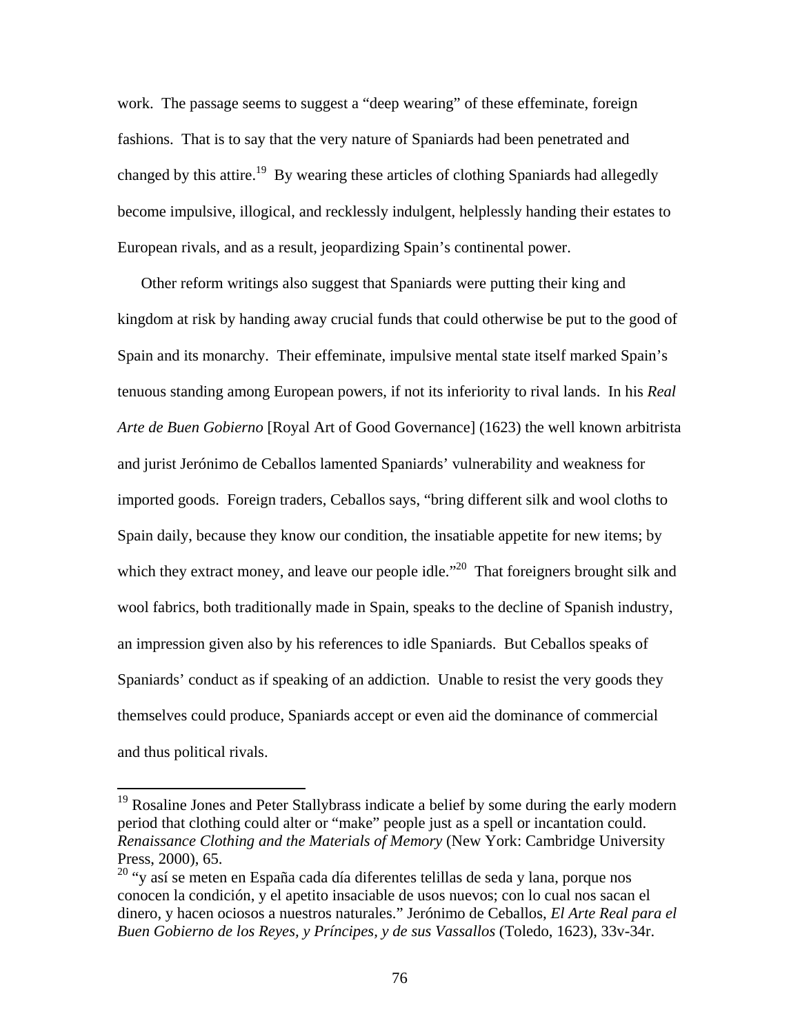work. The passage seems to suggest a "deep wearing" of these effeminate, foreign fashions. That is to say that the very nature of Spaniards had been penetrated and changed by this attire.[19] By wearing these articles of clothing Spaniards had allegedly become impulsive, illogical, and recklessly indulgent, helplessly handing their estates to European rivals, and as a result, jeopardizing Spain's continental power.

Other reform writings also suggest that Spaniards were putting their king and kingdom at risk by handing away crucial funds that could otherwise be put to the good of Spain and its monarchy. Their effeminate, impulsive mental state itself marked Spain's tenuous standing among European powers, if not its inferiority to rival lands. In his *Real Arte de Buen Gobierno* [Royal Art of Good Governance] (1623) the well known arbitrista and jurist Jerónimo de Ceballos lamented Spaniards' vulnerability and weakness for imported goods. Foreign traders, Ceballos says, "bring different silk and wool cloths to Spain daily, because they know our condition, the insatiable appetite for new items; by which they extract money, and leave our people idle."[20] That foreigners brought silk and wool fabrics, both traditionally made in Spain, speaks to the decline of Spanish industry, an impression given also by his references to idle Spaniards. But Ceballos speaks of Spaniards' conduct as if speaking of an addiction. Unable to resist the very goods they themselves could produce, Spaniards accept or even aid the dominance of commercial and thus political rivals.

---

[19] Rosaline Jones and Peter Stallybrass indicate a belief by some during the early modern period that clothing could alter or "make" people just as a spell or incantation could. *Renaissance Clothing and the Materials of Memory* (New York: Cambridge University Press, 2000), 65.

[20] "y así se meten en España cada día diferentes telillas de seda y lana, porque nos conocen la condición, y el apetito insaciable de usos nuevos; con lo cual nos sacan el dinero, y hacen ociosos a nuestros naturales." Jerónimo de Ceballos, *El Arte Real para el Buen Gobierno de los Reyes, y Príncipes, y de sus Vassallos* (Toledo, 1623), 33v-34r.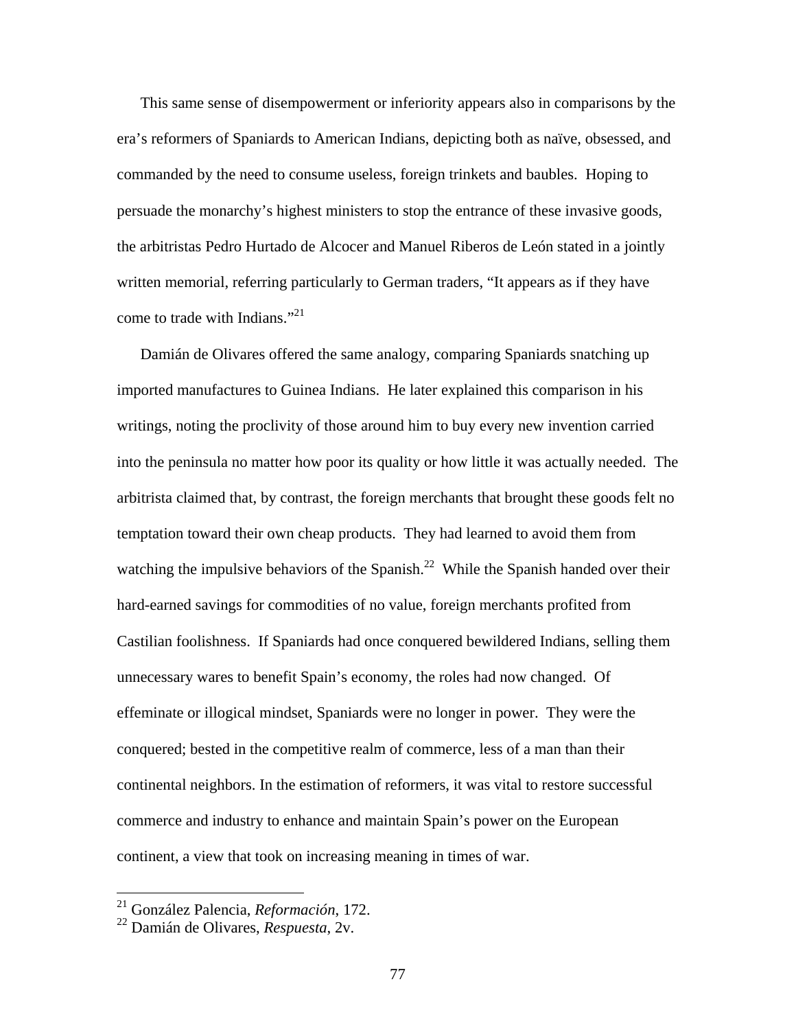This same sense of disempowerment or inferiority appears also in comparisons by the era's reformers of Spaniards to American Indians, depicting both as naïve, obsessed, and commanded by the need to consume useless, foreign trinkets and baubles. Hoping to persuade the monarchy's highest ministers to stop the entrance of these invasive goods, the arbitristas Pedro Hurtado de Alcocer and Manuel Riberos de León stated in a jointly written memorial, referring particularly to German traders, "It appears as if they have come to trade with Indians."[21]

Damián de Olivares offered the same analogy, comparing Spaniards snatching up imported manufactures to Guinea Indians. He later explained this comparison in his writings, noting the proclivity of those around him to buy every new invention carried into the peninsula no matter how poor its quality or how little it was actually needed. The arbitrista claimed that, by contrast, the foreign merchants that brought these goods felt no temptation toward their own cheap products. They had learned to avoid them from watching the impulsive behaviors of the Spanish.[22] While the Spanish handed over their hard-earned savings for commodities of no value, foreign merchants profited from Castilian foolishness. If Spaniards had once conquered bewildered Indians, selling them unnecessary wares to benefit Spain's economy, the roles had now changed. Of effeminate or illogical mindset, Spaniards were no longer in power. They were the conquered; bested in the competitive realm of commerce, less of a man than their continental neighbors. In the estimation of reformers, it was vital to restore successful commerce and industry to enhance and maintain Spain's power on the European continent, a view that took on increasing meaning in times of war.

---

[21] González Palencia, *Reformación*, 172.

[22] Damián de Olivares, *Respuesta*, 2v.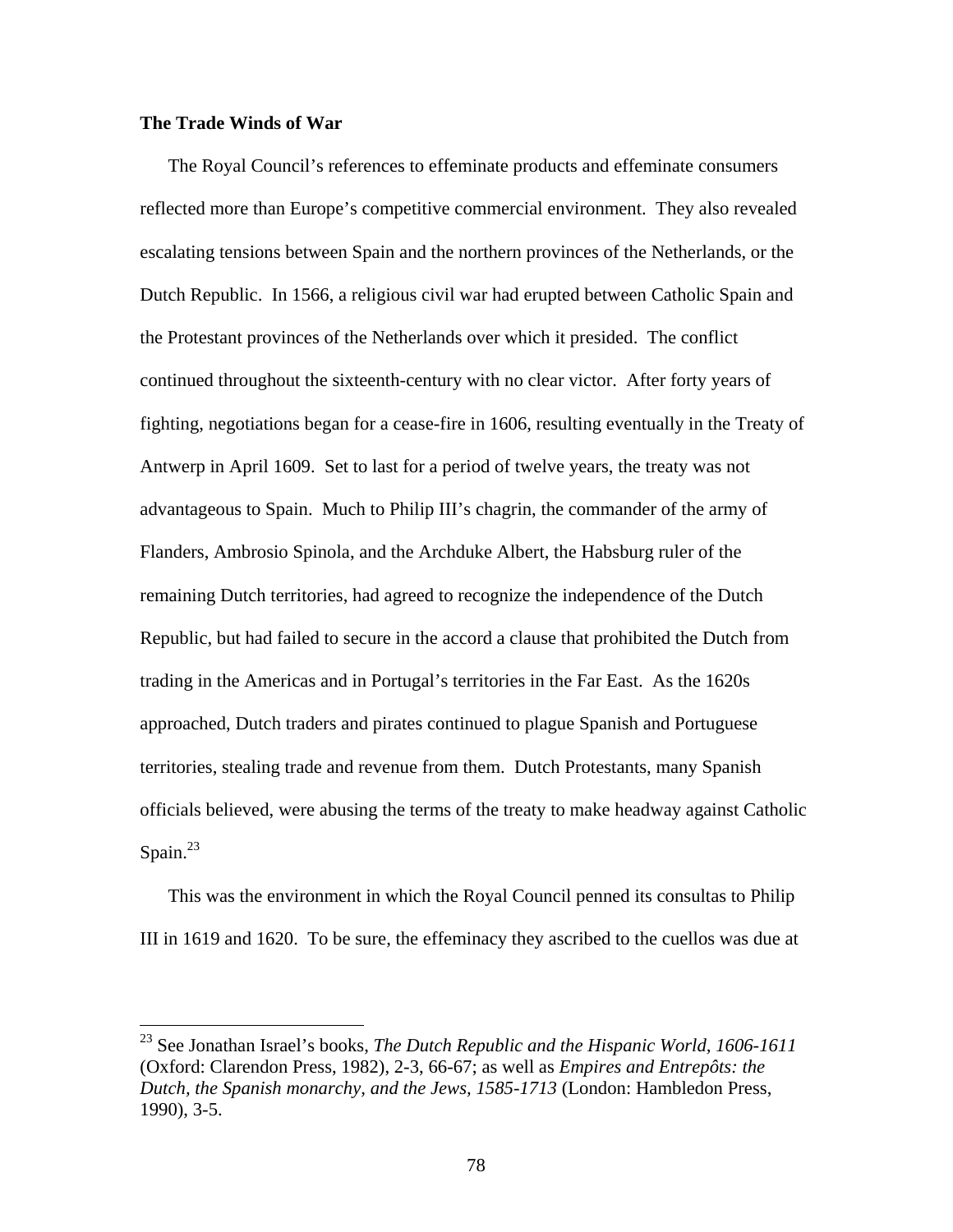**The Trade Winds of War**

The Royal Council's references to effeminate products and effeminate consumers reflected more than Europe's competitive commercial environment. They also revealed escalating tensions between Spain and the northern provinces of the Netherlands, or the Dutch Republic. In 1566, a religious civil war had erupted between Catholic Spain and the Protestant provinces of the Netherlands over which it presided. The conflict continued throughout the sixteenth-century with no clear victor. After forty years of fighting, negotiations began for a cease-fire in 1606, resulting eventually in the Treaty of Antwerp in April 1609. Set to last for a period of twelve years, the treaty was not advantageous to Spain. Much to Philip III's chagrin, the commander of the army of Flanders, Ambrosio Spinola, and the Archduke Albert, the Habsburg ruler of the remaining Dutch territories, had agreed to recognize the independence of the Dutch Republic, but had failed to secure in the accord a clause that prohibited the Dutch from trading in the Americas and in Portugal's territories in the Far East. As the 1620s approached, Dutch traders and pirates continued to plague Spanish and Portuguese territories, stealing trade and revenue from them. Dutch Protestants, many Spanish officials believed, were abusing the terms of the treaty to make headway against Catholic Spain.[23]

This was the environment in which the Royal Council penned its consultas to Philip III in 1619 and 1620. To be sure, the effeminacy they ascribed to the cuellos was due at

---

[23] See Jonathan Israel's books, *The Dutch Republic and the Hispanic World, 1606-1611* (Oxford: Clarendon Press, 1982), 2-3, 66-67; as well as *Empires and Entrepôts: the Dutch, the Spanish monarchy, and the Jews, 1585-1713* (London: Hambledon Press, 1990), 3-5.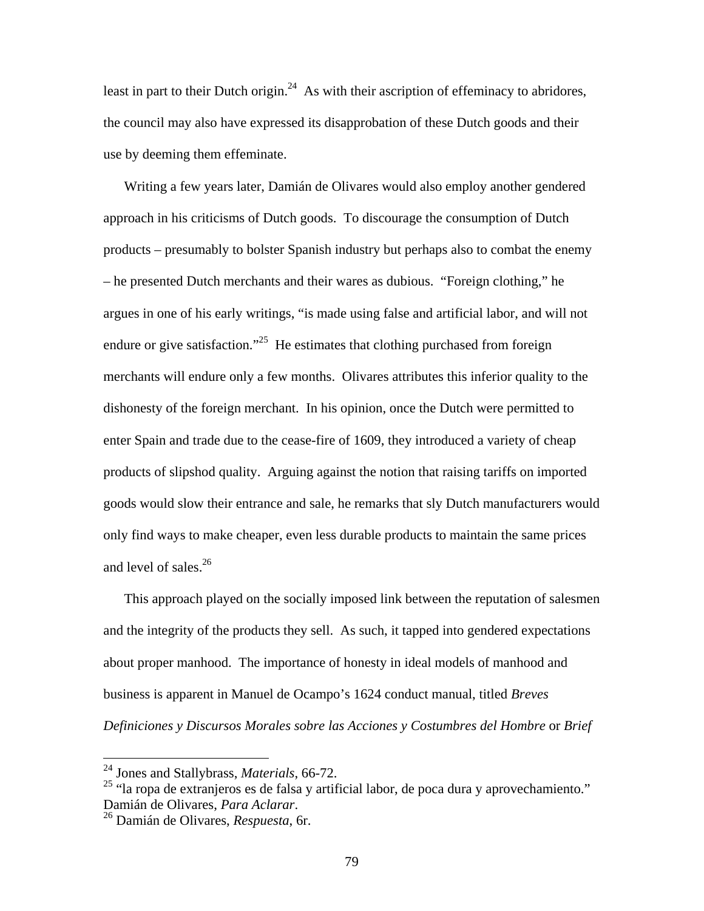least in part to their Dutch origin.[24] As with their ascription of effeminacy to abridores, the council may also have expressed its disapprobation of these Dutch goods and their use by deeming them effeminate.

Writing a few years later, Damián de Olivares would also employ another gendered approach in his criticisms of Dutch goods. To discourage the consumption of Dutch products – presumably to bolster Spanish industry but perhaps also to combat the enemy – he presented Dutch merchants and their wares as dubious. "Foreign clothing," he argues in one of his early writings, "is made using false and artificial labor, and will not endure or give satisfaction."[25] He estimates that clothing purchased from foreign merchants will endure only a few months. Olivares attributes this inferior quality to the dishonesty of the foreign merchant. In his opinion, once the Dutch were permitted to enter Spain and trade due to the cease-fire of 1609, they introduced a variety of cheap products of slipshod quality. Arguing against the notion that raising tariffs on imported goods would slow their entrance and sale, he remarks that sly Dutch manufacturers would only find ways to make cheaper, even less durable products to maintain the same prices and level of sales.[26]

This approach played on the socially imposed link between the reputation of salesmen and the integrity of the products they sell. As such, it tapped into gendered expectations about proper manhood. The importance of honesty in ideal models of manhood and business is apparent in Manuel de Ocampo's 1624 conduct manual, titled *Breves Definiciones y Discursos Morales sobre las Acciones y Costumbres del Hombre* or *Brief*

---

[24] Jones and Stallybrass, *Materials*, 66-72.

[25] "la ropa de extranjeros es de falsa y artificial labor, de poca dura y aprovechamiento." Damián de Olivares, *Para Aclarar*.

[26] Damián de Olivares, *Respuesta*, 6r.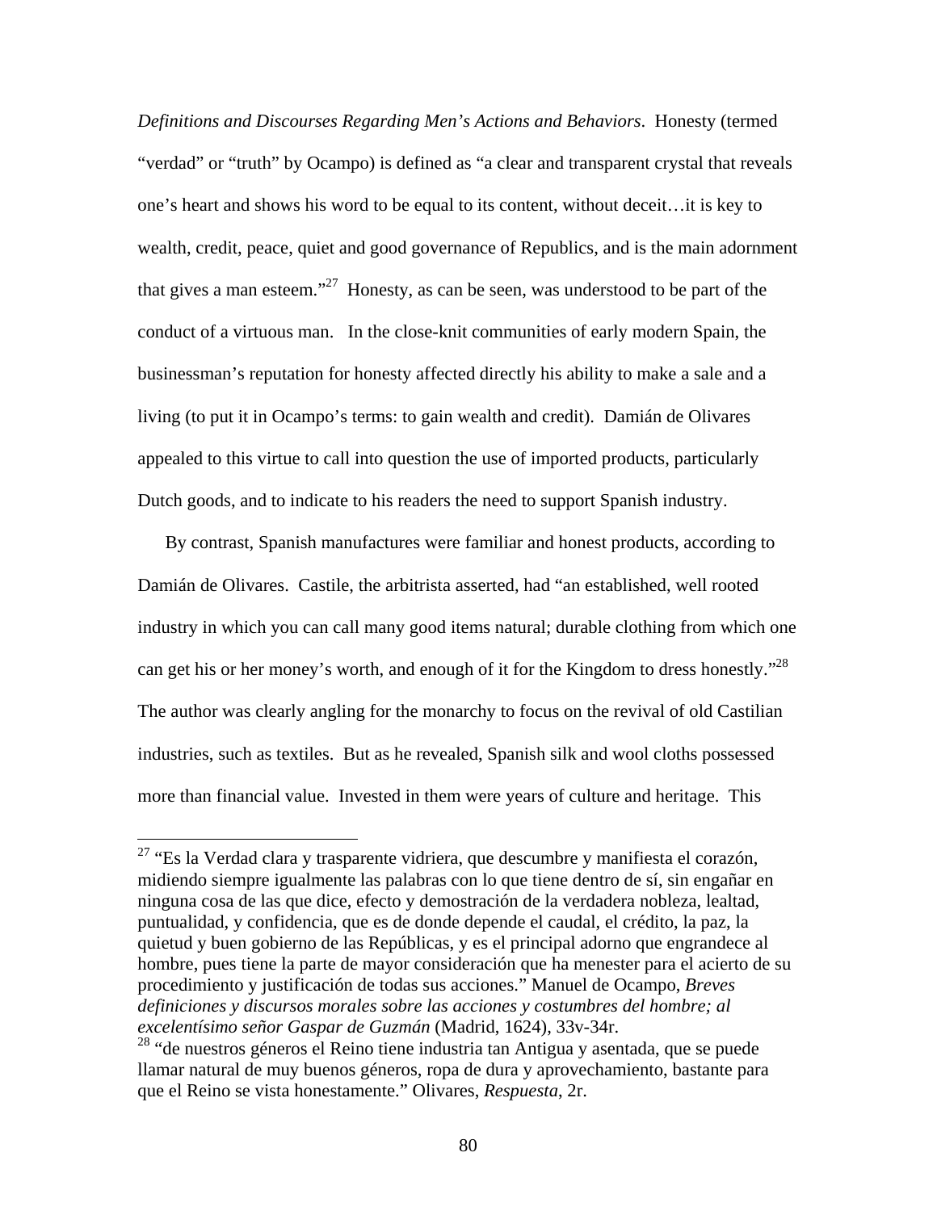*Definitions and Discourses Regarding Men's Actions and Behaviors*. Honesty (termed "verdad" or "truth" by Ocampo) is defined as "a clear and transparent crystal that reveals one's heart and shows his word to be equal to its content, without deceit…it is key to wealth, credit, peace, quiet and good governance of Republics, and is the main adornment that gives a man esteem."[27] Honesty, as can be seen, was understood to be part of the conduct of a virtuous man. In the close-knit communities of early modern Spain, the businessman's reputation for honesty affected directly his ability to make a sale and a living (to put it in Ocampo's terms: to gain wealth and credit). Damián de Olivares appealed to this virtue to call into question the use of imported products, particularly Dutch goods, and to indicate to his readers the need to support Spanish industry.

By contrast, Spanish manufactures were familiar and honest products, according to Damián de Olivares. Castile, the arbitrista asserted, had "an established, well rooted industry in which you can call many good items natural; durable clothing from which one can get his or her money's worth, and enough of it for the Kingdom to dress honestly."[28] The author was clearly angling for the monarchy to focus on the revival of old Castilian industries, such as textiles. But as he revealed, Spanish silk and wool cloths possessed more than financial value. Invested in them were years of culture and heritage. This

---

[27] "Es la Verdad clara y trasparente vidriera, que descumbre y manifiesta el corazón, midiendo siempre igualmente las palabras con lo que tiene dentro de sí, sin engañar en ninguna cosa de las que dice, efecto y demostración de la verdadera nobleza, lealtad, puntualidad, y confidencia, que es de donde depende el caudal, el crédito, la paz, la quietud y buen gobierno de las Repúblicas, y es el principal adorno que engrandece al hombre, pues tiene la parte de mayor consideración que ha menester para el acierto de su procedimiento y justificación de todas sus acciones." Manuel de Ocampo, *Breves definiciones y discursos morales sobre las acciones y costumbres del hombre; al excelentísimo señor Gaspar de Guzmán* (Madrid, 1624), 33v-34r.

[28] "de nuestros géneros el Reino tiene industria tan Antigua y asentada, que se puede llamar natural de muy buenos géneros, ropa de dura y aprovechamiento, bastante para que el Reino se vista honestamente." Olivares, *Respuesta*, 2r.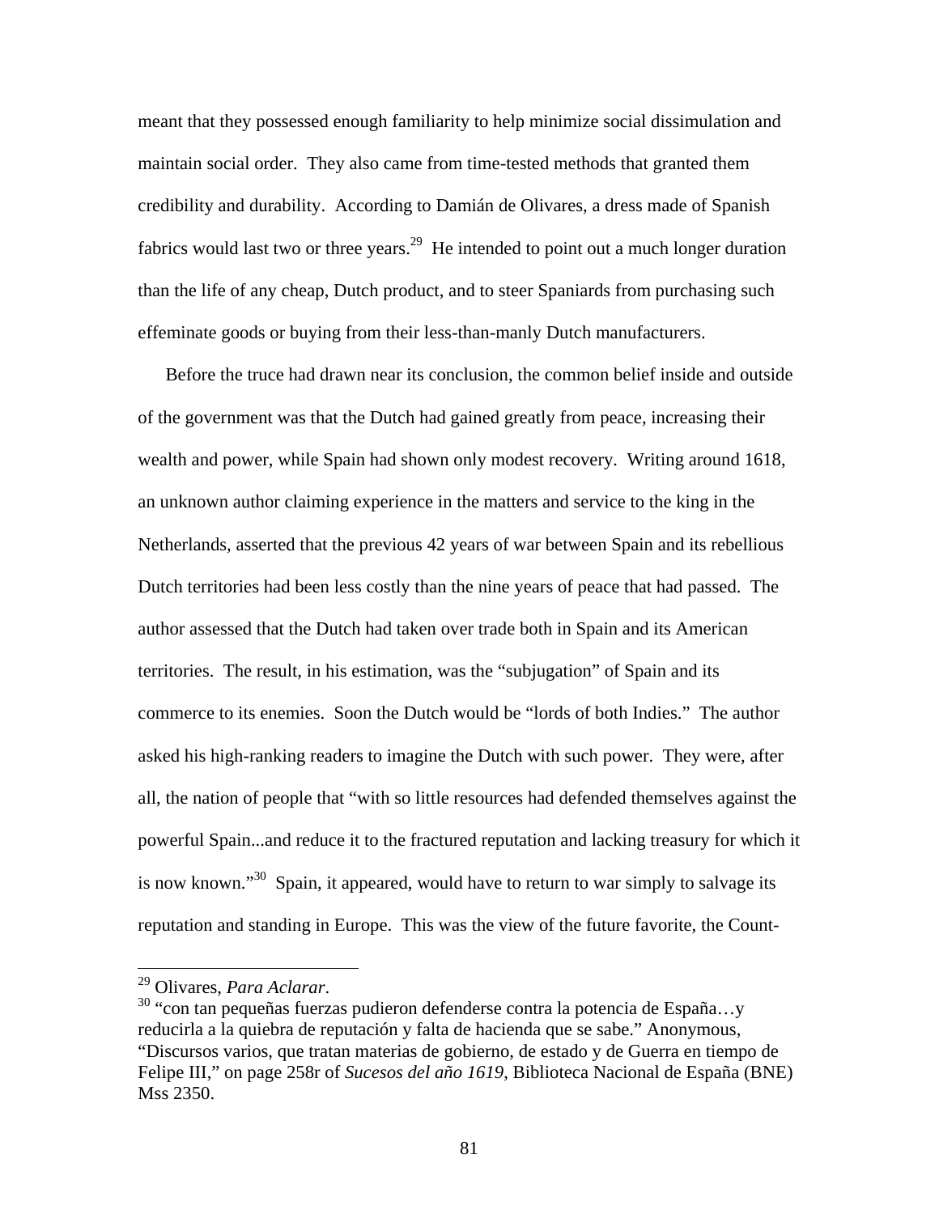meant that they possessed enough familiarity to help minimize social dissimulation and maintain social order. They also came from time-tested methods that granted them credibility and durability. According to Damián de Olivares, a dress made of Spanish fabrics would last two or three years.[29] He intended to point out a much longer duration than the life of any cheap, Dutch product, and to steer Spaniards from purchasing such effeminate goods or buying from their less-than-manly Dutch manufacturers.

Before the truce had drawn near its conclusion, the common belief inside and outside of the government was that the Dutch had gained greatly from peace, increasing their wealth and power, while Spain had shown only modest recovery. Writing around 1618, an unknown author claiming experience in the matters and service to the king in the Netherlands, asserted that the previous 42 years of war between Spain and its rebellious Dutch territories had been less costly than the nine years of peace that had passed. The author assessed that the Dutch had taken over trade both in Spain and its American territories. The result, in his estimation, was the "subjugation" of Spain and its commerce to its enemies. Soon the Dutch would be "lords of both Indies." The author asked his high-ranking readers to imagine the Dutch with such power. They were, after all, the nation of people that "with so little resources had defended themselves against the powerful Spain...and reduce it to the fractured reputation and lacking treasury for which it is now known."[30] Spain, it appeared, would have to return to war simply to salvage its reputation and standing in Europe. This was the view of the future favorite, the Count-

---

[29] Olivares, *Para Aclarar*.

[30] "con tan pequeñas fuerzas pudieron defenderse contra la potencia de España…y reducirla a la quiebra de reputación y falta de hacienda que se sabe." Anonymous, "Discursos varios, que tratan materias de gobierno, de estado y de Guerra en tiempo de Felipe III," on page 258r of *Sucesos del año 1619*, Biblioteca Nacional de España (BNE) Mss 2350.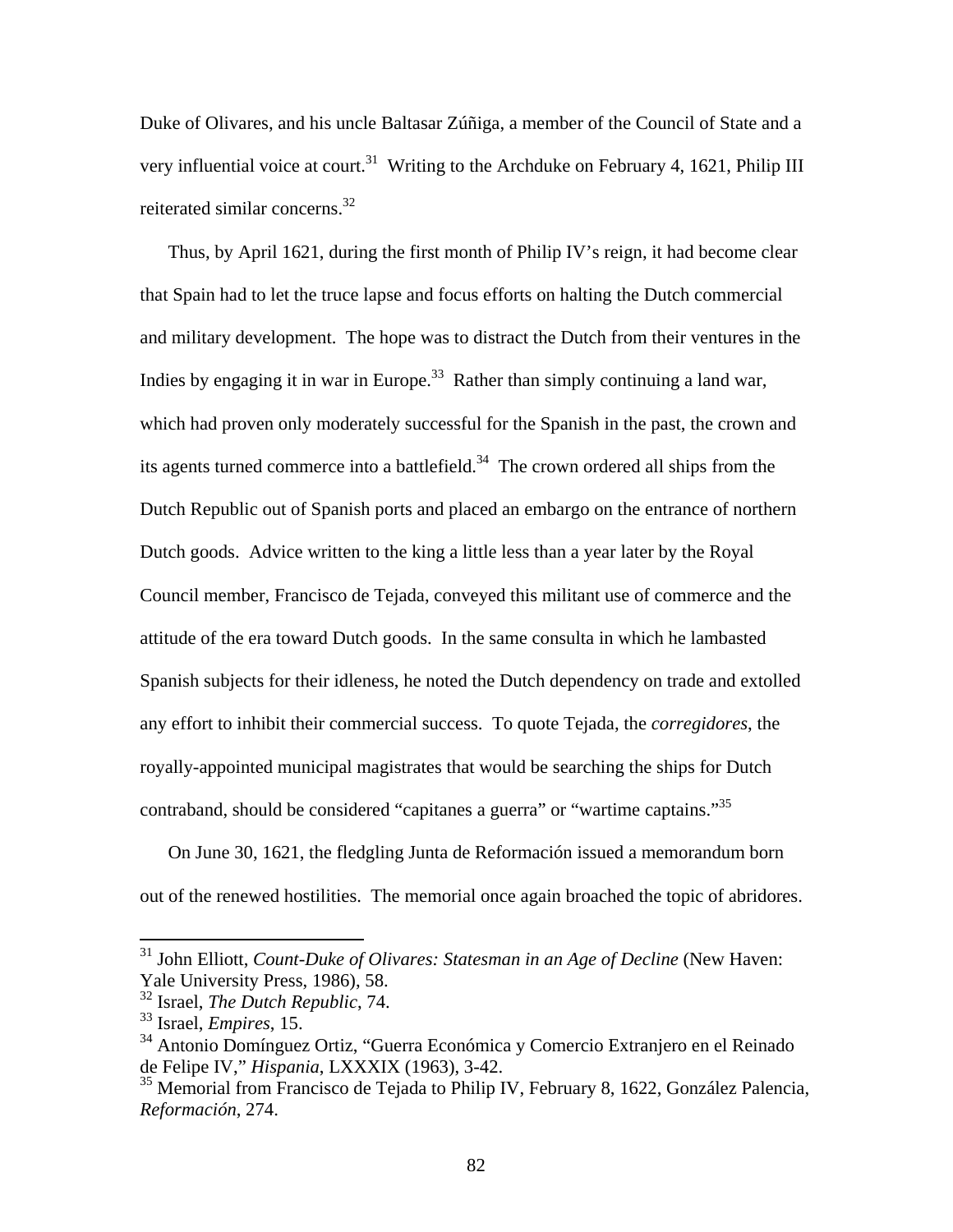Duke of Olivares, and his uncle Baltasar Zúñiga, a member of the Council of State and a very influential voice at court.[31] Writing to the Archduke on February 4, 1621, Philip III reiterated similar concerns.[32]

Thus, by April 1621, during the first month of Philip IV's reign, it had become clear that Spain had to let the truce lapse and focus efforts on halting the Dutch commercial and military development. The hope was to distract the Dutch from their ventures in the Indies by engaging it in war in Europe.[33] Rather than simply continuing a land war, which had proven only moderately successful for the Spanish in the past, the crown and its agents turned commerce into a battlefield.[34] The crown ordered all ships from the Dutch Republic out of Spanish ports and placed an embargo on the entrance of northern Dutch goods. Advice written to the king a little less than a year later by the Royal Council member, Francisco de Tejada, conveyed this militant use of commerce and the attitude of the era toward Dutch goods. In the same consulta in which he lambasted Spanish subjects for their idleness, he noted the Dutch dependency on trade and extolled any effort to inhibit their commercial success. To quote Tejada, the *corregidores*, the royally-appointed municipal magistrates that would be searching the ships for Dutch contraband, should be considered "capitanes a guerra" or "wartime captains."[35]

On June 30, 1621, the fledgling Junta de Reformación issued a memorandum born out of the renewed hostilities. The memorial once again broached the topic of abridores.

---

[31] John Elliott, *Count-Duke of Olivares: Statesman in an Age of Decline* (New Haven: Yale University Press, 1986), 58.
[32] Israel, *The Dutch Republic*, 74.
[33] Israel, *Empires*, 15.
[34] Antonio Domínguez Ortiz, "Guerra Económica y Comercio Extranjero en el Reinado de Felipe IV," *Hispania*, LXXXIX (1963), 3-42.
[35] Memorial from Francisco de Tejada to Philip IV, February 8, 1622, González Palencia, *Reformación*, 274.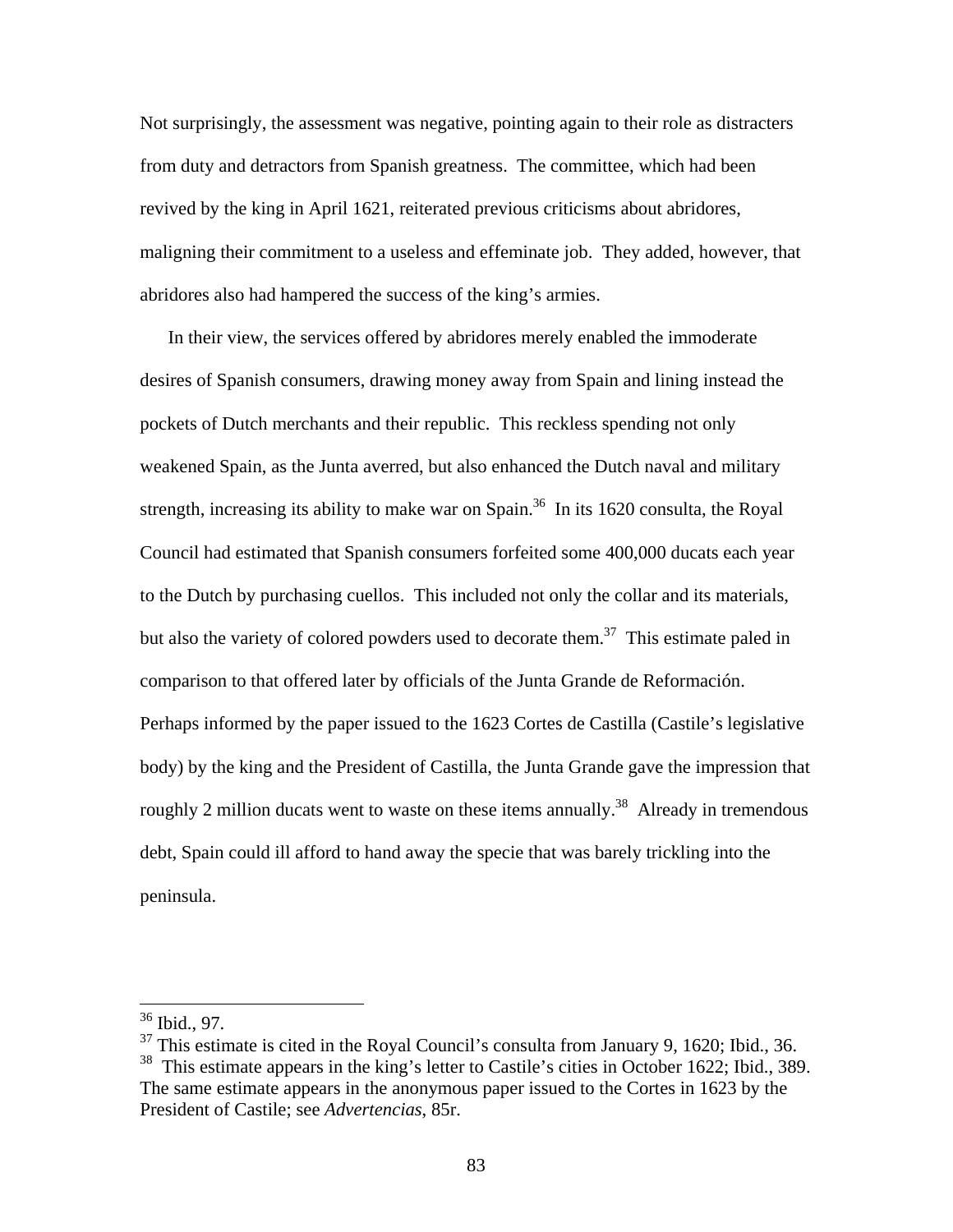Not surprisingly, the assessment was negative, pointing again to their role as distracters from duty and detractors from Spanish greatness. The committee, which had been revived by the king in April 1621, reiterated previous criticisms about abridores, maligning their commitment to a useless and effeminate job. They added, however, that abridores also had hampered the success of the king's armies.

In their view, the services offered by abridores merely enabled the immoderate desires of Spanish consumers, drawing money away from Spain and lining instead the pockets of Dutch merchants and their republic. This reckless spending not only weakened Spain, as the Junta averred, but also enhanced the Dutch naval and military strength, increasing its ability to make war on Spain.[36] In its 1620 consulta, the Royal Council had estimated that Spanish consumers forfeited some 400,000 ducats each year to the Dutch by purchasing cuellos. This included not only the collar and its materials, but also the variety of colored powders used to decorate them.[37] This estimate paled in comparison to that offered later by officials of the Junta Grande de Reformación. Perhaps informed by the paper issued to the 1623 Cortes de Castilla (Castile's legislative body) by the king and the President of Castilla, the Junta Grande gave the impression that roughly 2 million ducats went to waste on these items annually.[38] Already in tremendous debt, Spain could ill afford to hand away the specie that was barely trickling into the peninsula.

---

[36] Ibid., 97.

[37] This estimate is cited in the Royal Council's consulta from January 9, 1620; Ibid., 36.

[38] This estimate appears in the king's letter to Castile's cities in October 1622; Ibid., 389. The same estimate appears in the anonymous paper issued to the Cortes in 1623 by the President of Castile; see *Advertencias*, 85r.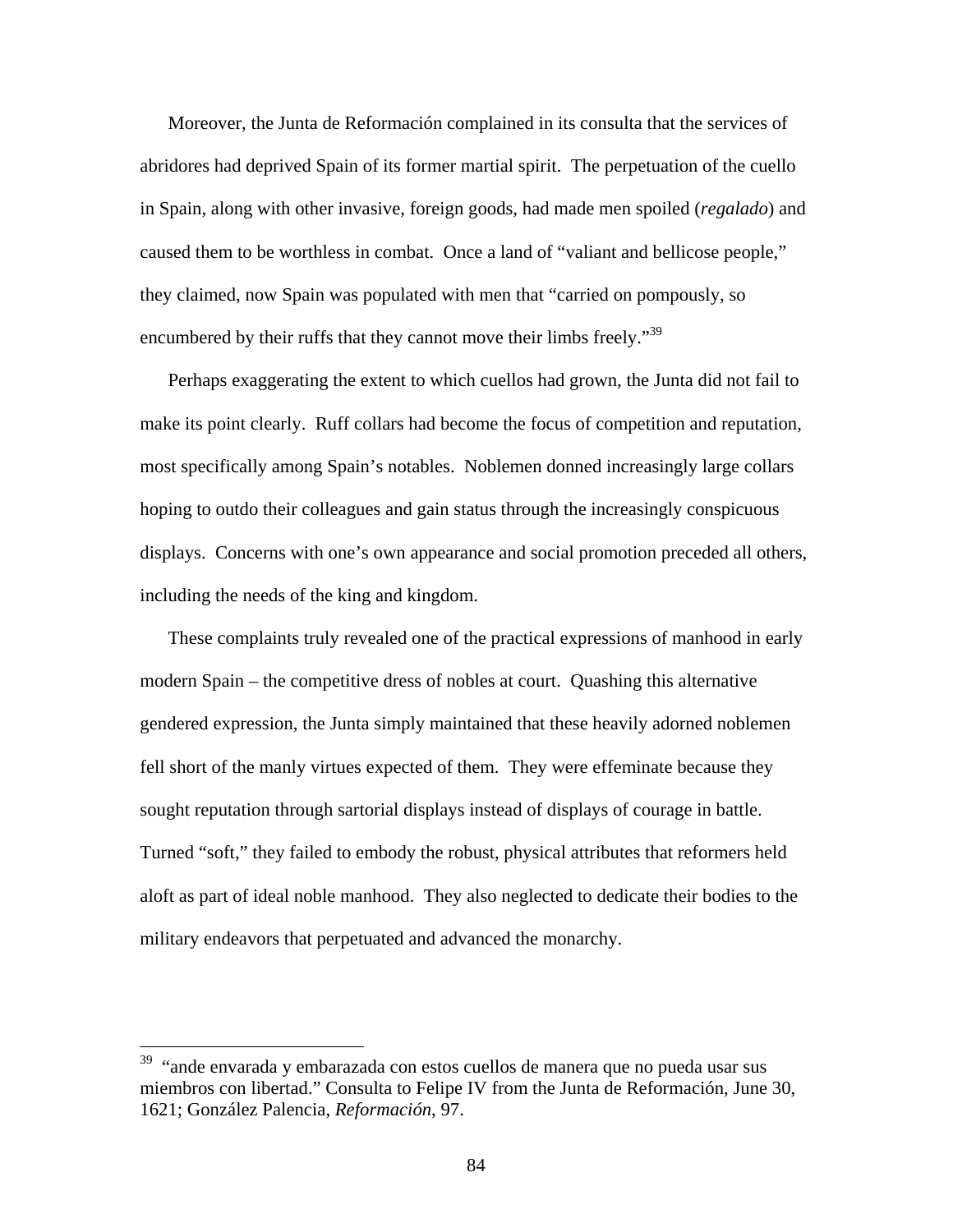Moreover, the Junta de Reformación complained in its consulta that the services of abridores had deprived Spain of its former martial spirit. The perpetuation of the cuello in Spain, along with other invasive, foreign goods, had made men spoiled (*regalado*) and caused them to be worthless in combat. Once a land of "valiant and bellicose people," they claimed, now Spain was populated with men that "carried on pompously, so encumbered by their ruffs that they cannot move their limbs freely."[39]

Perhaps exaggerating the extent to which cuellos had grown, the Junta did not fail to make its point clearly. Ruff collars had become the focus of competition and reputation, most specifically among Spain's notables. Noblemen donned increasingly large collars hoping to outdo their colleagues and gain status through the increasingly conspicuous displays. Concerns with one's own appearance and social promotion preceded all others, including the needs of the king and kingdom.

These complaints truly revealed one of the practical expressions of manhood in early modern Spain – the competitive dress of nobles at court. Quashing this alternative gendered expression, the Junta simply maintained that these heavily adorned noblemen fell short of the manly virtues expected of them. They were effeminate because they sought reputation through sartorial displays instead of displays of courage in battle. Turned "soft," they failed to embody the robust, physical attributes that reformers held aloft as part of ideal noble manhood. They also neglected to dedicate their bodies to the military endeavors that perpetuated and advanced the monarchy.

---

[39] "ande envarada y embarazada con estos cuellos de manera que no pueda usar sus miembros con libertad." Consulta to Felipe IV from the Junta de Reformación, June 30, 1621; González Palencia, *Reformación*, 97.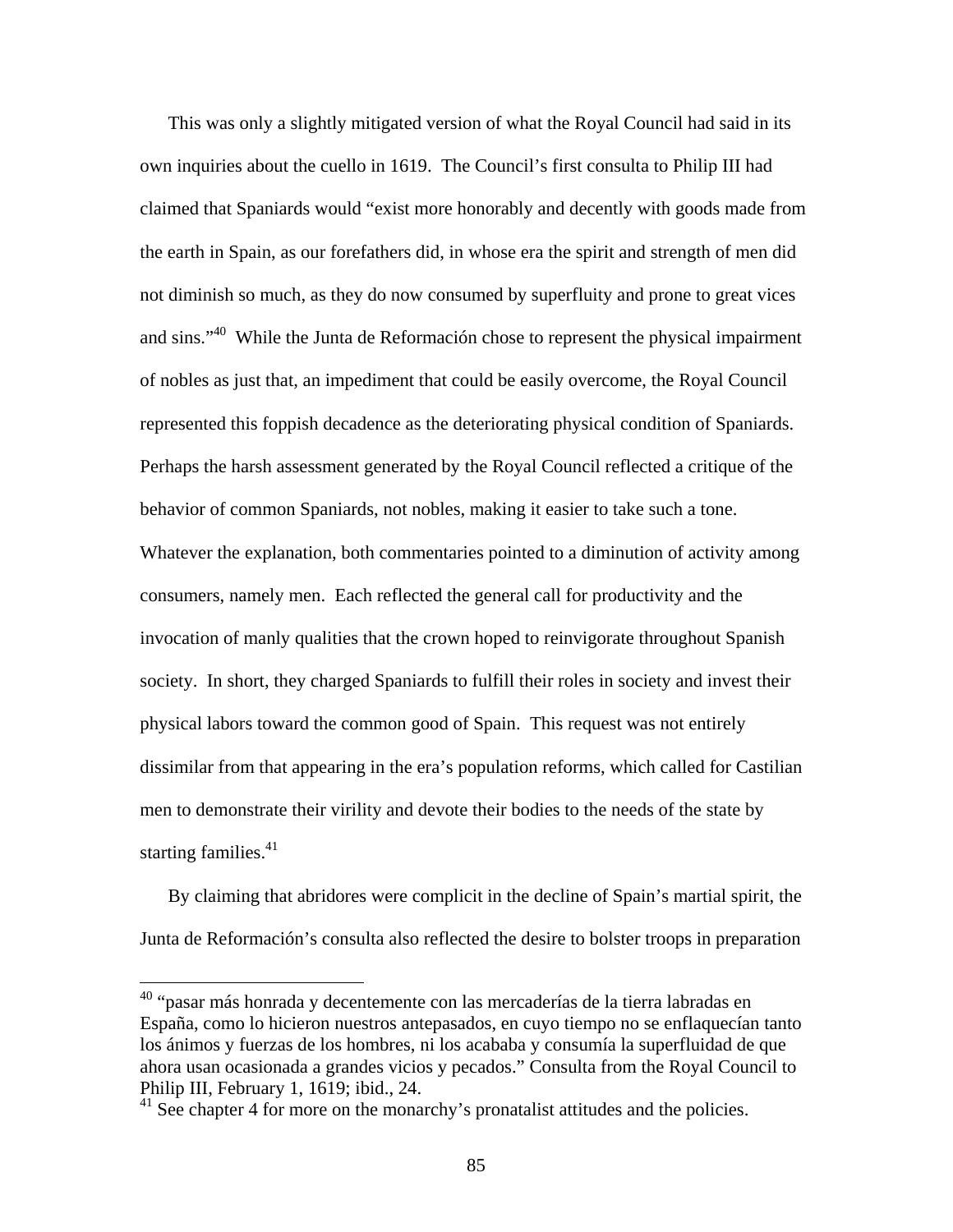This was only a slightly mitigated version of what the Royal Council had said in its own inquiries about the cuello in 1619. The Council's first consulta to Philip III had claimed that Spaniards would "exist more honorably and decently with goods made from the earth in Spain, as our forefathers did, in whose era the spirit and strength of men did not diminish so much, as they do now consumed by superfluity and prone to great vices and sins."[40] While the Junta de Reformación chose to represent the physical impairment of nobles as just that, an impediment that could be easily overcome, the Royal Council represented this foppish decadence as the deteriorating physical condition of Spaniards. Perhaps the harsh assessment generated by the Royal Council reflected a critique of the behavior of common Spaniards, not nobles, making it easier to take such a tone. Whatever the explanation, both commentaries pointed to a diminution of activity among consumers, namely men. Each reflected the general call for productivity and the invocation of manly qualities that the crown hoped to reinvigorate throughout Spanish society. In short, they charged Spaniards to fulfill their roles in society and invest their physical labors toward the common good of Spain. This request was not entirely dissimilar from that appearing in the era's population reforms, which called for Castilian men to demonstrate their virility and devote their bodies to the needs of the state by starting families.[41]

By claiming that abridores were complicit in the decline of Spain's martial spirit, the Junta de Reformación's consulta also reflected the desire to bolster troops in preparation

---

[40] "pasar más honrada y decentemente con las mercaderías de la tierra labradas en España, como lo hicieron nuestros antepasados, en cuyo tiempo no se enflaquecían tanto los ánimos y fuerzas de los hombres, ni los acababa y consumía la superfluidad de que ahora usan ocasionada a grandes vicios y pecados." Consulta from the Royal Council to Philip III, February 1, 1619; ibid., 24.

[41] See chapter 4 for more on the monarchy's pronatalist attitudes and the policies.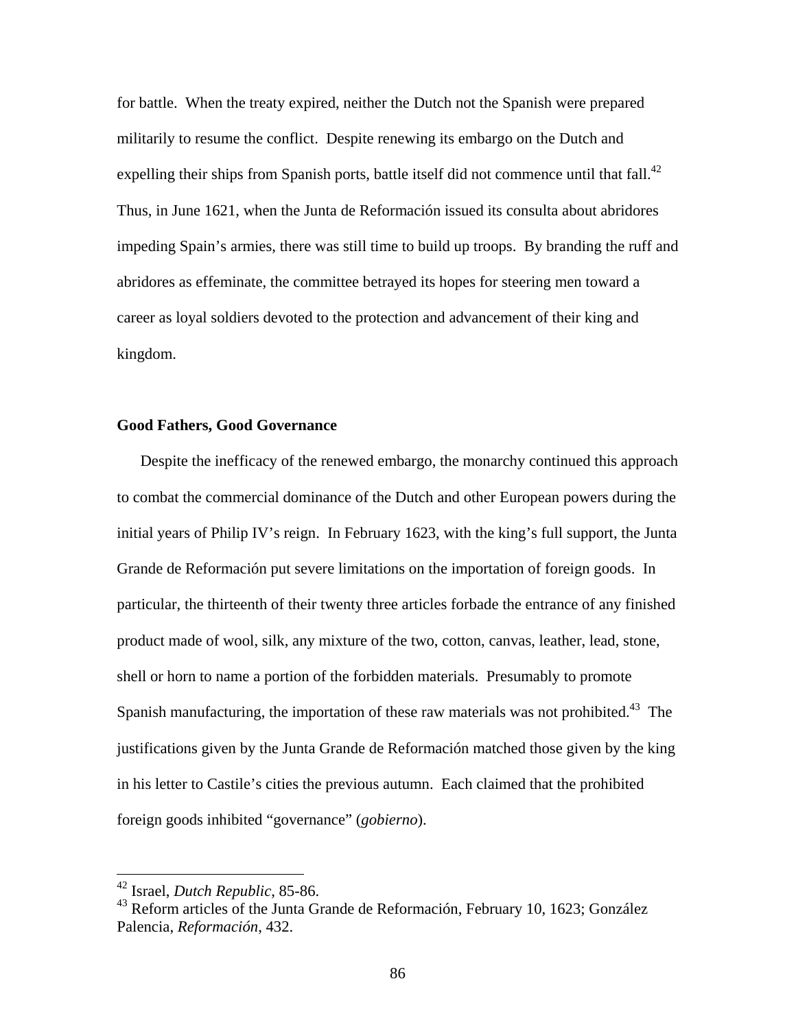for battle. When the treaty expired, neither the Dutch not the Spanish were prepared militarily to resume the conflict. Despite renewing its embargo on the Dutch and expelling their ships from Spanish ports, battle itself did not commence until that fall.[42] Thus, in June 1621, when the Junta de Reformación issued its consulta about abridores impeding Spain's armies, there was still time to build up troops. By branding the ruff and abridores as effeminate, the committee betrayed its hopes for steering men toward a career as loyal soldiers devoted to the protection and advancement of their king and kingdom.

**Good Fathers, Good Governance**

Despite the inefficacy of the renewed embargo, the monarchy continued this approach to combat the commercial dominance of the Dutch and other European powers during the initial years of Philip IV's reign. In February 1623, with the king's full support, the Junta Grande de Reformación put severe limitations on the importation of foreign goods. In particular, the thirteenth of their twenty three articles forbade the entrance of any finished product made of wool, silk, any mixture of the two, cotton, canvas, leather, lead, stone, shell or horn to name a portion of the forbidden materials. Presumably to promote Spanish manufacturing, the importation of these raw materials was not prohibited.[43] The justifications given by the Junta Grande de Reformación matched those given by the king in his letter to Castile's cities the previous autumn. Each claimed that the prohibited foreign goods inhibited "governance" (*gobierno*).

---

[42] Israel, *Dutch Republic*, 85-86.

[43] Reform articles of the Junta Grande de Reformación, February 10, 1623; González Palencia, *Reformación*, 432.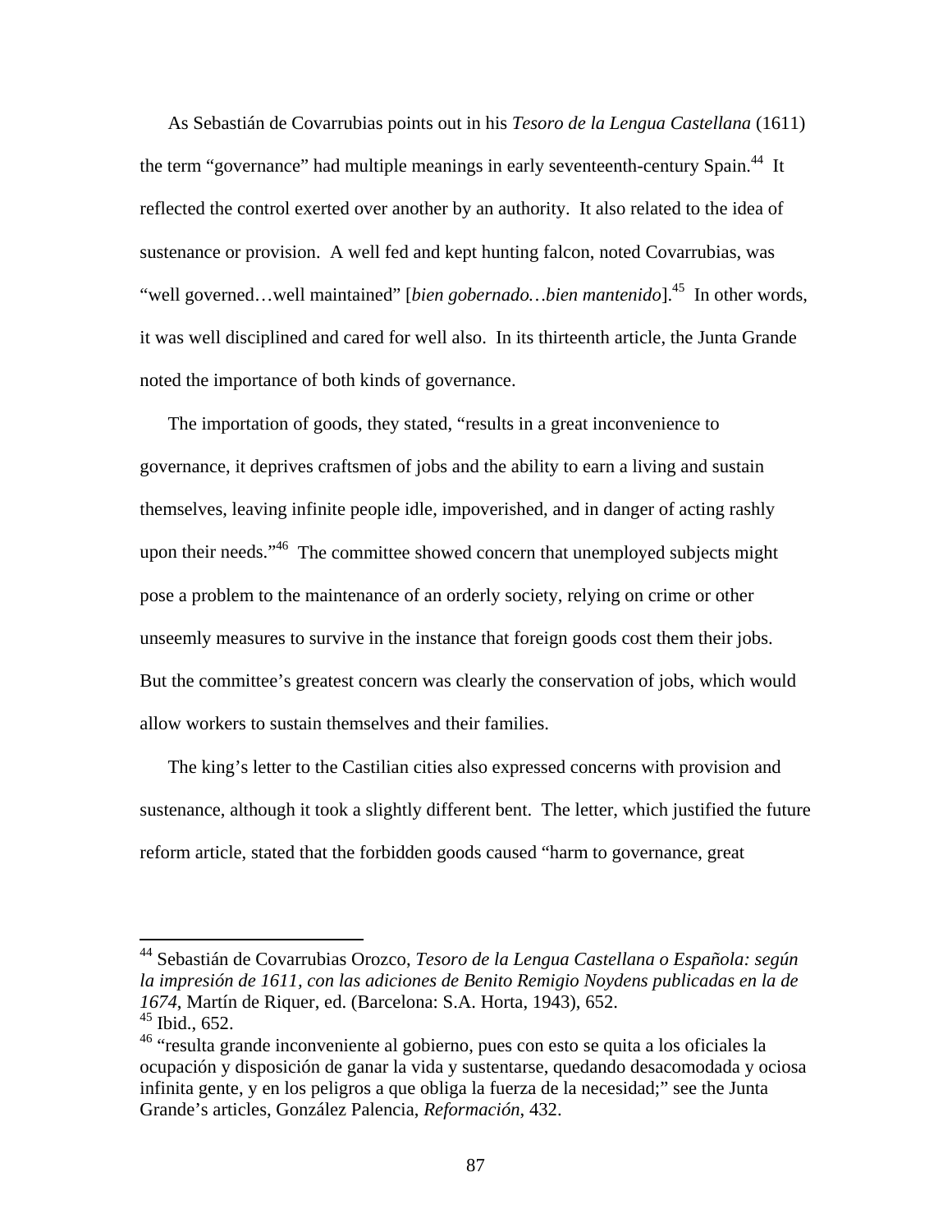As Sebastián de Covarrubias points out in his *Tesoro de la Lengua Castellana* (1611) the term "governance" had multiple meanings in early seventeenth-century Spain.[44] It reflected the control exerted over another by an authority. It also related to the idea of sustenance or provision. A well fed and kept hunting falcon, noted Covarrubias, was "well governed…well maintained" [*bien gobernado…bien mantenido*].[45] In other words, it was well disciplined and cared for well also. In its thirteenth article, the Junta Grande noted the importance of both kinds of governance.

The importation of goods, they stated, "results in a great inconvenience to governance, it deprives craftsmen of jobs and the ability to earn a living and sustain themselves, leaving infinite people idle, impoverished, and in danger of acting rashly upon their needs."[46] The committee showed concern that unemployed subjects might pose a problem to the maintenance of an orderly society, relying on crime or other unseemly measures to survive in the instance that foreign goods cost them their jobs. But the committee's greatest concern was clearly the conservation of jobs, which would allow workers to sustain themselves and their families.

The king's letter to the Castilian cities also expressed concerns with provision and sustenance, although it took a slightly different bent. The letter, which justified the future reform article, stated that the forbidden goods caused "harm to governance, great

---

[44] Sebastián de Covarrubias Orozco, *Tesoro de la Lengua Castellana o Española: según la impresión de 1611, con las adiciones de Benito Remigio Noydens publicadas en la de 1674*, Martín de Riquer, ed. (Barcelona: S.A. Horta, 1943), 652.

[45] Ibid., 652.

[46] "resulta grande inconveniente al gobierno, pues con esto se quita a los oficiales la ocupación y disposición de ganar la vida y sustentarse, quedando desacomodada y ociosa infinita gente, y en los peligros a que obliga la fuerza de la necesidad;" see the Junta Grande's articles, González Palencia, *Reformación*, 432.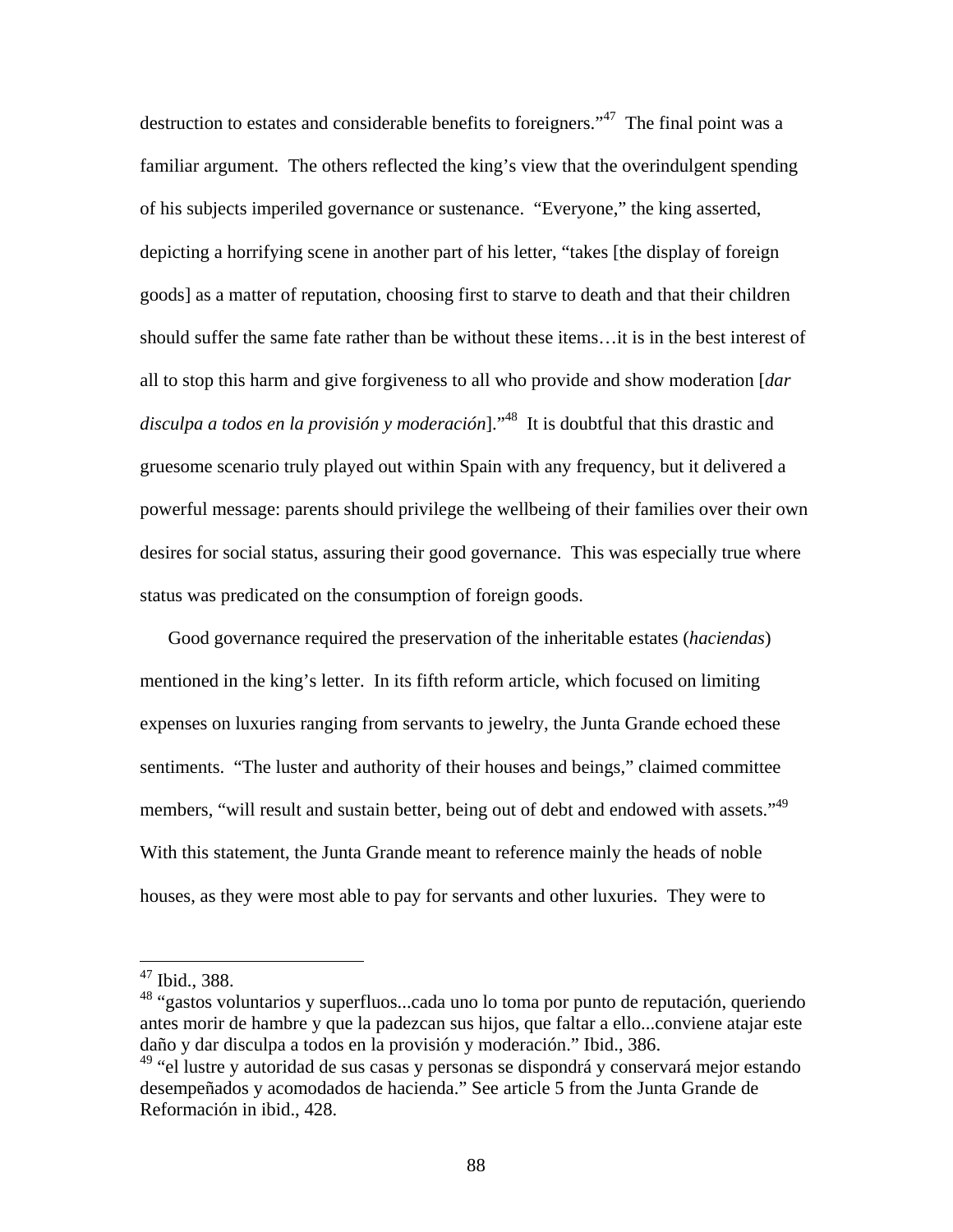destruction to estates and considerable benefits to foreigners."[47] The final point was a familiar argument. The others reflected the king's view that the overindulgent spending of his subjects imperiled governance or sustenance. "Everyone," the king asserted, depicting a horrifying scene in another part of his letter, "takes [the display of foreign goods] as a matter of reputation, choosing first to starve to death and that their children should suffer the same fate rather than be without these items…it is in the best interest of all to stop this harm and give forgiveness to all who provide and show moderation [*dar disculpa a todos en la provisión y moderación*]."[48] It is doubtful that this drastic and gruesome scenario truly played out within Spain with any frequency, but it delivered a powerful message: parents should privilege the wellbeing of their families over their own desires for social status, assuring their good governance. This was especially true where status was predicated on the consumption of foreign goods.

Good governance required the preservation of the inheritable estates (*haciendas*) mentioned in the king's letter. In its fifth reform article, which focused on limiting expenses on luxuries ranging from servants to jewelry, the Junta Grande echoed these sentiments. "The luster and authority of their houses and beings," claimed committee members, "will result and sustain better, being out of debt and endowed with assets."[49] With this statement, the Junta Grande meant to reference mainly the heads of noble houses, as they were most able to pay for servants and other luxuries. They were to

---

[47] Ibid., 388.

[48] "gastos voluntarios y superfluos...cada uno lo toma por punto de reputación, queriendo antes morir de hambre y que la padezcan sus hijos, que faltar a ello...conviene atajar este daño y dar disculpa a todos en la provisión y moderación." Ibid., 386.

[49] "el lustre y autoridad de sus casas y personas se dispondrá y conservará mejor estando desempeñados y acomodados de hacienda." See article 5 from the Junta Grande de Reformación in ibid., 428.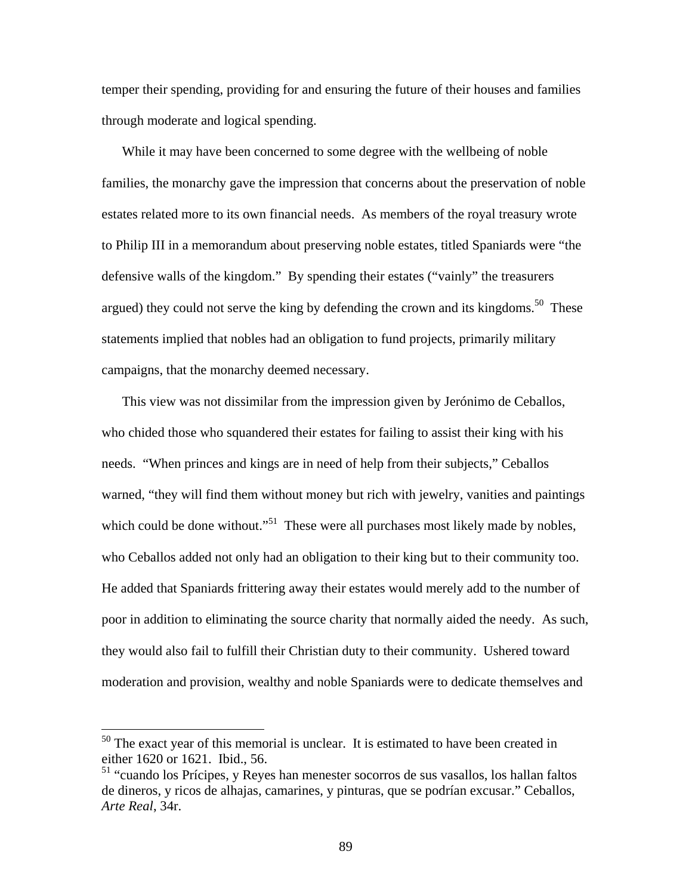temper their spending, providing for and ensuring the future of their houses and families through moderate and logical spending.

While it may have been concerned to some degree with the wellbeing of noble families, the monarchy gave the impression that concerns about the preservation of noble estates related more to its own financial needs. As members of the royal treasury wrote to Philip III in a memorandum about preserving noble estates, titled Spaniards were "the defensive walls of the kingdom." By spending their estates ("vainly" the treasurers argued) they could not serve the king by defending the crown and its kingdoms.[50] These statements implied that nobles had an obligation to fund projects, primarily military campaigns, that the monarchy deemed necessary.

This view was not dissimilar from the impression given by Jerónimo de Ceballos, who chided those who squandered their estates for failing to assist their king with his needs. "When princes and kings are in need of help from their subjects," Ceballos warned, "they will find them without money but rich with jewelry, vanities and paintings which could be done without."[51] These were all purchases most likely made by nobles, who Ceballos added not only had an obligation to their king but to their community too. He added that Spaniards frittering away their estates would merely add to the number of poor in addition to eliminating the source charity that normally aided the needy. As such, they would also fail to fulfill their Christian duty to their community. Ushered toward moderation and provision, wealthy and noble Spaniards were to dedicate themselves and

---

[50] The exact year of this memorial is unclear. It is estimated to have been created in either 1620 or 1621. Ibid., 56.

[51] "cuando los Prícipes, y Reyes han menester socorros de sus vasallos, los hallan faltos de dineros, y ricos de alhajas, camarines, y pinturas, que se podrían excusar." Ceballos, *Arte Real*, 34r.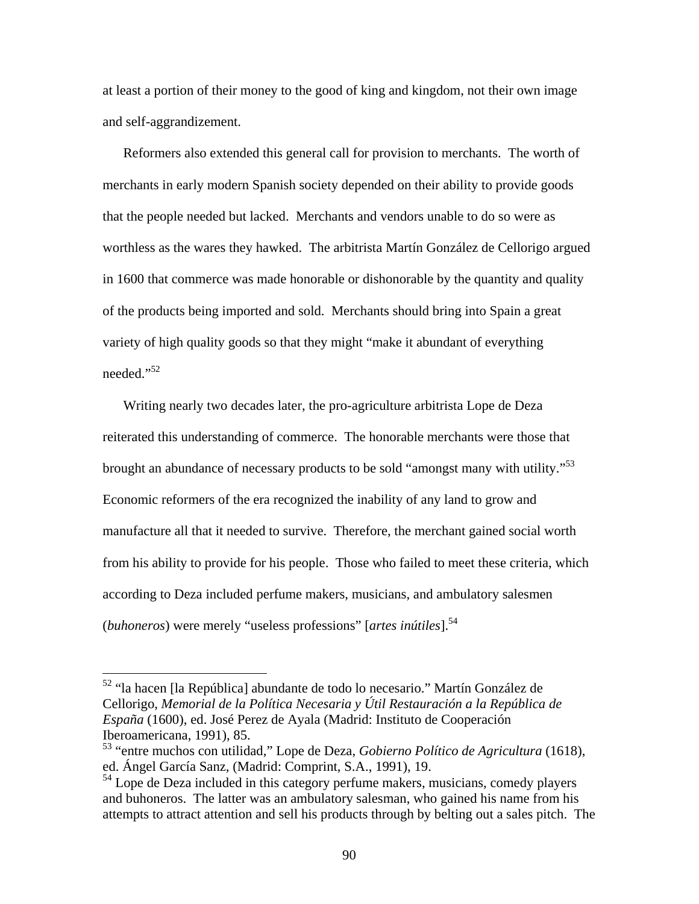at least a portion of their money to the good of king and kingdom, not their own image and self-aggrandizement.

Reformers also extended this general call for provision to merchants. The worth of merchants in early modern Spanish society depended on their ability to provide goods that the people needed but lacked. Merchants and vendors unable to do so were as worthless as the wares they hawked. The arbitrista Martín González de Cellorigo argued in 1600 that commerce was made honorable or dishonorable by the quantity and quality of the products being imported and sold. Merchants should bring into Spain a great variety of high quality goods so that they might "make it abundant of everything needed."[52]

Writing nearly two decades later, the pro-agriculture arbitrista Lope de Deza reiterated this understanding of commerce. The honorable merchants were those that brought an abundance of necessary products to be sold "amongst many with utility."[53] Economic reformers of the era recognized the inability of any land to grow and manufacture all that it needed to survive. Therefore, the merchant gained social worth from his ability to provide for his people. Those who failed to meet these criteria, which according to Deza included perfume makers, musicians, and ambulatory salesmen (*buhoneros*) were merely "useless professions" [*artes inútiles*].[54]

---

[52] "la hacen [la República] abundante de todo lo necesario." Martín González de Cellorigo, *Memorial de la Política Necesaria y Útil Restauración a la República de España* (1600), ed. José Perez de Ayala (Madrid: Instituto de Cooperación Iberoamericana, 1991), 85.

[53] "entre muchos con utilidad," Lope de Deza, *Gobierno Político de Agricultura* (1618), ed. Ángel García Sanz, (Madrid: Comprint, S.A., 1991), 19.

[54] Lope de Deza included in this category perfume makers, musicians, comedy players and buhoneros. The latter was an ambulatory salesman, who gained his name from his attempts to attract attention and sell his products through by belting out a sales pitch. The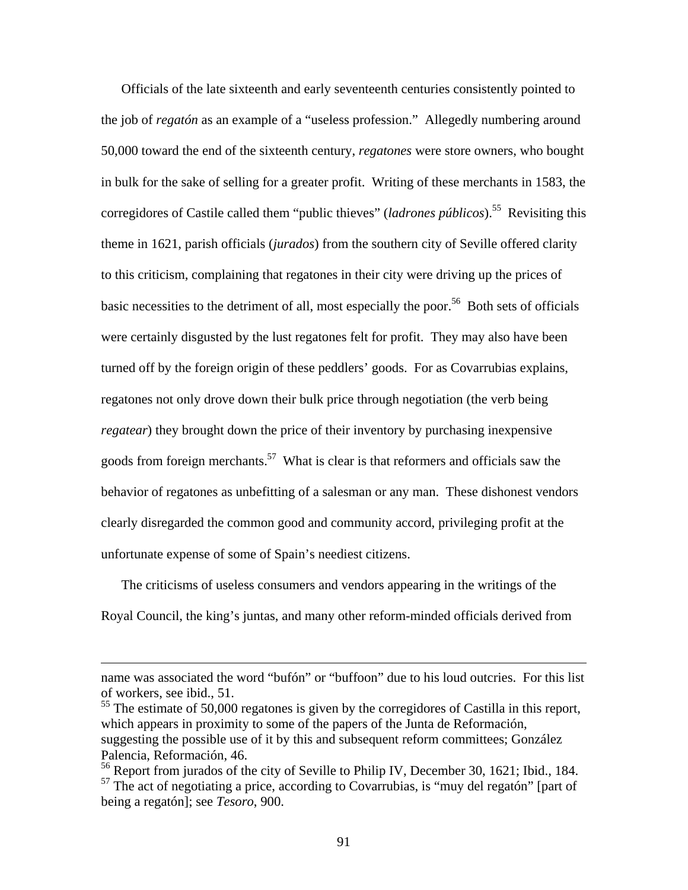Officials of the late sixteenth and early seventeenth centuries consistently pointed to the job of *regatón* as an example of a "useless profession." Allegedly numbering around 50,000 toward the end of the sixteenth century, *regatones* were store owners, who bought in bulk for the sake of selling for a greater profit. Writing of these merchants in 1583, the corregidores of Castile called them "public thieves" (*ladrones públicos*).[55] Revisiting this theme in 1621, parish officials (*jurados*) from the southern city of Seville offered clarity to this criticism, complaining that regatones in their city were driving up the prices of basic necessities to the detriment of all, most especially the poor.[56] Both sets of officials were certainly disgusted by the lust regatones felt for profit. They may also have been turned off by the foreign origin of these peddlers' goods. For as Covarrubias explains, regatones not only drove down their bulk price through negotiation (the verb being *regatear*) they brought down the price of their inventory by purchasing inexpensive goods from foreign merchants.[57] What is clear is that reformers and officials saw the behavior of regatones as unbefitting of a salesman or any man. These dishonest vendors clearly disregarded the common good and community accord, privileging profit at the unfortunate expense of some of Spain's neediest citizens.

The criticisms of useless consumers and vendors appearing in the writings of the Royal Council, the king's juntas, and many other reform-minded officials derived from

---

name was associated the word "bufón" or "buffoon" due to his loud outcries. For this list of workers, see ibid., 51.

[55] The estimate of 50,000 regatones is given by the corregidores of Castilla in this report, which appears in proximity to some of the papers of the Junta de Reformación, suggesting the possible use of it by this and subsequent reform committees; González Palencia, Reformación, 46.

[56] Report from jurados of the city of Seville to Philip IV, December 30, 1621; Ibid., 184.

[57] The act of negotiating a price, according to Covarrubias, is "muy del regatón" [part of being a regatón]; see *Tesoro*, 900.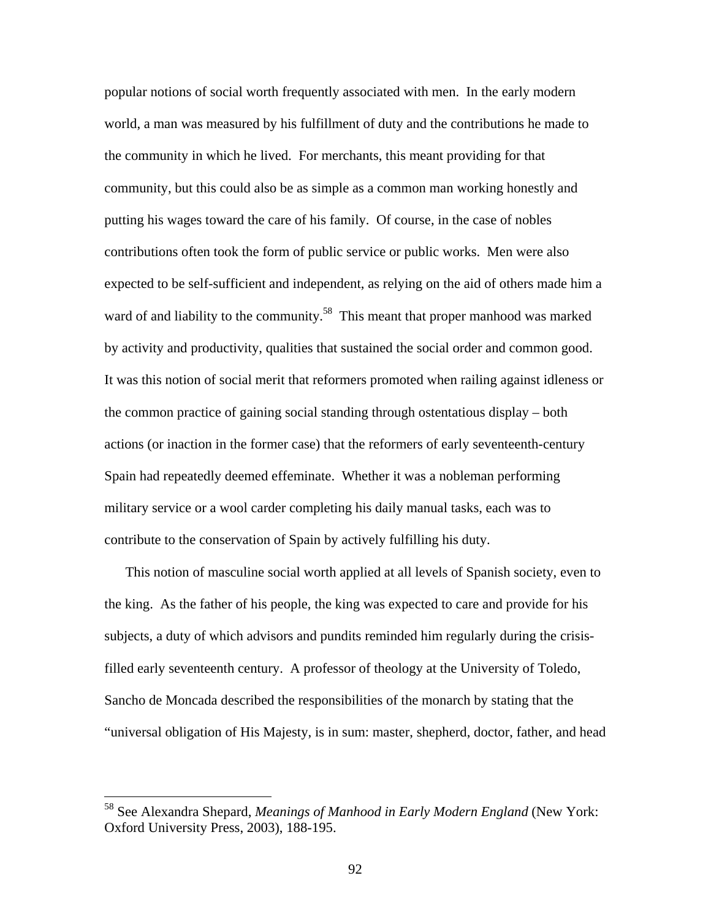popular notions of social worth frequently associated with men. In the early modern world, a man was measured by his fulfillment of duty and the contributions he made to the community in which he lived. For merchants, this meant providing for that community, but this could also be as simple as a common man working honestly and putting his wages toward the care of his family. Of course, in the case of nobles contributions often took the form of public service or public works. Men were also expected to be self-sufficient and independent, as relying on the aid of others made him a ward of and liability to the community.[58] This meant that proper manhood was marked by activity and productivity, qualities that sustained the social order and common good. It was this notion of social merit that reformers promoted when railing against idleness or the common practice of gaining social standing through ostentatious display – both actions (or inaction in the former case) that the reformers of early seventeenth-century Spain had repeatedly deemed effeminate. Whether it was a nobleman performing military service or a wool carder completing his daily manual tasks, each was to contribute to the conservation of Spain by actively fulfilling his duty.

This notion of masculine social worth applied at all levels of Spanish society, even to the king. As the father of his people, the king was expected to care and provide for his subjects, a duty of which advisors and pundits reminded him regularly during the crisis-filled early seventeenth century. A professor of theology at the University of Toledo, Sancho de Moncada described the responsibilities of the monarch by stating that the "universal obligation of His Majesty, is in sum: master, shepherd, doctor, father, and head

---

[58] See Alexandra Shepard, *Meanings of Manhood in Early Modern England* (New York: Oxford University Press, 2003), 188-195.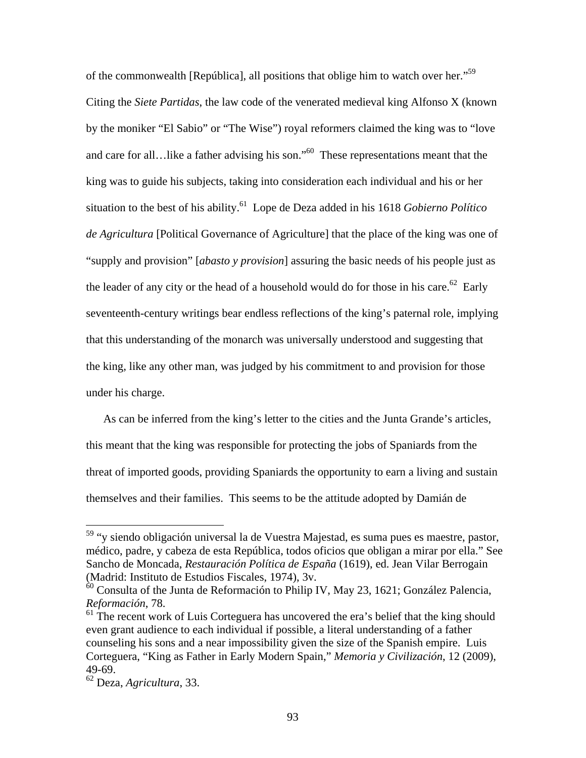of the commonwealth [República], all positions that oblige him to watch over her."[59] Citing the *Siete Partidas*, the law code of the venerated medieval king Alfonso X (known by the moniker "El Sabio" or "The Wise") royal reformers claimed the king was to "love and care for all…like a father advising his son."[60] These representations meant that the king was to guide his subjects, taking into consideration each individual and his or her situation to the best of his ability.[61] Lope de Deza added in his 1618 *Gobierno Político de Agricultura* [Political Governance of Agriculture] that the place of the king was one of "supply and provision" [*abasto y provision*] assuring the basic needs of his people just as the leader of any city or the head of a household would do for those in his care.[62] Early seventeenth-century writings bear endless reflections of the king's paternal role, implying that this understanding of the monarch was universally understood and suggesting that the king, like any other man, was judged by his commitment to and provision for those under his charge.

As can be inferred from the king's letter to the cities and the Junta Grande's articles, this meant that the king was responsible for protecting the jobs of Spaniards from the threat of imported goods, providing Spaniards the opportunity to earn a living and sustain themselves and their families. This seems to be the attitude adopted by Damián de

---

[59] "y siendo obligación universal la de Vuestra Majestad, es suma pues es maestre, pastor, médico, padre, y cabeza de esta República, todos oficios que obligan a mirar por ella." See Sancho de Moncada, *Restauración Política de España* (1619), ed. Jean Vilar Berrogain (Madrid: Instituto de Estudios Fiscales, 1974), 3v.

[60] Consulta of the Junta de Reformación to Philip IV, May 23, 1621; González Palencia, *Reformación*, 78.

[61] The recent work of Luis Corteguera has uncovered the era's belief that the king should even grant audience to each individual if possible, a literal understanding of a father counseling his sons and a near impossibility given the size of the Spanish empire. Luis Corteguera, "King as Father in Early Modern Spain," *Memoria y Civilización*, 12 (2009), 49-69.

[62] Deza, *Agricultura*, 33.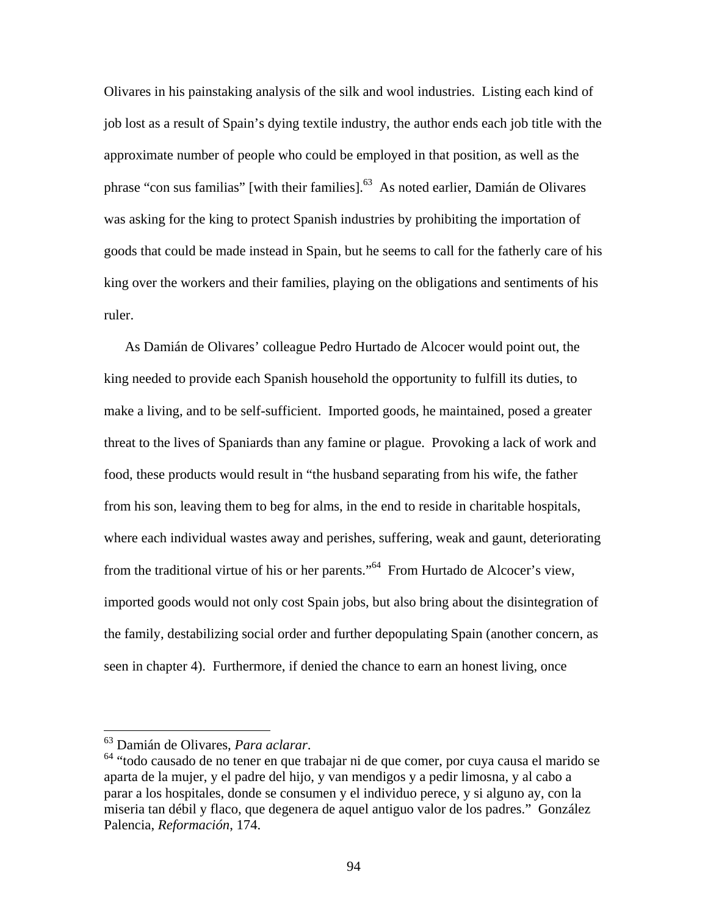Olivares in his painstaking analysis of the silk and wool industries. Listing each kind of job lost as a result of Spain's dying textile industry, the author ends each job title with the approximate number of people who could be employed in that position, as well as the phrase "con sus familias" [with their families].[63] As noted earlier, Damián de Olivares was asking for the king to protect Spanish industries by prohibiting the importation of goods that could be made instead in Spain, but he seems to call for the fatherly care of his king over the workers and their families, playing on the obligations and sentiments of his ruler.

As Damián de Olivares' colleague Pedro Hurtado de Alcocer would point out, the king needed to provide each Spanish household the opportunity to fulfill its duties, to make a living, and to be self-sufficient. Imported goods, he maintained, posed a greater threat to the lives of Spaniards than any famine or plague. Provoking a lack of work and food, these products would result in "the husband separating from his wife, the father from his son, leaving them to beg for alms, in the end to reside in charitable hospitals, where each individual wastes away and perishes, suffering, weak and gaunt, deteriorating from the traditional virtue of his or her parents."[64] From Hurtado de Alcocer's view, imported goods would not only cost Spain jobs, but also bring about the disintegration of the family, destabilizing social order and further depopulating Spain (another concern, as seen in chapter 4). Furthermore, if denied the chance to earn an honest living, once

---

[63] Damián de Olivares, *Para aclarar*.

[64] "todo causado de no tener en que trabajar ni de que comer, por cuya causa el marido se aparta de la mujer, y el padre del hijo, y van mendigos y a pedir limosna, y al cabo a parar a los hospitales, donde se consumen y el individuo perece, y si alguno ay, con la miseria tan débil y flaco, que degenera de aquel antiguo valor de los padres." González Palencia, *Reformación*, 174.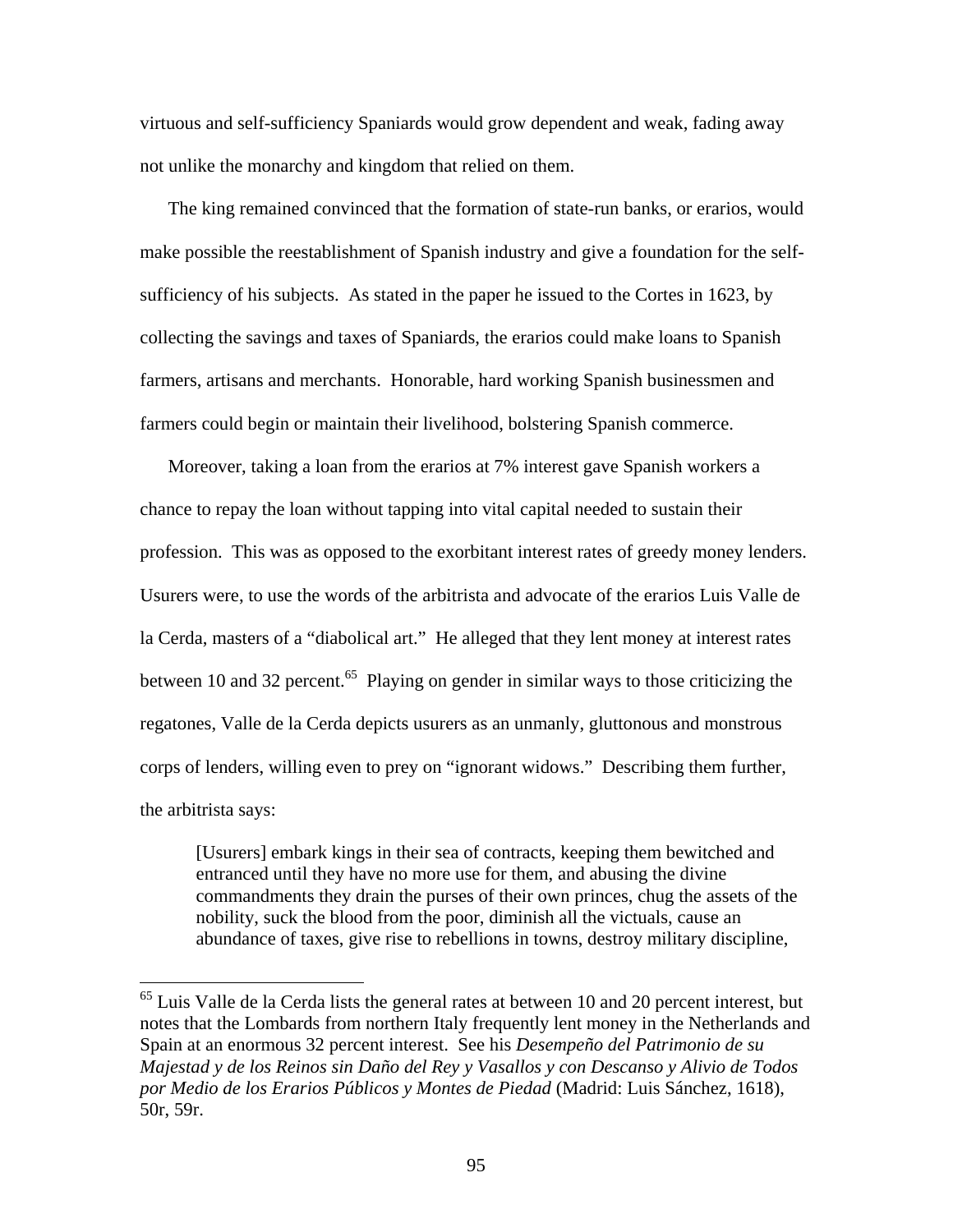virtuous and self-sufficiency Spaniards would grow dependent and weak, fading away not unlike the monarchy and kingdom that relied on them.

The king remained convinced that the formation of state-run banks, or erarios, would make possible the reestablishment of Spanish industry and give a foundation for the self-sufficiency of his subjects. As stated in the paper he issued to the Cortes in 1623, by collecting the savings and taxes of Spaniards, the erarios could make loans to Spanish farmers, artisans and merchants. Honorable, hard working Spanish businessmen and farmers could begin or maintain their livelihood, bolstering Spanish commerce.

Moreover, taking a loan from the erarios at 7% interest gave Spanish workers a chance to repay the loan without tapping into vital capital needed to sustain their profession. This was as opposed to the exorbitant interest rates of greedy money lenders. Usurers were, to use the words of the arbitrista and advocate of the erarios Luis Valle de la Cerda, masters of a "diabolical art." He alleged that they lent money at interest rates between 10 and 32 percent.[65] Playing on gender in similar ways to those criticizing the regatones, Valle de la Cerda depicts usurers as an unmanly, gluttonous and monstrous corps of lenders, willing even to prey on "ignorant widows." Describing them further, the arbitrista says:

> [Usurers] embark kings in their sea of contracts, keeping them bewitched and entranced until they have no more use for them, and abusing the divine commandments they drain the purses of their own princes, chug the assets of the nobility, suck the blood from the poor, diminish all the victuals, cause an abundance of taxes, give rise to rebellions in towns, destroy military discipline,

[65] Luis Valle de la Cerda lists the general rates at between 10 and 20 percent interest, but notes that the Lombards from northern Italy frequently lent money in the Netherlands and Spain at an enormous 32 percent interest. See his *Desempeño del Patrimonio de su Majestad y de los Reinos sin Daño del Rey y Vasallos y con Descanso y Alivio de Todos por Medio de los Erarios Públicos y Montes de Piedad* (Madrid: Luis Sánchez, 1618), 50r, 59r.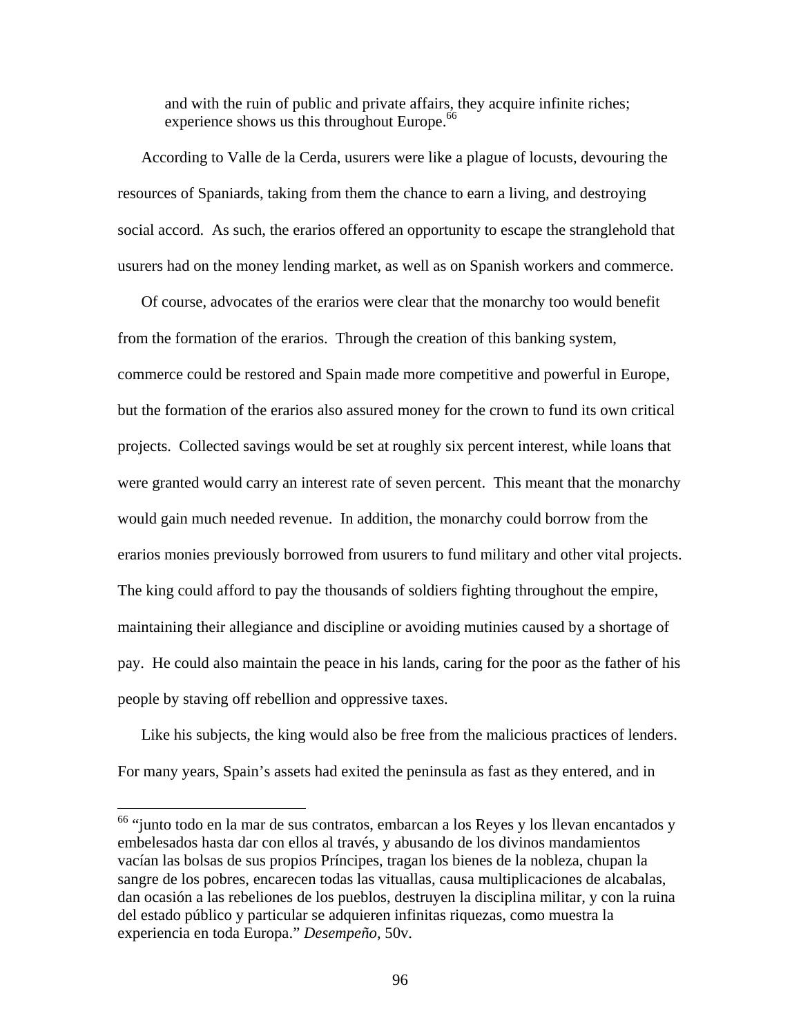> and with the ruin of public and private affairs, they acquire infinite riches; experience shows us this throughout Europe.[66]

According to Valle de la Cerda, usurers were like a plague of locusts, devouring the resources of Spaniards, taking from them the chance to earn a living, and destroying social accord. As such, the erarios offered an opportunity to escape the stranglehold that usurers had on the money lending market, as well as on Spanish workers and commerce.

Of course, advocates of the erarios were clear that the monarchy too would benefit from the formation of the erarios. Through the creation of this banking system, commerce could be restored and Spain made more competitive and powerful in Europe, but the formation of the erarios also assured money for the crown to fund its own critical projects. Collected savings would be set at roughly six percent interest, while loans that were granted would carry an interest rate of seven percent. This meant that the monarchy would gain much needed revenue. In addition, the monarchy could borrow from the erarios monies previously borrowed from usurers to fund military and other vital projects. The king could afford to pay the thousands of soldiers fighting throughout the empire, maintaining their allegiance and discipline or avoiding mutinies caused by a shortage of pay. He could also maintain the peace in his lands, caring for the poor as the father of his people by staving off rebellion and oppressive taxes.

Like his subjects, the king would also be free from the malicious practices of lenders. For many years, Spain's assets had exited the peninsula as fast as they entered, and in

---

[66] "junto todo en la mar de sus contratos, embarcan a los Reyes y los llevan encantados y embelesados hasta dar con ellos al través, y abusando de los divinos mandamientos vacían las bolsas de sus propios Príncipes, tragan los bienes de la nobleza, chupan la sangre de los pobres, encarecen todas las vituallas, causa multiplicaciones de alcabalas, dan ocasión a las rebeliones de los pueblos, destruyen la disciplina militar, y con la ruina del estado público y particular se adquieren infinitas riquezas, como muestra la experiencia en toda Europa." *Desempeño*, 50v.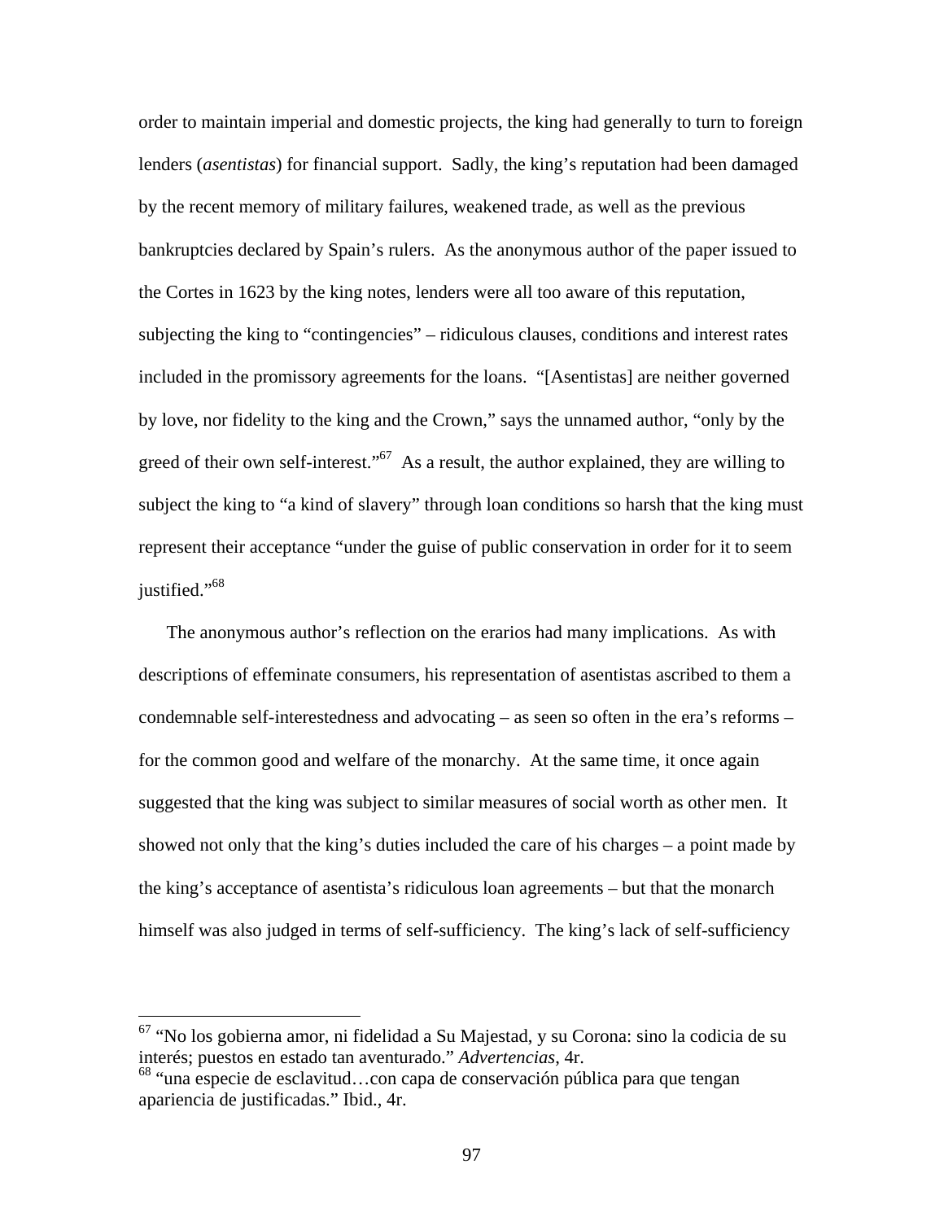order to maintain imperial and domestic projects, the king had generally to turn to foreign lenders (*asentistas*) for financial support. Sadly, the king's reputation had been damaged by the recent memory of military failures, weakened trade, as well as the previous bankruptcies declared by Spain's rulers. As the anonymous author of the paper issued to the Cortes in 1623 by the king notes, lenders were all too aware of this reputation, subjecting the king to "contingencies" – ridiculous clauses, conditions and interest rates included in the promissory agreements for the loans. "[Asentistas] are neither governed by love, nor fidelity to the king and the Crown," says the unnamed author, "only by the greed of their own self-interest."[67] As a result, the author explained, they are willing to subject the king to "a kind of slavery" through loan conditions so harsh that the king must represent their acceptance "under the guise of public conservation in order for it to seem justified."[68]

The anonymous author's reflection on the erarios had many implications. As with descriptions of effeminate consumers, his representation of asentistas ascribed to them a condemnable self-interestedness and advocating – as seen so often in the era's reforms – for the common good and welfare of the monarchy. At the same time, it once again suggested that the king was subject to similar measures of social worth as other men. It showed not only that the king's duties included the care of his charges – a point made by the king's acceptance of asentista's ridiculous loan agreements – but that the monarch himself was also judged in terms of self-sufficiency. The king's lack of self-sufficiency

---

[67] "No los gobierna amor, ni fidelidad a Su Majestad, y su Corona: sino la codicia de su interés; puestos en estado tan aventurado." *Advertencias*, 4r.

[68] "una especie de esclavitud…con capa de conservación pública para que tengan apariencia de justificadas." Ibid., 4r.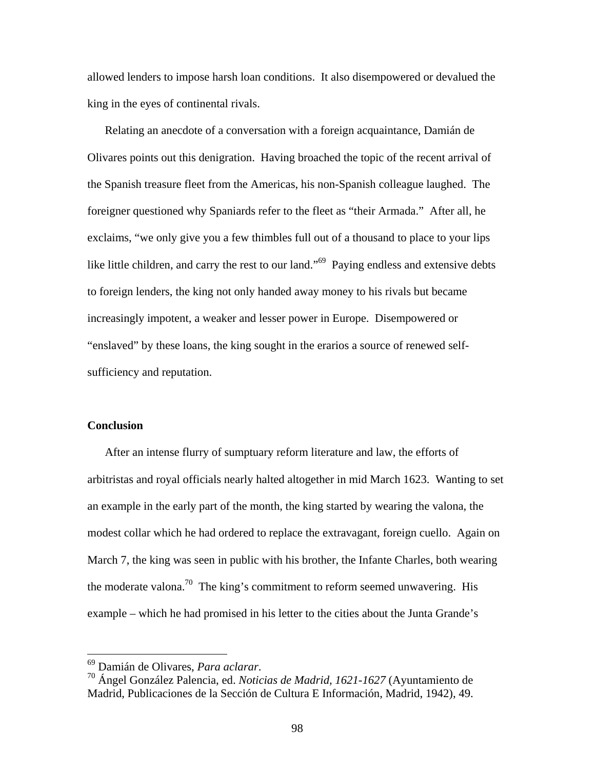allowed lenders to impose harsh loan conditions. It also disempowered or devalued the king in the eyes of continental rivals.

Relating an anecdote of a conversation with a foreign acquaintance, Damián de Olivares points out this denigration. Having broached the topic of the recent arrival of the Spanish treasure fleet from the Americas, his non-Spanish colleague laughed. The foreigner questioned why Spaniards refer to the fleet as "their Armada." After all, he exclaims, "we only give you a few thimbles full out of a thousand to place to your lips like little children, and carry the rest to our land."[69] Paying endless and extensive debts to foreign lenders, the king not only handed away money to his rivals but became increasingly impotent, a weaker and lesser power in Europe. Disempowered or "enslaved" by these loans, the king sought in the erarios a source of renewed self-sufficiency and reputation.

**Conclusion**

After an intense flurry of sumptuary reform literature and law, the efforts of arbitristas and royal officials nearly halted altogether in mid March 1623. Wanting to set an example in the early part of the month, the king started by wearing the valona, the modest collar which he had ordered to replace the extravagant, foreign cuello. Again on March 7, the king was seen in public with his brother, the Infante Charles, both wearing the moderate valona.[70] The king's commitment to reform seemed unwavering. His example – which he had promised in his letter to the cities about the Junta Grande's

---

[69] Damián de Olivares, *Para aclarar*.

[70] Ángel González Palencia, ed. *Noticias de Madrid, 1621-1627* (Ayuntamiento de Madrid, Publicaciones de la Sección de Cultura E Información, Madrid, 1942), 49.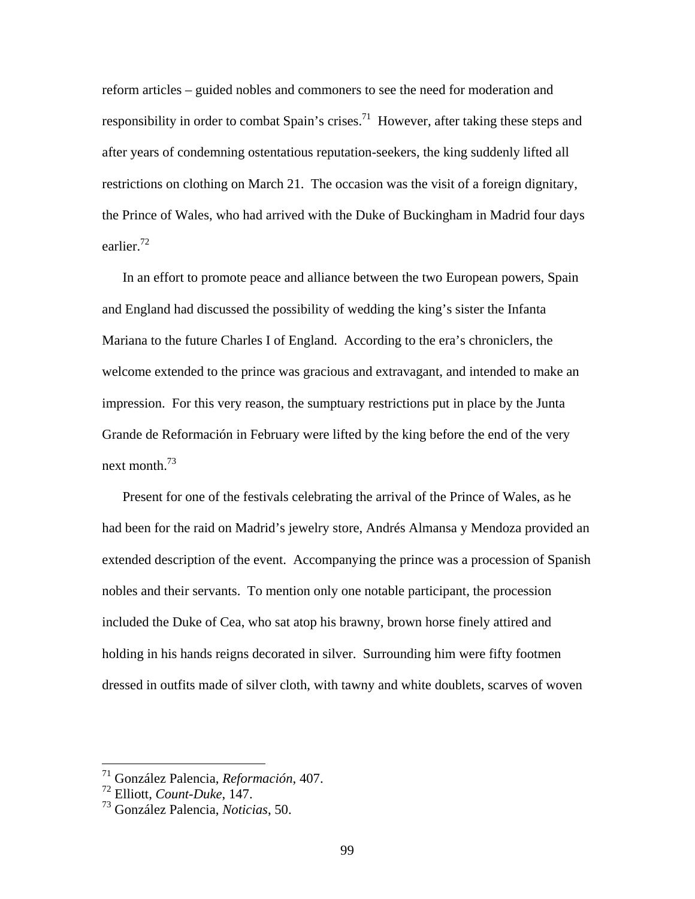reform articles – guided nobles and commoners to see the need for moderation and responsibility in order to combat Spain's crises.[71] However, after taking these steps and after years of condemning ostentatious reputation-seekers, the king suddenly lifted all restrictions on clothing on March 21. The occasion was the visit of a foreign dignitary, the Prince of Wales, who had arrived with the Duke of Buckingham in Madrid four days earlier.[72]

In an effort to promote peace and alliance between the two European powers, Spain and England had discussed the possibility of wedding the king's sister the Infanta Mariana to the future Charles I of England. According to the era's chroniclers, the welcome extended to the prince was gracious and extravagant, and intended to make an impression. For this very reason, the sumptuary restrictions put in place by the Junta Grande de Reformación in February were lifted by the king before the end of the very next month.[73]

Present for one of the festivals celebrating the arrival of the Prince of Wales, as he had been for the raid on Madrid's jewelry store, Andrés Almansa y Mendoza provided an extended description of the event. Accompanying the prince was a procession of Spanish nobles and their servants. To mention only one notable participant, the procession included the Duke of Cea, who sat atop his brawny, brown horse finely attired and holding in his hands reigns decorated in silver. Surrounding him were fifty footmen dressed in outfits made of silver cloth, with tawny and white doublets, scarves of woven

---

[71] González Palencia, *Reformación*, 407.
[72] Elliott, *Count-Duke*, 147.
[73] González Palencia, *Noticias*, 50.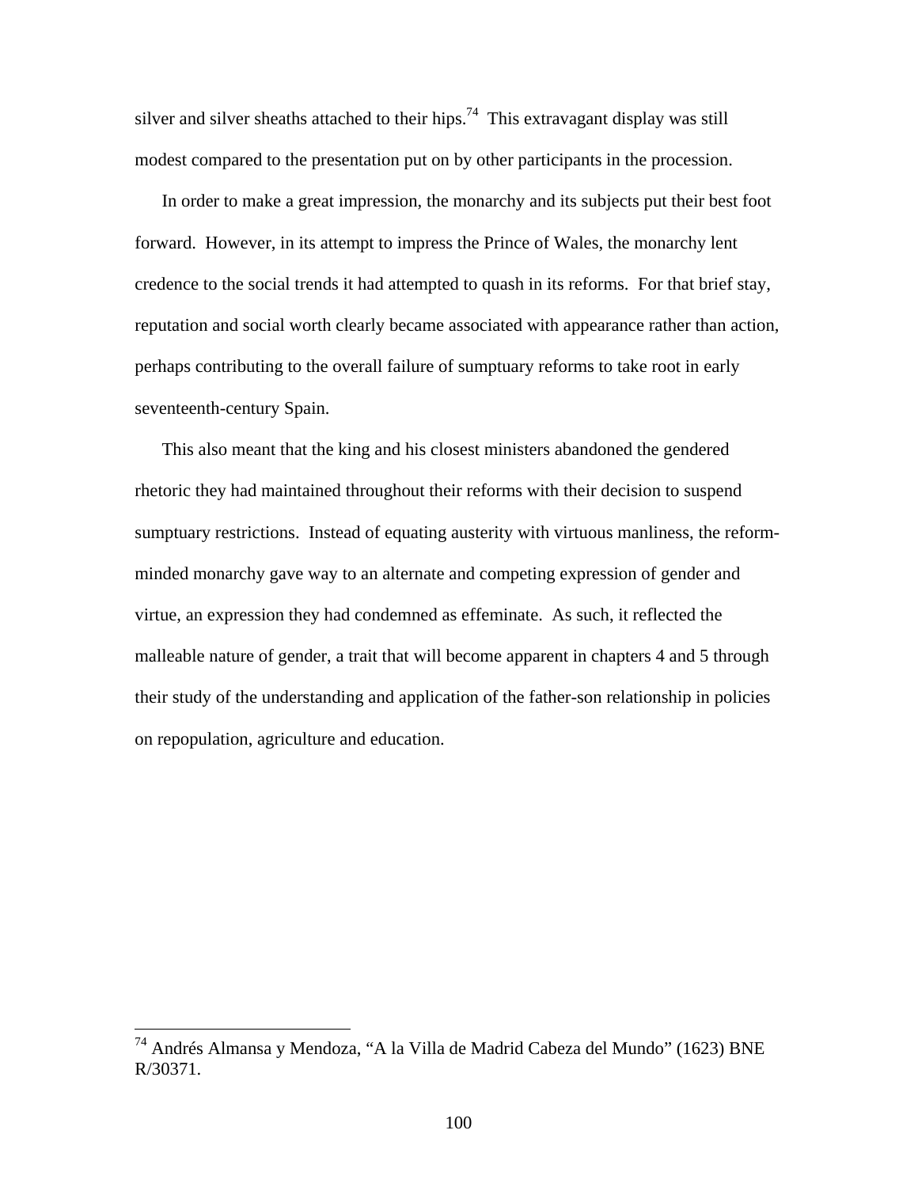silver and silver sheaths attached to their hips.[74] This extravagant display was still modest compared to the presentation put on by other participants in the procession.

In order to make a great impression, the monarchy and its subjects put their best foot forward. However, in its attempt to impress the Prince of Wales, the monarchy lent credence to the social trends it had attempted to quash in its reforms. For that brief stay, reputation and social worth clearly became associated with appearance rather than action, perhaps contributing to the overall failure of sumptuary reforms to take root in early seventeenth-century Spain.

This also meant that the king and his closest ministers abandoned the gendered rhetoric they had maintained throughout their reforms with their decision to suspend sumptuary restrictions. Instead of equating austerity with virtuous manliness, the reform-minded monarchy gave way to an alternate and competing expression of gender and virtue, an expression they had condemned as effeminate. As such, it reflected the malleable nature of gender, a trait that will become apparent in chapters 4 and 5 through their study of the understanding and application of the father-son relationship in policies on repopulation, agriculture and education.

---

[74] Andrés Almansa y Mendoza, "A la Villa de Madrid Cabeza del Mundo" (1623) BNE R/30371.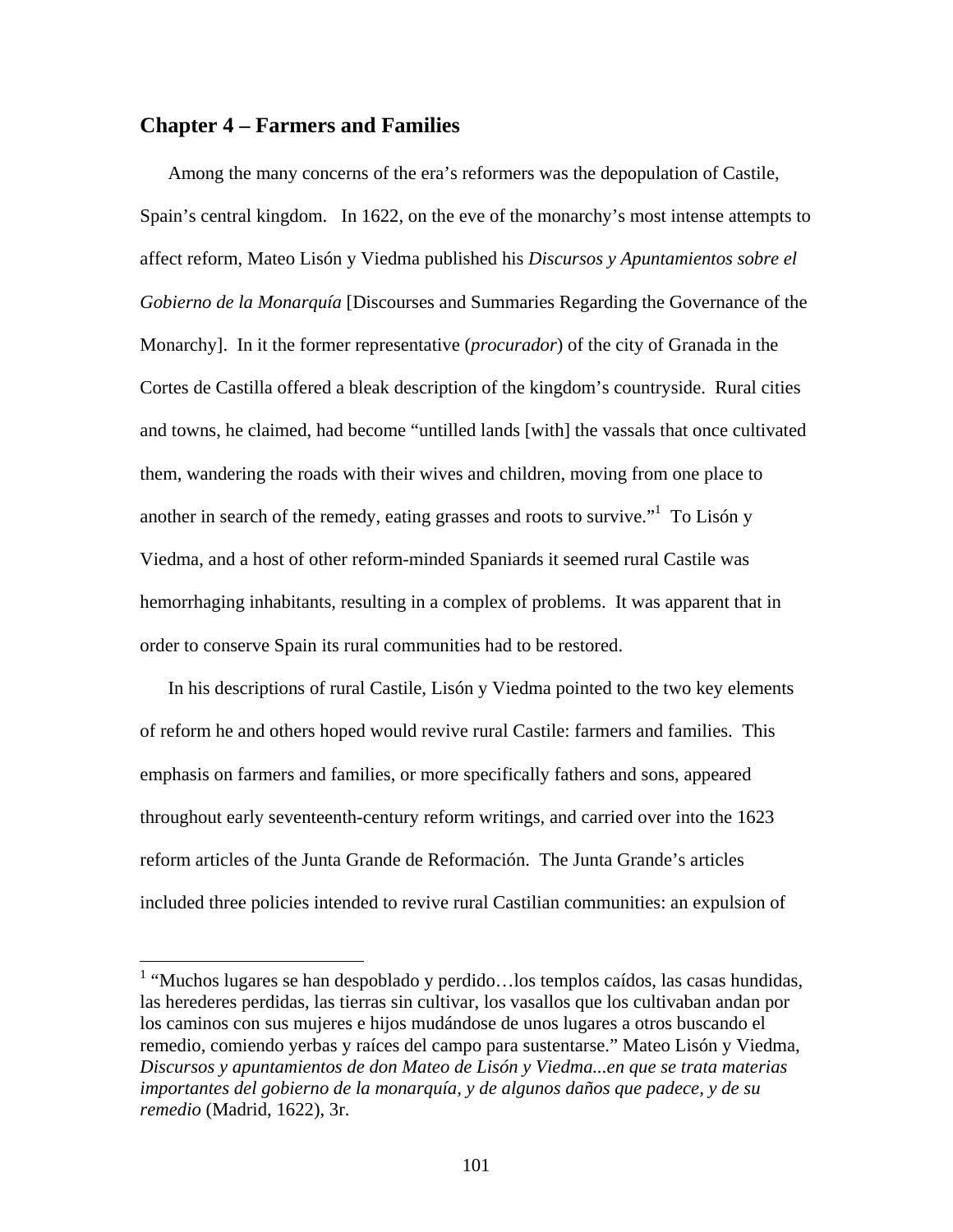## Chapter 4 – Farmers and Families

Among the many concerns of the era's reformers was the depopulation of Castile, Spain's central kingdom. In 1622, on the eve of the monarchy's most intense attempts to affect reform, Mateo Lisón y Viedma published his *Discursos y Apuntamientos sobre el Gobierno de la Monarquía* [Discourses and Summaries Regarding the Governance of the Monarchy]. In it the former representative (*procurador*) of the city of Granada in the Cortes de Castilla offered a bleak description of the kingdom's countryside. Rural cities and towns, he claimed, had become "untilled lands [with] the vassals that once cultivated them, wandering the roads with their wives and children, moving from one place to another in search of the remedy, eating grasses and roots to survive."[1] To Lisón y Viedma, and a host of other reform-minded Spaniards it seemed rural Castile was hemorrhaging inhabitants, resulting in a complex of problems. It was apparent that in order to conserve Spain its rural communities had to be restored.

In his descriptions of rural Castile, Lisón y Viedma pointed to the two key elements of reform he and others hoped would revive rural Castile: farmers and families. This emphasis on farmers and families, or more specifically fathers and sons, appeared throughout early seventeenth-century reform writings, and carried over into the 1623 reform articles of the Junta Grande de Reformación. The Junta Grande's articles included three policies intended to revive rural Castilian communities: an expulsion of

---

[1] "Muchos lugares se han despoblado y perdido…los templos caídos, las casas hundidas, las herederes perdidas, las tierras sin cultivar, los vasallos que los cultivaban andan por los caminos con sus mujeres e hijos mudándose de unos lugares a otros buscando el remedio, comiendo yerbas y raíces del campo para sustentarse." Mateo Lisón y Viedma, *Discursos y apuntamientos de don Mateo de Lisón y Viedma...en que se trata materias importantes del gobierno de la monarquía, y de algunos daños que padece, y de su remedio* (Madrid, 1622), 3r.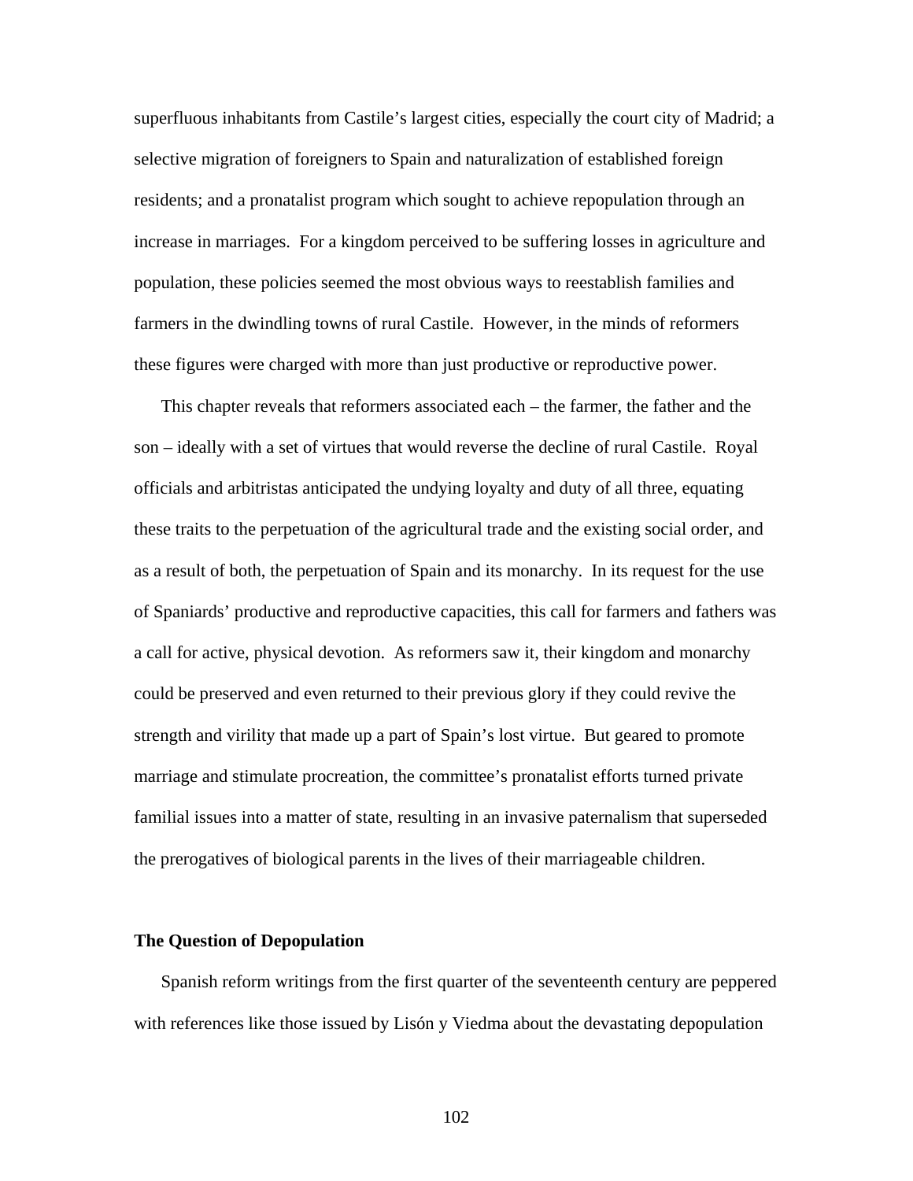superfluous inhabitants from Castile's largest cities, especially the court city of Madrid; a selective migration of foreigners to Spain and naturalization of established foreign residents; and a pronatalist program which sought to achieve repopulation through an increase in marriages. For a kingdom perceived to be suffering losses in agriculture and population, these policies seemed the most obvious ways to reestablish families and farmers in the dwindling towns of rural Castile. However, in the minds of reformers these figures were charged with more than just productive or reproductive power.

This chapter reveals that reformers associated each – the farmer, the father and the son – ideally with a set of virtues that would reverse the decline of rural Castile. Royal officials and arbitristas anticipated the undying loyalty and duty of all three, equating these traits to the perpetuation of the agricultural trade and the existing social order, and as a result of both, the perpetuation of Spain and its monarchy. In its request for the use of Spaniards' productive and reproductive capacities, this call for farmers and fathers was a call for active, physical devotion. As reformers saw it, their kingdom and monarchy could be preserved and even returned to their previous glory if they could revive the strength and virility that made up a part of Spain's lost virtue. But geared to promote marriage and stimulate procreation, the committee's pronatalist efforts turned private familial issues into a matter of state, resulting in an invasive paternalism that superseded the prerogatives of biological parents in the lives of their marriageable children.

## The Question of Depopulation

Spanish reform writings from the first quarter of the seventeenth century are peppered with references like those issued by Lisón y Viedma about the devastating depopulation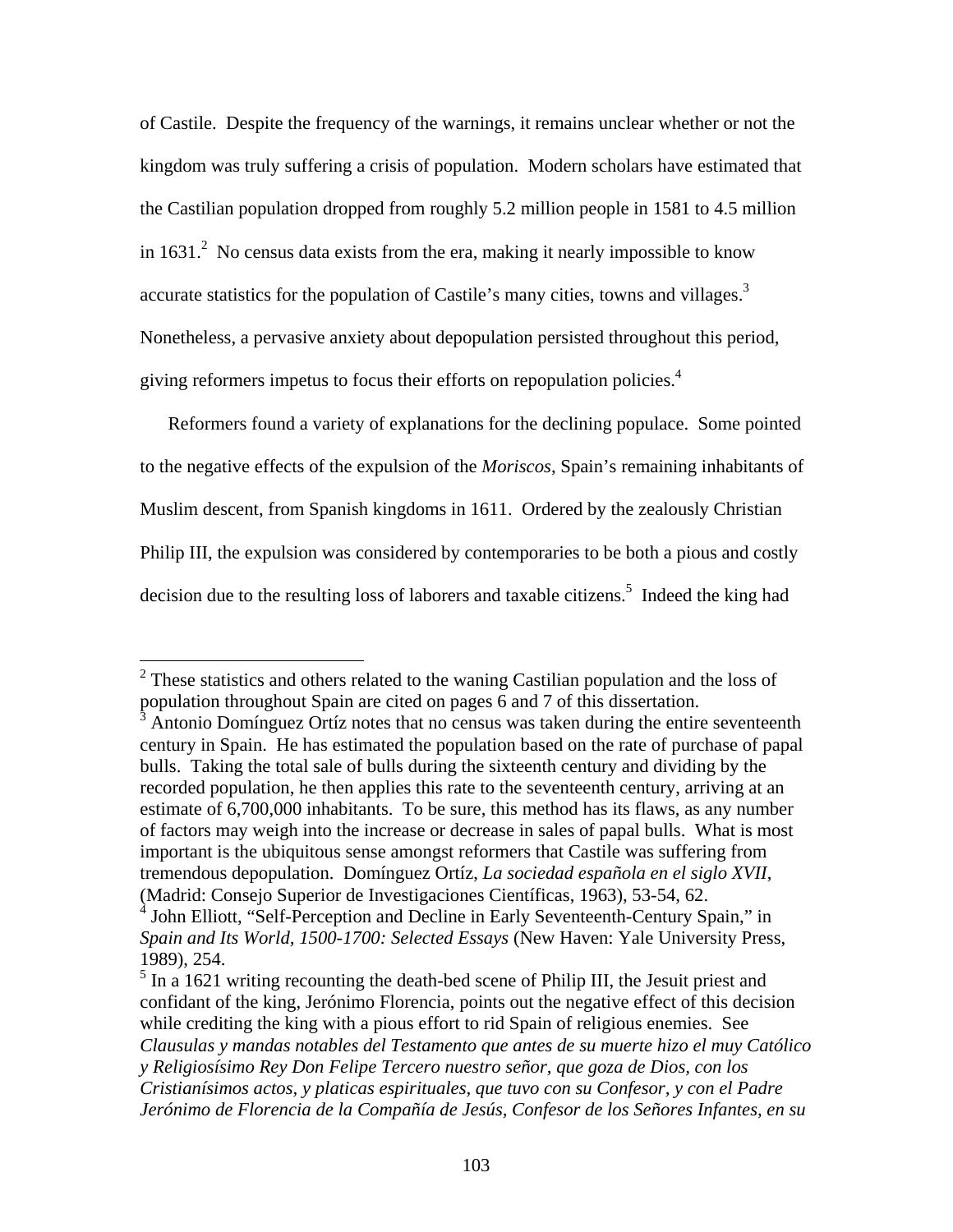of Castile. Despite the frequency of the warnings, it remains unclear whether or not the kingdom was truly suffering a crisis of population. Modern scholars have estimated that the Castilian population dropped from roughly 5.2 million people in 1581 to 4.5 million in 1631.[2] No census data exists from the era, making it nearly impossible to know accurate statistics for the population of Castile's many cities, towns and villages.[3] Nonetheless, a pervasive anxiety about depopulation persisted throughout this period, giving reformers impetus to focus their efforts on repopulation policies.[4]

Reformers found a variety of explanations for the declining populace. Some pointed to the negative effects of the expulsion of the *Moriscos*, Spain's remaining inhabitants of Muslim descent, from Spanish kingdoms in 1611. Ordered by the zealously Christian Philip III, the expulsion was considered by contemporaries to be both a pious and costly decision due to the resulting loss of laborers and taxable citizens.[5] Indeed the king had

---

[2] These statistics and others related to the waning Castilian population and the loss of population throughout Spain are cited on pages 6 and 7 of this dissertation.

[3] Antonio Domínguez Ortíz notes that no census was taken during the entire seventeenth century in Spain. He has estimated the population based on the rate of purchase of papal bulls. Taking the total sale of bulls during the sixteenth century and dividing by the recorded population, he then applies this rate to the seventeenth century, arriving at an estimate of 6,700,000 inhabitants. To be sure, this method has its flaws, as any number of factors may weigh into the increase or decrease in sales of papal bulls. What is most important is the ubiquitous sense amongst reformers that Castile was suffering from tremendous depopulation. Domínguez Ortíz, *La sociedad española en el siglo XVII*, (Madrid: Consejo Superior de Investigaciones Científicas, 1963), 53-54, 62.

[4] John Elliott, "Self-Perception and Decline in Early Seventeenth-Century Spain," in *Spain and Its World, 1500-1700: Selected Essays* (New Haven: Yale University Press, 1989), 254.

[5] In a 1621 writing recounting the death-bed scene of Philip III, the Jesuit priest and confidant of the king, Jerónimo Florencia, points out the negative effect of this decision while crediting the king with a pious effort to rid Spain of religious enemies. See *Clausulas y mandas notables del Testamento que antes de su muerte hizo el muy Católico y Religiosísimo Rey Don Felipe Tercero nuestro señor, que goza de Dios, con los Cristianísimos actos, y platicas espirituales, que tuvo con su Confesor, y con el Padre Jerónimo de Florencia de la Compañía de Jesús, Confesor de los Señores Infantes, en su*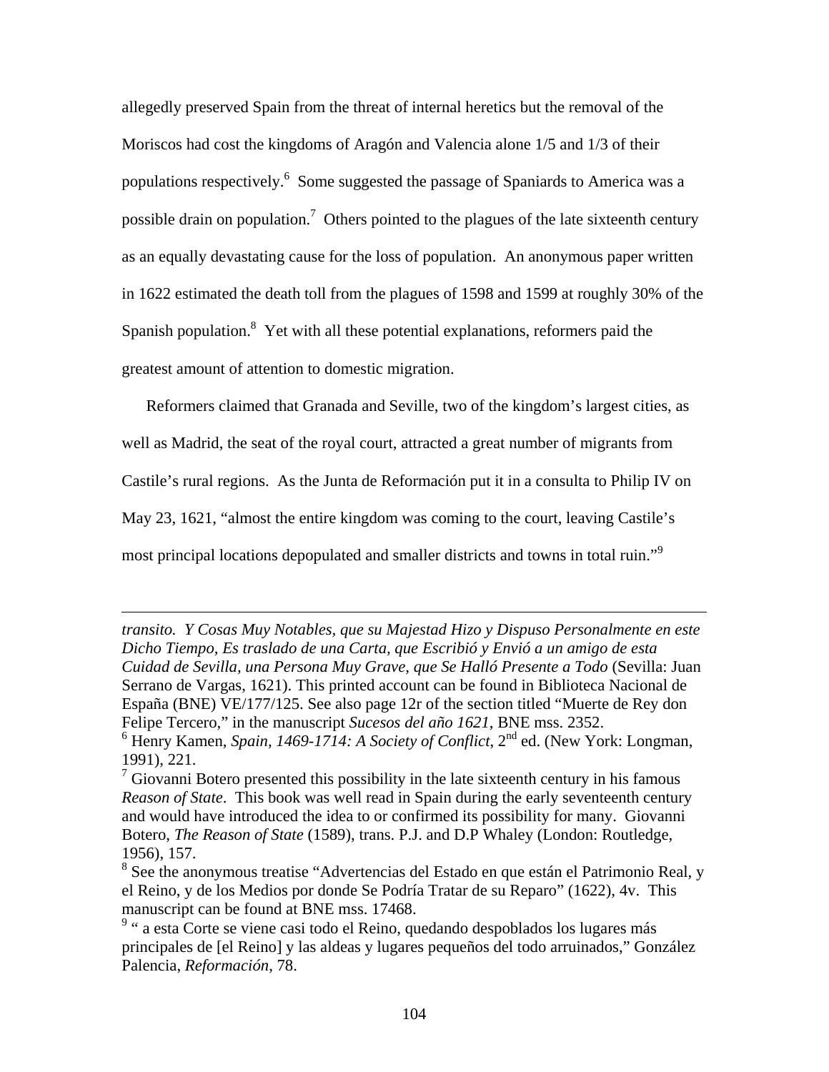allegedly preserved Spain from the threat of internal heretics but the removal of the Moriscos had cost the kingdoms of Aragón and Valencia alone 1/5 and 1/3 of their populations respectively.[6] Some suggested the passage of Spaniards to America was a possible drain on population.[7] Others pointed to the plagues of the late sixteenth century as an equally devastating cause for the loss of population. An anonymous paper written in 1622 estimated the death toll from the plagues of 1598 and 1599 at roughly 30% of the Spanish population.[8] Yet with all these potential explanations, reformers paid the greatest amount of attention to domestic migration.

Reformers claimed that Granada and Seville, two of the kingdom's largest cities, as well as Madrid, the seat of the royal court, attracted a great number of migrants from Castile's rural regions. As the Junta de Reformación put it in a consulta to Philip IV on May 23, 1621, "almost the entire kingdom was coming to the court, leaving Castile's most principal locations depopulated and smaller districts and towns in total ruin."[9]

---

*transito. Y Cosas Muy Notables, que su Majestad Hizo y Dispuso Personalmente en este Dicho Tiempo, Es traslado de una Carta, que Escribió y Envió a un amigo de esta Cuidad de Sevilla, una Persona Muy Grave, que Se Halló Presente a Todo* (Sevilla: Juan Serrano de Vargas, 1621). This printed account can be found in Biblioteca Nacional de España (BNE) VE/177/125. See also page 12r of the section titled "Muerte de Rey don Felipe Tercero," in the manuscript *Sucesos del año 1621*, BNE mss. 2352.

[6] Henry Kamen, *Spain, 1469-1714: A Society of Conflict*, 2nd ed. (New York: Longman, 1991), 221.

[7] Giovanni Botero presented this possibility in the late sixteenth century in his famous *Reason of State*. This book was well read in Spain during the early seventeenth century and would have introduced the idea to or confirmed its possibility for many. Giovanni Botero, *The Reason of State* (1589), trans. P.J. and D.P Whaley (London: Routledge, 1956), 157.

[8] See the anonymous treatise "Advertencias del Estado en que están el Patrimonio Real, y el Reino, y de los Medios por donde Se Podría Tratar de su Reparo" (1622), 4v. This manuscript can be found at BNE mss. 17468.

[9] " a esta Corte se viene casi todo el Reino, quedando despoblados los lugares más principales de [el Reino] y las aldeas y lugares pequeños del todo arruinados," González Palencia, *Reformación*, 78.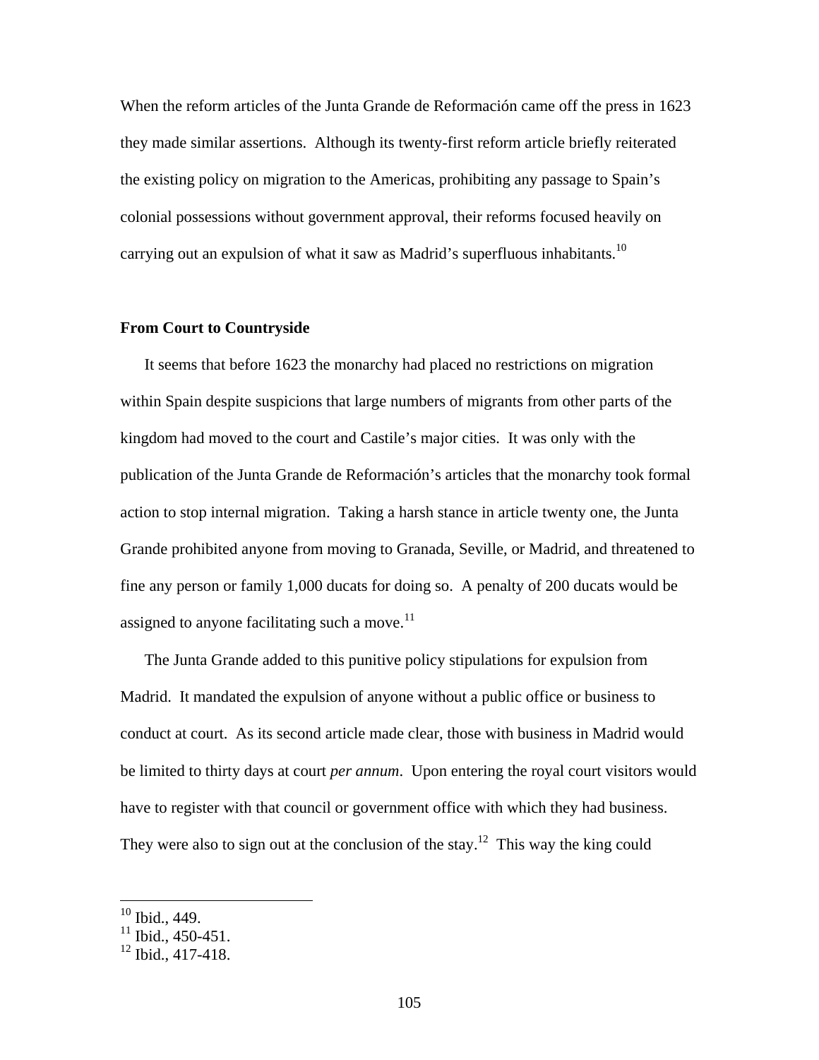When the reform articles of the Junta Grande de Reformación came off the press in 1623 they made similar assertions. Although its twenty-first reform article briefly reiterated the existing policy on migration to the Americas, prohibiting any passage to Spain's colonial possessions without government approval, their reforms focused heavily on carrying out an expulsion of what it saw as Madrid's superfluous inhabitants.[10]

## From Court to Countryside

It seems that before 1623 the monarchy had placed no restrictions on migration within Spain despite suspicions that large numbers of migrants from other parts of the kingdom had moved to the court and Castile's major cities. It was only with the publication of the Junta Grande de Reformación's articles that the monarchy took formal action to stop internal migration. Taking a harsh stance in article twenty one, the Junta Grande prohibited anyone from moving to Granada, Seville, or Madrid, and threatened to fine any person or family 1,000 ducats for doing so. A penalty of 200 ducats would be assigned to anyone facilitating such a move.[11]

The Junta Grande added to this punitive policy stipulations for expulsion from Madrid. It mandated the expulsion of anyone without a public office or business to conduct at court. As its second article made clear, those with business in Madrid would be limited to thirty days at court *per annum*. Upon entering the royal court visitors would have to register with that council or government office with which they had business. They were also to sign out at the conclusion of the stay.[12] This way the king could

---

[10] Ibid., 449.

[11] Ibid., 450-451.

[12] Ibid., 417-418.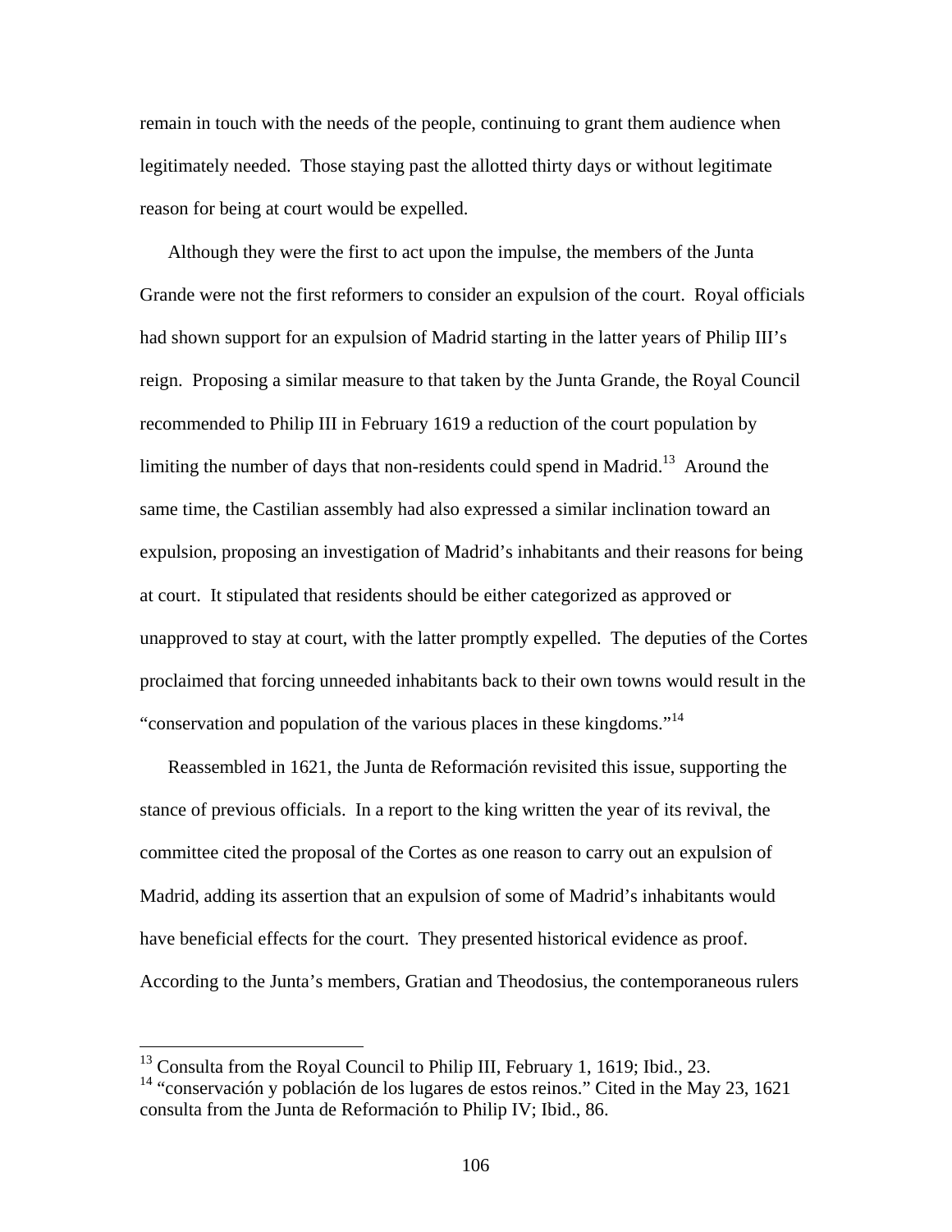remain in touch with the needs of the people, continuing to grant them audience when legitimately needed. Those staying past the allotted thirty days or without legitimate reason for being at court would be expelled.

Although they were the first to act upon the impulse, the members of the Junta Grande were not the first reformers to consider an expulsion of the court. Royal officials had shown support for an expulsion of Madrid starting in the latter years of Philip III's reign. Proposing a similar measure to that taken by the Junta Grande, the Royal Council recommended to Philip III in February 1619 a reduction of the court population by limiting the number of days that non-residents could spend in Madrid.[13] Around the same time, the Castilian assembly had also expressed a similar inclination toward an expulsion, proposing an investigation of Madrid's inhabitants and their reasons for being at court. It stipulated that residents should be either categorized as approved or unapproved to stay at court, with the latter promptly expelled. The deputies of the Cortes proclaimed that forcing unneeded inhabitants back to their own towns would result in the "conservation and population of the various places in these kingdoms."[14]

Reassembled in 1621, the Junta de Reformación revisited this issue, supporting the stance of previous officials. In a report to the king written the year of its revival, the committee cited the proposal of the Cortes as one reason to carry out an expulsion of Madrid, adding its assertion that an expulsion of some of Madrid's inhabitants would have beneficial effects for the court. They presented historical evidence as proof. According to the Junta's members, Gratian and Theodosius, the contemporaneous rulers

---

[13] Consulta from the Royal Council to Philip III, February 1, 1619; Ibid., 23.

[14] "conservación y población de los lugares de estos reinos." Cited in the May 23, 1621 consulta from the Junta de Reformación to Philip IV; Ibid., 86.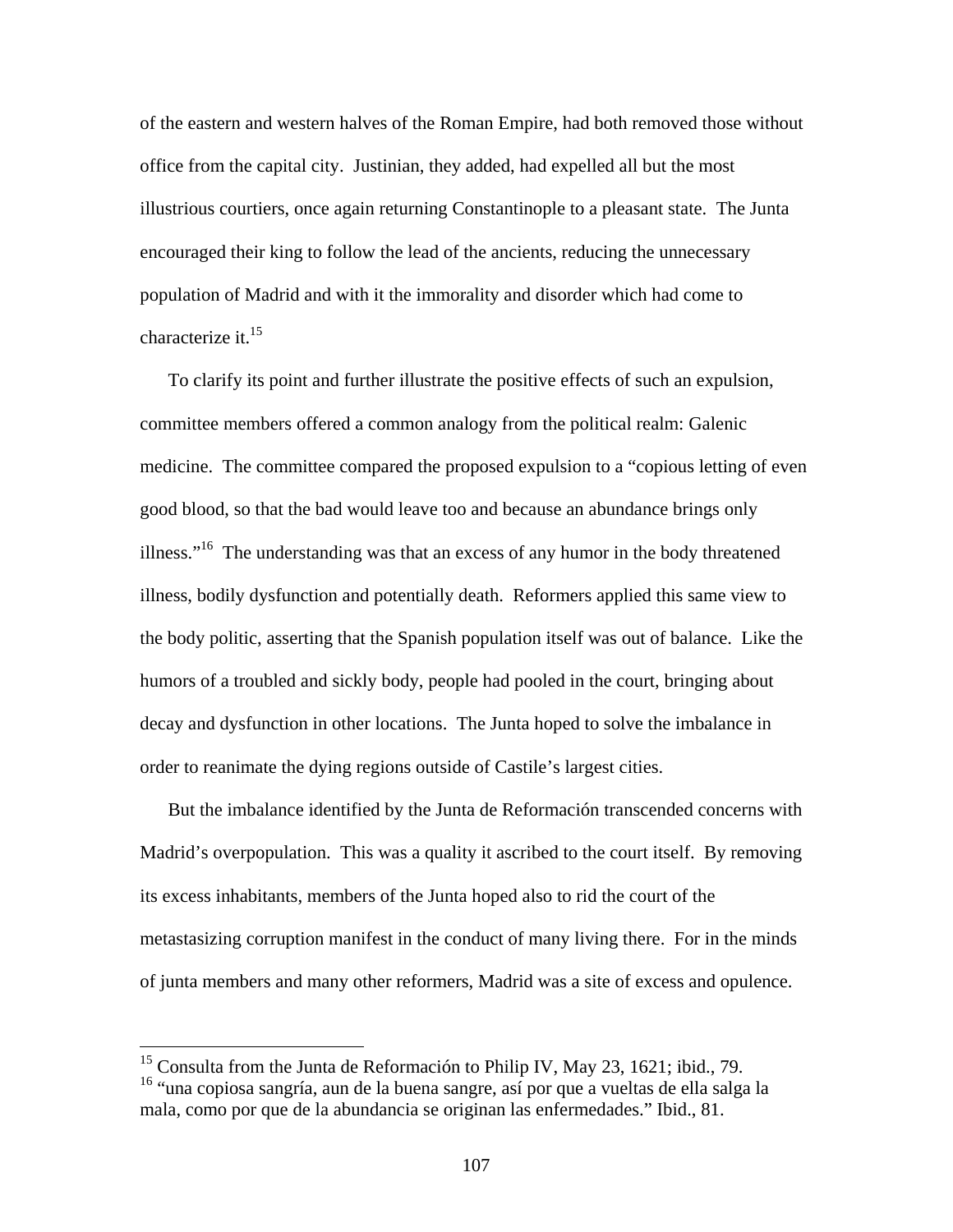of the eastern and western halves of the Roman Empire, had both removed those without office from the capital city. Justinian, they added, had expelled all but the most illustrious courtiers, once again returning Constantinople to a pleasant state. The Junta encouraged their king to follow the lead of the ancients, reducing the unnecessary population of Madrid and with it the immorality and disorder which had come to characterize it.[15]

To clarify its point and further illustrate the positive effects of such an expulsion, committee members offered a common analogy from the political realm: Galenic medicine. The committee compared the proposed expulsion to a "copious letting of even good blood, so that the bad would leave too and because an abundance brings only illness."[16] The understanding was that an excess of any humor in the body threatened illness, bodily dysfunction and potentially death. Reformers applied this same view to the body politic, asserting that the Spanish population itself was out of balance. Like the humors of a troubled and sickly body, people had pooled in the court, bringing about decay and dysfunction in other locations. The Junta hoped to solve the imbalance in order to reanimate the dying regions outside of Castile's largest cities.

But the imbalance identified by the Junta de Reformación transcended concerns with Madrid's overpopulation. This was a quality it ascribed to the court itself. By removing its excess inhabitants, members of the Junta hoped also to rid the court of the metastasizing corruption manifest in the conduct of many living there. For in the minds of junta members and many other reformers, Madrid was a site of excess and opulence.

---

[15] Consulta from the Junta de Reformación to Philip IV, May 23, 1621; ibid., 79.

[16] "una copiosa sangría, aun de la buena sangre, así por que a vueltas de ella salga la mala, como por que de la abundancia se originan las enfermedades." Ibid., 81.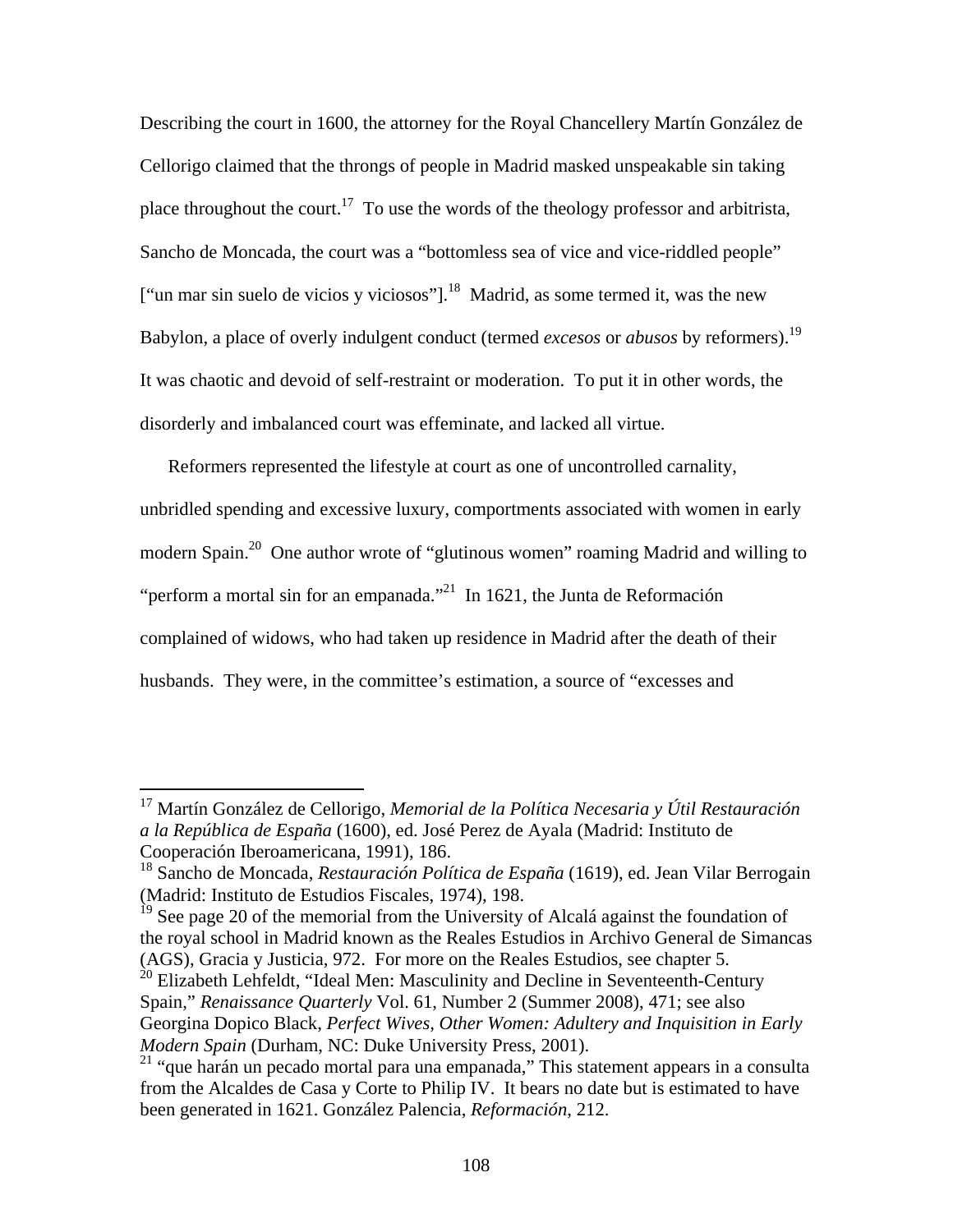Describing the court in 1600, the attorney for the Royal Chancellery Martín González de Cellorigo claimed that the throngs of people in Madrid masked unspeakable sin taking place throughout the court.[17] To use the words of the theology professor and arbitrista, Sancho de Moncada, the court was a "bottomless sea of vice and vice-riddled people" ["un mar sin suelo de vicios y viciosos"].[18] Madrid, as some termed it, was the new Babylon, a place of overly indulgent conduct (termed *excesos* or *abusos* by reformers).[19] It was chaotic and devoid of self-restraint or moderation. To put it in other words, the disorderly and imbalanced court was effeminate, and lacked all virtue.

Reformers represented the lifestyle at court as one of uncontrolled carnality, unbridled spending and excessive luxury, comportments associated with women in early modern Spain.[20] One author wrote of "glutinous women" roaming Madrid and willing to "perform a mortal sin for an empanada."[21] In 1621, the Junta de Reformación complained of widows, who had taken up residence in Madrid after the death of their husbands. They were, in the committee's estimation, a source of "excesses and

---

[17] Martín González de Cellorigo, *Memorial de la Política Necesaria y Útil Restauración a la República de España* (1600), ed. José Perez de Ayala (Madrid: Instituto de Cooperación Iberoamericana, 1991), 186.

[18] Sancho de Moncada, *Restauración Política de España* (1619), ed. Jean Vilar Berrogain (Madrid: Instituto de Estudios Fiscales, 1974), 198.

[19] See page 20 of the memorial from the University of Alcalá against the foundation of the royal school in Madrid known as the Reales Estudios in Archivo General de Simancas (AGS), Gracia y Justicia, 972. For more on the Reales Estudios, see chapter 5.

[20] Elizabeth Lehfeldt, "Ideal Men: Masculinity and Decline in Seventeenth-Century Spain," *Renaissance Quarterly* Vol. 61, Number 2 (Summer 2008), 471; see also Georgina Dopico Black, *Perfect Wives, Other Women: Adultery and Inquisition in Early Modern Spain* (Durham, NC: Duke University Press, 2001).

[21] "que harán un pecado mortal para una empanada," This statement appears in a consulta from the Alcaldes de Casa y Corte to Philip IV. It bears no date but is estimated to have been generated in 1621. González Palencia, *Reformación*, 212.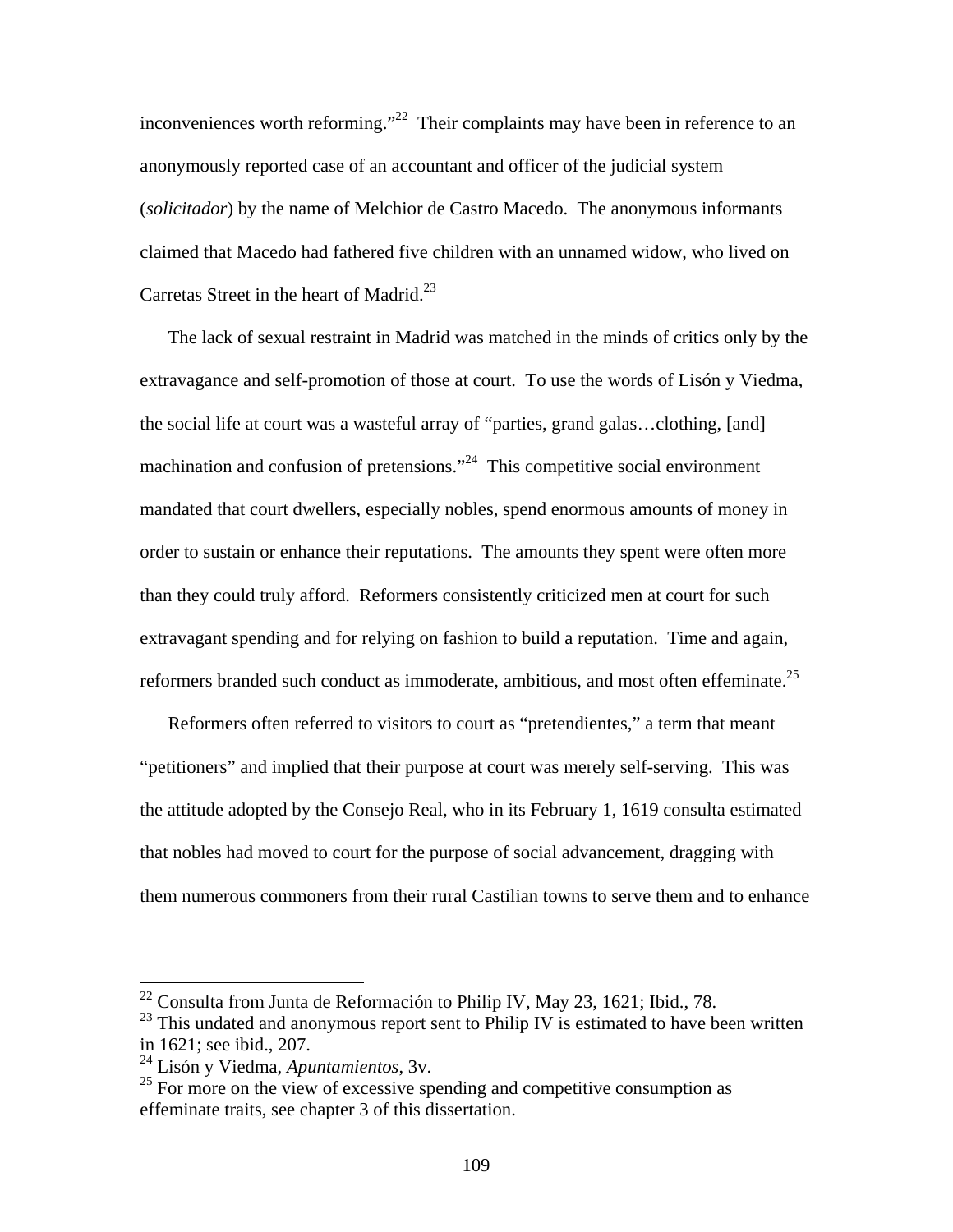inconveniences worth reforming."[22] Their complaints may have been in reference to an anonymously reported case of an accountant and officer of the judicial system (*solicitador*) by the name of Melchior de Castro Macedo. The anonymous informants claimed that Macedo had fathered five children with an unnamed widow, who lived on Carretas Street in the heart of Madrid.[23]

The lack of sexual restraint in Madrid was matched in the minds of critics only by the extravagance and self-promotion of those at court. To use the words of Lisón y Viedma, the social life at court was a wasteful array of "parties, grand galas…clothing, [and] machination and confusion of pretensions."[24] This competitive social environment mandated that court dwellers, especially nobles, spend enormous amounts of money in order to sustain or enhance their reputations. The amounts they spent were often more than they could truly afford. Reformers consistently criticized men at court for such extravagant spending and for relying on fashion to build a reputation. Time and again, reformers branded such conduct as immoderate, ambitious, and most often effeminate.[25]

Reformers often referred to visitors to court as "pretendientes," a term that meant "petitioners" and implied that their purpose at court was merely self-serving. This was the attitude adopted by the Consejo Real, who in its February 1, 1619 consulta estimated that nobles had moved to court for the purpose of social advancement, dragging with them numerous commoners from their rural Castilian towns to serve them and to enhance

---

[22] Consulta from Junta de Reformación to Philip IV, May 23, 1621; Ibid., 78.

[23] This undated and anonymous report sent to Philip IV is estimated to have been written in 1621; see ibid., 207.

[24] Lisón y Viedma, *Apuntamientos*, 3v.

[25] For more on the view of excessive spending and competitive consumption as effeminate traits, see chapter 3 of this dissertation.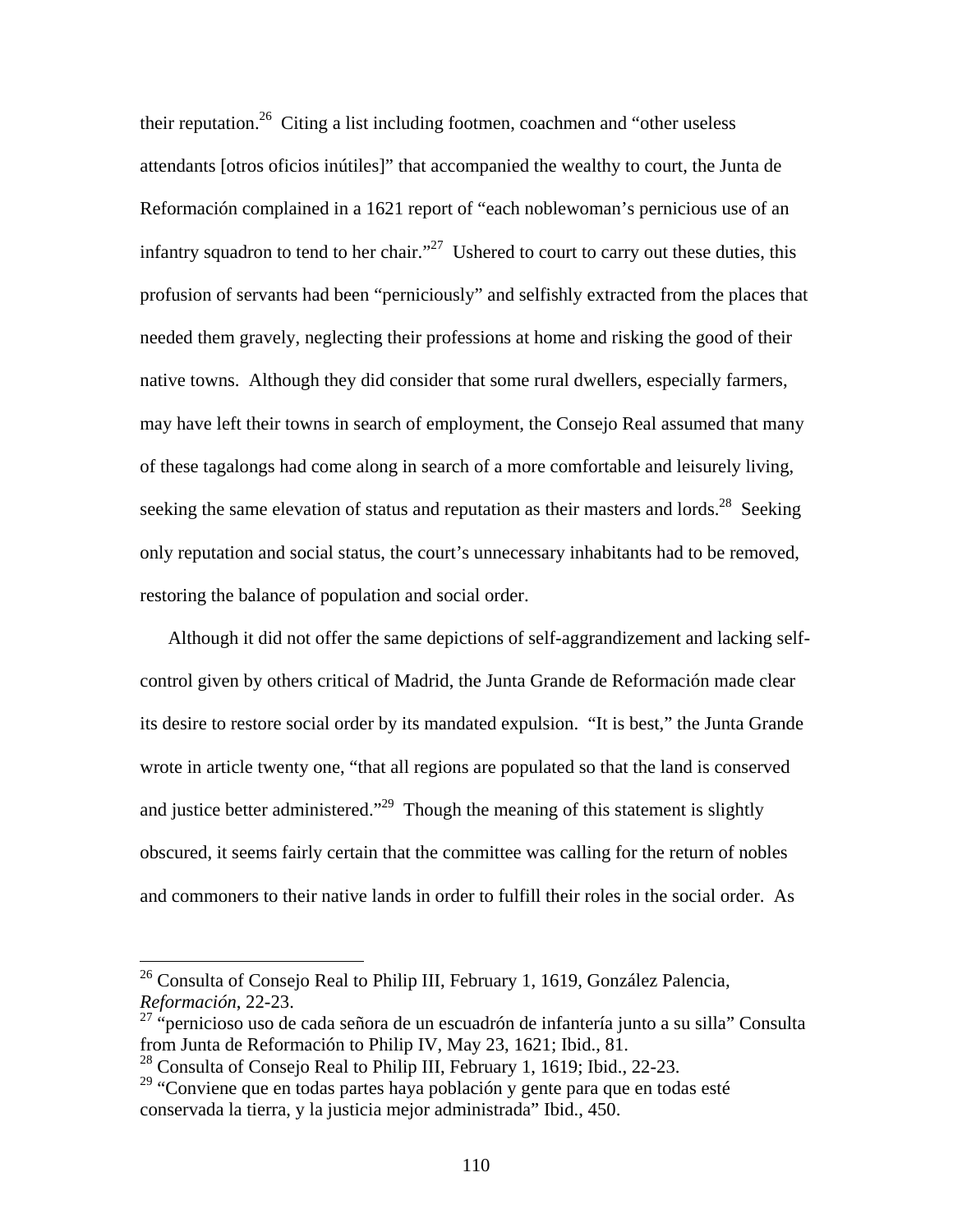their reputation.[26] Citing a list including footmen, coachmen and "other useless attendants [otros oficios inútiles]" that accompanied the wealthy to court, the Junta de Reformación complained in a 1621 report of "each noblewoman's pernicious use of an infantry squadron to tend to her chair."[27] Ushered to court to carry out these duties, this profusion of servants had been "perniciously" and selfishly extracted from the places that needed them gravely, neglecting their professions at home and risking the good of their native towns. Although they did consider that some rural dwellers, especially farmers, may have left their towns in search of employment, the Consejo Real assumed that many of these tagalongs had come along in search of a more comfortable and leisurely living, seeking the same elevation of status and reputation as their masters and lords.[28] Seeking only reputation and social status, the court's unnecessary inhabitants had to be removed, restoring the balance of population and social order.

Although it did not offer the same depictions of self-aggrandizement and lacking self-control given by others critical of Madrid, the Junta Grande de Reformación made clear its desire to restore social order by its mandated expulsion. "It is best," the Junta Grande wrote in article twenty one, "that all regions are populated so that the land is conserved and justice better administered."[29] Though the meaning of this statement is slightly obscured, it seems fairly certain that the committee was calling for the return of nobles and commoners to their native lands in order to fulfill their roles in the social order. As

---

[26] Consulta of Consejo Real to Philip III, February 1, 1619, González Palencia, *Reformación*, 22-23.

[27] "pernicioso uso de cada señora de un escuadrón de infantería junto a su silla" Consulta from Junta de Reformación to Philip IV, May 23, 1621; Ibid., 81.

[28] Consulta of Consejo Real to Philip III, February 1, 1619; Ibid., 22-23.

[29] "Conviene que en todas partes haya población y gente para que en todas esté conservada la tierra, y la justicia mejor administrada" Ibid., 450.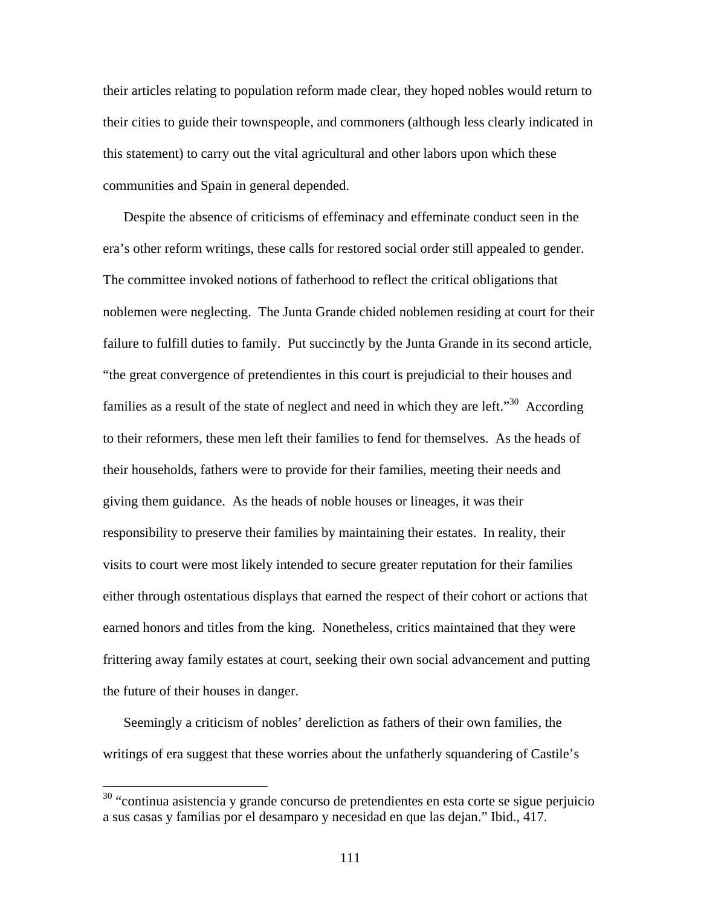their articles relating to population reform made clear, they hoped nobles would return to their cities to guide their townspeople, and commoners (although less clearly indicated in this statement) to carry out the vital agricultural and other labors upon which these communities and Spain in general depended.

Despite the absence of criticisms of effeminacy and effeminate conduct seen in the era's other reform writings, these calls for restored social order still appealed to gender. The committee invoked notions of fatherhood to reflect the critical obligations that noblemen were neglecting. The Junta Grande chided noblemen residing at court for their failure to fulfill duties to family. Put succinctly by the Junta Grande in its second article, "the great convergence of pretendientes in this court is prejudicial to their houses and families as a result of the state of neglect and need in which they are left."[30] According to their reformers, these men left their families to fend for themselves. As the heads of their households, fathers were to provide for their families, meeting their needs and giving them guidance. As the heads of noble houses or lineages, it was their responsibility to preserve their families by maintaining their estates. In reality, their visits to court were most likely intended to secure greater reputation for their families either through ostentatious displays that earned the respect of their cohort or actions that earned honors and titles from the king. Nonetheless, critics maintained that they were frittering away family estates at court, seeking their own social advancement and putting the future of their houses in danger.

Seemingly a criticism of nobles' dereliction as fathers of their own families, the writings of era suggest that these worries about the unfatherly squandering of Castile's

[30] "continua asistencia y grande concurso de pretendientes en esta corte se sigue perjuicio a sus casas y familias por el desamparo y necesidad en que las dejan." Ibid., 417.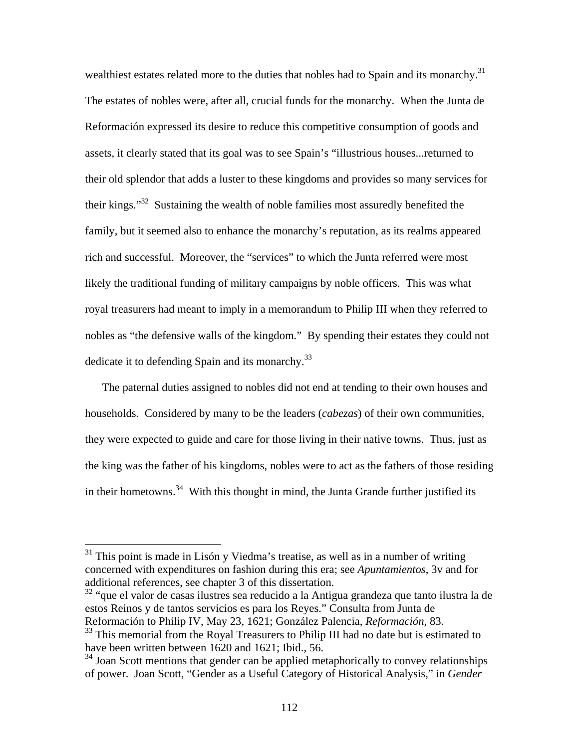wealthiest estates related more to the duties that nobles had to Spain and its monarchy.[31] The estates of nobles were, after all, crucial funds for the monarchy. When the Junta de Reformación expressed its desire to reduce this competitive consumption of goods and assets, it clearly stated that its goal was to see Spain's "illustrious houses...returned to their old splendor that adds a luster to these kingdoms and provides so many services for their kings."[32] Sustaining the wealth of noble families most assuredly benefited the family, but it seemed also to enhance the monarchy's reputation, as its realms appeared rich and successful. Moreover, the "services" to which the Junta referred were most likely the traditional funding of military campaigns by noble officers. This was what royal treasurers had meant to imply in a memorandum to Philip III when they referred to nobles as "the defensive walls of the kingdom." By spending their estates they could not dedicate it to defending Spain and its monarchy.[33]

The paternal duties assigned to nobles did not end at tending to their own houses and households. Considered by many to be the leaders (*cabezas*) of their own communities, they were expected to guide and care for those living in their native towns. Thus, just as the king was the father of his kingdoms, nobles were to act as the fathers of those residing in their hometowns.[34] With this thought in mind, the Junta Grande further justified its

---

[31] This point is made in Lisón y Viedma's treatise, as well as in a number of writing concerned with expenditures on fashion during this era; see *Apuntamientos*, 3v and for additional references, see chapter 3 of this dissertation.

[32] "que el valor de casas ilustres sea reducido a la Antigua grandeza que tanto ilustra la de estos Reinos y de tantos servicios es para los Reyes." Consulta from Junta de Reformación to Philip IV, May 23, 1621; González Palencia, *Reformación*, 83.

[33] This memorial from the Royal Treasurers to Philip III had no date but is estimated to have been written between 1620 and 1621; Ibid., 56.

[34] Joan Scott mentions that gender can be applied metaphorically to convey relationships of power. Joan Scott, "Gender as a Useful Category of Historical Analysis," in *Gender*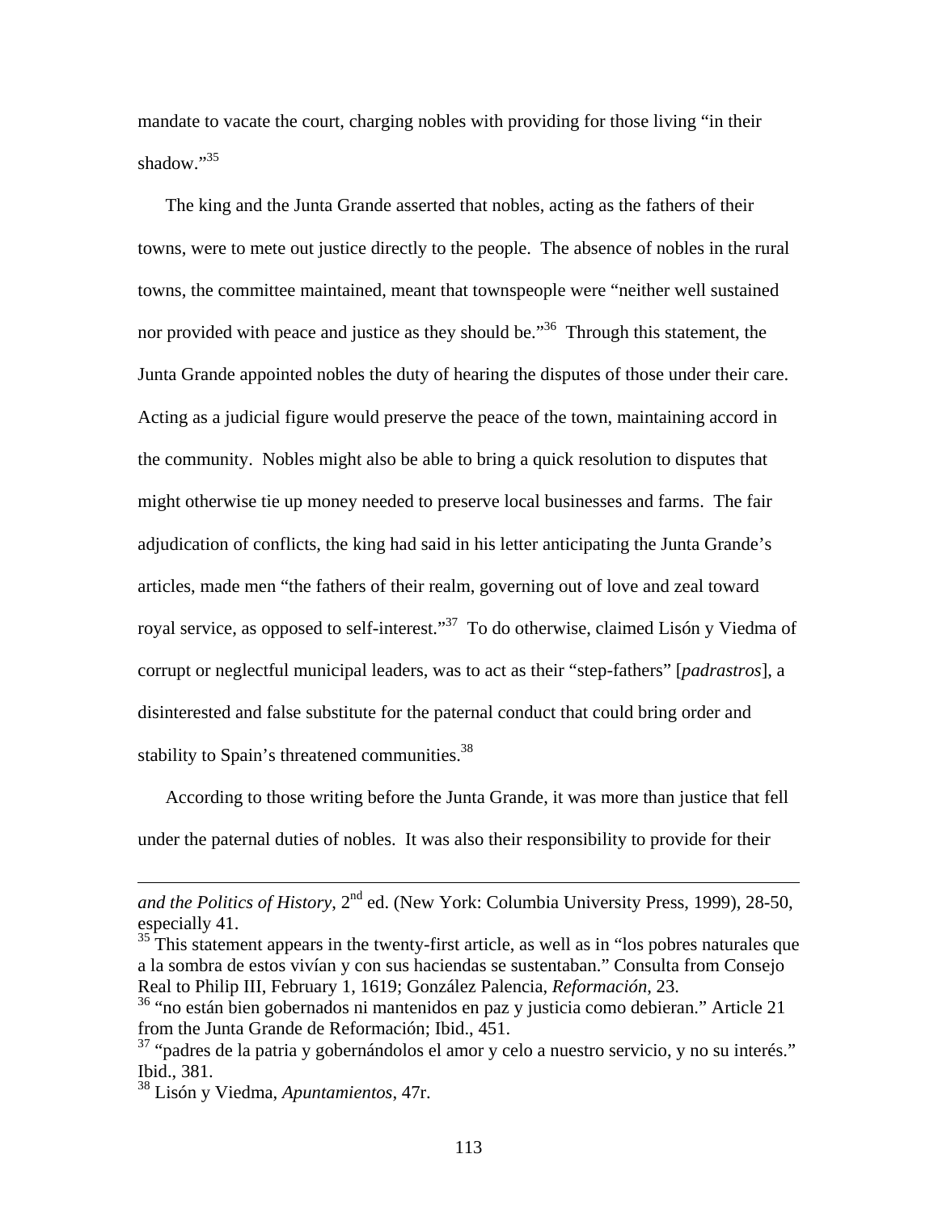mandate to vacate the court, charging nobles with providing for those living "in their shadow."[35]

The king and the Junta Grande asserted that nobles, acting as the fathers of their towns, were to mete out justice directly to the people. The absence of nobles in the rural towns, the committee maintained, meant that townspeople were "neither well sustained nor provided with peace and justice as they should be."[36] Through this statement, the Junta Grande appointed nobles the duty of hearing the disputes of those under their care. Acting as a judicial figure would preserve the peace of the town, maintaining accord in the community. Nobles might also be able to bring a quick resolution to disputes that might otherwise tie up money needed to preserve local businesses and farms. The fair adjudication of conflicts, the king had said in his letter anticipating the Junta Grande's articles, made men "the fathers of their realm, governing out of love and zeal toward royal service, as opposed to self-interest."[37] To do otherwise, claimed Lisón y Viedma of corrupt or neglectful municipal leaders, was to act as their "step-fathers" [*padrastros*], a disinterested and false substitute for the paternal conduct that could bring order and stability to Spain's threatened communities.[38]

According to those writing before the Junta Grande, it was more than justice that fell under the paternal duties of nobles. It was also their responsibility to provide for their

---

*and the Politics of History*, 2nd ed. (New York: Columbia University Press, 1999), 28-50, especially 41.

[35] This statement appears in the twenty-first article, as well as in "los pobres naturales que a la sombra de estos vivían y con sus haciendas se sustentaban." Consulta from Consejo Real to Philip III, February 1, 1619; González Palencia, *Reformación*, 23.

[36] "no están bien gobernados ni mantenidos en paz y justicia como debieran." Article 21 from the Junta Grande de Reformación; Ibid., 451.

[37] "padres de la patria y gobernándolos el amor y celo a nuestro servicio, y no su interés." Ibid., 381.

[38] Lisón y Viedma, *Apuntamientos*, 47r.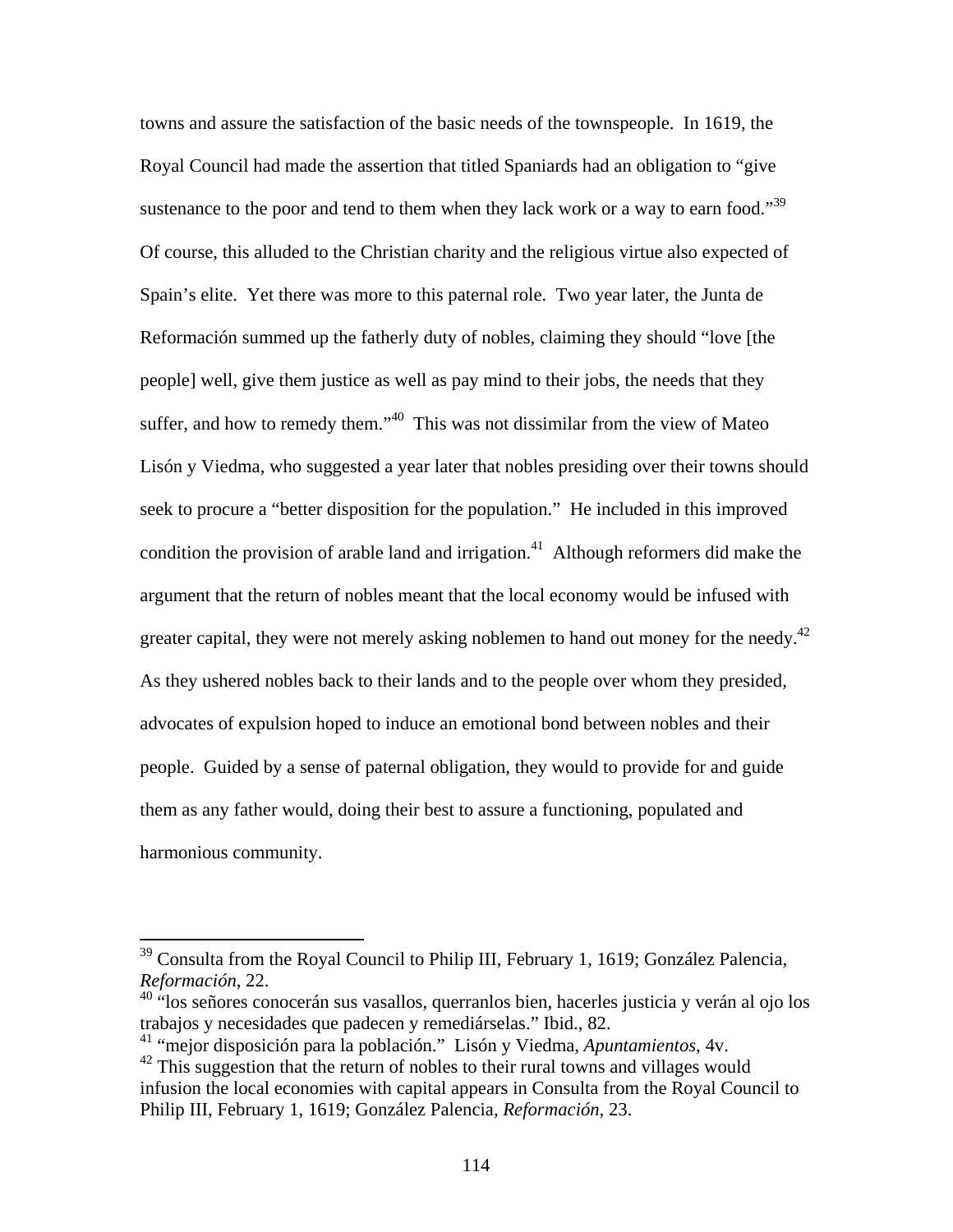towns and assure the satisfaction of the basic needs of the townspeople. In 1619, the Royal Council had made the assertion that titled Spaniards had an obligation to "give sustenance to the poor and tend to them when they lack work or a way to earn food."[39] Of course, this alluded to the Christian charity and the religious virtue also expected of Spain's elite. Yet there was more to this paternal role. Two year later, the Junta de Reformación summed up the fatherly duty of nobles, claiming they should "love [the people] well, give them justice as well as pay mind to their jobs, the needs that they suffer, and how to remedy them."[40] This was not dissimilar from the view of Mateo Lisón y Viedma, who suggested a year later that nobles presiding over their towns should seek to procure a "better disposition for the population." He included in this improved condition the provision of arable land and irrigation.[41] Although reformers did make the argument that the return of nobles meant that the local economy would be infused with greater capital, they were not merely asking noblemen to hand out money for the needy.[42] As they ushered nobles back to their lands and to the people over whom they presided, advocates of expulsion hoped to induce an emotional bond between nobles and their people. Guided by a sense of paternal obligation, they would to provide for and guide them as any father would, doing their best to assure a functioning, populated and harmonious community.

---

[39] Consulta from the Royal Council to Philip III, February 1, 1619; González Palencia, *Reformación*, 22.

[40] "los señores conocerán sus vasallos, querranlos bien, hacerles justicia y verán al ojo los trabajos y necesidades que padecen y remediárselas." Ibid., 82.

[41] "mejor disposición para la población." Lisón y Viedma, *Apuntamientos*, 4v.

[42] This suggestion that the return of nobles to their rural towns and villages would infusion the local economies with capital appears in Consulta from the Royal Council to Philip III, February 1, 1619; González Palencia, *Reformación*, 23.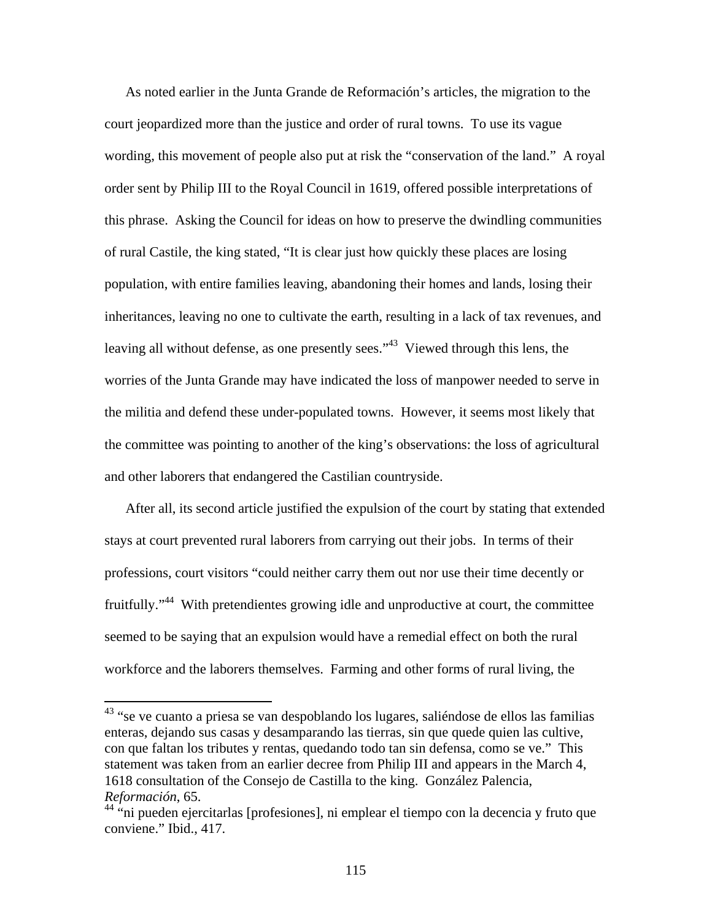As noted earlier in the Junta Grande de Reformación's articles, the migration to the court jeopardized more than the justice and order of rural towns. To use its vague wording, this movement of people also put at risk the "conservation of the land." A royal order sent by Philip III to the Royal Council in 1619, offered possible interpretations of this phrase. Asking the Council for ideas on how to preserve the dwindling communities of rural Castile, the king stated, "It is clear just how quickly these places are losing population, with entire families leaving, abandoning their homes and lands, losing their inheritances, leaving no one to cultivate the earth, resulting in a lack of tax revenues, and leaving all without defense, as one presently sees."[43] Viewed through this lens, the worries of the Junta Grande may have indicated the loss of manpower needed to serve in the militia and defend these under-populated towns. However, it seems most likely that the committee was pointing to another of the king's observations: the loss of agricultural and other laborers that endangered the Castilian countryside.

After all, its second article justified the expulsion of the court by stating that extended stays at court prevented rural laborers from carrying out their jobs. In terms of their professions, court visitors "could neither carry them out nor use their time decently or fruitfully."[44] With pretendientes growing idle and unproductive at court, the committee seemed to be saying that an expulsion would have a remedial effect on both the rural workforce and the laborers themselves. Farming and other forms of rural living, the

---

[43] "se ve cuanto a priesa se van despoblando los lugares, saliéndose de ellos las familias enteras, dejando sus casas y desamparando las tierras, sin que quede quien las cultive, con que faltan los tributes y rentas, quedando todo tan sin defensa, como se ve." This statement was taken from an earlier decree from Philip III and appears in the March 4, 1618 consultation of the Consejo de Castilla to the king. González Palencia, *Reformación*, 65.

[44] "ni pueden ejercitarlas [profesiones], ni emplear el tiempo con la decencia y fruto que conviene." Ibid., 417.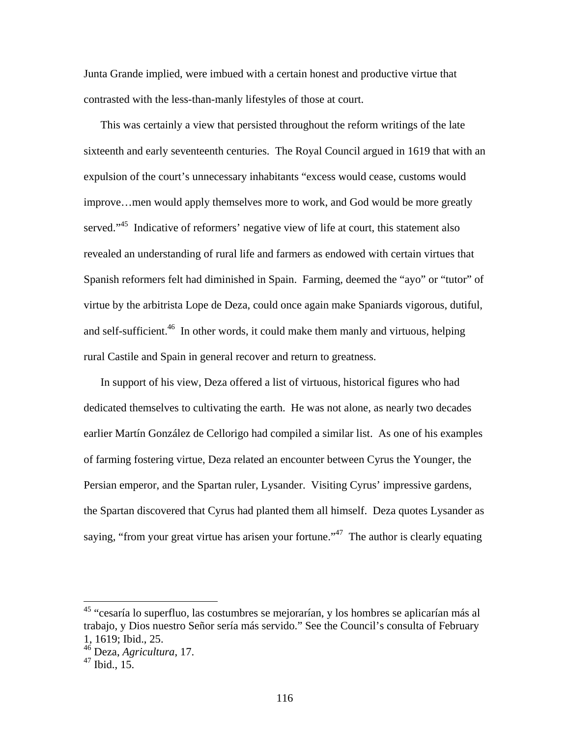Junta Grande implied, were imbued with a certain honest and productive virtue that contrasted with the less-than-manly lifestyles of those at court.

This was certainly a view that persisted throughout the reform writings of the late sixteenth and early seventeenth centuries. The Royal Council argued in 1619 that with an expulsion of the court's unnecessary inhabitants "excess would cease, customs would improve…men would apply themselves more to work, and God would be more greatly served."[45] Indicative of reformers' negative view of life at court, this statement also revealed an understanding of rural life and farmers as endowed with certain virtues that Spanish reformers felt had diminished in Spain. Farming, deemed the "ayo" or "tutor" of virtue by the arbitrista Lope de Deza, could once again make Spaniards vigorous, dutiful, and self-sufficient.[46] In other words, it could make them manly and virtuous, helping rural Castile and Spain in general recover and return to greatness.

In support of his view, Deza offered a list of virtuous, historical figures who had dedicated themselves to cultivating the earth. He was not alone, as nearly two decades earlier Martín González de Cellorigo had compiled a similar list. As one of his examples of farming fostering virtue, Deza related an encounter between Cyrus the Younger, the Persian emperor, and the Spartan ruler, Lysander. Visiting Cyrus' impressive gardens, the Spartan discovered that Cyrus had planted them all himself. Deza quotes Lysander as saying, "from your great virtue has arisen your fortune."[47] The author is clearly equating

---

[45] "cesaría lo superfluo, las costumbres se mejorarían, y los hombres se aplicarían más al trabajo, y Dios nuestro Señor sería más servido." See the Council's consulta of February 1, 1619; Ibid., 25.

[46] Deza, *Agricultura*, 17.

[47] Ibid., 15.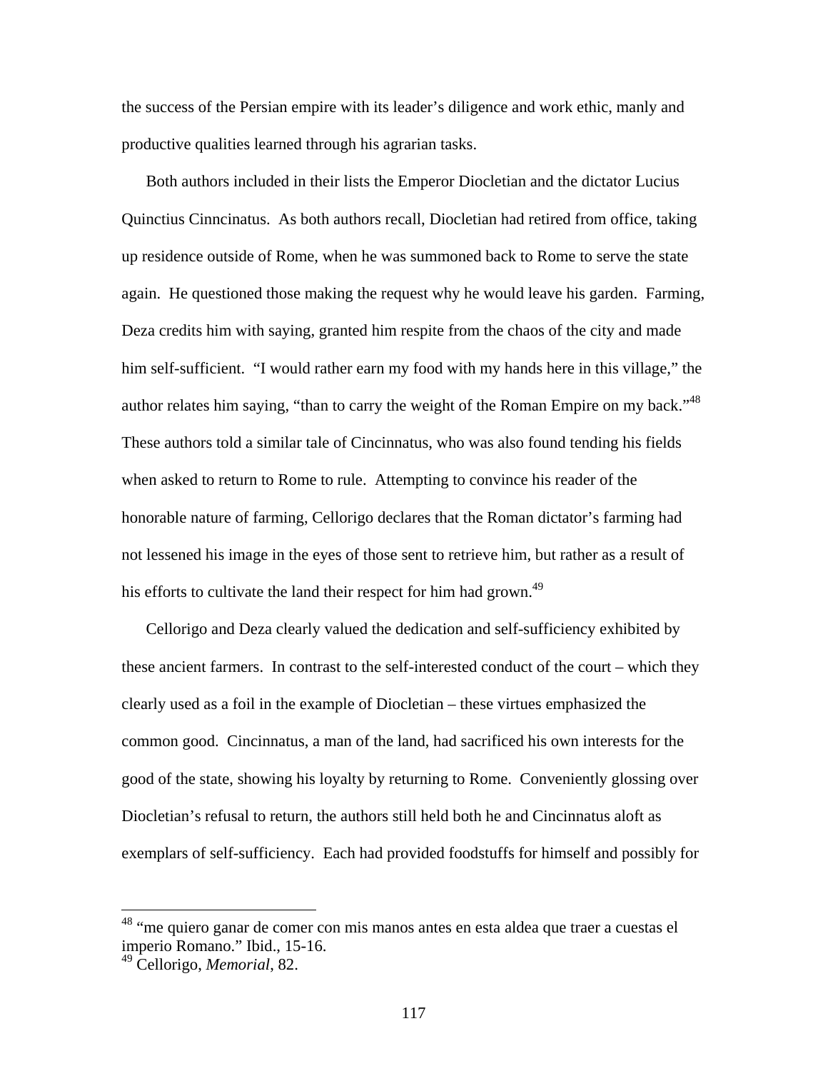the success of the Persian empire with its leader's diligence and work ethic, manly and productive qualities learned through his agrarian tasks.

Both authors included in their lists the Emperor Diocletian and the dictator Lucius Quinctius Cinncinatus. As both authors recall, Diocletian had retired from office, taking up residence outside of Rome, when he was summoned back to Rome to serve the state again. He questioned those making the request why he would leave his garden. Farming, Deza credits him with saying, granted him respite from the chaos of the city and made him self-sufficient. "I would rather earn my food with my hands here in this village," the author relates him saying, "than to carry the weight of the Roman Empire on my back."[48] These authors told a similar tale of Cincinnatus, who was also found tending his fields when asked to return to Rome to rule. Attempting to convince his reader of the honorable nature of farming, Cellorigo declares that the Roman dictator's farming had not lessened his image in the eyes of those sent to retrieve him, but rather as a result of his efforts to cultivate the land their respect for him had grown.[49]

Cellorigo and Deza clearly valued the dedication and self-sufficiency exhibited by these ancient farmers. In contrast to the self-interested conduct of the court – which they clearly used as a foil in the example of Diocletian – these virtues emphasized the common good. Cincinnatus, a man of the land, had sacrificed his own interests for the good of the state, showing his loyalty by returning to Rome. Conveniently glossing over Diocletian's refusal to return, the authors still held both he and Cincinnatus aloft as exemplars of self-sufficiency. Each had provided foodstuffs for himself and possibly for

---

[48] "me quiero ganar de comer con mis manos antes en esta aldea que traer a cuestas el imperio Romano." Ibid., 15-16.

[49] Cellorigo, *Memorial*, 82.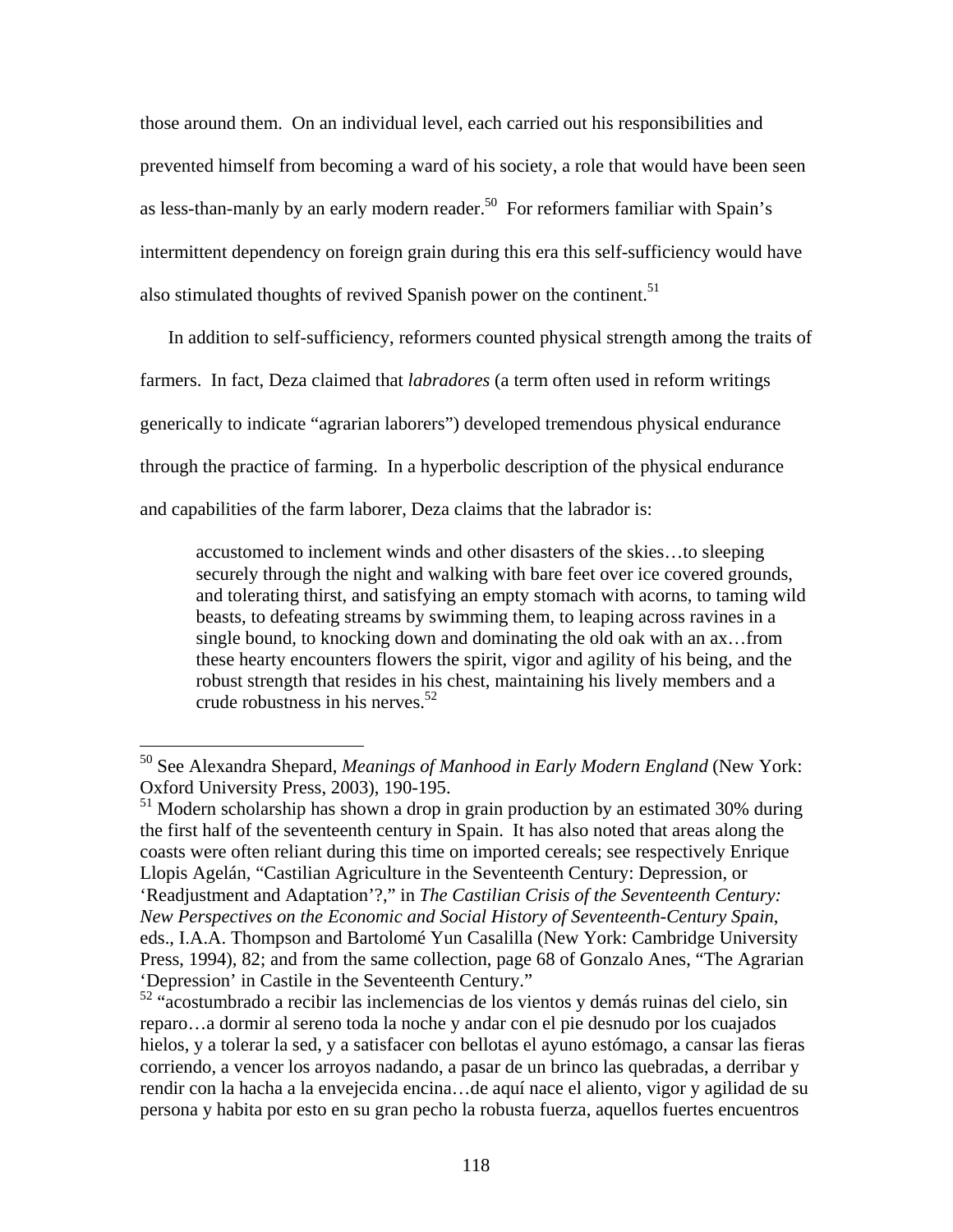those around them. On an individual level, each carried out his responsibilities and prevented himself from becoming a ward of his society, a role that would have been seen as less-than-manly by an early modern reader.[50] For reformers familiar with Spain's intermittent dependency on foreign grain during this era this self-sufficiency would have also stimulated thoughts of revived Spanish power on the continent.[51]

In addition to self-sufficiency, reformers counted physical strength among the traits of farmers. In fact, Deza claimed that *labradores* (a term often used in reform writings generically to indicate "agrarian laborers") developed tremendous physical endurance through the practice of farming. In a hyperbolic description of the physical endurance and capabilities of the farm laborer, Deza claims that the labrador is:

> accustomed to inclement winds and other disasters of the skies…to sleeping securely through the night and walking with bare feet over ice covered grounds, and tolerating thirst, and satisfying an empty stomach with acorns, to taming wild beasts, to defeating streams by swimming them, to leaping across ravines in a single bound, to knocking down and dominating the old oak with an ax…from these hearty encounters flowers the spirit, vigor and agility of his being, and the robust strength that resides in his chest, maintaining his lively members and a crude robustness in his nerves.[52]

---

[50] See Alexandra Shepard, *Meanings of Manhood in Early Modern England* (New York: Oxford University Press, 2003), 190-195.

[51] Modern scholarship has shown a drop in grain production by an estimated 30% during the first half of the seventeenth century in Spain. It has also noted that areas along the coasts were often reliant during this time on imported cereals; see respectively Enrique Llopis Agelán, "Castilian Agriculture in the Seventeenth Century: Depression, or 'Readjustment and Adaptation'?," in *The Castilian Crisis of the Seventeenth Century: New Perspectives on the Economic and Social History of Seventeenth-Century Spain*, eds., I.A.A. Thompson and Bartolomé Yun Casalilla (New York: Cambridge University Press, 1994), 82; and from the same collection, page 68 of Gonzalo Anes, "The Agrarian 'Depression' in Castile in the Seventeenth Century."

[52] "acostumbrado a recibir las inclemencias de los vientos y demás ruinas del cielo, sin reparo…a dormir al sereno toda la noche y andar con el pie desnudo por los cuajados hielos, y a tolerar la sed, y a satisfacer con bellotas el ayuno estómago, a cansar las fieras corriendo, a vencer los arroyos nadando, a pasar de un brinco las quebradas, a derribar y rendir con la hacha a la envejecida encina…de aquí nace el aliento, vigor y agilidad de su persona y habita por esto en su gran pecho la robusta fuerza, aquellos fuertes encuentros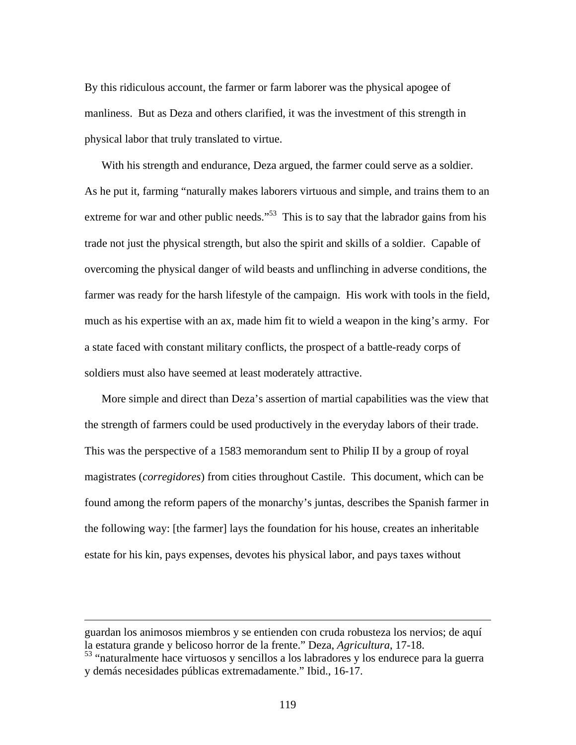By this ridiculous account, the farmer or farm laborer was the physical apogee of manliness. But as Deza and others clarified, it was the investment of this strength in physical labor that truly translated to virtue.

With his strength and endurance, Deza argued, the farmer could serve as a soldier. As he put it, farming "naturally makes laborers virtuous and simple, and trains them to an extreme for war and other public needs."[53] This is to say that the labrador gains from his trade not just the physical strength, but also the spirit and skills of a soldier. Capable of overcoming the physical danger of wild beasts and unflinching in adverse conditions, the farmer was ready for the harsh lifestyle of the campaign. His work with tools in the field, much as his expertise with an ax, made him fit to wield a weapon in the king's army. For a state faced with constant military conflicts, the prospect of a battle-ready corps of soldiers must also have seemed at least moderately attractive.

More simple and direct than Deza's assertion of martial capabilities was the view that the strength of farmers could be used productively in the everyday labors of their trade. This was the perspective of a 1583 memorandum sent to Philip II by a group of royal magistrates (*corregidores*) from cities throughout Castile. This document, which can be found among the reform papers of the monarchy's juntas, describes the Spanish farmer in the following way: [the farmer] lays the foundation for his house, creates an inheritable estate for his kin, pays expenses, devotes his physical labor, and pays taxes without

---

guardan los animosos miembros y se entienden con cruda robusteza los nervios; de aquí la estatura grande y belicoso horror de la frente." Deza, *Agricultura*, 17-18.

[53] "naturalmente hace virtuosos y sencillos a los labradores y los endurece para la guerra y demás necesidades públicas extremadamente." Ibid., 16-17.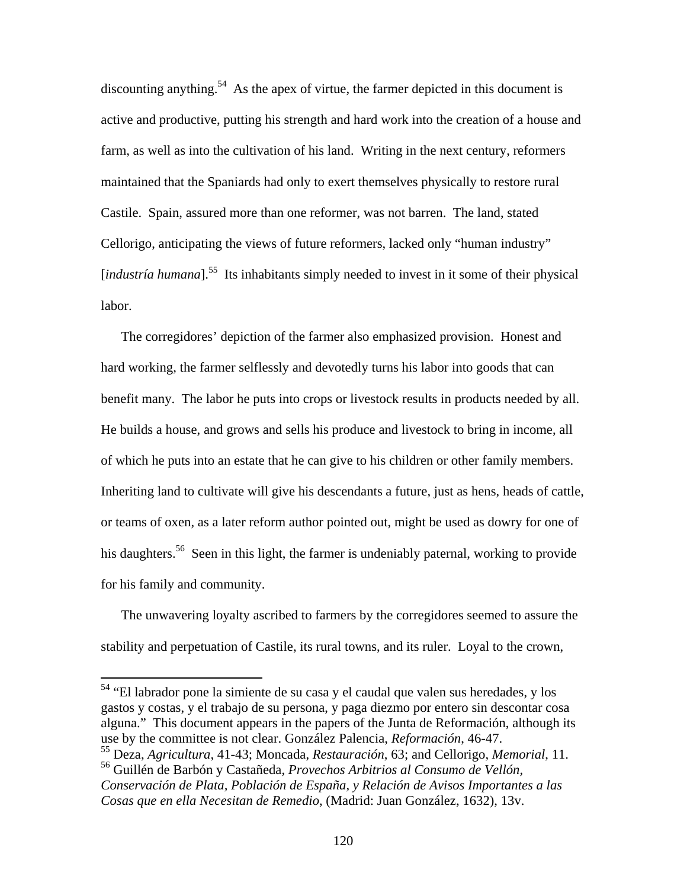discounting anything.[54] As the apex of virtue, the farmer depicted in this document is active and productive, putting his strength and hard work into the creation of a house and farm, as well as into the cultivation of his land. Writing in the next century, reformers maintained that the Spaniards had only to exert themselves physically to restore rural Castile. Spain, assured more than one reformer, was not barren. The land, stated Cellorigo, anticipating the views of future reformers, lacked only "human industry" [*industría humana*].[55] Its inhabitants simply needed to invest in it some of their physical labor.

The corregidores' depiction of the farmer also emphasized provision. Honest and hard working, the farmer selflessly and devotedly turns his labor into goods that can benefit many. The labor he puts into crops or livestock results in products needed by all. He builds a house, and grows and sells his produce and livestock to bring in income, all of which he puts into an estate that he can give to his children or other family members. Inheriting land to cultivate will give his descendants a future, just as hens, heads of cattle, or teams of oxen, as a later reform author pointed out, might be used as dowry for one of his daughters.[56] Seen in this light, the farmer is undeniably paternal, working to provide for his family and community.

The unwavering loyalty ascribed to farmers by the corregidores seemed to assure the stability and perpetuation of Castile, its rural towns, and its ruler. Loyal to the crown,

---

[54] "El labrador pone la simiente de su casa y el caudal que valen sus heredades, y los gastos y costas, y el trabajo de su persona, y paga diezmo por entero sin descontar cosa alguna." This document appears in the papers of the Junta de Reformación, although its use by the committee is not clear. González Palencia, *Reformación*, 46-47.

[55] Deza, *Agricultura*, 41-43; Moncada, *Restauración*, 63; and Cellorigo, *Memorial*, 11.

[56] Guillén de Barbón y Castañeda, *Provechos Arbitrios al Consumo de Vellón, Conservación de Plata, Población de España, y Relación de Avisos Importantes a las Cosas que en ella Necesitan de Remedio*, (Madrid: Juan González, 1632), 13v.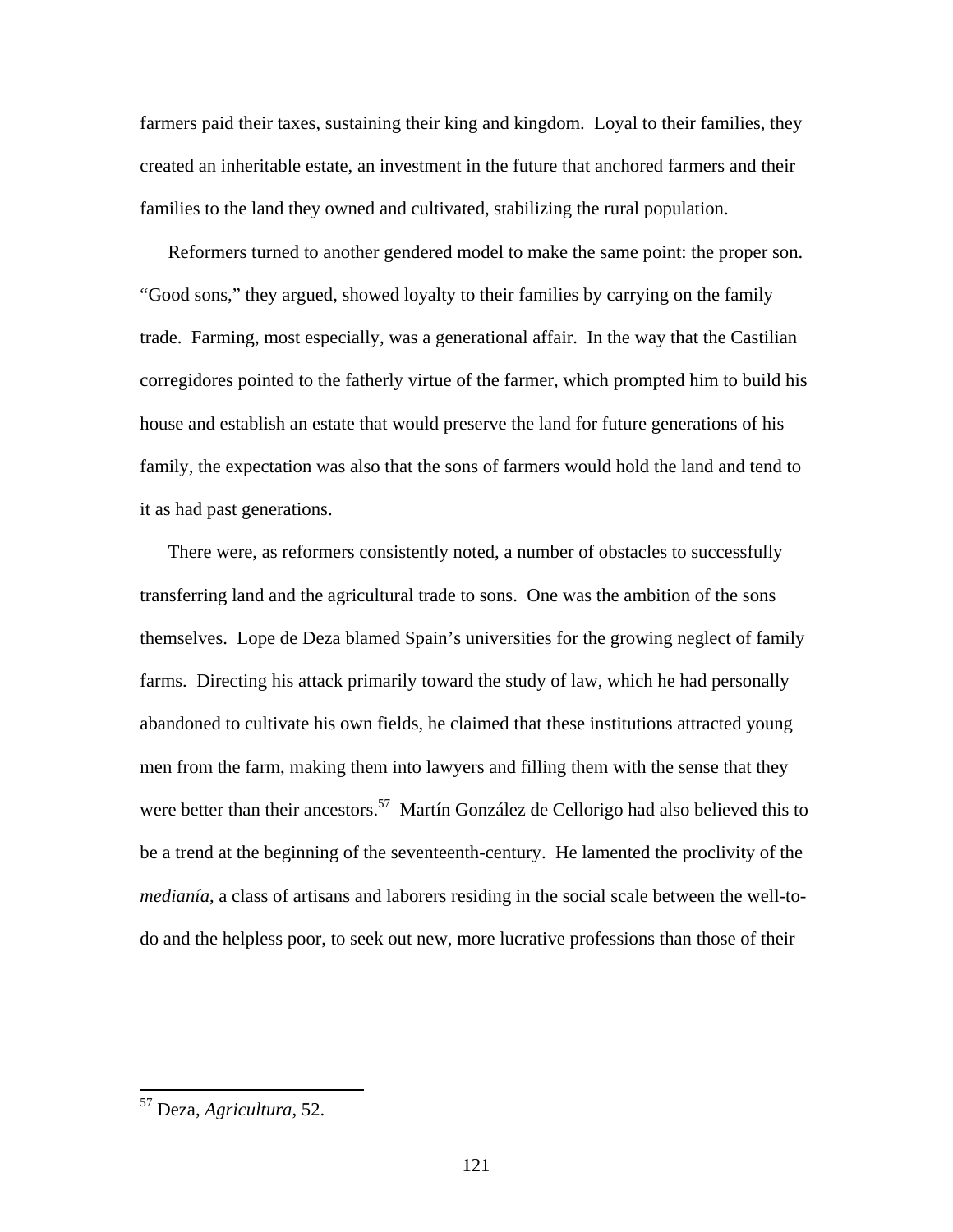farmers paid their taxes, sustaining their king and kingdom. Loyal to their families, they created an inheritable estate, an investment in the future that anchored farmers and their families to the land they owned and cultivated, stabilizing the rural population.

Reformers turned to another gendered model to make the same point: the proper son. "Good sons," they argued, showed loyalty to their families by carrying on the family trade. Farming, most especially, was a generational affair. In the way that the Castilian corregidores pointed to the fatherly virtue of the farmer, which prompted him to build his house and establish an estate that would preserve the land for future generations of his family, the expectation was also that the sons of farmers would hold the land and tend to it as had past generations.

There were, as reformers consistently noted, a number of obstacles to successfully transferring land and the agricultural trade to sons. One was the ambition of the sons themselves. Lope de Deza blamed Spain's universities for the growing neglect of family farms. Directing his attack primarily toward the study of law, which he had personally abandoned to cultivate his own fields, he claimed that these institutions attracted young men from the farm, making them into lawyers and filling them with the sense that they were better than their ancestors.[57] Martín González de Cellorigo had also believed this to be a trend at the beginning of the seventeenth-century. He lamented the proclivity of the *mediania*, a class of artisans and laborers residing in the social scale between the well-to-do and the helpless poor, to seek out new, more lucrative professions than those of their

---

[57] Deza, *Agricultura*, 52.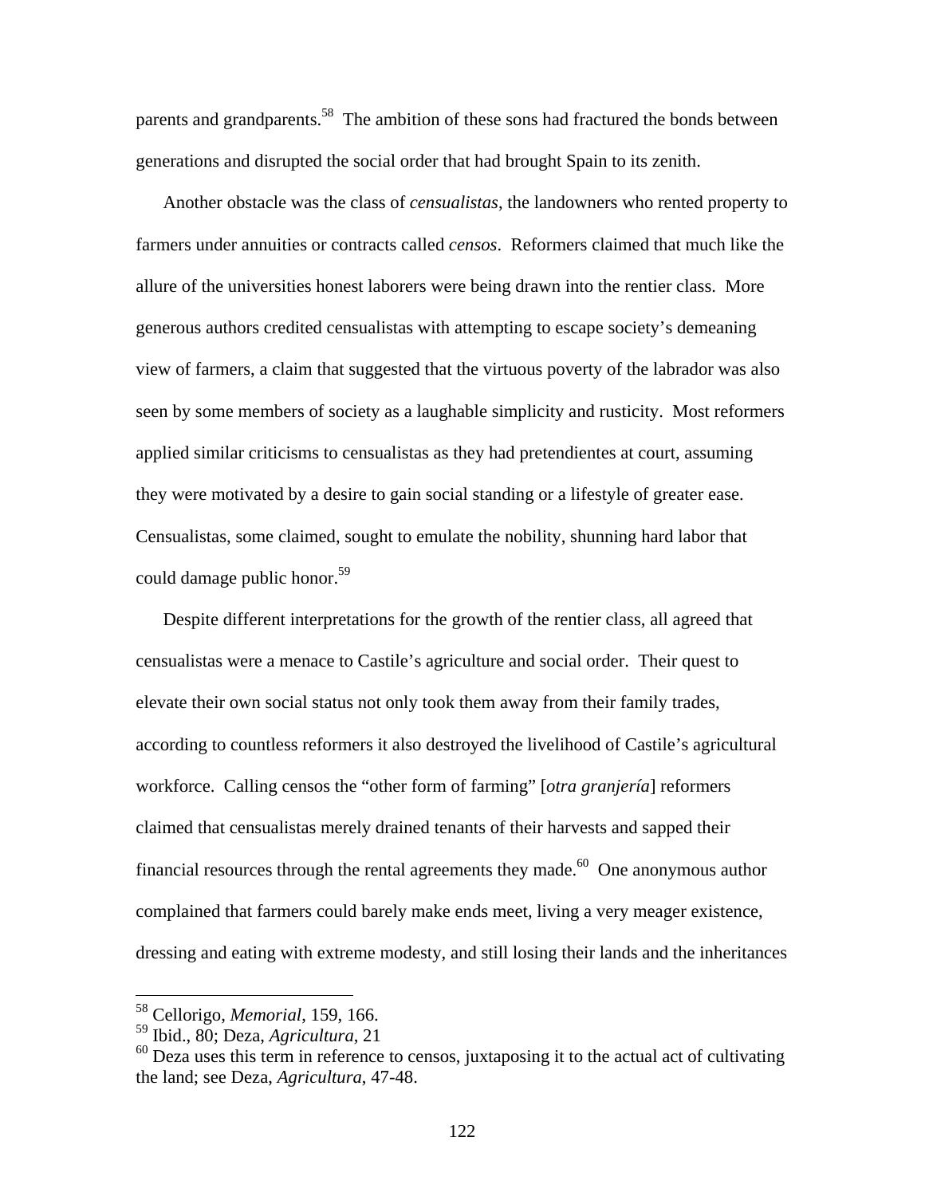parents and grandparents.[58] The ambition of these sons had fractured the bonds between generations and disrupted the social order that had brought Spain to its zenith.

Another obstacle was the class of *censualistas*, the landowners who rented property to farmers under annuities or contracts called *censos*. Reformers claimed that much like the allure of the universities honest laborers were being drawn into the rentier class. More generous authors credited censualistas with attempting to escape society's demeaning view of farmers, a claim that suggested that the virtuous poverty of the labrador was also seen by some members of society as a laughable simplicity and rusticity. Most reformers applied similar criticisms to censualistas as they had pretendientes at court, assuming they were motivated by a desire to gain social standing or a lifestyle of greater ease. Censualistas, some claimed, sought to emulate the nobility, shunning hard labor that could damage public honor.[59]

Despite different interpretations for the growth of the rentier class, all agreed that censualistas were a menace to Castile's agriculture and social order. Their quest to elevate their own social status not only took them away from their family trades, according to countless reformers it also destroyed the livelihood of Castile's agricultural workforce. Calling censos the "other form of farming" [*otra granjería*] reformers claimed that censualistas merely drained tenants of their harvests and sapped their financial resources through the rental agreements they made.[60] One anonymous author complained that farmers could barely make ends meet, living a very meager existence, dressing and eating with extreme modesty, and still losing their lands and the inheritances

---

[58] Cellorigo, *Memorial*, 159, 166.

[59] Ibid., 80; Deza, *Agricultura*, 21

[60] Deza uses this term in reference to censos, juxtaposing it to the actual act of cultivating the land; see Deza, *Agricultura*, 47-48.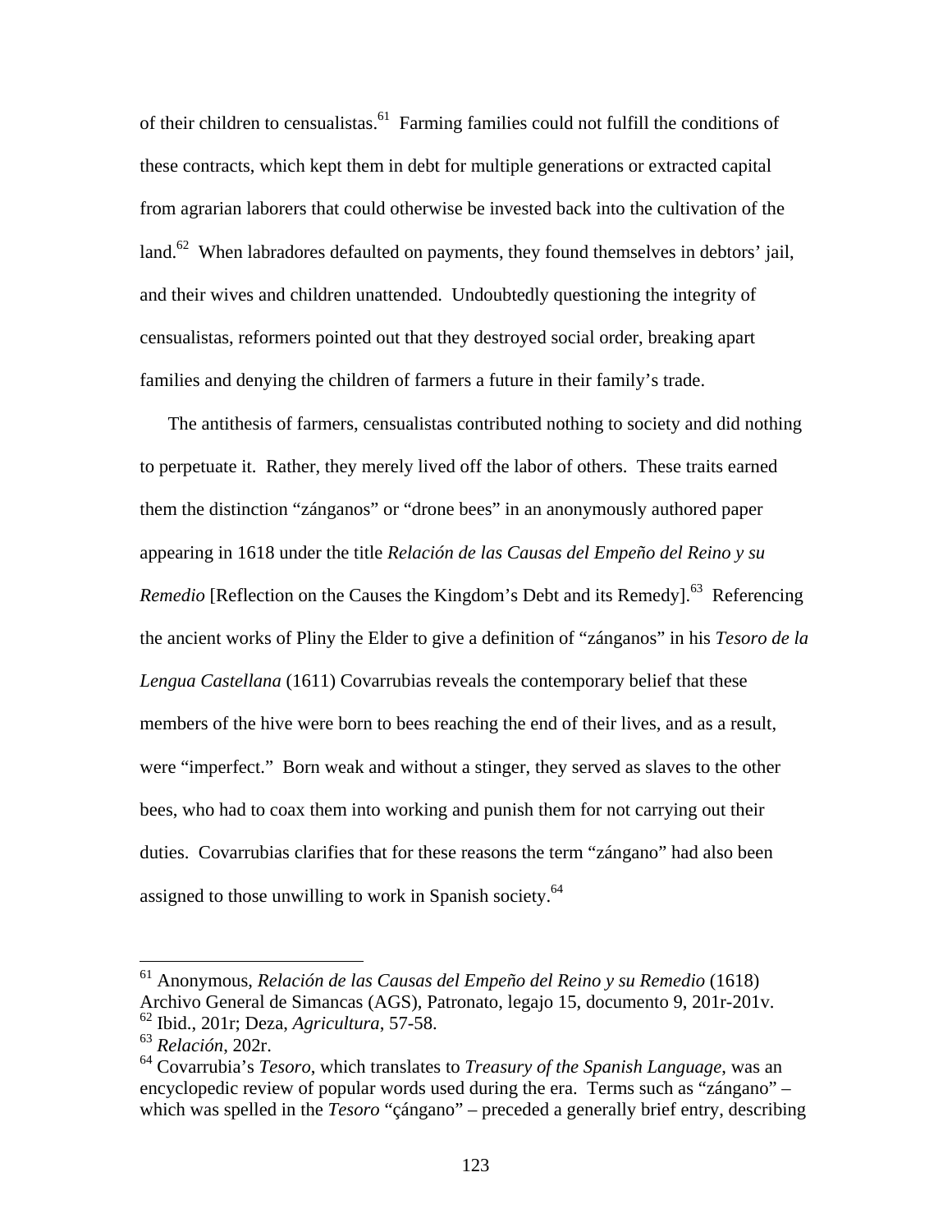of their children to censualistas.[61] Farming families could not fulfill the conditions of these contracts, which kept them in debt for multiple generations or extracted capital from agrarian laborers that could otherwise be invested back into the cultivation of the land.[62] When labradores defaulted on payments, they found themselves in debtors' jail, and their wives and children unattended. Undoubtedly questioning the integrity of censualistas, reformers pointed out that they destroyed social order, breaking apart families and denying the children of farmers a future in their family's trade.

The antithesis of farmers, censualistas contributed nothing to society and did nothing to perpetuate it. Rather, they merely lived off the labor of others. These traits earned them the distinction "zánganos" or "drone bees" in an anonymously authored paper appearing in 1618 under the title *Relación de las Causas del Empeño del Reino y su Remedio* [Reflection on the Causes the Kingdom's Debt and its Remedy].[63] Referencing the ancient works of Pliny the Elder to give a definition of "zánganos" in his *Tesoro de la Lengua Castellana* (1611) Covarrubias reveals the contemporary belief that these members of the hive were born to bees reaching the end of their lives, and as a result, were "imperfect." Born weak and without a stinger, they served as slaves to the other bees, who had to coax them into working and punish them for not carrying out their duties. Covarrubias clarifies that for these reasons the term "zángano" had also been assigned to those unwilling to work in Spanish society.[64]

---

[61] Anonymous, *Relación de las Causas del Empeño del Reino y su Remedio* (1618) Archivo General de Simancas (AGS), Patronato, legajo 15, documento 9, 201r-201v.

[62] Ibid., 201r; Deza, *Agricultura*, 57-58.

[63] *Relación*, 202r.

[64] Covarrubia's *Tesoro*, which translates to *Treasury of the Spanish Language*, was an encyclopedic review of popular words used during the era. Terms such as "zángano" – which was spelled in the *Tesoro* "çángano" – preceded a generally brief entry, describing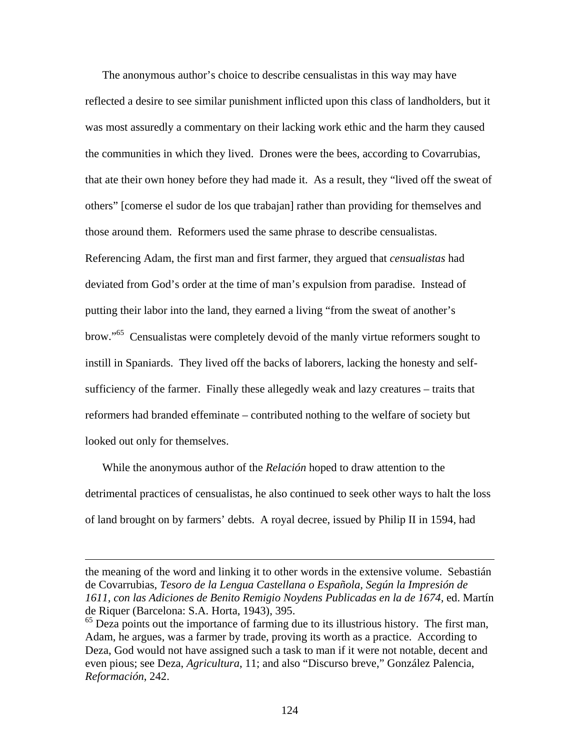The anonymous author's choice to describe censualistas in this way may have reflected a desire to see similar punishment inflicted upon this class of landholders, but it was most assuredly a commentary on their lacking work ethic and the harm they caused the communities in which they lived. Drones were the bees, according to Covarrubias, that ate their own honey before they had made it. As a result, they "lived off the sweat of others" [comerse el sudor de los que trabajan] rather than providing for themselves and those around them. Reformers used the same phrase to describe censualistas. Referencing Adam, the first man and first farmer, they argued that *censualistas* had deviated from God's order at the time of man's expulsion from paradise. Instead of putting their labor into the land, they earned a living "from the sweat of another's brow."[65] Censualistas were completely devoid of the manly virtue reformers sought to instill in Spaniards. They lived off the backs of laborers, lacking the honesty and self-sufficiency of the farmer. Finally these allegedly weak and lazy creatures – traits that reformers had branded effeminate – contributed nothing to the welfare of society but looked out only for themselves.

While the anonymous author of the *Relación* hoped to draw attention to the detrimental practices of censualistas, he also continued to seek other ways to halt the loss of land brought on by farmers' debts. A royal decree, issued by Philip II in 1594, had

---

the meaning of the word and linking it to other words in the extensive volume. Sebastián de Covarrubias, *Tesoro de la Lengua Castellana o Española, Según la Impresión de 1611, con las Adiciones de Benito Remigio Noydens Publicadas en la de 1674,* ed. Martín de Riquer (Barcelona: S.A. Horta, 1943), 395.

[65] Deza points out the importance of farming due to its illustrious history. The first man, Adam, he argues, was a farmer by trade, proving its worth as a practice. According to Deza, God would not have assigned such a task to man if it were not notable, decent and even pious; see Deza, *Agricultura*, 11; and also "Discurso breve," González Palencia, *Reformación*, 242.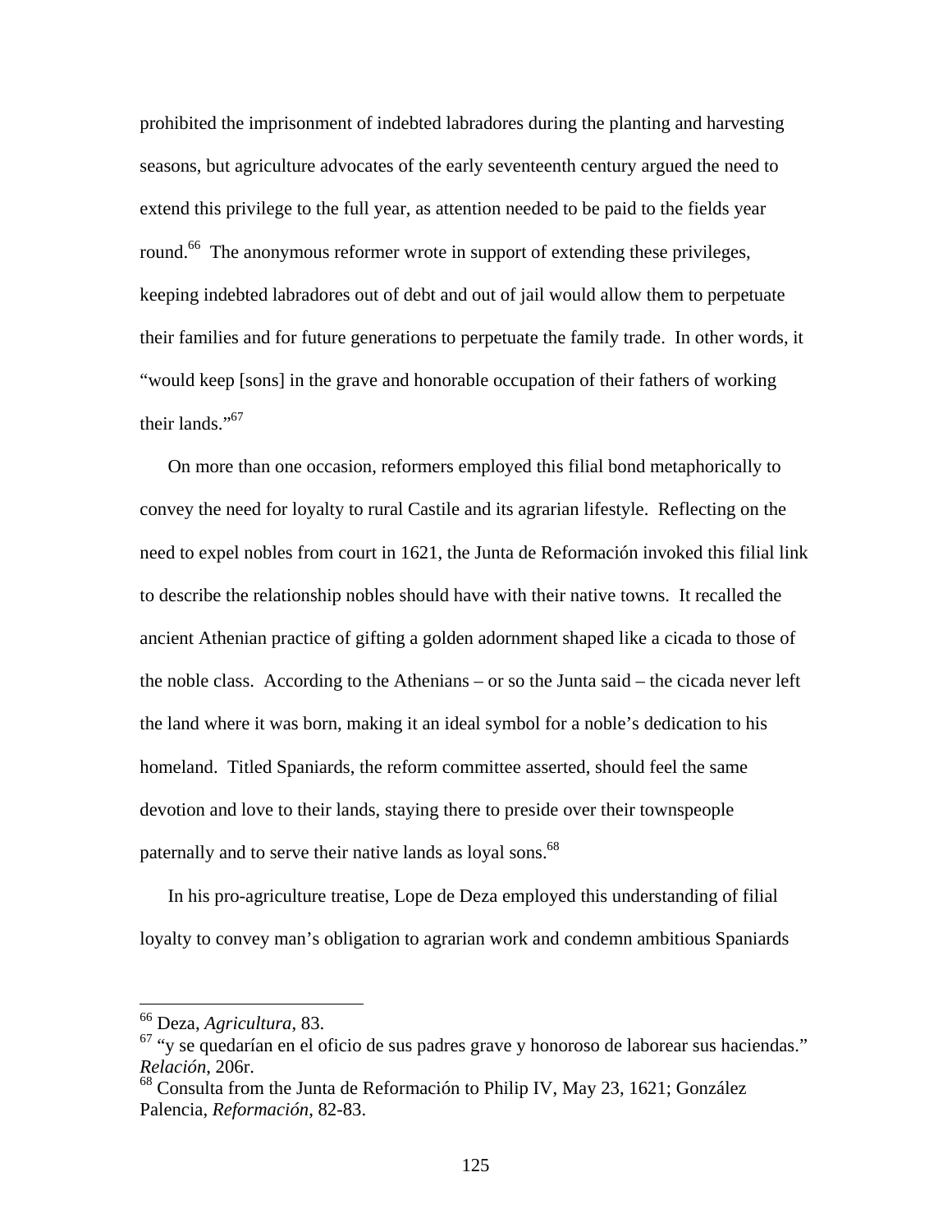prohibited the imprisonment of indebted labradores during the planting and harvesting seasons, but agriculture advocates of the early seventeenth century argued the need to extend this privilege to the full year, as attention needed to be paid to the fields year round.[66] The anonymous reformer wrote in support of extending these privileges, keeping indebted labradores out of debt and out of jail would allow them to perpetuate their families and for future generations to perpetuate the family trade. In other words, it "would keep [sons] in the grave and honorable occupation of their fathers of working their lands."[67]

On more than one occasion, reformers employed this filial bond metaphorically to convey the need for loyalty to rural Castile and its agrarian lifestyle. Reflecting on the need to expel nobles from court in 1621, the Junta de Reformación invoked this filial link to describe the relationship nobles should have with their native towns. It recalled the ancient Athenian practice of gifting a golden adornment shaped like a cicada to those of the noble class. According to the Athenians – or so the Junta said – the cicada never left the land where it was born, making it an ideal symbol for a noble's dedication to his homeland. Titled Spaniards, the reform committee asserted, should feel the same devotion and love to their lands, staying there to preside over their townspeople paternally and to serve their native lands as loyal sons.[68]

In his pro-agriculture treatise, Lope de Deza employed this understanding of filial loyalty to convey man's obligation to agrarian work and condemn ambitious Spaniards

---

[66] Deza, *Agricultura*, 83.

[67] "y se quedarían en el oficio de sus padres grave y honoroso de laborear sus haciendas." *Relación*, 206r.

[68] Consulta from the Junta de Reformación to Philip IV, May 23, 1621; González Palencia, *Reformación*, 82-83.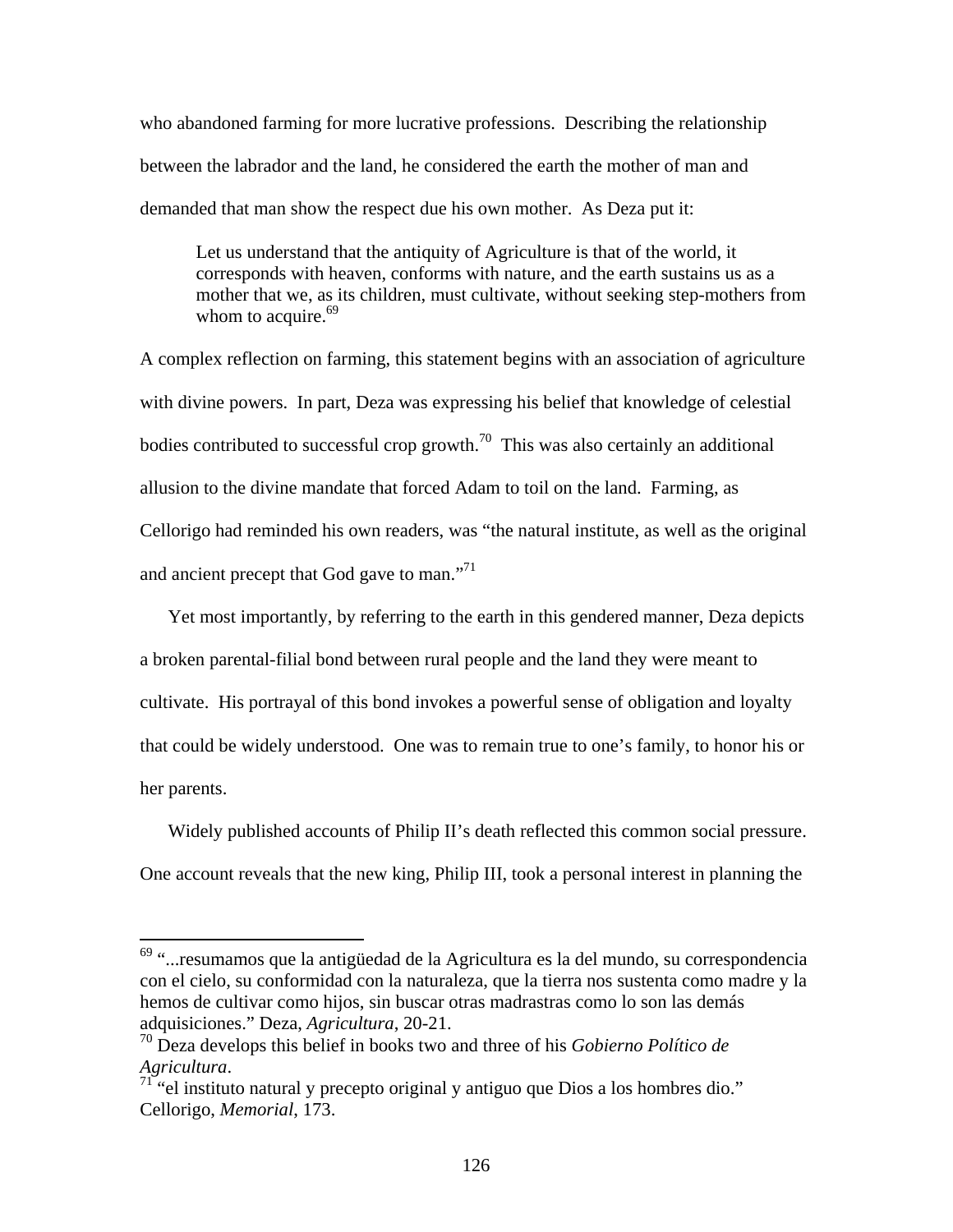who abandoned farming for more lucrative professions. Describing the relationship between the labrador and the land, he considered the earth the mother of man and demanded that man show the respect due his own mother. As Deza put it:

> Let us understand that the antiquity of Agriculture is that of the world, it corresponds with heaven, conforms with nature, and the earth sustains us as a mother that we, as its children, must cultivate, without seeking step-mothers from whom to acquire.[69]

A complex reflection on farming, this statement begins with an association of agriculture with divine powers. In part, Deza was expressing his belief that knowledge of celestial bodies contributed to successful crop growth.[70] This was also certainly an additional allusion to the divine mandate that forced Adam to toil on the land. Farming, as Cellorigo had reminded his own readers, was "the natural institute, as well as the original and ancient precept that God gave to man."[71]

Yet most importantly, by referring to the earth in this gendered manner, Deza depicts a broken parental-filial bond between rural people and the land they were meant to cultivate. His portrayal of this bond invokes a powerful sense of obligation and loyalty that could be widely understood. One was to remain true to one's family, to honor his or her parents.

Widely published accounts of Philip II's death reflected this common social pressure. One account reveals that the new king, Philip III, took a personal interest in planning the

---

[69] "...resumamos que la antigüedad de la Agricultura es la del mundo, su correspondencia con el cielo, su conformidad con la naturaleza, que la tierra nos sustenta como madre y la hemos de cultivar como hijos, sin buscar otras madrastras como lo son las demás adquisiciones." Deza, *Agricultura*, 20-21.

[70] Deza develops this belief in books two and three of his *Gobierno Político de Agricultura*.

[71] "el instituto natural y precepto original y antiguo que Dios a los hombres dio." Cellorigo, *Memorial*, 173.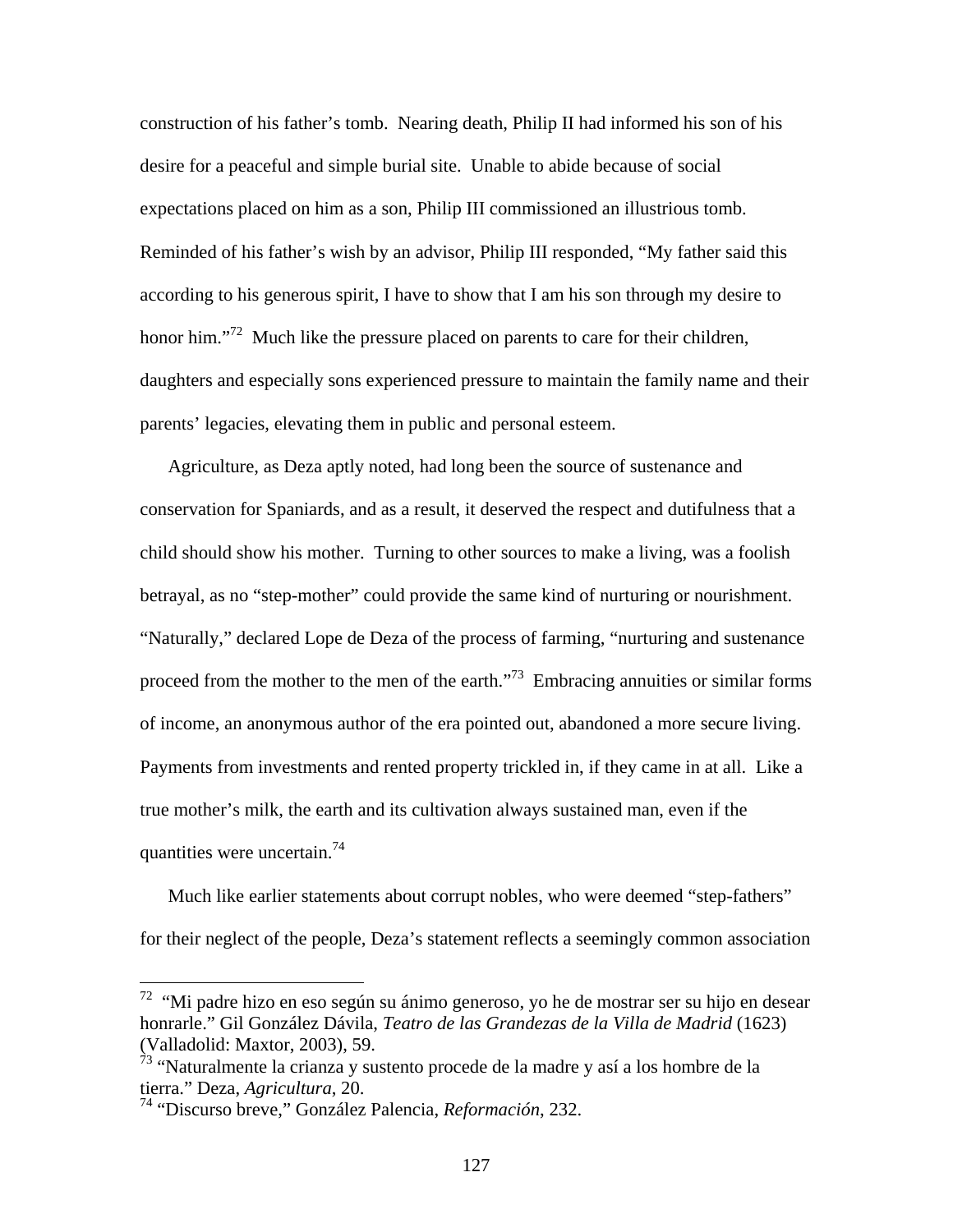construction of his father's tomb. Nearing death, Philip II had informed his son of his desire for a peaceful and simple burial site. Unable to abide because of social expectations placed on him as a son, Philip III commissioned an illustrious tomb. Reminded of his father's wish by an advisor, Philip III responded, "My father said this according to his generous spirit, I have to show that I am his son through my desire to honor him."[72] Much like the pressure placed on parents to care for their children, daughters and especially sons experienced pressure to maintain the family name and their parents' legacies, elevating them in public and personal esteem.

Agriculture, as Deza aptly noted, had long been the source of sustenance and conservation for Spaniards, and as a result, it deserved the respect and dutifulness that a child should show his mother. Turning to other sources to make a living, was a foolish betrayal, as no "step-mother" could provide the same kind of nurturing or nourishment. "Naturally," declared Lope de Deza of the process of farming, "nurturing and sustenance proceed from the mother to the men of the earth."[73] Embracing annuities or similar forms of income, an anonymous author of the era pointed out, abandoned a more secure living. Payments from investments and rented property trickled in, if they came in at all. Like a true mother's milk, the earth and its cultivation always sustained man, even if the quantities were uncertain.[74]

Much like earlier statements about corrupt nobles, who were deemed "step-fathers" for their neglect of the people, Deza's statement reflects a seemingly common association

---

[72] "Mi padre hizo en eso según su ánimo generoso, yo he de mostrar ser su hijo en desear honrarle." Gil González Dávila, *Teatro de las Grandezas de la Villa de Madrid* (1623) (Valladolid: Maxtor, 2003), 59.

[73] "Naturalmente la crianza y sustento procede de la madre y así a los hombre de la tierra." Deza, *Agricultura*, 20.

[74] "Discurso breve," González Palencia, *Reformación*, 232.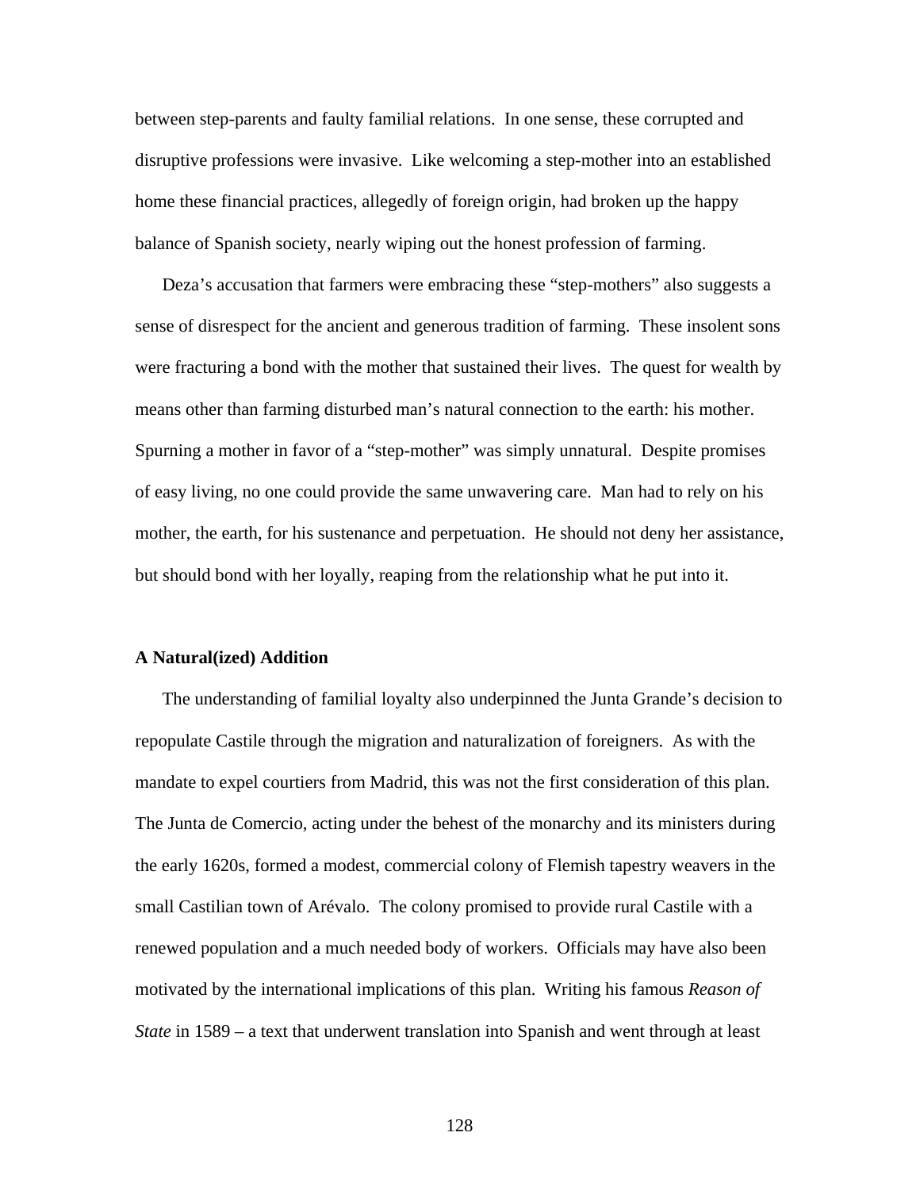between step-parents and faulty familial relations. In one sense, these corrupted and disruptive professions were invasive. Like welcoming a step-mother into an established home these financial practices, allegedly of foreign origin, had broken up the happy balance of Spanish society, nearly wiping out the honest profession of farming.

Deza's accusation that farmers were embracing these "step-mothers" also suggests a sense of disrespect for the ancient and generous tradition of farming. These insolent sons were fracturing a bond with the mother that sustained their lives. The quest for wealth by means other than farming disturbed man's natural connection to the earth: his mother. Spurning a mother in favor of a "step-mother" was simply unnatural. Despite promises of easy living, no one could provide the same unwavering care. Man had to rely on his mother, the earth, for his sustenance and perpetuation. He should not deny her assistance, but should bond with her loyally, reaping from the relationship what he put into it.

**A Natural(ized) Addition**

The understanding of familial loyalty also underpinned the Junta Grande's decision to repopulate Castile through the migration and naturalization of foreigners. As with the mandate to expel courtiers from Madrid, this was not the first consideration of this plan. The Junta de Comercio, acting under the behest of the monarchy and its ministers during the early 1620s, formed a modest, commercial colony of Flemish tapestry weavers in the small Castilian town of Arévalo. The colony promised to provide rural Castile with a renewed population and a much needed body of workers. Officials may have also been motivated by the international implications of this plan. Writing his famous *Reason of State* in 1589 – a text that underwent translation into Spanish and went through at least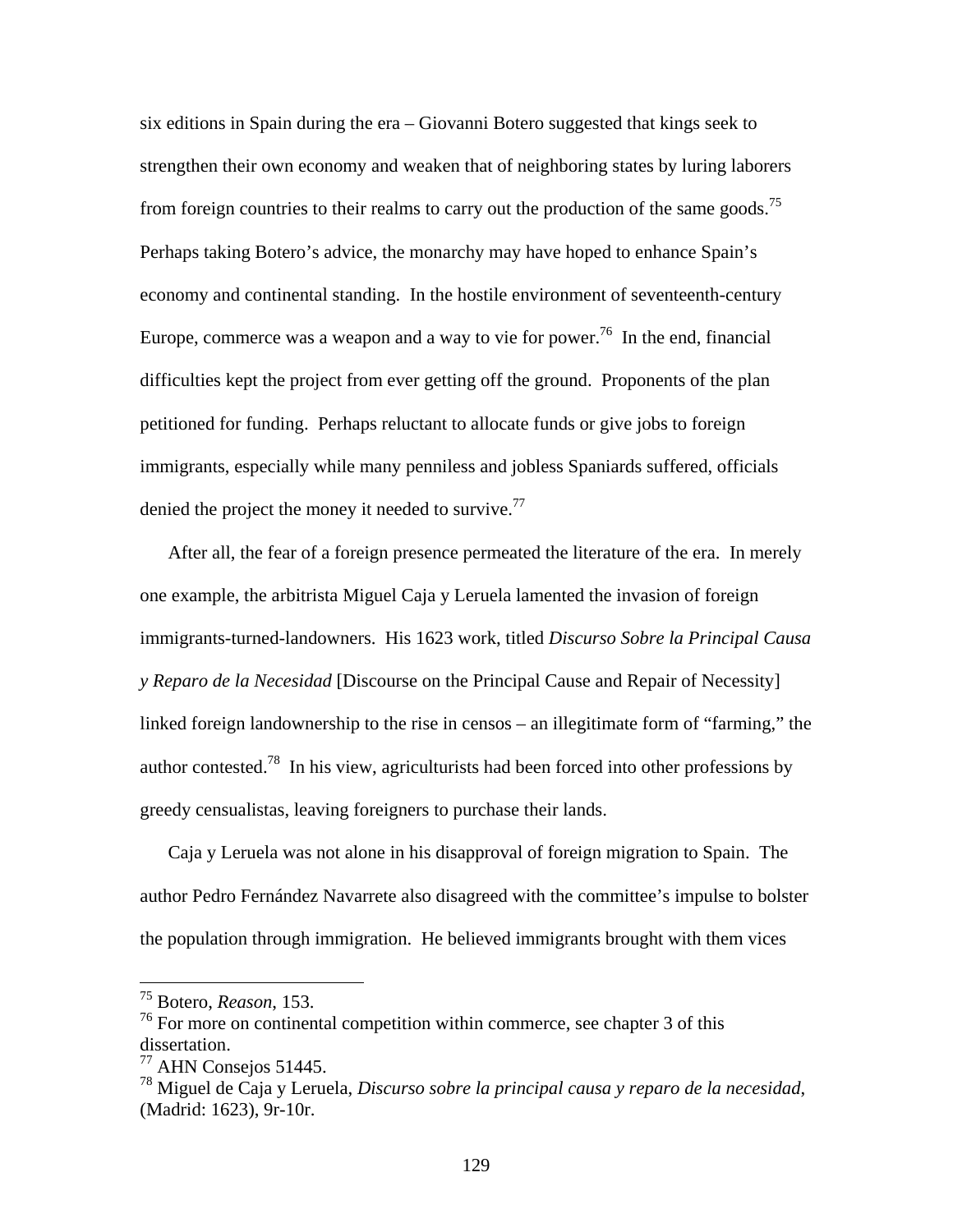six editions in Spain during the era – Giovanni Botero suggested that kings seek to strengthen their own economy and weaken that of neighboring states by luring laborers from foreign countries to their realms to carry out the production of the same goods.[75] Perhaps taking Botero's advice, the monarchy may have hoped to enhance Spain's economy and continental standing. In the hostile environment of seventeenth-century Europe, commerce was a weapon and a way to vie for power.[76] In the end, financial difficulties kept the project from ever getting off the ground. Proponents of the plan petitioned for funding. Perhaps reluctant to allocate funds or give jobs to foreign immigrants, especially while many penniless and jobless Spaniards suffered, officials denied the project the money it needed to survive.[77]

After all, the fear of a foreign presence permeated the literature of the era. In merely one example, the arbitrista Miguel Caja y Leruela lamented the invasion of foreign immigrants-turned-landowners. His 1623 work, titled *Discurso Sobre la Principal Causa y Reparo de la Necesidad* [Discourse on the Principal Cause and Repair of Necessity] linked foreign landownership to the rise in censos – an illegitimate form of "farming," the author contested.[78] In his view, agriculturists had been forced into other professions by greedy censualistas, leaving foreigners to purchase their lands.

Caja y Leruela was not alone in his disapproval of foreign migration to Spain. The author Pedro Fernández Navarrete also disagreed with the committee's impulse to bolster the population through immigration. He believed immigrants brought with them vices

---

[75] Botero, *Reason*, 153.

[76] For more on continental competition within commerce, see chapter 3 of this dissertation.

[77] AHN Consejos 51445.

[78] Miguel de Caja y Leruela, *Discurso sobre la principal causa y reparo de la necesidad*, (Madrid: 1623), 9r-10r.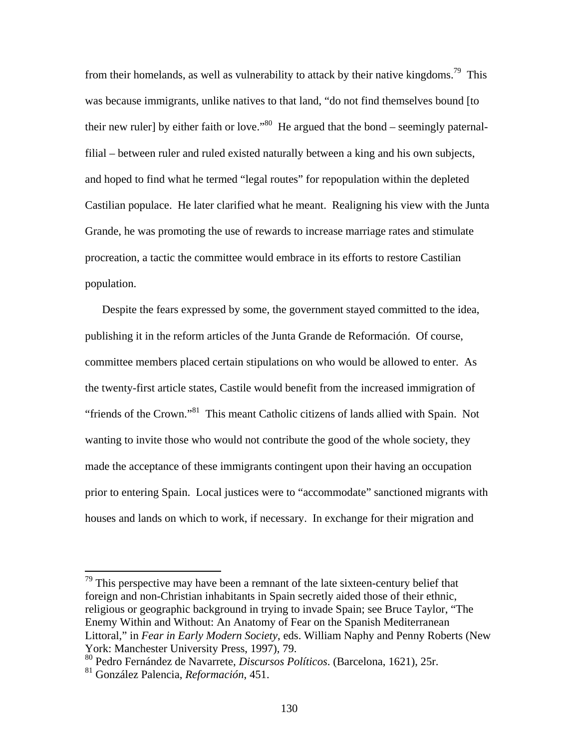from their homelands, as well as vulnerability to attack by their native kingdoms.[79] This was because immigrants, unlike natives to that land, "do not find themselves bound [to their new ruler] by either faith or love."[80] He argued that the bond – seemingly paternal-filial – between ruler and ruled existed naturally between a king and his own subjects, and hoped to find what he termed "legal routes" for repopulation within the depleted Castilian populace. He later clarified what he meant. Realigning his view with the Junta Grande, he was promoting the use of rewards to increase marriage rates and stimulate procreation, a tactic the committee would embrace in its efforts to restore Castilian population.

Despite the fears expressed by some, the government stayed committed to the idea, publishing it in the reform articles of the Junta Grande de Reformación. Of course, committee members placed certain stipulations on who would be allowed to enter. As the twenty-first article states, Castile would benefit from the increased immigration of "friends of the Crown."[81] This meant Catholic citizens of lands allied with Spain. Not wanting to invite those who would not contribute the good of the whole society, they made the acceptance of these immigrants contingent upon their having an occupation prior to entering Spain. Local justices were to "accommodate" sanctioned migrants with houses and lands on which to work, if necessary. In exchange for their migration and

---

[79] This perspective may have been a remnant of the late sixteen-century belief that foreign and non-Christian inhabitants in Spain secretly aided those of their ethnic, religious or geographic background in trying to invade Spain; see Bruce Taylor, "The Enemy Within and Without: An Anatomy of Fear on the Spanish Mediterranean Littoral," in *Fear in Early Modern Society*, eds. William Naphy and Penny Roberts (New York: Manchester University Press, 1997), 79.

[80] Pedro Fernández de Navarrete, *Discursos Políticos*. (Barcelona, 1621), 25r.

[81] González Palencia, *Reformación*, 451.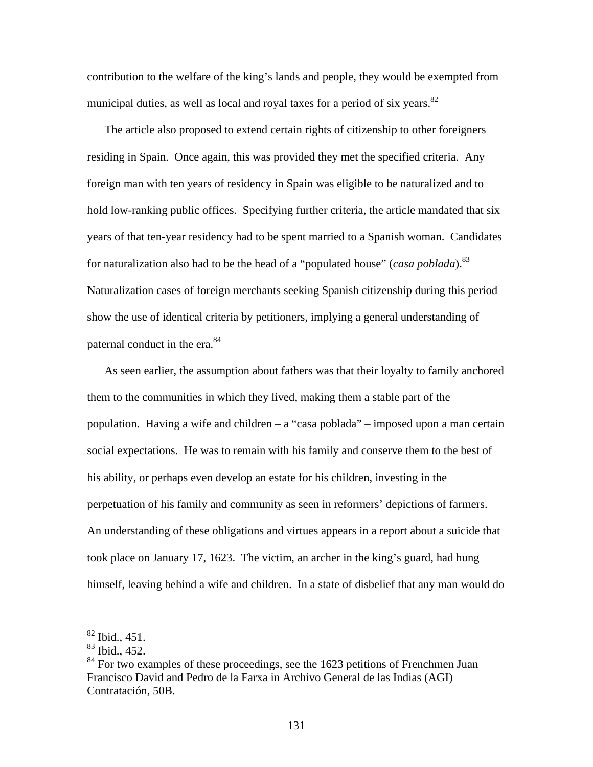contribution to the welfare of the king's lands and people, they would be exempted from municipal duties, as well as local and royal taxes for a period of six years.[82]

The article also proposed to extend certain rights of citizenship to other foreigners residing in Spain. Once again, this was provided they met the specified criteria. Any foreign man with ten years of residency in Spain was eligible to be naturalized and to hold low-ranking public offices. Specifying further criteria, the article mandated that six years of that ten-year residency had to be spent married to a Spanish woman. Candidates for naturalization also had to be the head of a "populated house" (*casa poblada*).[83] Naturalization cases of foreign merchants seeking Spanish citizenship during this period show the use of identical criteria by petitioners, implying a general understanding of paternal conduct in the era.[84]

As seen earlier, the assumption about fathers was that their loyalty to family anchored them to the communities in which they lived, making them a stable part of the population. Having a wife and children – a "casa poblada" – imposed upon a man certain social expectations. He was to remain with his family and conserve them to the best of his ability, or perhaps even develop an estate for his children, investing in the perpetuation of his family and community as seen in reformers' depictions of farmers. An understanding of these obligations and virtues appears in a report about a suicide that took place on January 17, 1623. The victim, an archer in the king's guard, had hung himself, leaving behind a wife and children. In a state of disbelief that any man would do

[82] Ibid., 451.
[83] Ibid., 452.
[84] For two examples of these proceedings, see the 1623 petitions of Frenchmen Juan Francisco David and Pedro de la Farxa in Archivo General de las Indias (AGI) Contratación, 50B.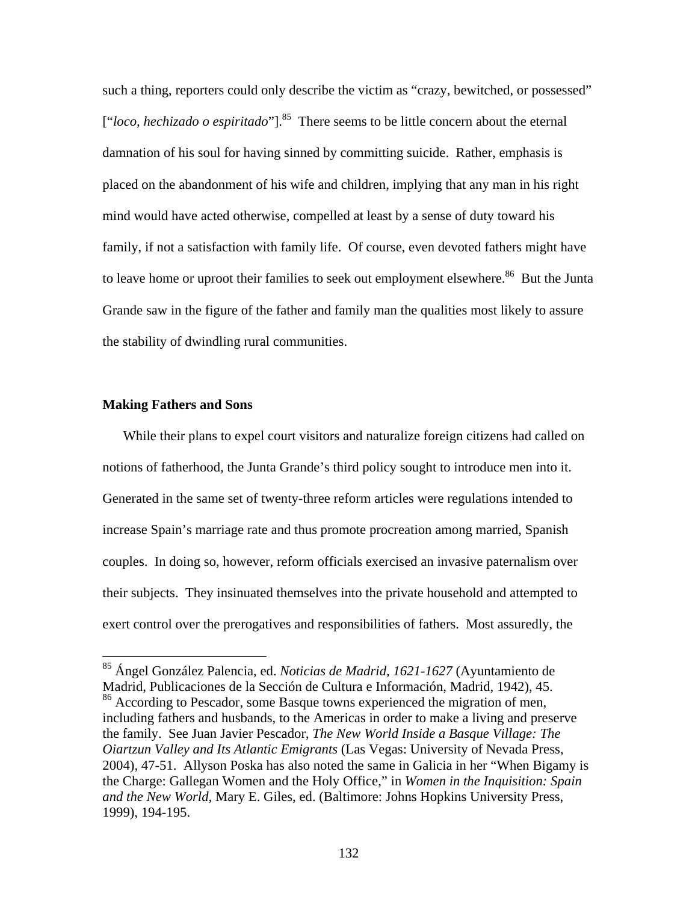such a thing, reporters could only describe the victim as "crazy, bewitched, or possessed" ["*loco, hechizado o espiritado*"].[85] There seems to be little concern about the eternal damnation of his soul for having sinned by committing suicide. Rather, emphasis is placed on the abandonment of his wife and children, implying that any man in his right mind would have acted otherwise, compelled at least by a sense of duty toward his family, if not a satisfaction with family life. Of course, even devoted fathers might have to leave home or uproot their families to seek out employment elsewhere.[86] But the Junta Grande saw in the figure of the father and family man the qualities most likely to assure the stability of dwindling rural communities.

**Making Fathers and Sons**

While their plans to expel court visitors and naturalize foreign citizens had called on notions of fatherhood, the Junta Grande's third policy sought to introduce men into it. Generated in the same set of twenty-three reform articles were regulations intended to increase Spain's marriage rate and thus promote procreation among married, Spanish couples. In doing so, however, reform officials exercised an invasive paternalism over their subjects. They insinuated themselves into the private household and attempted to exert control over the prerogatives and responsibilities of fathers. Most assuredly, the

---

[85] Ángel González Palencia, ed. *Noticias de Madrid, 1621-1627* (Ayuntamiento de Madrid, Publicaciones de la Sección de Cultura e Información, Madrid, 1942), 45.

[86] According to Pescador, some Basque towns experienced the migration of men, including fathers and husbands, to the Americas in order to make a living and preserve the family. See Juan Javier Pescador, *The New World Inside a Basque Village: The Oiartzun Valley and Its Atlantic Emigrants* (Las Vegas: University of Nevada Press, 2004), 47-51. Allyson Poska has also noted the same in Galicia in her "When Bigamy is the Charge: Gallegan Women and the Holy Office," in *Women in the Inquisition: Spain and the New World*, Mary E. Giles, ed. (Baltimore: Johns Hopkins University Press, 1999), 194-195.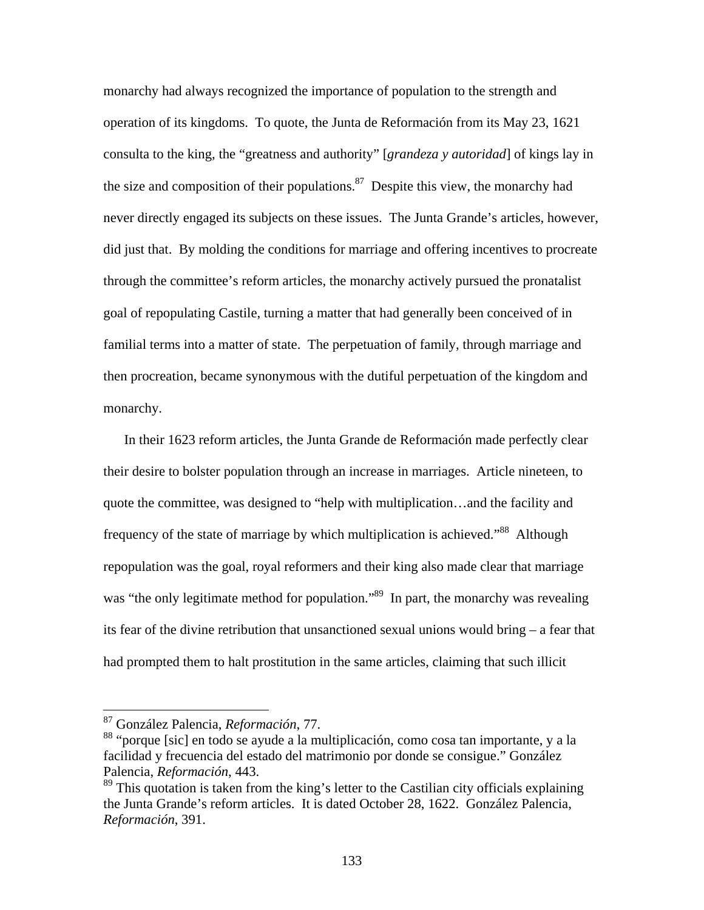monarchy had always recognized the importance of population to the strength and operation of its kingdoms. To quote, the Junta de Reformación from its May 23, 1621 consulta to the king, the "greatness and authority" [*grandeza y autoridad*] of kings lay in the size and composition of their populations.[87] Despite this view, the monarchy had never directly engaged its subjects on these issues. The Junta Grande's articles, however, did just that. By molding the conditions for marriage and offering incentives to procreate through the committee's reform articles, the monarchy actively pursued the pronatalist goal of repopulating Castile, turning a matter that had generally been conceived of in familial terms into a matter of state. The perpetuation of family, through marriage and then procreation, became synonymous with the dutiful perpetuation of the kingdom and monarchy.

In their 1623 reform articles, the Junta Grande de Reformación made perfectly clear their desire to bolster population through an increase in marriages. Article nineteen, to quote the committee, was designed to "help with multiplication…and the facility and frequency of the state of marriage by which multiplication is achieved."[88] Although repopulation was the goal, royal reformers and their king also made clear that marriage was "the only legitimate method for population."[89] In part, the monarchy was revealing its fear of the divine retribution that unsanctioned sexual unions would bring – a fear that had prompted them to halt prostitution in the same articles, claiming that such illicit

---

[87] González Palencia, *Reformación*, 77.

[88] "porque [sic] en todo se ayude a la multiplicación, como cosa tan importante, y a la facilidad y frecuencia del estado del matrimonio por donde se consigue." González Palencia, *Reformación*, 443.

[89] This quotation is taken from the king's letter to the Castilian city officials explaining the Junta Grande's reform articles. It is dated October 28, 1622. González Palencia, *Reformación*, 391.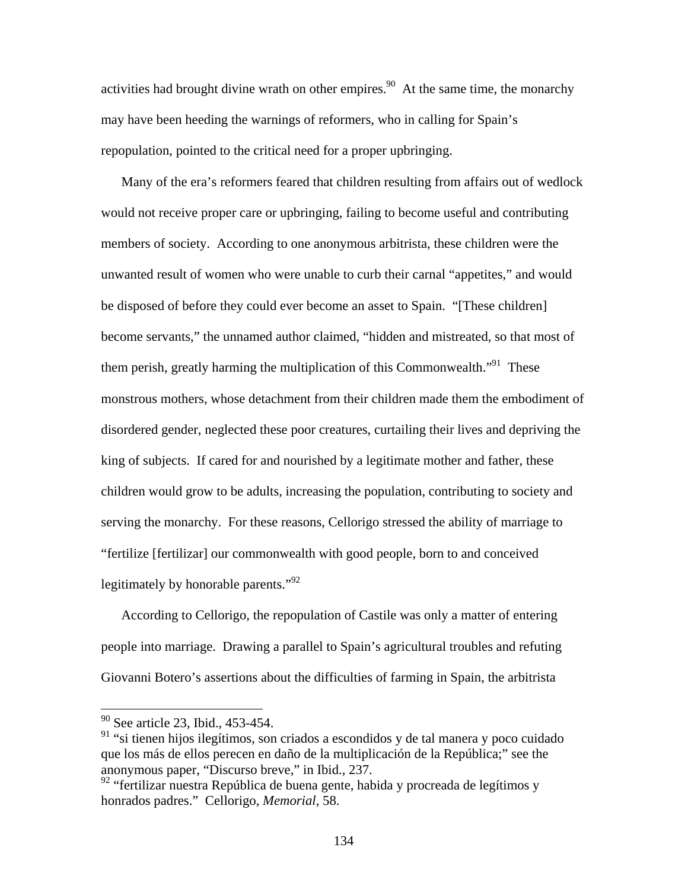activities had brought divine wrath on other empires.[90] At the same time, the monarchy may have been heeding the warnings of reformers, who in calling for Spain's repopulation, pointed to the critical need for a proper upbringing.

Many of the era's reformers feared that children resulting from affairs out of wedlock would not receive proper care or upbringing, failing to become useful and contributing members of society. According to one anonymous arbitrista, these children were the unwanted result of women who were unable to curb their carnal "appetites," and would be disposed of before they could ever become an asset to Spain. "[These children] become servants," the unnamed author claimed, "hidden and mistreated, so that most of them perish, greatly harming the multiplication of this Commonwealth."[91] These monstrous mothers, whose detachment from their children made them the embodiment of disordered gender, neglected these poor creatures, curtailing their lives and depriving the king of subjects. If cared for and nourished by a legitimate mother and father, these children would grow to be adults, increasing the population, contributing to society and serving the monarchy. For these reasons, Cellorigo stressed the ability of marriage to "fertilize [fertilizar] our commonwealth with good people, born to and conceived legitimately by honorable parents."[92]

According to Cellorigo, the repopulation of Castile was only a matter of entering people into marriage. Drawing a parallel to Spain's agricultural troubles and refuting Giovanni Botero's assertions about the difficulties of farming in Spain, the arbitrista

---

[90] See article 23, Ibid., 453-454.

[91] "si tienen hijos ilegítimos, son criados a escondidos y de tal manera y poco cuidado que los más de ellos perecen en daño de la multiplicación de la República;" see the anonymous paper, "Discurso breve," in Ibid., 237.

[92] "fertilizar nuestra República de buena gente, habida y procreada de legítimos y honrados padres." Cellorigo, *Memorial*, 58.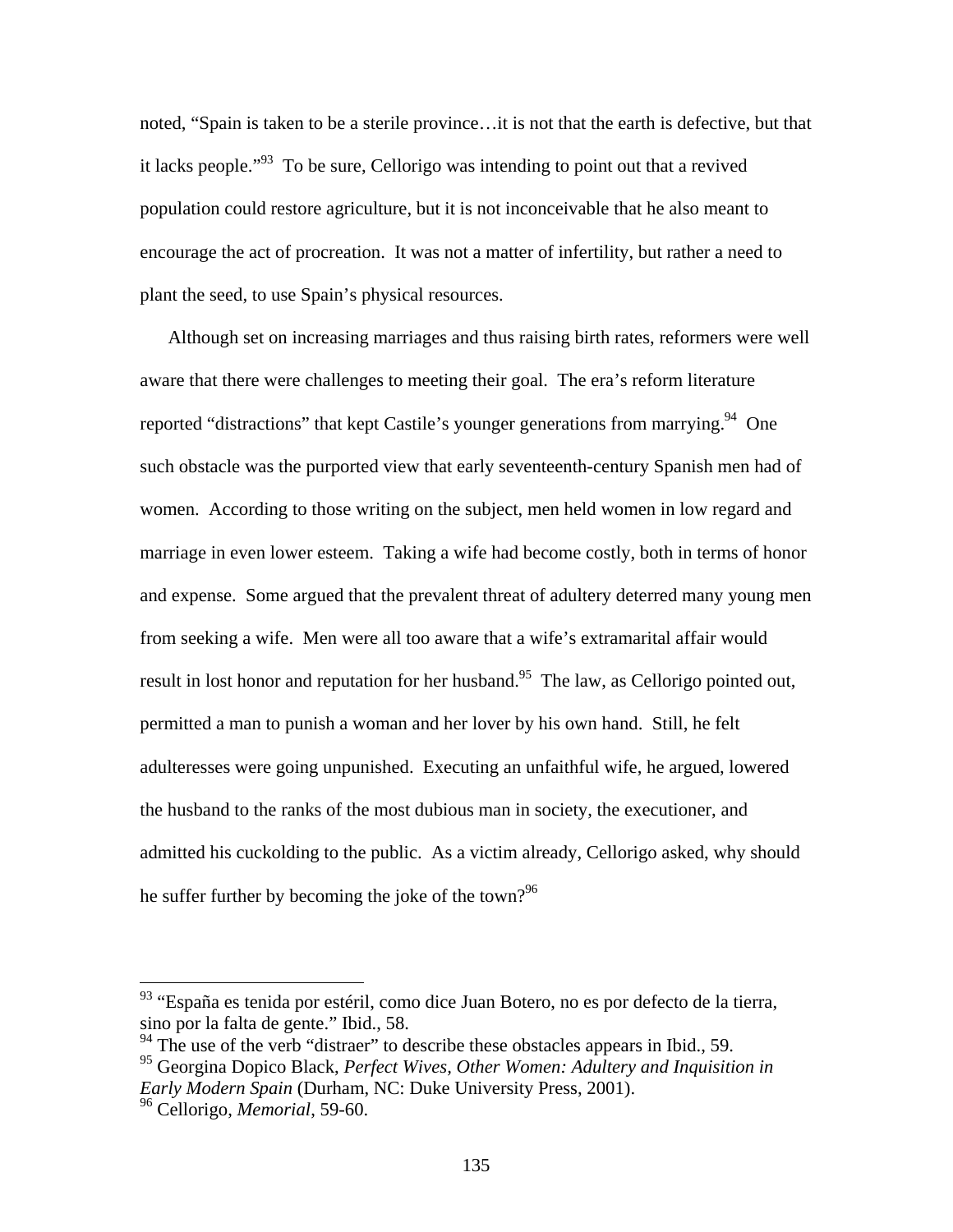noted, "Spain is taken to be a sterile province…it is not that the earth is defective, but that it lacks people."[93] To be sure, Cellorigo was intending to point out that a revived population could restore agriculture, but it is not inconceivable that he also meant to encourage the act of procreation. It was not a matter of infertility, but rather a need to plant the seed, to use Spain's physical resources.

Although set on increasing marriages and thus raising birth rates, reformers were well aware that there were challenges to meeting their goal. The era's reform literature reported "distractions" that kept Castile's younger generations from marrying.[94] One such obstacle was the purported view that early seventeenth-century Spanish men had of women. According to those writing on the subject, men held women in low regard and marriage in even lower esteem. Taking a wife had become costly, both in terms of honor and expense. Some argued that the prevalent threat of adultery deterred many young men from seeking a wife. Men were all too aware that a wife's extramarital affair would result in lost honor and reputation for her husband.[95] The law, as Cellorigo pointed out, permitted a man to punish a woman and her lover by his own hand. Still, he felt adulteresses were going unpunished. Executing an unfaithful wife, he argued, lowered the husband to the ranks of the most dubious man in society, the executioner, and admitted his cuckolding to the public. As a victim already, Cellorigo asked, why should he suffer further by becoming the joke of the town?[96]

---

[93] "España es tenida por estéril, como dice Juan Botero, no es por defecto de la tierra, sino por la falta de gente." Ibid., 58.

[94] The use of the verb "distraer" to describe these obstacles appears in Ibid., 59.

[95] Georgina Dopico Black, *Perfect Wives, Other Women: Adultery and Inquisition in Early Modern Spain* (Durham, NC: Duke University Press, 2001).

[96] Cellorigo, *Memorial*, 59-60.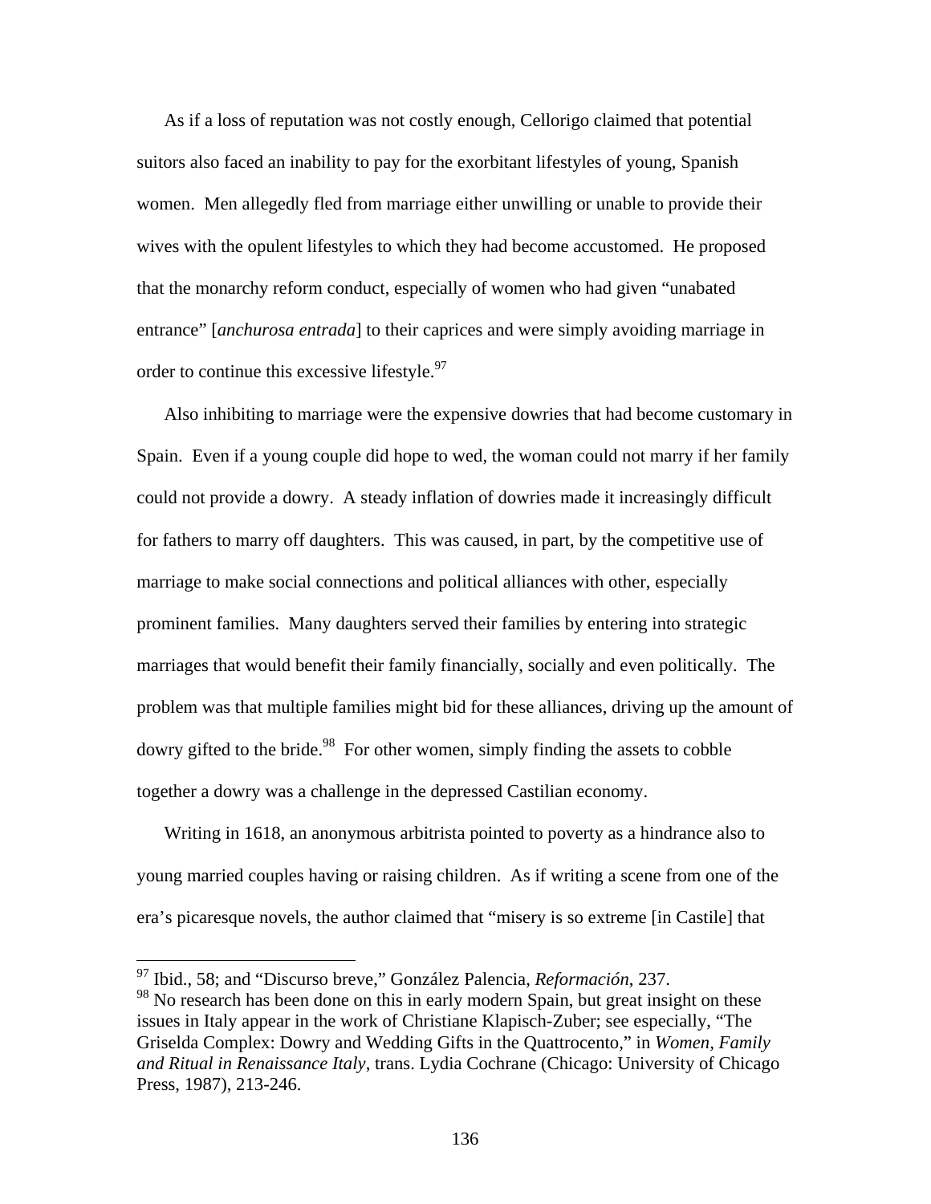As if a loss of reputation was not costly enough, Cellorigo claimed that potential suitors also faced an inability to pay for the exorbitant lifestyles of young, Spanish women. Men allegedly fled from marriage either unwilling or unable to provide their wives with the opulent lifestyles to which they had become accustomed. He proposed that the monarchy reform conduct, especially of women who had given "unabated entrance" [*anchurosa entrada*] to their caprices and were simply avoiding marriage in order to continue this excessive lifestyle.[97]

Also inhibiting to marriage were the expensive dowries that had become customary in Spain. Even if a young couple did hope to wed, the woman could not marry if her family could not provide a dowry. A steady inflation of dowries made it increasingly difficult for fathers to marry off daughters. This was caused, in part, by the competitive use of marriage to make social connections and political alliances with other, especially prominent families. Many daughters served their families by entering into strategic marriages that would benefit their family financially, socially and even politically. The problem was that multiple families might bid for these alliances, driving up the amount of dowry gifted to the bride.[98] For other women, simply finding the assets to cobble together a dowry was a challenge in the depressed Castilian economy.

Writing in 1618, an anonymous arbitrista pointed to poverty as a hindrance also to young married couples having or raising children. As if writing a scene from one of the era's picaresque novels, the author claimed that "misery is so extreme [in Castile] that

[97] Ibid., 58; and "Discurso breve," González Palencia, *Reformación*, 237.

[98] No research has been done on this in early modern Spain, but great insight on these issues in Italy appear in the work of Christiane Klapisch-Zuber; see especially, "The Griselda Complex: Dowry and Wedding Gifts in the Quattrocento," in *Women, Family and Ritual in Renaissance Italy*, trans. Lydia Cochrane (Chicago: University of Chicago Press, 1987), 213-246.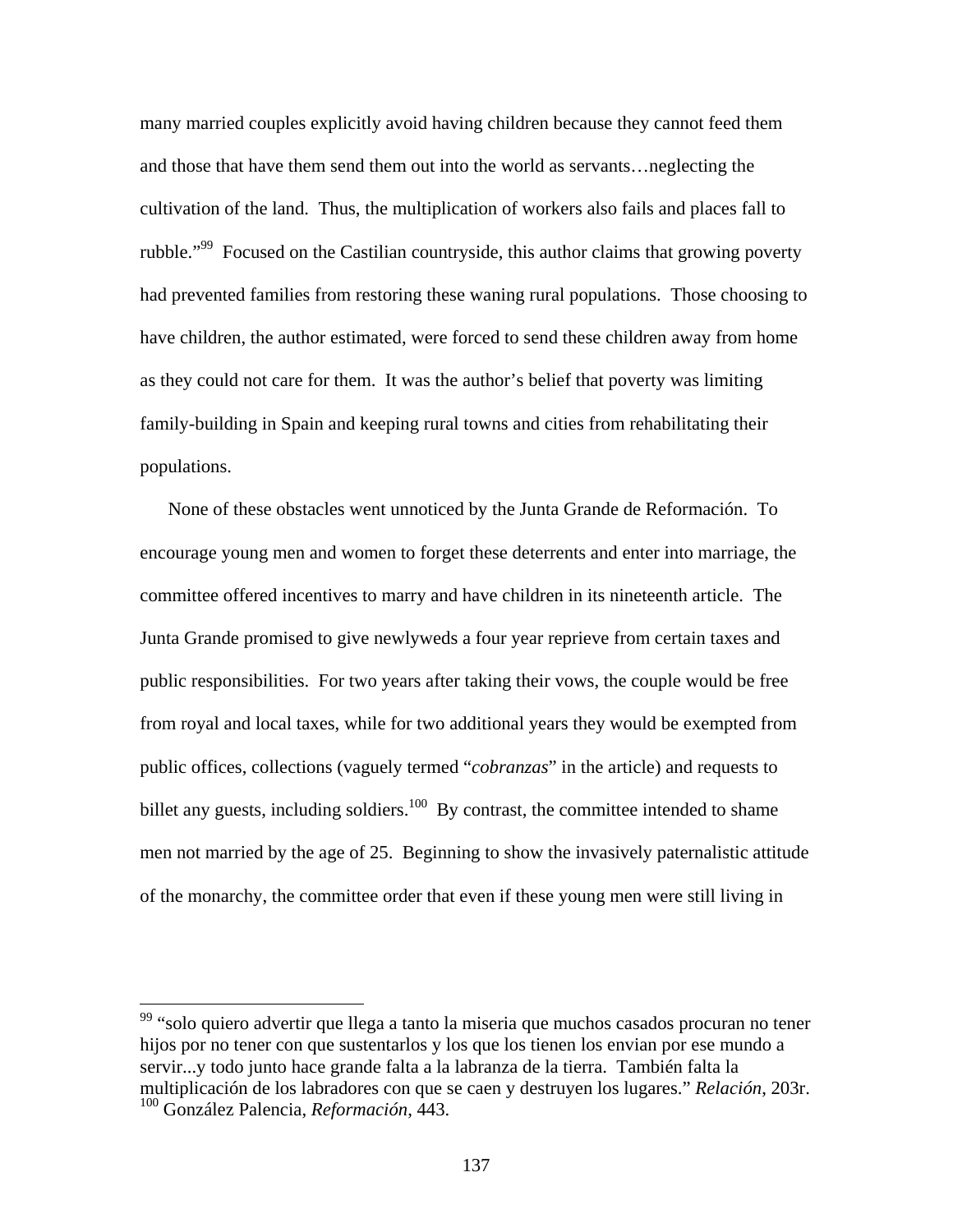many married couples explicitly avoid having children because they cannot feed them and those that have them send them out into the world as servants…neglecting the cultivation of the land. Thus, the multiplication of workers also fails and places fall to rubble."[99] Focused on the Castilian countryside, this author claims that growing poverty had prevented families from restoring these waning rural populations. Those choosing to have children, the author estimated, were forced to send these children away from home as they could not care for them. It was the author's belief that poverty was limiting family-building in Spain and keeping rural towns and cities from rehabilitating their populations.

None of these obstacles went unnoticed by the Junta Grande de Reformación. To encourage young men and women to forget these deterrents and enter into marriage, the committee offered incentives to marry and have children in its nineteenth article. The Junta Grande promised to give newlyweds a four year reprieve from certain taxes and public responsibilities. For two years after taking their vows, the couple would be free from royal and local taxes, while for two additional years they would be exempted from public offices, collections (vaguely termed "*cobranzas*" in the article) and requests to billet any guests, including soldiers.[100] By contrast, the committee intended to shame men not married by the age of 25. Beginning to show the invasively paternalistic attitude of the monarchy, the committee order that even if these young men were still living in

---

[99] "solo quiero advertir que llega a tanto la miseria que muchos casados procuran no tener hijos por no tener con que sustentarlos y los que los tienen los envian por ese mundo a servir...y todo junto hace grande falta a la labranza de la tierra. También falta la multiplicación de los labradores con que se caen y destruyen los lugares." *Relación*, 203r.

[100] González Palencia, *Reformación*, 443.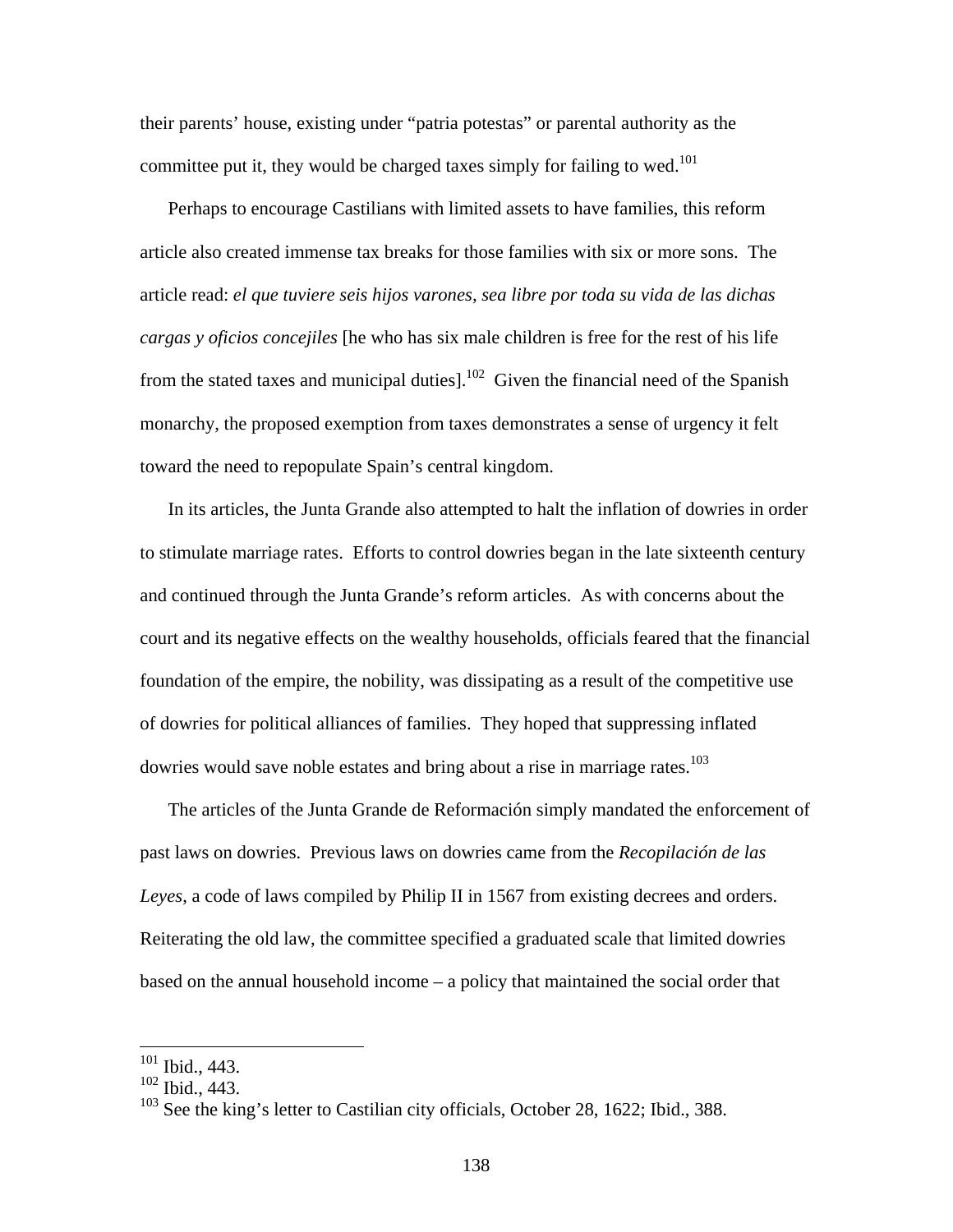their parents' house, existing under "patria potestas" or parental authority as the committee put it, they would be charged taxes simply for failing to wed.[101]

Perhaps to encourage Castilians with limited assets to have families, this reform article also created immense tax breaks for those families with six or more sons. The article read: *el que tuviere seis hijos varones, sea libre por toda su vida de las dichas cargas y oficios concejiles* [he who has six male children is free for the rest of his life from the stated taxes and municipal duties].[102] Given the financial need of the Spanish monarchy, the proposed exemption from taxes demonstrates a sense of urgency it felt toward the need to repopulate Spain's central kingdom.

In its articles, the Junta Grande also attempted to halt the inflation of dowries in order to stimulate marriage rates. Efforts to control dowries began in the late sixteenth century and continued through the Junta Grande's reform articles. As with concerns about the court and its negative effects on the wealthy households, officials feared that the financial foundation of the empire, the nobility, was dissipating as a result of the competitive use of dowries for political alliances of families. They hoped that suppressing inflated dowries would save noble estates and bring about a rise in marriage rates.[103]

The articles of the Junta Grande de Reformación simply mandated the enforcement of past laws on dowries. Previous laws on dowries came from the *Recopilación de las Leyes*, a code of laws compiled by Philip II in 1567 from existing decrees and orders. Reiterating the old law, the committee specified a graduated scale that limited dowries based on the annual household income – a policy that maintained the social order that

---

[101] Ibid., 443.
[102] Ibid., 443.
[103] See the king's letter to Castilian city officials, October 28, 1622; Ibid., 388.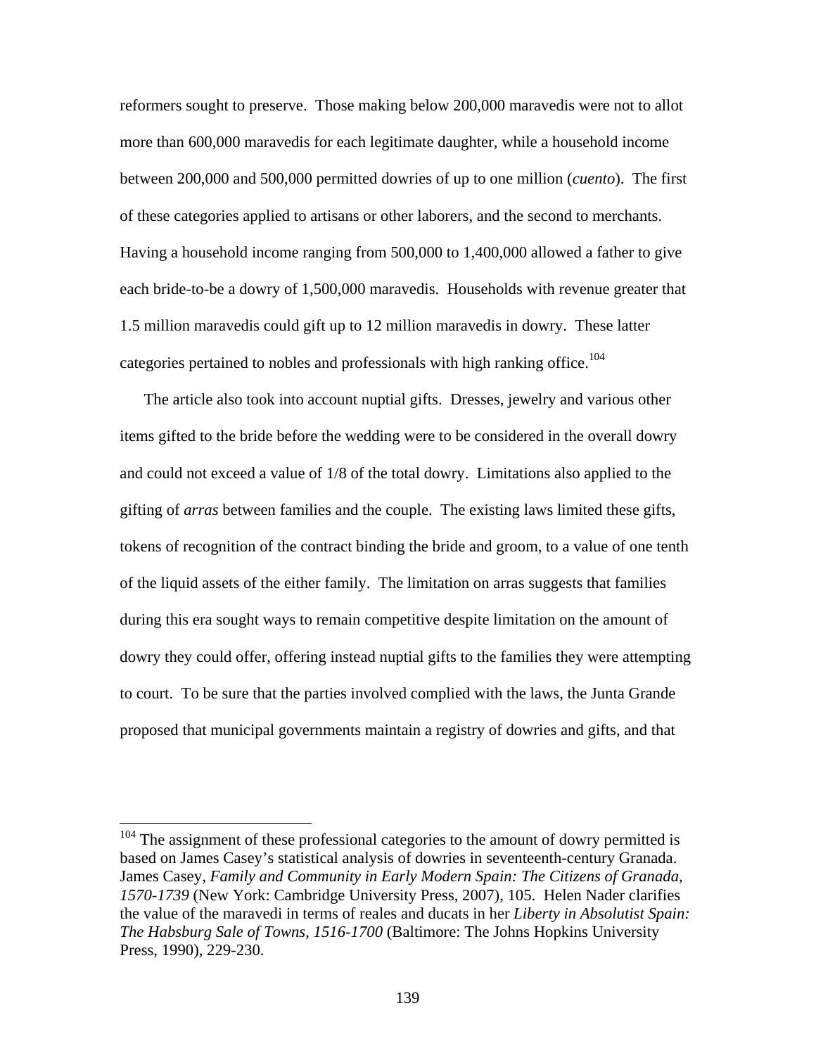reformers sought to preserve. Those making below 200,000 maravedis were not to allot more than 600,000 maravedis for each legitimate daughter, while a household income between 200,000 and 500,000 permitted dowries of up to one million (*cuento*). The first of these categories applied to artisans or other laborers, and the second to merchants. Having a household income ranging from 500,000 to 1,400,000 allowed a father to give each bride-to-be a dowry of 1,500,000 maravedis. Households with revenue greater that 1.5 million maravedis could gift up to 12 million maravedis in dowry. These latter categories pertained to nobles and professionals with high ranking office.[104]

The article also took into account nuptial gifts. Dresses, jewelry and various other items gifted to the bride before the wedding were to be considered in the overall dowry and could not exceed a value of 1/8 of the total dowry. Limitations also applied to the gifting of *arras* between families and the couple. The existing laws limited these gifts, tokens of recognition of the contract binding the bride and groom, to a value of one tenth of the liquid assets of the either family. The limitation on arras suggests that families during this era sought ways to remain competitive despite limitation on the amount of dowry they could offer, offering instead nuptial gifts to the families they were attempting to court. To be sure that the parties involved complied with the laws, the Junta Grande proposed that municipal governments maintain a registry of dowries and gifts, and that

[104] The assignment of these professional categories to the amount of dowry permitted is based on James Casey's statistical analysis of dowries in seventeenth-century Granada. James Casey, *Family and Community in Early Modern Spain: The Citizens of Granada, 1570-1739* (New York: Cambridge University Press, 2007), 105. Helen Nader clarifies the value of the maravedi in terms of reales and ducats in her *Liberty in Absolutist Spain: The Habsburg Sale of Towns, 1516-1700* (Baltimore: The Johns Hopkins University Press, 1990), 229-230.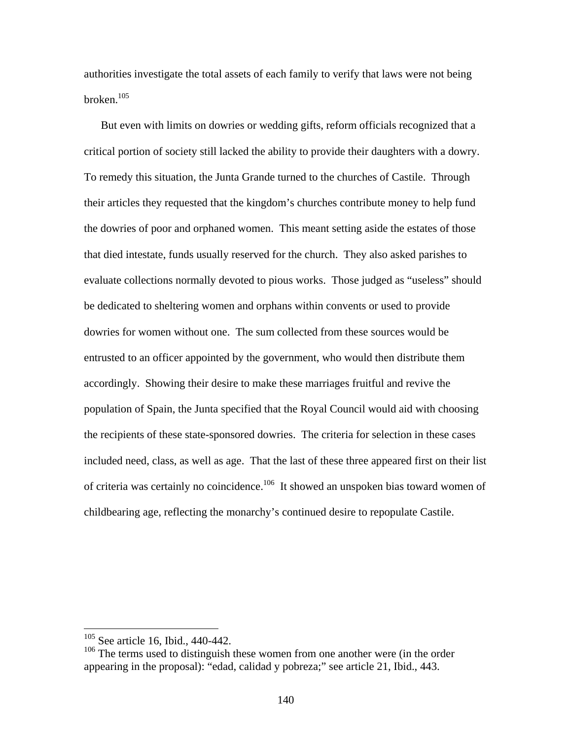authorities investigate the total assets of each family to verify that laws were not being broken.[105]

But even with limits on dowries or wedding gifts, reform officials recognized that a critical portion of society still lacked the ability to provide their daughters with a dowry. To remedy this situation, the Junta Grande turned to the churches of Castile. Through their articles they requested that the kingdom's churches contribute money to help fund the dowries of poor and orphaned women. This meant setting aside the estates of those that died intestate, funds usually reserved for the church. They also asked parishes to evaluate collections normally devoted to pious works. Those judged as "useless" should be dedicated to sheltering women and orphans within convents or used to provide dowries for women without one. The sum collected from these sources would be entrusted to an officer appointed by the government, who would then distribute them accordingly. Showing their desire to make these marriages fruitful and revive the population of Spain, the Junta specified that the Royal Council would aid with choosing the recipients of these state-sponsored dowries. The criteria for selection in these cases included need, class, as well as age. That the last of these three appeared first on their list of criteria was certainly no coincidence.[106] It showed an unspoken bias toward women of childbearing age, reflecting the monarchy's continued desire to repopulate Castile.

---

[105] See article 16, Ibid., 440-442.

[106] The terms used to distinguish these women from one another were (in the order appearing in the proposal): "edad, calidad y pobreza;" see article 21, Ibid., 443.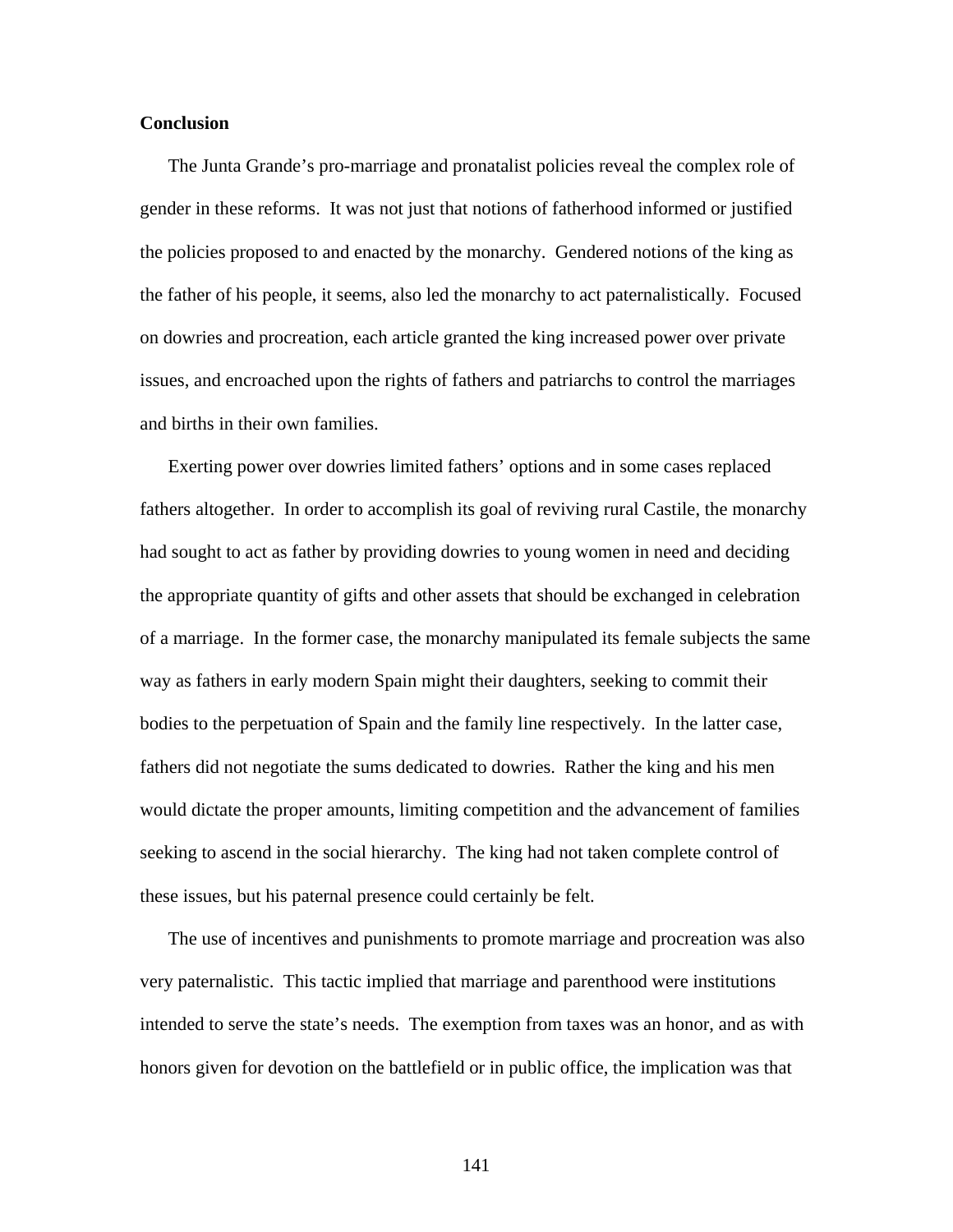**Conclusion**

The Junta Grande's pro-marriage and pronatalist policies reveal the complex role of gender in these reforms. It was not just that notions of fatherhood informed or justified the policies proposed to and enacted by the monarchy. Gendered notions of the king as the father of his people, it seems, also led the monarchy to act paternalistically. Focused on dowries and procreation, each article granted the king increased power over private issues, and encroached upon the rights of fathers and patriarchs to control the marriages and births in their own families.

Exerting power over dowries limited fathers' options and in some cases replaced fathers altogether. In order to accomplish its goal of reviving rural Castile, the monarchy had sought to act as father by providing dowries to young women in need and deciding the appropriate quantity of gifts and other assets that should be exchanged in celebration of a marriage. In the former case, the monarchy manipulated its female subjects the same way as fathers in early modern Spain might their daughters, seeking to commit their bodies to the perpetuation of Spain and the family line respectively. In the latter case, fathers did not negotiate the sums dedicated to dowries. Rather the king and his men would dictate the proper amounts, limiting competition and the advancement of families seeking to ascend in the social hierarchy. The king had not taken complete control of these issues, but his paternal presence could certainly be felt.

The use of incentives and punishments to promote marriage and procreation was also very paternalistic. This tactic implied that marriage and parenthood were institutions intended to serve the state's needs. The exemption from taxes was an honor, and as with honors given for devotion on the battlefield or in public office, the implication was that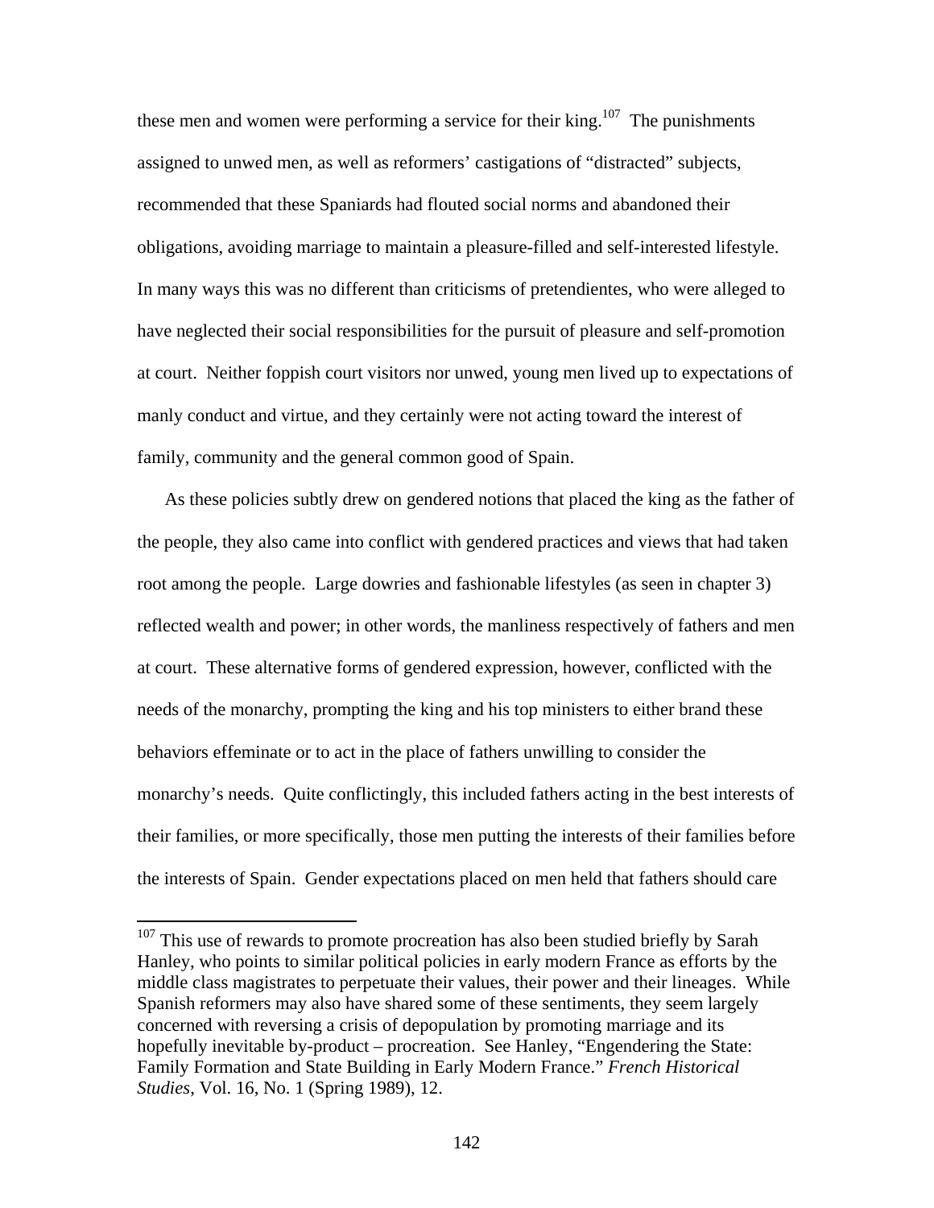these men and women were performing a service for their king.[107] The punishments assigned to unwed men, as well as reformers' castigations of "distracted" subjects, recommended that these Spaniards had flouted social norms and abandoned their obligations, avoiding marriage to maintain a pleasure-filled and self-interested lifestyle. In many ways this was no different than criticisms of pretendientes, who were alleged to have neglected their social responsibilities for the pursuit of pleasure and self-promotion at court. Neither foppish court visitors nor unwed, young men lived up to expectations of manly conduct and virtue, and they certainly were not acting toward the interest of family, community and the general common good of Spain.

As these policies subtly drew on gendered notions that placed the king as the father of the people, they also came into conflict with gendered practices and views that had taken root among the people. Large dowries and fashionable lifestyles (as seen in chapter 3) reflected wealth and power; in other words, the manliness respectively of fathers and men at court. These alternative forms of gendered expression, however, conflicted with the needs of the monarchy, prompting the king and his top ministers to either brand these behaviors effeminate or to act in the place of fathers unwilling to consider the monarchy's needs. Quite conflictingly, this included fathers acting in the best interests of their families, or more specifically, those men putting the interests of their families before the interests of Spain. Gender expectations placed on men held that fathers should care

---

[107] This use of rewards to promote procreation has also been studied briefly by Sarah Hanley, who points to similar political policies in early modern France as efforts by the middle class magistrates to perpetuate their values, their power and their lineages. While Spanish reformers may also have shared some of these sentiments, they seem largely concerned with reversing a crisis of depopulation by promoting marriage and its hopefully inevitable by-product – procreation. See Hanley, "Engendering the State: Family Formation and State Building in Early Modern France." *French Historical Studies*, Vol. 16, No. 1 (Spring 1989), 12.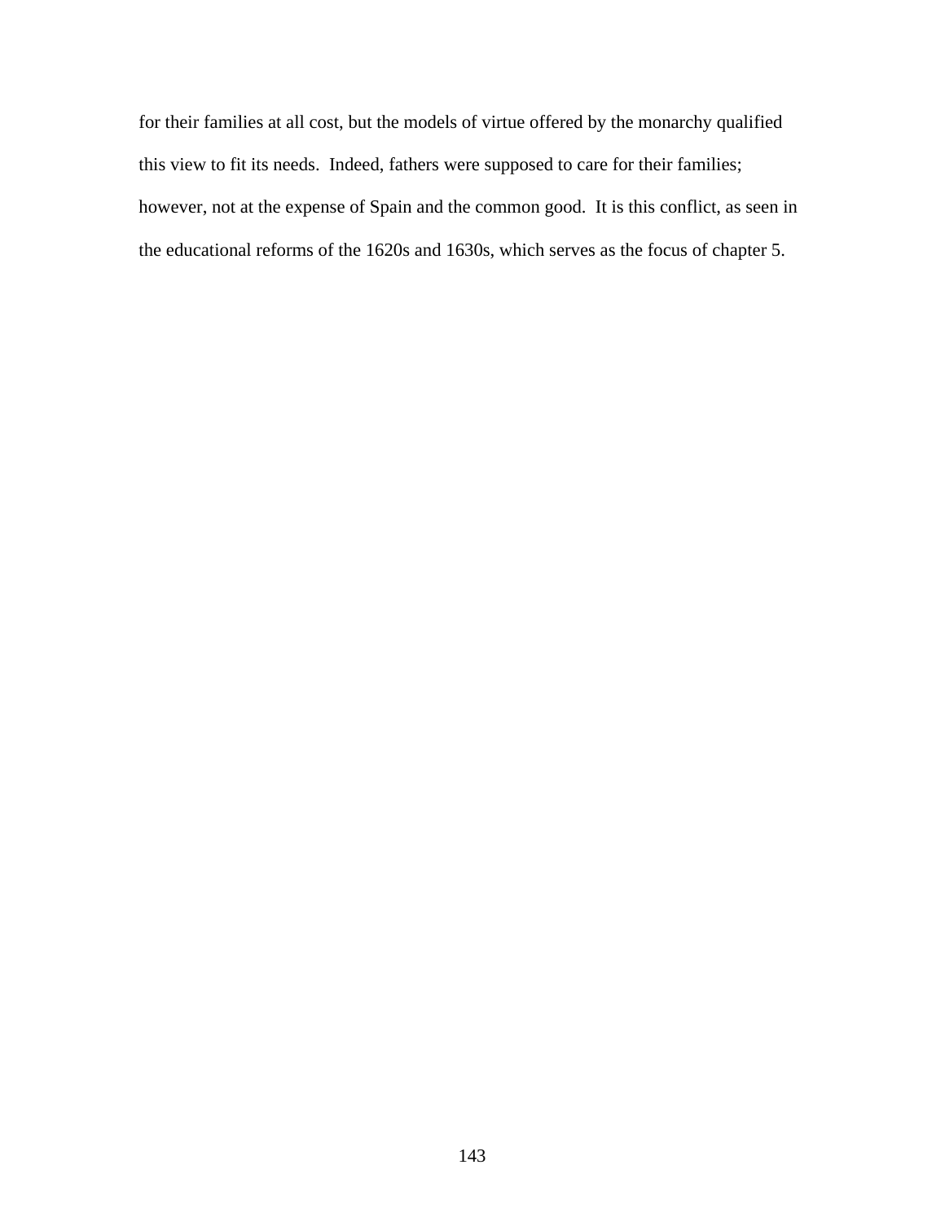for their families at all cost, but the models of virtue offered by the monarchy qualified this view to fit its needs. Indeed, fathers were supposed to care for their families; however, not at the expense of Spain and the common good. It is this conflict, as seen in the educational reforms of the 1620s and 1630s, which serves as the focus of chapter 5.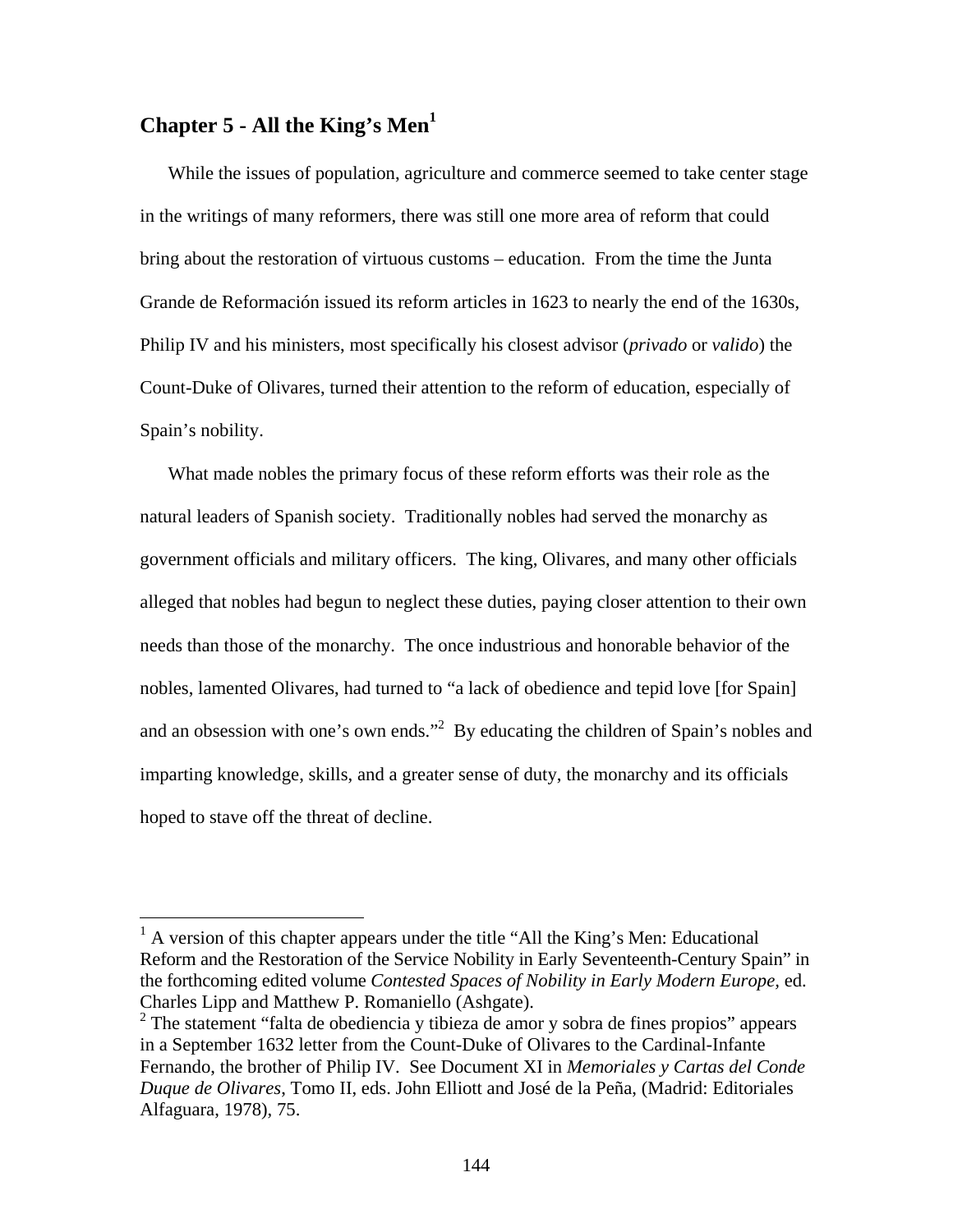# Chapter 5 - All the King's Men[1]

While the issues of population, agriculture and commerce seemed to take center stage in the writings of many reformers, there was still one more area of reform that could bring about the restoration of virtuous customs – education. From the time the Junta Grande de Reformación issued its reform articles in 1623 to nearly the end of the 1630s, Philip IV and his ministers, most specifically his closest advisor (*privado* or *valido*) the Count-Duke of Olivares, turned their attention to the reform of education, especially of Spain's nobility.

What made nobles the primary focus of these reform efforts was their role as the natural leaders of Spanish society. Traditionally nobles had served the monarchy as government officials and military officers. The king, Olivares, and many other officials alleged that nobles had begun to neglect these duties, paying closer attention to their own needs than those of the monarchy. The once industrious and honorable behavior of the nobles, lamented Olivares, had turned to "a lack of obedience and tepid love [for Spain] and an obsession with one's own ends."[2] By educating the children of Spain's nobles and imparting knowledge, skills, and a greater sense of duty, the monarchy and its officials hoped to stave off the threat of decline.

---

[1] A version of this chapter appears under the title "All the King's Men: Educational Reform and the Restoration of the Service Nobility in Early Seventeenth-Century Spain" in the forthcoming edited volume *Contested Spaces of Nobility in Early Modern Europe*, ed. Charles Lipp and Matthew P. Romaniello (Ashgate).

[2] The statement "falta de obediencia y tibieza de amor y sobra de fines propios" appears in a September 1632 letter from the Count-Duke of Olivares to the Cardinal-Infante Fernando, the brother of Philip IV. See Document XI in *Memoriales y Cartas del Conde Duque de Olivares*, Tomo II, eds. John Elliott and José de la Peña, (Madrid: Editoriales Alfaguara, 1978), 75.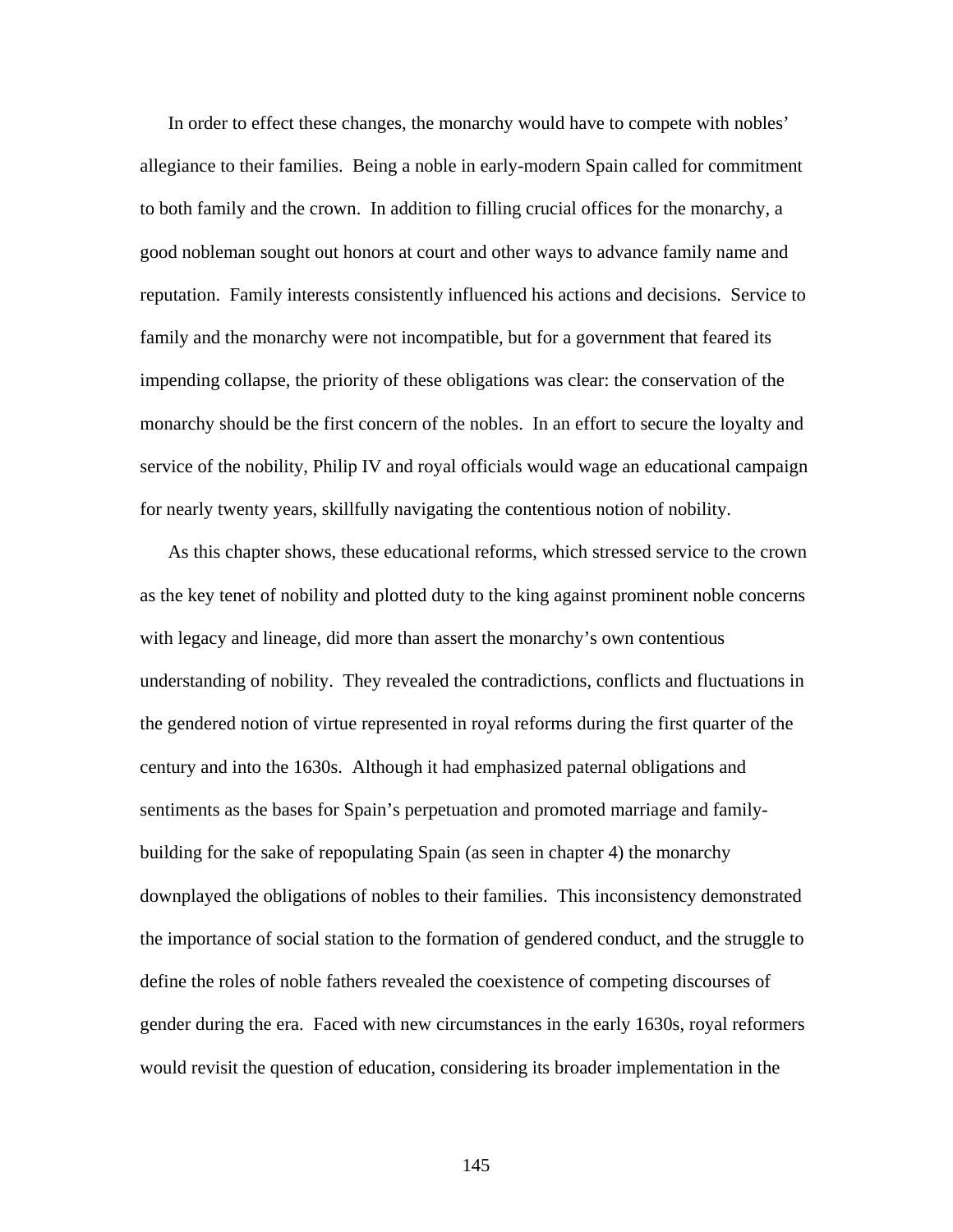In order to effect these changes, the monarchy would have to compete with nobles' allegiance to their families. Being a noble in early-modern Spain called for commitment to both family and the crown. In addition to filling crucial offices for the monarchy, a good nobleman sought out honors at court and other ways to advance family name and reputation. Family interests consistently influenced his actions and decisions. Service to family and the monarchy were not incompatible, but for a government that feared its impending collapse, the priority of these obligations was clear: the conservation of the monarchy should be the first concern of the nobles. In an effort to secure the loyalty and service of the nobility, Philip IV and royal officials would wage an educational campaign for nearly twenty years, skillfully navigating the contentious notion of nobility.

As this chapter shows, these educational reforms, which stressed service to the crown as the key tenet of nobility and plotted duty to the king against prominent noble concerns with legacy and lineage, did more than assert the monarchy's own contentious understanding of nobility. They revealed the contradictions, conflicts and fluctuations in the gendered notion of virtue represented in royal reforms during the first quarter of the century and into the 1630s. Although it had emphasized paternal obligations and sentiments as the bases for Spain's perpetuation and promoted marriage and family-building for the sake of repopulating Spain (as seen in chapter 4) the monarchy downplayed the obligations of nobles to their families. This inconsistency demonstrated the importance of social station to the formation of gendered conduct, and the struggle to define the roles of noble fathers revealed the coexistence of competing discourses of gender during the era. Faced with new circumstances in the early 1630s, royal reformers would revisit the question of education, considering its broader implementation in the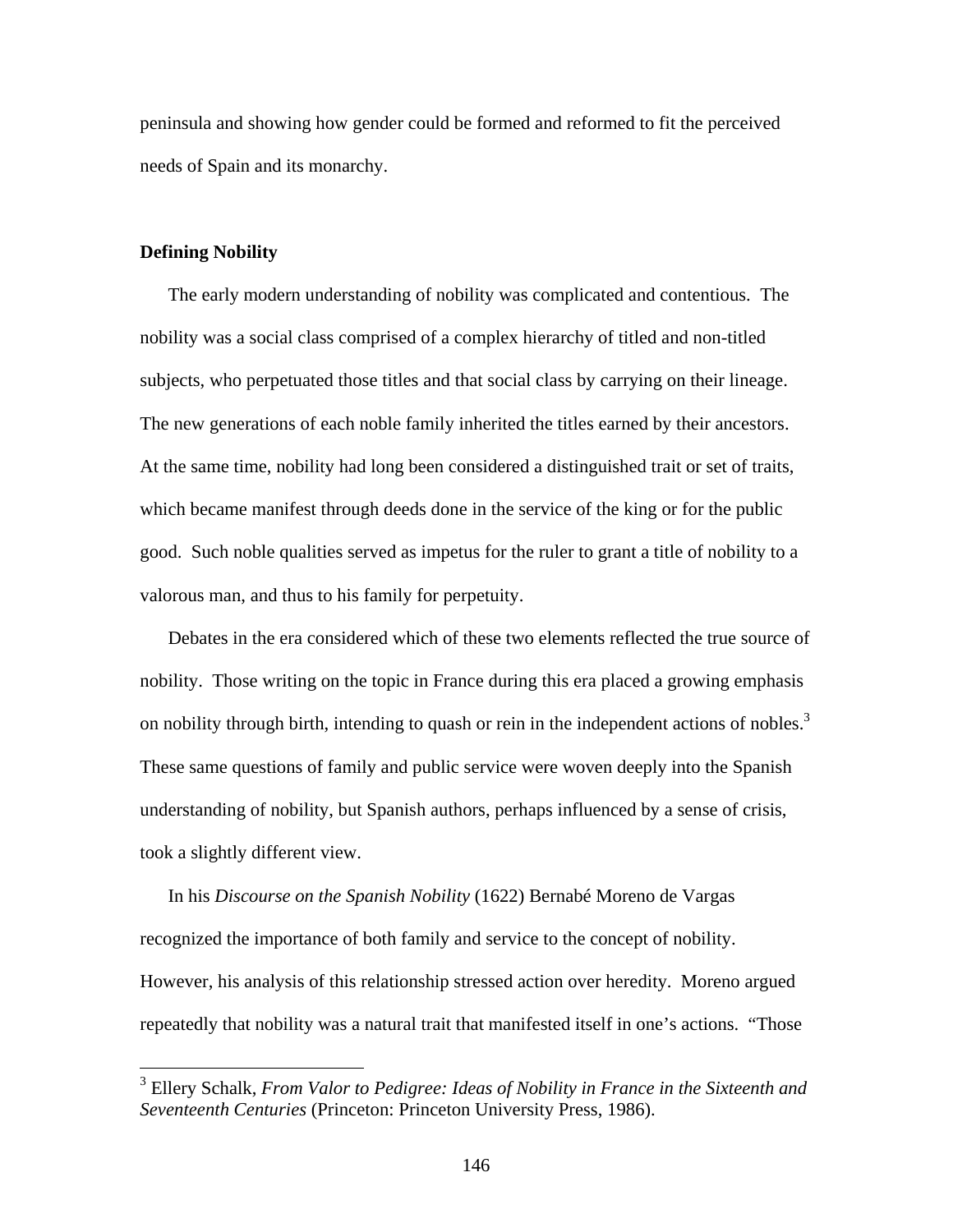peninsula and showing how gender could be formed and reformed to fit the perceived needs of Spain and its monarchy.

**Defining Nobility**

The early modern understanding of nobility was complicated and contentious. The nobility was a social class comprised of a complex hierarchy of titled and non-titled subjects, who perpetuated those titles and that social class by carrying on their lineage. The new generations of each noble family inherited the titles earned by their ancestors. At the same time, nobility had long been considered a distinguished trait or set of traits, which became manifest through deeds done in the service of the king or for the public good. Such noble qualities served as impetus for the ruler to grant a title of nobility to a valorous man, and thus to his family for perpetuity.

Debates in the era considered which of these two elements reflected the true source of nobility. Those writing on the topic in France during this era placed a growing emphasis on nobility through birth, intending to quash or rein in the independent actions of nobles.[3] These same questions of family and public service were woven deeply into the Spanish understanding of nobility, but Spanish authors, perhaps influenced by a sense of crisis, took a slightly different view.

In his *Discourse on the Spanish Nobility* (1622) Bernabé Moreno de Vargas recognized the importance of both family and service to the concept of nobility. However, his analysis of this relationship stressed action over heredity. Moreno argued repeatedly that nobility was a natural trait that manifested itself in one's actions. "Those

---

[3] Ellery Schalk, *From Valor to Pedigree: Ideas of Nobility in France in the Sixteenth and Seventeenth Centuries* (Princeton: Princeton University Press, 1986).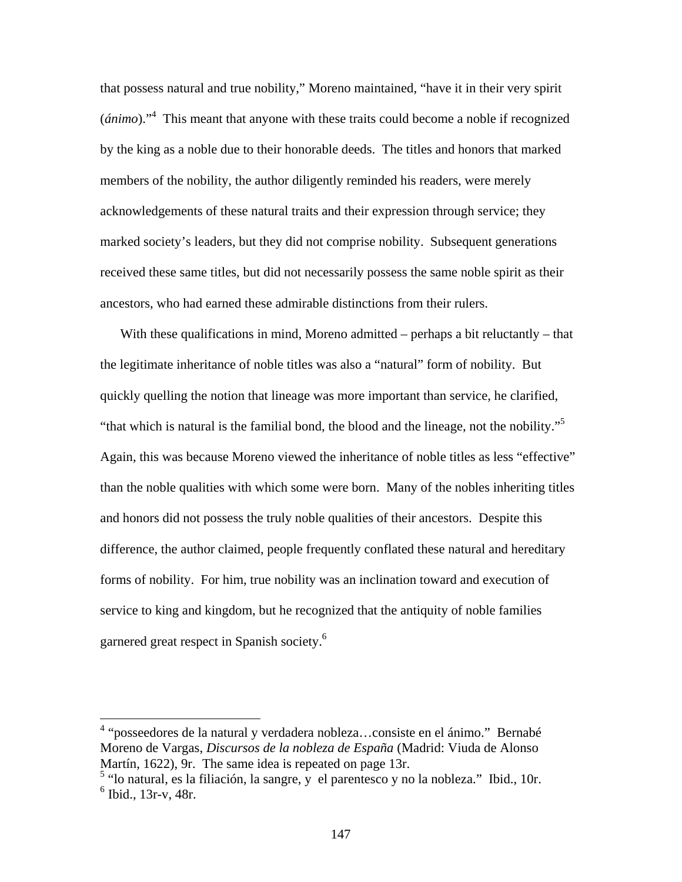that possess natural and true nobility," Moreno maintained, "have it in their very spirit (*ánimo*)."[4] This meant that anyone with these traits could become a noble if recognized by the king as a noble due to their honorable deeds. The titles and honors that marked members of the nobility, the author diligently reminded his readers, were merely acknowledgements of these natural traits and their expression through service; they marked society's leaders, but they did not comprise nobility. Subsequent generations received these same titles, but did not necessarily possess the same noble spirit as their ancestors, who had earned these admirable distinctions from their rulers.

With these qualifications in mind, Moreno admitted – perhaps a bit reluctantly – that the legitimate inheritance of noble titles was also a "natural" form of nobility. But quickly quelling the notion that lineage was more important than service, he clarified, "that which is natural is the familial bond, the blood and the lineage, not the nobility."[5] Again, this was because Moreno viewed the inheritance of noble titles as less "effective" than the noble qualities with which some were born. Many of the nobles inheriting titles and honors did not possess the truly noble qualities of their ancestors. Despite this difference, the author claimed, people frequently conflated these natural and hereditary forms of nobility. For him, true nobility was an inclination toward and execution of service to king and kingdom, but he recognized that the antiquity of noble families garnered great respect in Spanish society.[6]

---

[4] "posseedores de la natural y verdadera nobleza…consiste en el ánimo." Bernabé Moreno de Vargas, *Discursos de la nobleza de España* (Madrid: Viuda de Alonso Martín, 1622), 9r. The same idea is repeated on page 13r.

[5] "lo natural, es la filiación, la sangre, y el parentesco y no la nobleza." Ibid., 10r.

[6] Ibid., 13r-v, 48r.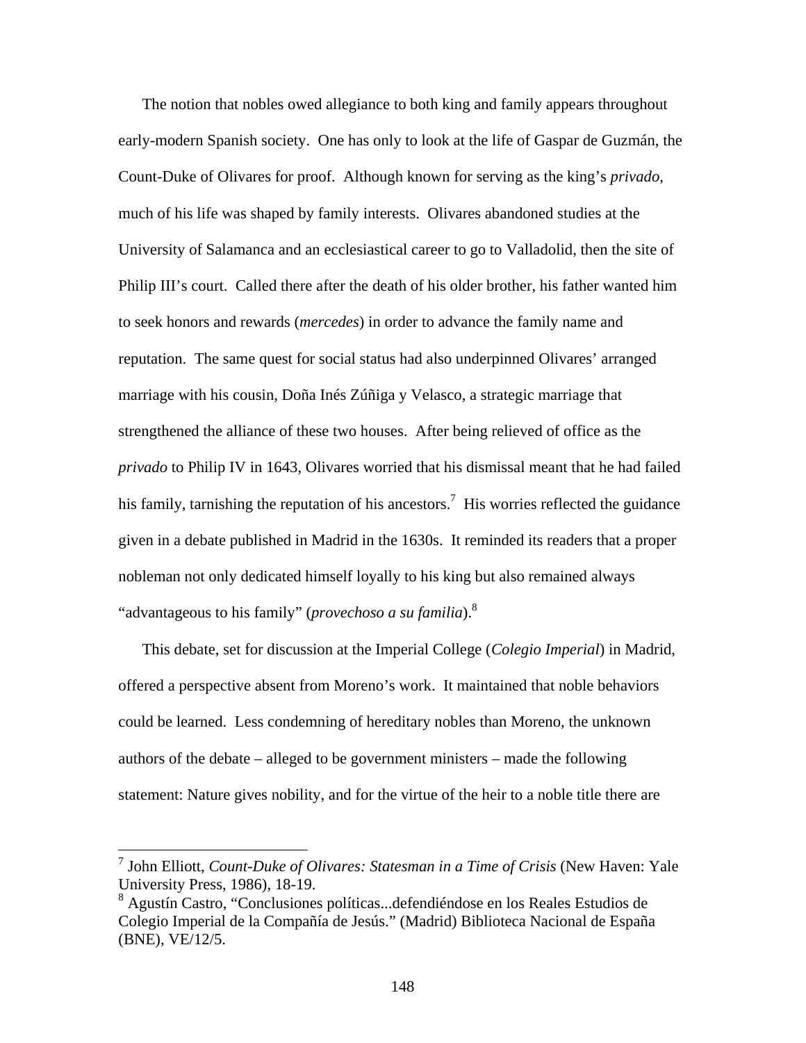The notion that nobles owed allegiance to both king and family appears throughout early-modern Spanish society. One has only to look at the life of Gaspar de Guzmán, the Count-Duke of Olivares for proof. Although known for serving as the king's *privado*, much of his life was shaped by family interests. Olivares abandoned studies at the University of Salamanca and an ecclesiastical career to go to Valladolid, then the site of Philip III's court. Called there after the death of his older brother, his father wanted him to seek honors and rewards (*mercedes*) in order to advance the family name and reputation. The same quest for social status had also underpinned Olivares' arranged marriage with his cousin, Doña Inés Zúñiga y Velasco, a strategic marriage that strengthened the alliance of these two houses. After being relieved of office as the *privado* to Philip IV in 1643, Olivares worried that his dismissal meant that he had failed his family, tarnishing the reputation of his ancestors.[7] His worries reflected the guidance given in a debate published in Madrid in the 1630s. It reminded its readers that a proper nobleman not only dedicated himself loyally to his king but also remained always "advantageous to his family" (*provechoso a su familia*).[8]

This debate, set for discussion at the Imperial College (*Colegio Imperial*) in Madrid, offered a perspective absent from Moreno's work. It maintained that noble behaviors could be learned. Less condemning of hereditary nobles than Moreno, the unknown authors of the debate – alleged to be government ministers – made the following statement: Nature gives nobility, and for the virtue of the heir to a noble title there are

---

[7] John Elliott, *Count-Duke of Olivares: Statesman in a Time of Crisis* (New Haven: Yale University Press, 1986), 18-19.

[8] Agustín Castro, "Conclusiones políticas...defendiéndose en los Reales Estudios de Colegio Imperial de la Compañía de Jesús." (Madrid) Biblioteca Nacional de España (BNE), VE/12/5.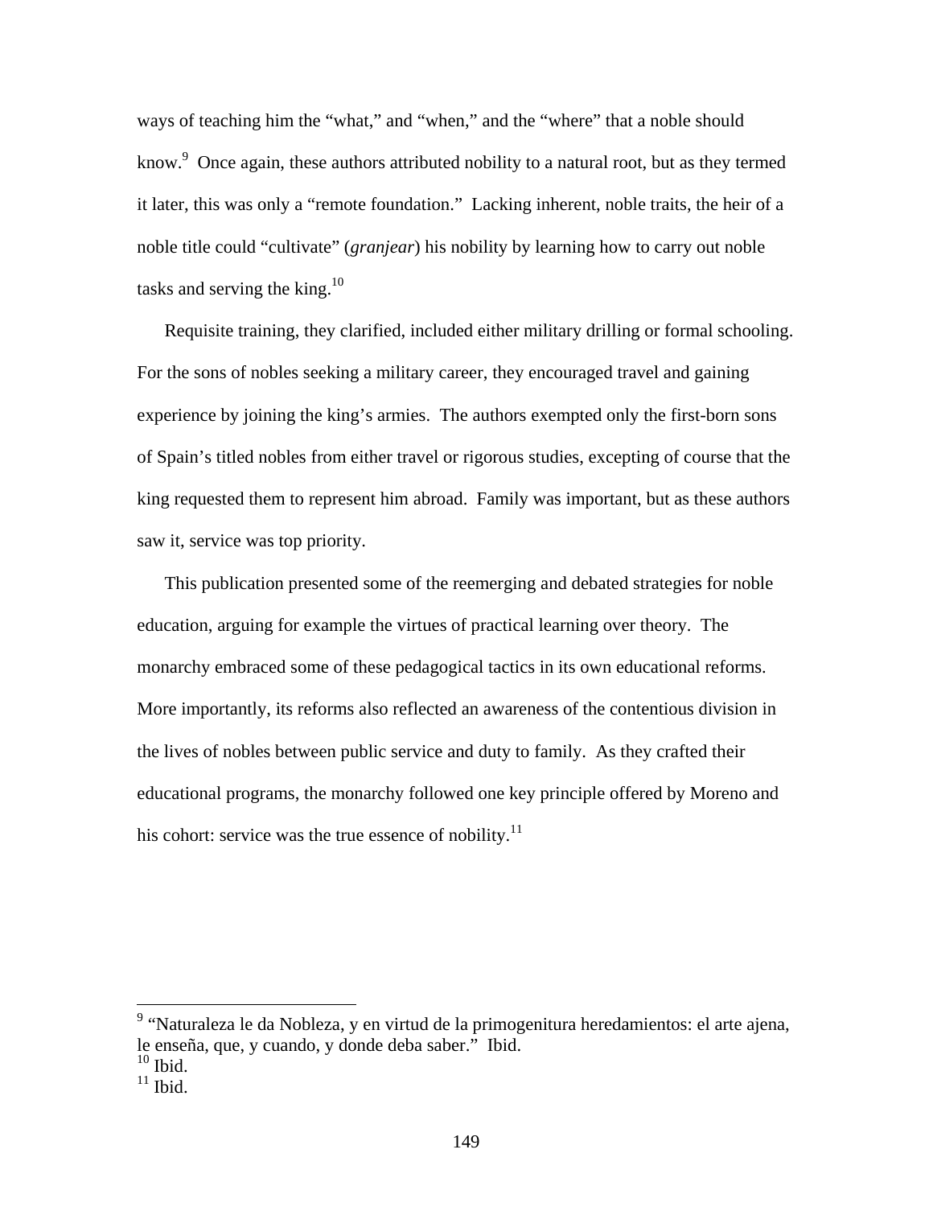ways of teaching him the "what," and "when," and the "where" that a noble should know.[9] Once again, these authors attributed nobility to a natural root, but as they termed it later, this was only a "remote foundation." Lacking inherent, noble traits, the heir of a noble title could "cultivate" (*granjear*) his nobility by learning how to carry out noble tasks and serving the king.[10]

Requisite training, they clarified, included either military drilling or formal schooling. For the sons of nobles seeking a military career, they encouraged travel and gaining experience by joining the king's armies. The authors exempted only the first-born sons of Spain's titled nobles from either travel or rigorous studies, excepting of course that the king requested them to represent him abroad. Family was important, but as these authors saw it, service was top priority.

This publication presented some of the reemerging and debated strategies for noble education, arguing for example the virtues of practical learning over theory. The monarchy embraced some of these pedagogical tactics in its own educational reforms. More importantly, its reforms also reflected an awareness of the contentious division in the lives of nobles between public service and duty to family. As they crafted their educational programs, the monarchy followed one key principle offered by Moreno and his cohort: service was the true essence of nobility.[11]

---

[9] "Naturaleza le da Nobleza, y en virtud de la primogenitura heredamientos: el arte ajena, le enseña, que, y cuando, y donde deba saber." Ibid.

[10] Ibid.

[11] Ibid.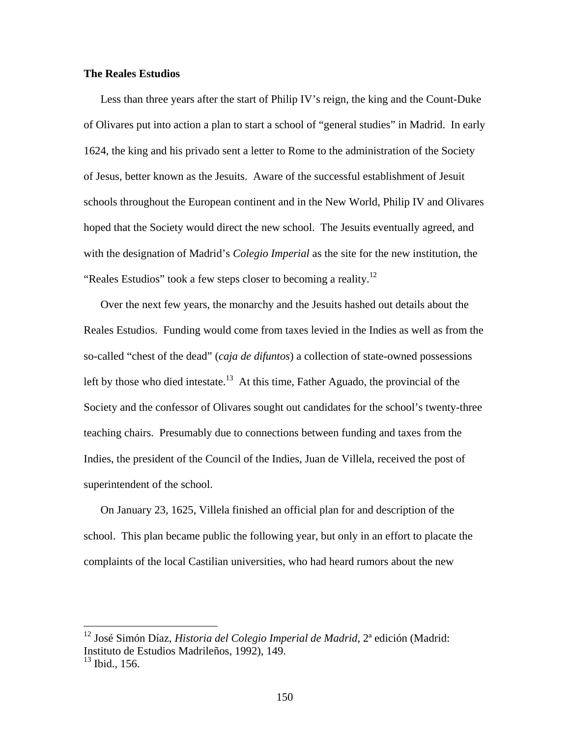**The Reales Estudios**

Less than three years after the start of Philip IV's reign, the king and the Count-Duke of Olivares put into action a plan to start a school of "general studies" in Madrid. In early 1624, the king and his privado sent a letter to Rome to the administration of the Society of Jesus, better known as the Jesuits. Aware of the successful establishment of Jesuit schools throughout the European continent and in the New World, Philip IV and Olivares hoped that the Society would direct the new school. The Jesuits eventually agreed, and with the designation of Madrid's *Colegio Imperial* as the site for the new institution, the "Reales Estudios" took a few steps closer to becoming a reality.[12]

Over the next few years, the monarchy and the Jesuits hashed out details about the Reales Estudios. Funding would come from taxes levied in the Indies as well as from the so-called "chest of the dead" (*caja de difuntos*) a collection of state-owned possessions left by those who died intestate.[13] At this time, Father Aguado, the provincial of the Society and the confessor of Olivares sought out candidates for the school's twenty-three teaching chairs. Presumably due to connections between funding and taxes from the Indies, the president of the Council of the Indies, Juan de Villela, received the post of superintendent of the school.

On January 23, 1625, Villela finished an official plan for and description of the school. This plan became public the following year, but only in an effort to placate the complaints of the local Castilian universities, who had heard rumors about the new

[12] José Simón Díaz, *Historia del Colegio Imperial de Madrid*, 2ª edición (Madrid: Instituto de Estudios Madrileños, 1992), 149.
[13] Ibid., 156.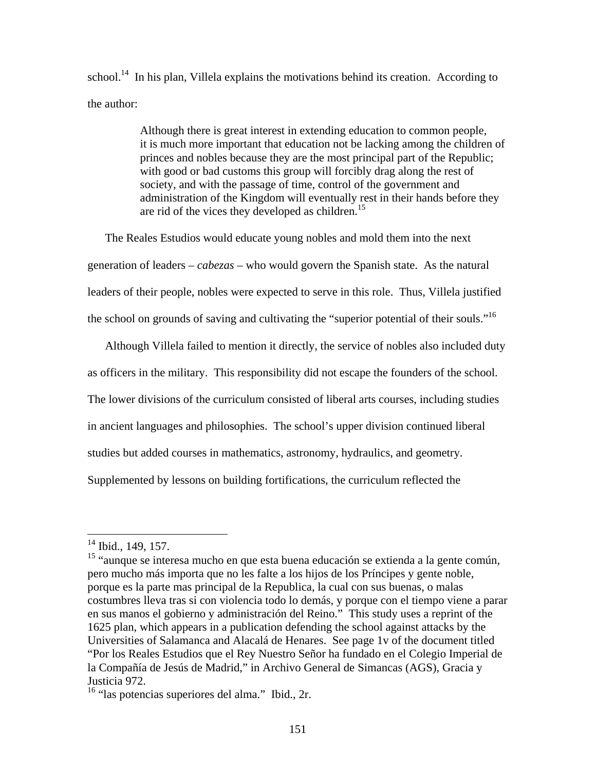school.[14] In his plan, Villela explains the motivations behind its creation. According to the author:

> Although there is great interest in extending education to common people, it is much more important that education not be lacking among the children of princes and nobles because they are the most principal part of the Republic; with good or bad customs this group will forcibly drag along the rest of society, and with the passage of time, control of the government and administration of the Kingdom will eventually rest in their hands before they are rid of the vices they developed as children.[15]

The Reales Estudios would educate young nobles and mold them into the next generation of leaders – *cabezas* – who would govern the Spanish state. As the natural leaders of their people, nobles were expected to serve in this role. Thus, Villela justified the school on grounds of saving and cultivating the "superior potential of their souls."[16]

Although Villela failed to mention it directly, the service of nobles also included duty as officers in the military. This responsibility did not escape the founders of the school. The lower divisions of the curriculum consisted of liberal arts courses, including studies in ancient languages and philosophies. The school's upper division continued liberal studies but added courses in mathematics, astronomy, hydraulics, and geometry. Supplemented by lessons on building fortifications, the curriculum reflected the

---

[14] Ibid., 149, 157.

[15] "aunque se interesa mucho en que esta buena educación se extienda a la gente común, pero mucho más importa que no les falte a los hijos de los Príncipes y gente noble, porque es la parte mas principal de la Republica, la cual con sus buenas, o malas costumbres lleva tras si con violencia todo lo demás, y porque con el tiempo viene a parar en sus manos el gobierno y administración del Reino." This study uses a reprint of the 1625 plan, which appears in a publication defending the school against attacks by the Universities of Salamanca and Alacalá de Henares. See page 1v of the document titled "Por los Reales Estudios que el Rey Nuestro Señor ha fundado en el Colegio Imperial de la Compañía de Jesús de Madrid," in Archivo General de Simancas (AGS), Gracia y Justicia 972.

[16] "las potencias superiores del alma." Ibid., 2r.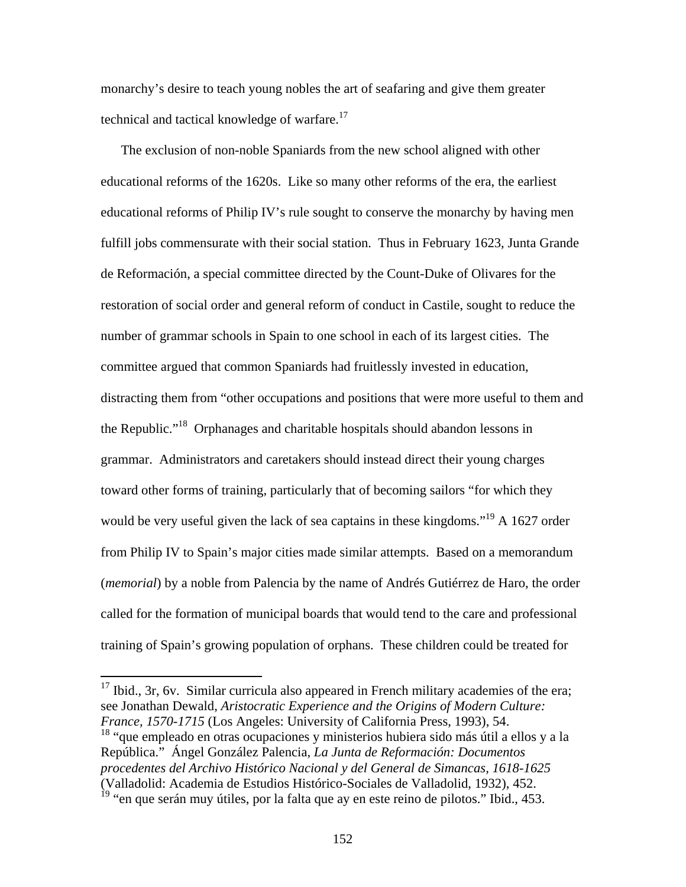monarchy's desire to teach young nobles the art of seafaring and give them greater technical and tactical knowledge of warfare.[17]

The exclusion of non-noble Spaniards from the new school aligned with other educational reforms of the 1620s. Like so many other reforms of the era, the earliest educational reforms of Philip IV's rule sought to conserve the monarchy by having men fulfill jobs commensurate with their social station. Thus in February 1623, Junta Grande de Reformación, a special committee directed by the Count-Duke of Olivares for the restoration of social order and general reform of conduct in Castile, sought to reduce the number of grammar schools in Spain to one school in each of its largest cities. The committee argued that common Spaniards had fruitlessly invested in education, distracting them from "other occupations and positions that were more useful to them and the Republic."[18] Orphanages and charitable hospitals should abandon lessons in grammar. Administrators and caretakers should instead direct their young charges toward other forms of training, particularly that of becoming sailors "for which they would be very useful given the lack of sea captains in these kingdoms."[19] A 1627 order from Philip IV to Spain's major cities made similar attempts. Based on a memorandum (*memorial*) by a noble from Palencia by the name of Andrés Gutiérrez de Haro, the order called for the formation of municipal boards that would tend to the care and professional training of Spain's growing population of orphans. These children could be treated for

---

[17] Ibid., 3r, 6v. Similar curricula also appeared in French military academies of the era; see Jonathan Dewald, *Aristocratic Experience and the Origins of Modern Culture: France, 1570-1715* (Los Angeles: University of California Press, 1993), 54.

[18] "que empleado en otras ocupaciones y ministerios hubiera sido más útil a ellos y a la República." Ángel González Palencia, *La Junta de Reformación: Documentos procedentes del Archivo Histórico Nacional y del General de Simancas, 1618-1625* (Valladolid: Academia de Estudios Histórico-Sociales de Valladolid, 1932), 452.

[19] "en que serán muy útiles, por la falta que ay en este reino de pilotos." Ibid., 453.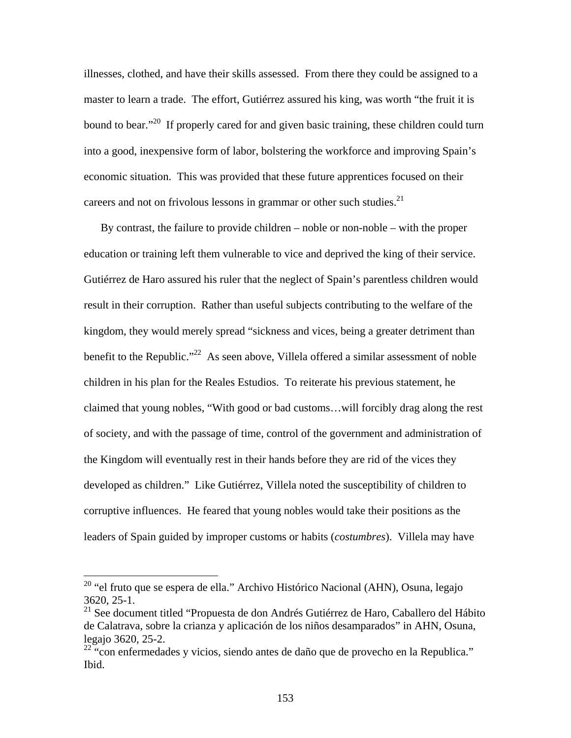illnesses, clothed, and have their skills assessed. From there they could be assigned to a master to learn a trade. The effort, Gutiérrez assured his king, was worth "the fruit it is bound to bear."[20] If properly cared for and given basic training, these children could turn into a good, inexpensive form of labor, bolstering the workforce and improving Spain's economic situation. This was provided that these future apprentices focused on their careers and not on frivolous lessons in grammar or other such studies.[21]

By contrast, the failure to provide children – noble or non-noble – with the proper education or training left them vulnerable to vice and deprived the king of their service. Gutiérrez de Haro assured his ruler that the neglect of Spain's parentless children would result in their corruption. Rather than useful subjects contributing to the welfare of the kingdom, they would merely spread "sickness and vices, being a greater detriment than benefit to the Republic."[22] As seen above, Villela offered a similar assessment of noble children in his plan for the Reales Estudios. To reiterate his previous statement, he claimed that young nobles, "With good or bad customs…will forcibly drag along the rest of society, and with the passage of time, control of the government and administration of the Kingdom will eventually rest in their hands before they are rid of the vices they developed as children." Like Gutiérrez, Villela noted the susceptibility of children to corruptive influences. He feared that young nobles would take their positions as the leaders of Spain guided by improper customs or habits (*costumbres*). Villela may have

---

[20] "el fruto que se espera de ella." Archivo Histórico Nacional (AHN), Osuna, legajo 3620, 25-1.

[21] See document titled "Propuesta de don Andrés Gutiérrez de Haro, Caballero del Hábito de Calatrava, sobre la crianza y aplicación de los niños desamparados" in AHN, Osuna, legajo 3620, 25-2.

[22] "con enfermedades y vicios, siendo antes de daño que de provecho en la Republica." Ibid.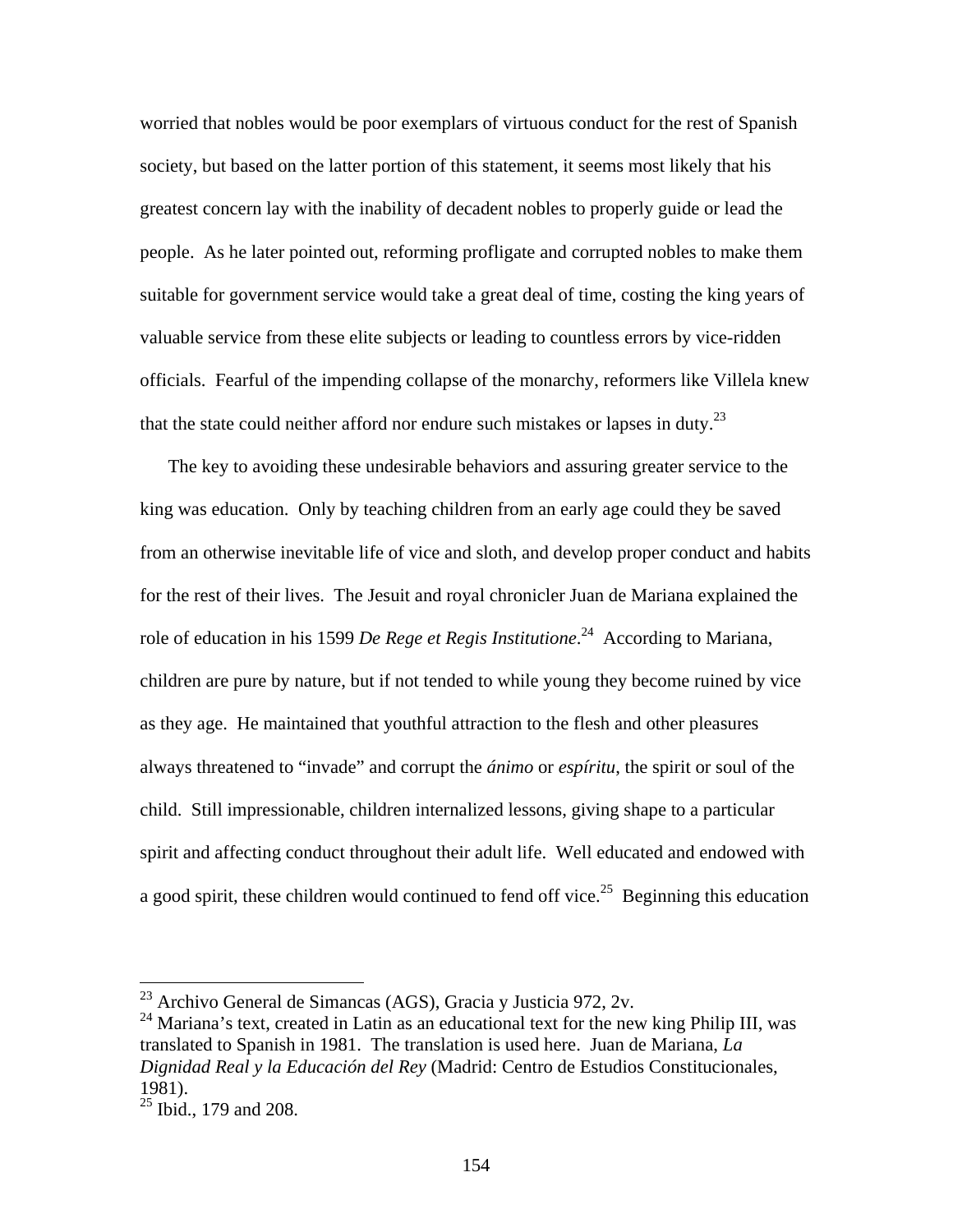worried that nobles would be poor exemplars of virtuous conduct for the rest of Spanish society, but based on the latter portion of this statement, it seems most likely that his greatest concern lay with the inability of decadent nobles to properly guide or lead the people. As he later pointed out, reforming profligate and corrupted nobles to make them suitable for government service would take a great deal of time, costing the king years of valuable service from these elite subjects or leading to countless errors by vice-ridden officials. Fearful of the impending collapse of the monarchy, reformers like Villela knew that the state could neither afford nor endure such mistakes or lapses in duty.[23]

The key to avoiding these undesirable behaviors and assuring greater service to the king was education. Only by teaching children from an early age could they be saved from an otherwise inevitable life of vice and sloth, and develop proper conduct and habits for the rest of their lives. The Jesuit and royal chronicler Juan de Mariana explained the role of education in his 1599 *De Rege et Regis Institutione*.[24] According to Mariana, children are pure by nature, but if not tended to while young they become ruined by vice as they age. He maintained that youthful attraction to the flesh and other pleasures always threatened to "invade" and corrupt the *ánimo* or *espíritu*, the spirit or soul of the child. Still impressionable, children internalized lessons, giving shape to a particular spirit and affecting conduct throughout their adult life. Well educated and endowed with a good spirit, these children would continued to fend off vice.[25] Beginning this education

---

[23] Archivo General de Simancas (AGS), Gracia y Justicia 972, 2v.

[24] Mariana's text, created in Latin as an educational text for the new king Philip III, was translated to Spanish in 1981. The translation is used here. Juan de Mariana, *La Dignidad Real y la Educación del Rey* (Madrid: Centro de Estudios Constitucionales, 1981).

[25] Ibid., 179 and 208.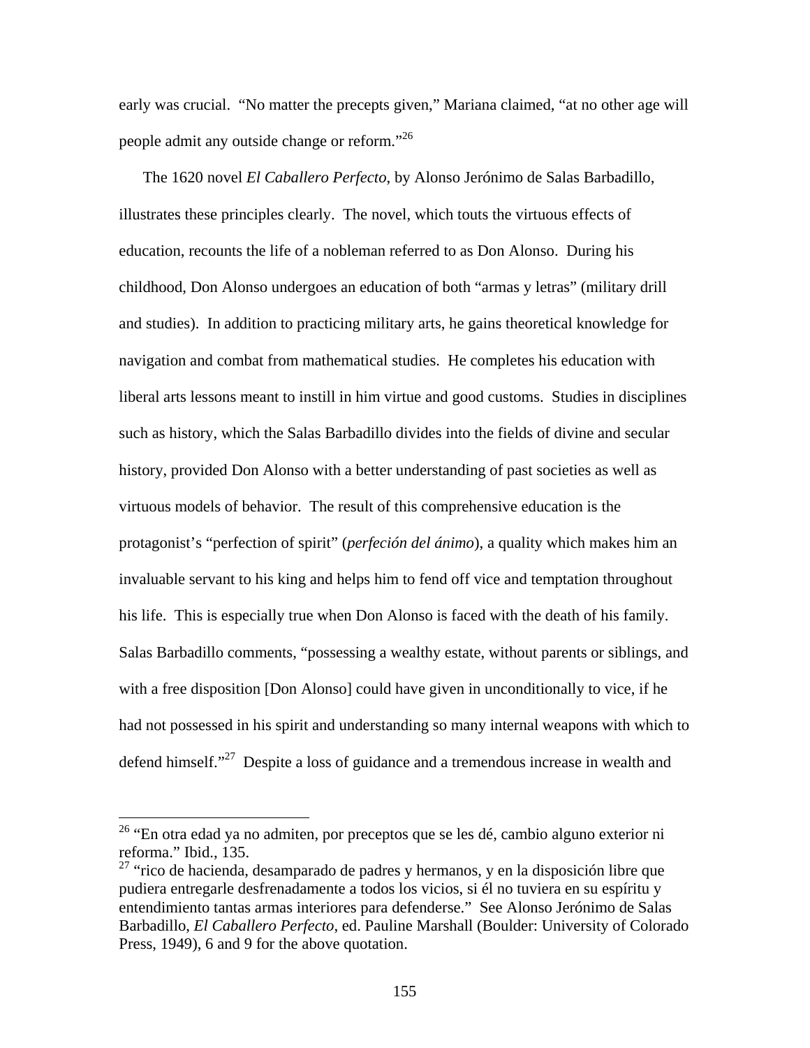early was crucial. "No matter the precepts given," Mariana claimed, "at no other age will people admit any outside change or reform."[26]

The 1620 novel *El Caballero Perfecto*, by Alonso Jerónimo de Salas Barbadillo, illustrates these principles clearly. The novel, which touts the virtuous effects of education, recounts the life of a nobleman referred to as Don Alonso. During his childhood, Don Alonso undergoes an education of both "armas y letras" (military drill and studies). In addition to practicing military arts, he gains theoretical knowledge for navigation and combat from mathematical studies. He completes his education with liberal arts lessons meant to instill in him virtue and good customs. Studies in disciplines such as history, which the Salas Barbadillo divides into the fields of divine and secular history, provided Don Alonso with a better understanding of past societies as well as virtuous models of behavior. The result of this comprehensive education is the protagonist's "perfection of spirit" (*perfeción del ánimo*), a quality which makes him an invaluable servant to his king and helps him to fend off vice and temptation throughout his life. This is especially true when Don Alonso is faced with the death of his family. Salas Barbadillo comments, "possessing a wealthy estate, without parents or siblings, and with a free disposition [Don Alonso] could have given in unconditionally to vice, if he had not possessed in his spirit and understanding so many internal weapons with which to defend himself."[27] Despite a loss of guidance and a tremendous increase in wealth and

---

[26] "En otra edad ya no admiten, por preceptos que se les dé, cambio alguno exterior ni reforma." Ibid., 135.

[27] "rico de hacienda, desamparado de padres y hermanos, y en la disposición libre que pudiera entregarle desfrenadamente a todos los vicios, si él no tuviera en su espíritu y entendimiento tantas armas interiores para defenderse." See Alonso Jerónimo de Salas Barbadillo, *El Caballero Perfecto*, ed. Pauline Marshall (Boulder: University of Colorado Press, 1949), 6 and 9 for the above quotation.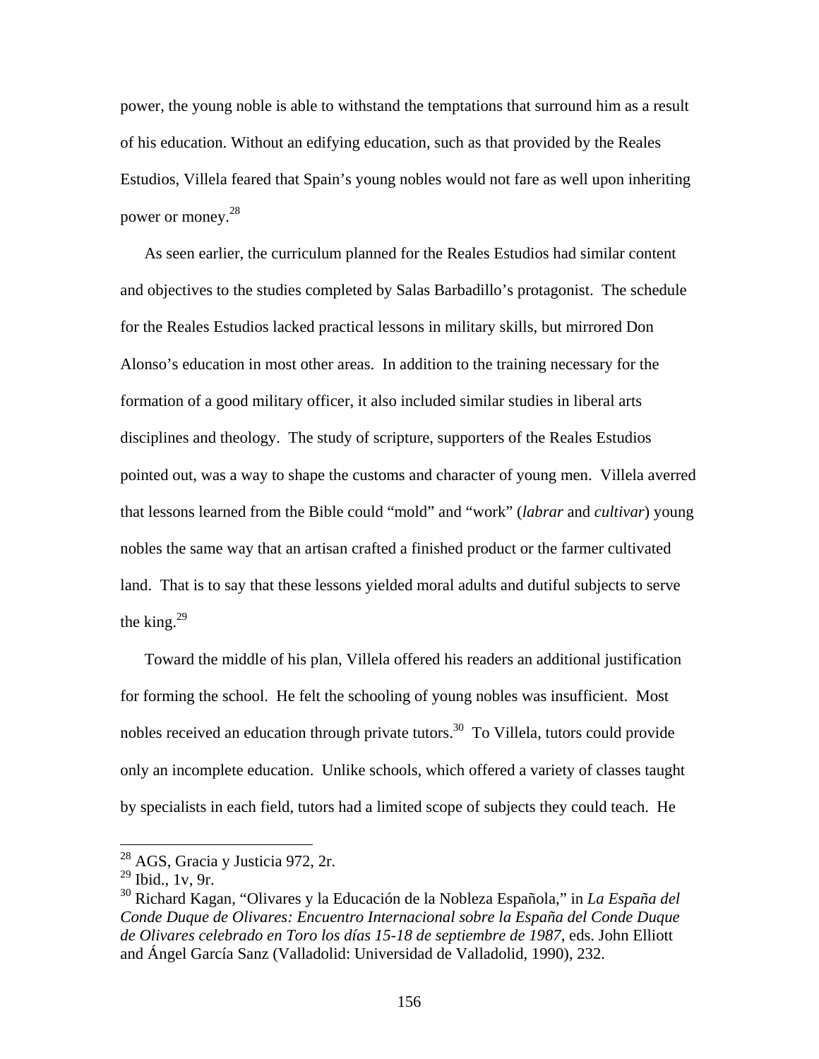power, the young noble is able to withstand the temptations that surround him as a result of his education. Without an edifying education, such as that provided by the Reales Estudios, Villela feared that Spain's young nobles would not fare as well upon inheriting power or money.[28]

As seen earlier, the curriculum planned for the Reales Estudios had similar content and objectives to the studies completed by Salas Barbadillo's protagonist. The schedule for the Reales Estudios lacked practical lessons in military skills, but mirrored Don Alonso's education in most other areas. In addition to the training necessary for the formation of a good military officer, it also included similar studies in liberal arts disciplines and theology. The study of scripture, supporters of the Reales Estudios pointed out, was a way to shape the customs and character of young men. Villela averred that lessons learned from the Bible could "mold" and "work" (*labrar* and *cultivar*) young nobles the same way that an artisan crafted a finished product or the farmer cultivated land. That is to say that these lessons yielded moral adults and dutiful subjects to serve the king.[29]

Toward the middle of his plan, Villela offered his readers an additional justification for forming the school. He felt the schooling of young nobles was insufficient. Most nobles received an education through private tutors.[30] To Villela, tutors could provide only an incomplete education. Unlike schools, which offered a variety of classes taught by specialists in each field, tutors had a limited scope of subjects they could teach. He

---

[28] AGS, Gracia y Justicia 972, 2r.

[29] Ibid., 1v, 9r.

[30] Richard Kagan, "Olivares y la Educación de la Nobleza Española," in *La España del Conde Duque de Olivares: Encuentro Internacional sobre la España del Conde Duque de Olivares celebrado en Toro los días 15-18 de septiembre de 1987*, eds. John Elliott and Ángel García Sanz (Valladolid: Universidad de Valladolid, 1990), 232.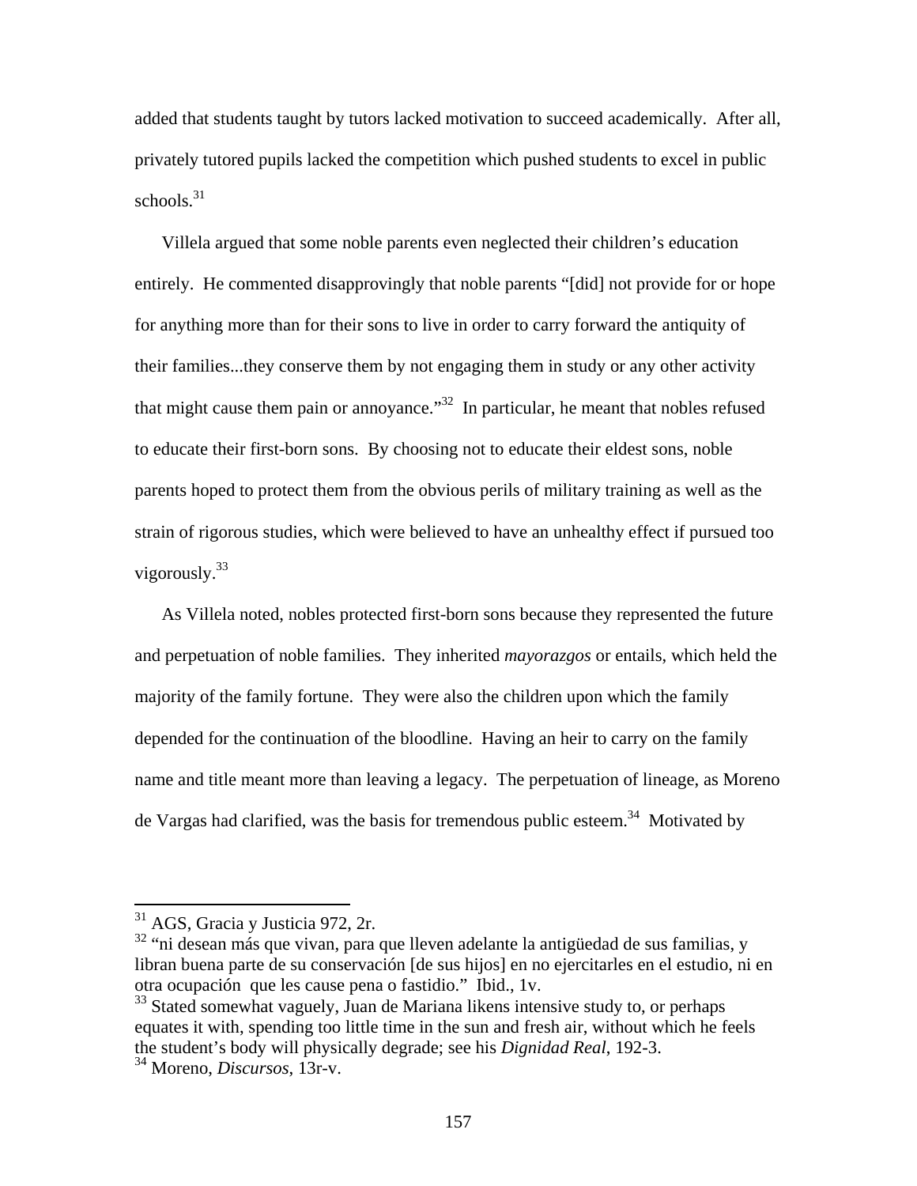added that students taught by tutors lacked motivation to succeed academically. After all, privately tutored pupils lacked the competition which pushed students to excel in public schools.[31]

Villela argued that some noble parents even neglected their children's education entirely. He commented disapprovingly that noble parents "[did] not provide for or hope for anything more than for their sons to live in order to carry forward the antiquity of their families...they conserve them by not engaging them in study or any other activity that might cause them pain or annoyance."[32] In particular, he meant that nobles refused to educate their first-born sons. By choosing not to educate their eldest sons, noble parents hoped to protect them from the obvious perils of military training as well as the strain of rigorous studies, which were believed to have an unhealthy effect if pursued too vigorously.[33]

As Villela noted, nobles protected first-born sons because they represented the future and perpetuation of noble families. They inherited *mayorazgos* or entails, which held the majority of the family fortune. They were also the children upon which the family depended for the continuation of the bloodline. Having an heir to carry on the family name and title meant more than leaving a legacy. The perpetuation of lineage, as Moreno de Vargas had clarified, was the basis for tremendous public esteem.[34] Motivated by

---

[31] AGS, Gracia y Justicia 972, 2r.

[32] "ni desean más que vivan, para que lleven adelante la antigüedad de sus familias, y libran buena parte de su conservación [de sus hijos] en no ejercitarles en el estudio, ni en otra ocupación que les cause pena o fastidio." Ibid., 1v.

[33] Stated somewhat vaguely, Juan de Mariana likens intensive study to, or perhaps equates it with, spending too little time in the sun and fresh air, without which he feels the student's body will physically degrade; see his *Dignidad Real*, 192-3.

[34] Moreno, *Discursos*, 13r-v.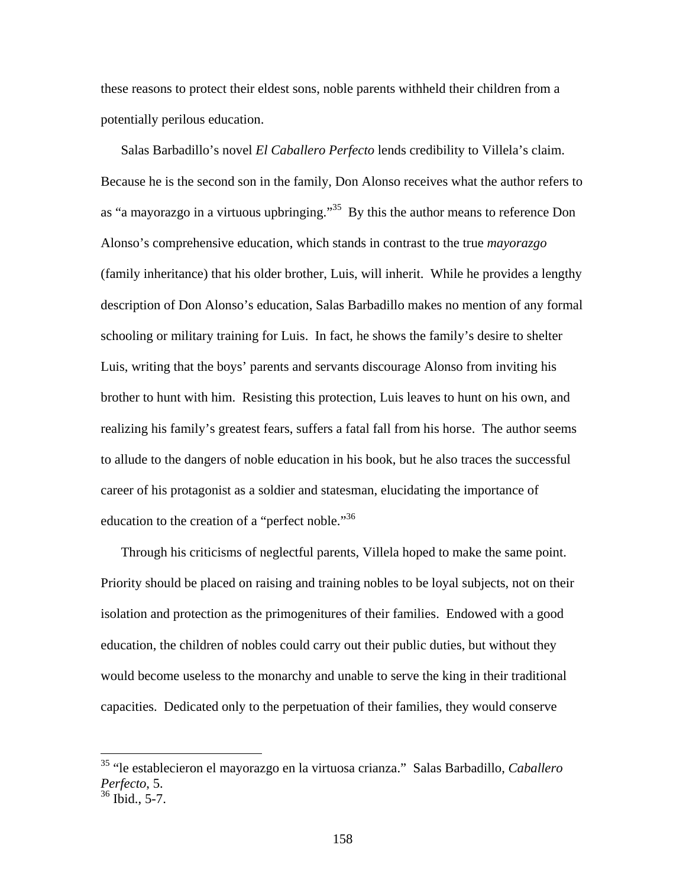these reasons to protect their eldest sons, noble parents withheld their children from a potentially perilous education.

Salas Barbadillo's novel *El Caballero Perfecto* lends credibility to Villela's claim. Because he is the second son in the family, Don Alonso receives what the author refers to as "a mayorazgo in a virtuous upbringing."[35] By this the author means to reference Don Alonso's comprehensive education, which stands in contrast to the true *mayorazgo* (family inheritance) that his older brother, Luis, will inherit. While he provides a lengthy description of Don Alonso's education, Salas Barbadillo makes no mention of any formal schooling or military training for Luis. In fact, he shows the family's desire to shelter Luis, writing that the boys' parents and servants discourage Alonso from inviting his brother to hunt with him. Resisting this protection, Luis leaves to hunt on his own, and realizing his family's greatest fears, suffers a fatal fall from his horse. The author seems to allude to the dangers of noble education in his book, but he also traces the successful career of his protagonist as a soldier and statesman, elucidating the importance of education to the creation of a "perfect noble."[36]

Through his criticisms of neglectful parents, Villela hoped to make the same point. Priority should be placed on raising and training nobles to be loyal subjects, not on their isolation and protection as the primogenitures of their families. Endowed with a good education, the children of nobles could carry out their public duties, but without they would become useless to the monarchy and unable to serve the king in their traditional capacities. Dedicated only to the perpetuation of their families, they would conserve

---

[35] "le establecieron el mayorazgo en la virtuosa crianza." Salas Barbadillo, *Caballero Perfecto*, 5.

[36] Ibid., 5-7.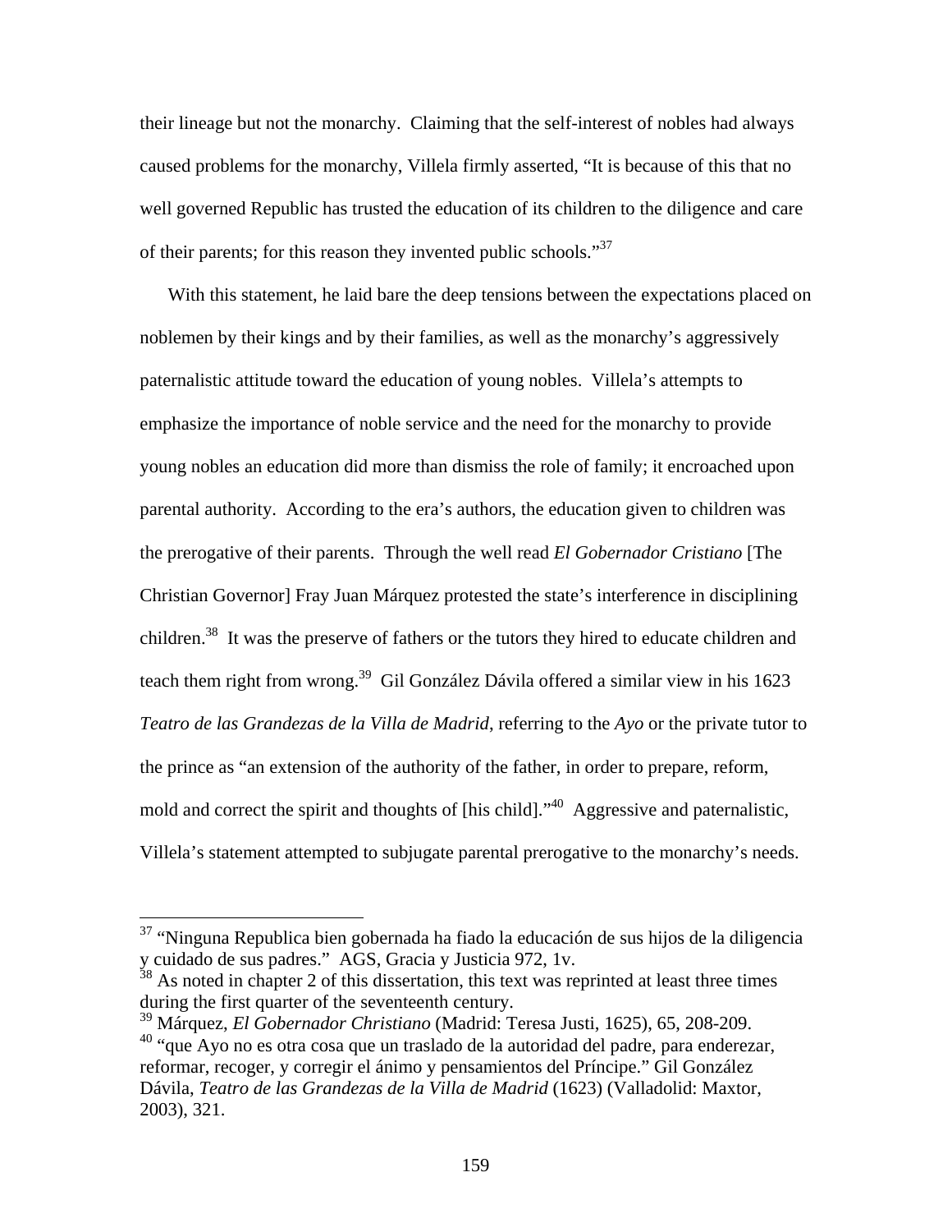their lineage but not the monarchy. Claiming that the self-interest of nobles had always caused problems for the monarchy, Villela firmly asserted, "It is because of this that no well governed Republic has trusted the education of its children to the diligence and care of their parents; for this reason they invented public schools."[37]

With this statement, he laid bare the deep tensions between the expectations placed on noblemen by their kings and by their families, as well as the monarchy's aggressively paternalistic attitude toward the education of young nobles. Villela's attempts to emphasize the importance of noble service and the need for the monarchy to provide young nobles an education did more than dismiss the role of family; it encroached upon parental authority. According to the era's authors, the education given to children was the prerogative of their parents. Through the well read *El Gobernador Cristiano* [The Christian Governor] Fray Juan Márquez protested the state's interference in disciplining children.[38] It was the preserve of fathers or the tutors they hired to educate children and teach them right from wrong.[39] Gil González Dávila offered a similar view in his 1623 *Teatro de las Grandezas de la Villa de Madrid*, referring to the *Ayo* or the private tutor to the prince as "an extension of the authority of the father, in order to prepare, reform, mold and correct the spirit and thoughts of [his child]."[40] Aggressive and paternalistic, Villela's statement attempted to subjugate parental prerogative to the monarchy's needs.

---

[37] "Ninguna Republica bien gobernada ha fiado la educación de sus hijos de la diligencia y cuidado de sus padres." AGS, Gracia y Justicia 972, 1v.

[38] As noted in chapter 2 of this dissertation, this text was reprinted at least three times during the first quarter of the seventeenth century.

[39] Márquez, *El Gobernador Christiano* (Madrid: Teresa Justi, 1625), 65, 208-209.

[40] "que Ayo no es otra cosa que un traslado de la autoridad del padre, para enderezar, reformar, recoger, y corregir el ánimo y pensamientos del Príncipe." Gil González Dávila, *Teatro de las Grandezas de la Villa de Madrid* (1623) (Valladolid: Maxtor, 2003), 321.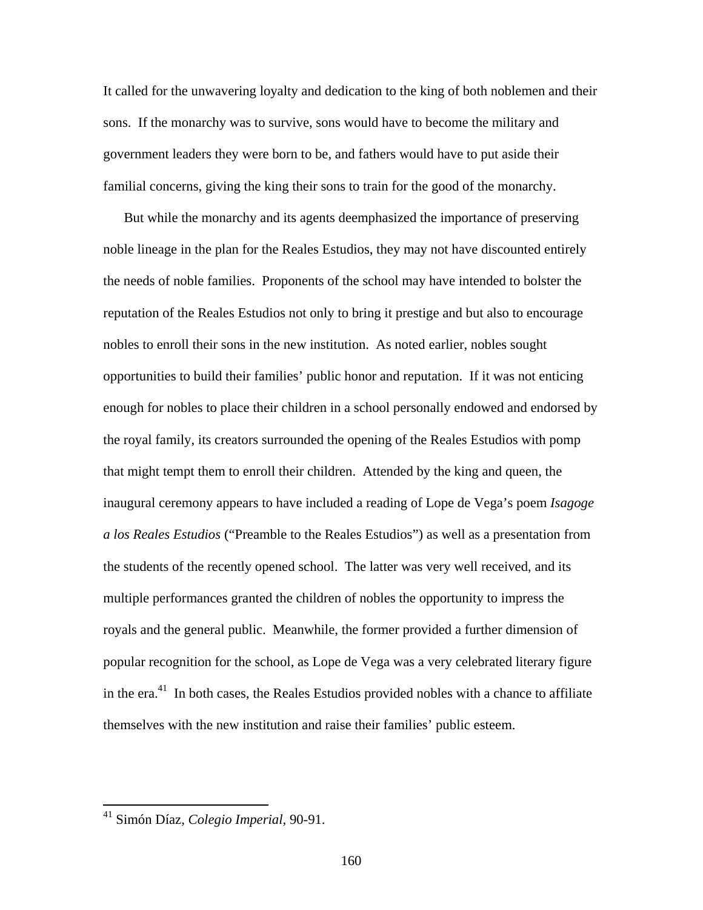It called for the unwavering loyalty and dedication to the king of both noblemen and their sons. If the monarchy was to survive, sons would have to become the military and government leaders they were born to be, and fathers would have to put aside their familial concerns, giving the king their sons to train for the good of the monarchy.

But while the monarchy and its agents deemphasized the importance of preserving noble lineage in the plan for the Reales Estudios, they may not have discounted entirely the needs of noble families. Proponents of the school may have intended to bolster the reputation of the Reales Estudios not only to bring it prestige and but also to encourage nobles to enroll their sons in the new institution. As noted earlier, nobles sought opportunities to build their families' public honor and reputation. If it was not enticing enough for nobles to place their children in a school personally endowed and endorsed by the royal family, its creators surrounded the opening of the Reales Estudios with pomp that might tempt them to enroll their children. Attended by the king and queen, the inaugural ceremony appears to have included a reading of Lope de Vega's poem *Isagoge a los Reales Estudios* ("Preamble to the Reales Estudios") as well as a presentation from the students of the recently opened school. The latter was very well received, and its multiple performances granted the children of nobles the opportunity to impress the royals and the general public. Meanwhile, the former provided a further dimension of popular recognition for the school, as Lope de Vega was a very celebrated literary figure in the era.[41] In both cases, the Reales Estudios provided nobles with a chance to affiliate themselves with the new institution and raise their families' public esteem.

---

[41] Simón Díaz, *Colegio Imperial*, 90-91.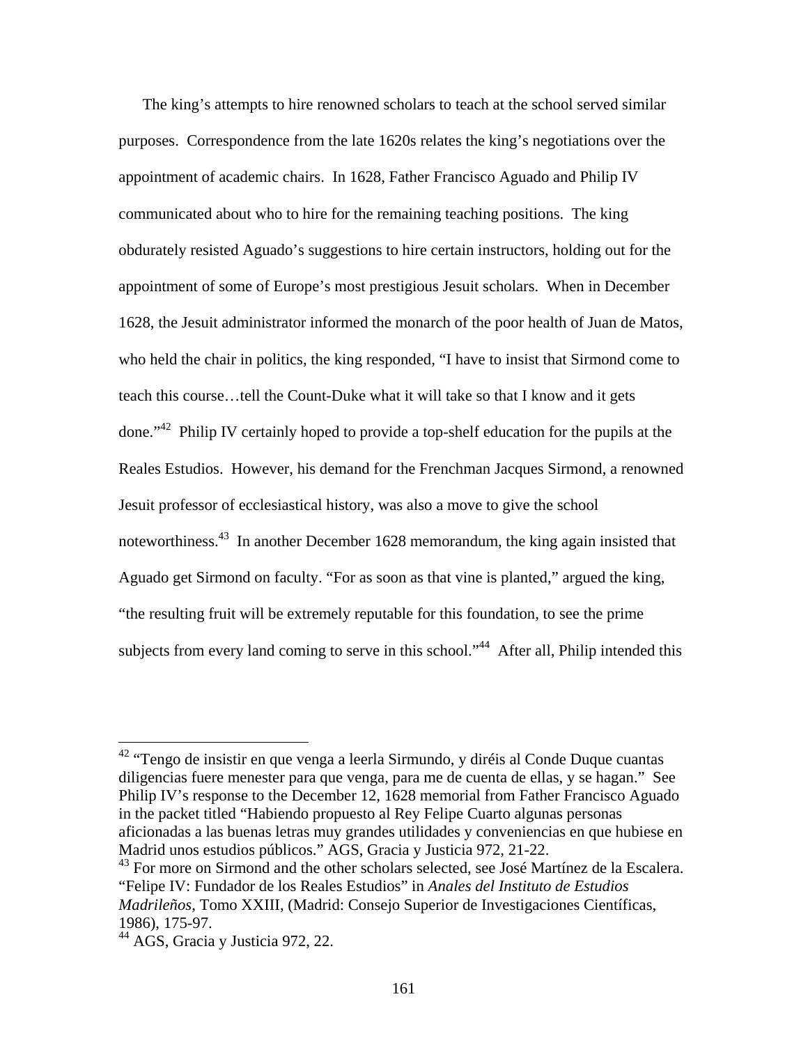The king's attempts to hire renowned scholars to teach at the school served similar purposes. Correspondence from the late 1620s relates the king's negotiations over the appointment of academic chairs. In 1628, Father Francisco Aguado and Philip IV communicated about who to hire for the remaining teaching positions. The king obdurately resisted Aguado's suggestions to hire certain instructors, holding out for the appointment of some of Europe's most prestigious Jesuit scholars. When in December 1628, the Jesuit administrator informed the monarch of the poor health of Juan de Matos, who held the chair in politics, the king responded, "I have to insist that Sirmond come to teach this course…tell the Count-Duke what it will take so that I know and it gets done."[42] Philip IV certainly hoped to provide a top-shelf education for the pupils at the Reales Estudios. However, his demand for the Frenchman Jacques Sirmond, a renowned Jesuit professor of ecclesiastical history, was also a move to give the school noteworthiness.[43] In another December 1628 memorandum, the king again insisted that Aguado get Sirmond on faculty. "For as soon as that vine is planted," argued the king, "the resulting fruit will be extremely reputable for this foundation, to see the prime subjects from every land coming to serve in this school."[44] After all, Philip intended this

---

[42] "Tengo de insistir en que venga a leerla Sirmundo, y diréis al Conde Duque cuantas diligencias fuere menester para que venga, para me de cuenta de ellas, y se hagan." See Philip IV's response to the December 12, 1628 memorial from Father Francisco Aguado in the packet titled "Habiendo propuesto al Rey Felipe Cuarto algunas personas aficionadas a las buenas letras muy grandes utilidades y conveniencias en que hubiese en Madrid unos estudios públicos." AGS, Gracia y Justicia 972, 21-22.

[43] For more on Sirmond and the other scholars selected, see José Martínez de la Escalera. "Felipe IV: Fundador de los Reales Estudios" in *Anales del Instituto de Estudios Madrileños*, Tomo XXIII, (Madrid: Consejo Superior de Investigaciones Científicas, 1986), 175-97.

[44] AGS, Gracia y Justicia 972, 22.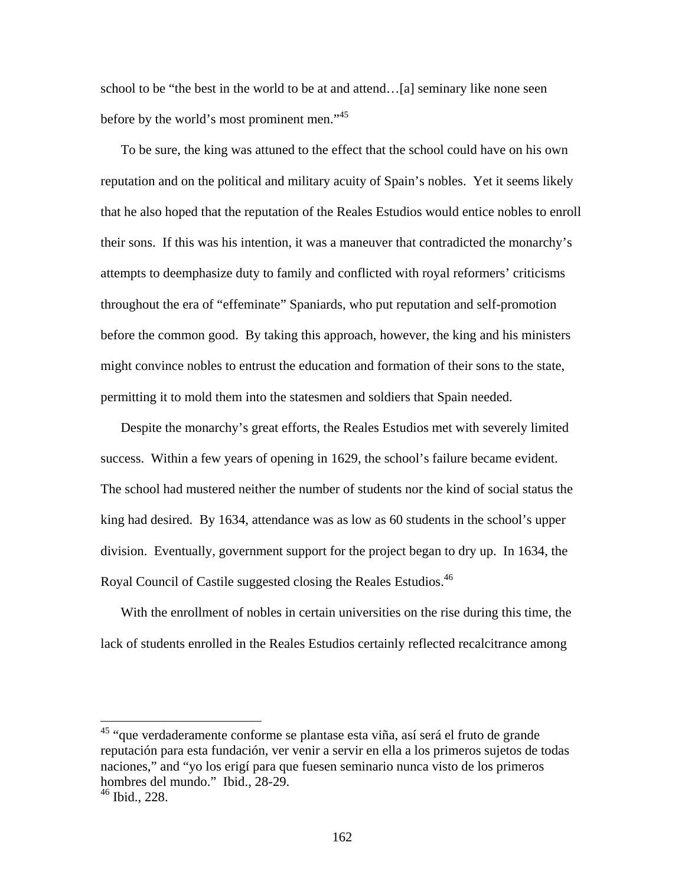school to be "the best in the world to be at and attend…[a] seminary like none seen before by the world's most prominent men."[45]

To be sure, the king was attuned to the effect that the school could have on his own reputation and on the political and military acuity of Spain's nobles. Yet it seems likely that he also hoped that the reputation of the Reales Estudios would entice nobles to enroll their sons. If this was his intention, it was a maneuver that contradicted the monarchy's attempts to deemphasize duty to family and conflicted with royal reformers' criticisms throughout the era of "effeminate" Spaniards, who put reputation and self-promotion before the common good. By taking this approach, however, the king and his ministers might convince nobles to entrust the education and formation of their sons to the state, permitting it to mold them into the statesmen and soldiers that Spain needed.

Despite the monarchy's great efforts, the Reales Estudios met with severely limited success. Within a few years of opening in 1629, the school's failure became evident. The school had mustered neither the number of students nor the kind of social status the king had desired. By 1634, attendance was as low as 60 students in the school's upper division. Eventually, government support for the project began to dry up. In 1634, the Royal Council of Castile suggested closing the Reales Estudios.[46]

With the enrollment of nobles in certain universities on the rise during this time, the lack of students enrolled in the Reales Estudios certainly reflected recalcitrance among

---

[45] "que verdaderamente conforme se plantase esta viña, así será el fruto de grande reputación para esta fundación, ver venir a servir en ella a los primeros sujetos de todas naciones," and "yo los erigí para que fuesen seminario nunca visto de los primeros hombres del mundo." Ibid., 28-29.

[46] Ibid., 228.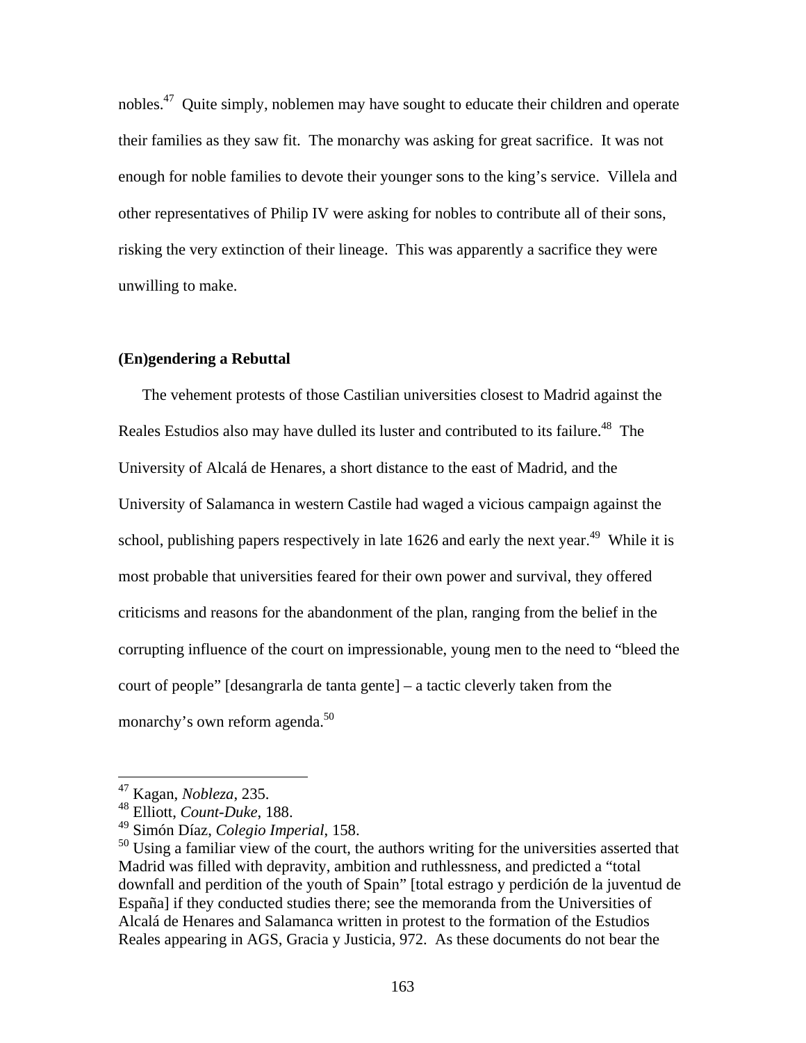nobles.[47] Quite simply, noblemen may have sought to educate their children and operate their families as they saw fit. The monarchy was asking for great sacrifice. It was not enough for noble families to devote their younger sons to the king's service. Villela and other representatives of Philip IV were asking for nobles to contribute all of their sons, risking the very extinction of their lineage. This was apparently a sacrifice they were unwilling to make.

**(En)gendering a Rebuttal**

The vehement protests of those Castilian universities closest to Madrid against the Reales Estudios also may have dulled its luster and contributed to its failure.[48] The University of Alcalá de Henares, a short distance to the east of Madrid, and the University of Salamanca in western Castile had waged a vicious campaign against the school, publishing papers respectively in late 1626 and early the next year.[49] While it is most probable that universities feared for their own power and survival, they offered criticisms and reasons for the abandonment of the plan, ranging from the belief in the corrupting influence of the court on impressionable, young men to the need to "bleed the court of people" [desangrarla de tanta gente] – a tactic cleverly taken from the monarchy's own reform agenda.[50]

---

[47] Kagan, *Nobleza*, 235.

[48] Elliott, *Count-Duke*, 188.

[49] Simón Díaz, *Colegio Imperial*, 158.

[50] Using a familiar view of the court, the authors writing for the universities asserted that Madrid was filled with depravity, ambition and ruthlessness, and predicted a "total downfall and perdition of the youth of Spain" [total estrago y perdición de la juventud de España] if they conducted studies there; see the memoranda from the Universities of Alcalá de Henares and Salamanca written in protest to the formation of the Estudios Reales appearing in AGS, Gracia y Justicia, 972. As these documents do not bear the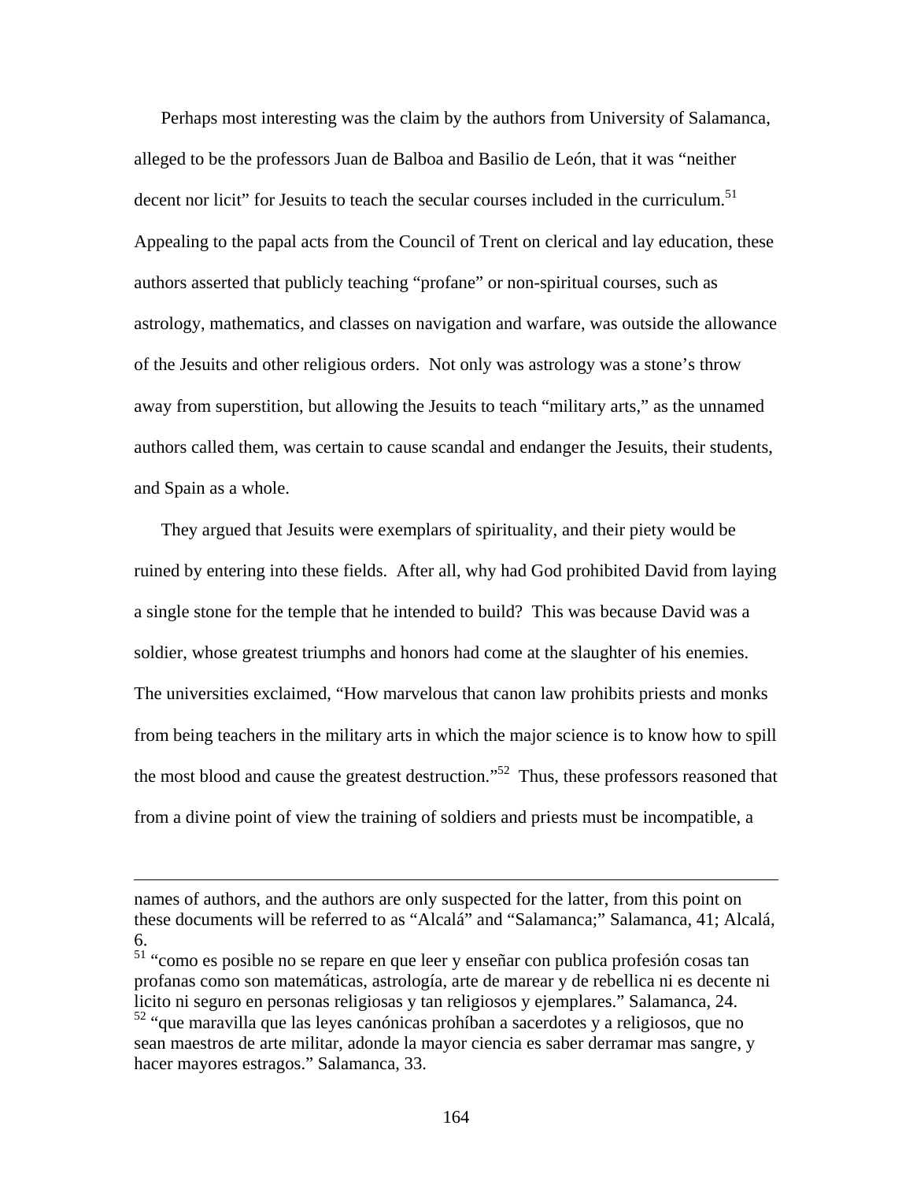Perhaps most interesting was the claim by the authors from University of Salamanca, alleged to be the professors Juan de Balboa and Basilio de León, that it was "neither decent nor licit" for Jesuits to teach the secular courses included in the curriculum.[51] Appealing to the papal acts from the Council of Trent on clerical and lay education, these authors asserted that publicly teaching "profane" or non-spiritual courses, such as astrology, mathematics, and classes on navigation and warfare, was outside the allowance of the Jesuits and other religious orders. Not only was astrology was a stone's throw away from superstition, but allowing the Jesuits to teach "military arts," as the unnamed authors called them, was certain to cause scandal and endanger the Jesuits, their students, and Spain as a whole.

They argued that Jesuits were exemplars of spirituality, and their piety would be ruined by entering into these fields. After all, why had God prohibited David from laying a single stone for the temple that he intended to build? This was because David was a soldier, whose greatest triumphs and honors had come at the slaughter of his enemies. The universities exclaimed, "How marvelous that canon law prohibits priests and monks from being teachers in the military arts in which the major science is to know how to spill the most blood and cause the greatest destruction."[52] Thus, these professors reasoned that from a divine point of view the training of soldiers and priests must be incompatible, a

---

names of authors, and the authors are only suspected for the latter, from this point on these documents will be referred to as "Alcalá" and "Salamanca;" Salamanca, 41; Alcalá, 6.

[51] "como es posible no se repare en que leer y enseñar con publica profesión cosas tan profanas como son matemáticas, astrología, arte de marear y de rebellica ni es decente ni licito ni seguro en personas religiosas y tan religiosos y ejemplares." Salamanca, 24.

[52] "que maravilla que las leyes canónicas prohíban a sacerdotes y a religiosos, que no sean maestros de arte militar, adonde la mayor ciencia es saber derramar mas sangre, y hacer mayores estragos." Salamanca, 33.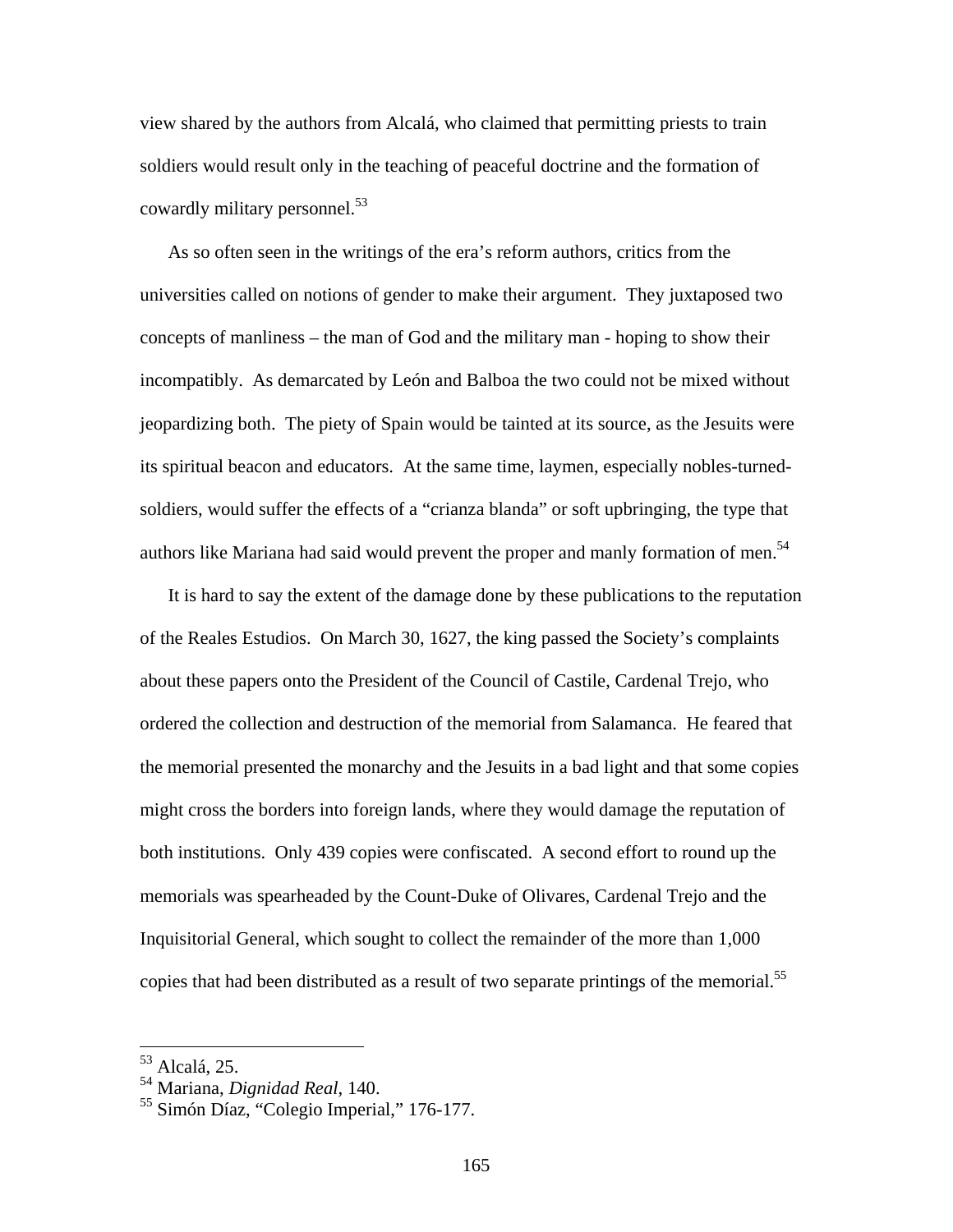view shared by the authors from Alcalá, who claimed that permitting priests to train soldiers would result only in the teaching of peaceful doctrine and the formation of cowardly military personnel.[53]

As so often seen in the writings of the era's reform authors, critics from the universities called on notions of gender to make their argument. They juxtaposed two concepts of manliness – the man of God and the military man - hoping to show their incompatibly. As demarcated by León and Balboa the two could not be mixed without jeopardizing both. The piety of Spain would be tainted at its source, as the Jesuits were its spiritual beacon and educators. At the same time, laymen, especially nobles-turned-soldiers, would suffer the effects of a "crianza blanda" or soft upbringing, the type that authors like Mariana had said would prevent the proper and manly formation of men.[54]

It is hard to say the extent of the damage done by these publications to the reputation of the Reales Estudios. On March 30, 1627, the king passed the Society's complaints about these papers onto the President of the Council of Castile, Cardenal Trejo, who ordered the collection and destruction of the memorial from Salamanca. He feared that the memorial presented the monarchy and the Jesuits in a bad light and that some copies might cross the borders into foreign lands, where they would damage the reputation of both institutions. Only 439 copies were confiscated. A second effort to round up the memorials was spearheaded by the Count-Duke of Olivares, Cardenal Trejo and the Inquisitorial General, which sought to collect the remainder of the more than 1,000 copies that had been distributed as a result of two separate printings of the memorial.[55]

---

[53] Alcalá, 25.

[54] Mariana, *Dignidad Real*, 140.

[55] Simón Díaz, "Colegio Imperial," 176-177.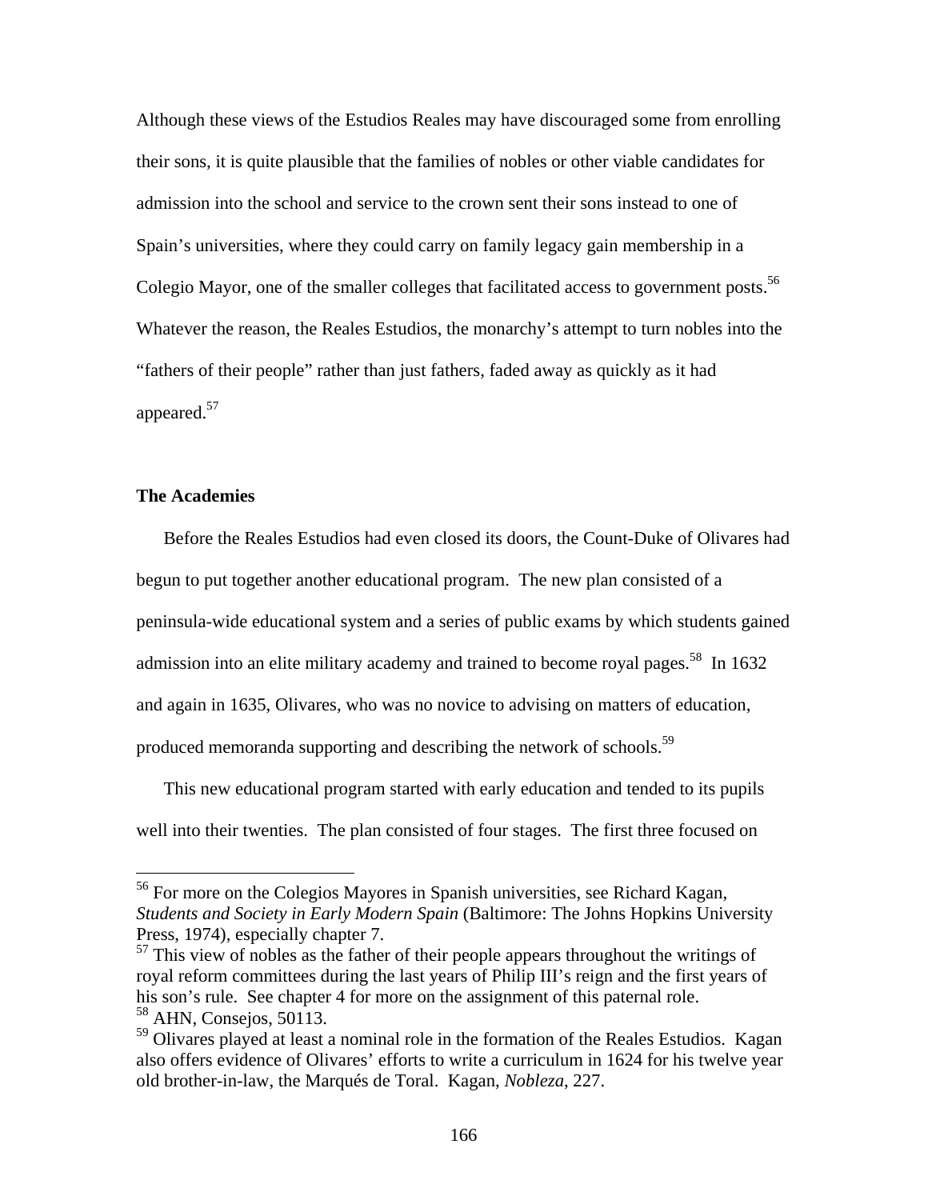Although these views of the Estudios Reales may have discouraged some from enrolling their sons, it is quite plausible that the families of nobles or other viable candidates for admission into the school and service to the crown sent their sons instead to one of Spain's universities, where they could carry on family legacy gain membership in a Colegio Mayor, one of the smaller colleges that facilitated access to government posts.[56] Whatever the reason, the Reales Estudios, the monarchy's attempt to turn nobles into the "fathers of their people" rather than just fathers, faded away as quickly as it had appeared.[57]

**The Academies**

Before the Reales Estudios had even closed its doors, the Count-Duke of Olivares had begun to put together another educational program. The new plan consisted of a peninsula-wide educational system and a series of public exams by which students gained admission into an elite military academy and trained to become royal pages.[58] In 1632 and again in 1635, Olivares, who was no novice to advising on matters of education, produced memoranda supporting and describing the network of schools.[59]

This new educational program started with early education and tended to its pupils well into their twenties. The plan consisted of four stages. The first three focused on

---

[56] For more on the Colegios Mayores in Spanish universities, see Richard Kagan, *Students and Society in Early Modern Spain* (Baltimore: The Johns Hopkins University Press, 1974), especially chapter 7.

[57] This view of nobles as the father of their people appears throughout the writings of royal reform committees during the last years of Philip III's reign and the first years of his son's rule. See chapter 4 for more on the assignment of this paternal role.

[58] AHN, Consejos, 50113.

[59] Olivares played at least a nominal role in the formation of the Reales Estudios. Kagan also offers evidence of Olivares' efforts to write a curriculum in 1624 for his twelve year old brother-in-law, the Marqués de Toral. Kagan, *Nobleza*, 227.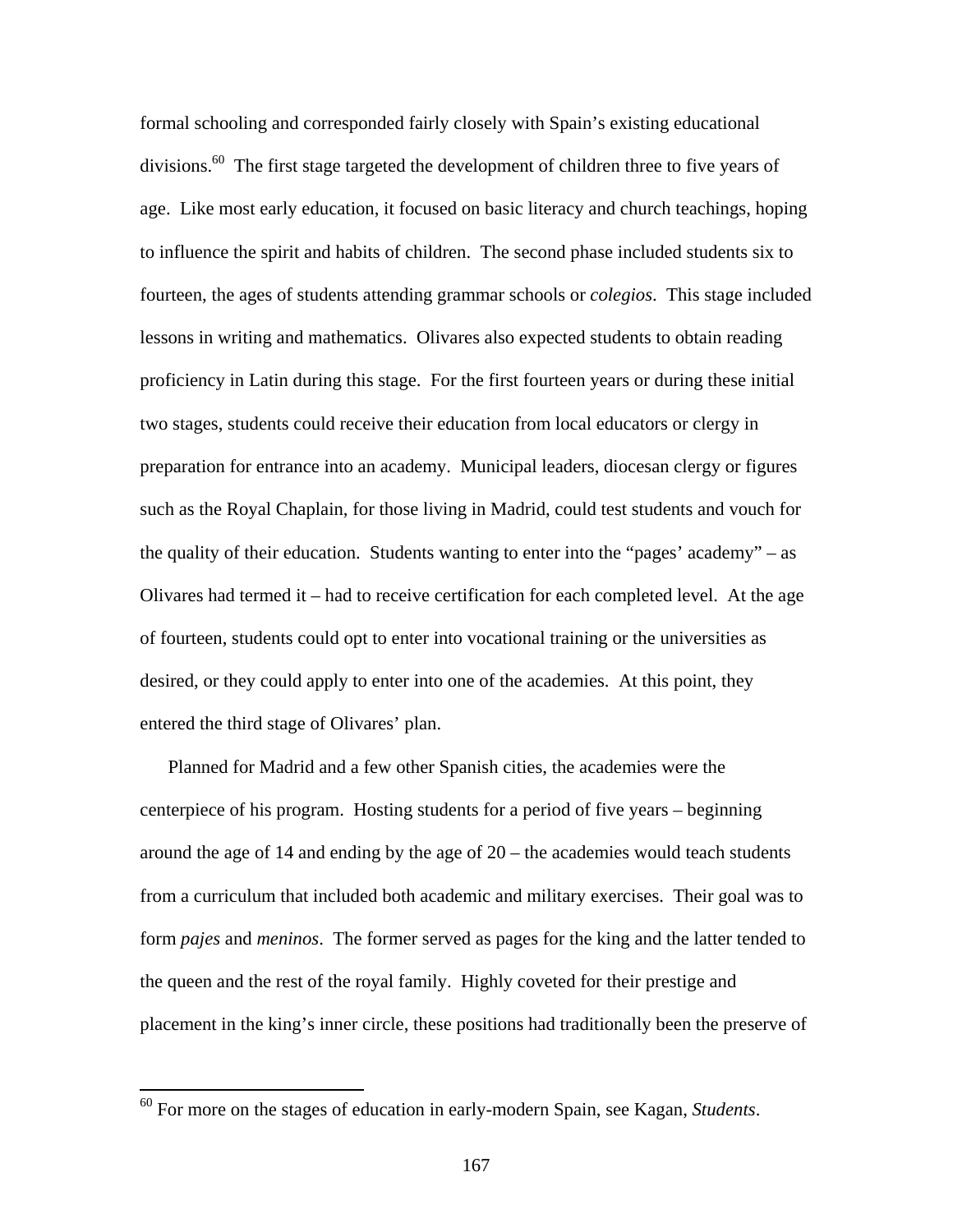formal schooling and corresponded fairly closely with Spain's existing educational divisions.[60] The first stage targeted the development of children three to five years of age. Like most early education, it focused on basic literacy and church teachings, hoping to influence the spirit and habits of children. The second phase included students six to fourteen, the ages of students attending grammar schools or *colegios*. This stage included lessons in writing and mathematics. Olivares also expected students to obtain reading proficiency in Latin during this stage. For the first fourteen years or during these initial two stages, students could receive their education from local educators or clergy in preparation for entrance into an academy. Municipal leaders, diocesan clergy or figures such as the Royal Chaplain, for those living in Madrid, could test students and vouch for the quality of their education. Students wanting to enter into the "pages' academy" – as Olivares had termed it – had to receive certification for each completed level. At the age of fourteen, students could opt to enter into vocational training or the universities as desired, or they could apply to enter into one of the academies. At this point, they entered the third stage of Olivares' plan.

Planned for Madrid and a few other Spanish cities, the academies were the centerpiece of his program. Hosting students for a period of five years – beginning around the age of 14 and ending by the age of 20 – the academies would teach students from a curriculum that included both academic and military exercises. Their goal was to form *pajes* and *meninos*. The former served as pages for the king and the latter tended to the queen and the rest of the royal family. Highly coveted for their prestige and placement in the king's inner circle, these positions had traditionally been the preserve of

[60] For more on the stages of education in early-modern Spain, see Kagan, *Students*.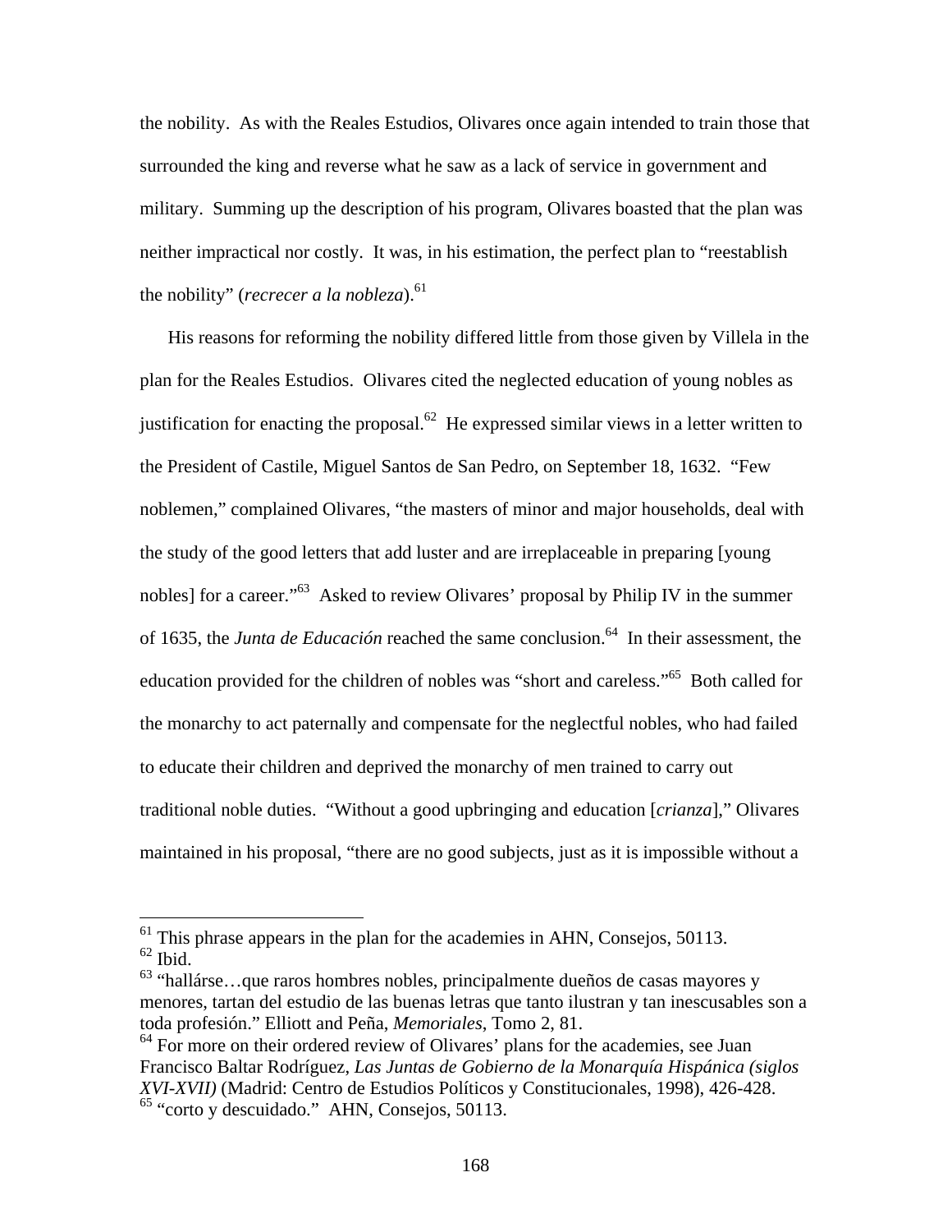the nobility. As with the Reales Estudios, Olivares once again intended to train those that surrounded the king and reverse what he saw as a lack of service in government and military. Summing up the description of his program, Olivares boasted that the plan was neither impractical nor costly. It was, in his estimation, the perfect plan to "reestablish the nobility" (*recrecer a la nobleza*).[61]

His reasons for reforming the nobility differed little from those given by Villela in the plan for the Reales Estudios. Olivares cited the neglected education of young nobles as justification for enacting the proposal.[62] He expressed similar views in a letter written to the President of Castile, Miguel Santos de San Pedro, on September 18, 1632. "Few noblemen," complained Olivares, "the masters of minor and major households, deal with the study of the good letters that add luster and are irreplaceable in preparing [young nobles] for a career."[63] Asked to review Olivares' proposal by Philip IV in the summer of 1635, the *Junta de Educación* reached the same conclusion.[64] In their assessment, the education provided for the children of nobles was "short and careless."[65] Both called for the monarchy to act paternally and compensate for the neglectful nobles, who had failed to educate their children and deprived the monarchy of men trained to carry out traditional noble duties. "Without a good upbringing and education [*crianza*]," Olivares maintained in his proposal, "there are no good subjects, just as it is impossible without a

---

[61] This phrase appears in the plan for the academies in AHN, Consejos, 50113.
[62] Ibid.
[63] "hallárse…que raros hombres nobles, principalmente dueños de casas mayores y menores, tartan del estudio de las buenas letras que tanto ilustran y tan inescusables son a toda profesión." Elliott and Peña, *Memoriales*, Tomo 2, 81.
[64] For more on their ordered review of Olivares' plans for the academies, see Juan Francisco Baltar Rodríguez, *Las Juntas de Gobierno de la Monarquía Hispánica (siglos XVI-XVII)* (Madrid: Centro de Estudios Políticos y Constitucionales, 1998), 426-428.
[65] "corto y descuidado." AHN, Consejos, 50113.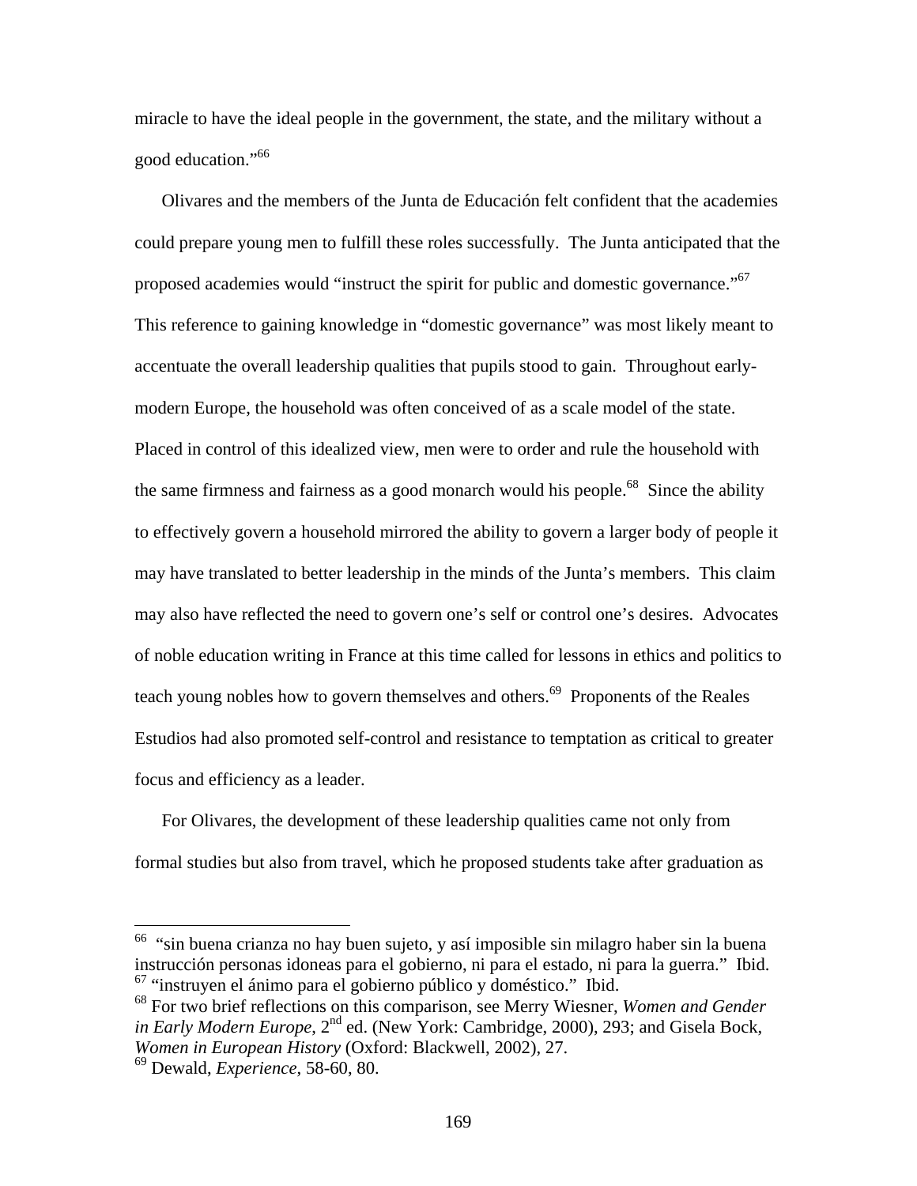miracle to have the ideal people in the government, the state, and the military without a good education."[66]

Olivares and the members of the Junta de Educación felt confident that the academies could prepare young men to fulfill these roles successfully. The Junta anticipated that the proposed academies would "instruct the spirit for public and domestic governance."[67] This reference to gaining knowledge in "domestic governance" was most likely meant to accentuate the overall leadership qualities that pupils stood to gain. Throughout early-modern Europe, the household was often conceived of as a scale model of the state. Placed in control of this idealized view, men were to order and rule the household with the same firmness and fairness as a good monarch would his people.[68] Since the ability to effectively govern a household mirrored the ability to govern a larger body of people it may have translated to better leadership in the minds of the Junta's members. This claim may also have reflected the need to govern one's self or control one's desires. Advocates of noble education writing in France at this time called for lessons in ethics and politics to teach young nobles how to govern themselves and others.[69] Proponents of the Reales Estudios had also promoted self-control and resistance to temptation as critical to greater focus and efficiency as a leader.

For Olivares, the development of these leadership qualities came not only from formal studies but also from travel, which he proposed students take after graduation as

---

[66] "sin buena crianza no hay buen sujeto, y así imposible sin milagro haber sin la buena instrucción personas idoneas para el gobierno, ni para el estado, ni para la guerra." Ibid.

[67] "instruyen el ánimo para el gobierno público y doméstico." Ibid.

[68] For two brief reflections on this comparison, see Merry Wiesner, *Women and Gender in Early Modern Europe*, 2nd ed. (New York: Cambridge, 2000), 293; and Gisela Bock, *Women in European History* (Oxford: Blackwell, 2002), 27.

[69] Dewald, *Experience*, 58-60, 80.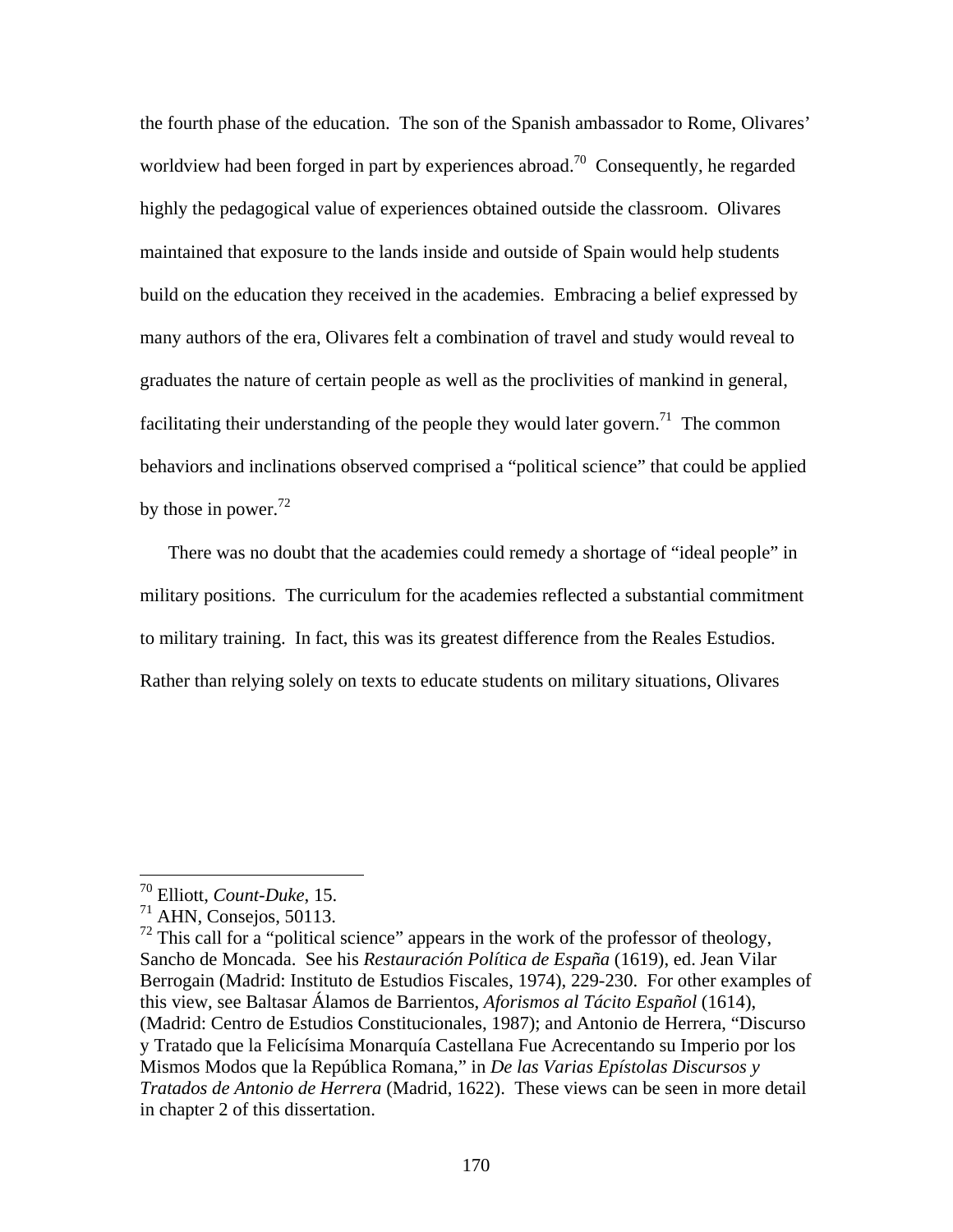the fourth phase of the education. The son of the Spanish ambassador to Rome, Olivares' worldview had been forged in part by experiences abroad.[70] Consequently, he regarded highly the pedagogical value of experiences obtained outside the classroom. Olivares maintained that exposure to the lands inside and outside of Spain would help students build on the education they received in the academies. Embracing a belief expressed by many authors of the era, Olivares felt a combination of travel and study would reveal to graduates the nature of certain people as well as the proclivities of mankind in general, facilitating their understanding of the people they would later govern.[71] The common behaviors and inclinations observed comprised a "political science" that could be applied by those in power.[72]

There was no doubt that the academies could remedy a shortage of "ideal people" in military positions. The curriculum for the academies reflected a substantial commitment to military training. In fact, this was its greatest difference from the Reales Estudios. Rather than relying solely on texts to educate students on military situations, Olivares

---

[70] Elliott, *Count-Duke*, 15.

[71] AHN, Consejos, 50113.

[72] This call for a "political science" appears in the work of the professor of theology, Sancho de Moncada. See his *Restauración Política de España* (1619), ed. Jean Vilar Berrogain (Madrid: Instituto de Estudios Fiscales, 1974), 229-230. For other examples of this view, see Baltasar Álamos de Barrientos, *Aforismos al Tácito Español* (1614), (Madrid: Centro de Estudios Constitucionales, 1987); and Antonio de Herrera, "Discurso y Tratado que la Felicísima Monarquía Castellana Fue Acrecentando su Imperio por los Mismos Modos que la República Romana," in *De las Varias Epístolas Discursos y Tratados de Antonio de Herrera* (Madrid, 1622). These views can be seen in more detail in chapter 2 of this dissertation.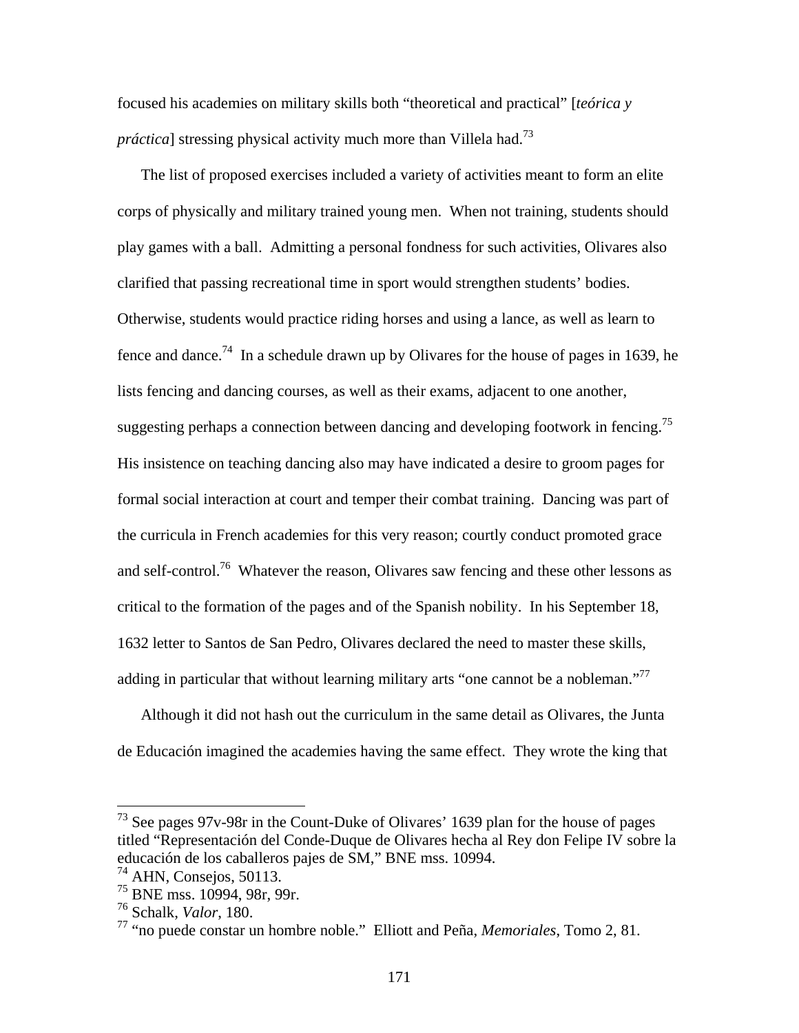focused his academies on military skills both "theoretical and practical" [*teórica y práctica*] stressing physical activity much more than Villela had.[73]

The list of proposed exercises included a variety of activities meant to form an elite corps of physically and military trained young men. When not training, students should play games with a ball. Admitting a personal fondness for such activities, Olivares also clarified that passing recreational time in sport would strengthen students' bodies. Otherwise, students would practice riding horses and using a lance, as well as learn to fence and dance.[74] In a schedule drawn up by Olivares for the house of pages in 1639, he lists fencing and dancing courses, as well as their exams, adjacent to one another, suggesting perhaps a connection between dancing and developing footwork in fencing.[75] His insistence on teaching dancing also may have indicated a desire to groom pages for formal social interaction at court and temper their combat training. Dancing was part of the curricula in French academies for this very reason; courtly conduct promoted grace and self-control.[76] Whatever the reason, Olivares saw fencing and these other lessons as critical to the formation of the pages and of the Spanish nobility. In his September 18, 1632 letter to Santos de San Pedro, Olivares declared the need to master these skills, adding in particular that without learning military arts "one cannot be a nobleman."[77]

Although it did not hash out the curriculum in the same detail as Olivares, the Junta de Educación imagined the academies having the same effect. They wrote the king that

---

[73] See pages 97v-98r in the Count-Duke of Olivares' 1639 plan for the house of pages titled "Representación del Conde-Duque de Olivares hecha al Rey don Felipe IV sobre la educación de los caballeros pajes de SM," BNE mss. 10994.

[74] AHN, Consejos, 50113.

[75] BNE mss. 10994, 98r, 99r.

[76] Schalk, *Valor*, 180.

[77] "no puede constar un hombre noble." Elliott and Peña, *Memoriales*, Tomo 2, 81.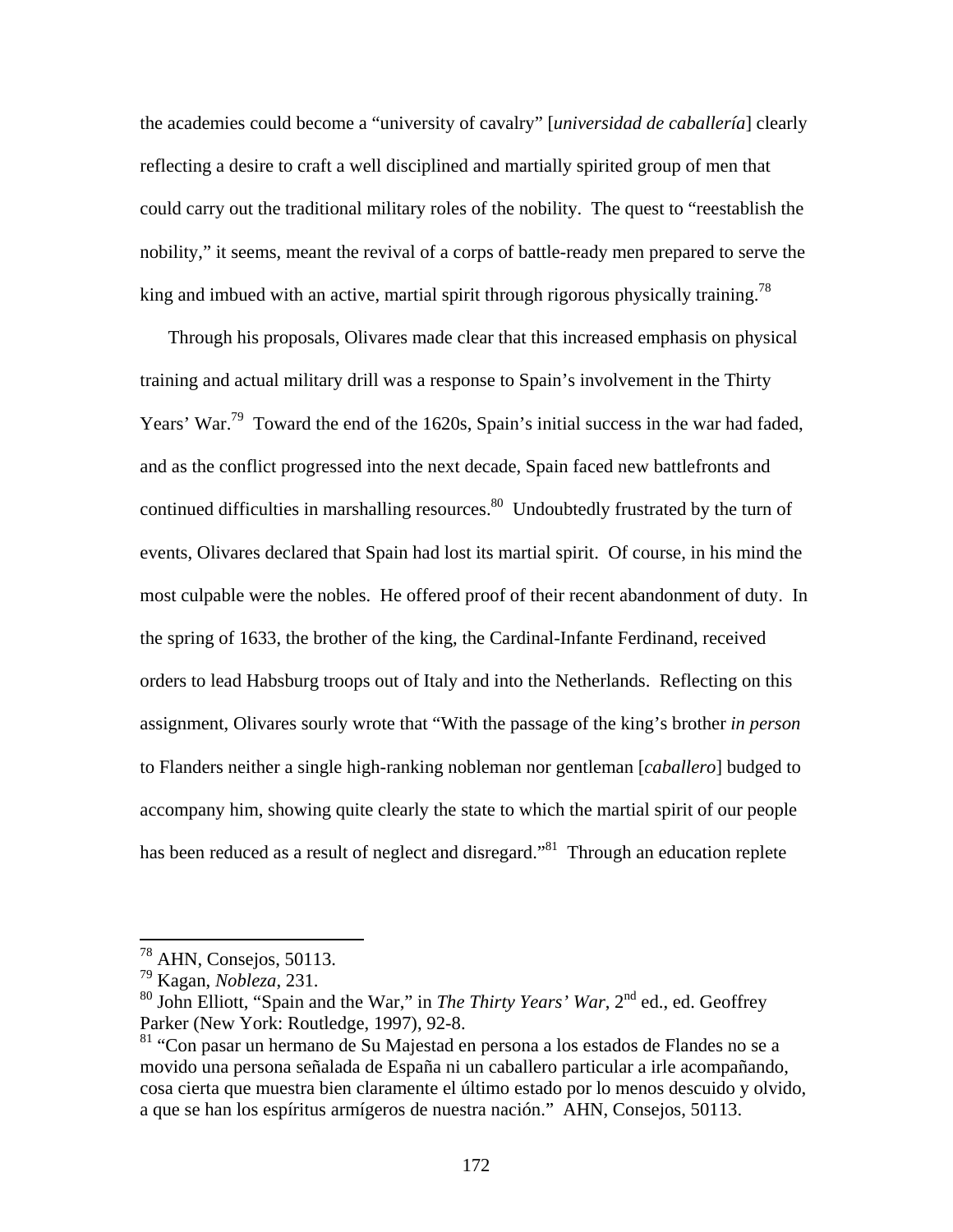the academies could become a "university of cavalry" [*universidad de caballería*] clearly reflecting a desire to craft a well disciplined and martially spirited group of men that could carry out the traditional military roles of the nobility. The quest to "reestablish the nobility," it seems, meant the revival of a corps of battle-ready men prepared to serve the king and imbued with an active, martial spirit through rigorous physically training.[78]

Through his proposals, Olivares made clear that this increased emphasis on physical training and actual military drill was a response to Spain's involvement in the Thirty Years' War.[79] Toward the end of the 1620s, Spain's initial success in the war had faded, and as the conflict progressed into the next decade, Spain faced new battlefronts and continued difficulties in marshalling resources.[80] Undoubtedly frustrated by the turn of events, Olivares declared that Spain had lost its martial spirit. Of course, in his mind the most culpable were the nobles. He offered proof of their recent abandonment of duty. In the spring of 1633, the brother of the king, the Cardinal-Infante Ferdinand, received orders to lead Habsburg troops out of Italy and into the Netherlands. Reflecting on this assignment, Olivares sourly wrote that "With the passage of the king's brother *in person* to Flanders neither a single high-ranking nobleman nor gentleman [*caballero*] budged to accompany him, showing quite clearly the state to which the martial spirit of our people has been reduced as a result of neglect and disregard."[81] Through an education replete

---

[78] AHN, Consejos, 50113.

[79] Kagan, *Nobleza*, 231.

[80] John Elliott, "Spain and the War," in *The Thirty Years' War*, 2nd ed., ed. Geoffrey Parker (New York: Routledge, 1997), 92-8.

[81] "Con pasar un hermano de Su Majestad en persona a los estados de Flandes no se a movido una persona señalada de España ni un caballero particular a irle acompañando, cosa cierta que muestra bien claramente el último estado por lo menos descuido y olvido, a que se han los espíritus armígeros de nuestra nación." AHN, Consejos, 50113.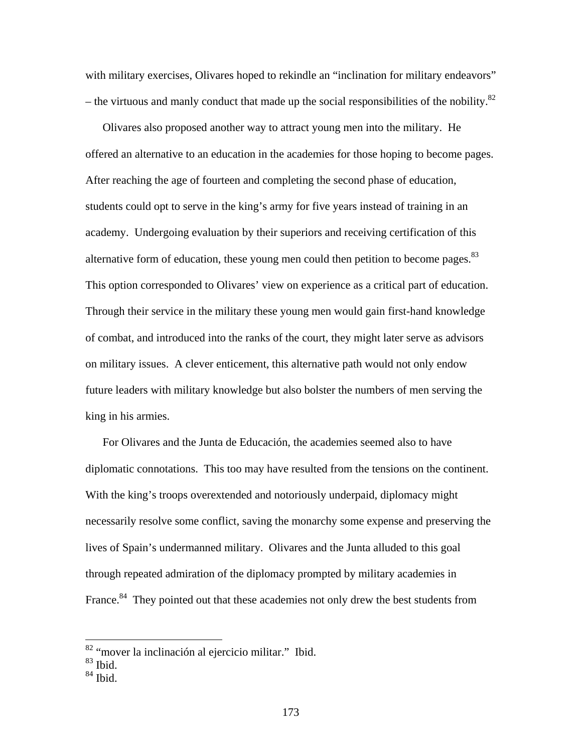with military exercises, Olivares hoped to rekindle an "inclination for military endeavors" – the virtuous and manly conduct that made up the social responsibilities of the nobility.[82]

Olivares also proposed another way to attract young men into the military. He offered an alternative to an education in the academies for those hoping to become pages. After reaching the age of fourteen and completing the second phase of education, students could opt to serve in the king's army for five years instead of training in an academy. Undergoing evaluation by their superiors and receiving certification of this alternative form of education, these young men could then petition to become pages.[83] This option corresponded to Olivares' view on experience as a critical part of education. Through their service in the military these young men would gain first-hand knowledge of combat, and introduced into the ranks of the court, they might later serve as advisors on military issues. A clever enticement, this alternative path would not only endow future leaders with military knowledge but also bolster the numbers of men serving the king in his armies.

For Olivares and the Junta de Educación, the academies seemed also to have diplomatic connotations. This too may have resulted from the tensions on the continent. With the king's troops overextended and notoriously underpaid, diplomacy might necessarily resolve some conflict, saving the monarchy some expense and preserving the lives of Spain's undermanned military. Olivares and the Junta alluded to this goal through repeated admiration of the diplomacy prompted by military academies in France.[84] They pointed out that these academies not only drew the best students from

---

[82] "mover la inclinación al ejercicio militar." Ibid.

[83] Ibid.

[84] Ibid.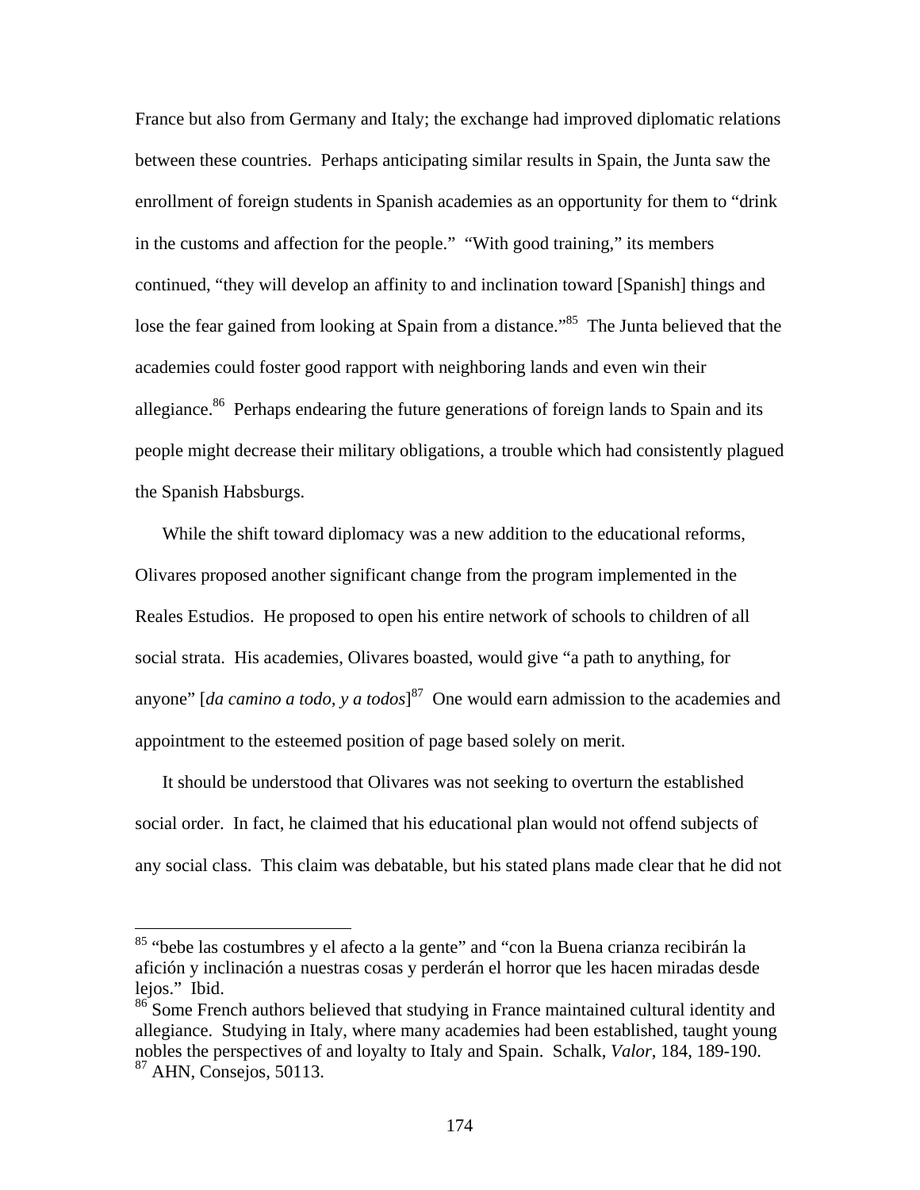France but also from Germany and Italy; the exchange had improved diplomatic relations between these countries. Perhaps anticipating similar results in Spain, the Junta saw the enrollment of foreign students in Spanish academies as an opportunity for them to "drink in the customs and affection for the people." "With good training," its members continued, "they will develop an affinity to and inclination toward [Spanish] things and lose the fear gained from looking at Spain from a distance."[85] The Junta believed that the academies could foster good rapport with neighboring lands and even win their allegiance.[86] Perhaps endearing the future generations of foreign lands to Spain and its people might decrease their military obligations, a trouble which had consistently plagued the Spanish Habsburgs.

While the shift toward diplomacy was a new addition to the educational reforms, Olivares proposed another significant change from the program implemented in the Reales Estudios. He proposed to open his entire network of schools to children of all social strata. His academies, Olivares boasted, would give "a path to anything, for anyone" [*da camino a todo, y a todos*][87] One would earn admission to the academies and appointment to the esteemed position of page based solely on merit.

It should be understood that Olivares was not seeking to overturn the established social order. In fact, he claimed that his educational plan would not offend subjects of any social class. This claim was debatable, but his stated plans made clear that he did not

---

[85] "bebe las costumbres y el afecto a la gente" and "con la Buena crianza recibirán la afición y inclinación a nuestras cosas y perderán el horror que les hacen miradas desde lejos." Ibid.

[86] Some French authors believed that studying in France maintained cultural identity and allegiance. Studying in Italy, where many academies had been established, taught young nobles the perspectives of and loyalty to Italy and Spain. Schalk, *Valor*, 184, 189-190.

[87] AHN, Consejos, 50113.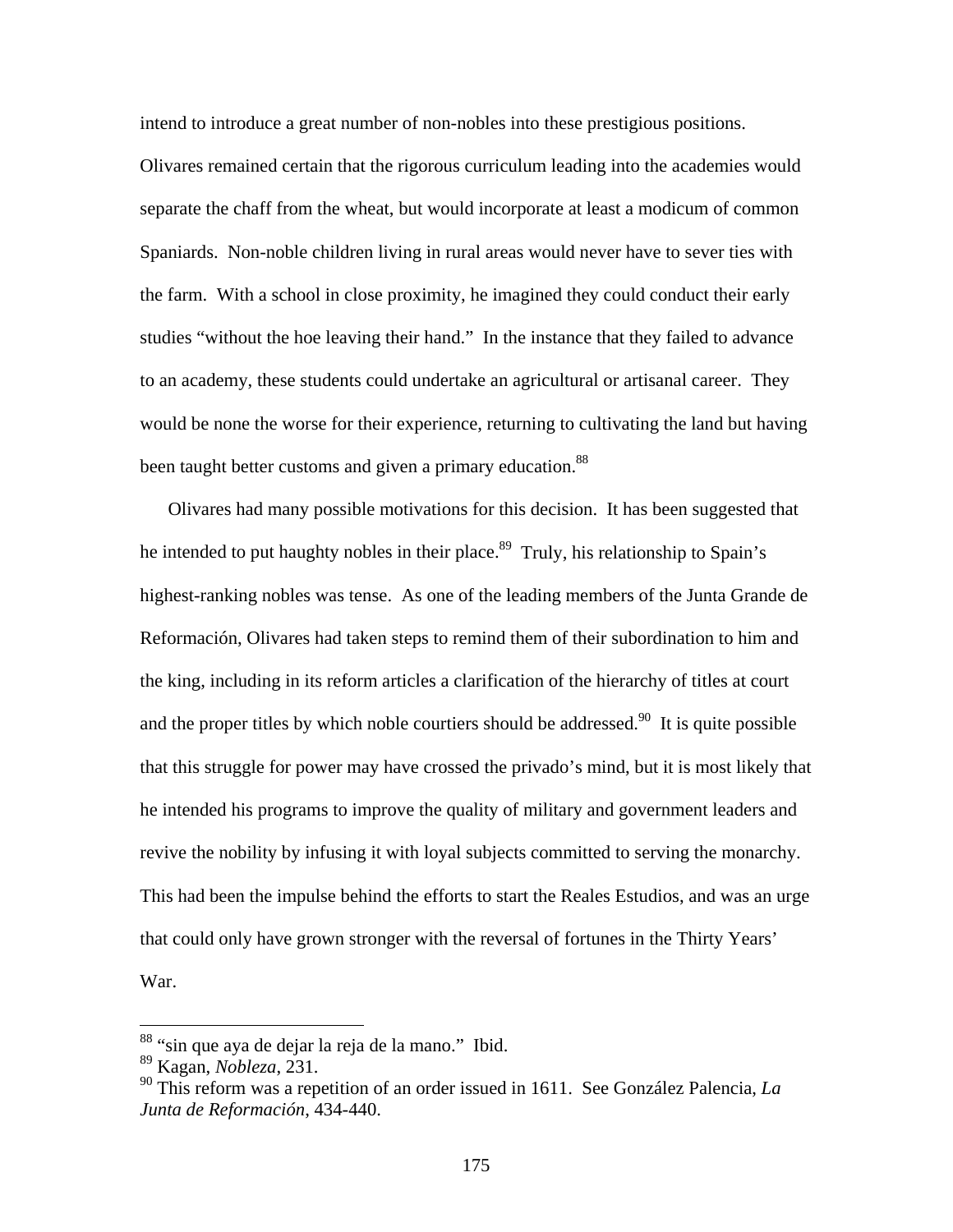intend to introduce a great number of non-nobles into these prestigious positions. Olivares remained certain that the rigorous curriculum leading into the academies would separate the chaff from the wheat, but would incorporate at least a modicum of common Spaniards. Non-noble children living in rural areas would never have to sever ties with the farm. With a school in close proximity, he imagined they could conduct their early studies "without the hoe leaving their hand." In the instance that they failed to advance to an academy, these students could undertake an agricultural or artisanal career. They would be none the worse for their experience, returning to cultivating the land but having been taught better customs and given a primary education.[88]

Olivares had many possible motivations for this decision. It has been suggested that he intended to put haughty nobles in their place.[89] Truly, his relationship to Spain's highest-ranking nobles was tense. As one of the leading members of the Junta Grande de Reformación, Olivares had taken steps to remind them of their subordination to him and the king, including in its reform articles a clarification of the hierarchy of titles at court and the proper titles by which noble courtiers should be addressed.[90] It is quite possible that this struggle for power may have crossed the privado's mind, but it is most likely that he intended his programs to improve the quality of military and government leaders and revive the nobility by infusing it with loyal subjects committed to serving the monarchy. This had been the impulse behind the efforts to start the Reales Estudios, and was an urge that could only have grown stronger with the reversal of fortunes in the Thirty Years' War.

---

[88] "sin que aya de dejar la reja de la mano." Ibid.

[89] Kagan, *Nobleza*, 231.

[90] This reform was a repetition of an order issued in 1611. See González Palencia, *La Junta de Reformación*, 434-440.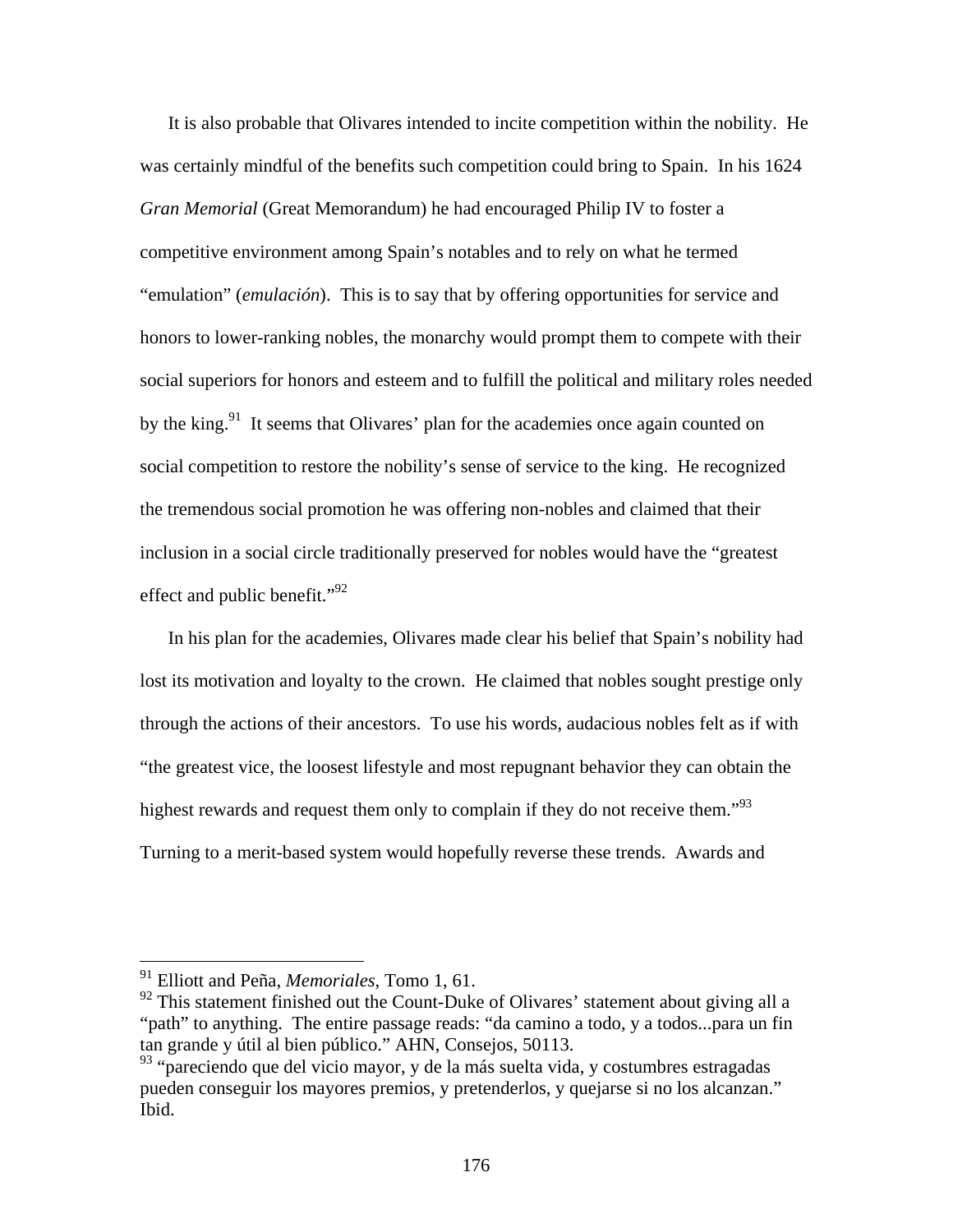It is also probable that Olivares intended to incite competition within the nobility. He was certainly mindful of the benefits such competition could bring to Spain. In his 1624 *Gran Memorial* (Great Memorandum) he had encouraged Philip IV to foster a competitive environment among Spain's notables and to rely on what he termed "emulation" (*emulación*). This is to say that by offering opportunities for service and honors to lower-ranking nobles, the monarchy would prompt them to compete with their social superiors for honors and esteem and to fulfill the political and military roles needed by the king.[91] It seems that Olivares' plan for the academies once again counted on social competition to restore the nobility's sense of service to the king. He recognized the tremendous social promotion he was offering non-nobles and claimed that their inclusion in a social circle traditionally preserved for nobles would have the "greatest effect and public benefit."[92]

In his plan for the academies, Olivares made clear his belief that Spain's nobility had lost its motivation and loyalty to the crown. He claimed that nobles sought prestige only through the actions of their ancestors. To use his words, audacious nobles felt as if with "the greatest vice, the loosest lifestyle and most repugnant behavior they can obtain the highest rewards and request them only to complain if they do not receive them."[93] Turning to a merit-based system would hopefully reverse these trends. Awards and

---

[91] Elliott and Peña, *Memoriales*, Tomo 1, 61.

[92] This statement finished out the Count-Duke of Olivares' statement about giving all a "path" to anything. The entire passage reads: "da camino a todo, y a todos...para un fin tan grande y útil al bien público." AHN, Consejos, 50113.

[93] "pareciendo que del vicio mayor, y de la más suelta vida, y costumbres estragadas pueden conseguir los mayores premios, y pretenderlos, y quejarse si no los alcanzan." Ibid.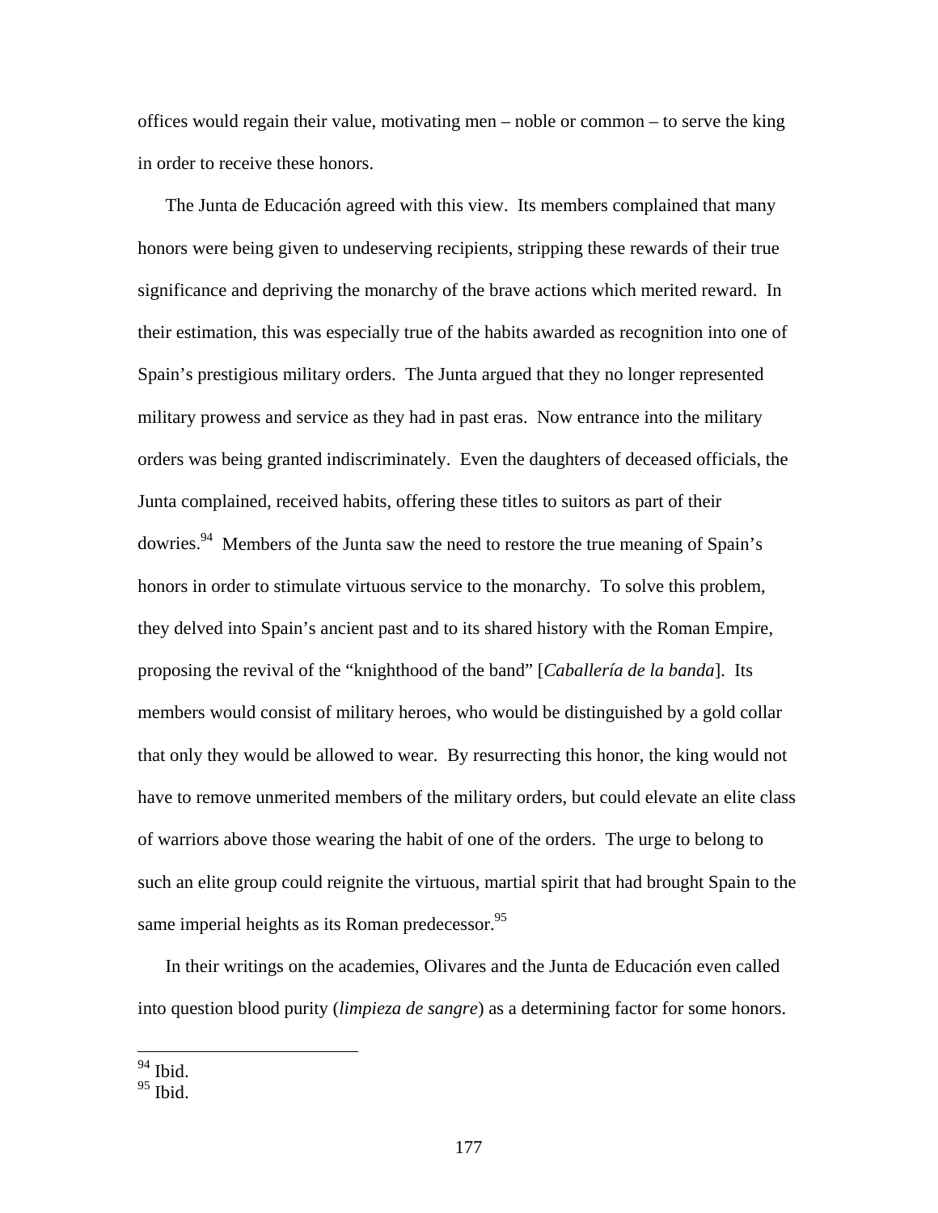offices would regain their value, motivating men – noble or common – to serve the king in order to receive these honors.

The Junta de Educación agreed with this view. Its members complained that many honors were being given to undeserving recipients, stripping these rewards of their true significance and depriving the monarchy of the brave actions which merited reward. In their estimation, this was especially true of the habits awarded as recognition into one of Spain's prestigious military orders. The Junta argued that they no longer represented military prowess and service as they had in past eras. Now entrance into the military orders was being granted indiscriminately. Even the daughters of deceased officials, the Junta complained, received habits, offering these titles to suitors as part of their dowries.[94] Members of the Junta saw the need to restore the true meaning of Spain's honors in order to stimulate virtuous service to the monarchy. To solve this problem, they delved into Spain's ancient past and to its shared history with the Roman Empire, proposing the revival of the "knighthood of the band" [*Caballería de la banda*]. Its members would consist of military heroes, who would be distinguished by a gold collar that only they would be allowed to wear. By resurrecting this honor, the king would not have to remove unmerited members of the military orders, but could elevate an elite class of warriors above those wearing the habit of one of the orders. The urge to belong to such an elite group could reignite the virtuous, martial spirit that had brought Spain to the same imperial heights as its Roman predecessor.[95]

In their writings on the academies, Olivares and the Junta de Educación even called into question blood purity (*limpieza de sangre*) as a determining factor for some honors.

---

[94] Ibid.
[95] Ibid.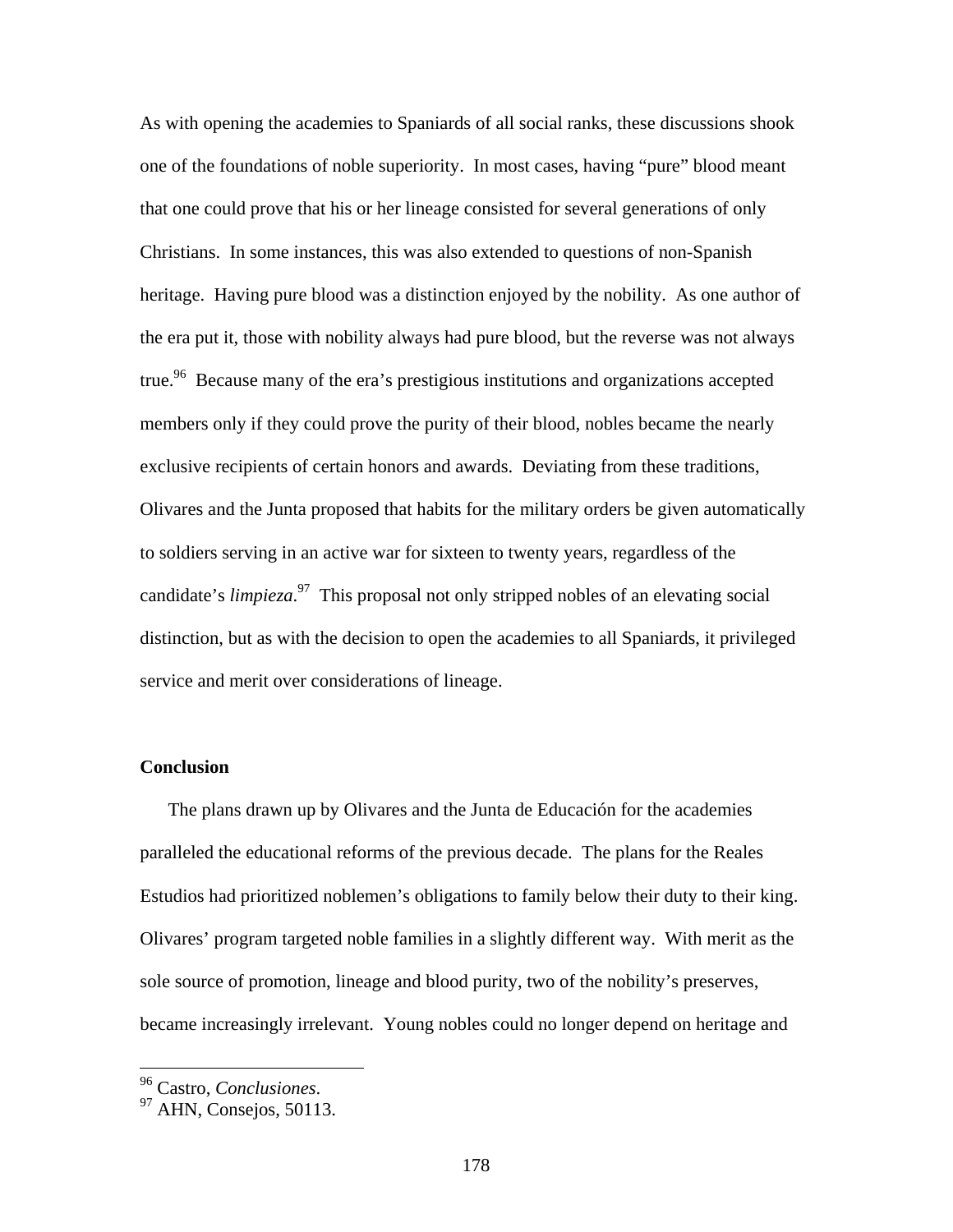As with opening the academies to Spaniards of all social ranks, these discussions shook one of the foundations of noble superiority. In most cases, having "pure" blood meant that one could prove that his or her lineage consisted for several generations of only Christians. In some instances, this was also extended to questions of non-Spanish heritage. Having pure blood was a distinction enjoyed by the nobility. As one author of the era put it, those with nobility always had pure blood, but the reverse was not always true.[96] Because many of the era's prestigious institutions and organizations accepted members only if they could prove the purity of their blood, nobles became the nearly exclusive recipients of certain honors and awards. Deviating from these traditions, Olivares and the Junta proposed that habits for the military orders be given automatically to soldiers serving in an active war for sixteen to twenty years, regardless of the candidate's *limpieza*.[97] This proposal not only stripped nobles of an elevating social distinction, but as with the decision to open the academies to all Spaniards, it privileged service and merit over considerations of lineage.

**Conclusion**

The plans drawn up by Olivares and the Junta de Educación for the academies paralleled the educational reforms of the previous decade. The plans for the Reales Estudios had prioritized noblemen's obligations to family below their duty to their king. Olivares' program targeted noble families in a slightly different way. With merit as the sole source of promotion, lineage and blood purity, two of the nobility's preserves, became increasingly irrelevant. Young nobles could no longer depend on heritage and

---

[96] Castro, *Conclusiones*.

[97] AHN, Consejos, 50113.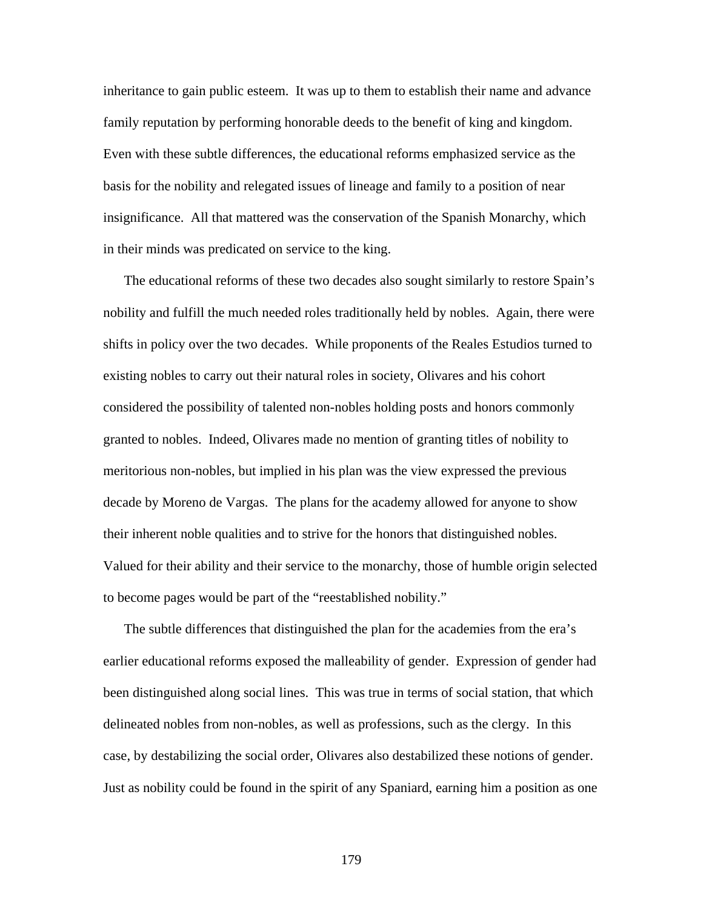inheritance to gain public esteem. It was up to them to establish their name and advance family reputation by performing honorable deeds to the benefit of king and kingdom. Even with these subtle differences, the educational reforms emphasized service as the basis for the nobility and relegated issues of lineage and family to a position of near insignificance. All that mattered was the conservation of the Spanish Monarchy, which in their minds was predicated on service to the king.

The educational reforms of these two decades also sought similarly to restore Spain's nobility and fulfill the much needed roles traditionally held by nobles. Again, there were shifts in policy over the two decades. While proponents of the Reales Estudios turned to existing nobles to carry out their natural roles in society, Olivares and his cohort considered the possibility of talented non-nobles holding posts and honors commonly granted to nobles. Indeed, Olivares made no mention of granting titles of nobility to meritorious non-nobles, but implied in his plan was the view expressed the previous decade by Moreno de Vargas. The plans for the academy allowed for anyone to show their inherent noble qualities and to strive for the honors that distinguished nobles. Valued for their ability and their service to the monarchy, those of humble origin selected to become pages would be part of the "reestablished nobility."

The subtle differences that distinguished the plan for the academies from the era's earlier educational reforms exposed the malleability of gender. Expression of gender had been distinguished along social lines. This was true in terms of social station, that which delineated nobles from non-nobles, as well as professions, such as the clergy. In this case, by destabilizing the social order, Olivares also destabilized these notions of gender. Just as nobility could be found in the spirit of any Spaniard, earning him a position as one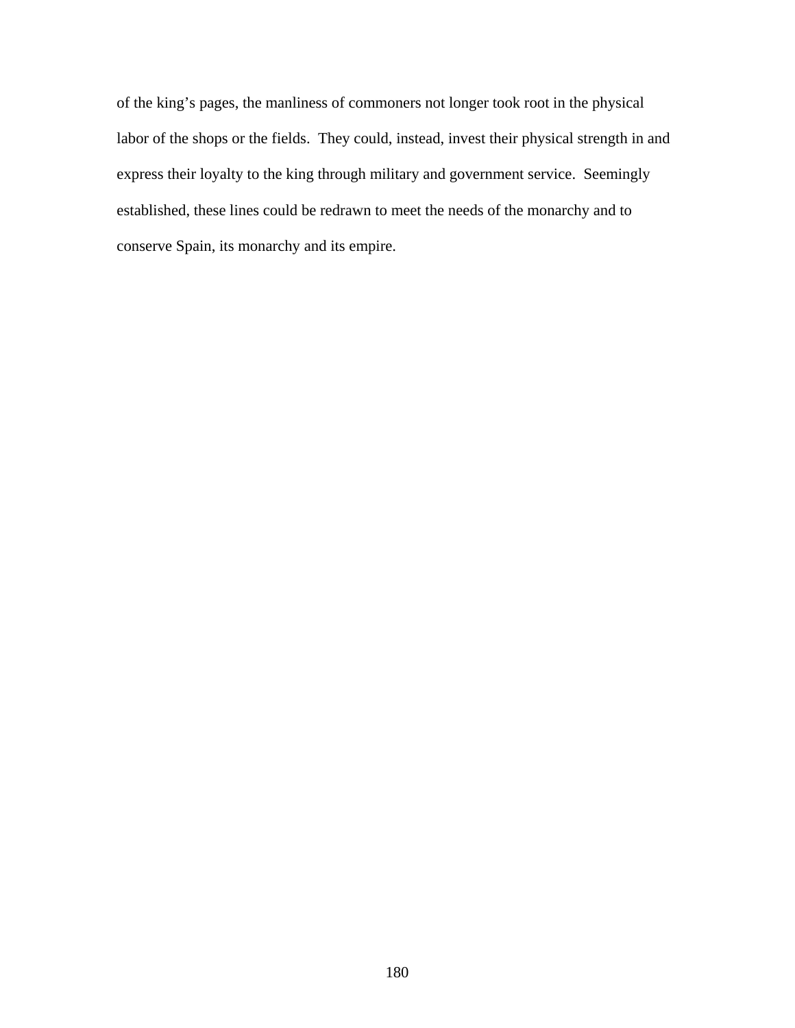of the king's pages, the manliness of commoners not longer took root in the physical labor of the shops or the fields. They could, instead, invest their physical strength in and express their loyalty to the king through military and government service. Seemingly established, these lines could be redrawn to meet the needs of the monarchy and to conserve Spain, its monarchy and its empire.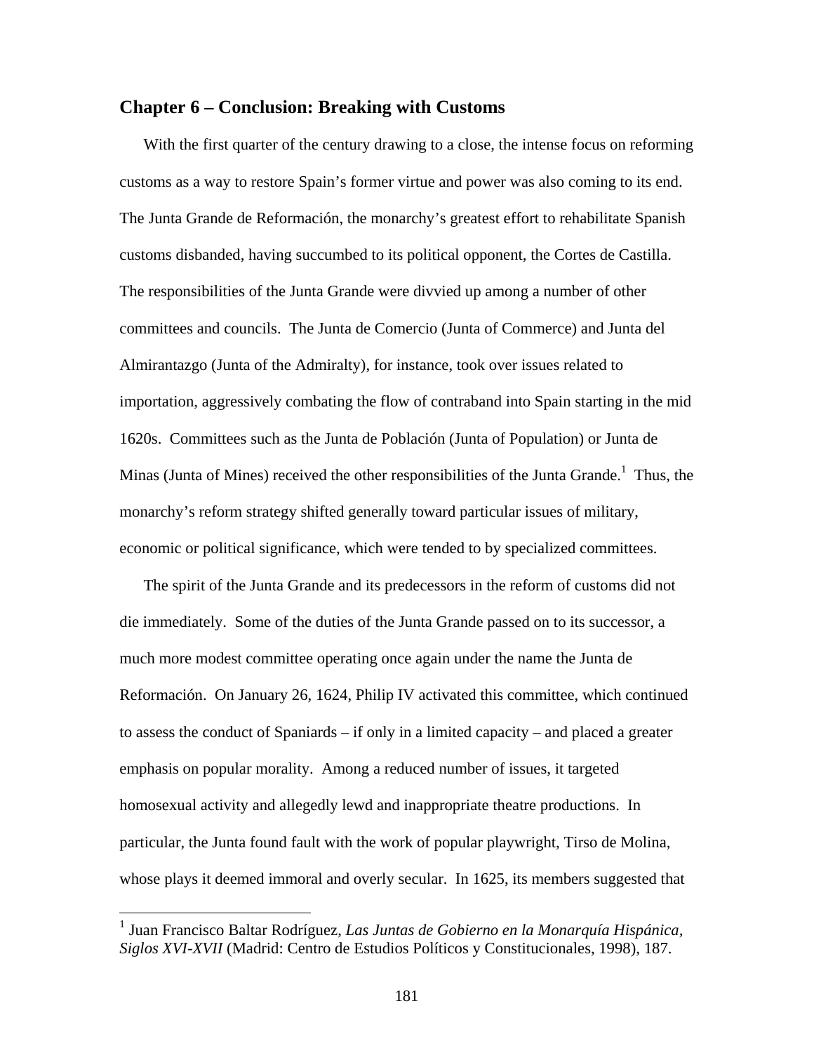## Chapter 6 – Conclusion: Breaking with Customs

With the first quarter of the century drawing to a close, the intense focus on reforming customs as a way to restore Spain's former virtue and power was also coming to its end. The Junta Grande de Reformación, the monarchy's greatest effort to rehabilitate Spanish customs disbanded, having succumbed to its political opponent, the Cortes de Castilla. The responsibilities of the Junta Grande were divvied up among a number of other committees and councils. The Junta de Comercio (Junta of Commerce) and Junta del Almirantazgo (Junta of the Admiralty), for instance, took over issues related to importation, aggressively combating the flow of contraband into Spain starting in the mid 1620s. Committees such as the Junta de Población (Junta of Population) or Junta de Minas (Junta of Mines) received the other responsibilities of the Junta Grande.[1] Thus, the monarchy's reform strategy shifted generally toward particular issues of military, economic or political significance, which were tended to by specialized committees.

The spirit of the Junta Grande and its predecessors in the reform of customs did not die immediately. Some of the duties of the Junta Grande passed on to its successor, a much more modest committee operating once again under the name the Junta de Reformación. On January 26, 1624, Philip IV activated this committee, which continued to assess the conduct of Spaniards – if only in a limited capacity – and placed a greater emphasis on popular morality. Among a reduced number of issues, it targeted homosexual activity and allegedly lewd and inappropriate theatre productions. In particular, the Junta found fault with the work of popular playwright, Tirso de Molina, whose plays it deemed immoral and overly secular. In 1625, its members suggested that

[1] Juan Francisco Baltar Rodríguez, *Las Juntas de Gobierno en la Monarquía Hispánica, Siglos XVI-XVII* (Madrid: Centro de Estudios Políticos y Constitucionales, 1998), 187.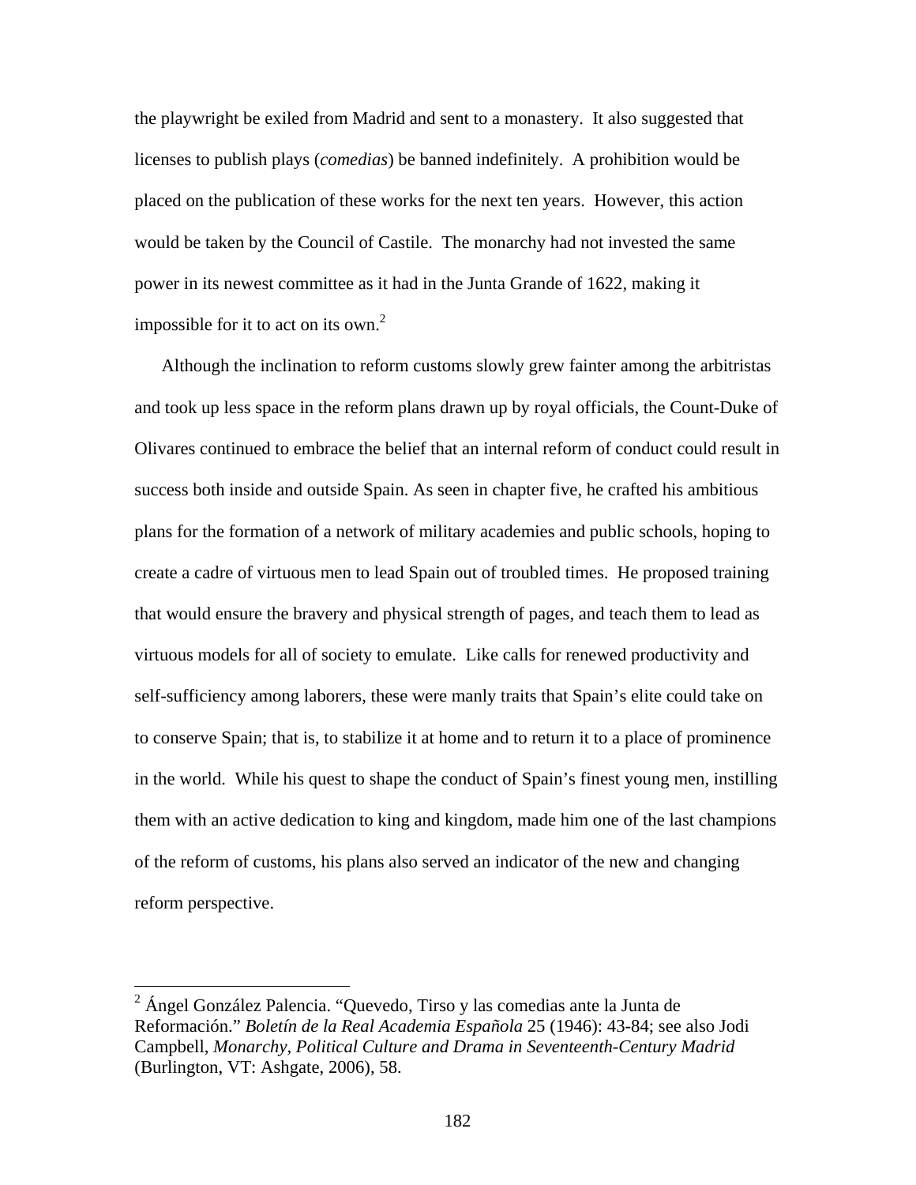the playwright be exiled from Madrid and sent to a monastery. It also suggested that licenses to publish plays (*comedias*) be banned indefinitely. A prohibition would be placed on the publication of these works for the next ten years. However, this action would be taken by the Council of Castile. The monarchy had not invested the same power in its newest committee as it had in the Junta Grande of 1622, making it impossible for it to act on its own.[2]

Although the inclination to reform customs slowly grew fainter among the arbitristas and took up less space in the reform plans drawn up by royal officials, the Count-Duke of Olivares continued to embrace the belief that an internal reform of conduct could result in success both inside and outside Spain. As seen in chapter five, he crafted his ambitious plans for the formation of a network of military academies and public schools, hoping to create a cadre of virtuous men to lead Spain out of troubled times. He proposed training that would ensure the bravery and physical strength of pages, and teach them to lead as virtuous models for all of society to emulate. Like calls for renewed productivity and self-sufficiency among laborers, these were manly traits that Spain's elite could take on to conserve Spain; that is, to stabilize it at home and to return it to a place of prominence in the world. While his quest to shape the conduct of Spain's finest young men, instilling them with an active dedication to king and kingdom, made him one of the last champions of the reform of customs, his plans also served an indicator of the new and changing reform perspective.

---

[2] Ángel González Palencia. "Quevedo, Tirso y las comedias ante la Junta de Reformación." *Boletín de la Real Academia Española* 25 (1946): 43-84; see also Jodi Campbell, *Monarchy, Political Culture and Drama in Seventeenth-Century Madrid* (Burlington, VT: Ashgate, 2006), 58.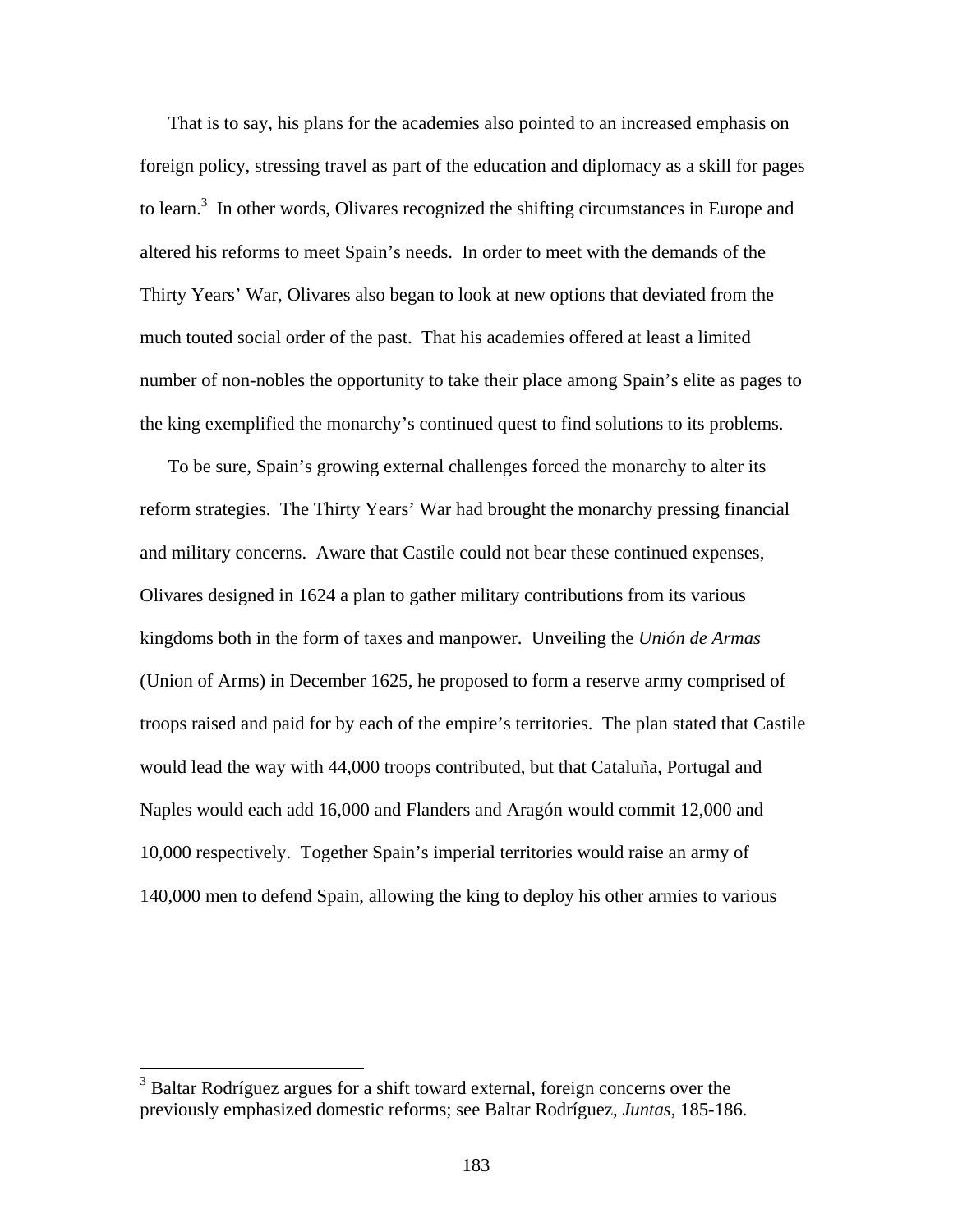That is to say, his plans for the academies also pointed to an increased emphasis on foreign policy, stressing travel as part of the education and diplomacy as a skill for pages to learn.[3] In other words, Olivares recognized the shifting circumstances in Europe and altered his reforms to meet Spain's needs. In order to meet with the demands of the Thirty Years' War, Olivares also began to look at new options that deviated from the much touted social order of the past. That his academies offered at least a limited number of non-nobles the opportunity to take their place among Spain's elite as pages to the king exemplified the monarchy's continued quest to find solutions to its problems.

To be sure, Spain's growing external challenges forced the monarchy to alter its reform strategies. The Thirty Years' War had brought the monarchy pressing financial and military concerns. Aware that Castile could not bear these continued expenses, Olivares designed in 1624 a plan to gather military contributions from its various kingdoms both in the form of taxes and manpower. Unveiling the *Unión de Armas* (Union of Arms) in December 1625, he proposed to form a reserve army comprised of troops raised and paid for by each of the empire's territories. The plan stated that Castile would lead the way with 44,000 troops contributed, but that Cataluña, Portugal and Naples would each add 16,000 and Flanders and Aragón would commit 12,000 and 10,000 respectively. Together Spain's imperial territories would raise an army of 140,000 men to defend Spain, allowing the king to deploy his other armies to various

[3] Baltar Rodríguez argues for a shift toward external, foreign concerns over the previously emphasized domestic reforms; see Baltar Rodríguez, *Juntas*, 185-186.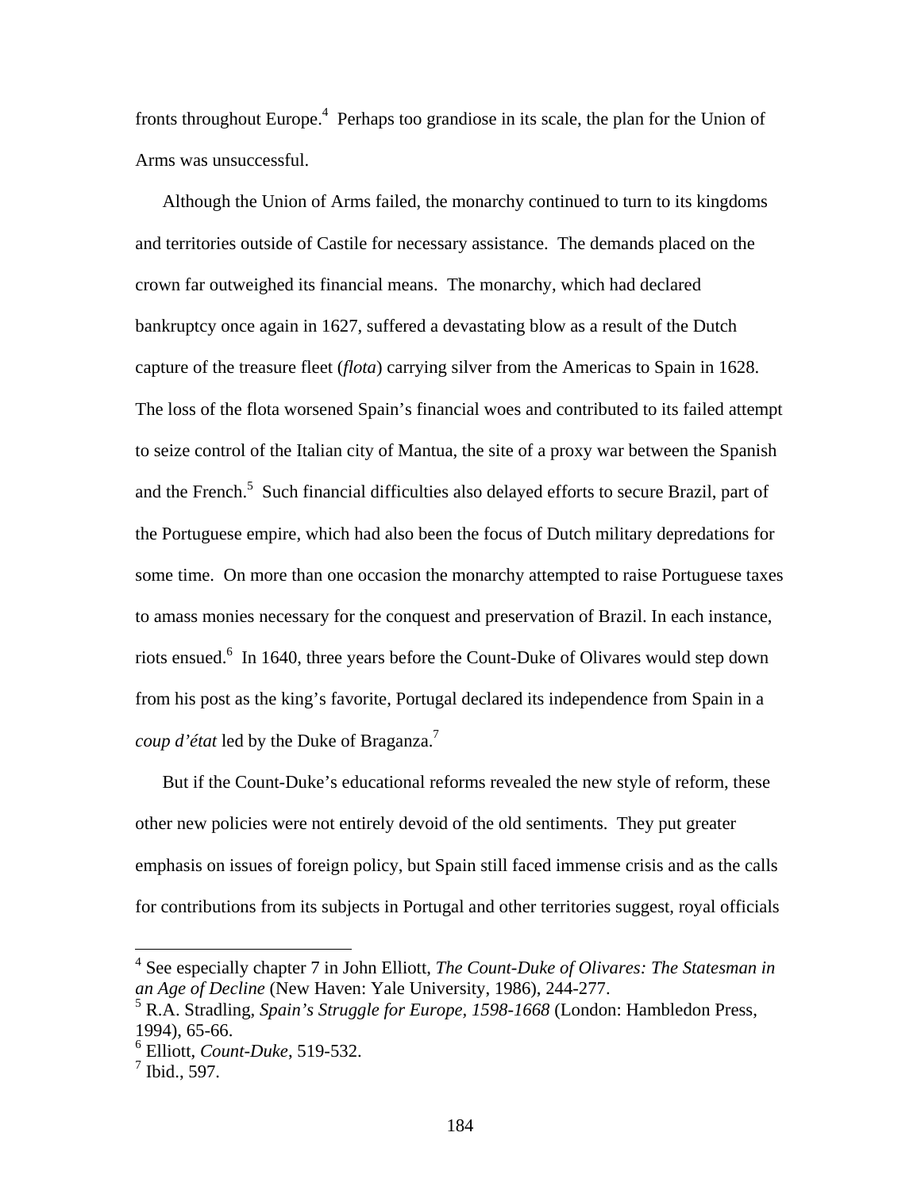fronts throughout Europe.[4] Perhaps too grandiose in its scale, the plan for the Union of Arms was unsuccessful.

Although the Union of Arms failed, the monarchy continued to turn to its kingdoms and territories outside of Castile for necessary assistance. The demands placed on the crown far outweighed its financial means. The monarchy, which had declared bankruptcy once again in 1627, suffered a devastating blow as a result of the Dutch capture of the treasure fleet (*flota*) carrying silver from the Americas to Spain in 1628. The loss of the flota worsened Spain's financial woes and contributed to its failed attempt to seize control of the Italian city of Mantua, the site of a proxy war between the Spanish and the French.[5] Such financial difficulties also delayed efforts to secure Brazil, part of the Portuguese empire, which had also been the focus of Dutch military depredations for some time. On more than one occasion the monarchy attempted to raise Portuguese taxes to amass monies necessary for the conquest and preservation of Brazil. In each instance, riots ensued.[6] In 1640, three years before the Count-Duke of Olivares would step down from his post as the king's favorite, Portugal declared its independence from Spain in a *coup d'état* led by the Duke of Braganza.[7]

But if the Count-Duke's educational reforms revealed the new style of reform, these other new policies were not entirely devoid of the old sentiments. They put greater emphasis on issues of foreign policy, but Spain still faced immense crisis and as the calls for contributions from its subjects in Portugal and other territories suggest, royal officials

---

[4] See especially chapter 7 in John Elliott, *The Count-Duke of Olivares: The Statesman in an Age of Decline* (New Haven: Yale University, 1986), 244-277.

[5] R.A. Stradling, *Spain's Struggle for Europe, 1598-1668* (London: Hambledon Press, 1994), 65-66.

[6] Elliott, *Count-Duke*, 519-532.

[7] Ibid., 597.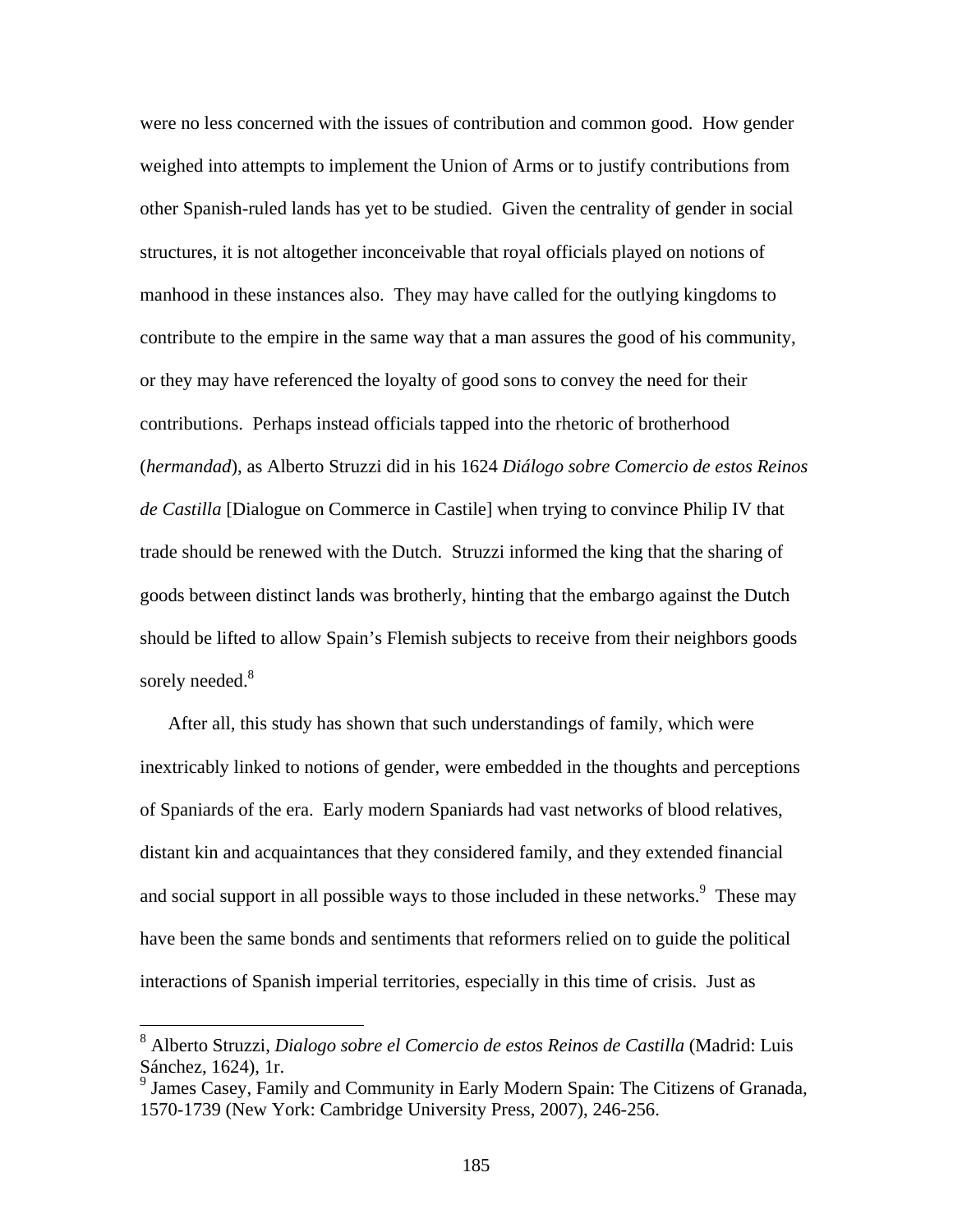were no less concerned with the issues of contribution and common good. How gender weighed into attempts to implement the Union of Arms or to justify contributions from other Spanish-ruled lands has yet to be studied. Given the centrality of gender in social structures, it is not altogether inconceivable that royal officials played on notions of manhood in these instances also. They may have called for the outlying kingdoms to contribute to the empire in the same way that a man assures the good of his community, or they may have referenced the loyalty of good sons to convey the need for their contributions. Perhaps instead officials tapped into the rhetoric of brotherhood (*hermandad*), as Alberto Struzzi did in his 1624 *Diálogo sobre Comercio de estos Reinos de Castilla* [Dialogue on Commerce in Castile] when trying to convince Philip IV that trade should be renewed with the Dutch. Struzzi informed the king that the sharing of goods between distinct lands was brotherly, hinting that the embargo against the Dutch should be lifted to allow Spain's Flemish subjects to receive from their neighbors goods sorely needed.[8]

After all, this study has shown that such understandings of family, which were inextricably linked to notions of gender, were embedded in the thoughts and perceptions of Spaniards of the era. Early modern Spaniards had vast networks of blood relatives, distant kin and acquaintances that they considered family, and they extended financial and social support in all possible ways to those included in these networks.[9] These may have been the same bonds and sentiments that reformers relied on to guide the political interactions of Spanish imperial territories, especially in this time of crisis. Just as

[8] Alberto Struzzi, *Dialogo sobre el Comercio de estos Reinos de Castilla* (Madrid: Luis Sánchez, 1624), 1r.

[9] James Casey, Family and Community in Early Modern Spain: The Citizens of Granada, 1570-1739 (New York: Cambridge University Press, 2007), 246-256.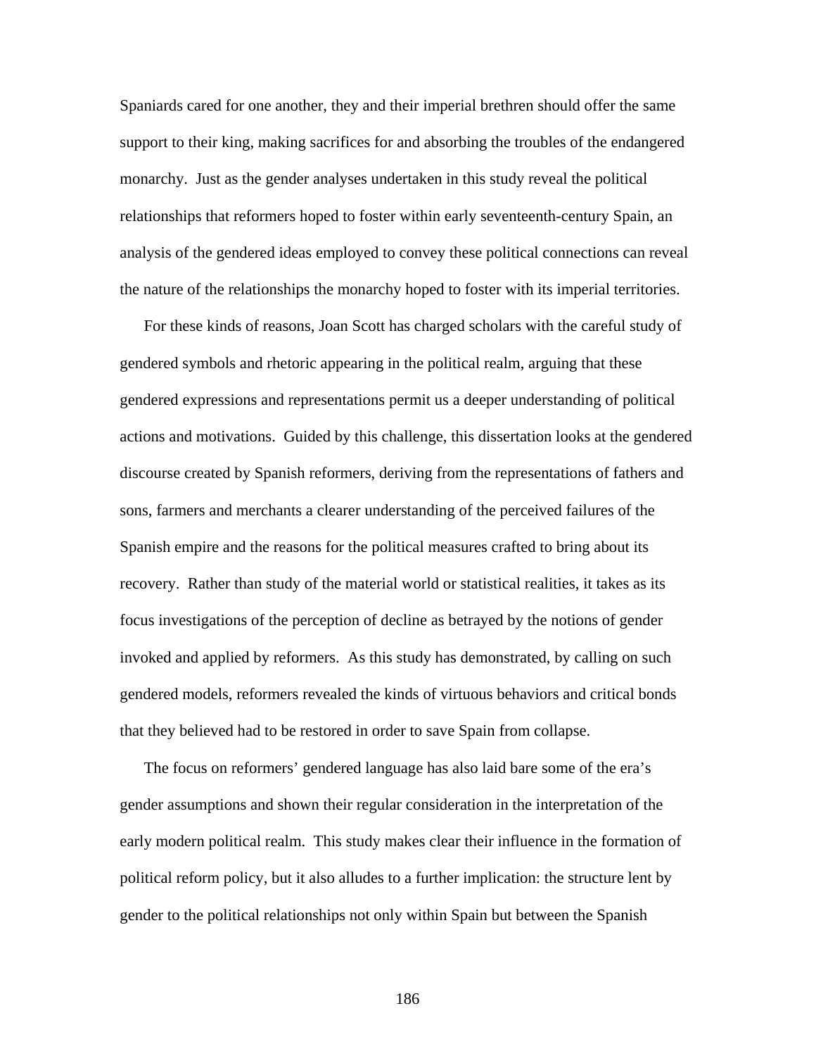Spaniards cared for one another, they and their imperial brethren should offer the same support to their king, making sacrifices for and absorbing the troubles of the endangered monarchy. Just as the gender analyses undertaken in this study reveal the political relationships that reformers hoped to foster within early seventeenth-century Spain, an analysis of the gendered ideas employed to convey these political connections can reveal the nature of the relationships the monarchy hoped to foster with its imperial territories.

For these kinds of reasons, Joan Scott has charged scholars with the careful study of gendered symbols and rhetoric appearing in the political realm, arguing that these gendered expressions and representations permit us a deeper understanding of political actions and motivations. Guided by this challenge, this dissertation looks at the gendered discourse created by Spanish reformers, deriving from the representations of fathers and sons, farmers and merchants a clearer understanding of the perceived failures of the Spanish empire and the reasons for the political measures crafted to bring about its recovery. Rather than study of the material world or statistical realities, it takes as its focus investigations of the perception of decline as betrayed by the notions of gender invoked and applied by reformers. As this study has demonstrated, by calling on such gendered models, reformers revealed the kinds of virtuous behaviors and critical bonds that they believed had to be restored in order to save Spain from collapse.

The focus on reformers' gendered language has also laid bare some of the era's gender assumptions and shown their regular consideration in the interpretation of the early modern political realm. This study makes clear their influence in the formation of political reform policy, but it also alludes to a further implication: the structure lent by gender to the political relationships not only within Spain but between the Spanish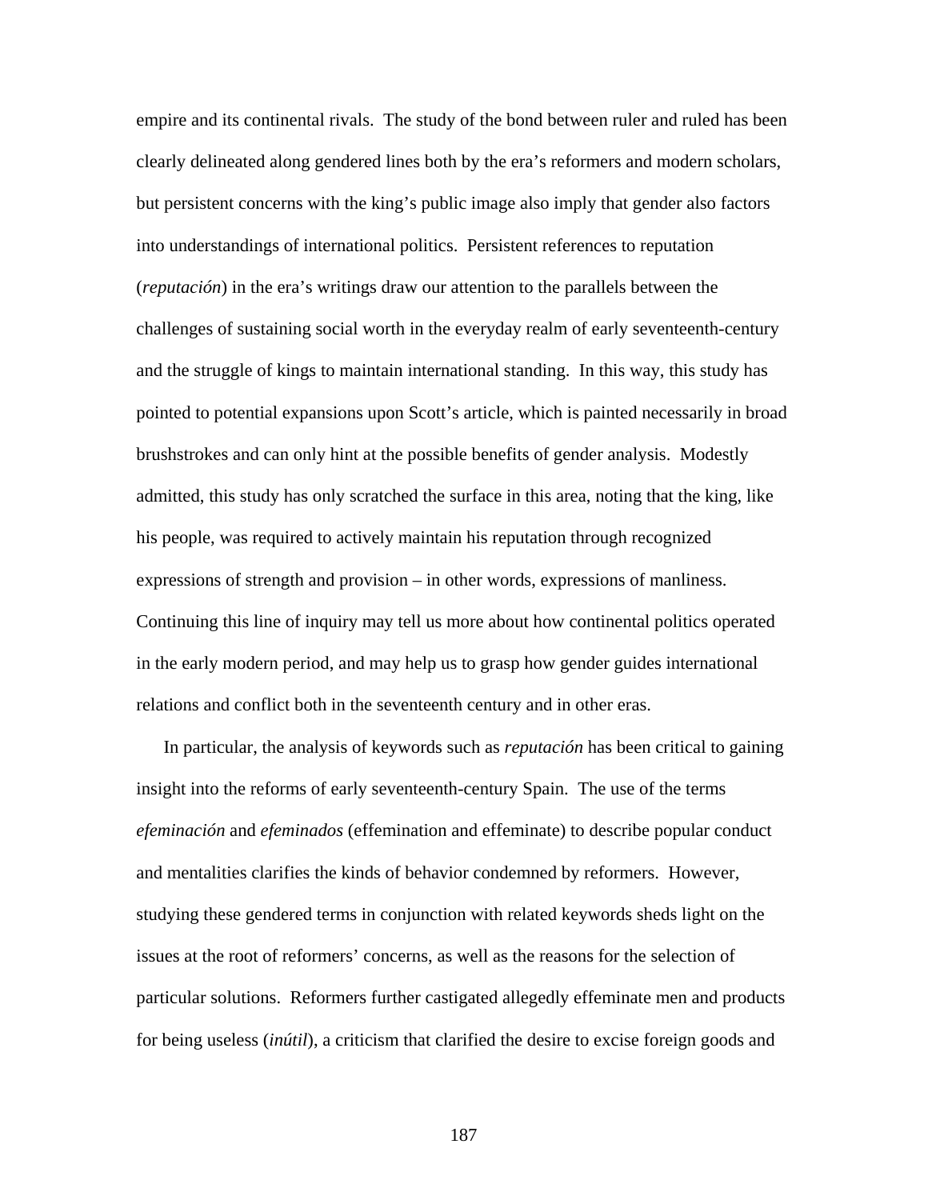empire and its continental rivals. The study of the bond between ruler and ruled has been clearly delineated along gendered lines both by the era's reformers and modern scholars, but persistent concerns with the king's public image also imply that gender also factors into understandings of international politics. Persistent references to reputation (*reputación*) in the era's writings draw our attention to the parallels between the challenges of sustaining social worth in the everyday realm of early seventeenth-century and the struggle of kings to maintain international standing. In this way, this study has pointed to potential expansions upon Scott's article, which is painted necessarily in broad brushstrokes and can only hint at the possible benefits of gender analysis. Modestly admitted, this study has only scratched the surface in this area, noting that the king, like his people, was required to actively maintain his reputation through recognized expressions of strength and provision – in other words, expressions of manliness. Continuing this line of inquiry may tell us more about how continental politics operated in the early modern period, and may help us to grasp how gender guides international relations and conflict both in the seventeenth century and in other eras.

In particular, the analysis of keywords such as *reputación* has been critical to gaining insight into the reforms of early seventeenth-century Spain. The use of the terms *efeminación* and *efeminados* (effemination and effeminate) to describe popular conduct and mentalities clarifies the kinds of behavior condemned by reformers. However, studying these gendered terms in conjunction with related keywords sheds light on the issues at the root of reformers' concerns, as well as the reasons for the selection of particular solutions. Reformers further castigated allegedly effeminate men and products for being useless (*inútil*), a criticism that clarified the desire to excise foreign goods and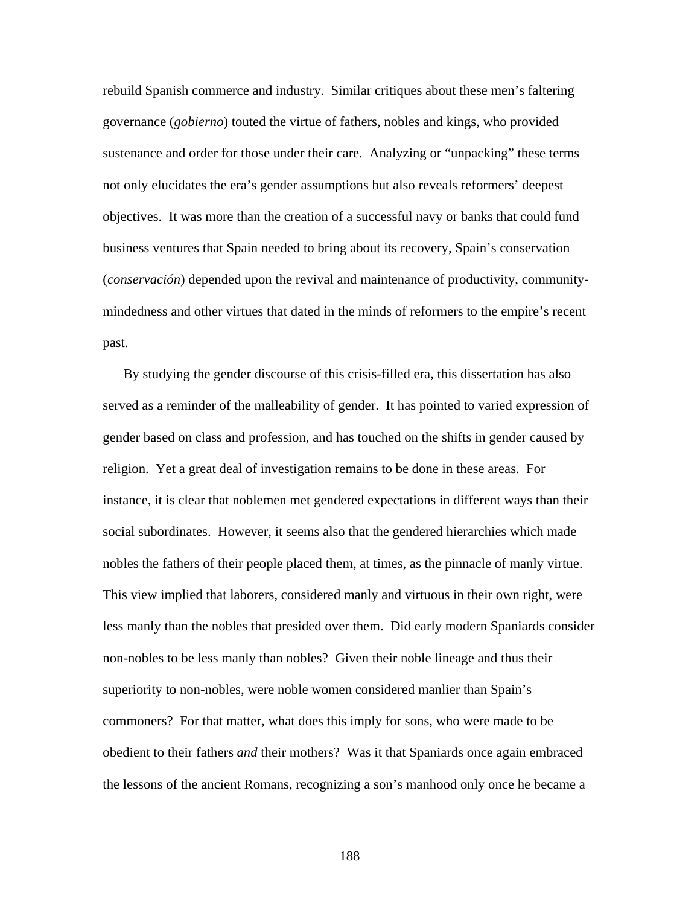rebuild Spanish commerce and industry. Similar critiques about these men's faltering governance (*gobierno*) touted the virtue of fathers, nobles and kings, who provided sustenance and order for those under their care. Analyzing or "unpacking" these terms not only elucidates the era's gender assumptions but also reveals reformers' deepest objectives. It was more than the creation of a successful navy or banks that could fund business ventures that Spain needed to bring about its recovery, Spain's conservation (*conservación*) depended upon the revival and maintenance of productivity, community-mindedness and other virtues that dated in the minds of reformers to the empire's recent past.

By studying the gender discourse of this crisis-filled era, this dissertation has also served as a reminder of the malleability of gender. It has pointed to varied expression of gender based on class and profession, and has touched on the shifts in gender caused by religion. Yet a great deal of investigation remains to be done in these areas. For instance, it is clear that noblemen met gendered expectations in different ways than their social subordinates. However, it seems also that the gendered hierarchies which made nobles the fathers of their people placed them, at times, as the pinnacle of manly virtue. This view implied that laborers, considered manly and virtuous in their own right, were less manly than the nobles that presided over them. Did early modern Spaniards consider non-nobles to be less manly than nobles? Given their noble lineage and thus their superiority to non-nobles, were noble women considered manlier than Spain's commoners? For that matter, what does this imply for sons, who were made to be obedient to their fathers *and* their mothers? Was it that Spaniards once again embraced the lessons of the ancient Romans, recognizing a son's manhood only once he became a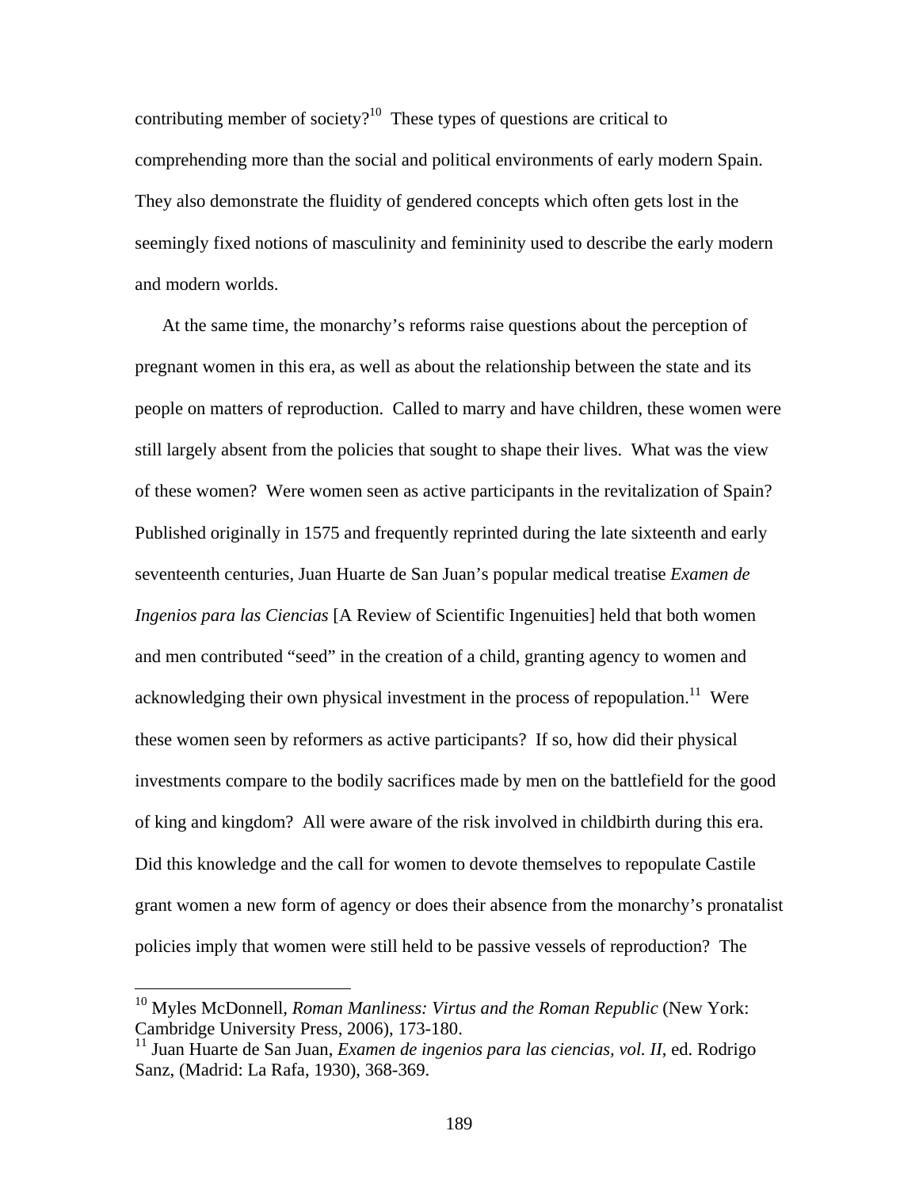contributing member of society?[10] These types of questions are critical to comprehending more than the social and political environments of early modern Spain. They also demonstrate the fluidity of gendered concepts which often gets lost in the seemingly fixed notions of masculinity and femininity used to describe the early modern and modern worlds.

At the same time, the monarchy's reforms raise questions about the perception of pregnant women in this era, as well as about the relationship between the state and its people on matters of reproduction. Called to marry and have children, these women were still largely absent from the policies that sought to shape their lives. What was the view of these women? Were women seen as active participants in the revitalization of Spain? Published originally in 1575 and frequently reprinted during the late sixteenth and early seventeenth centuries, Juan Huarte de San Juan's popular medical treatise *Examen de Ingenios para las Ciencias* [A Review of Scientific Ingenuities] held that both women and men contributed "seed" in the creation of a child, granting agency to women and acknowledging their own physical investment in the process of repopulation.[11] Were these women seen by reformers as active participants? If so, how did their physical investments compare to the bodily sacrifices made by men on the battlefield for the good of king and kingdom? All were aware of the risk involved in childbirth during this era. Did this knowledge and the call for women to devote themselves to repopulate Castile grant women a new form of agency or does their absence from the monarchy's pronatalist policies imply that women were still held to be passive vessels of reproduction? The

---

[10] Myles McDonnell, *Roman Manliness: Virtus and the Roman Republic* (New York: Cambridge University Press, 2006), 173-180.

[11] Juan Huarte de San Juan, *Examen de ingenios para las ciencias, vol. II*, ed. Rodrigo Sanz, (Madrid: La Rafa, 1930), 368-369.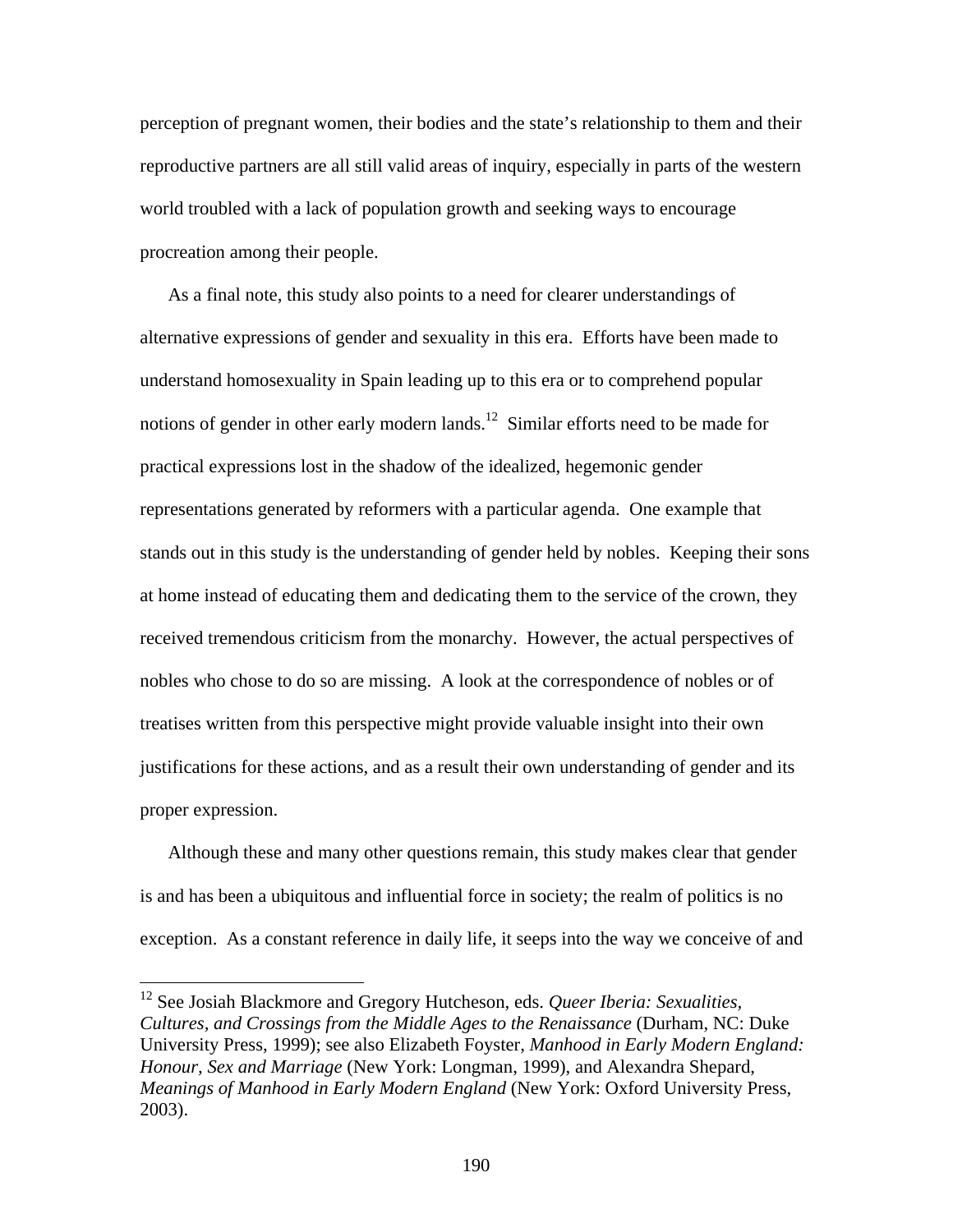perception of pregnant women, their bodies and the state's relationship to them and their reproductive partners are all still valid areas of inquiry, especially in parts of the western world troubled with a lack of population growth and seeking ways to encourage procreation among their people.

As a final note, this study also points to a need for clearer understandings of alternative expressions of gender and sexuality in this era. Efforts have been made to understand homosexuality in Spain leading up to this era or to comprehend popular notions of gender in other early modern lands.[12] Similar efforts need to be made for practical expressions lost in the shadow of the idealized, hegemonic gender representations generated by reformers with a particular agenda. One example that stands out in this study is the understanding of gender held by nobles. Keeping their sons at home instead of educating them and dedicating them to the service of the crown, they received tremendous criticism from the monarchy. However, the actual perspectives of nobles who chose to do so are missing. A look at the correspondence of nobles or of treatises written from this perspective might provide valuable insight into their own justifications for these actions, and as a result their own understanding of gender and its proper expression.

Although these and many other questions remain, this study makes clear that gender is and has been a ubiquitous and influential force in society; the realm of politics is no exception. As a constant reference in daily life, it seeps into the way we conceive of and

---

[12] See Josiah Blackmore and Gregory Hutcheson, eds. *Queer Iberia: Sexualities, Cultures, and Crossings from the Middle Ages to the Renaissance* (Durham, NC: Duke University Press, 1999); see also Elizabeth Foyster, *Manhood in Early Modern England: Honour, Sex and Marriage* (New York: Longman, 1999), and Alexandra Shepard, *Meanings of Manhood in Early Modern England* (New York: Oxford University Press, 2003).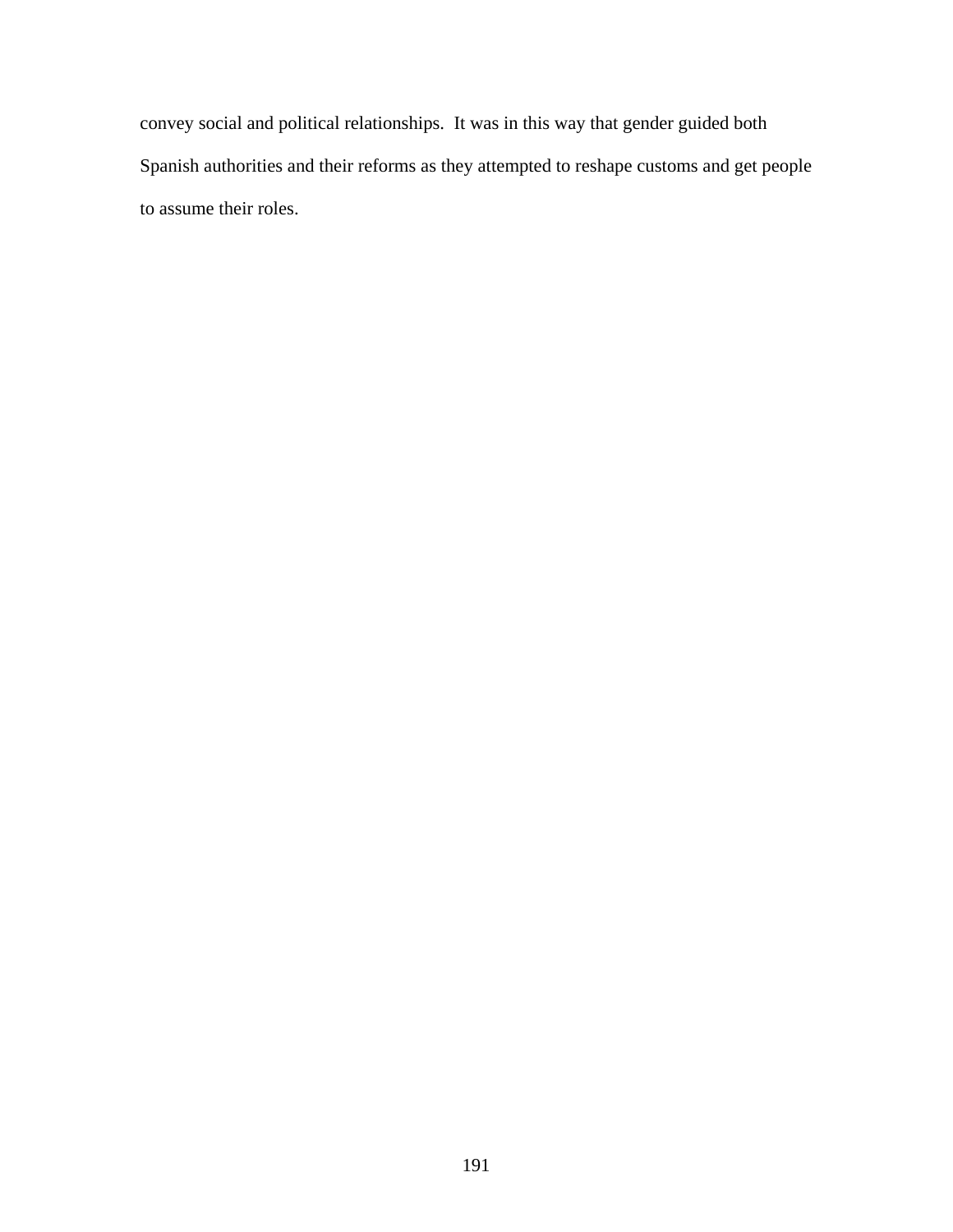convey social and political relationships.  It was in this way that gender guided both Spanish authorities and their reforms as they attempted to reshape customs and get people to assume their roles.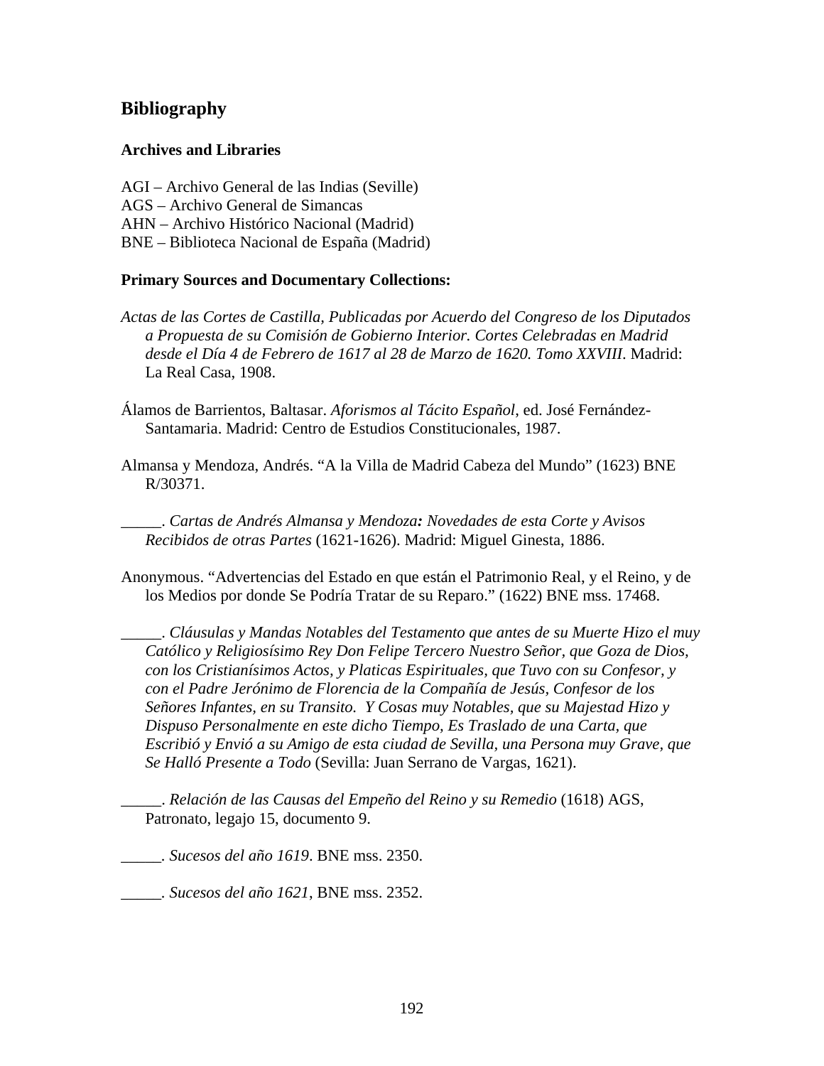## Bibliography

### Archives and Libraries

AGI – Archivo General de las Indias (Seville)
AGS – Archivo General de Simancas
AHN – Archivo Histórico Nacional (Madrid)
BNE – Biblioteca Nacional de España (Madrid)

### Primary Sources and Documentary Collections:

*Actas de las Cortes de Castilla, Publicadas por Acuerdo del Congreso de los Diputados a Propuesta de su Comisión de Gobierno Interior. Cortes Celebradas en Madrid desde el Día 4 de Febrero de 1617 al 28 de Marzo de 1620. Tomo XXVIII*. Madrid: La Real Casa, 1908.

Álamos de Barrientos, Baltasar. *Aforismos al Tácito Español*, ed. José Fernández-Santamaria. Madrid: Centro de Estudios Constitucionales, 1987.

Almansa y Mendoza, Andrés. "A la Villa de Madrid Cabeza del Mundo" (1623) BNE R/30371.

_____. *Cartas de Andrés Almansa y Mendoza: Novedades de esta Corte y Avisos Recibidos de otras Partes* (1621-1626). Madrid: Miguel Ginesta, 1886.

Anonymous. "Advertencias del Estado en que están el Patrimonio Real, y el Reino, y de los Medios por donde Se Podría Tratar de su Reparo." (1622) BNE mss. 17468.

_____. *Cláusulas y Mandas Notables del Testamento que antes de su Muerte Hizo el muy Católico y Religiosísimo Rey Don Felipe Tercero Nuestro Señor, que Goza de Dios, con los Cristianísimos Actos, y Platicas Espirituales, que Tuvo con su Confesor, y con el Padre Jerónimo de Florencia de la Compañía de Jesús, Confesor de los Señores Infantes, en su Transito. Y Cosas muy Notables, que su Majestad Hizo y Dispuso Personalmente en este dicho Tiempo, Es Traslado de una Carta, que Escribió y Envió a su Amigo de esta ciudad de Sevilla, una Persona muy Grave, que Se Halló Presente a Todo* (Sevilla: Juan Serrano de Vargas, 1621).

_____. *Relación de las Causas del Empeño del Reino y su Remedio* (1618) AGS, Patronato, legajo 15, documento 9.

_____. *Sucesos del año 1619*. BNE mss. 2350.

_____. *Sucesos del año 1621*, BNE mss. 2352.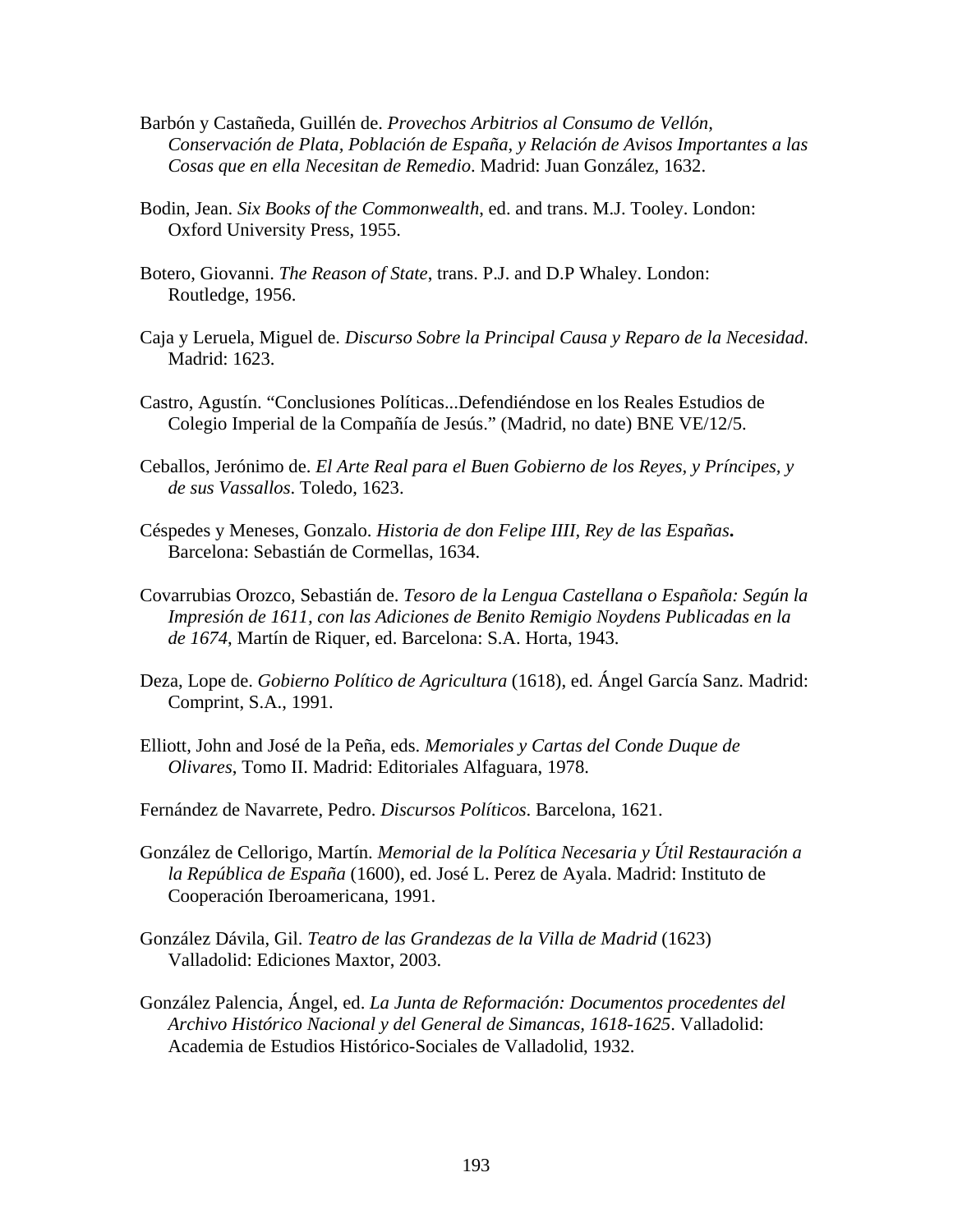Barbón y Castañeda, Guillén de. *Provechos Arbitrios al Consumo de Vellón, Conservación de Plata, Población de España, y Relación de Avisos Importantes a las Cosas que en ella Necesitan de Remedio*. Madrid: Juan González, 1632.

Bodin, Jean. *Six Books of the Commonwealth*, ed. and trans. M.J. Tooley. London: Oxford University Press, 1955.

Botero, Giovanni. *The Reason of State*, trans. P.J. and D.P Whaley. London: Routledge, 1956.

Caja y Leruela, Miguel de. *Discurso Sobre la Principal Causa y Reparo de la Necesidad*. Madrid: 1623.

Castro, Agustín. "Conclusiones Políticas...Defendiéndose en los Reales Estudios de Colegio Imperial de la Compañía de Jesús." (Madrid, no date) BNE VE/12/5.

Ceballos, Jerónimo de. *El Arte Real para el Buen Gobierno de los Reyes, y Príncipes, y de sus Vassallos*. Toledo, 1623.

Céspedes y Meneses, Gonzalo. *Historia de don Felipe IIII, Rey de las Españas***.** Barcelona: Sebastián de Cormellas, 1634.

Covarrubias Orozco, Sebastián de. *Tesoro de la Lengua Castellana o Española: Según la Impresión de 1611, con las Adiciones de Benito Remigio Noydens Publicadas en la de 1674*, Martín de Riquer, ed. Barcelona: S.A. Horta, 1943.

Deza, Lope de. *Gobierno Político de Agricultura* (1618), ed. Ángel García Sanz. Madrid: Comprint, S.A., 1991.

Elliott, John and José de la Peña, eds. *Memoriales y Cartas del Conde Duque de Olivares*, Tomo II. Madrid: Editoriales Alfaguara, 1978.

Fernández de Navarrete, Pedro. *Discursos Políticos*. Barcelona, 1621.

González de Cellorigo, Martín. *Memorial de la Política Necesaria y Útil Restauración a la República de España* (1600), ed. José L. Perez de Ayala. Madrid: Instituto de Cooperación Iberoamericana, 1991.

González Dávila, Gil. *Teatro de las Grandezas de la Villa de Madrid* (1623) Valladolid: Ediciones Maxtor, 2003.

González Palencia, Ángel, ed. *La Junta de Reformación: Documentos procedentes del Archivo Histórico Nacional y del General de Simancas, 1618-1625*. Valladolid: Academia de Estudios Histórico-Sociales de Valladolid, 1932.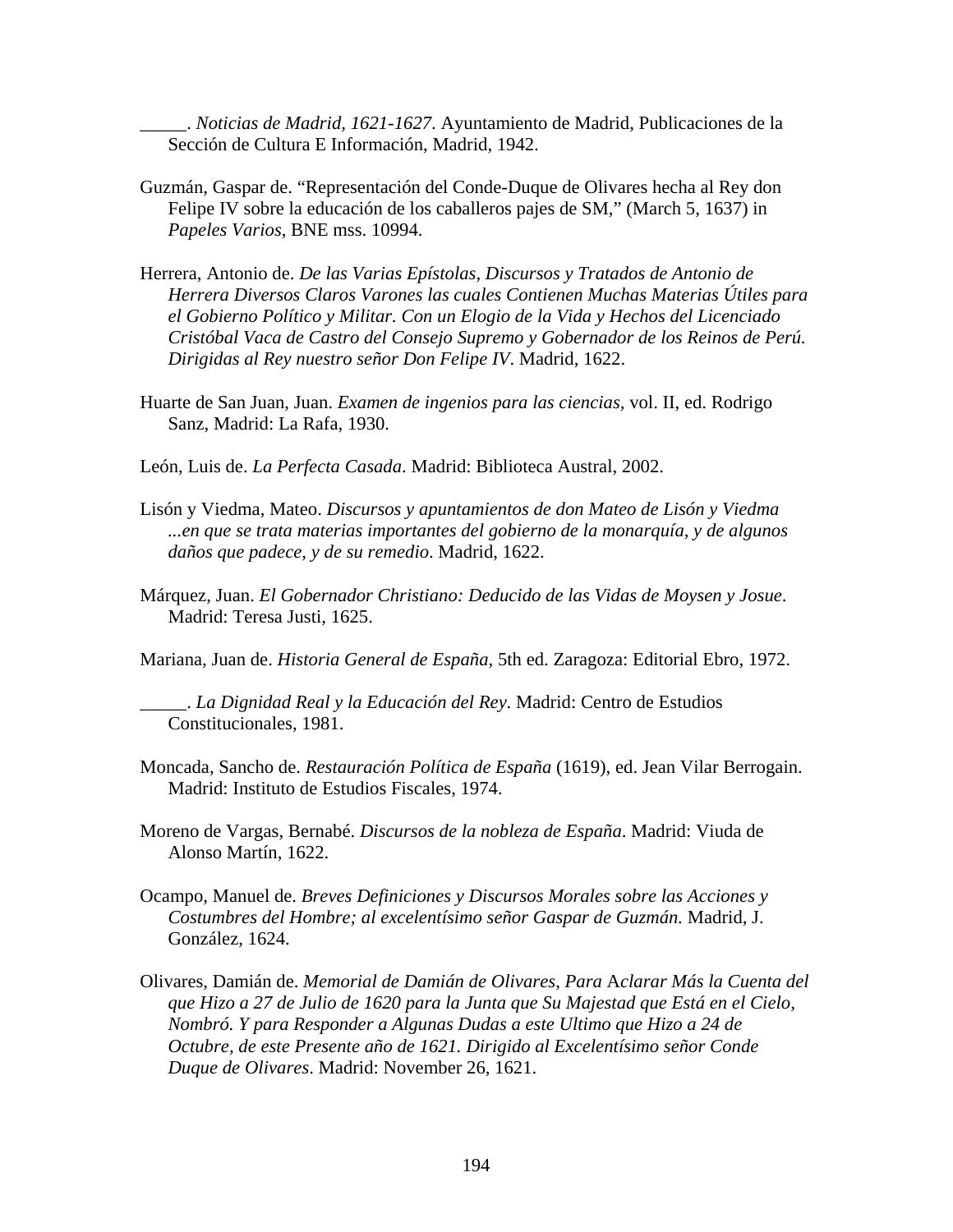_____. *Noticias de Madrid, 1621-1627.* Ayuntamiento de Madrid, Publicaciones de la Sección de Cultura E Información, Madrid, 1942.

Guzmán, Gaspar de. "Representación del Conde-Duque de Olivares hecha al Rey don Felipe IV sobre la educación de los caballeros pajes de SM," (March 5, 1637) in *Papeles Varios*, BNE mss. 10994.

Herrera, Antonio de. *De las Varias Epístolas, Discursos y Tratados de Antonio de Herrera Diversos Claros Varones las cuales Contienen Muchas Materias Útiles para el Gobierno Político y Militar. Con un Elogio de la Vida y Hechos del Licenciado Cristóbal Vaca de Castro del Consejo Supremo y Gobernador de los Reinos de Perú. Dirigidas al Rey nuestro señor Don Felipe IV*. Madrid, 1622.

Huarte de San Juan, Juan. *Examen de ingenios para las ciencias,* vol. II, ed. Rodrigo Sanz, Madrid: La Rafa, 1930.

León, Luis de. *La Perfecta Casada*. Madrid: Biblioteca Austral, 2002.

Lisón y Viedma, Mateo. *Discursos y apuntamientos de don Mateo de Lisón y Viedma ...en que se trata materias importantes del gobierno de la monarquía, y de algunos daños que padece, y de su remedio*. Madrid, 1622.

Márquez, Juan. *El Gobernador Christiano: Deducido de las Vidas de Moysen y Josue*. Madrid: Teresa Justi, 1625.

Mariana, Juan de. *Historia General de España*, 5th ed. Zaragoza: Editorial Ebro, 1972.

_____. *La Dignidad Real y la Educación del Rey*. Madrid: Centro de Estudios Constitucionales, 1981.

Moncada, Sancho de. *Restauración Política de España* (1619), ed. Jean Vilar Berrogain. Madrid: Instituto de Estudios Fiscales, 1974.

Moreno de Vargas, Bernabé. *Discursos de la nobleza de España*. Madrid: Viuda de Alonso Martín, 1622.

Ocampo, Manuel de. *Breves Definiciones y Discursos Morales sobre las Acciones y Costumbres del Hombre; al excelentísimo señor Gaspar de Guzmán.* Madrid, J. González, 1624.

Olivares, Damián de. *Memorial de Damián de Olivares, Para Aclarar Más la Cuenta del que Hizo a 27 de Julio de 1620 para la Junta que Su Majestad que Está en el Cielo, Nombró. Y para Responder a Algunas Dudas a este Ultimo que Hizo a 24 de Octubre, de este Presente año de 1621. Dirigido al Excelentísimo señor Conde Duque de Olivares*. Madrid: November 26, 1621.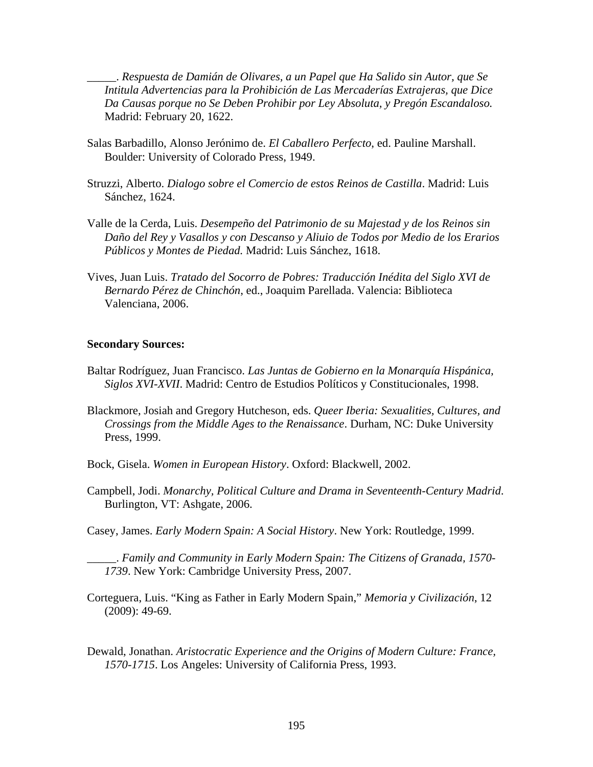\_\_\_\_\_. *Respuesta de Damián de Olivares, a un Papel que Ha Salido sin Autor, que Se Intitula Advertencias para la Prohibición de Las Mercaderías Extrajeras, que Dice Da Causas porque no Se Deben Prohibir por Ley Absoluta, y Pregón Escandaloso.* Madrid: February 20, 1622.

Salas Barbadillo, Alonso Jerónimo de. *El Caballero Perfecto*, ed. Pauline Marshall. Boulder: University of Colorado Press, 1949.

Struzzi, Alberto. *Dialogo sobre el Comercio de estos Reinos de Castilla*. Madrid: Luis Sánchez, 1624.

Valle de la Cerda, Luis. *Desempeño del Patrimonio de su Majestad y de los Reinos sin Daño del Rey y Vasallos y con Descanso y Aliuio de Todos por Medio de los Erarios Públicos y Montes de Piedad.* Madrid: Luis Sánchez, 1618.

Vives, Juan Luis. *Tratado del Socorro de Pobres: Traducción Inédita del Siglo XVI de Bernardo Pérez de Chinchón*, ed., Joaquim Parellada. Valencia: Biblioteca Valenciana, 2006.

**Secondary Sources:**

Baltar Rodríguez, Juan Francisco. *Las Juntas de Gobierno en la Monarquía Hispánica, Siglos XVI-XVII*. Madrid: Centro de Estudios Políticos y Constitucionales, 1998.

Blackmore, Josiah and Gregory Hutcheson, eds. *Queer Iberia: Sexualities, Cultures, and Crossings from the Middle Ages to the Renaissance*. Durham, NC: Duke University Press, 1999.

Bock, Gisela. *Women in European History*. Oxford: Blackwell, 2002.

Campbell, Jodi. *Monarchy, Political Culture and Drama in Seventeenth-Century Madrid*. Burlington, VT: Ashgate, 2006.

Casey, James. *Early Modern Spain: A Social History*. New York: Routledge, 1999.

\_\_\_\_\_. *Family and Community in Early Modern Spain: The Citizens of Granada, 1570-1739*. New York: Cambridge University Press, 2007.

Corteguera, Luis. "King as Father in Early Modern Spain," *Memoria y Civilización*, 12 (2009): 49-69.

Dewald, Jonathan. *Aristocratic Experience and the Origins of Modern Culture: France, 1570-1715*. Los Angeles: University of California Press, 1993.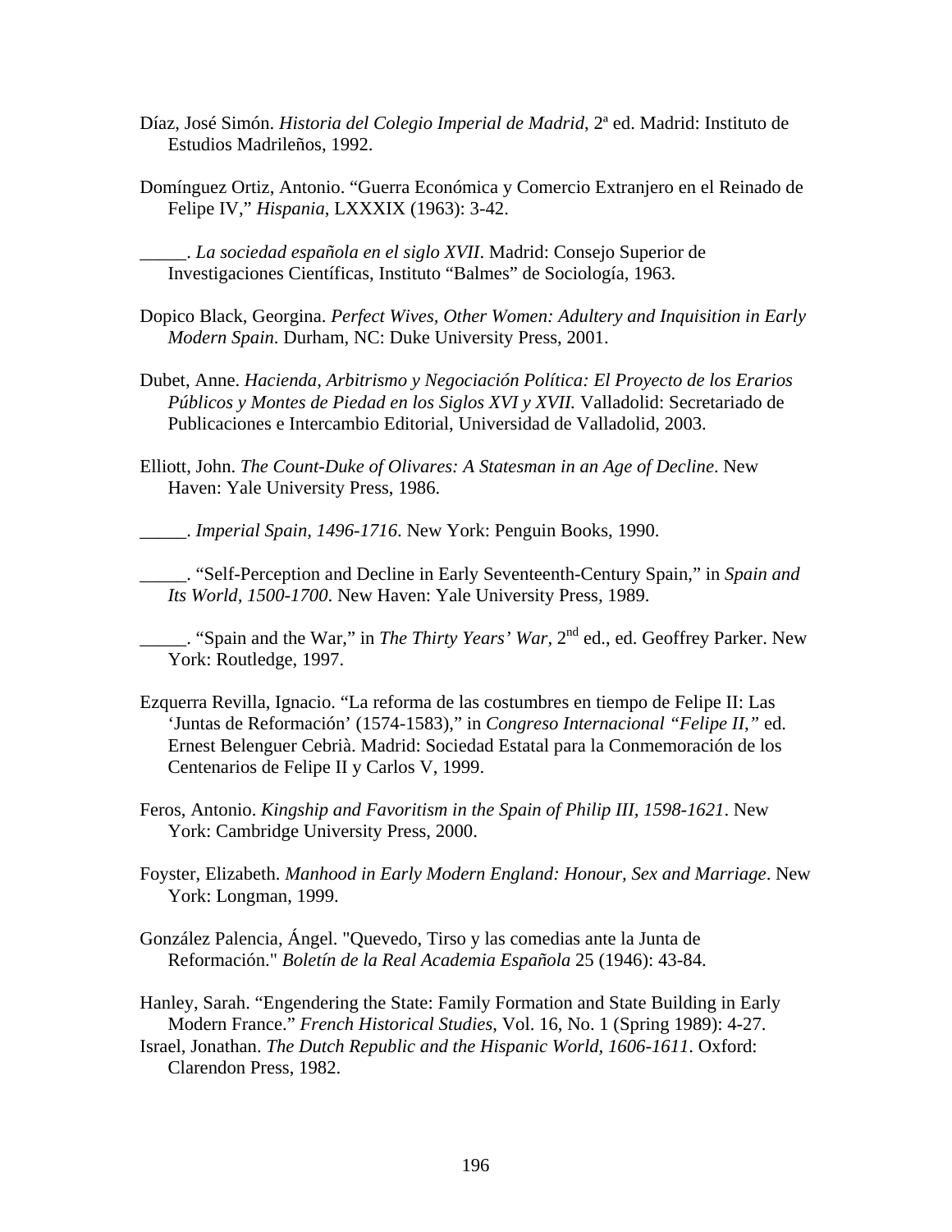Díaz, José Simón. *Historia del Colegio Imperial de Madrid*, 2ª ed. Madrid: Instituto de Estudios Madrileños, 1992.

Domínguez Ortiz, Antonio. "Guerra Económica y Comercio Extranjero en el Reinado de Felipe IV," *Hispania*, LXXXIX (1963): 3-42.

_____. *La sociedad española en el siglo XVII*. Madrid: Consejo Superior de Investigaciones Científicas, Instituto "Balmes" de Sociología, 1963.

Dopico Black, Georgina. *Perfect Wives, Other Women: Adultery and Inquisition in Early Modern Spain*. Durham, NC: Duke University Press, 2001.

Dubet, Anne. *Hacienda, Arbitrismo y Negociación Política: El Proyecto de los Erarios Públicos y Montes de Piedad en los Siglos XVI y XVII.* Valladolid: Secretariado de Publicaciones e Intercambio Editorial, Universidad de Valladolid, 2003.

Elliott, John. *The Count-Duke of Olivares: A Statesman in an Age of Decline*. New Haven: Yale University Press, 1986.

_____. *Imperial Spain, 1496-1716*. New York: Penguin Books, 1990.

_____. "Self-Perception and Decline in Early Seventeenth-Century Spain," in *Spain and Its World, 1500-1700*. New Haven: Yale University Press, 1989.

_____. "Spain and the War," in *The Thirty Years' War*, 2nd ed., ed. Geoffrey Parker. New York: Routledge, 1997.

Ezquerra Revilla, Ignacio. "La reforma de las costumbres en tiempo de Felipe II: Las 'Juntas de Reformación' (1574-1583)," in *Congreso Internacional "Felipe II,"* ed. Ernest Belenguer Cebrià. Madrid: Sociedad Estatal para la Conmemoración de los Centenarios de Felipe II y Carlos V, 1999.

Feros, Antonio. *Kingship and Favoritism in the Spain of Philip III, 1598-1621*. New York: Cambridge University Press, 2000.

Foyster, Elizabeth. *Manhood in Early Modern England: Honour, Sex and Marriage*. New York: Longman, 1999.

González Palencia, Ángel. "Quevedo, Tirso y las comedias ante la Junta de Reformación." *Boletín de la Real Academia Española* 25 (1946): 43-84.

Hanley, Sarah. "Engendering the State: Family Formation and State Building in Early Modern France." *French Historical Studies*, Vol. 16, No. 1 (Spring 1989): 4-27.

Israel, Jonathan. *The Dutch Republic and the Hispanic World, 1606-1611*. Oxford: Clarendon Press, 1982.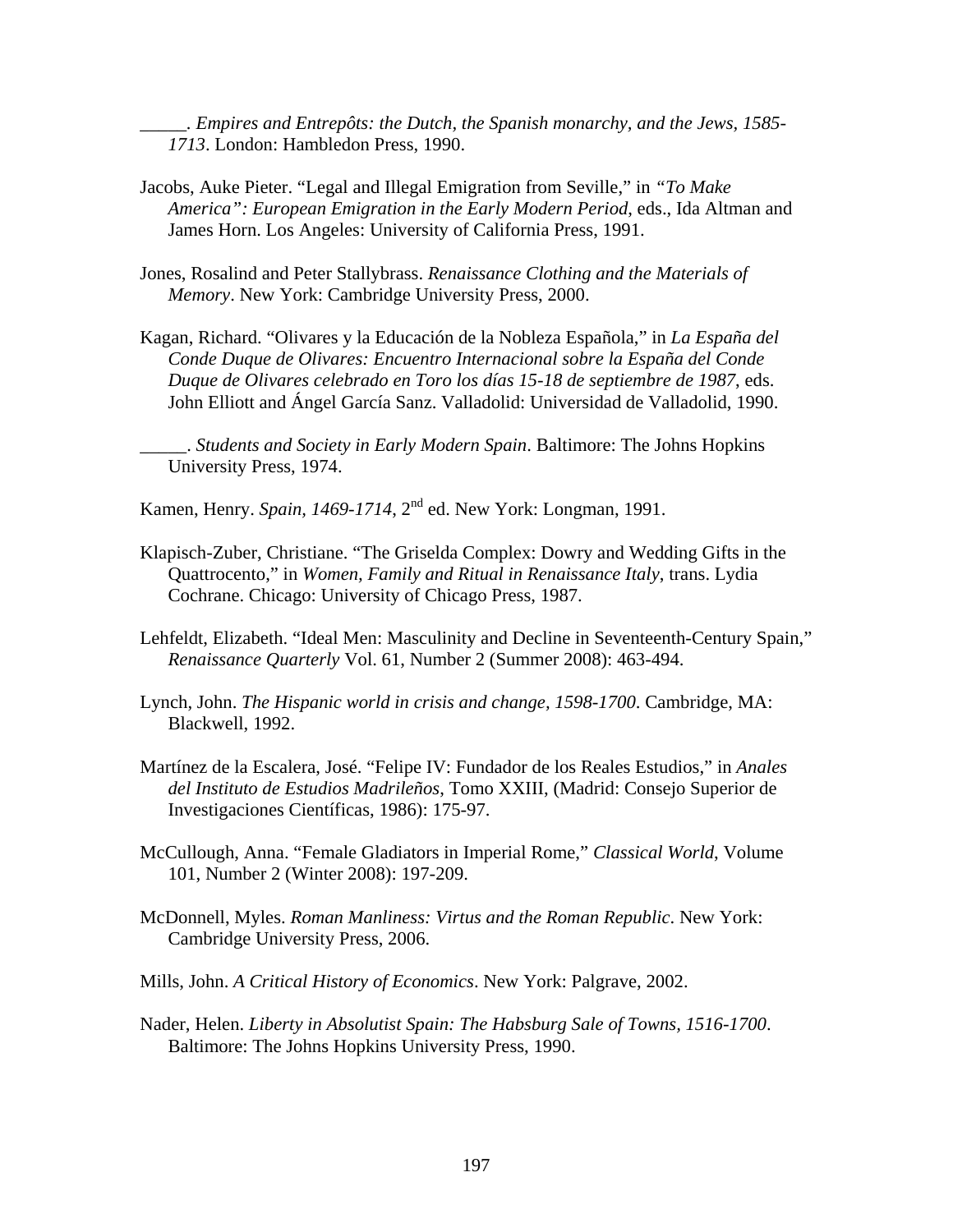_____. *Empires and Entrepôts: the Dutch, the Spanish monarchy, and the Jews, 1585-1713*. London: Hambledon Press, 1990.

Jacobs, Auke Pieter. "Legal and Illegal Emigration from Seville," in *"To Make America": European Emigration in the Early Modern Period*, eds., Ida Altman and James Horn. Los Angeles: University of California Press, 1991.

Jones, Rosalind and Peter Stallybrass. *Renaissance Clothing and the Materials of Memory*. New York: Cambridge University Press, 2000.

Kagan, Richard. "Olivares y la Educación de la Nobleza Española," in *La España del Conde Duque de Olivares: Encuentro Internacional sobre la España del Conde Duque de Olivares celebrado en Toro los días 15-18 de septiembre de 1987*, eds. John Elliott and Ángel García Sanz. Valladolid: Universidad de Valladolid, 1990.

_____. *Students and Society in Early Modern Spain*. Baltimore: The Johns Hopkins University Press, 1974.

Kamen, Henry. *Spain, 1469-1714*, 2nd ed. New York: Longman, 1991.

Klapisch-Zuber, Christiane. "The Griselda Complex: Dowry and Wedding Gifts in the Quattrocento," in *Women, Family and Ritual in Renaissance Italy*, trans. Lydia Cochrane. Chicago: University of Chicago Press, 1987.

Lehfeldt, Elizabeth. "Ideal Men: Masculinity and Decline in Seventeenth-Century Spain," *Renaissance Quarterly* Vol. 61, Number 2 (Summer 2008): 463-494.

Lynch, John. *The Hispanic world in crisis and change, 1598-1700*. Cambridge, MA: Blackwell, 1992.

Martínez de la Escalera, José. "Felipe IV: Fundador de los Reales Estudios," in *Anales del Instituto de Estudios Madrileños*, Tomo XXIII, (Madrid: Consejo Superior de Investigaciones Científicas, 1986): 175-97.

McCullough, Anna. "Female Gladiators in Imperial Rome," *Classical World*, Volume 101, Number 2 (Winter 2008): 197-209.

McDonnell, Myles. *Roman Manliness: Virtus and the Roman Republic*. New York: Cambridge University Press, 2006.

Mills, John. *A Critical History of Economics*. New York: Palgrave, 2002.

Nader, Helen. *Liberty in Absolutist Spain: The Habsburg Sale of Towns, 1516-1700*. Baltimore: The Johns Hopkins University Press, 1990.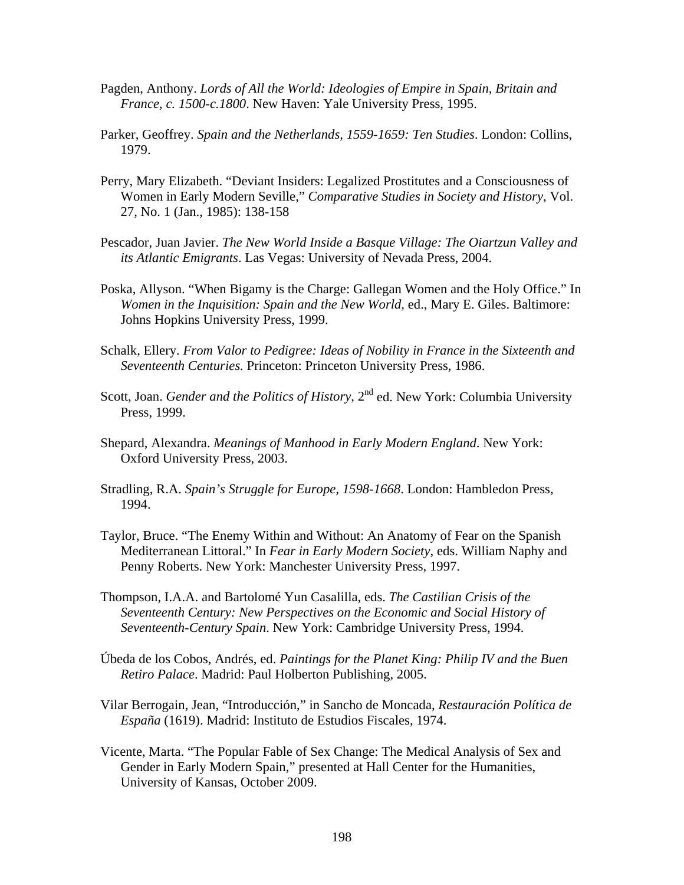Pagden, Anthony. *Lords of All the World: Ideologies of Empire in Spain, Britain and France, c. 1500-c.1800*. New Haven: Yale University Press, 1995.

Parker, Geoffrey. *Spain and the Netherlands, 1559-1659: Ten Studies*. London: Collins, 1979.

Perry, Mary Elizabeth. "Deviant Insiders: Legalized Prostitutes and a Consciousness of Women in Early Modern Seville," *Comparative Studies in Society and History*, Vol. 27, No. 1 (Jan., 1985): 138-158

Pescador, Juan Javier. *The New World Inside a Basque Village: The Oiartzun Valley and its Atlantic Emigrants*. Las Vegas: University of Nevada Press, 2004.

Poska, Allyson. "When Bigamy is the Charge: Gallegan Women and the Holy Office." In *Women in the Inquisition: Spain and the New World*, ed., Mary E. Giles. Baltimore: Johns Hopkins University Press, 1999.

Schalk, Ellery. *From Valor to Pedigree: Ideas of Nobility in France in the Sixteenth and Seventeenth Centuries.* Princeton: Princeton University Press, 1986.

Scott, Joan. *Gender and the Politics of History*, 2nd ed. New York: Columbia University Press, 1999.

Shepard, Alexandra. *Meanings of Manhood in Early Modern England*. New York: Oxford University Press, 2003.

Stradling, R.A. *Spain's Struggle for Europe, 1598-1668*. London: Hambledon Press, 1994.

Taylor, Bruce. "The Enemy Within and Without: An Anatomy of Fear on the Spanish Mediterranean Littoral." In *Fear in Early Modern Society*, eds. William Naphy and Penny Roberts. New York: Manchester University Press, 1997.

Thompson, I.A.A. and Bartolomé Yun Casalilla, eds. *The Castilian Crisis of the Seventeenth Century: New Perspectives on the Economic and Social History of Seventeenth-Century Spain*. New York: Cambridge University Press, 1994.

Úbeda de los Cobos, Andrés, ed. *Paintings for the Planet King: Philip IV and the Buen Retiro Palace*. Madrid: Paul Holberton Publishing, 2005.

Vilar Berrogain, Jean, "Introducción," in Sancho de Moncada, *Restauración Política de España* (1619). Madrid: Instituto de Estudios Fiscales, 1974.

Vicente, Marta. "The Popular Fable of Sex Change: The Medical Analysis of Sex and Gender in Early Modern Spain," presented at Hall Center for the Humanities, University of Kansas, October 2009.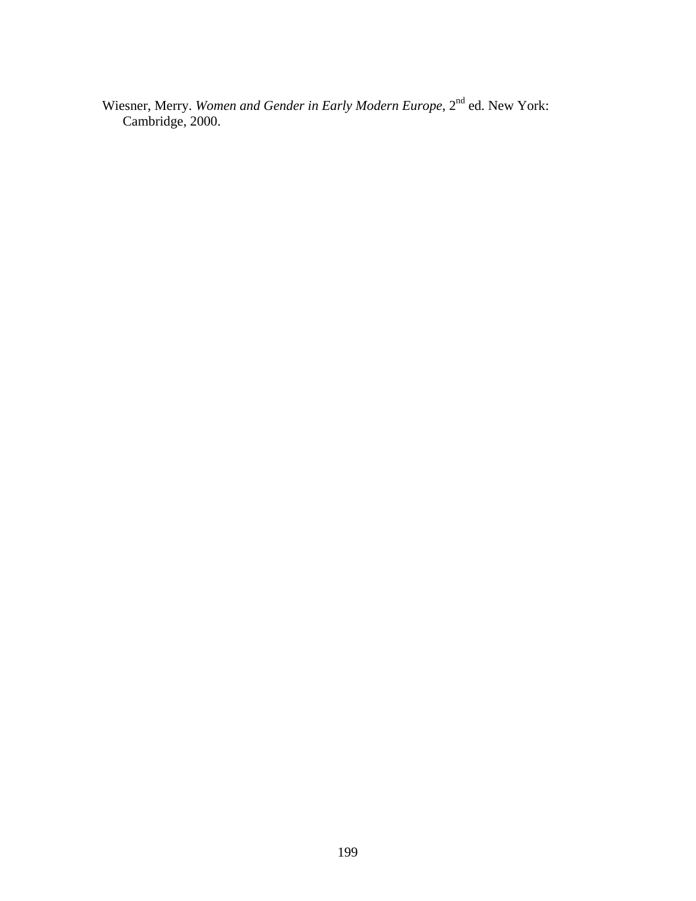Wiesner, Merry. *Women and Gender in Early Modern Europe*, 2nd ed. New York: Cambridge, 2000.